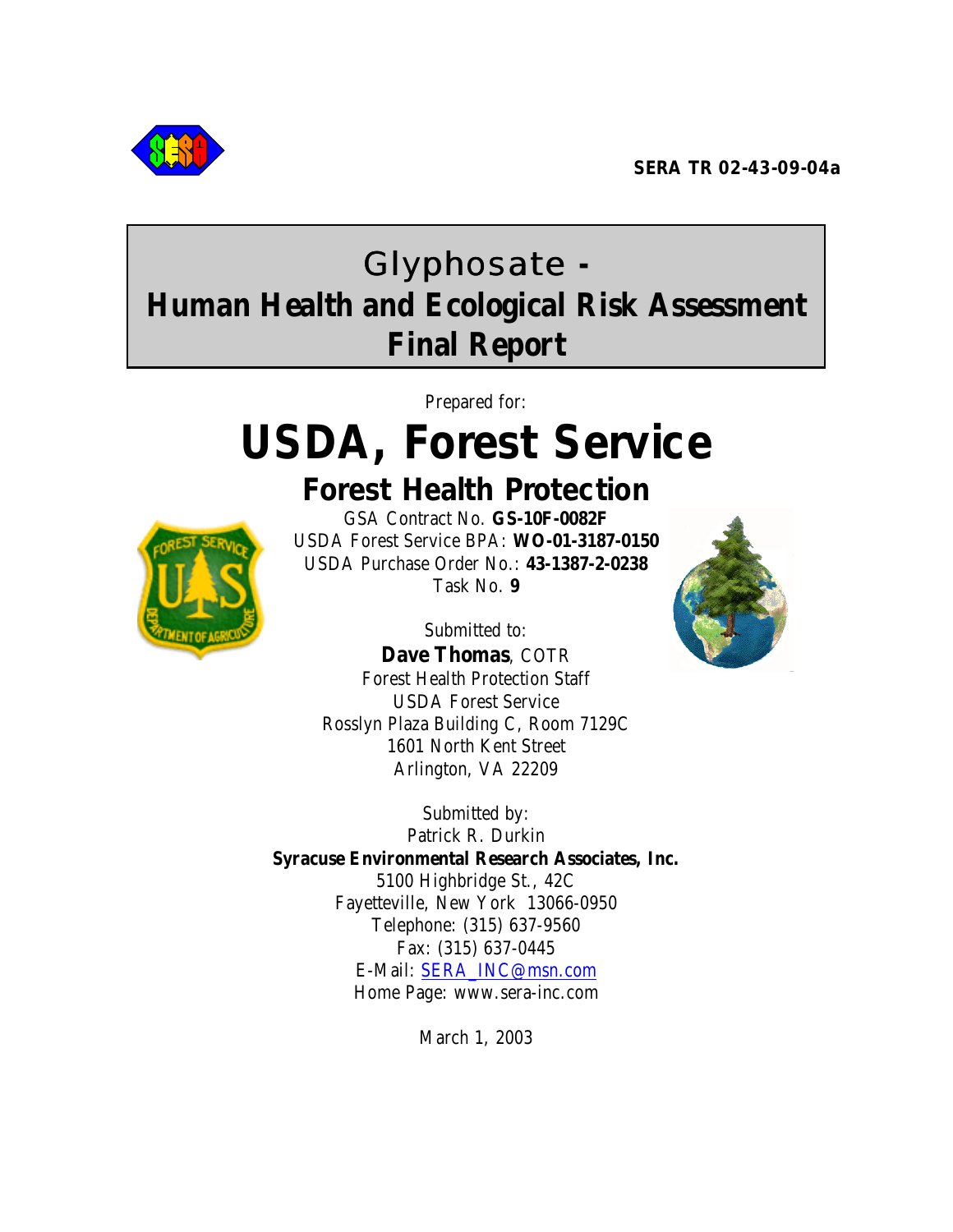SERA TR 02-43-09-04a

# Glyphosate - Human Health and Ecological Risk Assessment Final Report

Prepared for:

# USDA, Forest Service

## Forest Health Protection

GSA Contract No. **GS-10F-0082F**
USDA Forest Service BPA: **WO-01-3187-0150**
USDA Purchase Order No.: **43-1387-2-0238**
Task No. **9**

Submitted to:
**Dave Thomas**, COTR
Forest Health Protection Staff
USDA Forest Service
Rosslyn Plaza Building C, Room 7129C
1601 North Kent Street
Arlington, VA 22209

Submitted by:
Patrick R. Durkin
**Syracuse Environmental Research Associates, Inc.**
5100 Highbridge St., 42C
Fayetteville, New York 13066-0950
Telephone: (315) 637-9560
Fax: (315) 637-0445
E-Mail: SERA_INC@msn.com
Home Page: www.sera-inc.com

March 1, 2003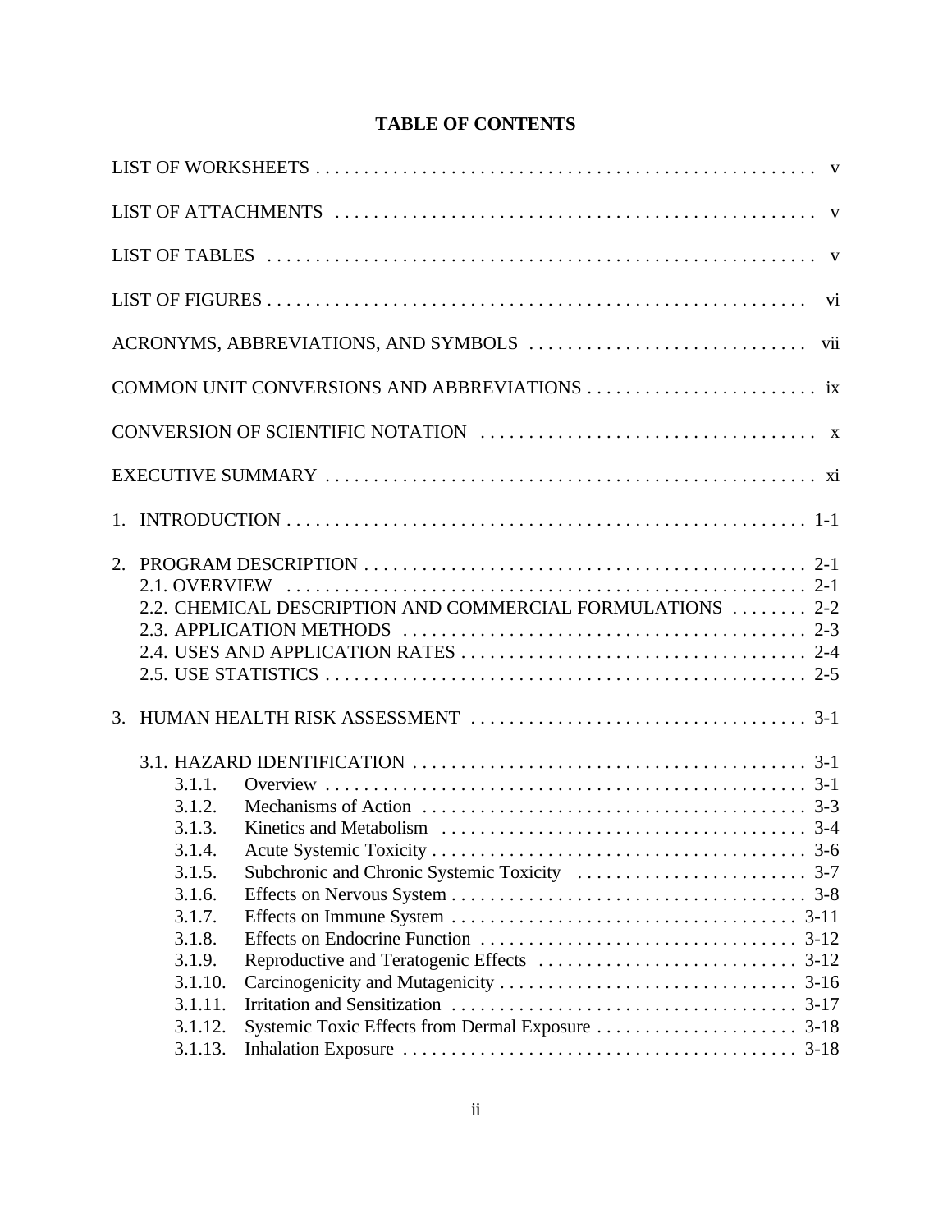# TABLE OF CONTENTS

LIST OF WORKSHEETS . . . . . . . . . . . . . . . . . . . . . . . . . . . . . . . . . . . . . . . . . . . . . . . . . . . . v

LIST OF ATTACHMENTS . . . . . . . . . . . . . . . . . . . . . . . . . . . . . . . . . . . . . . . . . . . . . . . . . . v

LIST OF TABLES . . . . . . . . . . . . . . . . . . . . . . . . . . . . . . . . . . . . . . . . . . . . . . . . . . . . . . v

LIST OF FIGURES . . . . . . . . . . . . . . . . . . . . . . . . . . . . . . . . . . . . . . . . . . . . . . . . . . . . . . vi

ACRONYMS, ABBREVIATIONS, AND SYMBOLS . . . . . . . . . . . . . . . . . . . . . . . . . . . . . vii

COMMON UNIT CONVERSIONS AND ABBREVIATIONS . . . . . . . . . . . . . . . . . . . . . . . . ix

CONVERSION OF SCIENTIFIC NOTATION . . . . . . . . . . . . . . . . . . . . . . . . . . . . . . . . . . . x

EXECUTIVE SUMMARY . . . . . . . . . . . . . . . . . . . . . . . . . . . . . . . . . . . . . . . . . . . . . . . . . . . xi

1. INTRODUCTION . . . . . . . . . . . . . . . . . . . . . . . . . . . . . . . . . . . . . . . . . . . . . . . . . . . . . 1-1

2. PROGRAM DESCRIPTION . . . . . . . . . . . . . . . . . . . . . . . . . . . . . . . . . . . . . . . . . . . . . . 2-1
   - 2.1. OVERVIEW . . . . . . . . . . . . . . . . . . . . . . . . . . . . . . . . . . . . . . . . . . . . . . . . . . . . . . 2-1
   - 2.2. CHEMICAL DESCRIPTION AND COMMERCIAL FORMULATIONS . . . . . . . . 2-2
   - 2.3. APPLICATION METHODS . . . . . . . . . . . . . . . . . . . . . . . . . . . . . . . . . . . . . . . . . . 2-3
   - 2.4. USES AND APPLICATION RATES . . . . . . . . . . . . . . . . . . . . . . . . . . . . . . . . . . . 2-4
   - 2.5. USE STATISTICS . . . . . . . . . . . . . . . . . . . . . . . . . . . . . . . . . . . . . . . . . . . . . . . . . . 2-5

3. HUMAN HEALTH RISK ASSESSMENT . . . . . . . . . . . . . . . . . . . . . . . . . . . . . . . . . . . 3-1
   - 3.1. HAZARD IDENTIFICATION . . . . . . . . . . . . . . . . . . . . . . . . . . . . . . . . . . . . . . . . . 3-1
     - 3.1.1. Overview . . . . . . . . . . . . . . . . . . . . . . . . . . . . . . . . . . . . . . . . . . . . . . . . . . 3-1
     - 3.1.2. Mechanisms of Action . . . . . . . . . . . . . . . . . . . . . . . . . . . . . . . . . . . . . . . . 3-3
     - 3.1.3. Kinetics and Metabolism . . . . . . . . . . . . . . . . . . . . . . . . . . . . . . . . . . . . . . 3-4
     - 3.1.4. Acute Systemic Toxicity . . . . . . . . . . . . . . . . . . . . . . . . . . . . . . . . . . . . . . . 3-6
     - 3.1.5. Subchronic and Chronic Systemic Toxicity . . . . . . . . . . . . . . . . . . . . . . . . 3-7
     - 3.1.6. Effects on Nervous System . . . . . . . . . . . . . . . . . . . . . . . . . . . . . . . . . . . . . 3-8
     - 3.1.7. Effects on Immune System . . . . . . . . . . . . . . . . . . . . . . . . . . . . . . . . . . . . 3-11
     - 3.1.8. Effects on Endocrine Function . . . . . . . . . . . . . . . . . . . . . . . . . . . . . . . . . 3-12
     - 3.1.9. Reproductive and Teratogenic Effects . . . . . . . . . . . . . . . . . . . . . . . . . . . 3-12
     - 3.1.10. Carcinogenicity and Mutagenicity . . . . . . . . . . . . . . . . . . . . . . . . . . . . . . 3-16
     - 3.1.11. Irritation and Sensitization . . . . . . . . . . . . . . . . . . . . . . . . . . . . . . . . . . . . 3-17
     - 3.1.12. Systemic Toxic Effects from Dermal Exposure . . . . . . . . . . . . . . . . . . . . . 3-18
     - 3.1.13. Inhalation Exposure . . . . . . . . . . . . . . . . . . . . . . . . . . . . . . . . . . . . . . . . . 3-18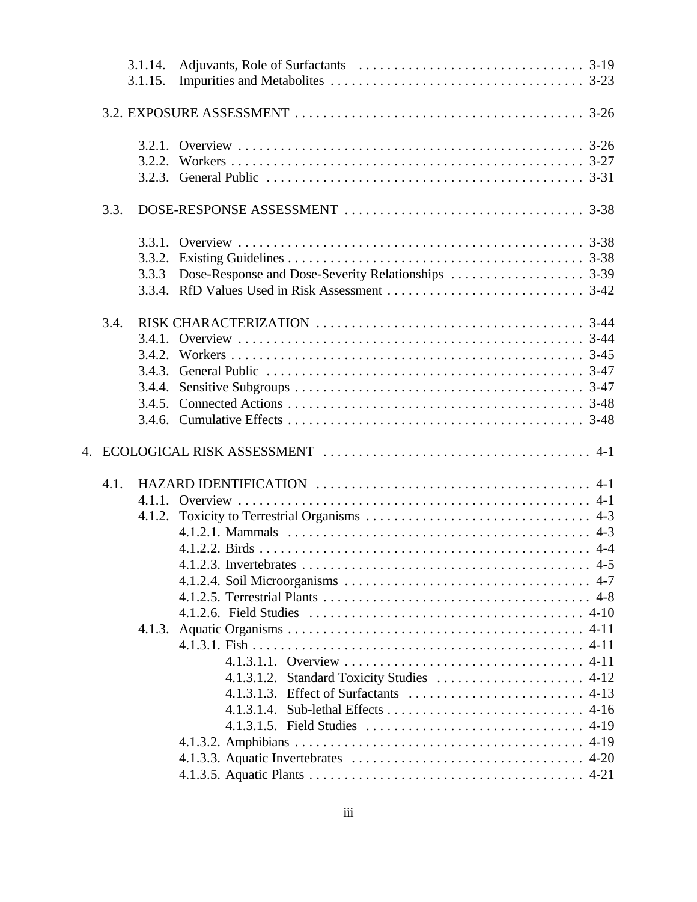3.1.14. Adjuvants, Role of Surfactants . . . . . . . . . . . . . . . . . . . . . . . . . . . . . . . . 3-19
3.1.15. Impurities and Metabolites . . . . . . . . . . . . . . . . . . . . . . . . . . . . . . . . . . . . 3-23

3.2. EXPOSURE ASSESSMENT . . . . . . . . . . . . . . . . . . . . . . . . . . . . . . . . . . . . . . . . . 3-26

3.2.1. Overview . . . . . . . . . . . . . . . . . . . . . . . . . . . . . . . . . . . . . . . . . . . . . . . . . 3-26
3.2.2. Workers . . . . . . . . . . . . . . . . . . . . . . . . . . . . . . . . . . . . . . . . . . . . . . . . . . 3-27
3.2.3. General Public . . . . . . . . . . . . . . . . . . . . . . . . . . . . . . . . . . . . . . . . . . . . . 3-31

3.3. DOSE-RESPONSE ASSESSMENT . . . . . . . . . . . . . . . . . . . . . . . . . . . . . . . . . . 3-38

3.3.1. Overview . . . . . . . . . . . . . . . . . . . . . . . . . . . . . . . . . . . . . . . . . . . . . . . . . 3-38
3.3.2. Existing Guidelines . . . . . . . . . . . . . . . . . . . . . . . . . . . . . . . . . . . . . . . . . . 3-38
3.3.3 Dose-Response and Dose-Severity Relationships . . . . . . . . . . . . . . . . . . . 3-39
3.3.4. RfD Values Used in Risk Assessment . . . . . . . . . . . . . . . . . . . . . . . . . . . . 3-42

3.4. RISK CHARACTERIZATION . . . . . . . . . . . . . . . . . . . . . . . . . . . . . . . . . . . . . . 3-44
3.4.1. Overview . . . . . . . . . . . . . . . . . . . . . . . . . . . . . . . . . . . . . . . . . . . . . . . . . 3-44
3.4.2. Workers . . . . . . . . . . . . . . . . . . . . . . . . . . . . . . . . . . . . . . . . . . . . . . . . . . 3-45
3.4.3. General Public . . . . . . . . . . . . . . . . . . . . . . . . . . . . . . . . . . . . . . . . . . . . . 3-47
3.4.4. Sensitive Subgroups . . . . . . . . . . . . . . . . . . . . . . . . . . . . . . . . . . . . . . . . . 3-47
3.4.5. Connected Actions . . . . . . . . . . . . . . . . . . . . . . . . . . . . . . . . . . . . . . . . . . 3-48
3.4.6. Cumulative Effects . . . . . . . . . . . . . . . . . . . . . . . . . . . . . . . . . . . . . . . . . . 3-48

4. ECOLOGICAL RISK ASSESSMENT . . . . . . . . . . . . . . . . . . . . . . . . . . . . . . . . . . . . . 4-1

4.1. HAZARD IDENTIFICATION . . . . . . . . . . . . . . . . . . . . . . . . . . . . . . . . . . . . . . . 4-1
4.1.1. Overview . . . . . . . . . . . . . . . . . . . . . . . . . . . . . . . . . . . . . . . . . . . . . . . . . 4-1
4.1.2. Toxicity to Terrestrial Organisms . . . . . . . . . . . . . . . . . . . . . . . . . . . . . . . . 4-3
4.1.2.1. Mammals . . . . . . . . . . . . . . . . . . . . . . . . . . . . . . . . . . . . . . . . . . . 4-3
4.1.2.2. Birds . . . . . . . . . . . . . . . . . . . . . . . . . . . . . . . . . . . . . . . . . . . . . . . 4-4
4.1.2.3. Invertebrates . . . . . . . . . . . . . . . . . . . . . . . . . . . . . . . . . . . . . . . . . 4-5
4.1.2.4. Soil Microorganisms . . . . . . . . . . . . . . . . . . . . . . . . . . . . . . . . . . . 4-7
4.1.2.5. Terrestrial Plants . . . . . . . . . . . . . . . . . . . . . . . . . . . . . . . . . . . . . . 4-8
4.1.2.6. Field Studies . . . . . . . . . . . . . . . . . . . . . . . . . . . . . . . . . . . . . . . 4-10
4.1.3. Aquatic Organisms . . . . . . . . . . . . . . . . . . . . . . . . . . . . . . . . . . . . . . . . . . 4-11
4.1.3.1. Fish . . . . . . . . . . . . . . . . . . . . . . . . . . . . . . . . . . . . . . . . . . . . . . . 4-11
4.1.3.1.1. Overview . . . . . . . . . . . . . . . . . . . . . . . . . . . . . . . . . . 4-11
4.1.3.1.2. Standard Toxicity Studies . . . . . . . . . . . . . . . . . . . . . 4-12
4.1.3.1.3. Effect of Surfactants . . . . . . . . . . . . . . . . . . . . . . . . . 4-13
4.1.3.1.4. Sub-lethal Effects . . . . . . . . . . . . . . . . . . . . . . . . . . . 4-16
4.1.3.1.5. Field Studies . . . . . . . . . . . . . . . . . . . . . . . . . . . . . . . 4-19
4.1.3.2. Amphibians . . . . . . . . . . . . . . . . . . . . . . . . . . . . . . . . . . . . . . . . . 4-19
4.1.3.3. Aquatic Invertebrates . . . . . . . . . . . . . . . . . . . . . . . . . . . . . . . . . 4-20
4.1.3.5. Aquatic Plants . . . . . . . . . . . . . . . . . . . . . . . . . . . . . . . . . . . . . . . 4-21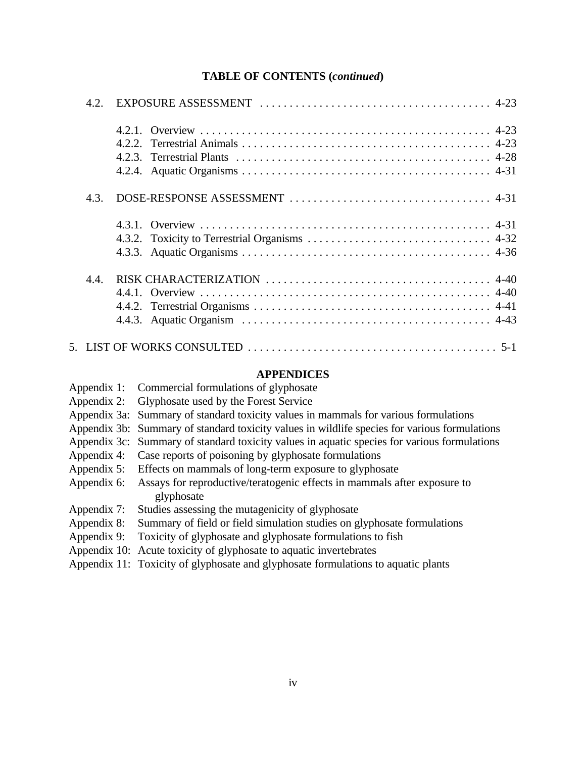**TABLE OF CONTENTS (*continued*)**

4.2. EXPOSURE ASSESSMENT . . . . . . . . . . . . . . . . . . . . . . . . . . . . . . . . . . . . . . 4-23

- 4.2.1. Overview . . . . . . . . . . . . . . . . . . . . . . . . . . . . . . . . . . . . . . . . . . . . . . . . 4-23
- 4.2.2. Terrestrial Animals . . . . . . . . . . . . . . . . . . . . . . . . . . . . . . . . . . . . . . . . . 4-23
- 4.2.3. Terrestrial Plants . . . . . . . . . . . . . . . . . . . . . . . . . . . . . . . . . . . . . . . . . . 4-28
- 4.2.4. Aquatic Organisms . . . . . . . . . . . . . . . . . . . . . . . . . . . . . . . . . . . . . . . . . 4-31

4.3. DOSE-RESPONSE ASSESSMENT . . . . . . . . . . . . . . . . . . . . . . . . . . . . . . . . . 4-31

- 4.3.1. Overview . . . . . . . . . . . . . . . . . . . . . . . . . . . . . . . . . . . . . . . . . . . . . . . . 4-31
- 4.3.2. Toxicity to Terrestrial Organisms . . . . . . . . . . . . . . . . . . . . . . . . . . . . . . 4-32
- 4.3.3. Aquatic Organisms . . . . . . . . . . . . . . . . . . . . . . . . . . . . . . . . . . . . . . . . . 4-36

4.4. RISK CHARACTERIZATION . . . . . . . . . . . . . . . . . . . . . . . . . . . . . . . . . . . . . 4-40

- 4.4.1. Overview . . . . . . . . . . . . . . . . . . . . . . . . . . . . . . . . . . . . . . . . . . . . . . . . 4-40
- 4.4.2. Terrestrial Organisms . . . . . . . . . . . . . . . . . . . . . . . . . . . . . . . . . . . . . . . 4-41
- 4.4.3. Aquatic Organism . . . . . . . . . . . . . . . . . . . . . . . . . . . . . . . . . . . . . . . . . 4-43

5. LIST OF WORKS CONSULTED . . . . . . . . . . . . . . . . . . . . . . . . . . . . . . . . . . . . . . . . . 5-1

**APPENDICES**

- Appendix 1: Commercial formulations of glyphosate
- Appendix 2: Glyphosate used by the Forest Service
- Appendix 3a: Summary of standard toxicity values in mammals for various formulations
- Appendix 3b: Summary of standard toxicity values in wildlife species for various formulations
- Appendix 3c: Summary of standard toxicity values in aquatic species for various formulations
- Appendix 4: Case reports of poisoning by glyphosate formulations
- Appendix 5: Effects on mammals of long-term exposure to glyphosate
- Appendix 6: Assays for reproductive/teratogenic effects in mammals after exposure to glyphosate
- Appendix 7: Studies assessing the mutagenicity of glyphosate
- Appendix 8: Summary of field or field simulation studies on glyphosate formulations
- Appendix 9: Toxicity of glyphosate and glyphosate formulations to fish
- Appendix 10: Acute toxicity of glyphosate to aquatic invertebrates
- Appendix 11: Toxicity of glyphosate and glyphosate formulations to aquatic plants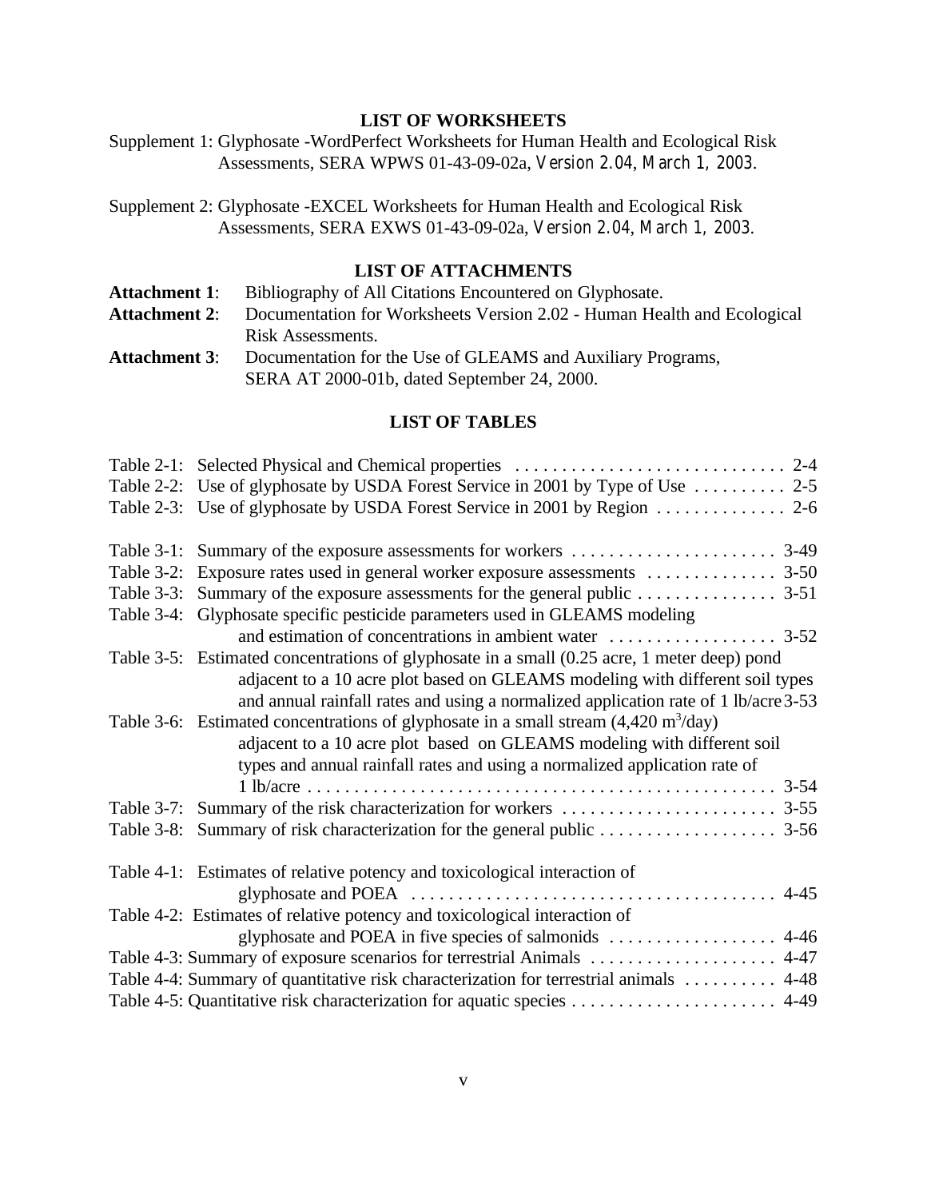## LIST OF WORKSHEETS

Supplement 1: Glyphosate -WordPerfect Worksheets for Human Health and Ecological Risk Assessments, SERA WPWS 01-43-09-02a, Version 2.04, March 1, 2003.

Supplement 2: Glyphosate -EXCEL Worksheets for Human Health and Ecological Risk Assessments, SERA EXWS 01-43-09-02a, Version 2.04, March 1, 2003.

## LIST OF ATTACHMENTS

**Attachment 1**: Bibliography of All Citations Encountered on Glyphosate.

**Attachment 2**: Documentation for Worksheets Version 2.02 - Human Health and Ecological Risk Assessments.

**Attachment 3**: Documentation for the Use of GLEAMS and Auxiliary Programs, SERA AT 2000-01b, dated September 24, 2000.

## LIST OF TABLES

Table 2-1: Selected Physical and Chemical properties . . . . . . . . . . . . . . . . . . . . . . . . . . . . . 2-4
Table 2-2: Use of glyphosate by USDA Forest Service in 2001 by Type of Use . . . . . . . . . . 2-5
Table 2-3: Use of glyphosate by USDA Forest Service in 2001 by Region . . . . . . . . . . . . . . 2-6

Table 3-1: Summary of the exposure assessments for workers . . . . . . . . . . . . . . . . . . . . . . 3-49
Table 3-2: Exposure rates used in general worker exposure assessments . . . . . . . . . . . . . . 3-50
Table 3-3: Summary of the exposure assessments for the general public . . . . . . . . . . . . . . . 3-51
Table 3-4: Glyphosate specific pesticide parameters used in GLEAMS modeling and estimation of concentrations in ambient water . . . . . . . . . . . . . . . . . . 3-52
Table 3-5: Estimated concentrations of glyphosate in a small (0.25 acre, 1 meter deep) pond adjacent to a 10 acre plot based on GLEAMS modeling with different soil types and annual rainfall rates and using a normalized application rate of 1 lb/acre 3-53
Table 3-6: Estimated concentrations of glyphosate in a small stream (4,420 $m^3$/day) adjacent to a 10 acre plot based on GLEAMS modeling with different soil types and annual rainfall rates and using a normalized application rate of 1 lb/acre . . . . . . . . . . . . . . . . . . . . . . . . . . . . . . . . . . . . . . . . . . . . . . . . . . 3-54
Table 3-7: Summary of the risk characterization for workers . . . . . . . . . . . . . . . . . . . . . . . 3-55
Table 3-8: Summary of risk characterization for the general public . . . . . . . . . . . . . . . . . . . 3-56

Table 4-1: Estimates of relative potency and toxicological interaction of glyphosate and POEA . . . . . . . . . . . . . . . . . . . . . . . . . . . . . . . . . . . . . . . 4-45
Table 4-2: Estimates of relative potency and toxicological interaction of glyphosate and POEA in five species of salmonids . . . . . . . . . . . . . . . . . . 4-46
Table 4-3: Summary of exposure scenarios for terrestrial Animals . . . . . . . . . . . . . . . . . . . . 4-47
Table 4-4: Summary of quantitative risk characterization for terrestrial animals . . . . . . . . . . 4-48
Table 4-5: Quantitative risk characterization for aquatic species . . . . . . . . . . . . . . . . . . . . . . 4-49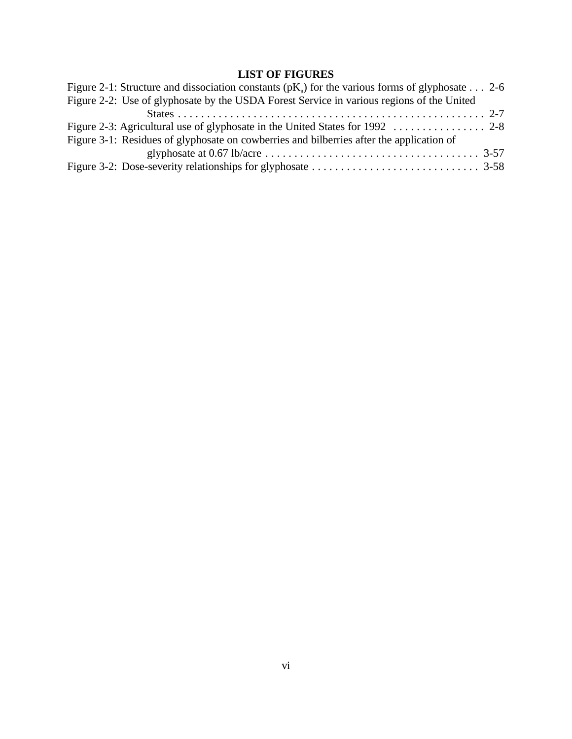## LIST OF FIGURES

Figure 2-1: Structure and dissociation constants ($pK_a$) for the various forms of glyphosate . . . 2-6

Figure 2-2: Use of glyphosate by the USDA Forest Service in various regions of the United States . . . . . . . . . . . . . . . . . . . . . . . . . . . . . . . . . . . . . . . . . . . . . . . . . . . . . 2-7

Figure 2-3: Agricultural use of glyphosate in the United States for 1992 . . . . . . . . . . . . . . . . 2-8

Figure 3-1: Residues of glyphosate on cowberries and bilberries after the application of glyphosate at 0.67 lb/acre . . . . . . . . . . . . . . . . . . . . . . . . . . . . . . . . . . . . . . 3-57

Figure 3-2: Dose-severity relationships for glyphosate . . . . . . . . . . . . . . . . . . . . . . . . . . . . . 3-58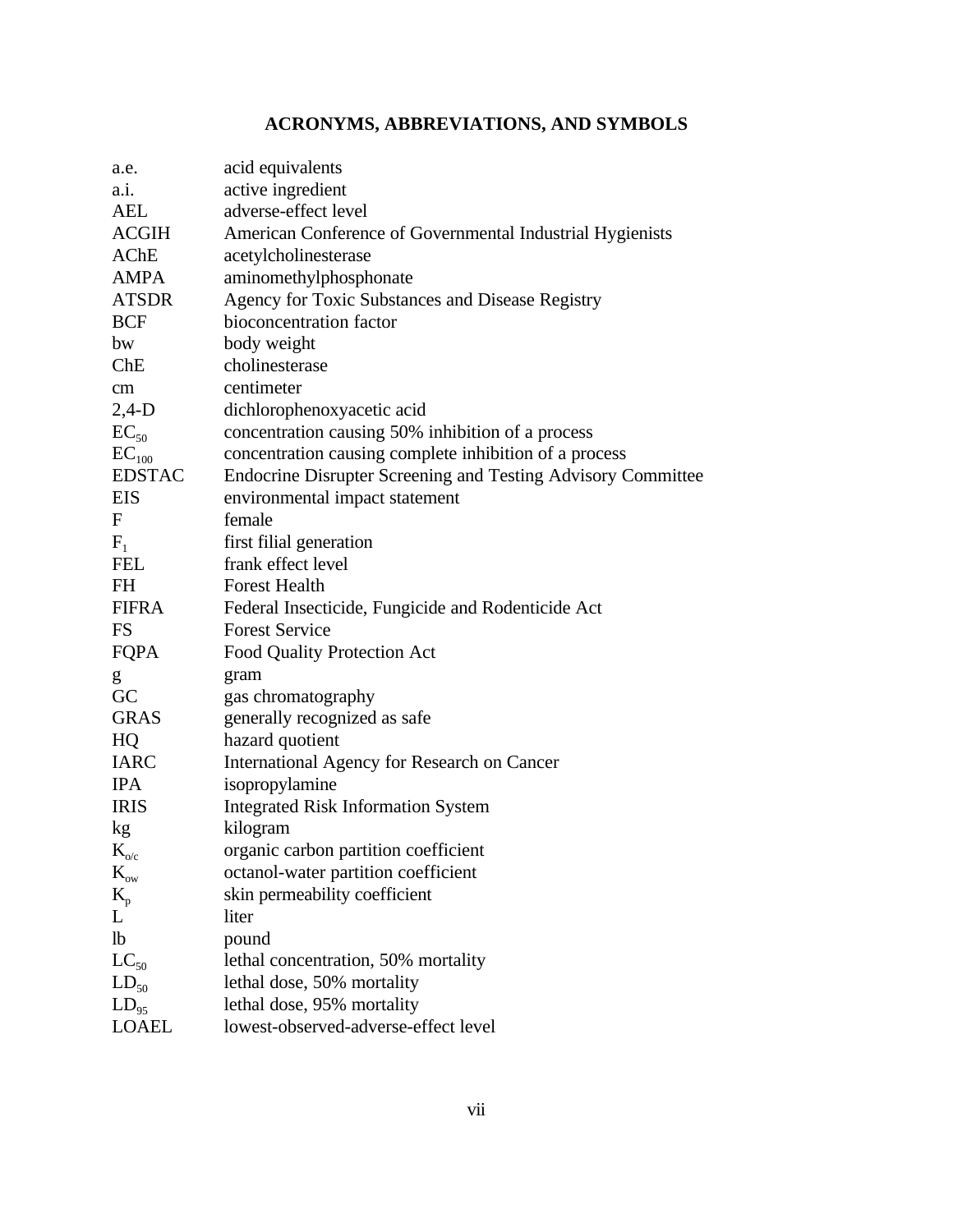## ACRONYMS, ABBREVIATIONS, AND SYMBOLS

| | |
|---|---|
| a.e. | acid equivalents |
| a.i. | active ingredient |
| AEL | adverse-effect level |
| ACGIH | American Conference of Governmental Industrial Hygienists |
| AChE | acetylcholinesterase |
| AMPA | aminomethylphosphonate |
| ATSDR | Agency for Toxic Substances and Disease Registry |
| BCF | bioconcentration factor |
| bw | body weight |
| ChE | cholinesterase |
| cm | centimeter |
| 2,4-D | dichlorophenoxyacetic acid |
| $EC_{50}$ | concentration causing 50% inhibition of a process |
| $EC_{100}$ | concentration causing complete inhibition of a process |
| EDSTAC | Endocrine Disrupter Screening and Testing Advisory Committee |
| EIS | environmental impact statement |
| F | female |
| $F_1$ | first filial generation |
| FEL | frank effect level |
| FH | Forest Health |
| FIFRA | Federal Insecticide, Fungicide and Rodenticide Act |
| FS | Forest Service |
| FQPA | Food Quality Protection Act |
| g | gram |
| GC | gas chromatography |
| GRAS | generally recognized as safe |
| HQ | hazard quotient |
| IARC | International Agency for Research on Cancer |
| IPA | isopropylamine |
| IRIS | Integrated Risk Information System |
| kg | kilogram |
| $K_{o/c}$ | organic carbon partition coefficient |
| $K_{ow}$ | octanol-water partition coefficient |
| $K_p$ | skin permeability coefficient |
| L | liter |
| lb | pound |
| $LC_{50}$ | lethal concentration, 50% mortality |
| $LD_{50}$ | lethal dose, 50% mortality |
| $LD_{95}$ | lethal dose, 95% mortality |
| LOAEL | lowest-observed-adverse-effect level |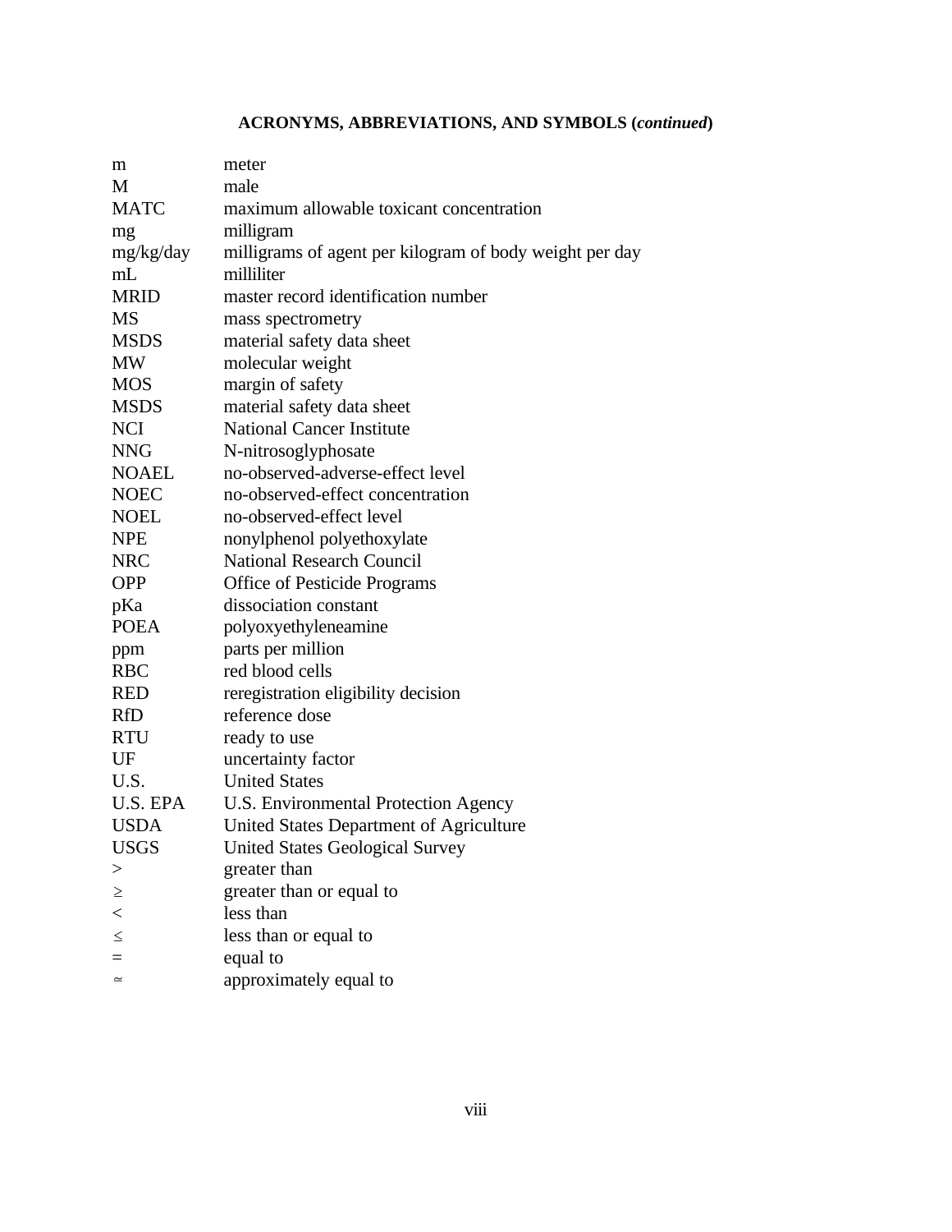## ACRONYMS, ABBREVIATIONS, AND SYMBOLS (*continued*)

| | |
|---|---|
| m | meter |
| M | male |
| MATC | maximum allowable toxicant concentration |
| mg | milligram |
| mg/kg/day | milligrams of agent per kilogram of body weight per day |
| mL | milliliter |
| MRID | master record identification number |
| MS | mass spectrometry |
| MSDS | material safety data sheet |
| MW | molecular weight |
| MOS | margin of safety |
| MSDS | material safety data sheet |
| NCI | National Cancer Institute |
| NNG | N-nitrosoglyphosate |
| NOAEL | no-observed-adverse-effect level |
| NOEC | no-observed-effect concentration |
| NOEL | no-observed-effect level |
| NPE | nonylphenol polyethoxylate |
| NRC | National Research Council |
| OPP | Office of Pesticide Programs |
| pKa | dissociation constant |
| POEA | polyoxyethyleneamine |
| ppm | parts per million |
| RBC | red blood cells |
| RED | reregistration eligibility decision |
| RfD | reference dose |
| RTU | ready to use |
| UF | uncertainty factor |
| U.S. | United States |
| U.S. EPA | U.S. Environmental Protection Agency |
| USDA | United States Department of Agriculture |
| USGS | United States Geological Survey |
| > | greater than |
| ≥ | greater than or equal to |
| < | less than |
| ≤ | less than or equal to |
| = | equal to |
| ≃ | approximately equal to |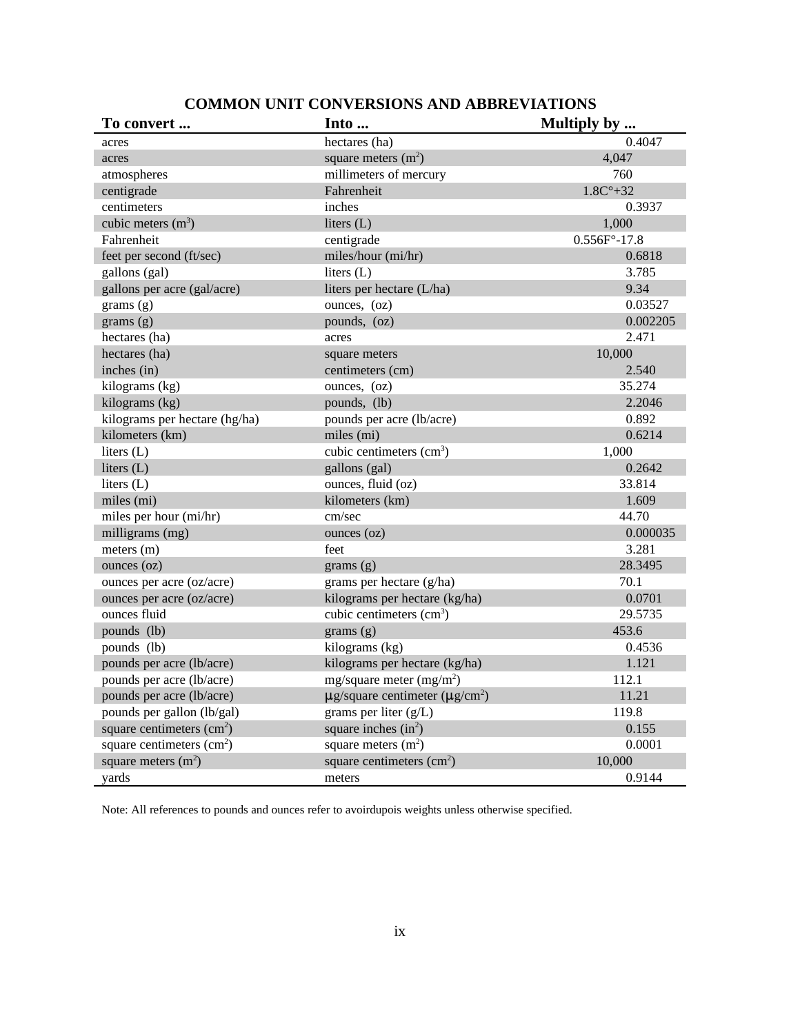## COMMON UNIT CONVERSIONS AND ABBREVIATIONS

| To convert ... | Into ... | Multiply by ... |
|---|---|---|
| acres | hectares (ha) | 0.4047 |
| acres | square meters ($m^2$) | 4,047 |
| atmospheres | millimeters of mercury | 760 |
| centigrade | Fahrenheit | 1.8C°+32 |
| centimeters | inches | 0.3937 |
| cubic meters ($m^3$) | liters (L) | 1,000 |
| Fahrenheit | centigrade | 0.556F°-17.8 |
| feet per second (ft/sec) | miles/hour (mi/hr) | 0.6818 |
| gallons (gal) | liters (L) | 3.785 |
| gallons per acre (gal/acre) | liters per hectare (L/ha) | 9.34 |
| grams (g) | ounces, (oz) | 0.03527 |
| grams (g) | pounds, (oz) | 0.002205 |
| hectares (ha) | acres | 2.471 |
| hectares (ha) | square meters | 10,000 |
| inches (in) | centimeters (cm) | 2.540 |
| kilograms (kg) | ounces, (oz) | 35.274 |
| kilograms (kg) | pounds, (lb) | 2.2046 |
| kilograms per hectare (hg/ha) | pounds per acre (lb/acre) | 0.892 |
| kilometers (km) | miles (mi) | 0.6214 |
| liters (L) | cubic centimeters ($cm^3$) | 1,000 |
| liters (L) | gallons (gal) | 0.2642 |
| liters (L) | ounces, fluid (oz) | 33.814 |
| miles (mi) | kilometers (km) | 1.609 |
| miles per hour (mi/hr) | cm/sec | 44.70 |
| milligrams (mg) | ounces (oz) | 0.000035 |
| meters (m) | feet | 3.281 |
| ounces (oz) | grams (g) | 28.3495 |
| ounces per acre (oz/acre) | grams per hectare (g/ha) | 70.1 |
| ounces per acre (oz/acre) | kilograms per hectare (kg/ha) | 0.0701 |
| ounces fluid | cubic centimeters ($cm^3$) | 29.5735 |
| pounds (lb) | grams (g) | 453.6 |
| pounds (lb) | kilograms (kg) | 0.4536 |
| pounds per acre (lb/acre) | kilograms per hectare (kg/ha) | 1.121 |
| pounds per acre (lb/acre) | mg/square meter ($mg/m^2$) | 112.1 |
| pounds per acre (lb/acre) | $\mu$g/square centimeter ($\mu g/cm^2$) | 11.21 |
| pounds per gallon (lb/gal) | grams per liter (g/L) | 119.8 |
| square centimeters ($cm^2$) | square inches ($in^2$) | 0.155 |
| square centimeters ($cm^2$) | square meters ($m^2$) | 0.0001 |
| square meters ($m^2$) | square centimeters ($cm^2$) | 10,000 |
| yards | meters | 0.9144 |

Note: All references to pounds and ounces refer to avoirdupois weights unless otherwise specified.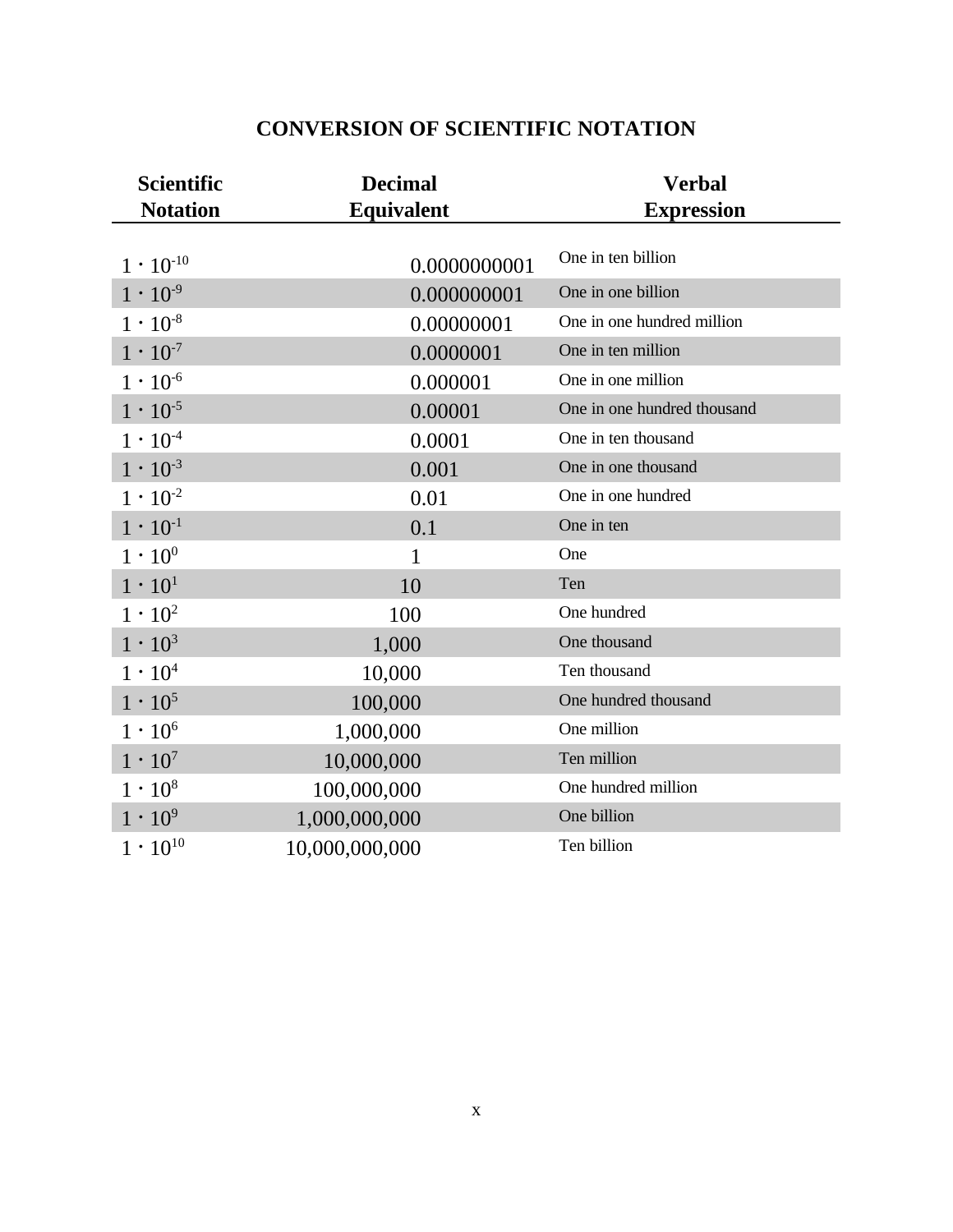# CONVERSION OF SCIENTIFIC NOTATION

| Scientific Notation | Decimal Equivalent | Verbal Expression |
|---|---|---|
| $1 \cdot 10^{-10}$ | 0.0000000001 | One in ten billion |
| $1 \cdot 10^{-9}$ | 0.000000001 | One in one billion |
| $1 \cdot 10^{-8}$ | 0.00000001 | One in one hundred million |
| $1 \cdot 10^{-7}$ | 0.0000001 | One in ten million |
| $1 \cdot 10^{-6}$ | 0.000001 | One in one million |
| $1 \cdot 10^{-5}$ | 0.00001 | One in one hundred thousand |
| $1 \cdot 10^{-4}$ | 0.0001 | One in ten thousand |
| $1 \cdot 10^{-3}$ | 0.001 | One in one thousand |
| $1 \cdot 10^{-2}$ | 0.01 | One in one hundred |
| $1 \cdot 10^{-1}$ | 0.1 | One in ten |
| $1 \cdot 10^{0}$ | 1 | One |
| $1 \cdot 10^{1}$ | 10 | Ten |
| $1 \cdot 10^{2}$ | 100 | One hundred |
| $1 \cdot 10^{3}$ | 1,000 | One thousand |
| $1 \cdot 10^{4}$ | 10,000 | Ten thousand |
| $1 \cdot 10^{5}$ | 100,000 | One hundred thousand |
| $1 \cdot 10^{6}$ | 1,000,000 | One million |
| $1 \cdot 10^{7}$ | 10,000,000 | Ten million |
| $1 \cdot 10^{8}$ | 100,000,000 | One hundred million |
| $1 \cdot 10^{9}$ | 1,000,000,000 | One billion |
| $1 \cdot 10^{10}$ | 10,000,000,000 | Ten billion |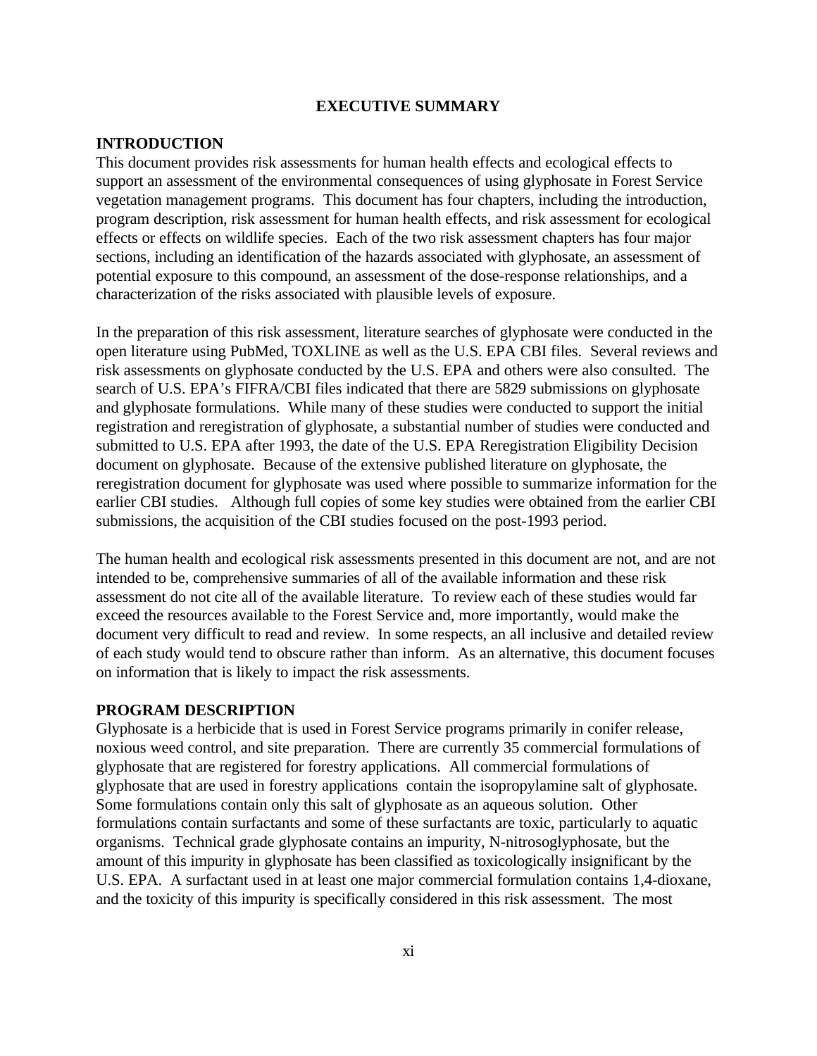# EXECUTIVE SUMMARY

## INTRODUCTION

This document provides risk assessments for human health effects and ecological effects to support an assessment of the environmental consequences of using glyphosate in Forest Service vegetation management programs. This document has four chapters, including the introduction, program description, risk assessment for human health effects, and risk assessment for ecological effects or effects on wildlife species. Each of the two risk assessment chapters has four major sections, including an identification of the hazards associated with glyphosate, an assessment of potential exposure to this compound, an assessment of the dose-response relationships, and a characterization of the risks associated with plausible levels of exposure.

In the preparation of this risk assessment, literature searches of glyphosate were conducted in the open literature using PubMed, TOXLINE as well as the U.S. EPA CBI files. Several reviews and risk assessments on glyphosate conducted by the U.S. EPA and others were also consulted. The search of U.S. EPA's FIFRA/CBI files indicated that there are 5829 submissions on glyphosate and glyphosate formulations. While many of these studies were conducted to support the initial registration and reregistration of glyphosate, a substantial number of studies were conducted and submitted to U.S. EPA after 1993, the date of the U.S. EPA Reregistration Eligibility Decision document on glyphosate. Because of the extensive published literature on glyphosate, the reregistration document for glyphosate was used where possible to summarize information for the earlier CBI studies. Although full copies of some key studies were obtained from the earlier CBI submissions, the acquisition of the CBI studies focused on the post-1993 period.

The human health and ecological risk assessments presented in this document are not, and are not intended to be, comprehensive summaries of all of the available information and these risk assessment do not cite all of the available literature. To review each of these studies would far exceed the resources available to the Forest Service and, more importantly, would make the document very difficult to read and review. In some respects, an all inclusive and detailed review of each study would tend to obscure rather than inform. As an alternative, this document focuses on information that is likely to impact the risk assessments.

## PROGRAM DESCRIPTION

Glyphosate is a herbicide that is used in Forest Service programs primarily in conifer release, noxious weed control, and site preparation. There are currently 35 commercial formulations of glyphosate that are registered for forestry applications. All commercial formulations of glyphosate that are used in forestry applications contain the isopropylamine salt of glyphosate. Some formulations contain only this salt of glyphosate as an aqueous solution. Other formulations contain surfactants and some of these surfactants are toxic, particularly to aquatic organisms. Technical grade glyphosate contains an impurity, N-nitrosoglyphosate, but the amount of this impurity in glyphosate has been classified as toxicologically insignificant by the U.S. EPA. A surfactant used in at least one major commercial formulation contains 1,4-dioxane, and the toxicity of this impurity is specifically considered in this risk assessment. The most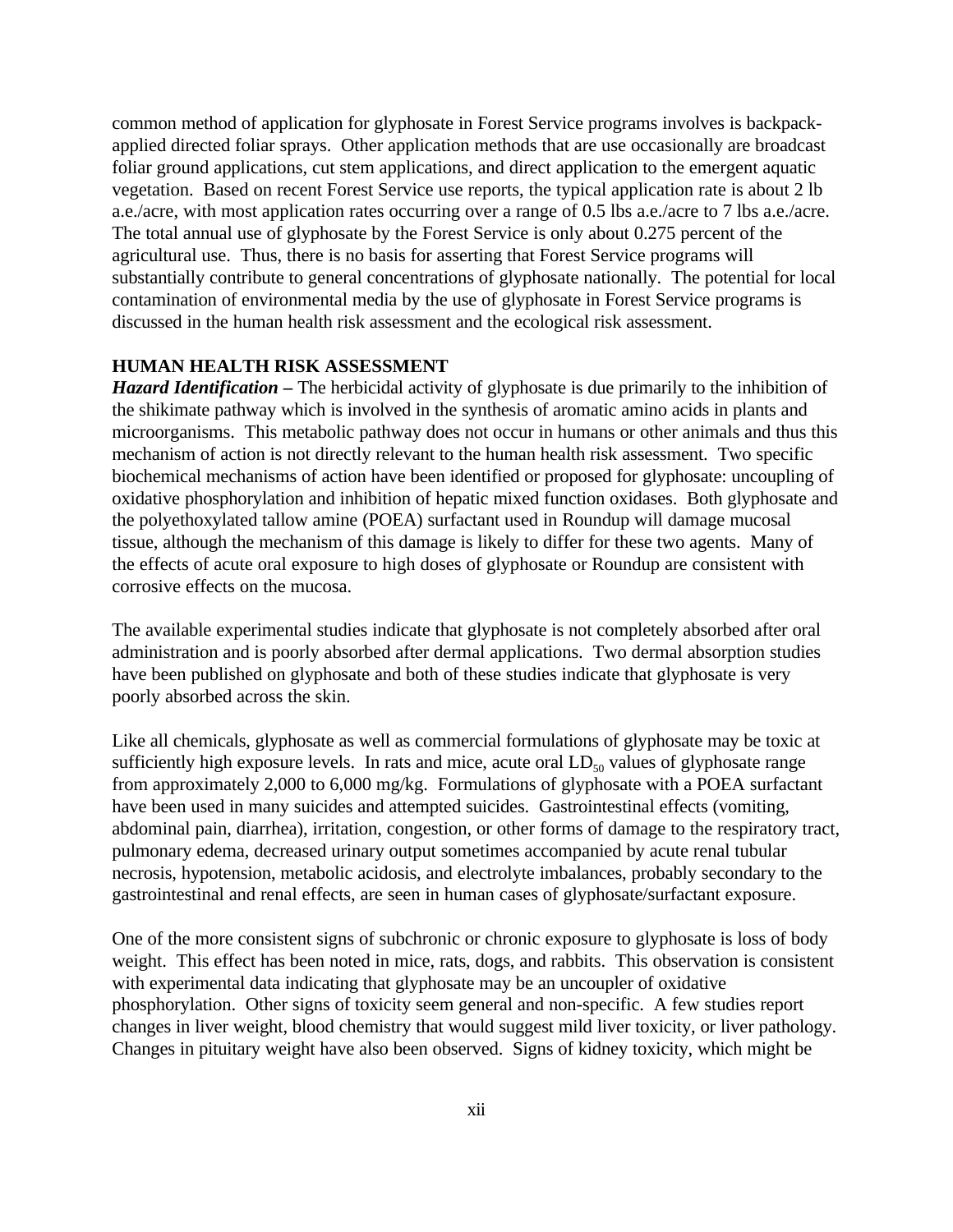common method of application for glyphosate in Forest Service programs involves is backpack-applied directed foliar sprays. Other application methods that are use occasionally are broadcast foliar ground applications, cut stem applications, and direct application to the emergent aquatic vegetation. Based on recent Forest Service use reports, the typical application rate is about 2 lb a.e./acre, with most application rates occurring over a range of 0.5 lbs a.e./acre to 7 lbs a.e./acre. The total annual use of glyphosate by the Forest Service is only about 0.275 percent of the agricultural use. Thus, there is no basis for asserting that Forest Service programs will substantially contribute to general concentrations of glyphosate nationally. The potential for local contamination of environmental media by the use of glyphosate in Forest Service programs is discussed in the human health risk assessment and the ecological risk assessment.

## HUMAN HEALTH RISK ASSESSMENT

***Hazard Identification –*** The herbicidal activity of glyphosate is due primarily to the inhibition of the shikimate pathway which is involved in the synthesis of aromatic amino acids in plants and microorganisms. This metabolic pathway does not occur in humans or other animals and thus this mechanism of action is not directly relevant to the human health risk assessment. Two specific biochemical mechanisms of action have been identified or proposed for glyphosate: uncoupling of oxidative phosphorylation and inhibition of hepatic mixed function oxidases. Both glyphosate and the polyethoxylated tallow amine (POEA) surfactant used in Roundup will damage mucosal tissue, although the mechanism of this damage is likely to differ for these two agents. Many of the effects of acute oral exposure to high doses of glyphosate or Roundup are consistent with corrosive effects on the mucosa.

The available experimental studies indicate that glyphosate is not completely absorbed after oral administration and is poorly absorbed after dermal applications. Two dermal absorption studies have been published on glyphosate and both of these studies indicate that glyphosate is very poorly absorbed across the skin.

Like all chemicals, glyphosate as well as commercial formulations of glyphosate may be toxic at sufficiently high exposure levels. In rats and mice, acute oral $LD_{50}$ values of glyphosate range from approximately 2,000 to 6,000 mg/kg. Formulations of glyphosate with a POEA surfactant have been used in many suicides and attempted suicides. Gastrointestinal effects (vomiting, abdominal pain, diarrhea), irritation, congestion, or other forms of damage to the respiratory tract, pulmonary edema, decreased urinary output sometimes accompanied by acute renal tubular necrosis, hypotension, metabolic acidosis, and electrolyte imbalances, probably secondary to the gastrointestinal and renal effects, are seen in human cases of glyphosate/surfactant exposure.

One of the more consistent signs of subchronic or chronic exposure to glyphosate is loss of body weight. This effect has been noted in mice, rats, dogs, and rabbits. This observation is consistent with experimental data indicating that glyphosate may be an uncoupler of oxidative phosphorylation. Other signs of toxicity seem general and non-specific. A few studies report changes in liver weight, blood chemistry that would suggest mild liver toxicity, or liver pathology. Changes in pituitary weight have also been observed. Signs of kidney toxicity, which might be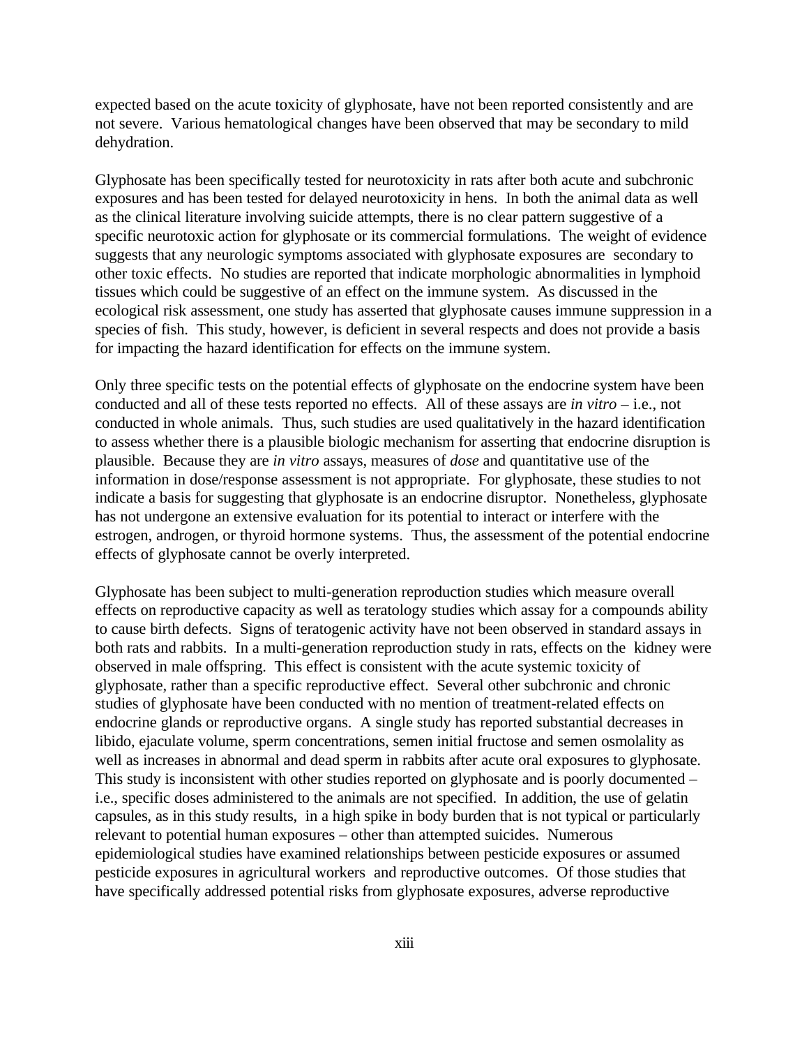expected based on the acute toxicity of glyphosate, have not been reported consistently and are not severe. Various hematological changes have been observed that may be secondary to mild dehydration.

Glyphosate has been specifically tested for neurotoxicity in rats after both acute and subchronic exposures and has been tested for delayed neurotoxicity in hens. In both the animal data as well as the clinical literature involving suicide attempts, there is no clear pattern suggestive of a specific neurotoxic action for glyphosate or its commercial formulations. The weight of evidence suggests that any neurologic symptoms associated with glyphosate exposures are secondary to other toxic effects. No studies are reported that indicate morphologic abnormalities in lymphoid tissues which could be suggestive of an effect on the immune system. As discussed in the ecological risk assessment, one study has asserted that glyphosate causes immune suppression in a species of fish. This study, however, is deficient in several respects and does not provide a basis for impacting the hazard identification for effects on the immune system.

Only three specific tests on the potential effects of glyphosate on the endocrine system have been conducted and all of these tests reported no effects. All of these assays are *in vitro* – i.e., not conducted in whole animals. Thus, such studies are used qualitatively in the hazard identification to assess whether there is a plausible biologic mechanism for asserting that endocrine disruption is plausible. Because they are *in vitro* assays, measures of *dose* and quantitative use of the information in dose/response assessment is not appropriate. For glyphosate, these studies to not indicate a basis for suggesting that glyphosate is an endocrine disruptor. Nonetheless, glyphosate has not undergone an extensive evaluation for its potential to interact or interfere with the estrogen, androgen, or thyroid hormone systems. Thus, the assessment of the potential endocrine effects of glyphosate cannot be overly interpreted.

Glyphosate has been subject to multi-generation reproduction studies which measure overall effects on reproductive capacity as well as teratology studies which assay for a compounds ability to cause birth defects. Signs of teratogenic activity have not been observed in standard assays in both rats and rabbits. In a multi-generation reproduction study in rats, effects on the kidney were observed in male offspring. This effect is consistent with the acute systemic toxicity of glyphosate, rather than a specific reproductive effect. Several other subchronic and chronic studies of glyphosate have been conducted with no mention of treatment-related effects on endocrine glands or reproductive organs. A single study has reported substantial decreases in libido, ejaculate volume, sperm concentrations, semen initial fructose and semen osmolality as well as increases in abnormal and dead sperm in rabbits after acute oral exposures to glyphosate. This study is inconsistent with other studies reported on glyphosate and is poorly documented – i.e., specific doses administered to the animals are not specified. In addition, the use of gelatin capsules, as in this study results, in a high spike in body burden that is not typical or particularly relevant to potential human exposures – other than attempted suicides. Numerous epidemiological studies have examined relationships between pesticide exposures or assumed pesticide exposures in agricultural workers and reproductive outcomes. Of those studies that have specifically addressed potential risks from glyphosate exposures, adverse reproductive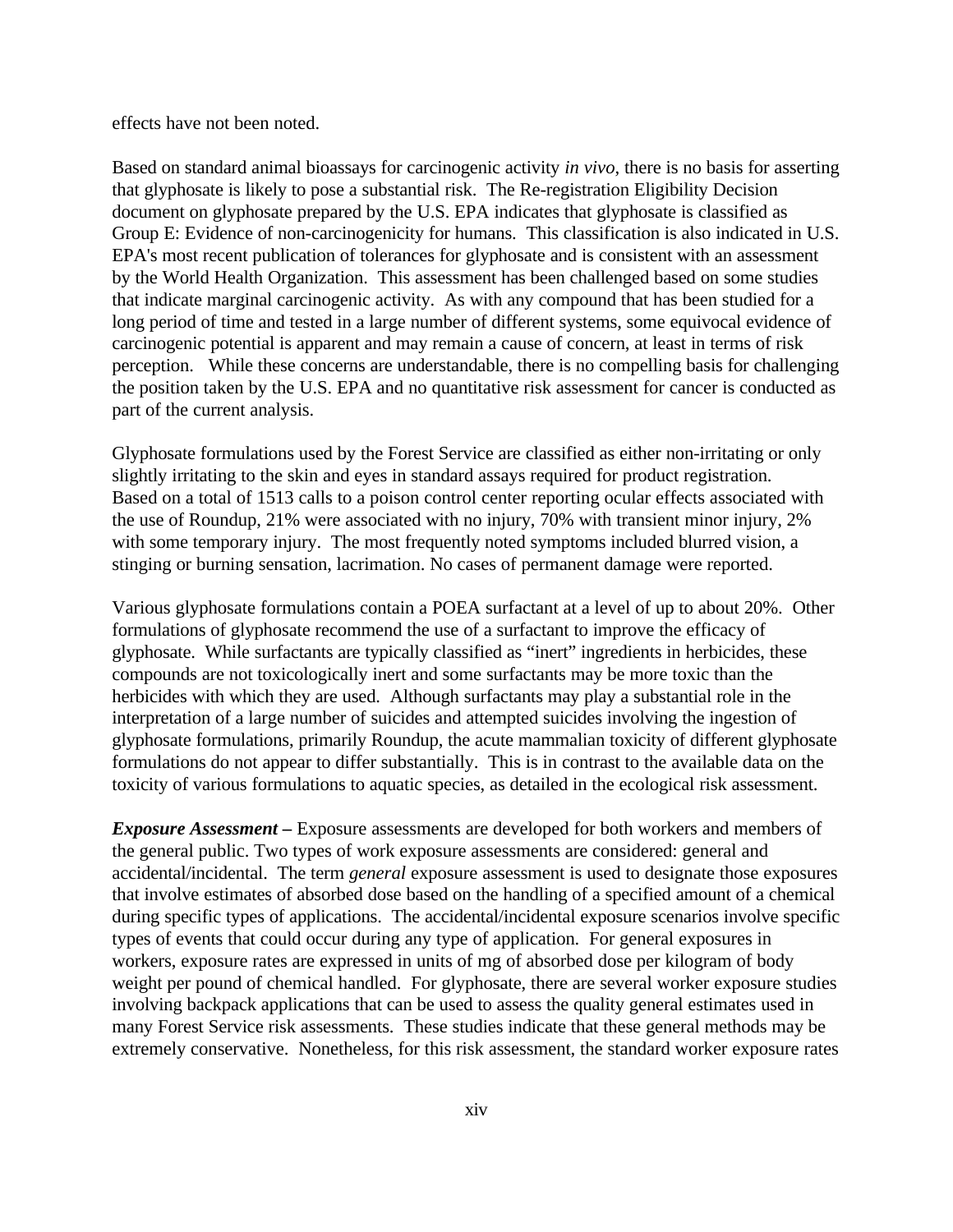effects have not been noted.

Based on standard animal bioassays for carcinogenic activity *in vivo*, there is no basis for asserting that glyphosate is likely to pose a substantial risk. The Re-registration Eligibility Decision document on glyphosate prepared by the U.S. EPA indicates that glyphosate is classified as Group E: Evidence of non-carcinogenicity for humans. This classification is also indicated in U.S. EPA's most recent publication of tolerances for glyphosate and is consistent with an assessment by the World Health Organization. This assessment has been challenged based on some studies that indicate marginal carcinogenic activity. As with any compound that has been studied for a long period of time and tested in a large number of different systems, some equivocal evidence of carcinogenic potential is apparent and may remain a cause of concern, at least in terms of risk perception. While these concerns are understandable, there is no compelling basis for challenging the position taken by the U.S. EPA and no quantitative risk assessment for cancer is conducted as part of the current analysis.

Glyphosate formulations used by the Forest Service are classified as either non-irritating or only slightly irritating to the skin and eyes in standard assays required for product registration. Based on a total of 1513 calls to a poison control center reporting ocular effects associated with the use of Roundup, 21% were associated with no injury, 70% with transient minor injury, 2% with some temporary injury. The most frequently noted symptoms included blurred vision, a stinging or burning sensation, lacrimation. No cases of permanent damage were reported.

Various glyphosate formulations contain a POEA surfactant at a level of up to about 20%. Other formulations of glyphosate recommend the use of a surfactant to improve the efficacy of glyphosate. While surfactants are typically classified as "inert" ingredients in herbicides, these compounds are not toxicologically inert and some surfactants may be more toxic than the herbicides with which they are used. Although surfactants may play a substantial role in the interpretation of a large number of suicides and attempted suicides involving the ingestion of glyphosate formulations, primarily Roundup, the acute mammalian toxicity of different glyphosate formulations do not appear to differ substantially. This is in contrast to the available data on the toxicity of various formulations to aquatic species, as detailed in the ecological risk assessment.

***Exposure Assessment –*** Exposure assessments are developed for both workers and members of the general public. Two types of work exposure assessments are considered: general and accidental/incidental. The term *general* exposure assessment is used to designate those exposures that involve estimates of absorbed dose based on the handling of a specified amount of a chemical during specific types of applications. The accidental/incidental exposure scenarios involve specific types of events that could occur during any type of application. For general exposures in workers, exposure rates are expressed in units of mg of absorbed dose per kilogram of body weight per pound of chemical handled. For glyphosate, there are several worker exposure studies involving backpack applications that can be used to assess the quality general estimates used in many Forest Service risk assessments. These studies indicate that these general methods may be extremely conservative. Nonetheless, for this risk assessment, the standard worker exposure rates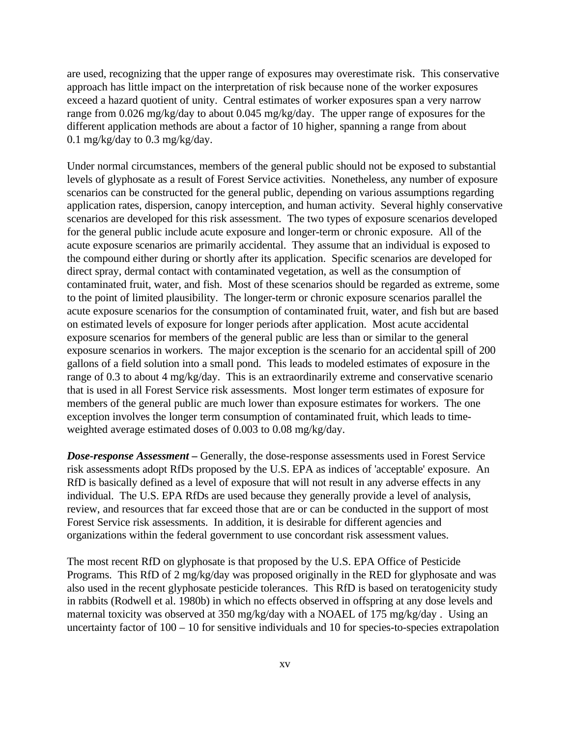are used, recognizing that the upper range of exposures may overestimate risk. This conservative approach has little impact on the interpretation of risk because none of the worker exposures exceed a hazard quotient of unity. Central estimates of worker exposures span a very narrow range from 0.026 mg/kg/day to about 0.045 mg/kg/day. The upper range of exposures for the different application methods are about a factor of 10 higher, spanning a range from about 0.1 mg/kg/day to 0.3 mg/kg/day.

Under normal circumstances, members of the general public should not be exposed to substantial levels of glyphosate as a result of Forest Service activities. Nonetheless, any number of exposure scenarios can be constructed for the general public, depending on various assumptions regarding application rates, dispersion, canopy interception, and human activity. Several highly conservative scenarios are developed for this risk assessment. The two types of exposure scenarios developed for the general public include acute exposure and longer-term or chronic exposure. All of the acute exposure scenarios are primarily accidental. They assume that an individual is exposed to the compound either during or shortly after its application. Specific scenarios are developed for direct spray, dermal contact with contaminated vegetation, as well as the consumption of contaminated fruit, water, and fish. Most of these scenarios should be regarded as extreme, some to the point of limited plausibility. The longer-term or chronic exposure scenarios parallel the acute exposure scenarios for the consumption of contaminated fruit, water, and fish but are based on estimated levels of exposure for longer periods after application. Most acute accidental exposure scenarios for members of the general public are less than or similar to the general exposure scenarios in workers. The major exception is the scenario for an accidental spill of 200 gallons of a field solution into a small pond. This leads to modeled estimates of exposure in the range of 0.3 to about 4 mg/kg/day. This is an extraordinarily extreme and conservative scenario that is used in all Forest Service risk assessments. Most longer term estimates of exposure for members of the general public are much lower than exposure estimates for workers. The one exception involves the longer term consumption of contaminated fruit, which leads to time-weighted average estimated doses of 0.003 to 0.08 mg/kg/day.

***Dose-response Assessment –*** Generally, the dose-response assessments used in Forest Service risk assessments adopt RfDs proposed by the U.S. EPA as indices of 'acceptable' exposure. An RfD is basically defined as a level of exposure that will not result in any adverse effects in any individual. The U.S. EPA RfDs are used because they generally provide a level of analysis, review, and resources that far exceed those that are or can be conducted in the support of most Forest Service risk assessments. In addition, it is desirable for different agencies and organizations within the federal government to use concordant risk assessment values.

The most recent RfD on glyphosate is that proposed by the U.S. EPA Office of Pesticide Programs. This RfD of 2 mg/kg/day was proposed originally in the RED for glyphosate and was also used in the recent glyphosate pesticide tolerances. This RfD is based on teratogenicity study in rabbits (Rodwell et al. 1980b) in which no effects observed in offspring at any dose levels and maternal toxicity was observed at 350 mg/kg/day with a NOAEL of 175 mg/kg/day . Using an uncertainty factor of 100 – 10 for sensitive individuals and 10 for species-to-species extrapolation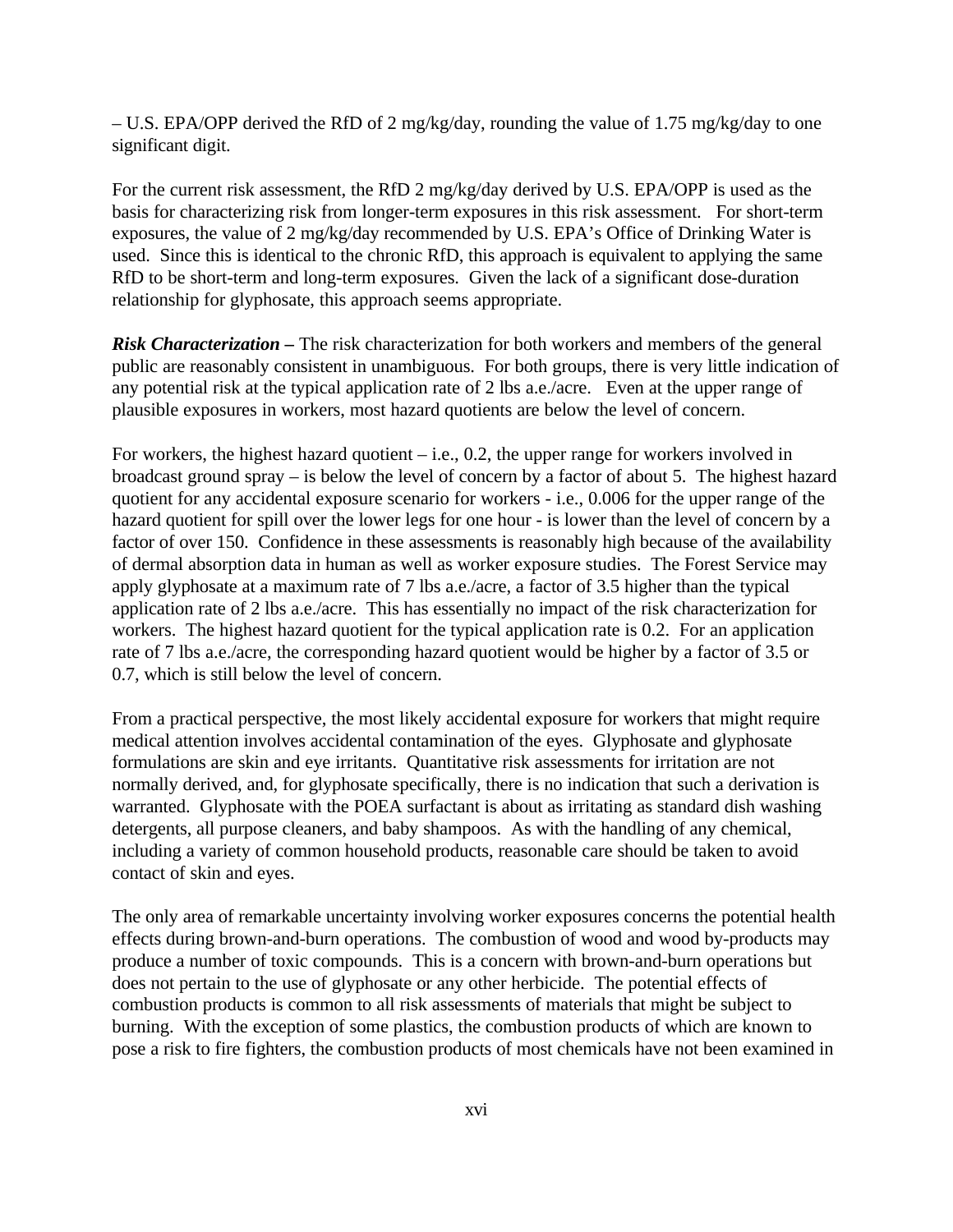– U.S. EPA/OPP derived the RfD of 2 mg/kg/day, rounding the value of 1.75 mg/kg/day to one significant digit.

For the current risk assessment, the RfD 2 mg/kg/day derived by U.S. EPA/OPP is used as the basis for characterizing risk from longer-term exposures in this risk assessment. For short-term exposures, the value of 2 mg/kg/day recommended by U.S. EPA's Office of Drinking Water is used. Since this is identical to the chronic RfD, this approach is equivalent to applying the same RfD to be short-term and long-term exposures. Given the lack of a significant dose-duration relationship for glyphosate, this approach seems appropriate.

***Risk Characterization –*** The risk characterization for both workers and members of the general public are reasonably consistent in unambiguous. For both groups, there is very little indication of any potential risk at the typical application rate of 2 lbs a.e./acre. Even at the upper range of plausible exposures in workers, most hazard quotients are below the level of concern.

For workers, the highest hazard quotient – i.e., 0.2, the upper range for workers involved in broadcast ground spray – is below the level of concern by a factor of about 5. The highest hazard quotient for any accidental exposure scenario for workers - i.e., 0.006 for the upper range of the hazard quotient for spill over the lower legs for one hour - is lower than the level of concern by a factor of over 150. Confidence in these assessments is reasonably high because of the availability of dermal absorption data in human as well as worker exposure studies. The Forest Service may apply glyphosate at a maximum rate of 7 lbs a.e./acre, a factor of 3.5 higher than the typical application rate of 2 lbs a.e./acre. This has essentially no impact of the risk characterization for workers. The highest hazard quotient for the typical application rate is 0.2. For an application rate of 7 lbs a.e./acre, the corresponding hazard quotient would be higher by a factor of 3.5 or 0.7, which is still below the level of concern.

From a practical perspective, the most likely accidental exposure for workers that might require medical attention involves accidental contamination of the eyes. Glyphosate and glyphosate formulations are skin and eye irritants. Quantitative risk assessments for irritation are not normally derived, and, for glyphosate specifically, there is no indication that such a derivation is warranted. Glyphosate with the POEA surfactant is about as irritating as standard dish washing detergents, all purpose cleaners, and baby shampoos. As with the handling of any chemical, including a variety of common household products, reasonable care should be taken to avoid contact of skin and eyes.

The only area of remarkable uncertainty involving worker exposures concerns the potential health effects during brown-and-burn operations. The combustion of wood and wood by-products may produce a number of toxic compounds. This is a concern with brown-and-burn operations but does not pertain to the use of glyphosate or any other herbicide. The potential effects of combustion products is common to all risk assessments of materials that might be subject to burning. With the exception of some plastics, the combustion products of which are known to pose a risk to fire fighters, the combustion products of most chemicals have not been examined in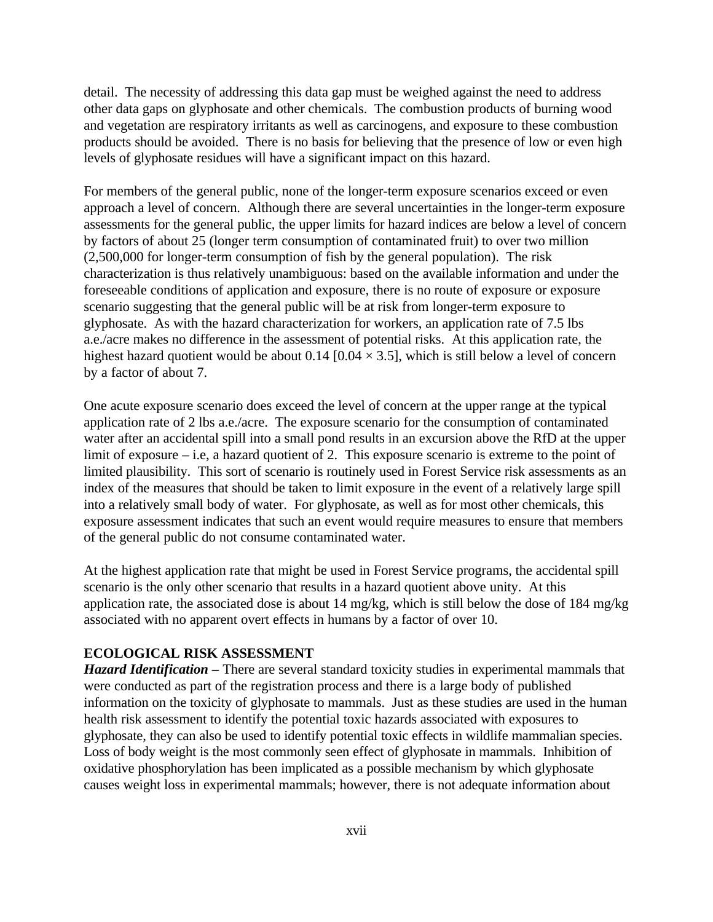detail. The necessity of addressing this data gap must be weighed against the need to address other data gaps on glyphosate and other chemicals. The combustion products of burning wood and vegetation are respiratory irritants as well as carcinogens, and exposure to these combustion products should be avoided. There is no basis for believing that the presence of low or even high levels of glyphosate residues will have a significant impact on this hazard.

For members of the general public, none of the longer-term exposure scenarios exceed or even approach a level of concern. Although there are several uncertainties in the longer-term exposure assessments for the general public, the upper limits for hazard indices are below a level of concern by factors of about 25 (longer term consumption of contaminated fruit) to over two million (2,500,000 for longer-term consumption of fish by the general population). The risk characterization is thus relatively unambiguous: based on the available information and under the foreseeable conditions of application and exposure, there is no route of exposure or exposure scenario suggesting that the general public will be at risk from longer-term exposure to glyphosate. As with the hazard characterization for workers, an application rate of 7.5 lbs a.e./acre makes no difference in the assessment of potential risks. At this application rate, the highest hazard quotient would be about 0.14 [$0.04 \times 3.5$], which is still below a level of concern by a factor of about 7.

One acute exposure scenario does exceed the level of concern at the upper range at the typical application rate of 2 lbs a.e./acre. The exposure scenario for the consumption of contaminated water after an accidental spill into a small pond results in an excursion above the RfD at the upper limit of exposure – i.e, a hazard quotient of 2. This exposure scenario is extreme to the point of limited plausibility. This sort of scenario is routinely used in Forest Service risk assessments as an index of the measures that should be taken to limit exposure in the event of a relatively large spill into a relatively small body of water. For glyphosate, as well as for most other chemicals, this exposure assessment indicates that such an event would require measures to ensure that members of the general public do not consume contaminated water.

At the highest application rate that might be used in Forest Service programs, the accidental spill scenario is the only other scenario that results in a hazard quotient above unity. At this application rate, the associated dose is about 14 mg/kg, which is still below the dose of 184 mg/kg associated with no apparent overt effects in humans by a factor of over 10.

## ECOLOGICAL RISK ASSESSMENT

***Hazard Identification –*** There are several standard toxicity studies in experimental mammals that were conducted as part of the registration process and there is a large body of published information on the toxicity of glyphosate to mammals. Just as these studies are used in the human health risk assessment to identify the potential toxic hazards associated with exposures to glyphosate, they can also be used to identify potential toxic effects in wildlife mammalian species. Loss of body weight is the most commonly seen effect of glyphosate in mammals. Inhibition of oxidative phosphorylation has been implicated as a possible mechanism by which glyphosate causes weight loss in experimental mammals; however, there is not adequate information about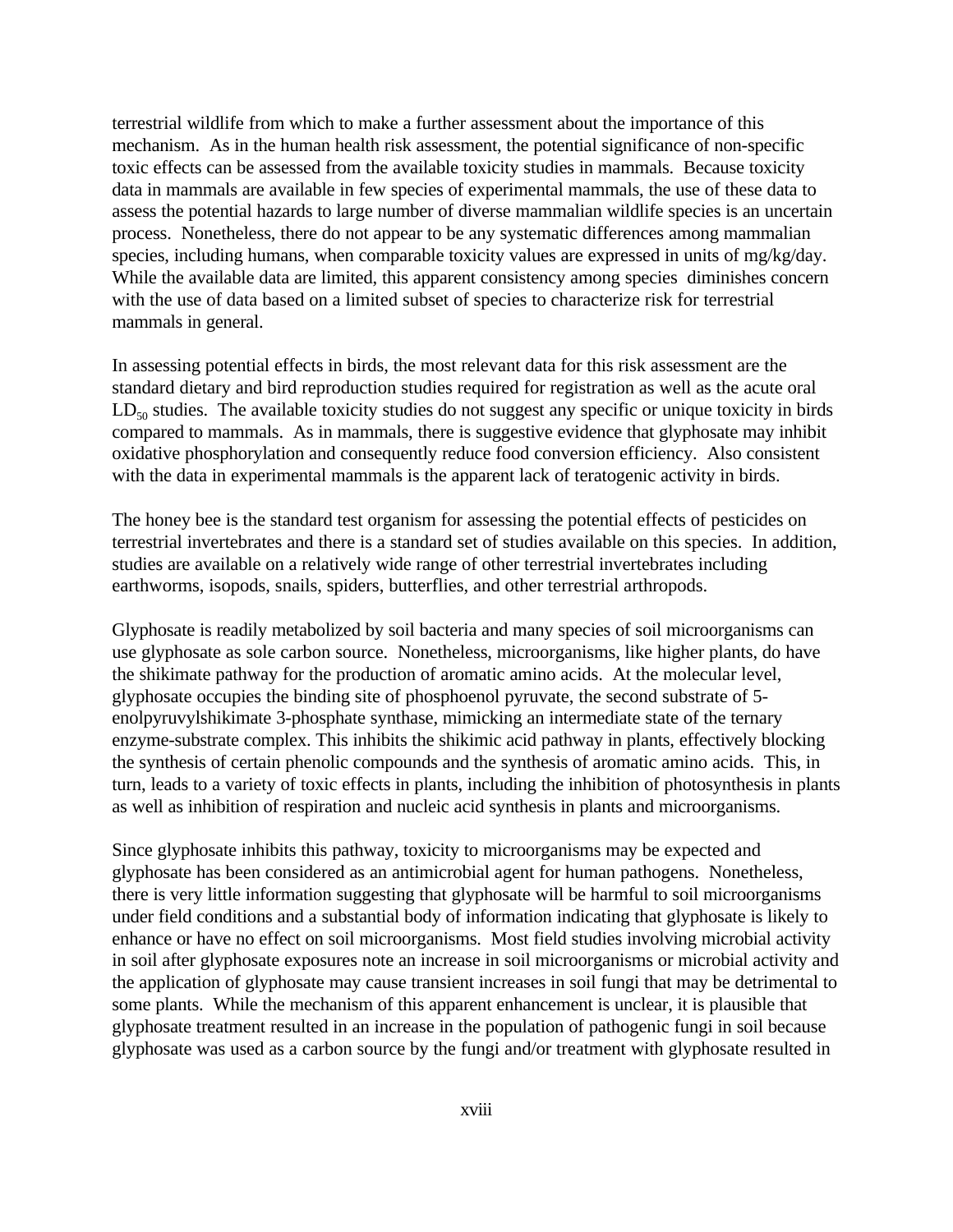terrestrial wildlife from which to make a further assessment about the importance of this mechanism. As in the human health risk assessment, the potential significance of non-specific toxic effects can be assessed from the available toxicity studies in mammals. Because toxicity data in mammals are available in few species of experimental mammals, the use of these data to assess the potential hazards to large number of diverse mammalian wildlife species is an uncertain process. Nonetheless, there do not appear to be any systematic differences among mammalian species, including humans, when comparable toxicity values are expressed in units of mg/kg/day. While the available data are limited, this apparent consistency among species diminishes concern with the use of data based on a limited subset of species to characterize risk for terrestrial mammals in general.

In assessing potential effects in birds, the most relevant data for this risk assessment are the standard dietary and bird reproduction studies required for registration as well as the acute oral $LD_{50}$ studies. The available toxicity studies do not suggest any specific or unique toxicity in birds compared to mammals. As in mammals, there is suggestive evidence that glyphosate may inhibit oxidative phosphorylation and consequently reduce food conversion efficiency. Also consistent with the data in experimental mammals is the apparent lack of teratogenic activity in birds.

The honey bee is the standard test organism for assessing the potential effects of pesticides on terrestrial invertebrates and there is a standard set of studies available on this species. In addition, studies are available on a relatively wide range of other terrestrial invertebrates including earthworms, isopods, snails, spiders, butterflies, and other terrestrial arthropods.

Glyphosate is readily metabolized by soil bacteria and many species of soil microorganisms can use glyphosate as sole carbon source. Nonetheless, microorganisms, like higher plants, do have the shikimate pathway for the production of aromatic amino acids. At the molecular level, glyphosate occupies the binding site of phosphoenol pyruvate, the second substrate of 5-enolpyruvylshikimate 3-phosphate synthase, mimicking an intermediate state of the ternary enzyme-substrate complex. This inhibits the shikimic acid pathway in plants, effectively blocking the synthesis of certain phenolic compounds and the synthesis of aromatic amino acids. This, in turn, leads to a variety of toxic effects in plants, including the inhibition of photosynthesis in plants as well as inhibition of respiration and nucleic acid synthesis in plants and microorganisms.

Since glyphosate inhibits this pathway, toxicity to microorganisms may be expected and glyphosate has been considered as an antimicrobial agent for human pathogens. Nonetheless, there is very little information suggesting that glyphosate will be harmful to soil microorganisms under field conditions and a substantial body of information indicating that glyphosate is likely to enhance or have no effect on soil microorganisms. Most field studies involving microbial activity in soil after glyphosate exposures note an increase in soil microorganisms or microbial activity and the application of glyphosate may cause transient increases in soil fungi that may be detrimental to some plants. While the mechanism of this apparent enhancement is unclear, it is plausible that glyphosate treatment resulted in an increase in the population of pathogenic fungi in soil because glyphosate was used as a carbon source by the fungi and/or treatment with glyphosate resulted in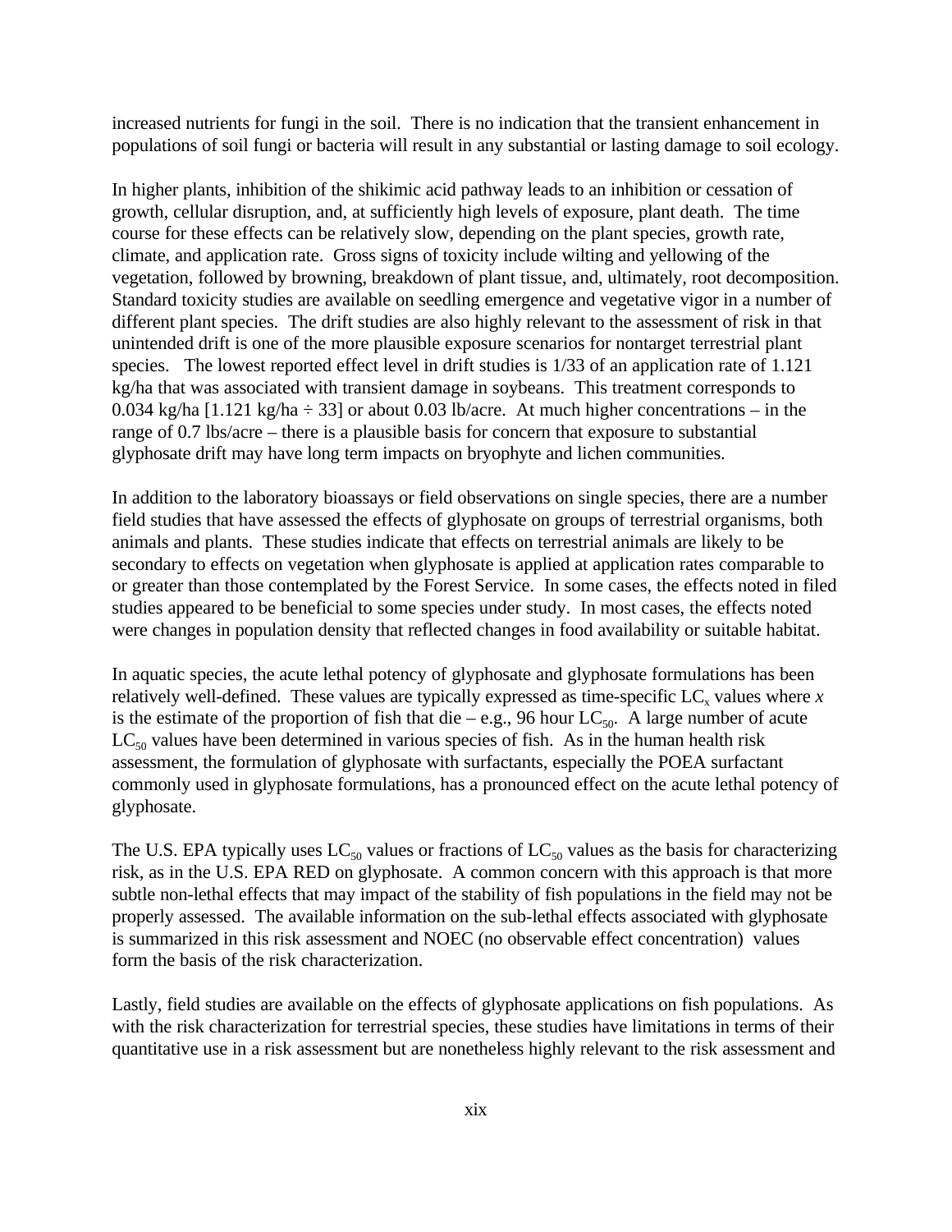increased nutrients for fungi in the soil. There is no indication that the transient enhancement in populations of soil fungi or bacteria will result in any substantial or lasting damage to soil ecology.

In higher plants, inhibition of the shikimic acid pathway leads to an inhibition or cessation of growth, cellular disruption, and, at sufficiently high levels of exposure, plant death. The time course for these effects can be relatively slow, depending on the plant species, growth rate, climate, and application rate. Gross signs of toxicity include wilting and yellowing of the vegetation, followed by browning, breakdown of plant tissue, and, ultimately, root decomposition. Standard toxicity studies are available on seedling emergence and vegetative vigor in a number of different plant species. The drift studies are also highly relevant to the assessment of risk in that unintended drift is one of the more plausible exposure scenarios for nontarget terrestrial plant species. The lowest reported effect level in drift studies is 1/33 of an application rate of 1.121 kg/ha that was associated with transient damage in soybeans. This treatment corresponds to 0.034 kg/ha [1.121 kg/ha ÷ 33] or about 0.03 lb/acre. At much higher concentrations – in the range of 0.7 lbs/acre – there is a plausible basis for concern that exposure to substantial glyphosate drift may have long term impacts on bryophyte and lichen communities.

In addition to the laboratory bioassays or field observations on single species, there are a number field studies that have assessed the effects of glyphosate on groups of terrestrial organisms, both animals and plants. These studies indicate that effects on terrestrial animals are likely to be secondary to effects on vegetation when glyphosate is applied at application rates comparable to or greater than those contemplated by the Forest Service. In some cases, the effects noted in filed studies appeared to be beneficial to some species under study. In most cases, the effects noted were changes in population density that reflected changes in food availability or suitable habitat.

In aquatic species, the acute lethal potency of glyphosate and glyphosate formulations has been relatively well-defined. These values are typically expressed as time-specific $LC_x$ values where $x$ is the estimate of the proportion of fish that die – e.g., 96 hour $LC_{50}$. A large number of acute $LC_{50}$ values have been determined in various species of fish. As in the human health risk assessment, the formulation of glyphosate with surfactants, especially the POEA surfactant commonly used in glyphosate formulations, has a pronounced effect on the acute lethal potency of glyphosate.

The U.S. EPA typically uses $LC_{50}$ values or fractions of $LC_{50}$ values as the basis for characterizing risk, as in the U.S. EPA RED on glyphosate. A common concern with this approach is that more subtle non-lethal effects that may impact of the stability of fish populations in the field may not be properly assessed. The available information on the sub-lethal effects associated with glyphosate is summarized in this risk assessment and NOEC (no observable effect concentration) values form the basis of the risk characterization.

Lastly, field studies are available on the effects of glyphosate applications on fish populations. As with the risk characterization for terrestrial species, these studies have limitations in terms of their quantitative use in a risk assessment but are nonetheless highly relevant to the risk assessment and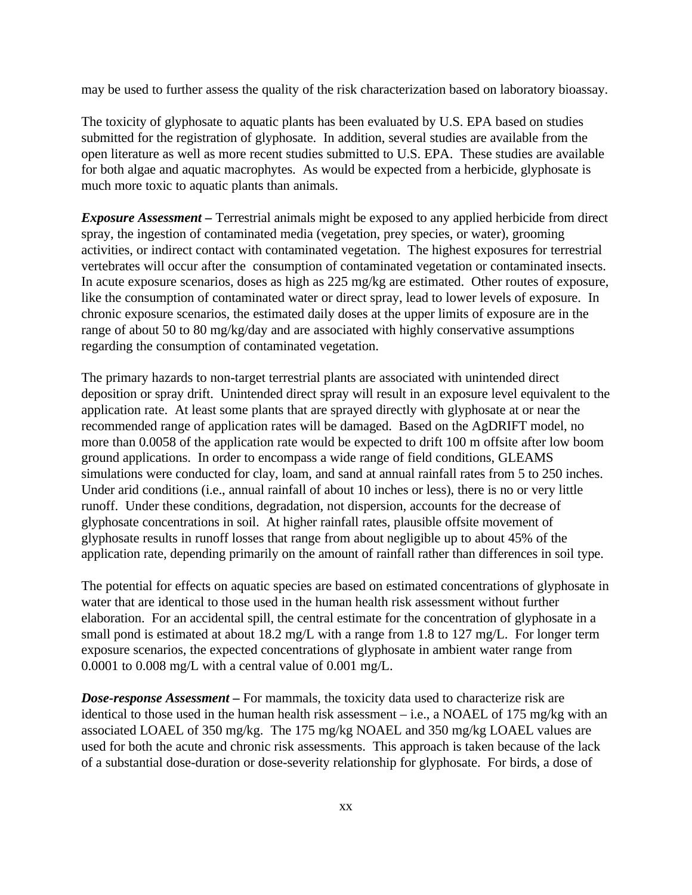may be used to further assess the quality of the risk characterization based on laboratory bioassay.

The toxicity of glyphosate to aquatic plants has been evaluated by U.S. EPA based on studies submitted for the registration of glyphosate. In addition, several studies are available from the open literature as well as more recent studies submitted to U.S. EPA. These studies are available for both algae and aquatic macrophytes. As would be expected from a herbicide, glyphosate is much more toxic to aquatic plants than animals.

***Exposure Assessment –*** Terrestrial animals might be exposed to any applied herbicide from direct spray, the ingestion of contaminated media (vegetation, prey species, or water), grooming activities, or indirect contact with contaminated vegetation. The highest exposures for terrestrial vertebrates will occur after the consumption of contaminated vegetation or contaminated insects. In acute exposure scenarios, doses as high as 225 mg/kg are estimated. Other routes of exposure, like the consumption of contaminated water or direct spray, lead to lower levels of exposure. In chronic exposure scenarios, the estimated daily doses at the upper limits of exposure are in the range of about 50 to 80 mg/kg/day and are associated with highly conservative assumptions regarding the consumption of contaminated vegetation.

The primary hazards to non-target terrestrial plants are associated with unintended direct deposition or spray drift. Unintended direct spray will result in an exposure level equivalent to the application rate. At least some plants that are sprayed directly with glyphosate at or near the recommended range of application rates will be damaged. Based on the AgDRIFT model, no more than 0.0058 of the application rate would be expected to drift 100 m offsite after low boom ground applications. In order to encompass a wide range of field conditions, GLEAMS simulations were conducted for clay, loam, and sand at annual rainfall rates from 5 to 250 inches. Under arid conditions (i.e., annual rainfall of about 10 inches or less), there is no or very little runoff. Under these conditions, degradation, not dispersion, accounts for the decrease of glyphosate concentrations in soil. At higher rainfall rates, plausible offsite movement of glyphosate results in runoff losses that range from about negligible up to about 45% of the application rate, depending primarily on the amount of rainfall rather than differences in soil type.

The potential for effects on aquatic species are based on estimated concentrations of glyphosate in water that are identical to those used in the human health risk assessment without further elaboration. For an accidental spill, the central estimate for the concentration of glyphosate in a small pond is estimated at about 18.2 mg/L with a range from 1.8 to 127 mg/L. For longer term exposure scenarios, the expected concentrations of glyphosate in ambient water range from 0.0001 to 0.008 mg/L with a central value of 0.001 mg/L.

***Dose-response Assessment –*** For mammals, the toxicity data used to characterize risk are identical to those used in the human health risk assessment – i.e., a NOAEL of 175 mg/kg with an associated LOAEL of 350 mg/kg. The 175 mg/kg NOAEL and 350 mg/kg LOAEL values are used for both the acute and chronic risk assessments. This approach is taken because of the lack of a substantial dose-duration or dose-severity relationship for glyphosate. For birds, a dose of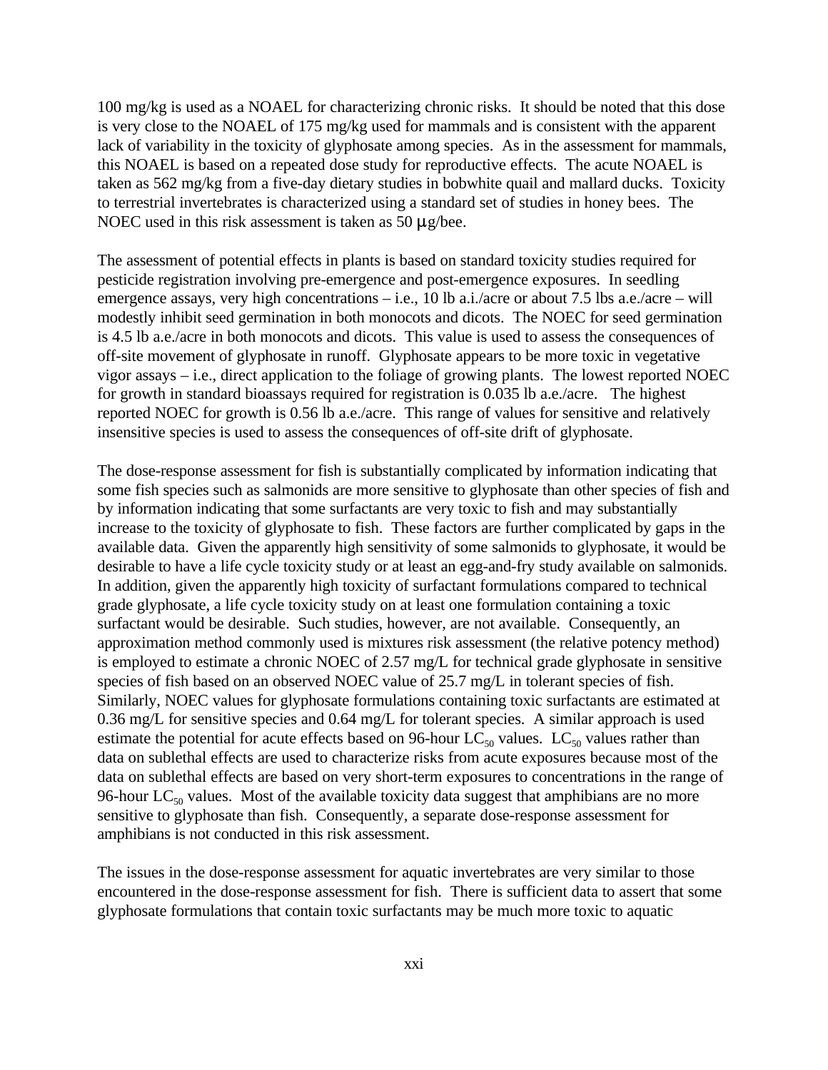100 mg/kg is used as a NOAEL for characterizing chronic risks. It should be noted that this dose is very close to the NOAEL of 175 mg/kg used for mammals and is consistent with the apparent lack of variability in the toxicity of glyphosate among species. As in the assessment for mammals, this NOAEL is based on a repeated dose study for reproductive effects. The acute NOAEL is taken as 562 mg/kg from a five-day dietary studies in bobwhite quail and mallard ducks. Toxicity to terrestrial invertebrates is characterized using a standard set of studies in honey bees. The NOEC used in this risk assessment is taken as 50 μg/bee.

The assessment of potential effects in plants is based on standard toxicity studies required for pesticide registration involving pre-emergence and post-emergence exposures. In seedling emergence assays, very high concentrations – i.e., 10 lb a.i./acre or about 7.5 lbs a.e./acre – will modestly inhibit seed germination in both monocots and dicots. The NOEC for seed germination is 4.5 lb a.e./acre in both monocots and dicots. This value is used to assess the consequences of off-site movement of glyphosate in runoff. Glyphosate appears to be more toxic in vegetative vigor assays – i.e., direct application to the foliage of growing plants. The lowest reported NOEC for growth in standard bioassays required for registration is 0.035 lb a.e./acre. The highest reported NOEC for growth is 0.56 lb a.e./acre. This range of values for sensitive and relatively insensitive species is used to assess the consequences of off-site drift of glyphosate.

The dose-response assessment for fish is substantially complicated by information indicating that some fish species such as salmonids are more sensitive to glyphosate than other species of fish and by information indicating that some surfactants are very toxic to fish and may substantially increase to the toxicity of glyphosate to fish. These factors are further complicated by gaps in the available data. Given the apparently high sensitivity of some salmonids to glyphosate, it would be desirable to have a life cycle toxicity study or at least an egg-and-fry study available on salmonids. In addition, given the apparently high toxicity of surfactant formulations compared to technical grade glyphosate, a life cycle toxicity study on at least one formulation containing a toxic surfactant would be desirable. Such studies, however, are not available. Consequently, an approximation method commonly used is mixtures risk assessment (the relative potency method) is employed to estimate a chronic NOEC of 2.57 mg/L for technical grade glyphosate in sensitive species of fish based on an observed NOEC value of 25.7 mg/L in tolerant species of fish. Similarly, NOEC values for glyphosate formulations containing toxic surfactants are estimated at 0.36 mg/L for sensitive species and 0.64 mg/L for tolerant species. A similar approach is used estimate the potential for acute effects based on 96-hour $LC_{50}$ values. $LC_{50}$ values rather than data on sublethal effects are used to characterize risks from acute exposures because most of the data on sublethal effects are based on very short-term exposures to concentrations in the range of 96-hour $LC_{50}$ values. Most of the available toxicity data suggest that amphibians are no more sensitive to glyphosate than fish. Consequently, a separate dose-response assessment for amphibians is not conducted in this risk assessment.

The issues in the dose-response assessment for aquatic invertebrates are very similar to those encountered in the dose-response assessment for fish. There is sufficient data to assert that some glyphosate formulations that contain toxic surfactants may be much more toxic to aquatic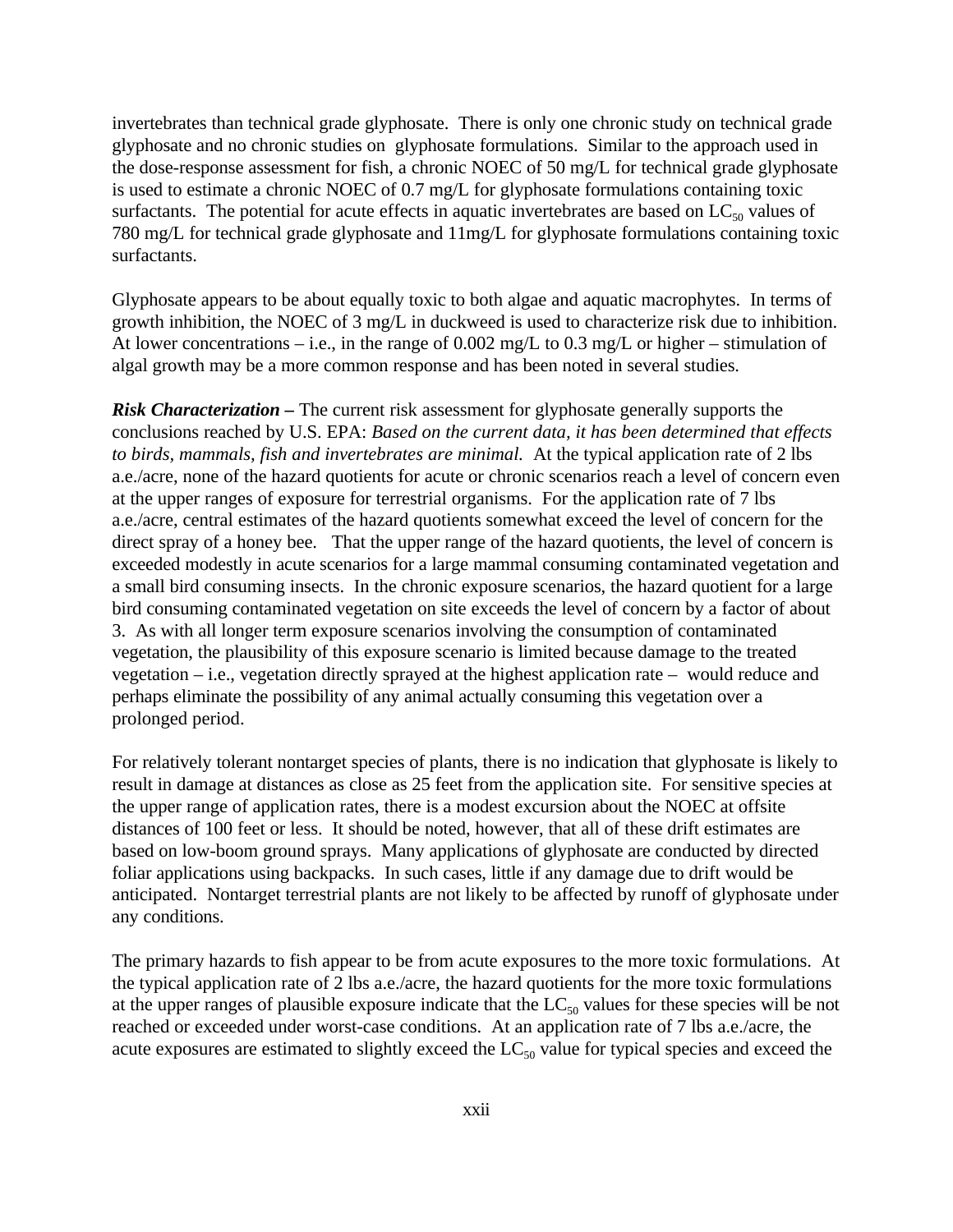invertebrates than technical grade glyphosate. There is only one chronic study on technical grade glyphosate and no chronic studies on glyphosate formulations. Similar to the approach used in the dose-response assessment for fish, a chronic NOEC of 50 mg/L for technical grade glyphosate is used to estimate a chronic NOEC of 0.7 mg/L for glyphosate formulations containing toxic surfactants. The potential for acute effects in aquatic invertebrates are based on $LC_{50}$ values of 780 mg/L for technical grade glyphosate and 11mg/L for glyphosate formulations containing toxic surfactants.

Glyphosate appears to be about equally toxic to both algae and aquatic macrophytes. In terms of growth inhibition, the NOEC of 3 mg/L in duckweed is used to characterize risk due to inhibition. At lower concentrations – i.e., in the range of 0.002 mg/L to 0.3 mg/L or higher – stimulation of algal growth may be a more common response and has been noted in several studies.

***Risk Characterization –*** The current risk assessment for glyphosate generally supports the conclusions reached by U.S. EPA: *Based on the current data, it has been determined that effects to birds, mammals, fish and invertebrates are minimal.* At the typical application rate of 2 lbs a.e./acre, none of the hazard quotients for acute or chronic scenarios reach a level of concern even at the upper ranges of exposure for terrestrial organisms. For the application rate of 7 lbs a.e./acre, central estimates of the hazard quotients somewhat exceed the level of concern for the direct spray of a honey bee. That the upper range of the hazard quotients, the level of concern is exceeded modestly in acute scenarios for a large mammal consuming contaminated vegetation and a small bird consuming insects. In the chronic exposure scenarios, the hazard quotient for a large bird consuming contaminated vegetation on site exceeds the level of concern by a factor of about 3. As with all longer term exposure scenarios involving the consumption of contaminated vegetation, the plausibility of this exposure scenario is limited because damage to the treated vegetation – i.e., vegetation directly sprayed at the highest application rate – would reduce and perhaps eliminate the possibility of any animal actually consuming this vegetation over a prolonged period.

For relatively tolerant nontarget species of plants, there is no indication that glyphosate is likely to result in damage at distances as close as 25 feet from the application site. For sensitive species at the upper range of application rates, there is a modest excursion about the NOEC at offsite distances of 100 feet or less. It should be noted, however, that all of these drift estimates are based on low-boom ground sprays. Many applications of glyphosate are conducted by directed foliar applications using backpacks. In such cases, little if any damage due to drift would be anticipated. Nontarget terrestrial plants are not likely to be affected by runoff of glyphosate under any conditions.

The primary hazards to fish appear to be from acute exposures to the more toxic formulations. At the typical application rate of 2 lbs a.e./acre, the hazard quotients for the more toxic formulations at the upper ranges of plausible exposure indicate that the $LC_{50}$ values for these species will be not reached or exceeded under worst-case conditions. At an application rate of 7 lbs a.e./acre, the acute exposures are estimated to slightly exceed the $LC_{50}$ value for typical species and exceed the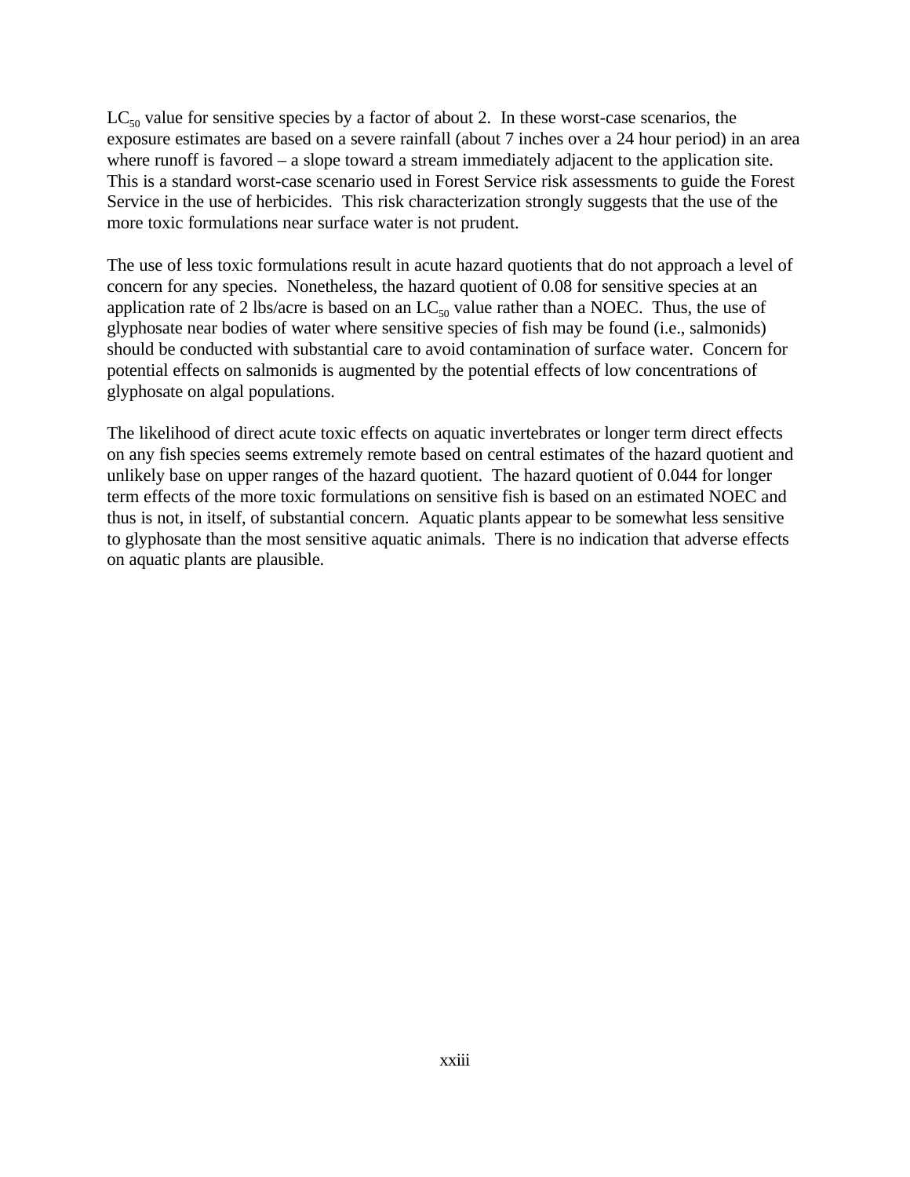$LC_{50}$ value for sensitive species by a factor of about 2. In these worst-case scenarios, the exposure estimates are based on a severe rainfall (about 7 inches over a 24 hour period) in an area where runoff is favored – a slope toward a stream immediately adjacent to the application site. This is a standard worst-case scenario used in Forest Service risk assessments to guide the Forest Service in the use of herbicides. This risk characterization strongly suggests that the use of the more toxic formulations near surface water is not prudent.

The use of less toxic formulations result in acute hazard quotients that do not approach a level of concern for any species. Nonetheless, the hazard quotient of 0.08 for sensitive species at an application rate of 2 lbs/acre is based on an $LC_{50}$ value rather than a NOEC. Thus, the use of glyphosate near bodies of water where sensitive species of fish may be found (i.e., salmonids) should be conducted with substantial care to avoid contamination of surface water. Concern for potential effects on salmonids is augmented by the potential effects of low concentrations of glyphosate on algal populations.

The likelihood of direct acute toxic effects on aquatic invertebrates or longer term direct effects on any fish species seems extremely remote based on central estimates of the hazard quotient and unlikely base on upper ranges of the hazard quotient. The hazard quotient of 0.044 for longer term effects of the more toxic formulations on sensitive fish is based on an estimated NOEC and thus is not, in itself, of substantial concern. Aquatic plants appear to be somewhat less sensitive to glyphosate than the most sensitive aquatic animals. There is no indication that adverse effects on aquatic plants are plausible.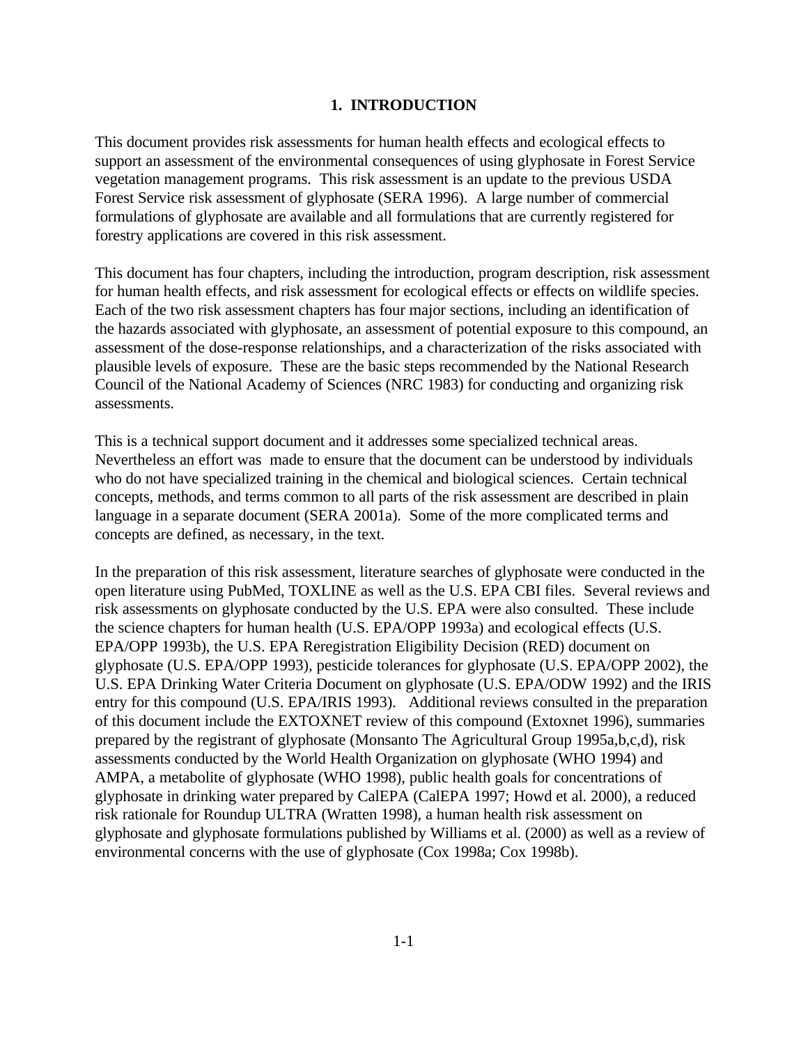# 1. INTRODUCTION

This document provides risk assessments for human health effects and ecological effects to support an assessment of the environmental consequences of using glyphosate in Forest Service vegetation management programs. This risk assessment is an update to the previous USDA Forest Service risk assessment of glyphosate (SERA 1996). A large number of commercial formulations of glyphosate are available and all formulations that are currently registered for forestry applications are covered in this risk assessment.

This document has four chapters, including the introduction, program description, risk assessment for human health effects, and risk assessment for ecological effects or effects on wildlife species. Each of the two risk assessment chapters has four major sections, including an identification of the hazards associated with glyphosate, an assessment of potential exposure to this compound, an assessment of the dose-response relationships, and a characterization of the risks associated with plausible levels of exposure. These are the basic steps recommended by the National Research Council of the National Academy of Sciences (NRC 1983) for conducting and organizing risk assessments.

This is a technical support document and it addresses some specialized technical areas. Nevertheless an effort was made to ensure that the document can be understood by individuals who do not have specialized training in the chemical and biological sciences. Certain technical concepts, methods, and terms common to all parts of the risk assessment are described in plain language in a separate document (SERA 2001a). Some of the more complicated terms and concepts are defined, as necessary, in the text.

In the preparation of this risk assessment, literature searches of glyphosate were conducted in the open literature using PubMed, TOXLINE as well as the U.S. EPA CBI files. Several reviews and risk assessments on glyphosate conducted by the U.S. EPA were also consulted. These include the science chapters for human health (U.S. EPA/OPP 1993a) and ecological effects (U.S. EPA/OPP 1993b), the U.S. EPA Reregistration Eligibility Decision (RED) document on glyphosate (U.S. EPA/OPP 1993), pesticide tolerances for glyphosate (U.S. EPA/OPP 2002), the U.S. EPA Drinking Water Criteria Document on glyphosate (U.S. EPA/ODW 1992) and the IRIS entry for this compound (U.S. EPA/IRIS 1993). Additional reviews consulted in the preparation of this document include the EXTOXNET review of this compound (Extoxnet 1996), summaries prepared by the registrant of glyphosate (Monsanto The Agricultural Group 1995a,b,c,d), risk assessments conducted by the World Health Organization on glyphosate (WHO 1994) and AMPA, a metabolite of glyphosate (WHO 1998), public health goals for concentrations of glyphosate in drinking water prepared by CalEPA (CalEPA 1997; Howd et al. 2000), a reduced risk rationale for Roundup ULTRA (Wratten 1998), a human health risk assessment on glyphosate and glyphosate formulations published by Williams et al. (2000) as well as a review of environmental concerns with the use of glyphosate (Cox 1998a; Cox 1998b).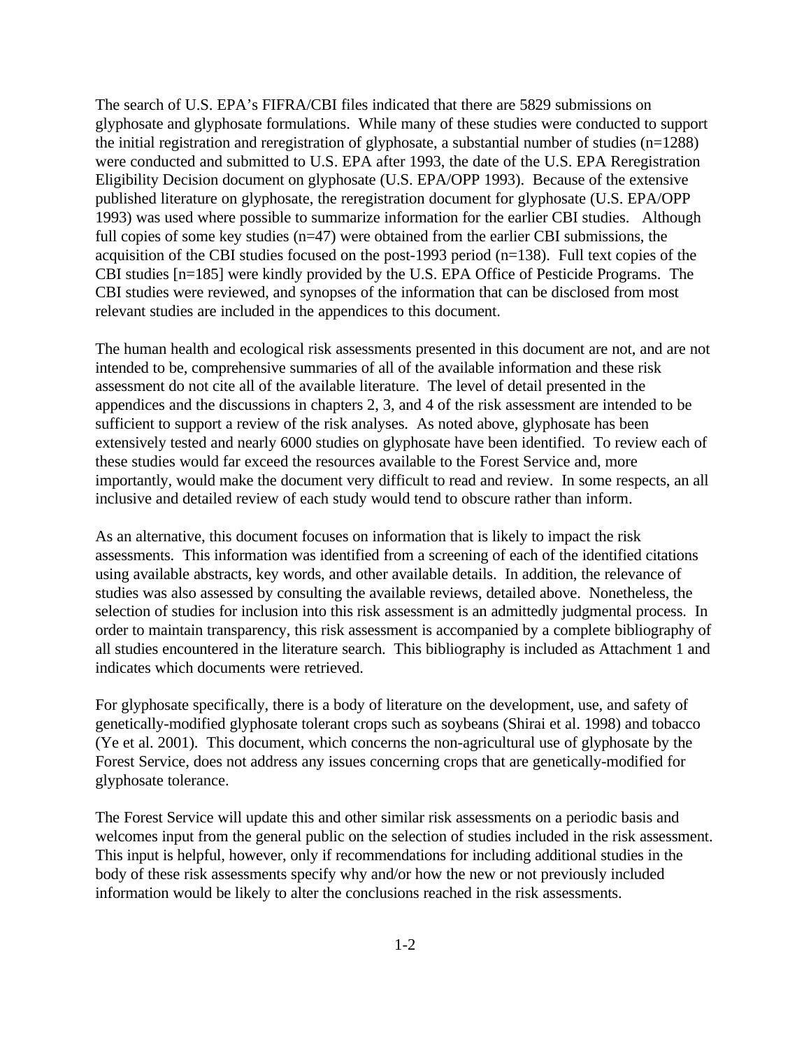The search of U.S. EPA's FIFRA/CBI files indicated that there are 5829 submissions on glyphosate and glyphosate formulations. While many of these studies were conducted to support the initial registration and reregistration of glyphosate, a substantial number of studies (n=1288) were conducted and submitted to U.S. EPA after 1993, the date of the U.S. EPA Reregistration Eligibility Decision document on glyphosate (U.S. EPA/OPP 1993). Because of the extensive published literature on glyphosate, the reregistration document for glyphosate (U.S. EPA/OPP 1993) was used where possible to summarize information for the earlier CBI studies. Although full copies of some key studies (n=47) were obtained from the earlier CBI submissions, the acquisition of the CBI studies focused on the post-1993 period (n=138). Full text copies of the CBI studies [n=185] were kindly provided by the U.S. EPA Office of Pesticide Programs. The CBI studies were reviewed, and synopses of the information that can be disclosed from most relevant studies are included in the appendices to this document.

The human health and ecological risk assessments presented in this document are not, and are not intended to be, comprehensive summaries of all of the available information and these risk assessment do not cite all of the available literature. The level of detail presented in the appendices and the discussions in chapters 2, 3, and 4 of the risk assessment are intended to be sufficient to support a review of the risk analyses. As noted above, glyphosate has been extensively tested and nearly 6000 studies on glyphosate have been identified. To review each of these studies would far exceed the resources available to the Forest Service and, more importantly, would make the document very difficult to read and review. In some respects, an all inclusive and detailed review of each study would tend to obscure rather than inform.

As an alternative, this document focuses on information that is likely to impact the risk assessments. This information was identified from a screening of each of the identified citations using available abstracts, key words, and other available details. In addition, the relevance of studies was also assessed by consulting the available reviews, detailed above. Nonetheless, the selection of studies for inclusion into this risk assessment is an admittedly judgmental process. In order to maintain transparency, this risk assessment is accompanied by a complete bibliography of all studies encountered in the literature search. This bibliography is included as Attachment 1 and indicates which documents were retrieved.

For glyphosate specifically, there is a body of literature on the development, use, and safety of genetically-modified glyphosate tolerant crops such as soybeans (Shirai et al. 1998) and tobacco (Ye et al. 2001). This document, which concerns the non-agricultural use of glyphosate by the Forest Service, does not address any issues concerning crops that are genetically-modified for glyphosate tolerance.

The Forest Service will update this and other similar risk assessments on a periodic basis and welcomes input from the general public on the selection of studies included in the risk assessment. This input is helpful, however, only if recommendations for including additional studies in the body of these risk assessments specify why and/or how the new or not previously included information would be likely to alter the conclusions reached in the risk assessments.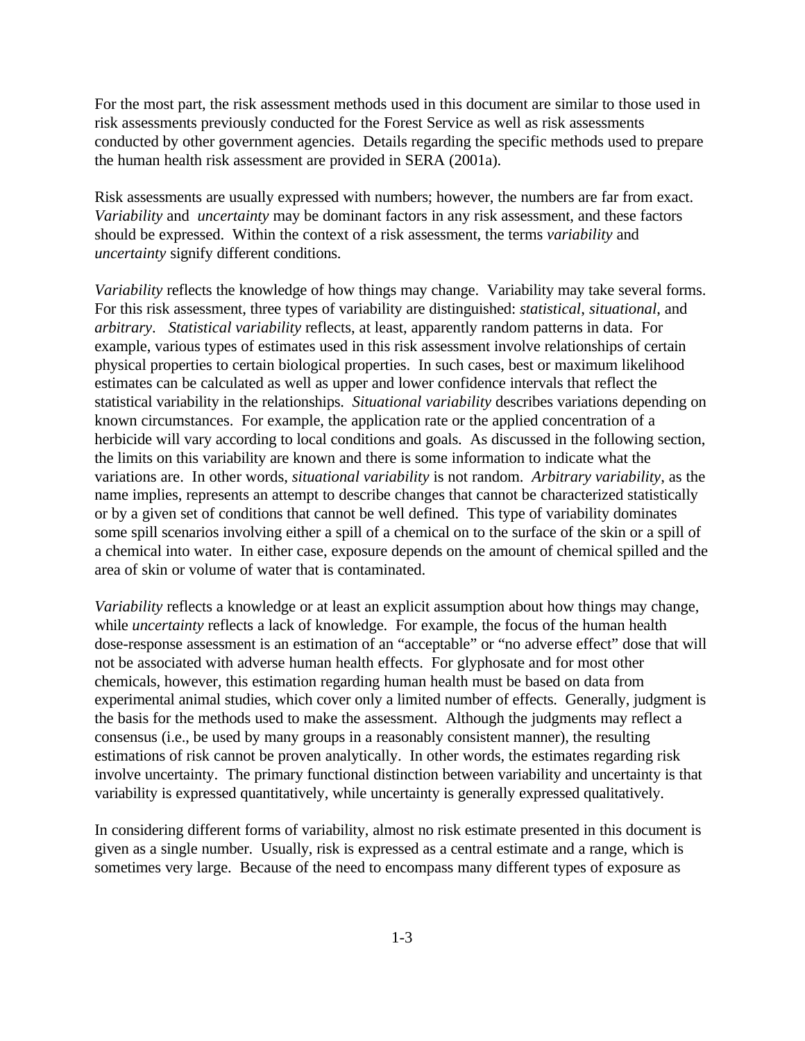For the most part, the risk assessment methods used in this document are similar to those used in risk assessments previously conducted for the Forest Service as well as risk assessments conducted by other government agencies. Details regarding the specific methods used to prepare the human health risk assessment are provided in SERA (2001a).

Risk assessments are usually expressed with numbers; however, the numbers are far from exact. *Variability* and *uncertainty* may be dominant factors in any risk assessment, and these factors should be expressed. Within the context of a risk assessment, the terms *variability* and *uncertainty* signify different conditions.

*Variability* reflects the knowledge of how things may change. Variability may take several forms. For this risk assessment, three types of variability are distinguished: *statistical*, *situational*, and *arbitrary*. *Statistical variability* reflects, at least, apparently random patterns in data. For example, various types of estimates used in this risk assessment involve relationships of certain physical properties to certain biological properties. In such cases, best or maximum likelihood estimates can be calculated as well as upper and lower confidence intervals that reflect the statistical variability in the relationships. *Situational variability* describes variations depending on known circumstances. For example, the application rate or the applied concentration of a herbicide will vary according to local conditions and goals. As discussed in the following section, the limits on this variability are known and there is some information to indicate what the variations are. In other words, *situational variability* is not random. *Arbitrary variability*, as the name implies, represents an attempt to describe changes that cannot be characterized statistically or by a given set of conditions that cannot be well defined. This type of variability dominates some spill scenarios involving either a spill of a chemical on to the surface of the skin or a spill of a chemical into water. In either case, exposure depends on the amount of chemical spilled and the area of skin or volume of water that is contaminated.

*Variability* reflects a knowledge or at least an explicit assumption about how things may change, while *uncertainty* reflects a lack of knowledge. For example, the focus of the human health dose-response assessment is an estimation of an "acceptable" or "no adverse effect" dose that will not be associated with adverse human health effects. For glyphosate and for most other chemicals, however, this estimation regarding human health must be based on data from experimental animal studies, which cover only a limited number of effects. Generally, judgment is the basis for the methods used to make the assessment. Although the judgments may reflect a consensus (i.e., be used by many groups in a reasonably consistent manner), the resulting estimations of risk cannot be proven analytically. In other words, the estimates regarding risk involve uncertainty. The primary functional distinction between variability and uncertainty is that variability is expressed quantitatively, while uncertainty is generally expressed qualitatively.

In considering different forms of variability, almost no risk estimate presented in this document is given as a single number. Usually, risk is expressed as a central estimate and a range, which is sometimes very large. Because of the need to encompass many different types of exposure as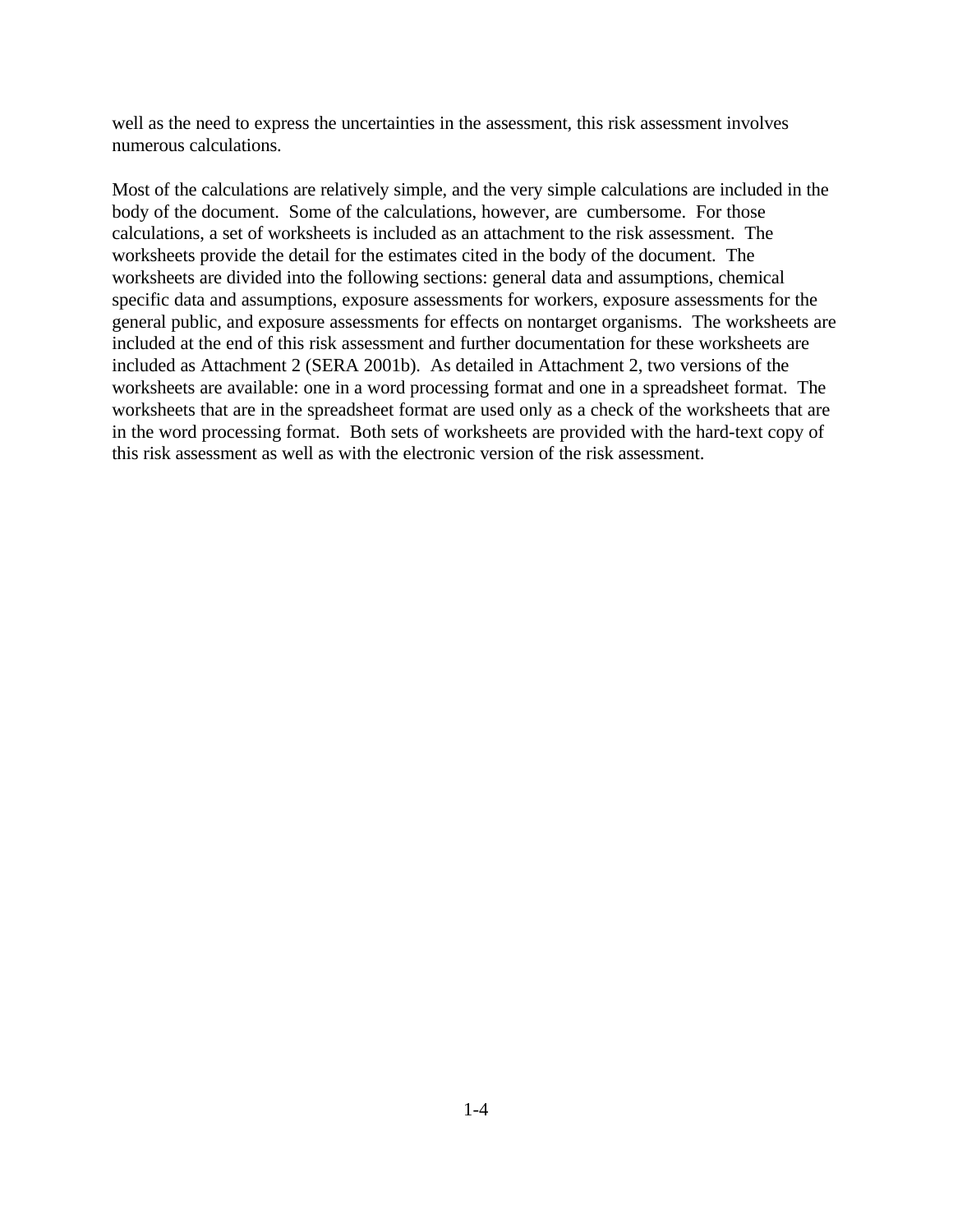well as the need to express the uncertainties in the assessment, this risk assessment involves numerous calculations.

Most of the calculations are relatively simple, and the very simple calculations are included in the body of the document. Some of the calculations, however, are cumbersome. For those calculations, a set of worksheets is included as an attachment to the risk assessment. The worksheets provide the detail for the estimates cited in the body of the document. The worksheets are divided into the following sections: general data and assumptions, chemical specific data and assumptions, exposure assessments for workers, exposure assessments for the general public, and exposure assessments for effects on nontarget organisms. The worksheets are included at the end of this risk assessment and further documentation for these worksheets are included as Attachment 2 (SERA 2001b). As detailed in Attachment 2, two versions of the worksheets are available: one in a word processing format and one in a spreadsheet format. The worksheets that are in the spreadsheet format are used only as a check of the worksheets that are in the word processing format. Both sets of worksheets are provided with the hard-text copy of this risk assessment as well as with the electronic version of the risk assessment.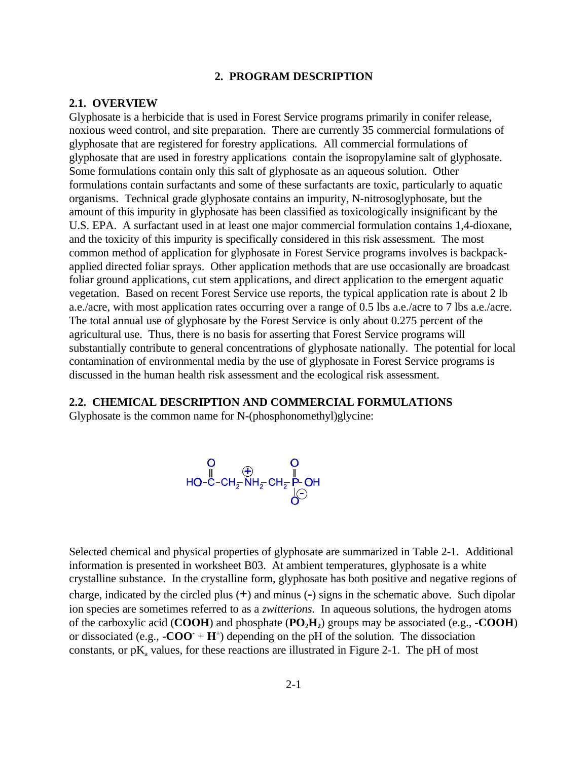# 2. PROGRAM DESCRIPTION

## 2.1. OVERVIEW

Glyphosate is a herbicide that is used in Forest Service programs primarily in conifer release, noxious weed control, and site preparation. There are currently 35 commercial formulations of glyphosate that are registered for forestry applications. All commercial formulations of glyphosate that are used in forestry applications contain the isopropylamine salt of glyphosate. Some formulations contain only this salt of glyphosate as an aqueous solution. Other formulations contain surfactants and some of these surfactants are toxic, particularly to aquatic organisms. Technical grade glyphosate contains an impurity, N-nitrosoglyphosate, but the amount of this impurity in glyphosate has been classified as toxicologically insignificant by the U.S. EPA. A surfactant used in at least one major commercial formulation contains 1,4-dioxane, and the toxicity of this impurity is specifically considered in this risk assessment. The most common method of application for glyphosate in Forest Service programs involves is backpack-applied directed foliar sprays. Other application methods that are use occasionally are broadcast foliar ground applications, cut stem applications, and direct application to the emergent aquatic vegetation. Based on recent Forest Service use reports, the typical application rate is about 2 lb a.e./acre, with most application rates occurring over a range of 0.5 lbs a.e./acre to 7 lbs a.e./acre. The total annual use of glyphosate by the Forest Service is only about 0.275 percent of the agricultural use. Thus, there is no basis for asserting that Forest Service programs will substantially contribute to general concentrations of glyphosate nationally. The potential for local contamination of environmental media by the use of glyphosate in Forest Service programs is discussed in the human health risk assessment and the ecological risk assessment.

## 2.2. CHEMICAL DESCRIPTION AND COMMERCIAL FORMULATIONS

Glyphosate is the common name for N-(phosphonomethyl)glycine:

$$HO-\overset{\displaystyle O}{\overset{\|}{C}}-CH_2-\overset{\oplus}{NH_2}-CH_2-\overset{\displaystyle O}{\overset{\|}{\underset{\underset{\displaystyle O^{\ominus}}{|}}{P}}}-OH$$

Selected chemical and physical properties of glyphosate are summarized in Table 2-1. Additional information is presented in worksheet B03. At ambient temperatures, glyphosate is a white crystalline substance. In the crystalline form, glyphosate has both positive and negative regions of charge, indicated by the circled plus (+) and minus (-) signs in the schematic above. Such dipolar ion species are sometimes referred to as a *zwitterions*. In aqueous solutions, the hydrogen atoms of the carboxylic acid (**COOH**) and phosphate (**$PO_2H_2$**) groups may be associated (e.g., **-COOH**) or dissociated (e.g., **-$COO^-$** + **$H^+$**) depending on the pH of the solution. The dissociation constants, or $pK_a$ values, for these reactions are illustrated in Figure 2-1. The pH of most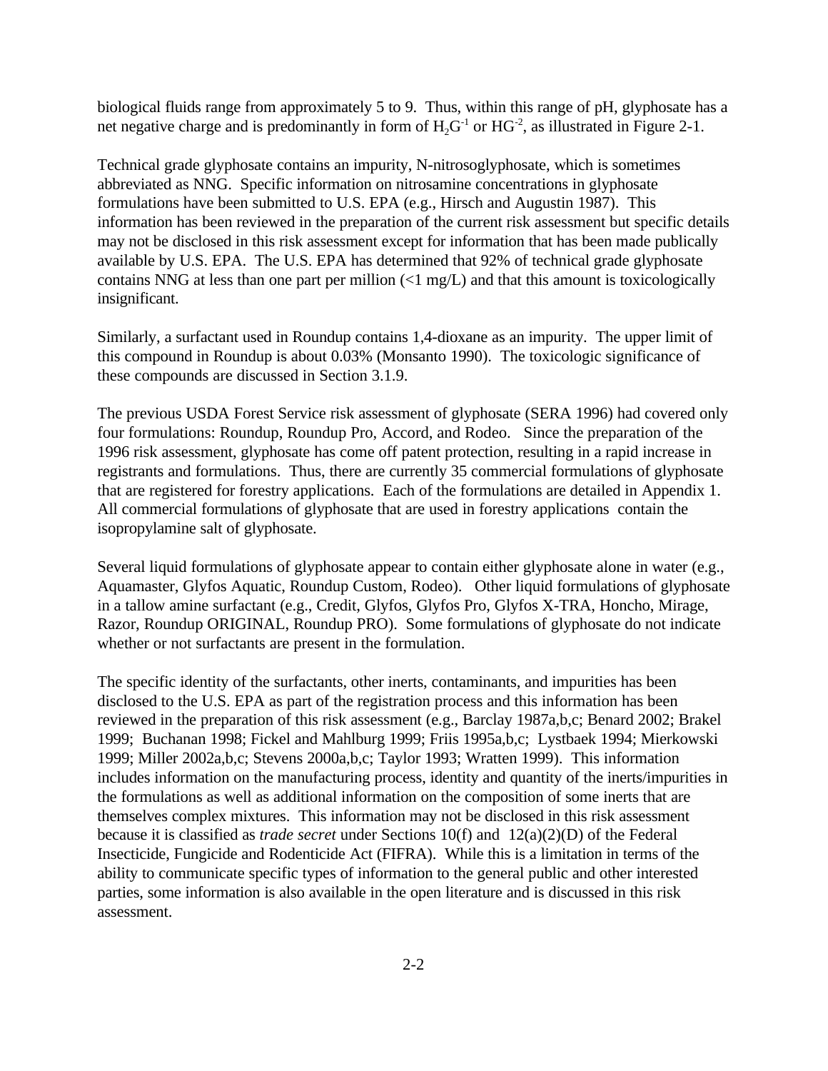biological fluids range from approximately 5 to 9. Thus, within this range of pH, glyphosate has a net negative charge and is predominantly in form of $H_2G^{-1}$ or $HG^{-2}$, as illustrated in Figure 2-1.

Technical grade glyphosate contains an impurity, N-nitrosoglyphosate, which is sometimes abbreviated as NNG. Specific information on nitrosamine concentrations in glyphosate formulations have been submitted to U.S. EPA (e.g., Hirsch and Augustin 1987). This information has been reviewed in the preparation of the current risk assessment but specific details may not be disclosed in this risk assessment except for information that has been made publically available by U.S. EPA. The U.S. EPA has determined that 92% of technical grade glyphosate contains NNG at less than one part per million (<1 mg/L) and that this amount is toxicologically insignificant.

Similarly, a surfactant used in Roundup contains 1,4-dioxane as an impurity. The upper limit of this compound in Roundup is about 0.03% (Monsanto 1990). The toxicologic significance of these compounds are discussed in Section 3.1.9.

The previous USDA Forest Service risk assessment of glyphosate (SERA 1996) had covered only four formulations: Roundup, Roundup Pro, Accord, and Rodeo. Since the preparation of the 1996 risk assessment, glyphosate has come off patent protection, resulting in a rapid increase in registrants and formulations. Thus, there are currently 35 commercial formulations of glyphosate that are registered for forestry applications. Each of the formulations are detailed in Appendix 1. All commercial formulations of glyphosate that are used in forestry applications contain the isopropylamine salt of glyphosate.

Several liquid formulations of glyphosate appear to contain either glyphosate alone in water (e.g., Aquamaster, Glyfos Aquatic, Roundup Custom, Rodeo). Other liquid formulations of glyphosate in a tallow amine surfactant (e.g., Credit, Glyfos, Glyfos Pro, Glyfos X-TRA, Honcho, Mirage, Razor, Roundup ORIGINAL, Roundup PRO). Some formulations of glyphosate do not indicate whether or not surfactants are present in the formulation.

The specific identity of the surfactants, other inerts, contaminants, and impurities has been disclosed to the U.S. EPA as part of the registration process and this information has been reviewed in the preparation of this risk assessment (e.g., Barclay 1987a,b,c; Benard 2002; Brakel 1999; Buchanan 1998; Fickel and Mahlburg 1999; Friis 1995a,b,c; Lystbaek 1994; Mierkowski 1999; Miller 2002a,b,c; Stevens 2000a,b,c; Taylor 1993; Wratten 1999). This information includes information on the manufacturing process, identity and quantity of the inerts/impurities in the formulations as well as additional information on the composition of some inerts that are themselves complex mixtures. This information may not be disclosed in this risk assessment because it is classified as *trade secret* under Sections 10(f) and 12(a)(2)(D) of the Federal Insecticide, Fungicide and Rodenticide Act (FIFRA). While this is a limitation in terms of the ability to communicate specific types of information to the general public and other interested parties, some information is also available in the open literature and is discussed in this risk assessment.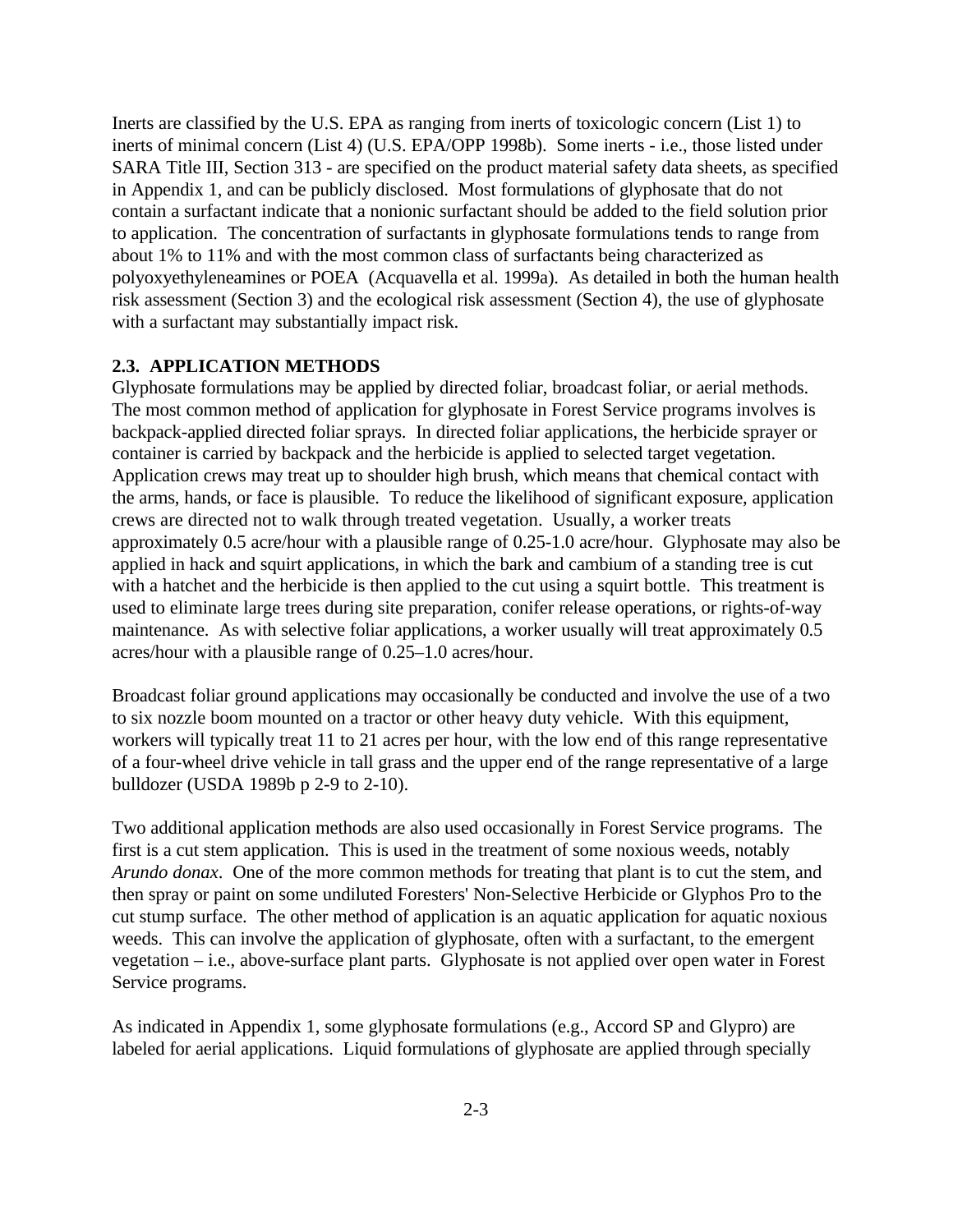Inerts are classified by the U.S. EPA as ranging from inerts of toxicologic concern (List 1) to inerts of minimal concern (List 4) (U.S. EPA/OPP 1998b). Some inerts - i.e., those listed under SARA Title III, Section 313 - are specified on the product material safety data sheets, as specified in Appendix 1, and can be publicly disclosed. Most formulations of glyphosate that do not contain a surfactant indicate that a nonionic surfactant should be added to the field solution prior to application. The concentration of surfactants in glyphosate formulations tends to range from about 1% to 11% and with the most common class of surfactants being characterized as polyoxyethyleneamines or POEA (Acquavella et al. 1999a). As detailed in both the human health risk assessment (Section 3) and the ecological risk assessment (Section 4), the use of glyphosate with a surfactant may substantially impact risk.

## 2.3. APPLICATION METHODS

Glyphosate formulations may be applied by directed foliar, broadcast foliar, or aerial methods. The most common method of application for glyphosate in Forest Service programs involves is backpack-applied directed foliar sprays. In directed foliar applications, the herbicide sprayer or container is carried by backpack and the herbicide is applied to selected target vegetation. Application crews may treat up to shoulder high brush, which means that chemical contact with the arms, hands, or face is plausible. To reduce the likelihood of significant exposure, application crews are directed not to walk through treated vegetation. Usually, a worker treats approximately 0.5 acre/hour with a plausible range of 0.25-1.0 acre/hour. Glyphosate may also be applied in hack and squirt applications, in which the bark and cambium of a standing tree is cut with a hatchet and the herbicide is then applied to the cut using a squirt bottle. This treatment is used to eliminate large trees during site preparation, conifer release operations, or rights-of-way maintenance. As with selective foliar applications, a worker usually will treat approximately 0.5 acres/hour with a plausible range of 0.25–1.0 acres/hour.

Broadcast foliar ground applications may occasionally be conducted and involve the use of a two to six nozzle boom mounted on a tractor or other heavy duty vehicle. With this equipment, workers will typically treat 11 to 21 acres per hour, with the low end of this range representative of a four-wheel drive vehicle in tall grass and the upper end of the range representative of a large bulldozer (USDA 1989b p 2-9 to 2-10).

Two additional application methods are also used occasionally in Forest Service programs. The first is a cut stem application. This is used in the treatment of some noxious weeds, notably *Arundo donax*. One of the more common methods for treating that plant is to cut the stem, and then spray or paint on some undiluted Foresters' Non-Selective Herbicide or Glyphos Pro to the cut stump surface. The other method of application is an aquatic application for aquatic noxious weeds. This can involve the application of glyphosate, often with a surfactant, to the emergent vegetation – i.e., above-surface plant parts. Glyphosate is not applied over open water in Forest Service programs.

As indicated in Appendix 1, some glyphosate formulations (e.g., Accord SP and Glypro) are labeled for aerial applications. Liquid formulations of glyphosate are applied through specially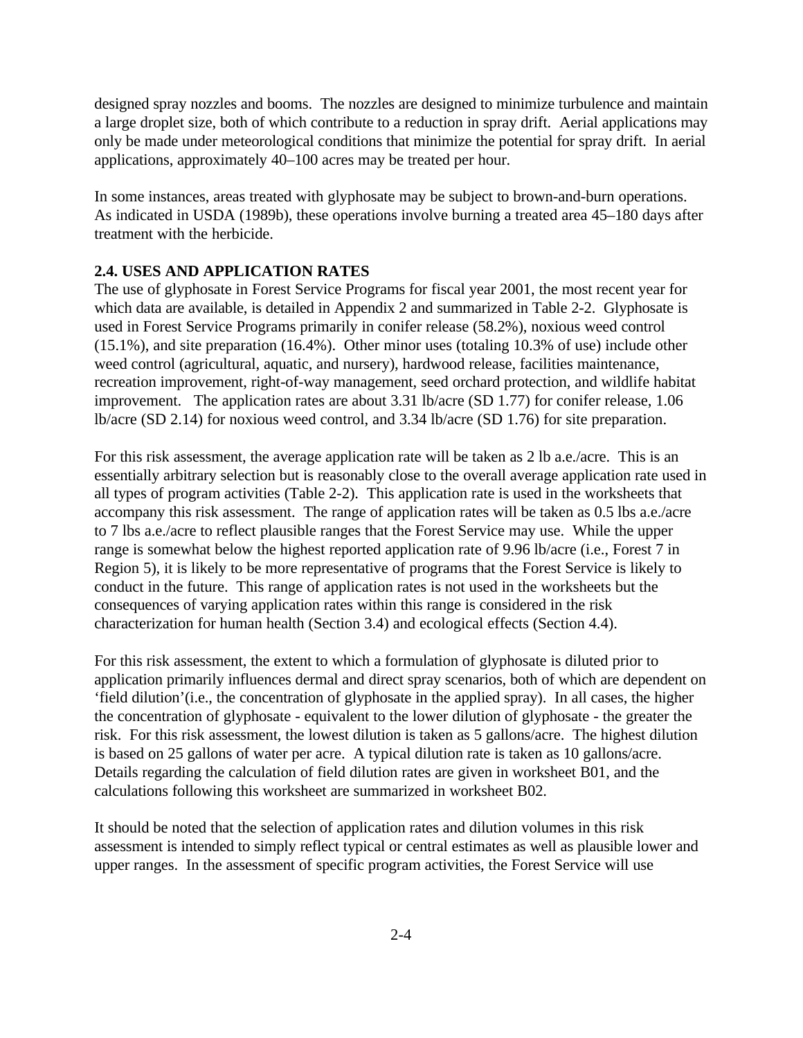designed spray nozzles and booms. The nozzles are designed to minimize turbulence and maintain a large droplet size, both of which contribute to a reduction in spray drift. Aerial applications may only be made under meteorological conditions that minimize the potential for spray drift. In aerial applications, approximately 40–100 acres may be treated per hour.

In some instances, areas treated with glyphosate may be subject to brown-and-burn operations. As indicated in USDA (1989b), these operations involve burning a treated area 45–180 days after treatment with the herbicide.

### 2.4. USES AND APPLICATION RATES

The use of glyphosate in Forest Service Programs for fiscal year 2001, the most recent year for which data are available, is detailed in Appendix 2 and summarized in Table 2-2. Glyphosate is used in Forest Service Programs primarily in conifer release (58.2%), noxious weed control (15.1%), and site preparation (16.4%). Other minor uses (totaling 10.3% of use) include other weed control (agricultural, aquatic, and nursery), hardwood release, facilities maintenance, recreation improvement, right-of-way management, seed orchard protection, and wildlife habitat improvement. The application rates are about 3.31 lb/acre (SD 1.77) for conifer release, 1.06 lb/acre (SD 2.14) for noxious weed control, and 3.34 lb/acre (SD 1.76) for site preparation.

For this risk assessment, the average application rate will be taken as 2 lb a.e./acre. This is an essentially arbitrary selection but is reasonably close to the overall average application rate used in all types of program activities (Table 2-2). This application rate is used in the worksheets that accompany this risk assessment. The range of application rates will be taken as 0.5 lbs a.e./acre to 7 lbs a.e./acre to reflect plausible ranges that the Forest Service may use. While the upper range is somewhat below the highest reported application rate of 9.96 lb/acre (i.e., Forest 7 in Region 5), it is likely to be more representative of programs that the Forest Service is likely to conduct in the future. This range of application rates is not used in the worksheets but the consequences of varying application rates within this range is considered in the risk characterization for human health (Section 3.4) and ecological effects (Section 4.4).

For this risk assessment, the extent to which a formulation of glyphosate is diluted prior to application primarily influences dermal and direct spray scenarios, both of which are dependent on 'field dilution'(i.e., the concentration of glyphosate in the applied spray). In all cases, the higher the concentration of glyphosate - equivalent to the lower dilution of glyphosate - the greater the risk. For this risk assessment, the lowest dilution is taken as 5 gallons/acre. The highest dilution is based on 25 gallons of water per acre. A typical dilution rate is taken as 10 gallons/acre. Details regarding the calculation of field dilution rates are given in worksheet B01, and the calculations following this worksheet are summarized in worksheet B02.

It should be noted that the selection of application rates and dilution volumes in this risk assessment is intended to simply reflect typical or central estimates as well as plausible lower and upper ranges. In the assessment of specific program activities, the Forest Service will use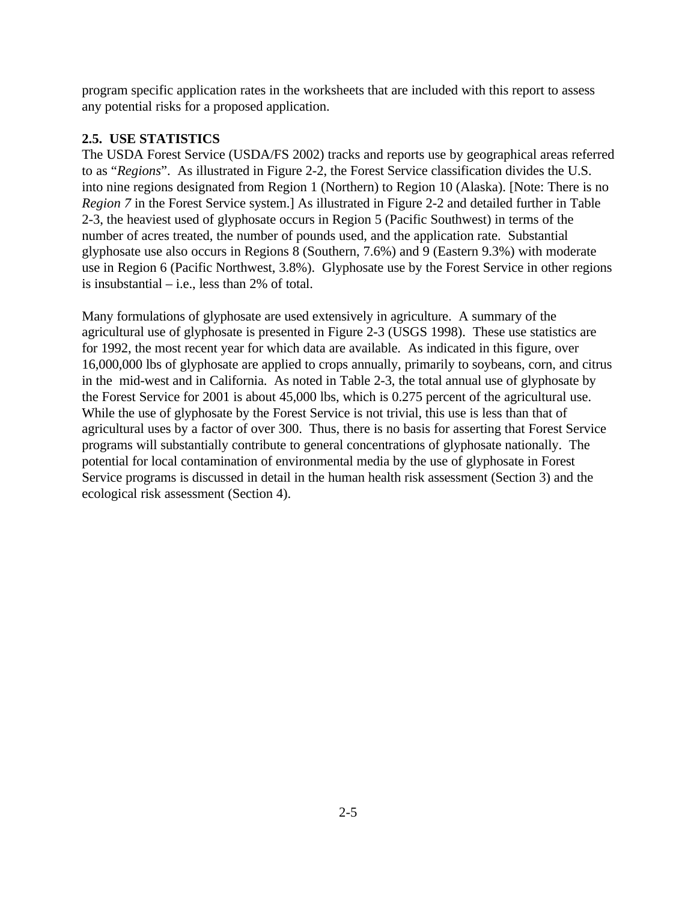program specific application rates in the worksheets that are included with this report to assess any potential risks for a proposed application.

### 2.5. USE STATISTICS

The USDA Forest Service (USDA/FS 2002) tracks and reports use by geographical areas referred to as "*Regions*". As illustrated in Figure 2-2, the Forest Service classification divides the U.S. into nine regions designated from Region 1 (Northern) to Region 10 (Alaska). [Note: There is no *Region 7* in the Forest Service system.] As illustrated in Figure 2-2 and detailed further in Table 2-3, the heaviest used of glyphosate occurs in Region 5 (Pacific Southwest) in terms of the number of acres treated, the number of pounds used, and the application rate. Substantial glyphosate use also occurs in Regions 8 (Southern, 7.6%) and 9 (Eastern 9.3%) with moderate use in Region 6 (Pacific Northwest, 3.8%). Glyphosate use by the Forest Service in other regions is insubstantial – i.e., less than 2% of total.

Many formulations of glyphosate are used extensively in agriculture. A summary of the agricultural use of glyphosate is presented in Figure 2-3 (USGS 1998). These use statistics are for 1992, the most recent year for which data are available. As indicated in this figure, over 16,000,000 lbs of glyphosate are applied to crops annually, primarily to soybeans, corn, and citrus in the mid-west and in California. As noted in Table 2-3, the total annual use of glyphosate by the Forest Service for 2001 is about 45,000 lbs, which is 0.275 percent of the agricultural use. While the use of glyphosate by the Forest Service is not trivial, this use is less than that of agricultural uses by a factor of over 300. Thus, there is no basis for asserting that Forest Service programs will substantially contribute to general concentrations of glyphosate nationally. The potential for local contamination of environmental media by the use of glyphosate in Forest Service programs is discussed in detail in the human health risk assessment (Section 3) and the ecological risk assessment (Section 4).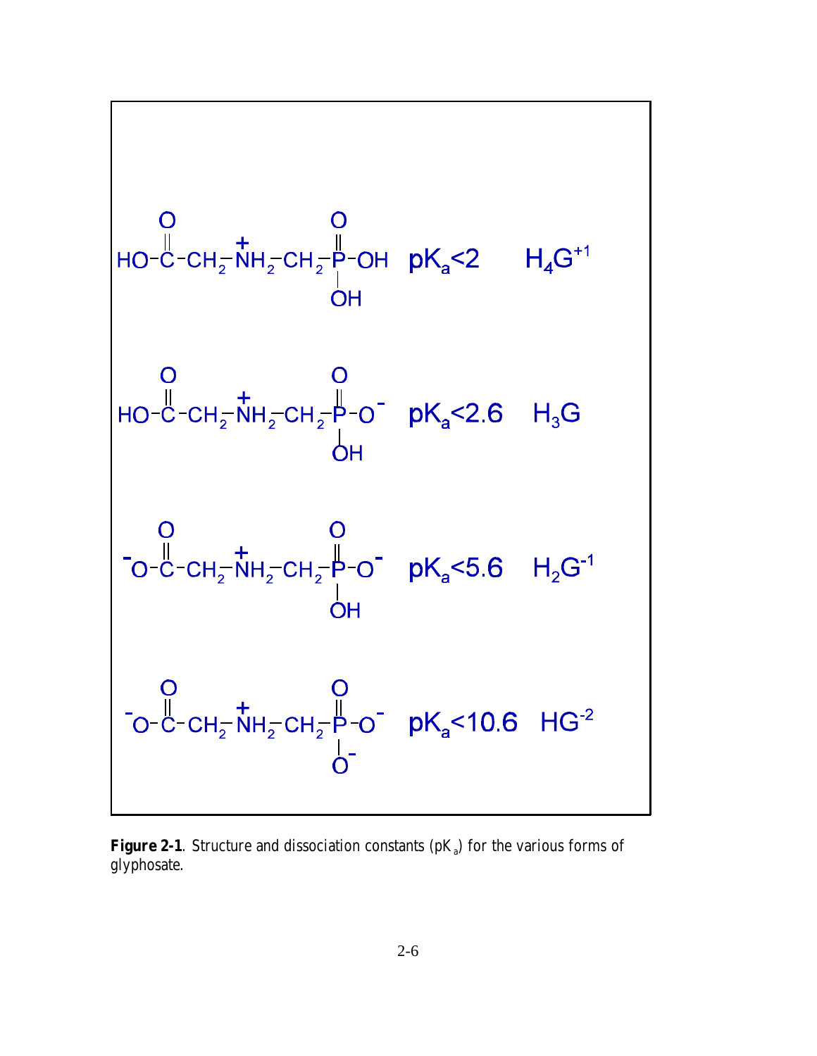$$HO-\overset{O}{\overset{\|}{C}}-CH_2-\overset{+}{N}H_2-CH_2-\overset{O}{\overset{\|}{\underset{OH}{\underset{|}{P}}}}-OH \quad pK_a<2 \quad H_4G^{+1}$$

$$HO-\overset{O}{\overset{\|}{C}}-CH_2-\overset{+}{N}H_2-CH_2-\overset{O}{\overset{\|}{\underset{OH}{\underset{|}{P}}}}-O^- \quad pK_a<2.6 \quad H_3G$$

$$^-O-\overset{O}{\overset{\|}{C}}-CH_2-\overset{+}{N}H_2-CH_2-\overset{O}{\overset{\|}{\underset{OH}{\underset{|}{P}}}}-O^- \quad pK_a<5.6 \quad H_2G^{-1}$$

$$^-O-\overset{O}{\overset{\|}{C}}-CH_2-\overset{+}{N}H_2-CH_2-\overset{O}{\overset{\|}{\underset{O^-}{\underset{|}{P}}}}-O^- \quad pK_a<10.6 \quad HG^{-2}$$

**Figure 2-1**. Structure and dissociation constants ($pK_a$) for the various forms of glyphosate.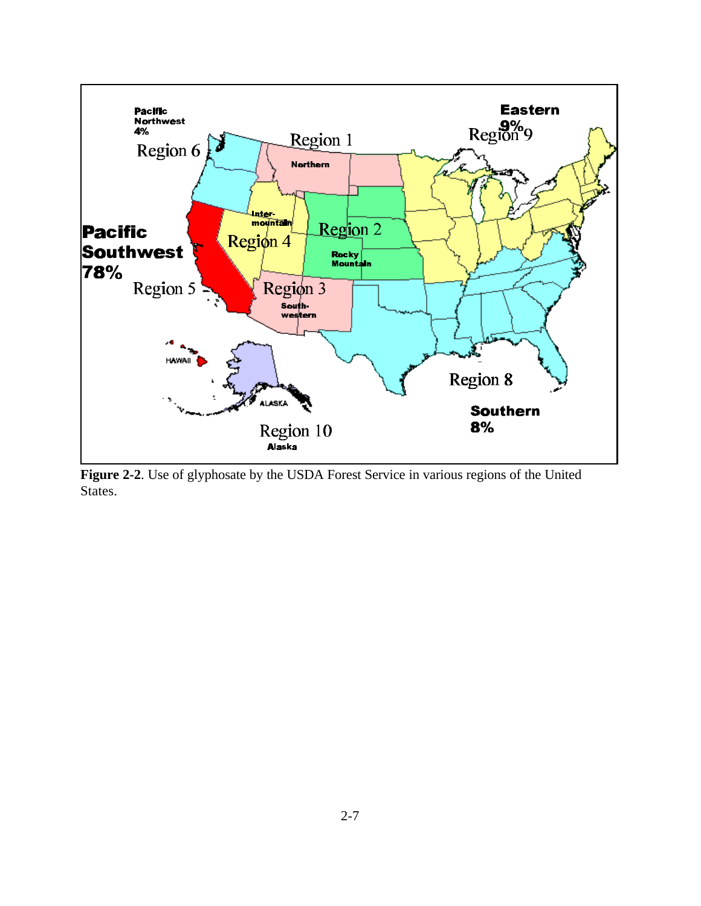Pacific Northwest 4%

Region 6

Region 1

Northern

Eastern 9%

Region 9

Pacific Southwest 78%

Region 5

Inter-mountain

Region 4

Region 2

Rocky Mountain

Region 3

South-western

HAWAII

ALASKA

Region 10

Alaska

Region 8

Southern 8%

**Figure 2-2**. Use of glyphosate by the USDA Forest Service in various regions of the United States.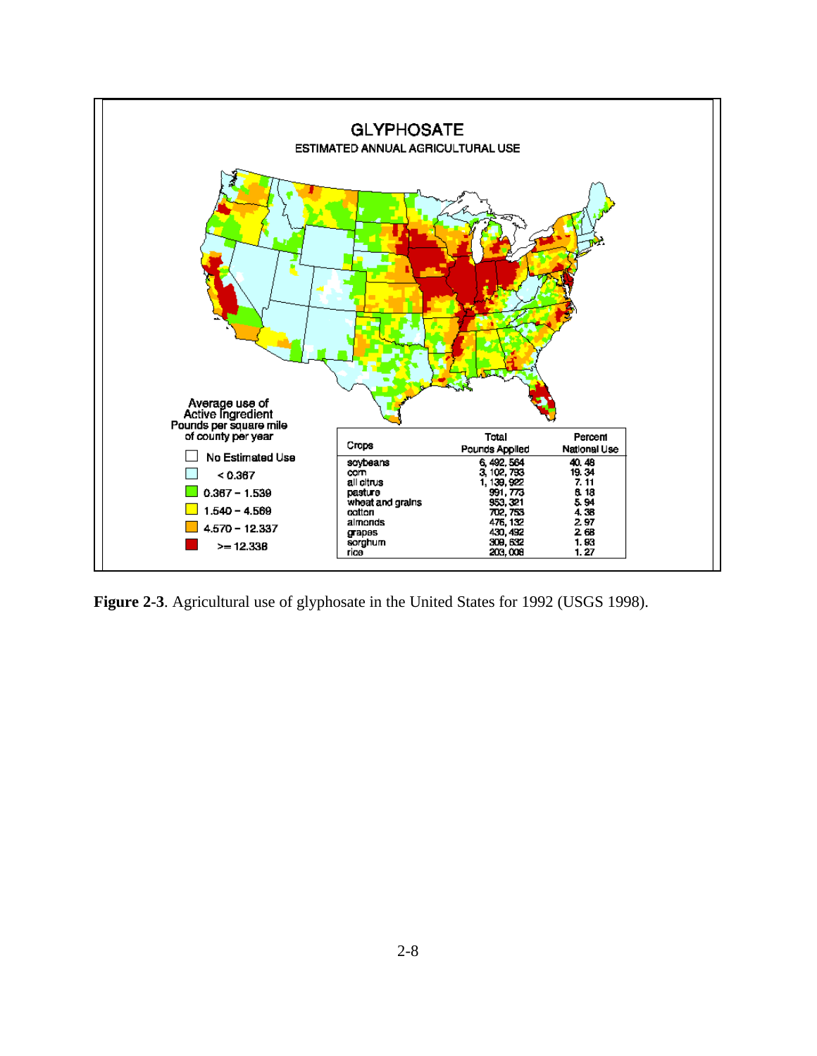GLYPHOSATE

ESTIMATED ANNUAL AGRICULTURAL USE

Average use of Active Ingredient Pounds per square mile of county per year

- No Estimated Use
- < 0.367
- 0.367 – 1.539
- 1.540 – 4.569
- 4.570 – 12.337
- >= 12.338

| Crops | Total Pounds Applied | Percent National Use |
|---|---|---|
| soybeans | 6,492,584 | 40.48 |
| corn | 3,102,793 | 19.34 |
| all citrus | 1,139,922 | 7.11 |
| pasture | 991,773 | 6.18 |
| wheat and grains | 953,321 | 5.94 |
| cotton | 702,753 | 4.38 |
| almonds | 476,132 | 2.97 |
| grapes | 430,492 | 2.68 |
| sorghum | 309,632 | 1.93 |
| rice | 203,008 | 1.27 |

**Figure 2-3**. Agricultural use of glyphosate in the United States for 1992 (USGS 1998).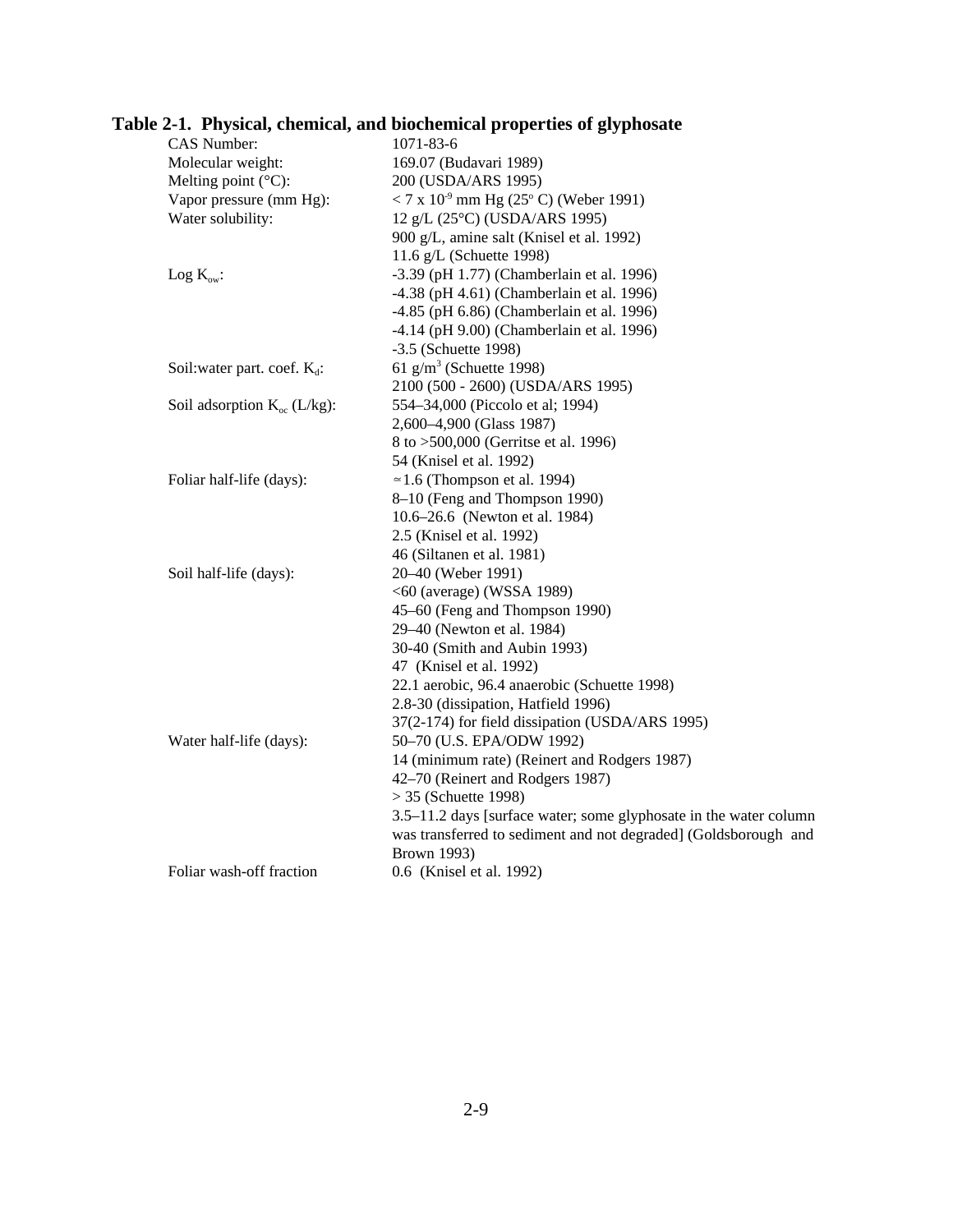**Table 2-1. Physical, chemical, and biochemical properties of glyphosate**

| Property | Value |
|---|---|
| CAS Number: | 1071-83-6 |
| Molecular weight: | 169.07 (Budavari 1989) |
| Melting point (°C): | 200 (USDA/ARS 1995) |
| Vapor pressure (mm Hg): | $< 7 \times 10^{-9}$ mm Hg (25° C) (Weber 1991) |
| Water solubility: | 12 g/L (25°C) (USDA/ARS 1995) |
| | 900 g/L, amine salt (Knisel et al. 1992) |
| | 11.6 g/L (Schuette 1998) |
| Log $K_{ow}$: | -3.39 (pH 1.77) (Chamberlain et al. 1996) |
| | -4.38 (pH 4.61) (Chamberlain et al. 1996) |
| | -4.85 (pH 6.86) (Chamberlain et al. 1996) |
| | -4.14 (pH 9.00) (Chamberlain et al. 1996) |
| | -3.5 (Schuette 1998) |
| Soil:water part. coef. $K_d$: | 61 $g/m^3$ (Schuette 1998) |
| | 2100 (500 - 2600) (USDA/ARS 1995) |
| Soil adsorption $K_{oc}$ (L/kg): | 554–34,000 (Piccolo et al; 1994) |
| | 2,600–4,900 (Glass 1987) |
| | 8 to >500,000 (Gerritse et al. 1996) |
| | 54 (Knisel et al. 1992) |
| Foliar half-life (days): | ≈1.6 (Thompson et al. 1994) |
| | 8–10 (Feng and Thompson 1990) |
| | 10.6–26.6 (Newton et al. 1984) |
| | 2.5 (Knisel et al. 1992) |
| | 46 (Siltanen et al. 1981) |
| Soil half-life (days): | 20–40 (Weber 1991) |
| | <60 (average) (WSSA 1989) |
| | 45–60 (Feng and Thompson 1990) |
| | 29–40 (Newton et al. 1984) |
| | 30-40 (Smith and Aubin 1993) |
| | 47 (Knisel et al. 1992) |
| | 22.1 aerobic, 96.4 anaerobic (Schuette 1998) |
| | 2.8-30 (dissipation, Hatfield 1996) |
| | 37(2-174) for field dissipation (USDA/ARS 1995) |
| Water half-life (days): | 50–70 (U.S. EPA/ODW 1992) |
| | 14 (minimum rate) (Reinert and Rodgers 1987) |
| | 42–70 (Reinert and Rodgers 1987) |
| | > 35 (Schuette 1998) |
| | 3.5–11.2 days [surface water; some glyphosate in the water column was transferred to sediment and not degraded] (Goldsborough and Brown 1993) |
| Foliar wash-off fraction | 0.6 (Knisel et al. 1992) |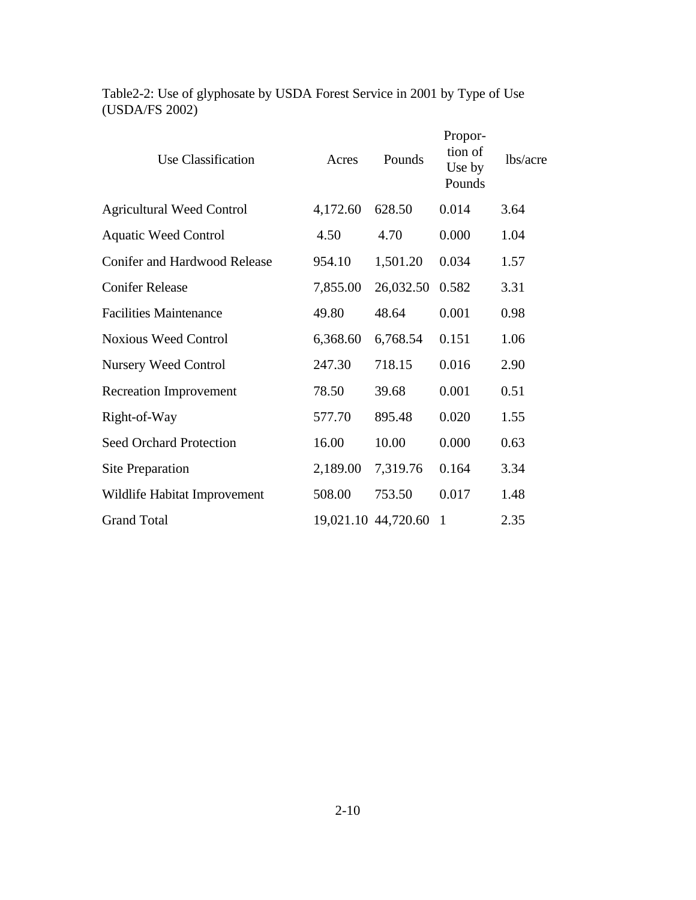Table2-2: Use of glyphosate by USDA Forest Service in 2001 by Type of Use (USDA/FS 2002)

| Use Classification | Acres | Pounds | Proportion of Use by Pounds | lbs/acre |
|---|---|---|---|---|
| Agricultural Weed Control | 4,172.60 | 628.50 | 0.014 | 3.64 |
| Aquatic Weed Control | 4.50 | 4.70 | 0.000 | 1.04 |
| Conifer and Hardwood Release | 954.10 | 1,501.20 | 0.034 | 1.57 |
| Conifer Release | 7,855.00 | 26,032.50 | 0.582 | 3.31 |
| Facilities Maintenance | 49.80 | 48.64 | 0.001 | 0.98 |
| Noxious Weed Control | 6,368.60 | 6,768.54 | 0.151 | 1.06 |
| Nursery Weed Control | 247.30 | 718.15 | 0.016 | 2.90 |
| Recreation Improvement | 78.50 | 39.68 | 0.001 | 0.51 |
| Right-of-Way | 577.70 | 895.48 | 0.020 | 1.55 |
| Seed Orchard Protection | 16.00 | 10.00 | 0.000 | 0.63 |
| Site Preparation | 2,189.00 | 7,319.76 | 0.164 | 3.34 |
| Wildlife Habitat Improvement | 508.00 | 753.50 | 0.017 | 1.48 |
| Grand Total | 19,021.10 | 44,720.60 | 1 | 2.35 |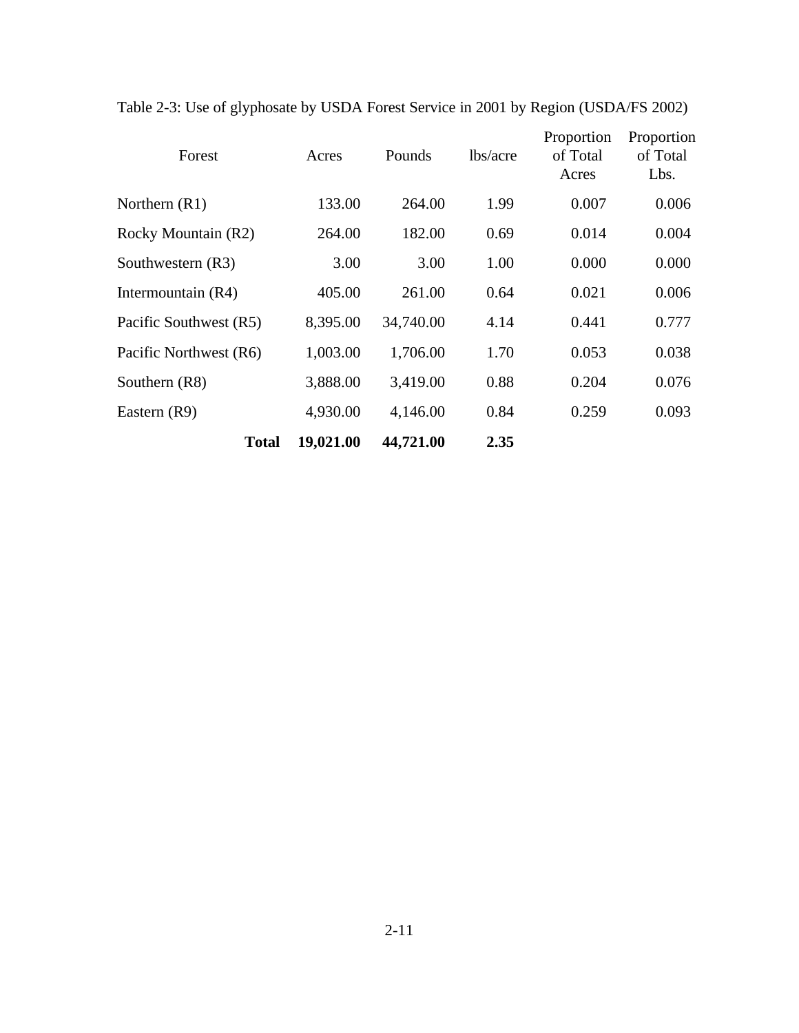Table 2-3: Use of glyphosate by USDA Forest Service in 2001 by Region (USDA/FS 2002)

| Forest | Acres | Pounds | lbs/acre | Proportion of Total Acres | Proportion of Total Lbs. |
|---|---|---|---|---|---|
| Northern (R1) | 133.00 | 264.00 | 1.99 | 0.007 | 0.006 |
| Rocky Mountain (R2) | 264.00 | 182.00 | 0.69 | 0.014 | 0.004 |
| Southwestern (R3) | 3.00 | 3.00 | 1.00 | 0.000 | 0.000 |
| Intermountain (R4) | 405.00 | 261.00 | 0.64 | 0.021 | 0.006 |
| Pacific Southwest (R5) | 8,395.00 | 34,740.00 | 4.14 | 0.441 | 0.777 |
| Pacific Northwest (R6) | 1,003.00 | 1,706.00 | 1.70 | 0.053 | 0.038 |
| Southern (R8) | 3,888.00 | 3,419.00 | 0.88 | 0.204 | 0.076 |
| Eastern (R9) | 4,930.00 | 4,146.00 | 0.84 | 0.259 | 0.093 |
| **Total** | **19,021.00** | **44,721.00** | **2.35** | | |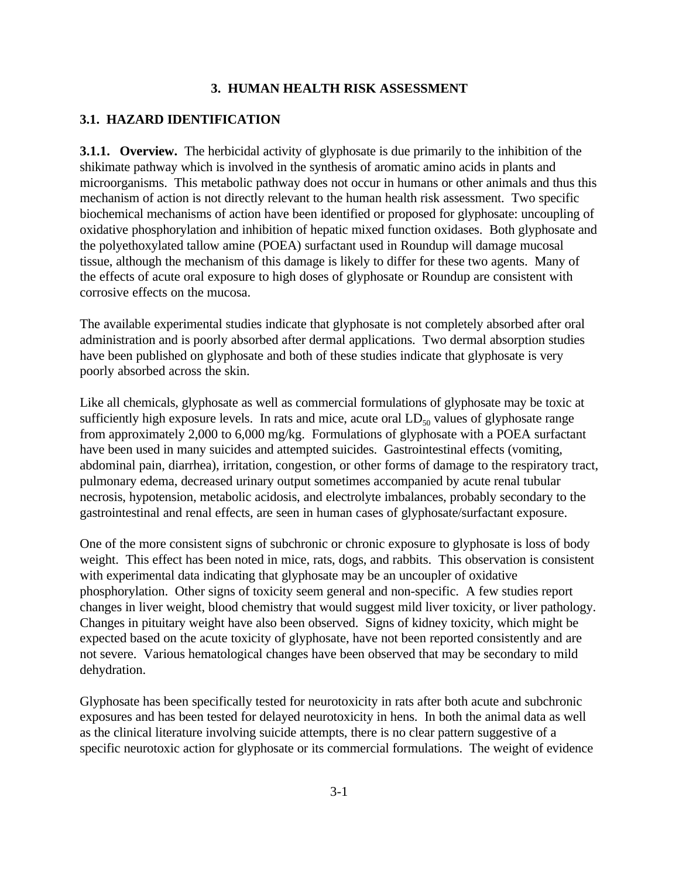# 3. HUMAN HEALTH RISK ASSESSMENT

## 3.1. HAZARD IDENTIFICATION

**3.1.1. Overview.** The herbicidal activity of glyphosate is due primarily to the inhibition of the shikimate pathway which is involved in the synthesis of aromatic amino acids in plants and microorganisms. This metabolic pathway does not occur in humans or other animals and thus this mechanism of action is not directly relevant to the human health risk assessment. Two specific biochemical mechanisms of action have been identified or proposed for glyphosate: uncoupling of oxidative phosphorylation and inhibition of hepatic mixed function oxidases. Both glyphosate and the polyethoxylated tallow amine (POEA) surfactant used in Roundup will damage mucosal tissue, although the mechanism of this damage is likely to differ for these two agents. Many of the effects of acute oral exposure to high doses of glyphosate or Roundup are consistent with corrosive effects on the mucosa.

The available experimental studies indicate that glyphosate is not completely absorbed after oral administration and is poorly absorbed after dermal applications. Two dermal absorption studies have been published on glyphosate and both of these studies indicate that glyphosate is very poorly absorbed across the skin.

Like all chemicals, glyphosate as well as commercial formulations of glyphosate may be toxic at sufficiently high exposure levels. In rats and mice, acute oral $LD_{50}$ values of glyphosate range from approximately 2,000 to 6,000 mg/kg. Formulations of glyphosate with a POEA surfactant have been used in many suicides and attempted suicides. Gastrointestinal effects (vomiting, abdominal pain, diarrhea), irritation, congestion, or other forms of damage to the respiratory tract, pulmonary edema, decreased urinary output sometimes accompanied by acute renal tubular necrosis, hypotension, metabolic acidosis, and electrolyte imbalances, probably secondary to the gastrointestinal and renal effects, are seen in human cases of glyphosate/surfactant exposure.

One of the more consistent signs of subchronic or chronic exposure to glyphosate is loss of body weight. This effect has been noted in mice, rats, dogs, and rabbits. This observation is consistent with experimental data indicating that glyphosate may be an uncoupler of oxidative phosphorylation. Other signs of toxicity seem general and non-specific. A few studies report changes in liver weight, blood chemistry that would suggest mild liver toxicity, or liver pathology. Changes in pituitary weight have also been observed. Signs of kidney toxicity, which might be expected based on the acute toxicity of glyphosate, have not been reported consistently and are not severe. Various hematological changes have been observed that may be secondary to mild dehydration.

Glyphosate has been specifically tested for neurotoxicity in rats after both acute and subchronic exposures and has been tested for delayed neurotoxicity in hens. In both the animal data as well as the clinical literature involving suicide attempts, there is no clear pattern suggestive of a specific neurotoxic action for glyphosate or its commercial formulations. The weight of evidence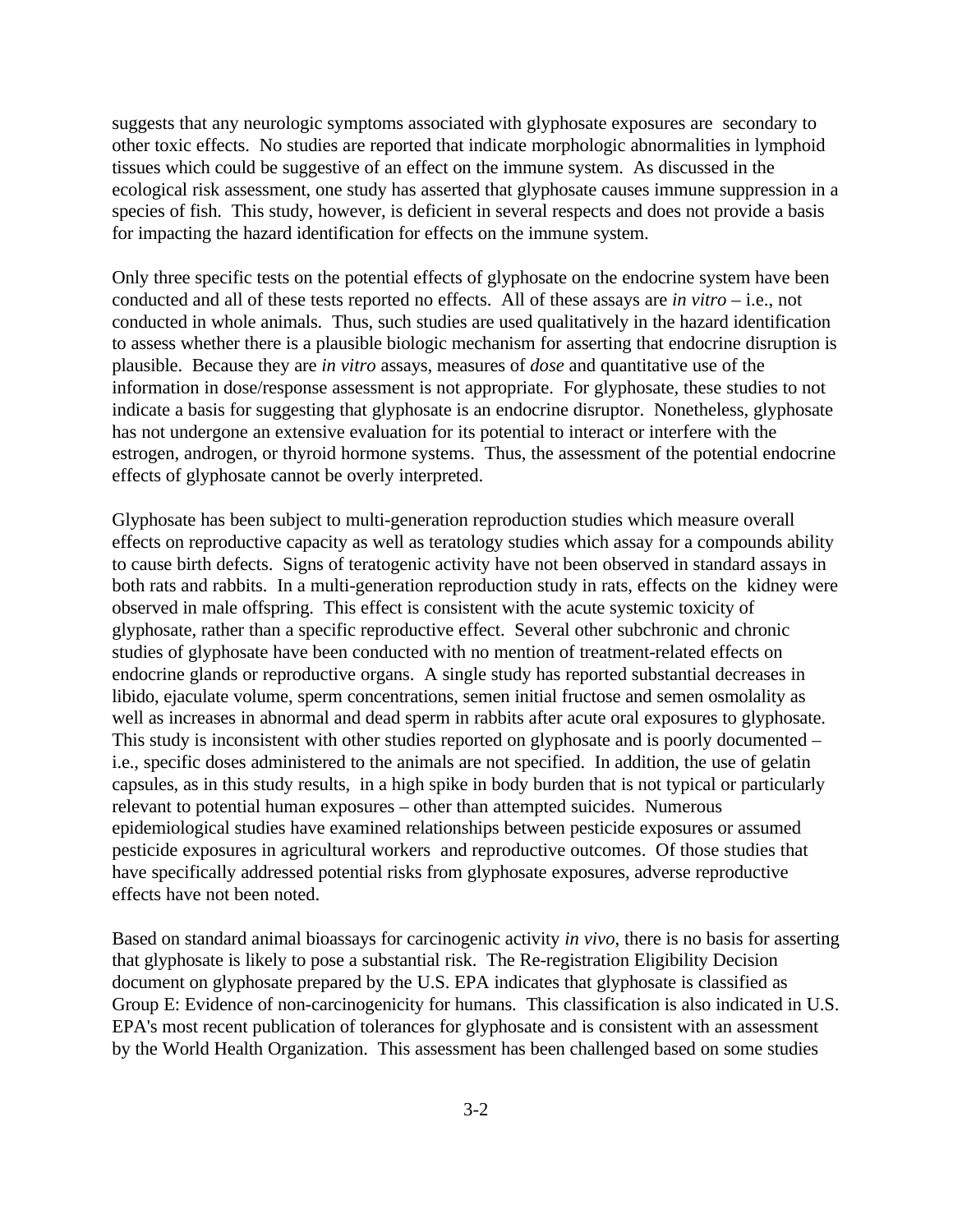suggests that any neurologic symptoms associated with glyphosate exposures are secondary to other toxic effects. No studies are reported that indicate morphologic abnormalities in lymphoid tissues which could be suggestive of an effect on the immune system. As discussed in the ecological risk assessment, one study has asserted that glyphosate causes immune suppression in a species of fish. This study, however, is deficient in several respects and does not provide a basis for impacting the hazard identification for effects on the immune system.

Only three specific tests on the potential effects of glyphosate on the endocrine system have been conducted and all of these tests reported no effects. All of these assays are *in vitro* – i.e., not conducted in whole animals. Thus, such studies are used qualitatively in the hazard identification to assess whether there is a plausible biologic mechanism for asserting that endocrine disruption is plausible. Because they are *in vitro* assays, measures of *dose* and quantitative use of the information in dose/response assessment is not appropriate. For glyphosate, these studies to not indicate a basis for suggesting that glyphosate is an endocrine disruptor. Nonetheless, glyphosate has not undergone an extensive evaluation for its potential to interact or interfere with the estrogen, androgen, or thyroid hormone systems. Thus, the assessment of the potential endocrine effects of glyphosate cannot be overly interpreted.

Glyphosate has been subject to multi-generation reproduction studies which measure overall effects on reproductive capacity as well as teratology studies which assay for a compounds ability to cause birth defects. Signs of teratogenic activity have not been observed in standard assays in both rats and rabbits. In a multi-generation reproduction study in rats, effects on the kidney were observed in male offspring. This effect is consistent with the acute systemic toxicity of glyphosate, rather than a specific reproductive effect. Several other subchronic and chronic studies of glyphosate have been conducted with no mention of treatment-related effects on endocrine glands or reproductive organs. A single study has reported substantial decreases in libido, ejaculate volume, sperm concentrations, semen initial fructose and semen osmolality as well as increases in abnormal and dead sperm in rabbits after acute oral exposures to glyphosate. This study is inconsistent with other studies reported on glyphosate and is poorly documented – i.e., specific doses administered to the animals are not specified. In addition, the use of gelatin capsules, as in this study results, in a high spike in body burden that is not typical or particularly relevant to potential human exposures – other than attempted suicides. Numerous epidemiological studies have examined relationships between pesticide exposures or assumed pesticide exposures in agricultural workers and reproductive outcomes. Of those studies that have specifically addressed potential risks from glyphosate exposures, adverse reproductive effects have not been noted.

Based on standard animal bioassays for carcinogenic activity *in vivo*, there is no basis for asserting that glyphosate is likely to pose a substantial risk. The Re-registration Eligibility Decision document on glyphosate prepared by the U.S. EPA indicates that glyphosate is classified as Group E: Evidence of non-carcinogenicity for humans. This classification is also indicated in U.S. EPA's most recent publication of tolerances for glyphosate and is consistent with an assessment by the World Health Organization. This assessment has been challenged based on some studies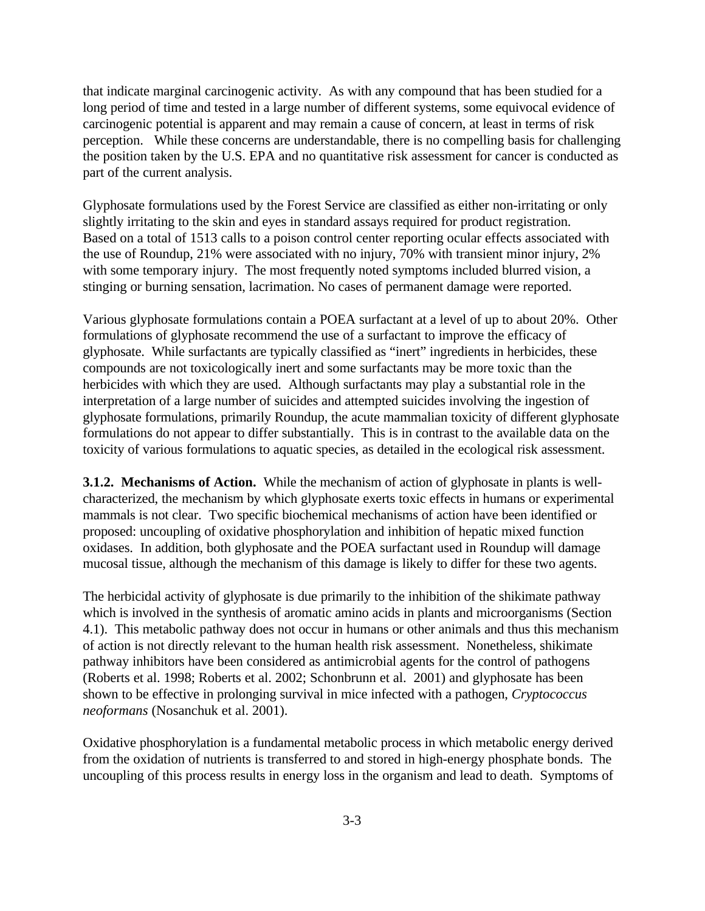that indicate marginal carcinogenic activity. As with any compound that has been studied for a long period of time and tested in a large number of different systems, some equivocal evidence of carcinogenic potential is apparent and may remain a cause of concern, at least in terms of risk perception. While these concerns are understandable, there is no compelling basis for challenging the position taken by the U.S. EPA and no quantitative risk assessment for cancer is conducted as part of the current analysis.

Glyphosate formulations used by the Forest Service are classified as either non-irritating or only slightly irritating to the skin and eyes in standard assays required for product registration. Based on a total of 1513 calls to a poison control center reporting ocular effects associated with the use of Roundup, 21% were associated with no injury, 70% with transient minor injury, 2% with some temporary injury. The most frequently noted symptoms included blurred vision, a stinging or burning sensation, lacrimation. No cases of permanent damage were reported.

Various glyphosate formulations contain a POEA surfactant at a level of up to about 20%. Other formulations of glyphosate recommend the use of a surfactant to improve the efficacy of glyphosate. While surfactants are typically classified as "inert" ingredients in herbicides, these compounds are not toxicologically inert and some surfactants may be more toxic than the herbicides with which they are used. Although surfactants may play a substantial role in the interpretation of a large number of suicides and attempted suicides involving the ingestion of glyphosate formulations, primarily Roundup, the acute mammalian toxicity of different glyphosate formulations do not appear to differ substantially. This is in contrast to the available data on the toxicity of various formulations to aquatic species, as detailed in the ecological risk assessment.

**3.1.2. Mechanisms of Action.** While the mechanism of action of glyphosate in plants is well-characterized, the mechanism by which glyphosate exerts toxic effects in humans or experimental mammals is not clear. Two specific biochemical mechanisms of action have been identified or proposed: uncoupling of oxidative phosphorylation and inhibition of hepatic mixed function oxidases. In addition, both glyphosate and the POEA surfactant used in Roundup will damage mucosal tissue, although the mechanism of this damage is likely to differ for these two agents.

The herbicidal activity of glyphosate is due primarily to the inhibition of the shikimate pathway which is involved in the synthesis of aromatic amino acids in plants and microorganisms (Section 4.1). This metabolic pathway does not occur in humans or other animals and thus this mechanism of action is not directly relevant to the human health risk assessment. Nonetheless, shikimate pathway inhibitors have been considered as antimicrobial agents for the control of pathogens (Roberts et al. 1998; Roberts et al. 2002; Schonbrunn et al. 2001) and glyphosate has been shown to be effective in prolonging survival in mice infected with a pathogen, *Cryptococcus neoformans* (Nosanchuk et al. 2001).

Oxidative phosphorylation is a fundamental metabolic process in which metabolic energy derived from the oxidation of nutrients is transferred to and stored in high-energy phosphate bonds. The uncoupling of this process results in energy loss in the organism and lead to death. Symptoms of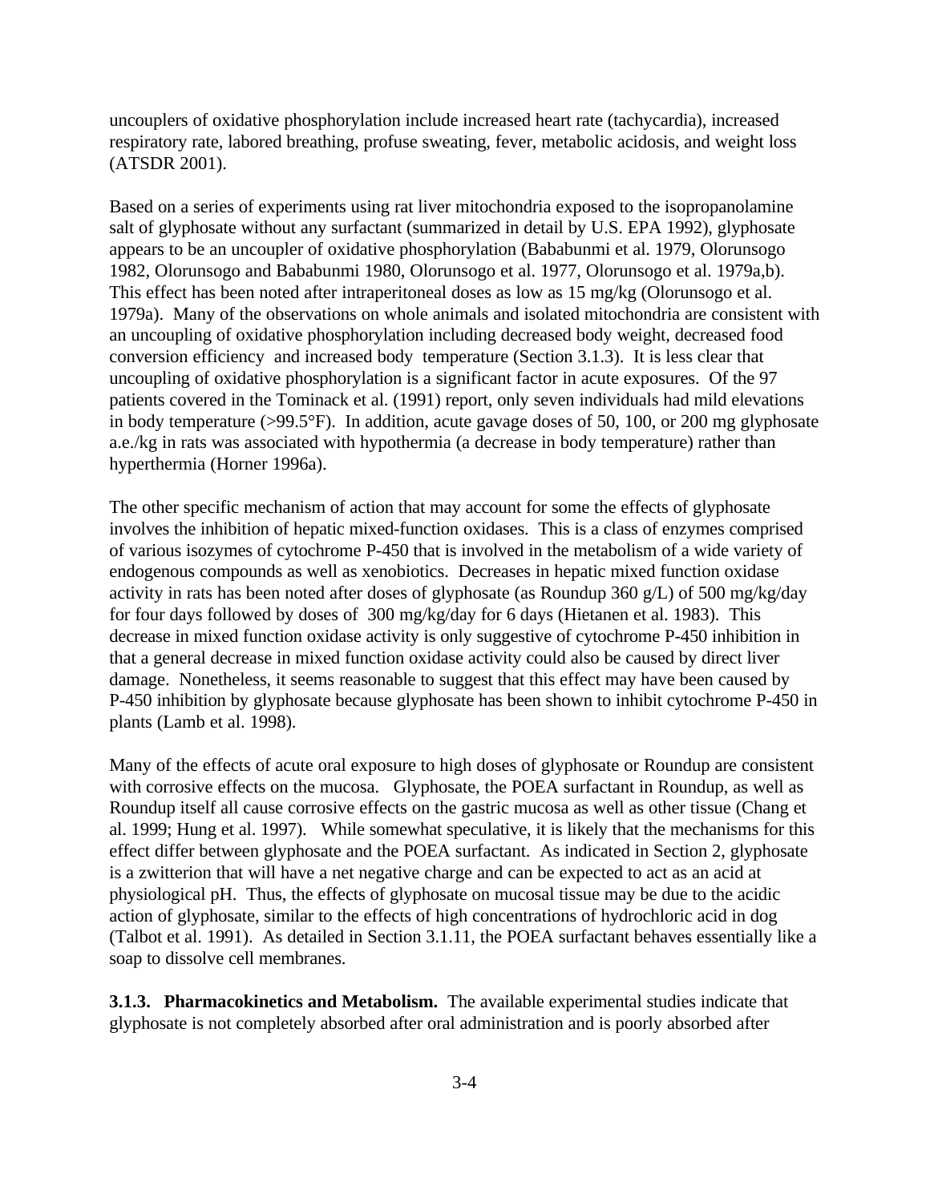uncouplers of oxidative phosphorylation include increased heart rate (tachycardia), increased respiratory rate, labored breathing, profuse sweating, fever, metabolic acidosis, and weight loss (ATSDR 2001).

Based on a series of experiments using rat liver mitochondria exposed to the isopropanolamine salt of glyphosate without any surfactant (summarized in detail by U.S. EPA 1992), glyphosate appears to be an uncoupler of oxidative phosphorylation (Bababunmi et al. 1979, Olorunsogo 1982, Olorunsogo and Bababunmi 1980, Olorunsogo et al. 1977, Olorunsogo et al. 1979a,b). This effect has been noted after intraperitoneal doses as low as 15 mg/kg (Olorunsogo et al. 1979a). Many of the observations on whole animals and isolated mitochondria are consistent with an uncoupling of oxidative phosphorylation including decreased body weight, decreased food conversion efficiency and increased body temperature (Section 3.1.3). It is less clear that uncoupling of oxidative phosphorylation is a significant factor in acute exposures. Of the 97 patients covered in the Tominack et al. (1991) report, only seven individuals had mild elevations in body temperature (>99.5°F). In addition, acute gavage doses of 50, 100, or 200 mg glyphosate a.e./kg in rats was associated with hypothermia (a decrease in body temperature) rather than hyperthermia (Horner 1996a).

The other specific mechanism of action that may account for some the effects of glyphosate involves the inhibition of hepatic mixed-function oxidases. This is a class of enzymes comprised of various isozymes of cytochrome P-450 that is involved in the metabolism of a wide variety of endogenous compounds as well as xenobiotics. Decreases in hepatic mixed function oxidase activity in rats has been noted after doses of glyphosate (as Roundup 360 g/L) of 500 mg/kg/day for four days followed by doses of 300 mg/kg/day for 6 days (Hietanen et al. 1983). This decrease in mixed function oxidase activity is only suggestive of cytochrome P-450 inhibition in that a general decrease in mixed function oxidase activity could also be caused by direct liver damage. Nonetheless, it seems reasonable to suggest that this effect may have been caused by P-450 inhibition by glyphosate because glyphosate has been shown to inhibit cytochrome P-450 in plants (Lamb et al. 1998).

Many of the effects of acute oral exposure to high doses of glyphosate or Roundup are consistent with corrosive effects on the mucosa. Glyphosate, the POEA surfactant in Roundup, as well as Roundup itself all cause corrosive effects on the gastric mucosa as well as other tissue (Chang et al. 1999; Hung et al. 1997). While somewhat speculative, it is likely that the mechanisms for this effect differ between glyphosate and the POEA surfactant. As indicated in Section 2, glyphosate is a zwitterion that will have a net negative charge and can be expected to act as an acid at physiological pH. Thus, the effects of glyphosate on mucosal tissue may be due to the acidic action of glyphosate, similar to the effects of high concentrations of hydrochloric acid in dog (Talbot et al. 1991). As detailed in Section 3.1.11, the POEA surfactant behaves essentially like a soap to dissolve cell membranes.

**3.1.3. Pharmacokinetics and Metabolism.** The available experimental studies indicate that glyphosate is not completely absorbed after oral administration and is poorly absorbed after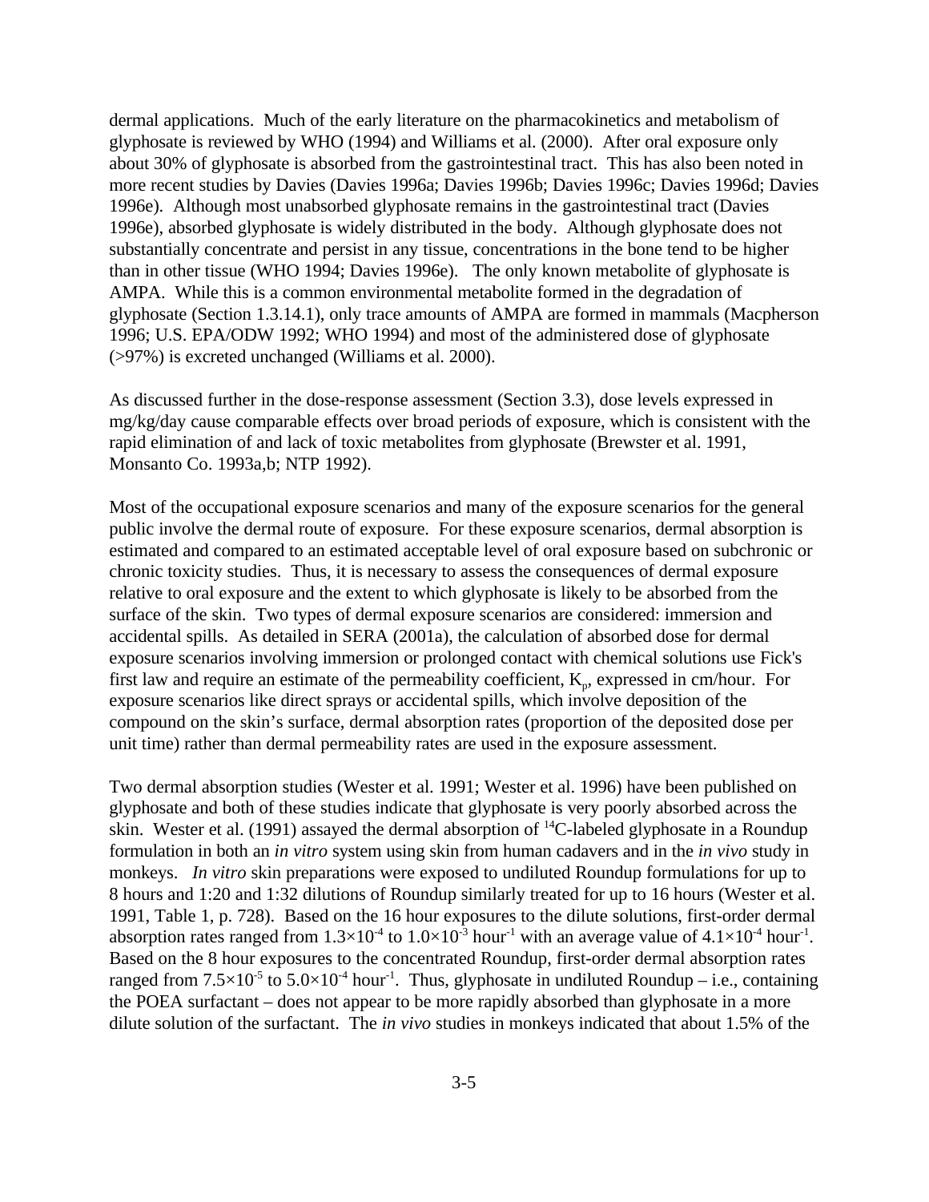dermal applications. Much of the early literature on the pharmacokinetics and metabolism of glyphosate is reviewed by WHO (1994) and Williams et al. (2000). After oral exposure only about 30% of glyphosate is absorbed from the gastrointestinal tract. This has also been noted in more recent studies by Davies (Davies 1996a; Davies 1996b; Davies 1996c; Davies 1996d; Davies 1996e). Although most unabsorbed glyphosate remains in the gastrointestinal tract (Davies 1996e), absorbed glyphosate is widely distributed in the body. Although glyphosate does not substantially concentrate and persist in any tissue, concentrations in the bone tend to be higher than in other tissue (WHO 1994; Davies 1996e). The only known metabolite of glyphosate is AMPA. While this is a common environmental metabolite formed in the degradation of glyphosate (Section 1.3.14.1), only trace amounts of AMPA are formed in mammals (Macpherson 1996; U.S. EPA/ODW 1992; WHO 1994) and most of the administered dose of glyphosate (>97%) is excreted unchanged (Williams et al. 2000).

As discussed further in the dose-response assessment (Section 3.3), dose levels expressed in mg/kg/day cause comparable effects over broad periods of exposure, which is consistent with the rapid elimination of and lack of toxic metabolites from glyphosate (Brewster et al. 1991, Monsanto Co. 1993a,b; NTP 1992).

Most of the occupational exposure scenarios and many of the exposure scenarios for the general public involve the dermal route of exposure. For these exposure scenarios, dermal absorption is estimated and compared to an estimated acceptable level of oral exposure based on subchronic or chronic toxicity studies. Thus, it is necessary to assess the consequences of dermal exposure relative to oral exposure and the extent to which glyphosate is likely to be absorbed from the surface of the skin. Two types of dermal exposure scenarios are considered: immersion and accidental spills. As detailed in SERA (2001a), the calculation of absorbed dose for dermal exposure scenarios involving immersion or prolonged contact with chemical solutions use Fick's first law and require an estimate of the permeability coefficient, $K_p$, expressed in cm/hour. For exposure scenarios like direct sprays or accidental spills, which involve deposition of the compound on the skin's surface, dermal absorption rates (proportion of the deposited dose per unit time) rather than dermal permeability rates are used in the exposure assessment.

Two dermal absorption studies (Wester et al. 1991; Wester et al. 1996) have been published on glyphosate and both of these studies indicate that glyphosate is very poorly absorbed across the skin. Wester et al. (1991) assayed the dermal absorption of $^{14}$C-labeled glyphosate in a Roundup formulation in both an *in vitro* system using skin from human cadavers and in the *in vivo* study in monkeys. *In vitro* skin preparations were exposed to undiluted Roundup formulations for up to 8 hours and 1:20 and 1:32 dilutions of Roundup similarly treated for up to 16 hours (Wester et al. 1991, Table 1, p. 728). Based on the 16 hour exposures to the dilute solutions, first-order dermal absorption rates ranged from $1.3\times10^{-4}$ to $1.0\times10^{-3}$ hour$^{-1}$ with an average value of $4.1\times10^{-4}$ hour$^{-1}$. Based on the 8 hour exposures to the concentrated Roundup, first-order dermal absorption rates ranged from $7.5\times10^{-5}$ to $5.0\times10^{-4}$ hour$^{-1}$. Thus, glyphosate in undiluted Roundup – i.e., containing the POEA surfactant – does not appear to be more rapidly absorbed than glyphosate in a more dilute solution of the surfactant. The *in vivo* studies in monkeys indicated that about 1.5% of the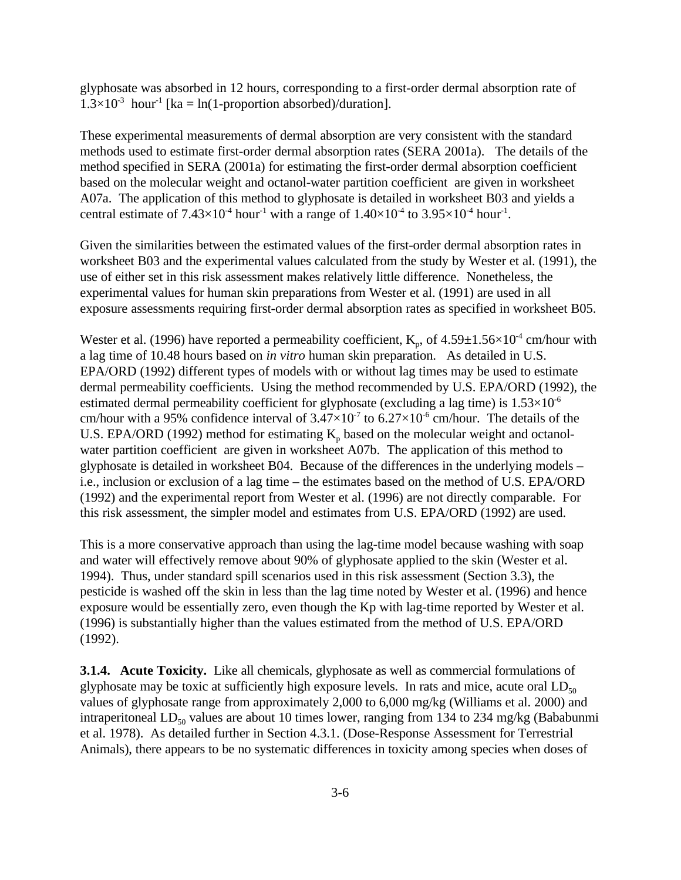glyphosate was absorbed in 12 hours, corresponding to a first-order dermal absorption rate of $1.3\times10^{-3}$ hour$^{-1}$ [ka = ln(1-proportion absorbed)/duration].

These experimental measurements of dermal absorption are very consistent with the standard methods used to estimate first-order dermal absorption rates (SERA 2001a). The details of the method specified in SERA (2001a) for estimating the first-order dermal absorption coefficient based on the molecular weight and octanol-water partition coefficient are given in worksheet A07a. The application of this method to glyphosate is detailed in worksheet B03 and yields a central estimate of $7.43\times10^{-4}$ hour$^{-1}$ with a range of $1.40\times10^{-4}$ to $3.95\times10^{-4}$ hour$^{-1}$.

Given the similarities between the estimated values of the first-order dermal absorption rates in worksheet B03 and the experimental values calculated from the study by Wester et al. (1991), the use of either set in this risk assessment makes relatively little difference. Nonetheless, the experimental values for human skin preparations from Wester et al. (1991) are used in all exposure assessments requiring first-order dermal absorption rates as specified in worksheet B05.

Wester et al. (1996) have reported a permeability coefficient, $K_p$, of $4.59\pm1.56\times10^{-4}$ cm/hour with a lag time of 10.48 hours based on *in vitro* human skin preparation. As detailed in U.S. EPA/ORD (1992) different types of models with or without lag times may be used to estimate dermal permeability coefficients. Using the method recommended by U.S. EPA/ORD (1992), the estimated dermal permeability coefficient for glyphosate (excluding a lag time) is $1.53\times10^{-6}$ cm/hour with a 95% confidence interval of $3.47\times10^{-7}$ to $6.27\times10^{-6}$ cm/hour. The details of the U.S. EPA/ORD (1992) method for estimating $K_p$ based on the molecular weight and octanol-water partition coefficient are given in worksheet A07b. The application of this method to glyphosate is detailed in worksheet B04. Because of the differences in the underlying models – i.e., inclusion or exclusion of a lag time – the estimates based on the method of U.S. EPA/ORD (1992) and the experimental report from Wester et al. (1996) are not directly comparable. For this risk assessment, the simpler model and estimates from U.S. EPA/ORD (1992) are used.

This is a more conservative approach than using the lag-time model because washing with soap and water will effectively remove about 90% of glyphosate applied to the skin (Wester et al. 1994). Thus, under standard spill scenarios used in this risk assessment (Section 3.3), the pesticide is washed off the skin in less than the lag time noted by Wester et al. (1996) and hence exposure would be essentially zero, even though the Kp with lag-time reported by Wester et al. (1996) is substantially higher than the values estimated from the method of U.S. EPA/ORD (1992).

**3.1.4. Acute Toxicity.** Like all chemicals, glyphosate as well as commercial formulations of glyphosate may be toxic at sufficiently high exposure levels. In rats and mice, acute oral $LD_{50}$ values of glyphosate range from approximately 2,000 to 6,000 mg/kg (Williams et al. 2000) and intraperitoneal $LD_{50}$ values are about 10 times lower, ranging from 134 to 234 mg/kg (Bababunmi et al. 1978). As detailed further in Section 4.3.1. (Dose-Response Assessment for Terrestrial Animals), there appears to be no systematic differences in toxicity among species when doses of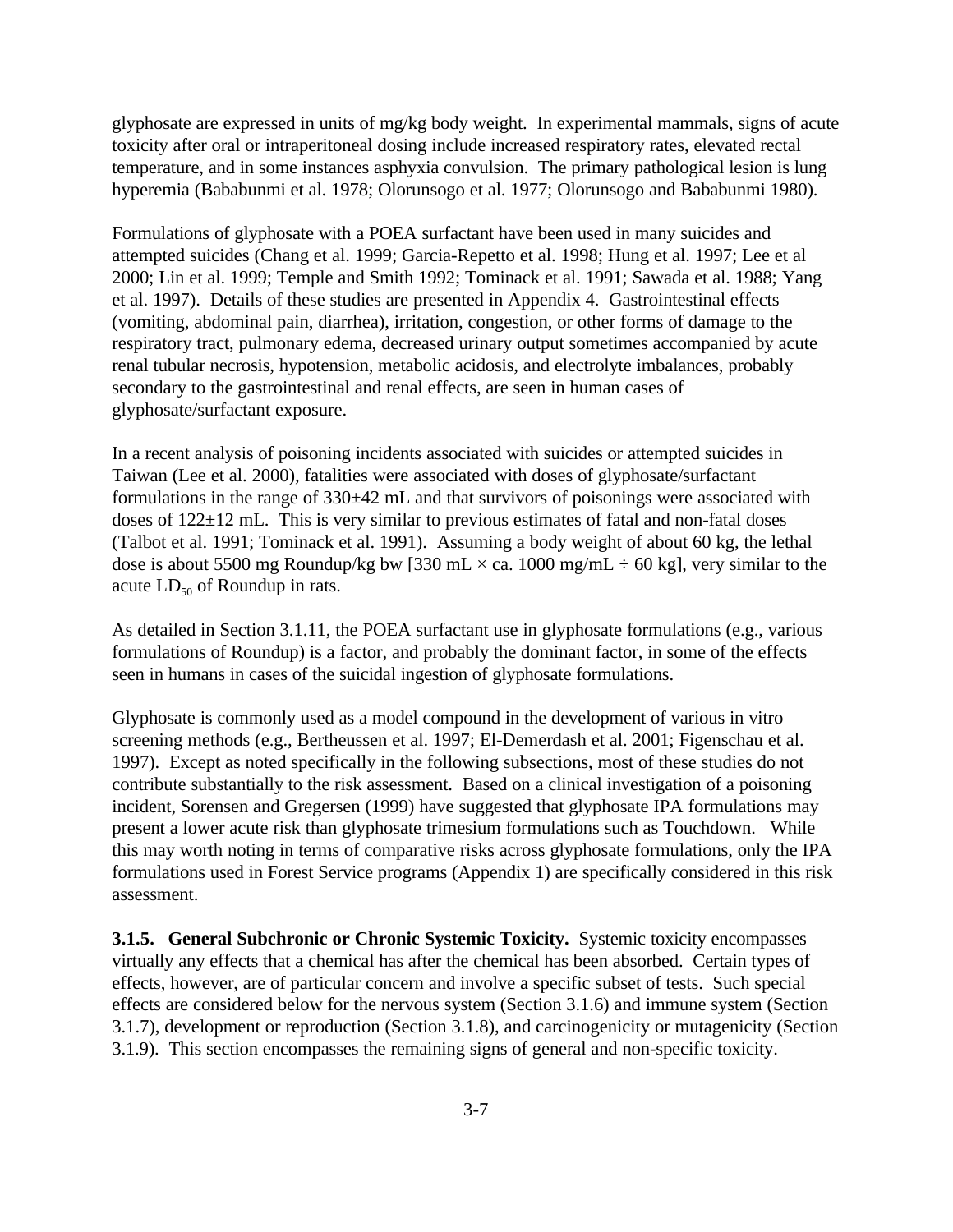glyphosate are expressed in units of mg/kg body weight. In experimental mammals, signs of acute toxicity after oral or intraperitoneal dosing include increased respiratory rates, elevated rectal temperature, and in some instances asphyxia convulsion. The primary pathological lesion is lung hyperemia (Bababunmi et al. 1978; Olorunsogo et al. 1977; Olorunsogo and Bababunmi 1980).

Formulations of glyphosate with a POEA surfactant have been used in many suicides and attempted suicides (Chang et al. 1999; Garcia-Repetto et al. 1998; Hung et al. 1997; Lee et al 2000; Lin et al. 1999; Temple and Smith 1992; Tominack et al. 1991; Sawada et al. 1988; Yang et al. 1997). Details of these studies are presented in Appendix 4. Gastrointestinal effects (vomiting, abdominal pain, diarrhea), irritation, congestion, or other forms of damage to the respiratory tract, pulmonary edema, decreased urinary output sometimes accompanied by acute renal tubular necrosis, hypotension, metabolic acidosis, and electrolyte imbalances, probably secondary to the gastrointestinal and renal effects, are seen in human cases of glyphosate/surfactant exposure.

In a recent analysis of poisoning incidents associated with suicides or attempted suicides in Taiwan (Lee et al. 2000), fatalities were associated with doses of glyphosate/surfactant formulations in the range of 330±42 mL and that survivors of poisonings were associated with doses of 122±12 mL. This is very similar to previous estimates of fatal and non-fatal doses (Talbot et al. 1991; Tominack et al. 1991). Assuming a body weight of about 60 kg, the lethal dose is about 5500 mg Roundup/kg bw [330 mL × ca. 1000 mg/mL ÷ 60 kg], very similar to the acute $LD_{50}$ of Roundup in rats.

As detailed in Section 3.1.11, the POEA surfactant use in glyphosate formulations (e.g., various formulations of Roundup) is a factor, and probably the dominant factor, in some of the effects seen in humans in cases of the suicidal ingestion of glyphosate formulations.

Glyphosate is commonly used as a model compound in the development of various in vitro screening methods (e.g., Bertheussen et al. 1997; El-Demerdash et al. 2001; Figenschau et al. 1997). Except as noted specifically in the following subsections, most of these studies do not contribute substantially to the risk assessment. Based on a clinical investigation of a poisoning incident, Sorensen and Gregersen (1999) have suggested that glyphosate IPA formulations may present a lower acute risk than glyphosate trimesium formulations such as Touchdown. While this may worth noting in terms of comparative risks across glyphosate formulations, only the IPA formulations used in Forest Service programs (Appendix 1) are specifically considered in this risk assessment.

**3.1.5. General Subchronic or Chronic Systemic Toxicity.** Systemic toxicity encompasses virtually any effects that a chemical has after the chemical has been absorbed. Certain types of effects, however, are of particular concern and involve a specific subset of tests. Such special effects are considered below for the nervous system (Section 3.1.6) and immune system (Section 3.1.7), development or reproduction (Section 3.1.8), and carcinogenicity or mutagenicity (Section 3.1.9). This section encompasses the remaining signs of general and non-specific toxicity.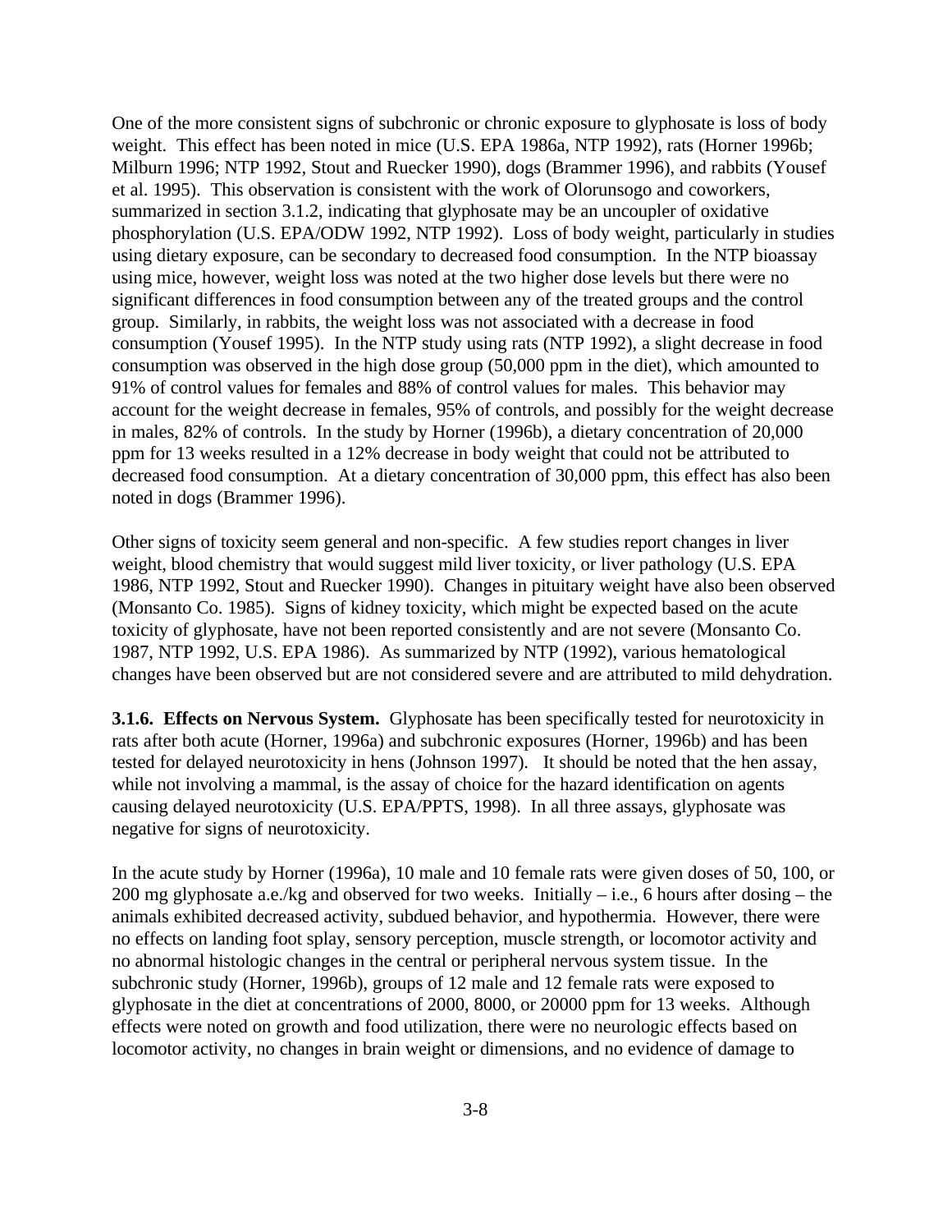One of the more consistent signs of subchronic or chronic exposure to glyphosate is loss of body weight. This effect has been noted in mice (U.S. EPA 1986a, NTP 1992), rats (Horner 1996b; Milburn 1996; NTP 1992, Stout and Ruecker 1990), dogs (Brammer 1996), and rabbits (Yousef et al. 1995). This observation is consistent with the work of Olorunsogo and coworkers, summarized in section 3.1.2, indicating that glyphosate may be an uncoupler of oxidative phosphorylation (U.S. EPA/ODW 1992, NTP 1992). Loss of body weight, particularly in studies using dietary exposure, can be secondary to decreased food consumption. In the NTP bioassay using mice, however, weight loss was noted at the two higher dose levels but there were no significant differences in food consumption between any of the treated groups and the control group. Similarly, in rabbits, the weight loss was not associated with a decrease in food consumption (Yousef 1995). In the NTP study using rats (NTP 1992), a slight decrease in food consumption was observed in the high dose group (50,000 ppm in the diet), which amounted to 91% of control values for females and 88% of control values for males. This behavior may account for the weight decrease in females, 95% of controls, and possibly for the weight decrease in males, 82% of controls. In the study by Horner (1996b), a dietary concentration of 20,000 ppm for 13 weeks resulted in a 12% decrease in body weight that could not be attributed to decreased food consumption. At a dietary concentration of 30,000 ppm, this effect has also been noted in dogs (Brammer 1996).

Other signs of toxicity seem general and non-specific. A few studies report changes in liver weight, blood chemistry that would suggest mild liver toxicity, or liver pathology (U.S. EPA 1986, NTP 1992, Stout and Ruecker 1990). Changes in pituitary weight have also been observed (Monsanto Co. 1985). Signs of kidney toxicity, which might be expected based on the acute toxicity of glyphosate, have not been reported consistently and are not severe (Monsanto Co. 1987, NTP 1992, U.S. EPA 1986). As summarized by NTP (1992), various hematological changes have been observed but are not considered severe and are attributed to mild dehydration.

**3.1.6. Effects on Nervous System.** Glyphosate has been specifically tested for neurotoxicity in rats after both acute (Horner, 1996a) and subchronic exposures (Horner, 1996b) and has been tested for delayed neurotoxicity in hens (Johnson 1997). It should be noted that the hen assay, while not involving a mammal, is the assay of choice for the hazard identification on agents causing delayed neurotoxicity (U.S. EPA/PPTS, 1998). In all three assays, glyphosate was negative for signs of neurotoxicity.

In the acute study by Horner (1996a), 10 male and 10 female rats were given doses of 50, 100, or 200 mg glyphosate a.e./kg and observed for two weeks. Initially – i.e., 6 hours after dosing – the animals exhibited decreased activity, subdued behavior, and hypothermia. However, there were no effects on landing foot splay, sensory perception, muscle strength, or locomotor activity and no abnormal histologic changes in the central or peripheral nervous system tissue. In the subchronic study (Horner, 1996b), groups of 12 male and 12 female rats were exposed to glyphosate in the diet at concentrations of 2000, 8000, or 20000 ppm for 13 weeks. Although effects were noted on growth and food utilization, there were no neurologic effects based on locomotor activity, no changes in brain weight or dimensions, and no evidence of damage to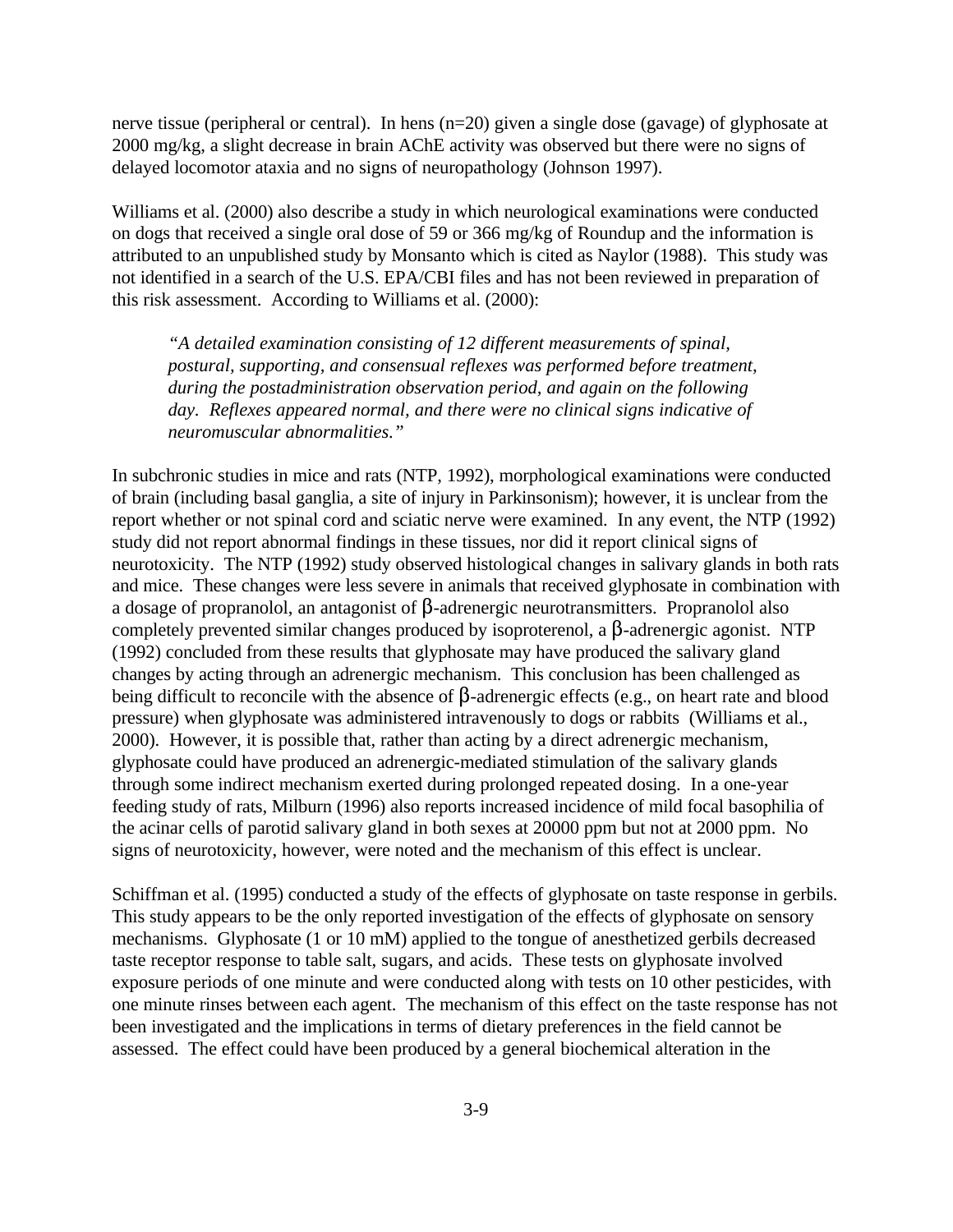nerve tissue (peripheral or central). In hens (n=20) given a single dose (gavage) of glyphosate at 2000 mg/kg, a slight decrease in brain AChE activity was observed but there were no signs of delayed locomotor ataxia and no signs of neuropathology (Johnson 1997).

Williams et al. (2000) also describe a study in which neurological examinations were conducted on dogs that received a single oral dose of 59 or 366 mg/kg of Roundup and the information is attributed to an unpublished study by Monsanto which is cited as Naylor (1988). This study was not identified in a search of the U.S. EPA/CBI files and has not been reviewed in preparation of this risk assessment. According to Williams et al. (2000):

> *"A detailed examination consisting of 12 different measurements of spinal, postural, supporting, and consensual reflexes was performed before treatment, during the postadministration observation period, and again on the following day. Reflexes appeared normal, and there were no clinical signs indicative of neuromuscular abnormalities."*

In subchronic studies in mice and rats (NTP, 1992), morphological examinations were conducted of brain (including basal ganglia, a site of injury in Parkinsonism); however, it is unclear from the report whether or not spinal cord and sciatic nerve were examined. In any event, the NTP (1992) study did not report abnormal findings in these tissues, nor did it report clinical signs of neurotoxicity. The NTP (1992) study observed histological changes in salivary glands in both rats and mice. These changes were less severe in animals that received glyphosate in combination with a dosage of propranolol, an antagonist of β-adrenergic neurotransmitters. Propranolol also completely prevented similar changes produced by isoproterenol, a β-adrenergic agonist. NTP (1992) concluded from these results that glyphosate may have produced the salivary gland changes by acting through an adrenergic mechanism. This conclusion has been challenged as being difficult to reconcile with the absence of β-adrenergic effects (e.g., on heart rate and blood pressure) when glyphosate was administered intravenously to dogs or rabbits (Williams et al., 2000). However, it is possible that, rather than acting by a direct adrenergic mechanism, glyphosate could have produced an adrenergic-mediated stimulation of the salivary glands through some indirect mechanism exerted during prolonged repeated dosing. In a one-year feeding study of rats, Milburn (1996) also reports increased incidence of mild focal basophilia of the acinar cells of parotid salivary gland in both sexes at 20000 ppm but not at 2000 ppm. No signs of neurotoxicity, however, were noted and the mechanism of this effect is unclear.

Schiffman et al. (1995) conducted a study of the effects of glyphosate on taste response in gerbils. This study appears to be the only reported investigation of the effects of glyphosate on sensory mechanisms. Glyphosate (1 or 10 mM) applied to the tongue of anesthetized gerbils decreased taste receptor response to table salt, sugars, and acids. These tests on glyphosate involved exposure periods of one minute and were conducted along with tests on 10 other pesticides, with one minute rinses between each agent. The mechanism of this effect on the taste response has not been investigated and the implications in terms of dietary preferences in the field cannot be assessed. The effect could have been produced by a general biochemical alteration in the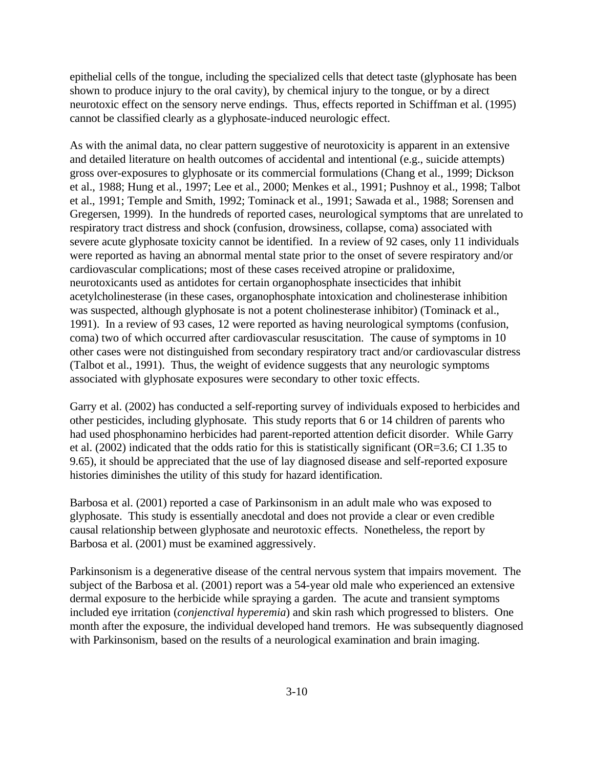epithelial cells of the tongue, including the specialized cells that detect taste (glyphosate has been shown to produce injury to the oral cavity), by chemical injury to the tongue, or by a direct neurotoxic effect on the sensory nerve endings. Thus, effects reported in Schiffman et al. (1995) cannot be classified clearly as a glyphosate-induced neurologic effect.

As with the animal data, no clear pattern suggestive of neurotoxicity is apparent in an extensive and detailed literature on health outcomes of accidental and intentional (e.g., suicide attempts) gross over-exposures to glyphosate or its commercial formulations (Chang et al., 1999; Dickson et al., 1988; Hung et al., 1997; Lee et al., 2000; Menkes et al., 1991; Pushnoy et al., 1998; Talbot et al., 1991; Temple and Smith, 1992; Tominack et al., 1991; Sawada et al., 1988; Sorensen and Gregersen, 1999). In the hundreds of reported cases, neurological symptoms that are unrelated to respiratory tract distress and shock (confusion, drowsiness, collapse, coma) associated with severe acute glyphosate toxicity cannot be identified. In a review of 92 cases, only 11 individuals were reported as having an abnormal mental state prior to the onset of severe respiratory and/or cardiovascular complications; most of these cases received atropine or pralidoxime, neurotoxicants used as antidotes for certain organophosphate insecticides that inhibit acetylcholinesterase (in these cases, organophosphate intoxication and cholinesterase inhibition was suspected, although glyphosate is not a potent cholinesterase inhibitor) (Tominack et al., 1991). In a review of 93 cases, 12 were reported as having neurological symptoms (confusion, coma) two of which occurred after cardiovascular resuscitation. The cause of symptoms in 10 other cases were not distinguished from secondary respiratory tract and/or cardiovascular distress (Talbot et al., 1991). Thus, the weight of evidence suggests that any neurologic symptoms associated with glyphosate exposures were secondary to other toxic effects.

Garry et al. (2002) has conducted a self-reporting survey of individuals exposed to herbicides and other pesticides, including glyphosate. This study reports that 6 or 14 children of parents who had used phosphonamino herbicides had parent-reported attention deficit disorder. While Garry et al. (2002) indicated that the odds ratio for this is statistically significant (OR=3.6; CI 1.35 to 9.65), it should be appreciated that the use of lay diagnosed disease and self-reported exposure histories diminishes the utility of this study for hazard identification.

Barbosa et al. (2001) reported a case of Parkinsonism in an adult male who was exposed to glyphosate. This study is essentially anecdotal and does not provide a clear or even credible causal relationship between glyphosate and neurotoxic effects. Nonetheless, the report by Barbosa et al. (2001) must be examined aggressively.

Parkinsonism is a degenerative disease of the central nervous system that impairs movement. The subject of the Barbosa et al. (2001) report was a 54-year old male who experienced an extensive dermal exposure to the herbicide while spraying a garden. The acute and transient symptoms included eye irritation (*conjenctival hyperemia*) and skin rash which progressed to blisters. One month after the exposure, the individual developed hand tremors. He was subsequently diagnosed with Parkinsonism, based on the results of a neurological examination and brain imaging.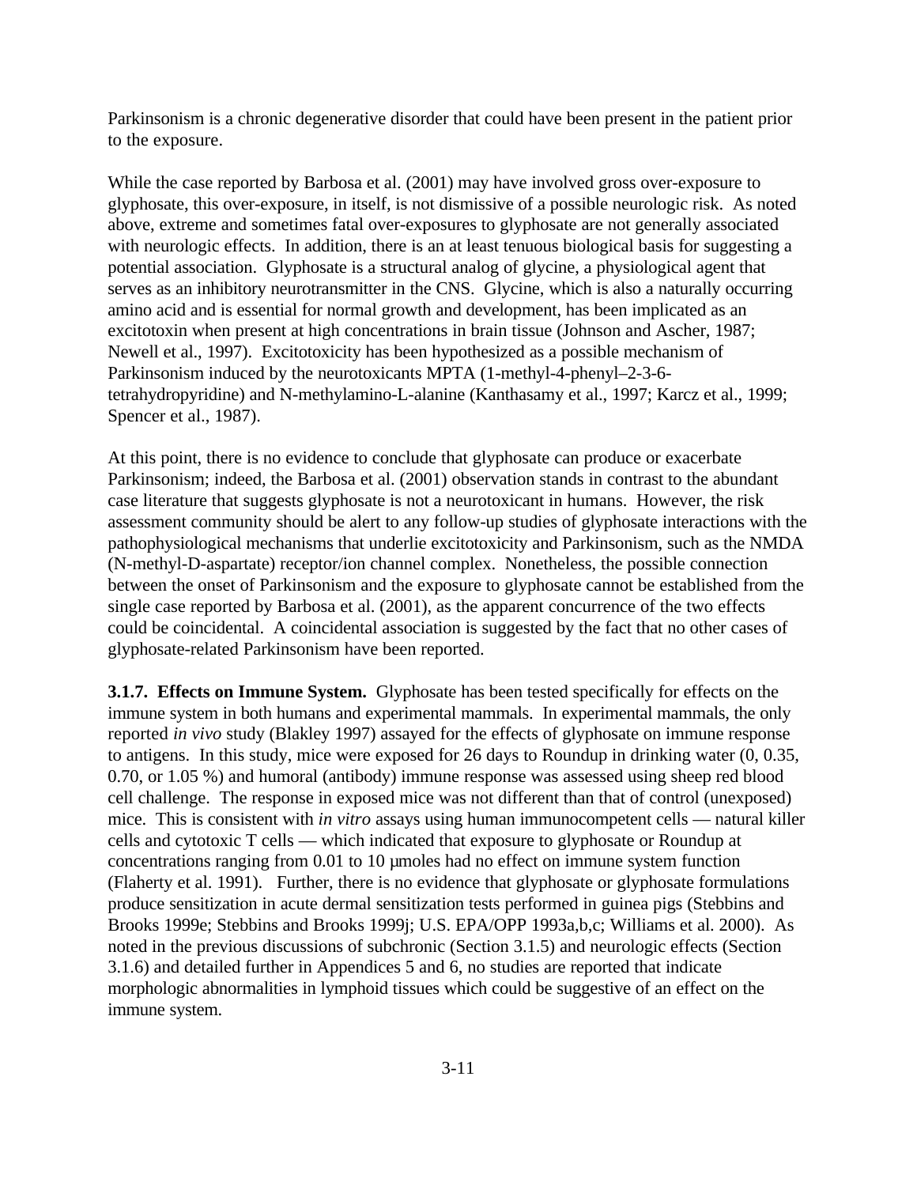Parkinsonism is a chronic degenerative disorder that could have been present in the patient prior to the exposure.

While the case reported by Barbosa et al. (2001) may have involved gross over-exposure to glyphosate, this over-exposure, in itself, is not dismissive of a possible neurologic risk. As noted above, extreme and sometimes fatal over-exposures to glyphosate are not generally associated with neurologic effects. In addition, there is an at least tenuous biological basis for suggesting a potential association. Glyphosate is a structural analog of glycine, a physiological agent that serves as an inhibitory neurotransmitter in the CNS. Glycine, which is also a naturally occurring amino acid and is essential for normal growth and development, has been implicated as an excitotoxin when present at high concentrations in brain tissue (Johnson and Ascher, 1987; Newell et al., 1997). Excitotoxicity has been hypothesized as a possible mechanism of Parkinsonism induced by the neurotoxicants MPTA (1-methyl-4-phenyl–2-3-6-tetrahydropyridine) and N-methylamino-L-alanine (Kanthasamy et al., 1997; Karcz et al., 1999; Spencer et al., 1987).

At this point, there is no evidence to conclude that glyphosate can produce or exacerbate Parkinsonism; indeed, the Barbosa et al. (2001) observation stands in contrast to the abundant case literature that suggests glyphosate is not a neurotoxicant in humans. However, the risk assessment community should be alert to any follow-up studies of glyphosate interactions with the pathophysiological mechanisms that underlie excitotoxicity and Parkinsonism, such as the NMDA (N-methyl-D-aspartate) receptor/ion channel complex. Nonetheless, the possible connection between the onset of Parkinsonism and the exposure to glyphosate cannot be established from the single case reported by Barbosa et al. (2001), as the apparent concurrence of the two effects could be coincidental. A coincidental association is suggested by the fact that no other cases of glyphosate-related Parkinsonism have been reported.

**3.1.7. Effects on Immune System.** Glyphosate has been tested specifically for effects on the immune system in both humans and experimental mammals. In experimental mammals, the only reported *in vivo* study (Blakley 1997) assayed for the effects of glyphosate on immune response to antigens. In this study, mice were exposed for 26 days to Roundup in drinking water (0, 0.35, 0.70, or 1.05 %) and humoral (antibody) immune response was assessed using sheep red blood cell challenge. The response in exposed mice was not different than that of control (unexposed) mice. This is consistent with *in vitro* assays using human immunocompetent cells — natural killer cells and cytotoxic T cells — which indicated that exposure to glyphosate or Roundup at concentrations ranging from 0.01 to 10 µmoles had no effect on immune system function (Flaherty et al. 1991). Further, there is no evidence that glyphosate or glyphosate formulations produce sensitization in acute dermal sensitization tests performed in guinea pigs (Stebbins and Brooks 1999e; Stebbins and Brooks 1999j; U.S. EPA/OPP 1993a,b,c; Williams et al. 2000). As noted in the previous discussions of subchronic (Section 3.1.5) and neurologic effects (Section 3.1.6) and detailed further in Appendices 5 and 6, no studies are reported that indicate morphologic abnormalities in lymphoid tissues which could be suggestive of an effect on the immune system.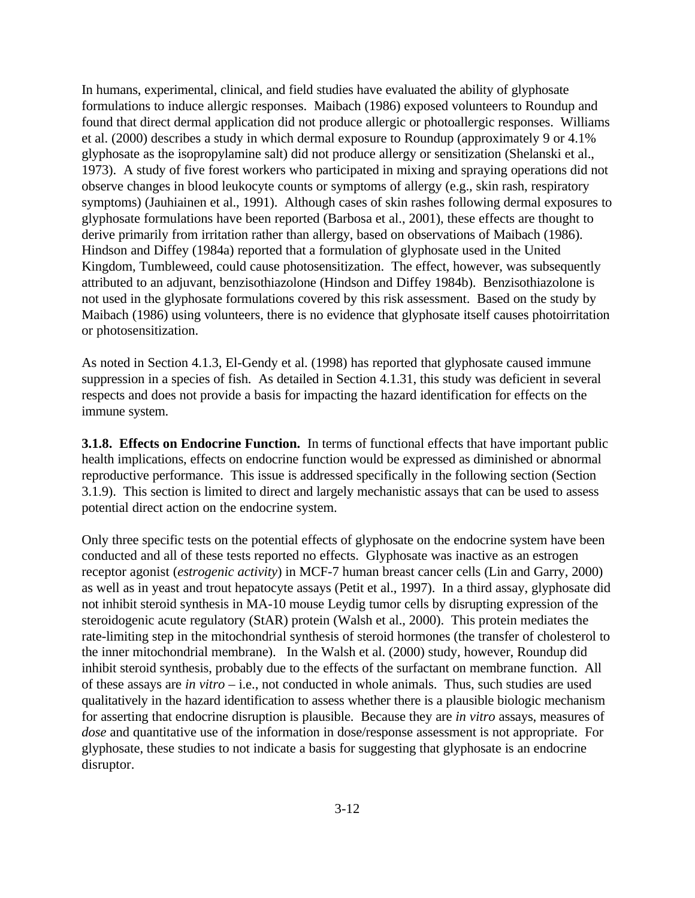In humans, experimental, clinical, and field studies have evaluated the ability of glyphosate formulations to induce allergic responses. Maibach (1986) exposed volunteers to Roundup and found that direct dermal application did not produce allergic or photoallergic responses. Williams et al. (2000) describes a study in which dermal exposure to Roundup (approximately 9 or 4.1% glyphosate as the isopropylamine salt) did not produce allergy or sensitization (Shelanski et al., 1973). A study of five forest workers who participated in mixing and spraying operations did not observe changes in blood leukocyte counts or symptoms of allergy (e.g., skin rash, respiratory symptoms) (Jauhiainen et al., 1991). Although cases of skin rashes following dermal exposures to glyphosate formulations have been reported (Barbosa et al., 2001), these effects are thought to derive primarily from irritation rather than allergy, based on observations of Maibach (1986). Hindson and Diffey (1984a) reported that a formulation of glyphosate used in the United Kingdom, Tumbleweed, could cause photosensitization. The effect, however, was subsequently attributed to an adjuvant, benzisothiazolone (Hindson and Diffey 1984b). Benzisothiazolone is not used in the glyphosate formulations covered by this risk assessment. Based on the study by Maibach (1986) using volunteers, there is no evidence that glyphosate itself causes photoirritation or photosensitization.

As noted in Section 4.1.3, El-Gendy et al. (1998) has reported that glyphosate caused immune suppression in a species of fish. As detailed in Section 4.1.31, this study was deficient in several respects and does not provide a basis for impacting the hazard identification for effects on the immune system.

**3.1.8. Effects on Endocrine Function.** In terms of functional effects that have important public health implications, effects on endocrine function would be expressed as diminished or abnormal reproductive performance. This issue is addressed specifically in the following section (Section 3.1.9). This section is limited to direct and largely mechanistic assays that can be used to assess potential direct action on the endocrine system.

Only three specific tests on the potential effects of glyphosate on the endocrine system have been conducted and all of these tests reported no effects. Glyphosate was inactive as an estrogen receptor agonist (*estrogenic activity*) in MCF-7 human breast cancer cells (Lin and Garry, 2000) as well as in yeast and trout hepatocyte assays (Petit et al., 1997). In a third assay, glyphosate did not inhibit steroid synthesis in MA-10 mouse Leydig tumor cells by disrupting expression of the steroidogenic acute regulatory (StAR) protein (Walsh et al., 2000). This protein mediates the rate-limiting step in the mitochondrial synthesis of steroid hormones (the transfer of cholesterol to the inner mitochondrial membrane). In the Walsh et al. (2000) study, however, Roundup did inhibit steroid synthesis, probably due to the effects of the surfactant on membrane function. All of these assays are *in vitro* – i.e., not conducted in whole animals. Thus, such studies are used qualitatively in the hazard identification to assess whether there is a plausible biologic mechanism for asserting that endocrine disruption is plausible. Because they are *in vitro* assays, measures of *dose* and quantitative use of the information in dose/response assessment is not appropriate. For glyphosate, these studies to not indicate a basis for suggesting that glyphosate is an endocrine disruptor.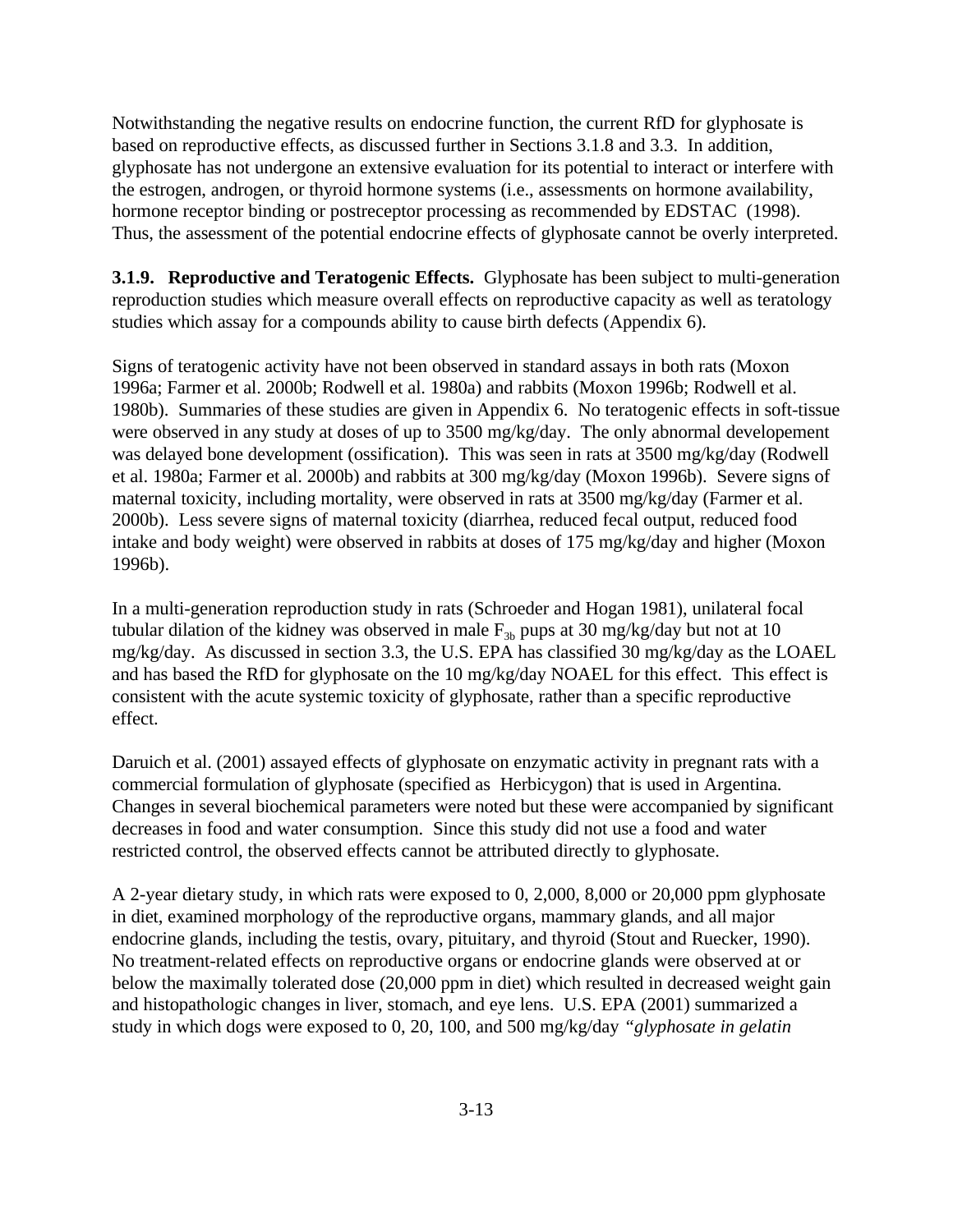Notwithstanding the negative results on endocrine function, the current RfD for glyphosate is based on reproductive effects, as discussed further in Sections 3.1.8 and 3.3. In addition, glyphosate has not undergone an extensive evaluation for its potential to interact or interfere with the estrogen, androgen, or thyroid hormone systems (i.e., assessments on hormone availability, hormone receptor binding or postreceptor processing as recommended by EDSTAC (1998). Thus, the assessment of the potential endocrine effects of glyphosate cannot be overly interpreted.

**3.1.9. Reproductive and Teratogenic Effects.** Glyphosate has been subject to multi-generation reproduction studies which measure overall effects on reproductive capacity as well as teratology studies which assay for a compounds ability to cause birth defects (Appendix 6).

Signs of teratogenic activity have not been observed in standard assays in both rats (Moxon 1996a; Farmer et al. 2000b; Rodwell et al. 1980a) and rabbits (Moxon 1996b; Rodwell et al. 1980b). Summaries of these studies are given in Appendix 6. No teratogenic effects in soft-tissue were observed in any study at doses of up to 3500 mg/kg/day. The only abnormal developement was delayed bone development (ossification). This was seen in rats at 3500 mg/kg/day (Rodwell et al. 1980a; Farmer et al. 2000b) and rabbits at 300 mg/kg/day (Moxon 1996b). Severe signs of maternal toxicity, including mortality, were observed in rats at 3500 mg/kg/day (Farmer et al. 2000b). Less severe signs of maternal toxicity (diarrhea, reduced fecal output, reduced food intake and body weight) were observed in rabbits at doses of 175 mg/kg/day and higher (Moxon 1996b).

In a multi-generation reproduction study in rats (Schroeder and Hogan 1981), unilateral focal tubular dilation of the kidney was observed in male $F_{3b}$ pups at 30 mg/kg/day but not at 10 mg/kg/day. As discussed in section 3.3, the U.S. EPA has classified 30 mg/kg/day as the LOAEL and has based the RfD for glyphosate on the 10 mg/kg/day NOAEL for this effect. This effect is consistent with the acute systemic toxicity of glyphosate, rather than a specific reproductive effect.

Daruich et al. (2001) assayed effects of glyphosate on enzymatic activity in pregnant rats with a commercial formulation of glyphosate (specified as Herbicygon) that is used in Argentina. Changes in several biochemical parameters were noted but these were accompanied by significant decreases in food and water consumption. Since this study did not use a food and water restricted control, the observed effects cannot be attributed directly to glyphosate.

A 2-year dietary study, in which rats were exposed to 0, 2,000, 8,000 or 20,000 ppm glyphosate in diet, examined morphology of the reproductive organs, mammary glands, and all major endocrine glands, including the testis, ovary, pituitary, and thyroid (Stout and Ruecker, 1990). No treatment-related effects on reproductive organs or endocrine glands were observed at or below the maximally tolerated dose (20,000 ppm in diet) which resulted in decreased weight gain and histopathologic changes in liver, stomach, and eye lens. U.S. EPA (2001) summarized a study in which dogs were exposed to 0, 20, 100, and 500 mg/kg/day *"glyphosate in gelatin*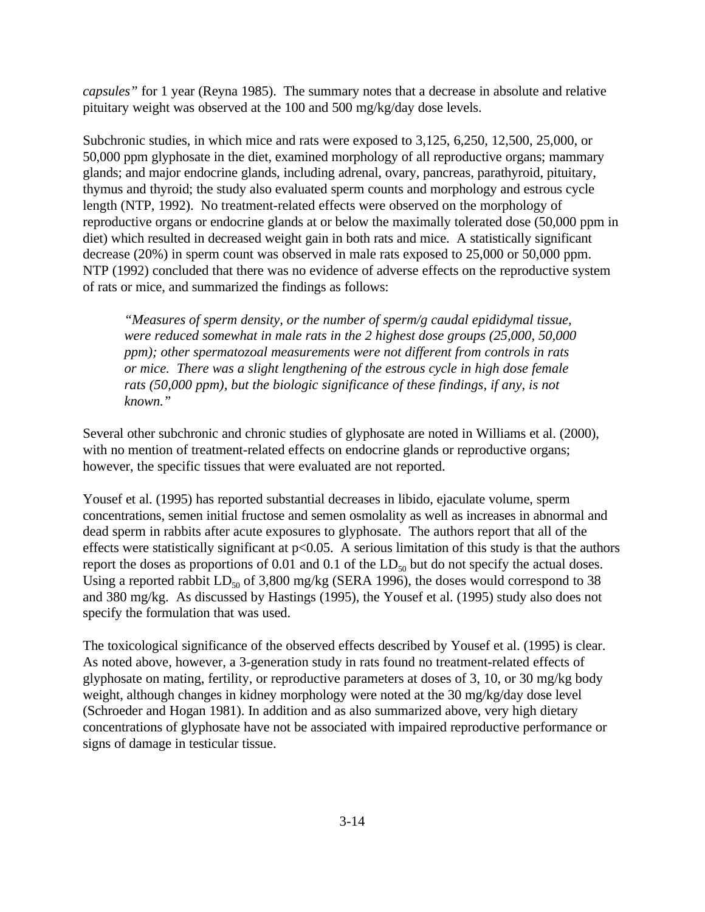*capsules"* for 1 year (Reyna 1985). The summary notes that a decrease in absolute and relative pituitary weight was observed at the 100 and 500 mg/kg/day dose levels.

Subchronic studies, in which mice and rats were exposed to 3,125, 6,250, 12,500, 25,000, or 50,000 ppm glyphosate in the diet, examined morphology of all reproductive organs; mammary glands; and major endocrine glands, including adrenal, ovary, pancreas, parathyroid, pituitary, thymus and thyroid; the study also evaluated sperm counts and morphology and estrous cycle length (NTP, 1992). No treatment-related effects were observed on the morphology of reproductive organs or endocrine glands at or below the maximally tolerated dose (50,000 ppm in diet) which resulted in decreased weight gain in both rats and mice. A statistically significant decrease (20%) in sperm count was observed in male rats exposed to 25,000 or 50,000 ppm. NTP (1992) concluded that there was no evidence of adverse effects on the reproductive system of rats or mice, and summarized the findings as follows:

> *"Measures of sperm density, or the number of sperm/g caudal epididymal tissue, were reduced somewhat in male rats in the 2 highest dose groups (25,000, 50,000 ppm); other spermatozoal measurements were not different from controls in rats or mice. There was a slight lengthening of the estrous cycle in high dose female rats (50,000 ppm), but the biologic significance of these findings, if any, is not known."*

Several other subchronic and chronic studies of glyphosate are noted in Williams et al. (2000), with no mention of treatment-related effects on endocrine glands or reproductive organs; however, the specific tissues that were evaluated are not reported.

Yousef et al. (1995) has reported substantial decreases in libido, ejaculate volume, sperm concentrations, semen initial fructose and semen osmolality as well as increases in abnormal and dead sperm in rabbits after acute exposures to glyphosate. The authors report that all of the effects were statistically significant at $p<0.05$. A serious limitation of this study is that the authors report the doses as proportions of 0.01 and 0.1 of the $LD_{50}$ but do not specify the actual doses. Using a reported rabbit $LD_{50}$ of 3,800 mg/kg (SERA 1996), the doses would correspond to 38 and 380 mg/kg. As discussed by Hastings (1995), the Yousef et al. (1995) study also does not specify the formulation that was used.

The toxicological significance of the observed effects described by Yousef et al. (1995) is clear. As noted above, however, a 3-generation study in rats found no treatment-related effects of glyphosate on mating, fertility, or reproductive parameters at doses of 3, 10, or 30 mg/kg body weight, although changes in kidney morphology were noted at the 30 mg/kg/day dose level (Schroeder and Hogan 1981). In addition and as also summarized above, very high dietary concentrations of glyphosate have not be associated with impaired reproductive performance or signs of damage in testicular tissue.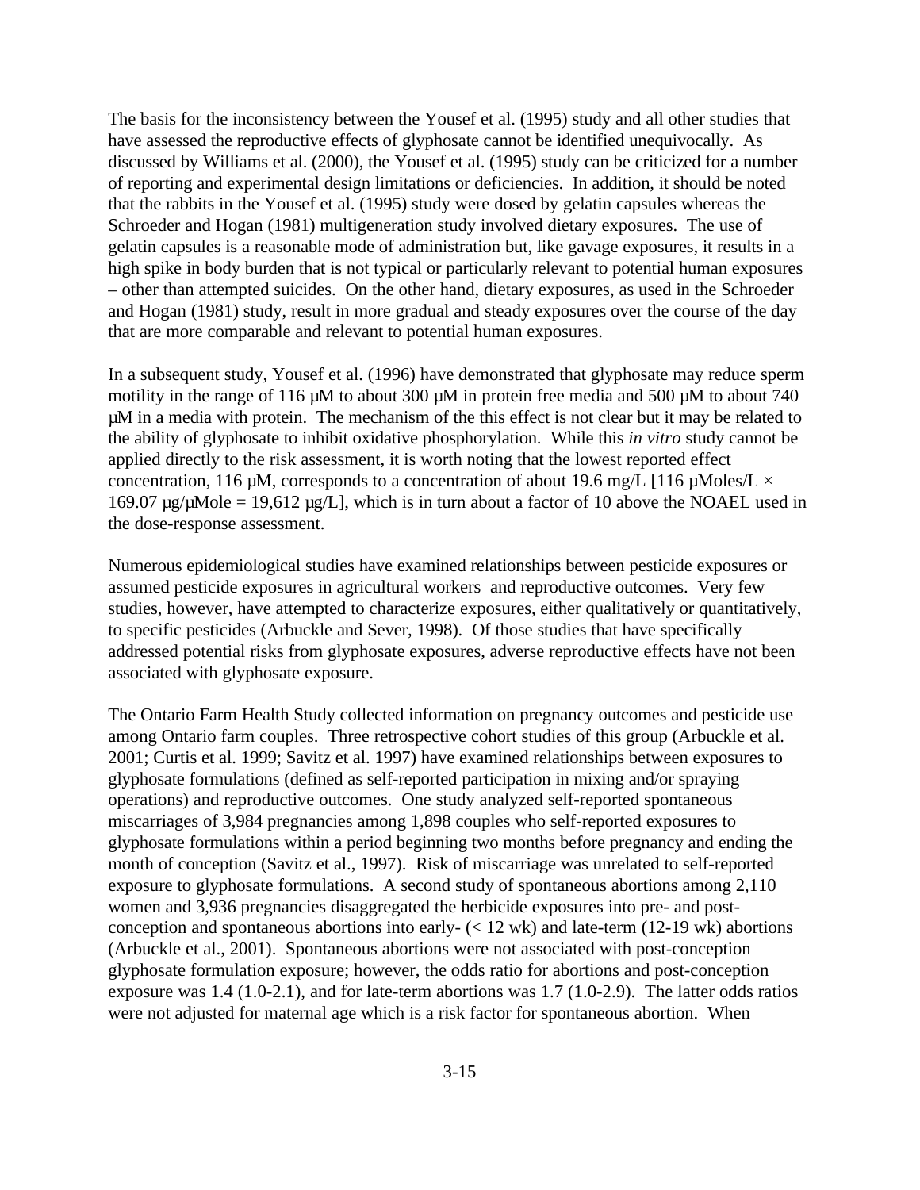The basis for the inconsistency between the Yousef et al. (1995) study and all other studies that have assessed the reproductive effects of glyphosate cannot be identified unequivocally. As discussed by Williams et al. (2000), the Yousef et al. (1995) study can be criticized for a number of reporting and experimental design limitations or deficiencies. In addition, it should be noted that the rabbits in the Yousef et al. (1995) study were dosed by gelatin capsules whereas the Schroeder and Hogan (1981) multigeneration study involved dietary exposures. The use of gelatin capsules is a reasonable mode of administration but, like gavage exposures, it results in a high spike in body burden that is not typical or particularly relevant to potential human exposures – other than attempted suicides. On the other hand, dietary exposures, as used in the Schroeder and Hogan (1981) study, result in more gradual and steady exposures over the course of the day that are more comparable and relevant to potential human exposures.

In a subsequent study, Yousef et al. (1996) have demonstrated that glyphosate may reduce sperm motility in the range of 116 µM to about 300 µM in protein free media and 500 µM to about 740 µM in a media with protein. The mechanism of the this effect is not clear but it may be related to the ability of glyphosate to inhibit oxidative phosphorylation. While this *in vitro* study cannot be applied directly to the risk assessment, it is worth noting that the lowest reported effect concentration, 116 µM, corresponds to a concentration of about 19.6 mg/L [116 µMoles/L × 169.07 µg/µMole = 19,612 µg/L], which is in turn about a factor of 10 above the NOAEL used in the dose-response assessment.

Numerous epidemiological studies have examined relationships between pesticide exposures or assumed pesticide exposures in agricultural workers and reproductive outcomes. Very few studies, however, have attempted to characterize exposures, either qualitatively or quantitatively, to specific pesticides (Arbuckle and Sever, 1998). Of those studies that have specifically addressed potential risks from glyphosate exposures, adverse reproductive effects have not been associated with glyphosate exposure.

The Ontario Farm Health Study collected information on pregnancy outcomes and pesticide use among Ontario farm couples. Three retrospective cohort studies of this group (Arbuckle et al. 2001; Curtis et al. 1999; Savitz et al. 1997) have examined relationships between exposures to glyphosate formulations (defined as self-reported participation in mixing and/or spraying operations) and reproductive outcomes. One study analyzed self-reported spontaneous miscarriages of 3,984 pregnancies among 1,898 couples who self-reported exposures to glyphosate formulations within a period beginning two months before pregnancy and ending the month of conception (Savitz et al., 1997). Risk of miscarriage was unrelated to self-reported exposure to glyphosate formulations. A second study of spontaneous abortions among 2,110 women and 3,936 pregnancies disaggregated the herbicide exposures into pre- and post-conception and spontaneous abortions into early- (< 12 wk) and late-term (12-19 wk) abortions (Arbuckle et al., 2001). Spontaneous abortions were not associated with post-conception glyphosate formulation exposure; however, the odds ratio for abortions and post-conception exposure was 1.4 (1.0-2.1), and for late-term abortions was 1.7 (1.0-2.9). The latter odds ratios were not adjusted for maternal age which is a risk factor for spontaneous abortion. When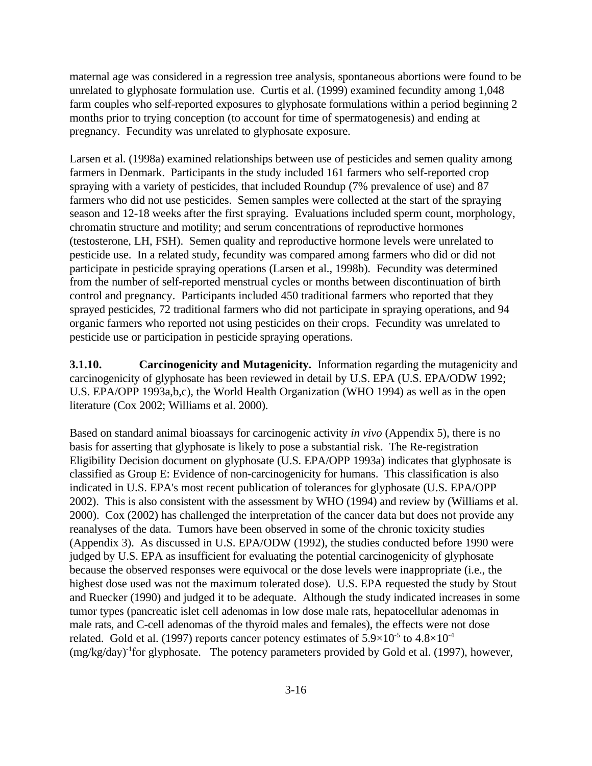maternal age was considered in a regression tree analysis, spontaneous abortions were found to be unrelated to glyphosate formulation use. Curtis et al. (1999) examined fecundity among 1,048 farm couples who self-reported exposures to glyphosate formulations within a period beginning 2 months prior to trying conception (to account for time of spermatogenesis) and ending at pregnancy. Fecundity was unrelated to glyphosate exposure.

Larsen et al. (1998a) examined relationships between use of pesticides and semen quality among farmers in Denmark. Participants in the study included 161 farmers who self-reported crop spraying with a variety of pesticides, that included Roundup (7% prevalence of use) and 87 farmers who did not use pesticides. Semen samples were collected at the start of the spraying season and 12-18 weeks after the first spraying. Evaluations included sperm count, morphology, chromatin structure and motility; and serum concentrations of reproductive hormones (testosterone, LH, FSH). Semen quality and reproductive hormone levels were unrelated to pesticide use. In a related study, fecundity was compared among farmers who did or did not participate in pesticide spraying operations (Larsen et al., 1998b). Fecundity was determined from the number of self-reported menstrual cycles or months between discontinuation of birth control and pregnancy. Participants included 450 traditional farmers who reported that they sprayed pesticides, 72 traditional farmers who did not participate in spraying operations, and 94 organic farmers who reported not using pesticides on their crops. Fecundity was unrelated to pesticide use or participation in pesticide spraying operations.

**3.1.10. Carcinogenicity and Mutagenicity.** Information regarding the mutagenicity and carcinogenicity of glyphosate has been reviewed in detail by U.S. EPA (U.S. EPA/ODW 1992; U.S. EPA/OPP 1993a,b,c), the World Health Organization (WHO 1994) as well as in the open literature (Cox 2002; Williams et al. 2000).

Based on standard animal bioassays for carcinogenic activity *in vivo* (Appendix 5), there is no basis for asserting that glyphosate is likely to pose a substantial risk. The Re-registration Eligibility Decision document on glyphosate (U.S. EPA/OPP 1993a) indicates that glyphosate is classified as Group E: Evidence of non-carcinogenicity for humans. This classification is also indicated in U.S. EPA's most recent publication of tolerances for glyphosate (U.S. EPA/OPP 2002). This is also consistent with the assessment by WHO (1994) and review by (Williams et al. 2000). Cox (2002) has challenged the interpretation of the cancer data but does not provide any reanalyses of the data. Tumors have been observed in some of the chronic toxicity studies (Appendix 3). As discussed in U.S. EPA/ODW (1992), the studies conducted before 1990 were judged by U.S. EPA as insufficient for evaluating the potential carcinogenicity of glyphosate because the observed responses were equivocal or the dose levels were inappropriate (i.e., the highest dose used was not the maximum tolerated dose). U.S. EPA requested the study by Stout and Ruecker (1990) and judged it to be adequate. Although the study indicated increases in some tumor types (pancreatic islet cell adenomas in low dose male rats, hepatocellular adenomas in male rats, and C-cell adenomas of the thyroid males and females), the effects were not dose related. Gold et al. (1997) reports cancer potency estimates of $5.9 \times 10^{-5}$ to $4.8 \times 10^{-4}$ $(mg/kg/day)^{-1}$ for glyphosate. The potency parameters provided by Gold et al. (1997), however,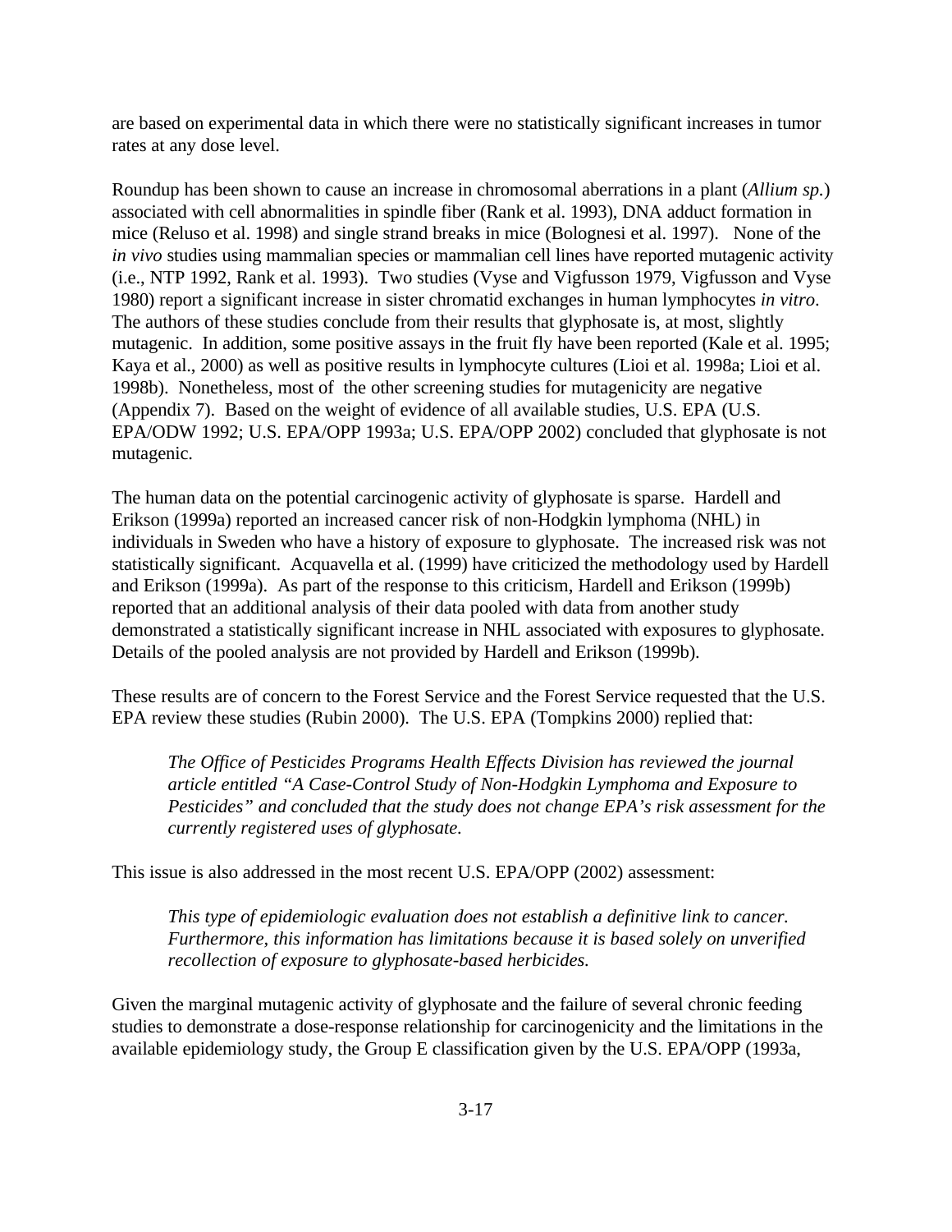are based on experimental data in which there were no statistically significant increases in tumor rates at any dose level.

Roundup has been shown to cause an increase in chromosomal aberrations in a plant (*Allium sp.*) associated with cell abnormalities in spindle fiber (Rank et al. 1993), DNA adduct formation in mice (Reluso et al. 1998) and single strand breaks in mice (Bolognesi et al. 1997). None of the *in vivo* studies using mammalian species or mammalian cell lines have reported mutagenic activity (i.e., NTP 1992, Rank et al. 1993). Two studies (Vyse and Vigfusson 1979, Vigfusson and Vyse 1980) report a significant increase in sister chromatid exchanges in human lymphocytes *in vitro*. The authors of these studies conclude from their results that glyphosate is, at most, slightly mutagenic. In addition, some positive assays in the fruit fly have been reported (Kale et al. 1995; Kaya et al., 2000) as well as positive results in lymphocyte cultures (Lioi et al. 1998a; Lioi et al. 1998b). Nonetheless, most of the other screening studies for mutagenicity are negative (Appendix 7). Based on the weight of evidence of all available studies, U.S. EPA (U.S. EPA/ODW 1992; U.S. EPA/OPP 1993a; U.S. EPA/OPP 2002) concluded that glyphosate is not mutagenic.

The human data on the potential carcinogenic activity of glyphosate is sparse. Hardell and Erikson (1999a) reported an increased cancer risk of non-Hodgkin lymphoma (NHL) in individuals in Sweden who have a history of exposure to glyphosate. The increased risk was not statistically significant. Acquavella et al. (1999) have criticized the methodology used by Hardell and Erikson (1999a). As part of the response to this criticism, Hardell and Erikson (1999b) reported that an additional analysis of their data pooled with data from another study demonstrated a statistically significant increase in NHL associated with exposures to glyphosate. Details of the pooled analysis are not provided by Hardell and Erikson (1999b).

These results are of concern to the Forest Service and the Forest Service requested that the U.S. EPA review these studies (Rubin 2000). The U.S. EPA (Tompkins 2000) replied that:

> *The Office of Pesticides Programs Health Effects Division has reviewed the journal article entitled "A Case-Control Study of Non-Hodgkin Lymphoma and Exposure to Pesticides" and concluded that the study does not change EPA's risk assessment for the currently registered uses of glyphosate.*

This issue is also addressed in the most recent U.S. EPA/OPP (2002) assessment:

> *This type of epidemiologic evaluation does not establish a definitive link to cancer. Furthermore, this information has limitations because it is based solely on unverified recollection of exposure to glyphosate-based herbicides.*

Given the marginal mutagenic activity of glyphosate and the failure of several chronic feeding studies to demonstrate a dose-response relationship for carcinogenicity and the limitations in the available epidemiology study, the Group E classification given by the U.S. EPA/OPP (1993a,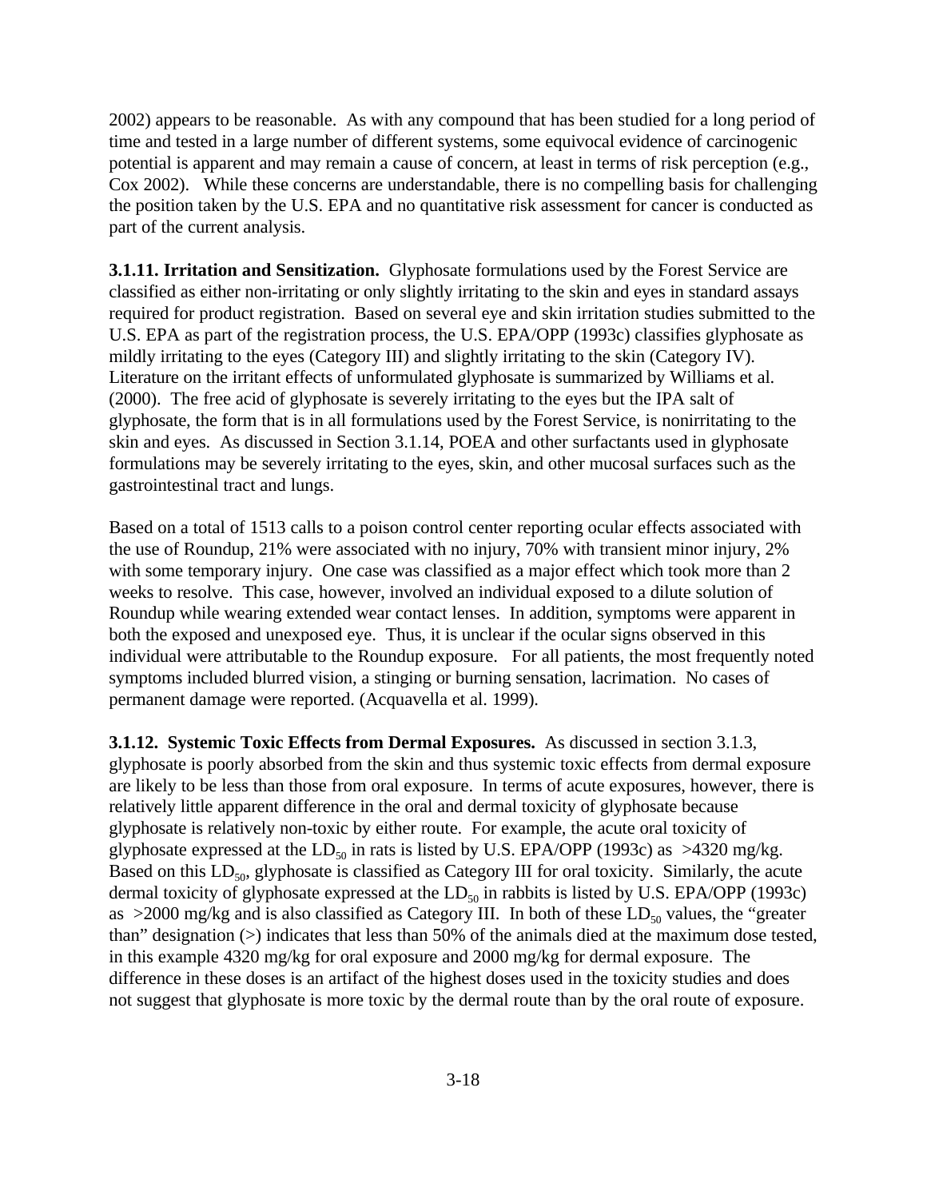2002) appears to be reasonable. As with any compound that has been studied for a long period of time and tested in a large number of different systems, some equivocal evidence of carcinogenic potential is apparent and may remain a cause of concern, at least in terms of risk perception (e.g., Cox 2002). While these concerns are understandable, there is no compelling basis for challenging the position taken by the U.S. EPA and no quantitative risk assessment for cancer is conducted as part of the current analysis.

**3.1.11. Irritation and Sensitization.** Glyphosate formulations used by the Forest Service are classified as either non-irritating or only slightly irritating to the skin and eyes in standard assays required for product registration. Based on several eye and skin irritation studies submitted to the U.S. EPA as part of the registration process, the U.S. EPA/OPP (1993c) classifies glyphosate as mildly irritating to the eyes (Category III) and slightly irritating to the skin (Category IV). Literature on the irritant effects of unformulated glyphosate is summarized by Williams et al. (2000). The free acid of glyphosate is severely irritating to the eyes but the IPA salt of glyphosate, the form that is in all formulations used by the Forest Service, is nonirritating to the skin and eyes. As discussed in Section 3.1.14, POEA and other surfactants used in glyphosate formulations may be severely irritating to the eyes, skin, and other mucosal surfaces such as the gastrointestinal tract and lungs.

Based on a total of 1513 calls to a poison control center reporting ocular effects associated with the use of Roundup, 21% were associated with no injury, 70% with transient minor injury, 2% with some temporary injury. One case was classified as a major effect which took more than 2 weeks to resolve. This case, however, involved an individual exposed to a dilute solution of Roundup while wearing extended wear contact lenses. In addition, symptoms were apparent in both the exposed and unexposed eye. Thus, it is unclear if the ocular signs observed in this individual were attributable to the Roundup exposure. For all patients, the most frequently noted symptoms included blurred vision, a stinging or burning sensation, lacrimation. No cases of permanent damage were reported. (Acquavella et al. 1999).

**3.1.12. Systemic Toxic Effects from Dermal Exposures.** As discussed in section 3.1.3, glyphosate is poorly absorbed from the skin and thus systemic toxic effects from dermal exposure are likely to be less than those from oral exposure. In terms of acute exposures, however, there is relatively little apparent difference in the oral and dermal toxicity of glyphosate because glyphosate is relatively non-toxic by either route. For example, the acute oral toxicity of glyphosate expressed at the $LD_{50}$ in rats is listed by U.S. EPA/OPP (1993c) as >4320 mg/kg. Based on this $LD_{50}$, glyphosate is classified as Category III for oral toxicity. Similarly, the acute dermal toxicity of glyphosate expressed at the $LD_{50}$ in rabbits is listed by U.S. EPA/OPP (1993c) as >2000 mg/kg and is also classified as Category III. In both of these $LD_{50}$ values, the "greater than" designation (>) indicates that less than 50% of the animals died at the maximum dose tested, in this example 4320 mg/kg for oral exposure and 2000 mg/kg for dermal exposure. The difference in these doses is an artifact of the highest doses used in the toxicity studies and does not suggest that glyphosate is more toxic by the dermal route than by the oral route of exposure.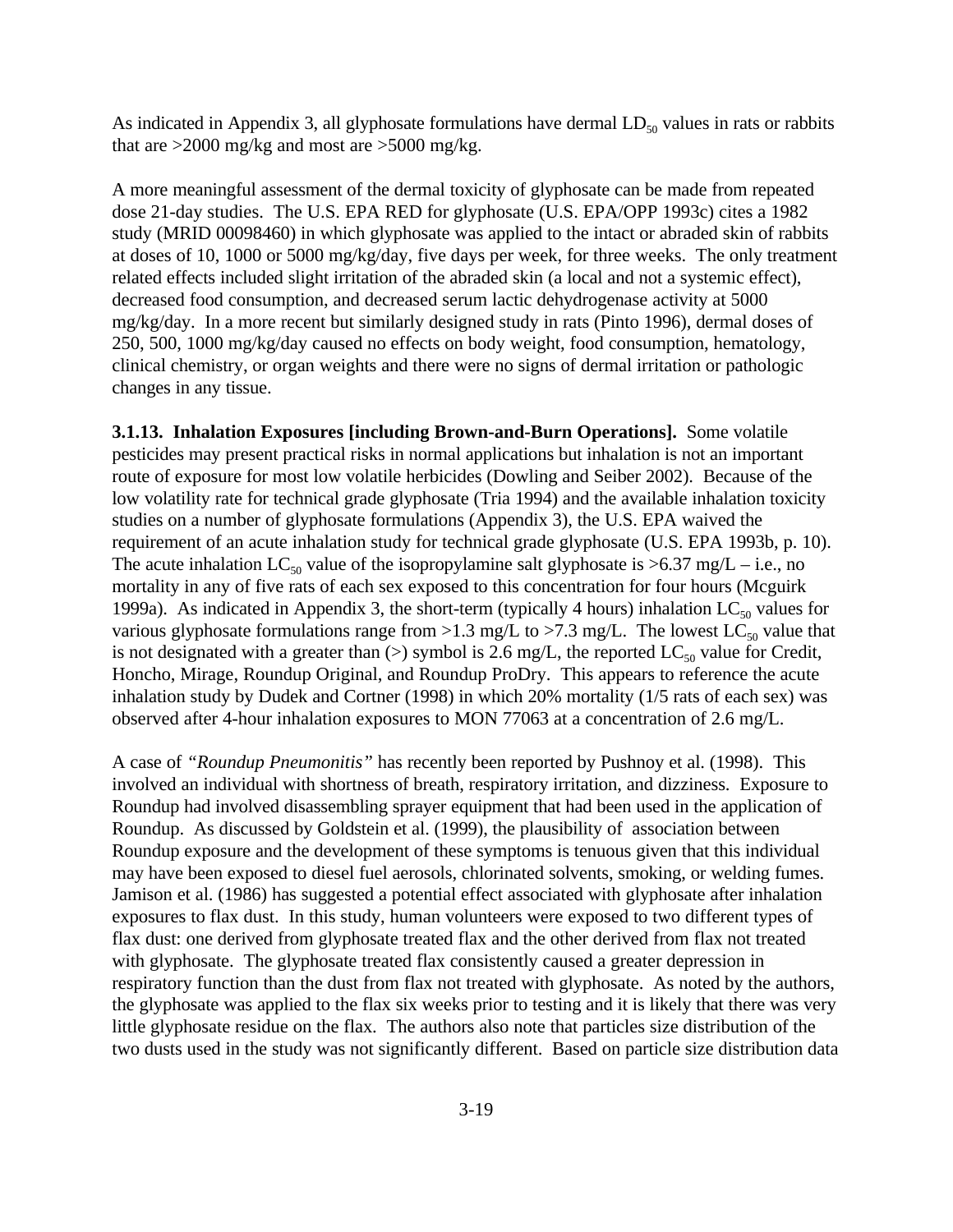As indicated in Appendix 3, all glyphosate formulations have dermal $LD_{50}$ values in rats or rabbits that are >2000 mg/kg and most are >5000 mg/kg.

A more meaningful assessment of the dermal toxicity of glyphosate can be made from repeated dose 21-day studies. The U.S. EPA RED for glyphosate (U.S. EPA/OPP 1993c) cites a 1982 study (MRID 00098460) in which glyphosate was applied to the intact or abraded skin of rabbits at doses of 10, 1000 or 5000 mg/kg/day, five days per week, for three weeks. The only treatment related effects included slight irritation of the abraded skin (a local and not a systemic effect), decreased food consumption, and decreased serum lactic dehydrogenase activity at 5000 mg/kg/day. In a more recent but similarly designed study in rats (Pinto 1996), dermal doses of 250, 500, 1000 mg/kg/day caused no effects on body weight, food consumption, hematology, clinical chemistry, or organ weights and there were no signs of dermal irritation or pathologic changes in any tissue.

**3.1.13. Inhalation Exposures [including Brown-and-Burn Operations].** Some volatile pesticides may present practical risks in normal applications but inhalation is not an important route of exposure for most low volatile herbicides (Dowling and Seiber 2002). Because of the low volatility rate for technical grade glyphosate (Tria 1994) and the available inhalation toxicity studies on a number of glyphosate formulations (Appendix 3), the U.S. EPA waived the requirement of an acute inhalation study for technical grade glyphosate (U.S. EPA 1993b, p. 10). The acute inhalation $LC_{50}$ value of the isopropylamine salt glyphosate is >6.37 mg/L – i.e., no mortality in any of five rats of each sex exposed to this concentration for four hours (Mcguirk 1999a). As indicated in Appendix 3, the short-term (typically 4 hours) inhalation $LC_{50}$ values for various glyphosate formulations range from >1.3 mg/L to >7.3 mg/L. The lowest $LC_{50}$ value that is not designated with a greater than (>) symbol is 2.6 mg/L, the reported $LC_{50}$ value for Credit, Honcho, Mirage, Roundup Original, and Roundup ProDry. This appears to reference the acute inhalation study by Dudek and Cortner (1998) in which 20% mortality (1/5 rats of each sex) was observed after 4-hour inhalation exposures to MON 77063 at a concentration of 2.6 mg/L.

A case of *"Roundup Pneumonitis"* has recently been reported by Pushnoy et al. (1998). This involved an individual with shortness of breath, respiratory irritation, and dizziness. Exposure to Roundup had involved disassembling sprayer equipment that had been used in the application of Roundup. As discussed by Goldstein et al. (1999), the plausibility of association between Roundup exposure and the development of these symptoms is tenuous given that this individual may have been exposed to diesel fuel aerosols, chlorinated solvents, smoking, or welding fumes. Jamison et al. (1986) has suggested a potential effect associated with glyphosate after inhalation exposures to flax dust. In this study, human volunteers were exposed to two different types of flax dust: one derived from glyphosate treated flax and the other derived from flax not treated with glyphosate. The glyphosate treated flax consistently caused a greater depression in respiratory function than the dust from flax not treated with glyphosate. As noted by the authors, the glyphosate was applied to the flax six weeks prior to testing and it is likely that there was very little glyphosate residue on the flax. The authors also note that particles size distribution of the two dusts used in the study was not significantly different. Based on particle size distribution data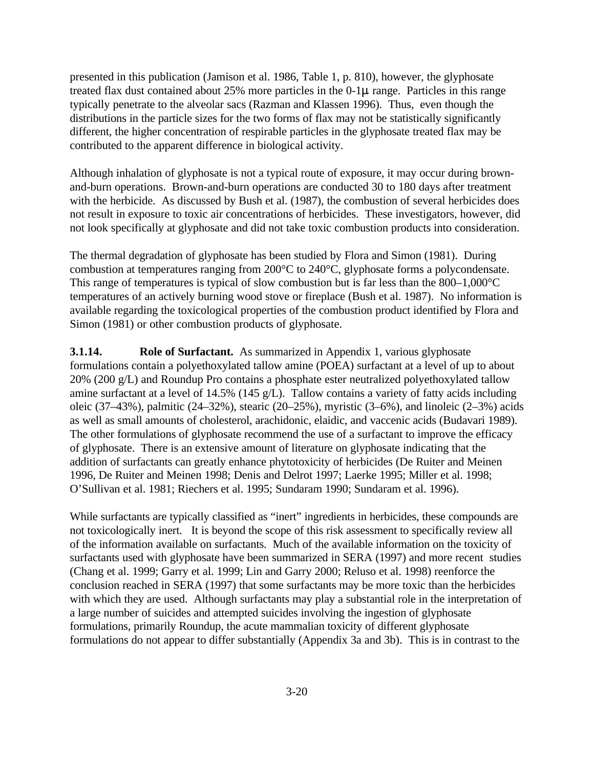presented in this publication (Jamison et al. 1986, Table 1, p. 810), however, the glyphosate treated flax dust contained about 25% more particles in the 0-1μ range. Particles in this range typically penetrate to the alveolar sacs (Razman and Klassen 1996). Thus, even though the distributions in the particle sizes for the two forms of flax may not be statistically significantly different, the higher concentration of respirable particles in the glyphosate treated flax may be contributed to the apparent difference in biological activity.

Although inhalation of glyphosate is not a typical route of exposure, it may occur during brown-and-burn operations. Brown-and-burn operations are conducted 30 to 180 days after treatment with the herbicide. As discussed by Bush et al. (1987), the combustion of several herbicides does not result in exposure to toxic air concentrations of herbicides. These investigators, however, did not look specifically at glyphosate and did not take toxic combustion products into consideration.

The thermal degradation of glyphosate has been studied by Flora and Simon (1981). During combustion at temperatures ranging from 200°C to 240°C, glyphosate forms a polycondensate. This range of temperatures is typical of slow combustion but is far less than the 800–1,000°C temperatures of an actively burning wood stove or fireplace (Bush et al. 1987). No information is available regarding the toxicological properties of the combustion product identified by Flora and Simon (1981) or other combustion products of glyphosate.

**3.1.14. Role of Surfactant.** As summarized in Appendix 1, various glyphosate formulations contain a polyethoxylated tallow amine (POEA) surfactant at a level of up to about 20% (200 g/L) and Roundup Pro contains a phosphate ester neutralized polyethoxylated tallow amine surfactant at a level of 14.5% (145 g/L). Tallow contains a variety of fatty acids including oleic (37–43%), palmitic (24–32%), stearic (20–25%), myristic (3–6%), and linoleic (2–3%) acids as well as small amounts of cholesterol, arachidonic, elaidic, and vaccenic acids (Budavari 1989). The other formulations of glyphosate recommend the use of a surfactant to improve the efficacy of glyphosate. There is an extensive amount of literature on glyphosate indicating that the addition of surfactants can greatly enhance phytotoxicity of herbicides (De Ruiter and Meinen 1996, De Ruiter and Meinen 1998; Denis and Delrot 1997; Laerke 1995; Miller et al. 1998; O'Sullivan et al. 1981; Riechers et al. 1995; Sundaram 1990; Sundaram et al. 1996).

While surfactants are typically classified as "inert" ingredients in herbicides, these compounds are not toxicologically inert. It is beyond the scope of this risk assessment to specifically review all of the information available on surfactants. Much of the available information on the toxicity of surfactants used with glyphosate have been summarized in SERA (1997) and more recent studies (Chang et al. 1999; Garry et al. 1999; Lin and Garry 2000; Reluso et al. 1998) reenforce the conclusion reached in SERA (1997) that some surfactants may be more toxic than the herbicides with which they are used. Although surfactants may play a substantial role in the interpretation of a large number of suicides and attempted suicides involving the ingestion of glyphosate formulations, primarily Roundup, the acute mammalian toxicity of different glyphosate formulations do not appear to differ substantially (Appendix 3a and 3b). This is in contrast to the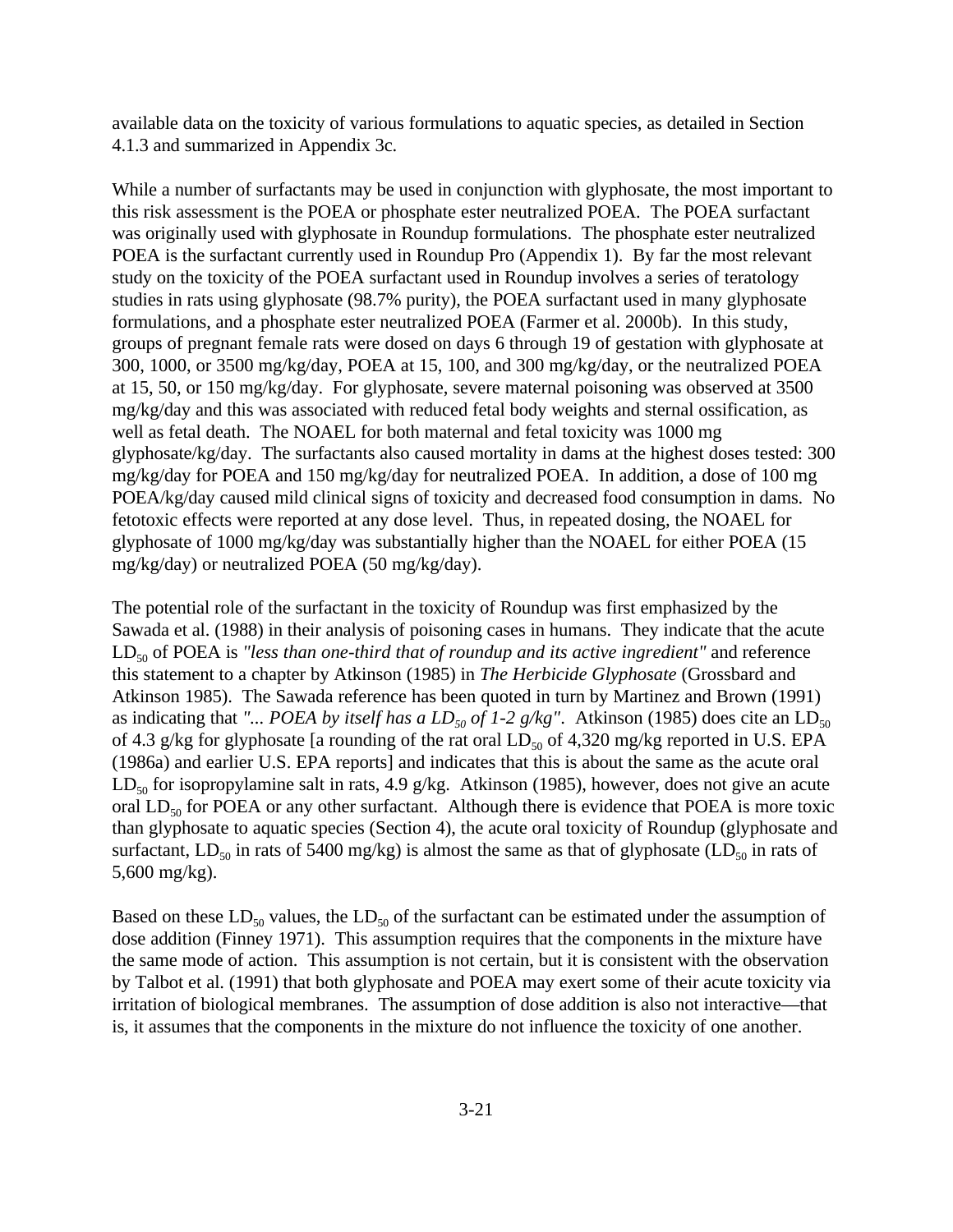available data on the toxicity of various formulations to aquatic species, as detailed in Section 4.1.3 and summarized in Appendix 3c.

While a number of surfactants may be used in conjunction with glyphosate, the most important to this risk assessment is the POEA or phosphate ester neutralized POEA. The POEA surfactant was originally used with glyphosate in Roundup formulations. The phosphate ester neutralized POEA is the surfactant currently used in Roundup Pro (Appendix 1). By far the most relevant study on the toxicity of the POEA surfactant used in Roundup involves a series of teratology studies in rats using glyphosate (98.7% purity), the POEA surfactant used in many glyphosate formulations, and a phosphate ester neutralized POEA (Farmer et al. 2000b). In this study, groups of pregnant female rats were dosed on days 6 through 19 of gestation with glyphosate at 300, 1000, or 3500 mg/kg/day, POEA at 15, 100, and 300 mg/kg/day, or the neutralized POEA at 15, 50, or 150 mg/kg/day. For glyphosate, severe maternal poisoning was observed at 3500 mg/kg/day and this was associated with reduced fetal body weights and sternal ossification, as well as fetal death. The NOAEL for both maternal and fetal toxicity was 1000 mg glyphosate/kg/day. The surfactants also caused mortality in dams at the highest doses tested: 300 mg/kg/day for POEA and 150 mg/kg/day for neutralized POEA. In addition, a dose of 100 mg POEA/kg/day caused mild clinical signs of toxicity and decreased food consumption in dams. No fetotoxic effects were reported at any dose level. Thus, in repeated dosing, the NOAEL for glyphosate of 1000 mg/kg/day was substantially higher than the NOAEL for either POEA (15 mg/kg/day) or neutralized POEA (50 mg/kg/day).

The potential role of the surfactant in the toxicity of Roundup was first emphasized by the Sawada et al. (1988) in their analysis of poisoning cases in humans. They indicate that the acute $LD_{50}$ of POEA is *"less than one-third that of roundup and its active ingredient"* and reference this statement to a chapter by Atkinson (1985) in *The Herbicide Glyphosate* (Grossbard and Atkinson 1985). The Sawada reference has been quoted in turn by Martinez and Brown (1991) as indicating that *"... POEA by itself has a $LD_{50}$ of 1-2 g/kg"*. Atkinson (1985) does cite an $LD_{50}$ of 4.3 g/kg for glyphosate [a rounding of the rat oral $LD_{50}$ of 4,320 mg/kg reported in U.S. EPA (1986a) and earlier U.S. EPA reports] and indicates that this is about the same as the acute oral $LD_{50}$ for isopropylamine salt in rats, 4.9 g/kg. Atkinson (1985), however, does not give an acute oral $LD_{50}$ for POEA or any other surfactant. Although there is evidence that POEA is more toxic than glyphosate to aquatic species (Section 4), the acute oral toxicity of Roundup (glyphosate and surfactant, $LD_{50}$ in rats of 5400 mg/kg) is almost the same as that of glyphosate ($LD_{50}$ in rats of 5,600 mg/kg).

Based on these $LD_{50}$ values, the $LD_{50}$ of the surfactant can be estimated under the assumption of dose addition (Finney 1971). This assumption requires that the components in the mixture have the same mode of action. This assumption is not certain, but it is consistent with the observation by Talbot et al. (1991) that both glyphosate and POEA may exert some of their acute toxicity via irritation of biological membranes. The assumption of dose addition is also not interactive—that is, it assumes that the components in the mixture do not influence the toxicity of one another.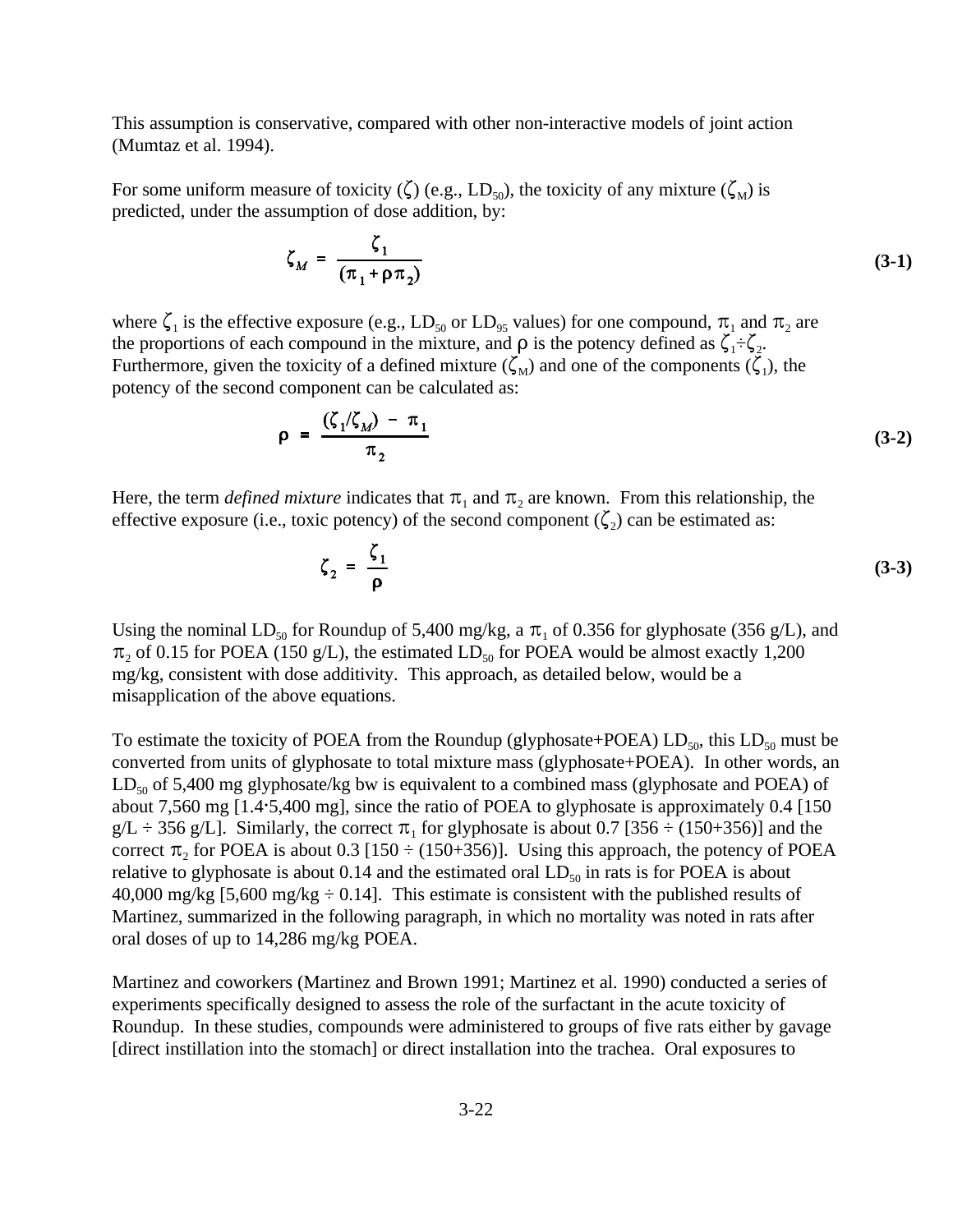This assumption is conservative, compared with other non-interactive models of joint action (Mumtaz et al. 1994).

For some uniform measure of toxicity ($\zeta$) (e.g., $LD_{50}$), the toxicity of any mixture ($\zeta_M$) is predicted, under the assumption of dose addition, by:

$$\zeta_M = \frac{\zeta_1}{(\pi_1 + \rho\pi_2)} \tag{3-1}$$

where $\zeta_1$ is the effective exposure (e.g., $LD_{50}$ or $LD_{95}$ values) for one compound, $\pi_1$ and $\pi_2$ are the proportions of each compound in the mixture, and $\rho$ is the potency defined as $\zeta_1 \div \zeta_2$. Furthermore, given the toxicity of a defined mixture ($\zeta_M$) and one of the components ($\zeta_1$), the potency of the second component can be calculated as:

$$\rho = \frac{(\zeta_1/\zeta_M) - \pi_1}{\pi_2} \tag{3-2}$$

Here, the term *defined mixture* indicates that $\pi_1$ and $\pi_2$ are known. From this relationship, the effective exposure (i.e., toxic potency) of the second component ($\zeta_2$) can be estimated as:

$$\zeta_2 = \frac{\zeta_1}{\rho} \tag{3-3}$$

Using the nominal $LD_{50}$ for Roundup of 5,400 mg/kg, a $\pi_1$ of 0.356 for glyphosate (356 g/L), and $\pi_2$ of 0.15 for POEA (150 g/L), the estimated $LD_{50}$ for POEA would be almost exactly 1,200 mg/kg, consistent with dose additivity. This approach, as detailed below, would be a misapplication of the above equations.

To estimate the toxicity of POEA from the Roundup (glyphosate+POEA) $LD_{50}$, this $LD_{50}$ must be converted from units of glyphosate to total mixture mass (glyphosate+POEA). In other words, an $LD_{50}$ of 5,400 mg glyphosate/kg bw is equivalent to a combined mass (glyphosate and POEA) of about 7,560 mg [1.4·5,400 mg], since the ratio of POEA to glyphosate is approximately 0.4 [150 g/L ÷ 356 g/L]. Similarly, the correct $\pi_1$ for glyphosate is about 0.7 [356 ÷ (150+356)] and the correct $\pi_2$ for POEA is about 0.3 [150 ÷ (150+356)]. Using this approach, the potency of POEA relative to glyphosate is about 0.14 and the estimated oral $LD_{50}$ in rats is for POEA is about 40,000 mg/kg [5,600 mg/kg ÷ 0.14]. This estimate is consistent with the published results of Martinez, summarized in the following paragraph, in which no mortality was noted in rats after oral doses of up to 14,286 mg/kg POEA.

Martinez and coworkers (Martinez and Brown 1991; Martinez et al. 1990) conducted a series of experiments specifically designed to assess the role of the surfactant in the acute toxicity of Roundup. In these studies, compounds were administered to groups of five rats either by gavage [direct instillation into the stomach] or direct installation into the trachea. Oral exposures to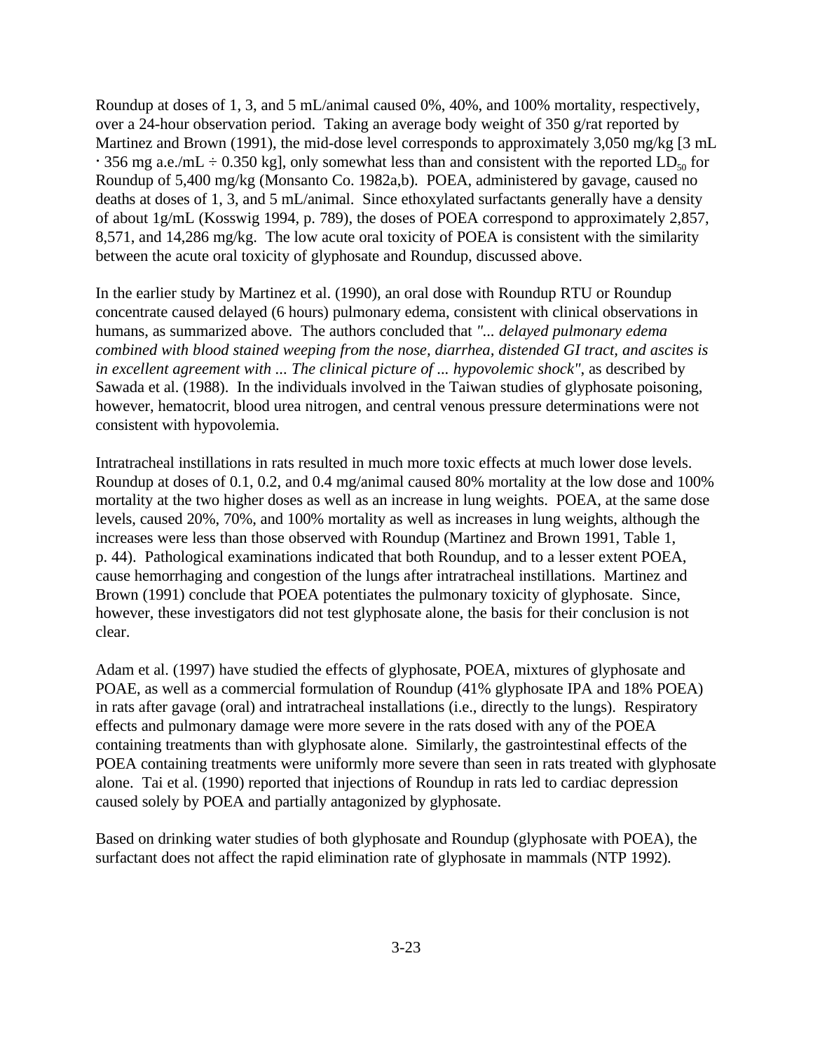Roundup at doses of 1, 3, and 5 mL/animal caused 0%, 40%, and 100% mortality, respectively, over a 24-hour observation period. Taking an average body weight of 350 g/rat reported by Martinez and Brown (1991), the mid-dose level corresponds to approximately 3,050 mg/kg [3 mL · 356 mg a.e./mL ÷ 0.350 kg], only somewhat less than and consistent with the reported $LD_{50}$ for Roundup of 5,400 mg/kg (Monsanto Co. 1982a,b). POEA, administered by gavage, caused no deaths at doses of 1, 3, and 5 mL/animal. Since ethoxylated surfactants generally have a density of about 1g/mL (Kosswig 1994, p. 789), the doses of POEA correspond to approximately 2,857, 8,571, and 14,286 mg/kg. The low acute oral toxicity of POEA is consistent with the similarity between the acute oral toxicity of glyphosate and Roundup, discussed above.

In the earlier study by Martinez et al. (1990), an oral dose with Roundup RTU or Roundup concentrate caused delayed (6 hours) pulmonary edema, consistent with clinical observations in humans, as summarized above. The authors concluded that *"... delayed pulmonary edema combined with blood stained weeping from the nose, diarrhea, distended GI tract, and ascites is in excellent agreement with ... The clinical picture of ... hypovolemic shock"*, as described by Sawada et al. (1988). In the individuals involved in the Taiwan studies of glyphosate poisoning, however, hematocrit, blood urea nitrogen, and central venous pressure determinations were not consistent with hypovolemia.

Intratracheal instillations in rats resulted in much more toxic effects at much lower dose levels. Roundup at doses of 0.1, 0.2, and 0.4 mg/animal caused 80% mortality at the low dose and 100% mortality at the two higher doses as well as an increase in lung weights. POEA, at the same dose levels, caused 20%, 70%, and 100% mortality as well as increases in lung weights, although the increases were less than those observed with Roundup (Martinez and Brown 1991, Table 1, p. 44). Pathological examinations indicated that both Roundup, and to a lesser extent POEA, cause hemorrhaging and congestion of the lungs after intratracheal instillations. Martinez and Brown (1991) conclude that POEA potentiates the pulmonary toxicity of glyphosate. Since, however, these investigators did not test glyphosate alone, the basis for their conclusion is not clear.

Adam et al. (1997) have studied the effects of glyphosate, POEA, mixtures of glyphosate and POAE, as well as a commercial formulation of Roundup (41% glyphosate IPA and 18% POEA) in rats after gavage (oral) and intratracheal installations (i.e., directly to the lungs). Respiratory effects and pulmonary damage were more severe in the rats dosed with any of the POEA containing treatments than with glyphosate alone. Similarly, the gastrointestinal effects of the POEA containing treatments were uniformly more severe than seen in rats treated with glyphosate alone. Tai et al. (1990) reported that injections of Roundup in rats led to cardiac depression caused solely by POEA and partially antagonized by glyphosate.

Based on drinking water studies of both glyphosate and Roundup (glyphosate with POEA), the surfactant does not affect the rapid elimination rate of glyphosate in mammals (NTP 1992).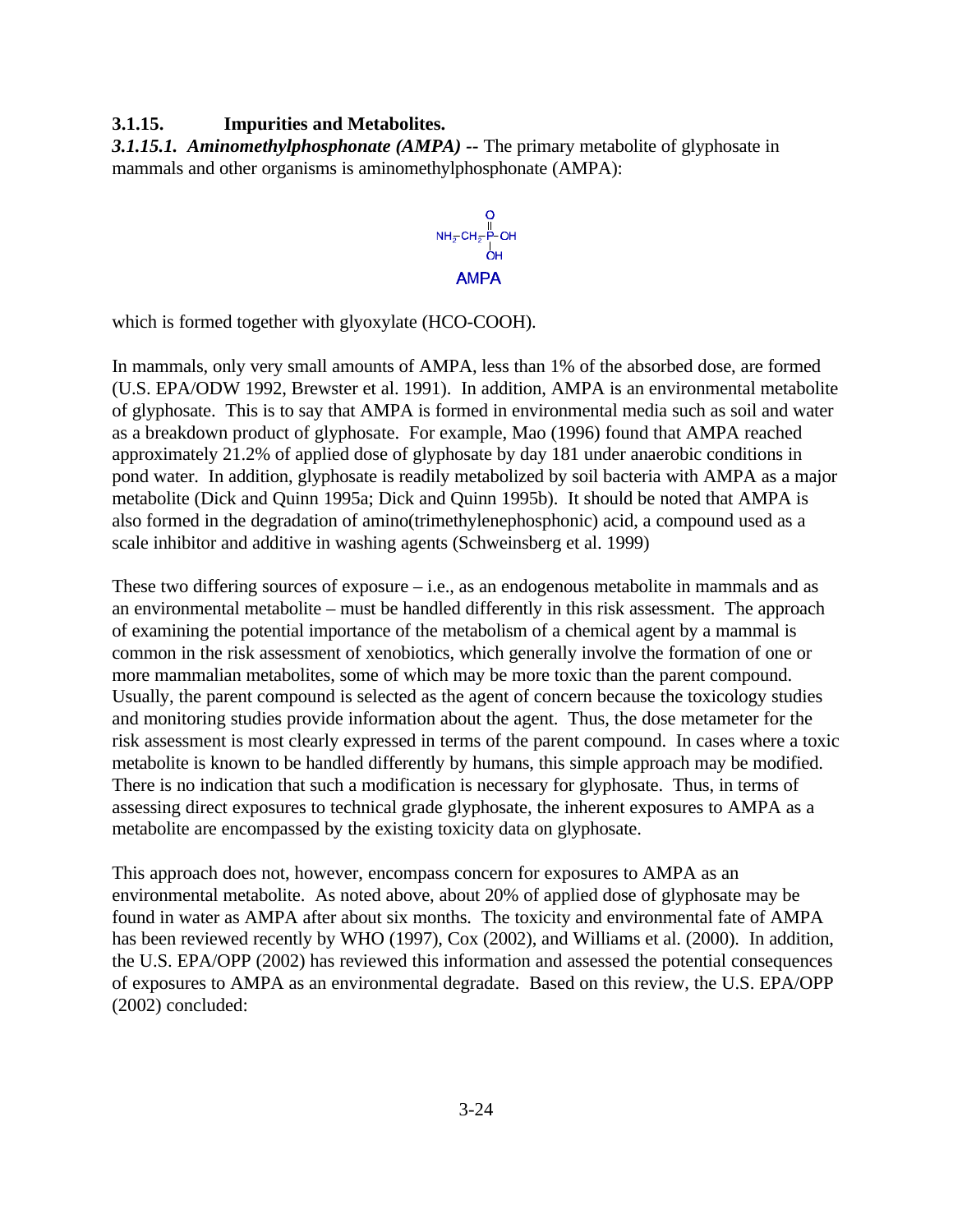### 3.1.15. Impurities and Metabolites.

***3.1.15.1. Aminomethylphosphonate (AMPA)*** **--** The primary metabolite of glyphosate in mammals and other organisms is aminomethylphosphonate (AMPA):

$$NH_2\text{-}CH_2\text{-}P(=O)(OH)\text{-}OH$$

AMPA

which is formed together with glyoxylate (HCO-COOH).

In mammals, only very small amounts of AMPA, less than 1% of the absorbed dose, are formed (U.S. EPA/ODW 1992, Brewster et al. 1991). In addition, AMPA is an environmental metabolite of glyphosate. This is to say that AMPA is formed in environmental media such as soil and water as a breakdown product of glyphosate. For example, Mao (1996) found that AMPA reached approximately 21.2% of applied dose of glyphosate by day 181 under anaerobic conditions in pond water. In addition, glyphosate is readily metabolized by soil bacteria with AMPA as a major metabolite (Dick and Quinn 1995a; Dick and Quinn 1995b). It should be noted that AMPA is also formed in the degradation of amino(trimethylenephosphonic) acid, a compound used as a scale inhibitor and additive in washing agents (Schweinsberg et al. 1999)

These two differing sources of exposure – i.e., as an endogenous metabolite in mammals and as an environmental metabolite – must be handled differently in this risk assessment. The approach of examining the potential importance of the metabolism of a chemical agent by a mammal is common in the risk assessment of xenobiotics, which generally involve the formation of one or more mammalian metabolites, some of which may be more toxic than the parent compound. Usually, the parent compound is selected as the agent of concern because the toxicology studies and monitoring studies provide information about the agent. Thus, the dose metameter for the risk assessment is most clearly expressed in terms of the parent compound. In cases where a toxic metabolite is known to be handled differently by humans, this simple approach may be modified. There is no indication that such a modification is necessary for glyphosate. Thus, in terms of assessing direct exposures to technical grade glyphosate, the inherent exposures to AMPA as a metabolite are encompassed by the existing toxicity data on glyphosate.

This approach does not, however, encompass concern for exposures to AMPA as an environmental metabolite. As noted above, about 20% of applied dose of glyphosate may be found in water as AMPA after about six months. The toxicity and environmental fate of AMPA has been reviewed recently by WHO (1997), Cox (2002), and Williams et al. (2000). In addition, the U.S. EPA/OPP (2002) has reviewed this information and assessed the potential consequences of exposures to AMPA as an environmental degradate. Based on this review, the U.S. EPA/OPP (2002) concluded: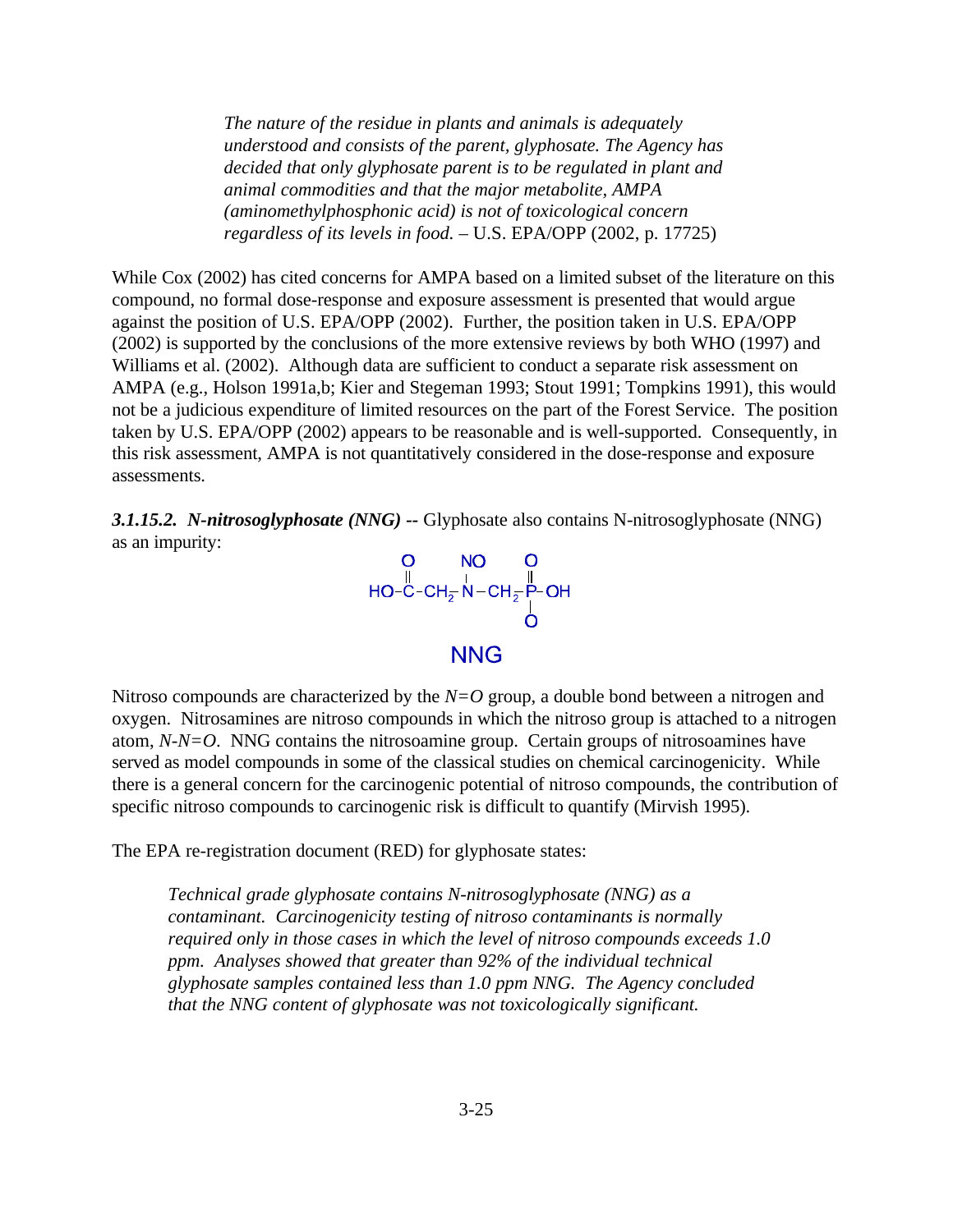> *The nature of the residue in plants and animals is adequately understood and consists of the parent, glyphosate. The Agency has decided that only glyphosate parent is to be regulated in plant and animal commodities and that the major metabolite, AMPA (aminomethylphosphonic acid) is not of toxicological concern regardless of its levels in food.* – U.S. EPA/OPP (2002, p. 17725)

While Cox (2002) has cited concerns for AMPA based on a limited subset of the literature on this compound, no formal dose-response and exposure assessment is presented that would argue against the position of U.S. EPA/OPP (2002). Further, the position taken in U.S. EPA/OPP (2002) is supported by the conclusions of the more extensive reviews by both WHO (1997) and Williams et al. (2002). Although data are sufficient to conduct a separate risk assessment on AMPA (e.g., Holson 1991a,b; Kier and Stegeman 1993; Stout 1991; Tompkins 1991), this would not be a judicious expenditure of limited resources on the part of the Forest Service. The position taken by U.S. EPA/OPP (2002) appears to be reasonable and is well-supported. Consequently, in this risk assessment, AMPA is not quantitatively considered in the dose-response and exposure assessments.

***3.1.15.2. N-nitrosoglyphosate (NNG) --*** Glyphosate also contains N-nitrosoglyphosate (NNG) as an impurity:

```
 O        NO       O
 ||       |        ||
HO-C-CH2-N-CH2-P-OH
                 |
                 O
```

NNG

Nitroso compounds are characterized by the *N=O* group, a double bond between a nitrogen and oxygen. Nitrosamines are nitroso compounds in which the nitroso group is attached to a nitrogen atom, *N-N=O*. NNG contains the nitrosoamine group. Certain groups of nitrosoamines have served as model compounds in some of the classical studies on chemical carcinogenicity. While there is a general concern for the carcinogenic potential of nitroso compounds, the contribution of specific nitroso compounds to carcinogenic risk is difficult to quantify (Mirvish 1995).

The EPA re-registration document (RED) for glyphosate states:

> *Technical grade glyphosate contains N-nitrosoglyphosate (NNG) as a contaminant. Carcinogenicity testing of nitroso contaminants is normally required only in those cases in which the level of nitroso compounds exceeds 1.0 ppm. Analyses showed that greater than 92% of the individual technical glyphosate samples contained less than 1.0 ppm NNG. The Agency concluded that the NNG content of glyphosate was not toxicologically significant.*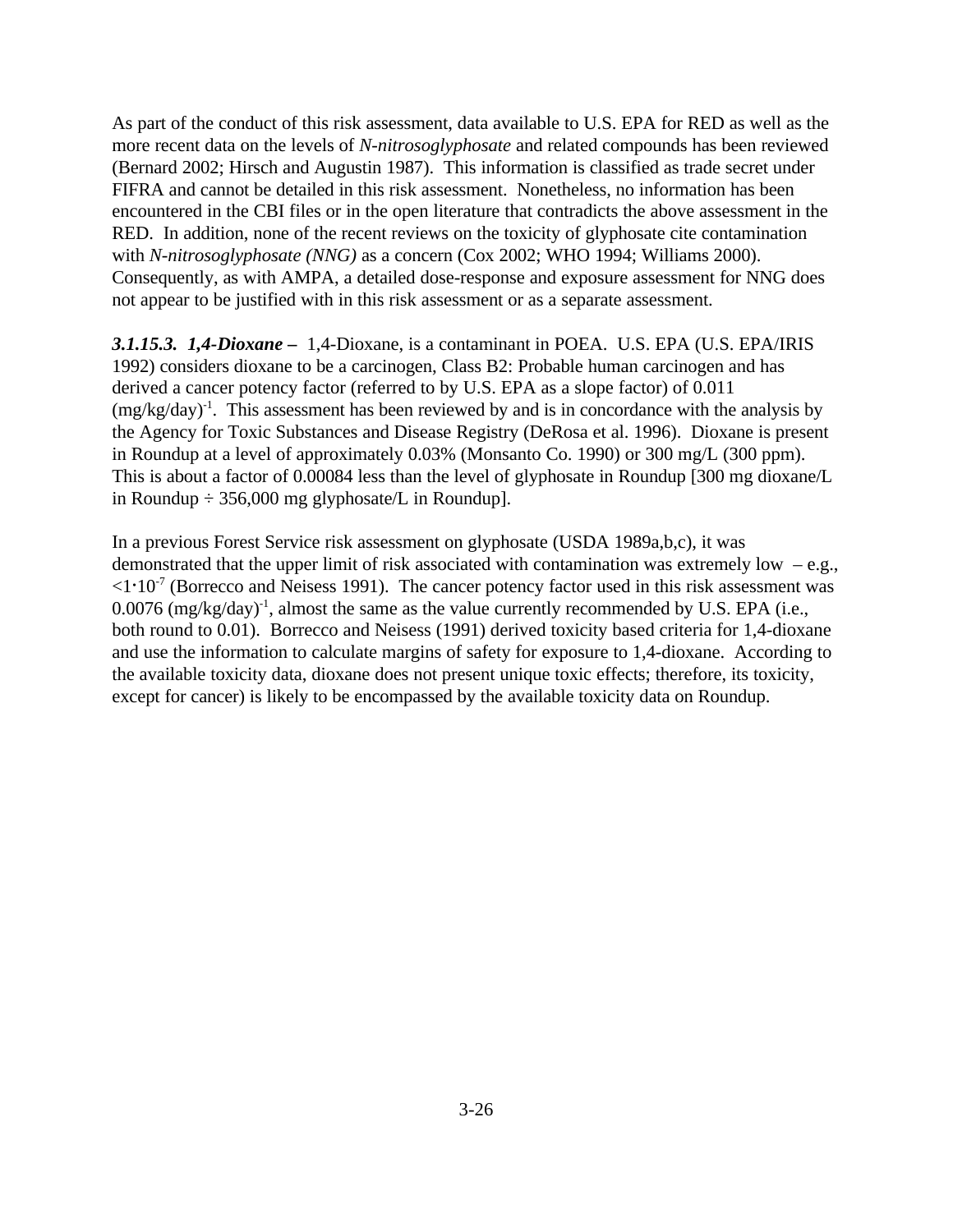As part of the conduct of this risk assessment, data available to U.S. EPA for RED as well as the more recent data on the levels of *N-nitrosoglyphosate* and related compounds has been reviewed (Bernard 2002; Hirsch and Augustin 1987). This information is classified as trade secret under FIFRA and cannot be detailed in this risk assessment. Nonetheless, no information has been encountered in the CBI files or in the open literature that contradicts the above assessment in the RED. In addition, none of the recent reviews on the toxicity of glyphosate cite contamination with *N-nitrosoglyphosate (NNG)* as a concern (Cox 2002; WHO 1994; Williams 2000). Consequently, as with AMPA, a detailed dose-response and exposure assessment for NNG does not appear to be justified with in this risk assessment or as a separate assessment.

***3.1.15.3. 1,4-Dioxane –*** 1,4-Dioxane, is a contaminant in POEA. U.S. EPA (U.S. EPA/IRIS 1992) considers dioxane to be a carcinogen, Class B2: Probable human carcinogen and has derived a cancer potency factor (referred to by U.S. EPA as a slope factor) of 0.011 $(mg/kg/day)^{-1}$. This assessment has been reviewed by and is in concordance with the analysis by the Agency for Toxic Substances and Disease Registry (DeRosa et al. 1996). Dioxane is present in Roundup at a level of approximately 0.03% (Monsanto Co. 1990) or 300 mg/L (300 ppm). This is about a factor of 0.00084 less than the level of glyphosate in Roundup [300 mg dioxane/L in Roundup ÷ 356,000 mg glyphosate/L in Roundup].

In a previous Forest Service risk assessment on glyphosate (USDA 1989a,b,c), it was demonstrated that the upper limit of risk associated with contamination was extremely low – e.g., $<1 \cdot 10^{-7}$ (Borrecco and Neisess 1991). The cancer potency factor used in this risk assessment was 0.0076 $(mg/kg/day)^{-1}$, almost the same as the value currently recommended by U.S. EPA (i.e., both round to 0.01). Borrecco and Neisess (1991) derived toxicity based criteria for 1,4-dioxane and use the information to calculate margins of safety for exposure to 1,4-dioxane. According to the available toxicity data, dioxane does not present unique toxic effects; therefore, its toxicity, except for cancer) is likely to be encompassed by the available toxicity data on Roundup.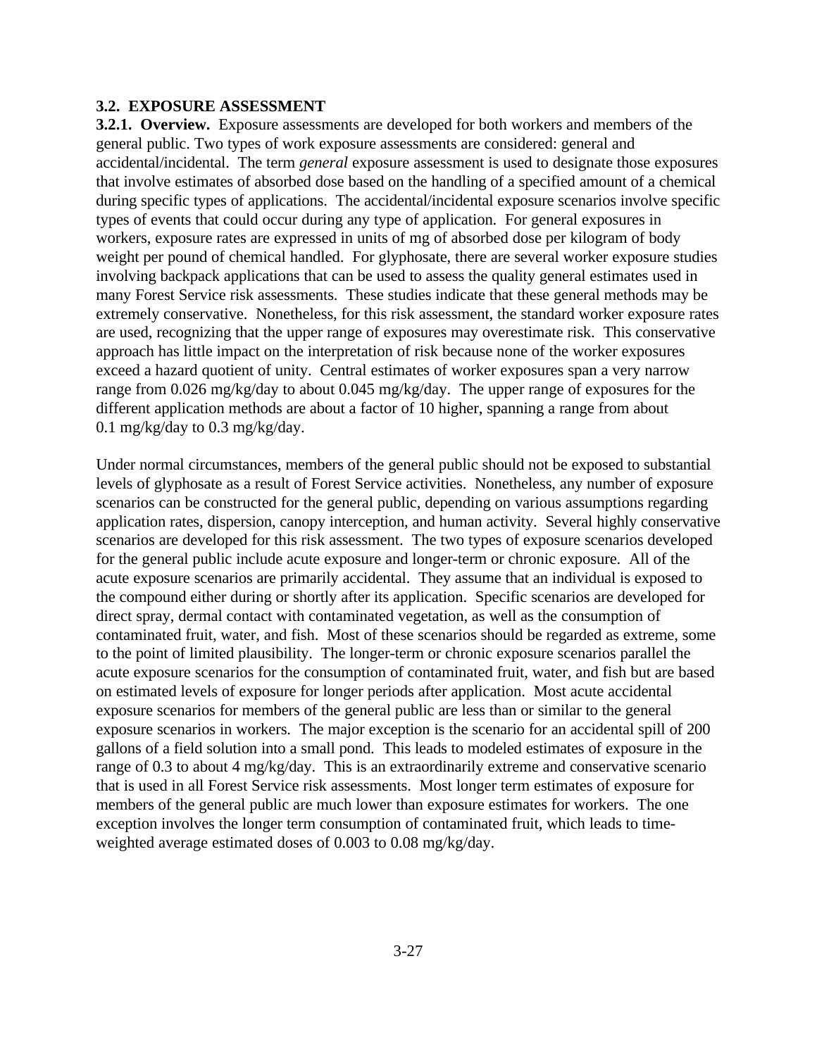## 3.2. EXPOSURE ASSESSMENT

**3.2.1. Overview.** Exposure assessments are developed for both workers and members of the general public. Two types of work exposure assessments are considered: general and accidental/incidental. The term *general* exposure assessment is used to designate those exposures that involve estimates of absorbed dose based on the handling of a specified amount of a chemical during specific types of applications. The accidental/incidental exposure scenarios involve specific types of events that could occur during any type of application. For general exposures in workers, exposure rates are expressed in units of mg of absorbed dose per kilogram of body weight per pound of chemical handled. For glyphosate, there are several worker exposure studies involving backpack applications that can be used to assess the quality general estimates used in many Forest Service risk assessments. These studies indicate that these general methods may be extremely conservative. Nonetheless, for this risk assessment, the standard worker exposure rates are used, recognizing that the upper range of exposures may overestimate risk. This conservative approach has little impact on the interpretation of risk because none of the worker exposures exceed a hazard quotient of unity. Central estimates of worker exposures span a very narrow range from 0.026 mg/kg/day to about 0.045 mg/kg/day. The upper range of exposures for the different application methods are about a factor of 10 higher, spanning a range from about 0.1 mg/kg/day to 0.3 mg/kg/day.

Under normal circumstances, members of the general public should not be exposed to substantial levels of glyphosate as a result of Forest Service activities. Nonetheless, any number of exposure scenarios can be constructed for the general public, depending on various assumptions regarding application rates, dispersion, canopy interception, and human activity. Several highly conservative scenarios are developed for this risk assessment. The two types of exposure scenarios developed for the general public include acute exposure and longer-term or chronic exposure. All of the acute exposure scenarios are primarily accidental. They assume that an individual is exposed to the compound either during or shortly after its application. Specific scenarios are developed for direct spray, dermal contact with contaminated vegetation, as well as the consumption of contaminated fruit, water, and fish. Most of these scenarios should be regarded as extreme, some to the point of limited plausibility. The longer-term or chronic exposure scenarios parallel the acute exposure scenarios for the consumption of contaminated fruit, water, and fish but are based on estimated levels of exposure for longer periods after application. Most acute accidental exposure scenarios for members of the general public are less than or similar to the general exposure scenarios in workers. The major exception is the scenario for an accidental spill of 200 gallons of a field solution into a small pond. This leads to modeled estimates of exposure in the range of 0.3 to about 4 mg/kg/day. This is an extraordinarily extreme and conservative scenario that is used in all Forest Service risk assessments. Most longer term estimates of exposure for members of the general public are much lower than exposure estimates for workers. The one exception involves the longer term consumption of contaminated fruit, which leads to time-weighted average estimated doses of 0.003 to 0.08 mg/kg/day.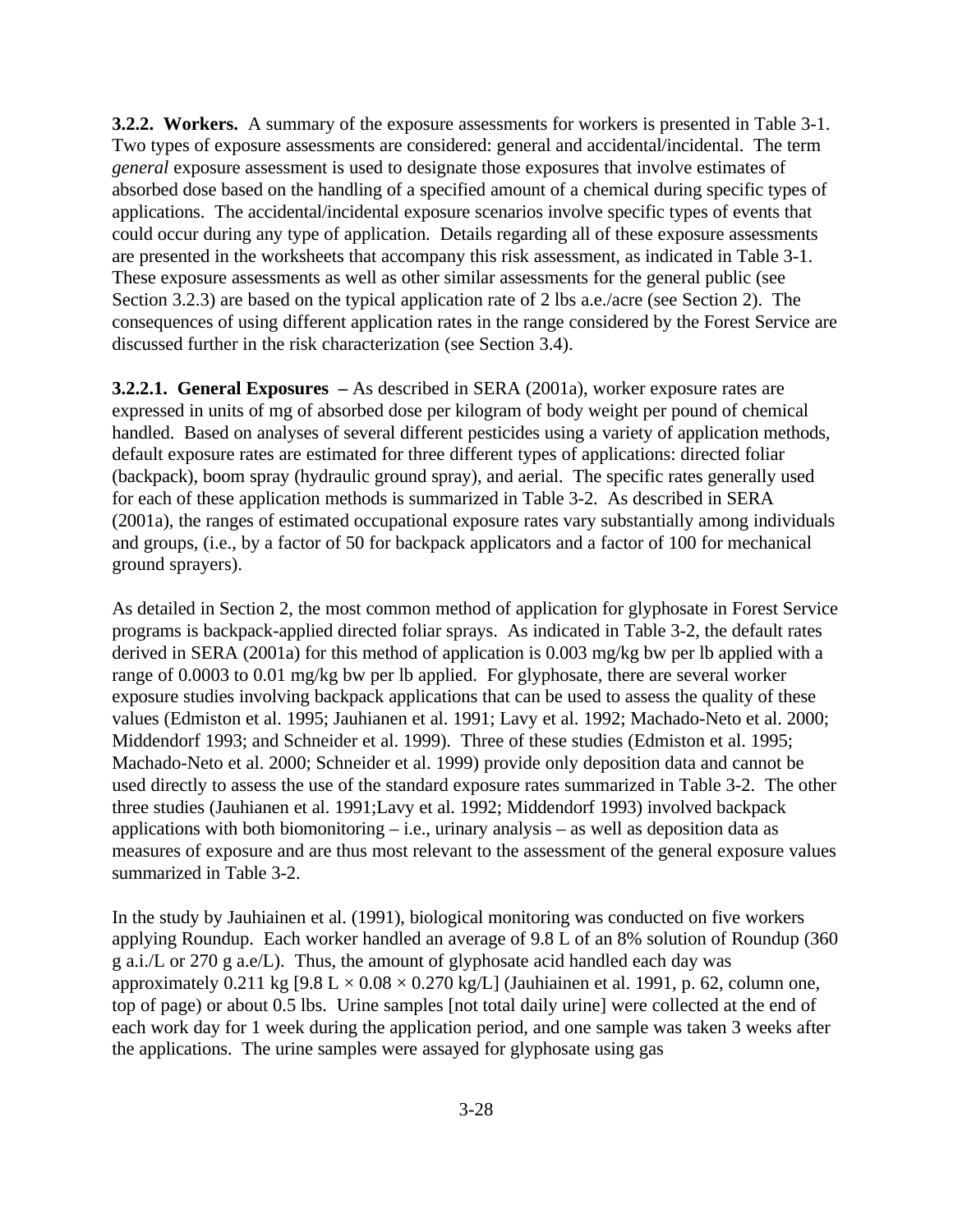**3.2.2. Workers.** A summary of the exposure assessments for workers is presented in Table 3-1. Two types of exposure assessments are considered: general and accidental/incidental. The term *general* exposure assessment is used to designate those exposures that involve estimates of absorbed dose based on the handling of a specified amount of a chemical during specific types of applications. The accidental/incidental exposure scenarios involve specific types of events that could occur during any type of application. Details regarding all of these exposure assessments are presented in the worksheets that accompany this risk assessment, as indicated in Table 3-1. These exposure assessments as well as other similar assessments for the general public (see Section 3.2.3) are based on the typical application rate of 2 lbs a.e./acre (see Section 2). The consequences of using different application rates in the range considered by the Forest Service are discussed further in the risk characterization (see Section 3.4).

**3.2.2.1. General Exposures –** As described in SERA (2001a), worker exposure rates are expressed in units of mg of absorbed dose per kilogram of body weight per pound of chemical handled. Based on analyses of several different pesticides using a variety of application methods, default exposure rates are estimated for three different types of applications: directed foliar (backpack), boom spray (hydraulic ground spray), and aerial. The specific rates generally used for each of these application methods is summarized in Table 3-2. As described in SERA (2001a), the ranges of estimated occupational exposure rates vary substantially among individuals and groups, (i.e., by a factor of 50 for backpack applicators and a factor of 100 for mechanical ground sprayers).

As detailed in Section 2, the most common method of application for glyphosate in Forest Service programs is backpack-applied directed foliar sprays. As indicated in Table 3-2, the default rates derived in SERA (2001a) for this method of application is 0.003 mg/kg bw per lb applied with a range of 0.0003 to 0.01 mg/kg bw per lb applied. For glyphosate, there are several worker exposure studies involving backpack applications that can be used to assess the quality of these values (Edmiston et al. 1995; Jauhianen et al. 1991; Lavy et al. 1992; Machado-Neto et al. 2000; Middendorf 1993; and Schneider et al. 1999). Three of these studies (Edmiston et al. 1995; Machado-Neto et al. 2000; Schneider et al. 1999) provide only deposition data and cannot be used directly to assess the use of the standard exposure rates summarized in Table 3-2. The other three studies (Jauhianen et al. 1991;Lavy et al. 1992; Middendorf 1993) involved backpack applications with both biomonitoring – i.e., urinary analysis – as well as deposition data as measures of exposure and are thus most relevant to the assessment of the general exposure values summarized in Table 3-2.

In the study by Jauhiainen et al. (1991), biological monitoring was conducted on five workers applying Roundup. Each worker handled an average of 9.8 L of an 8% solution of Roundup (360 g a.i./L or 270 g a.e/L). Thus, the amount of glyphosate acid handled each day was approximately 0.211 kg [9.8 L × 0.08 × 0.270 kg/L] (Jauhiainen et al. 1991, p. 62, column one, top of page) or about 0.5 lbs. Urine samples [not total daily urine] were collected at the end of each work day for 1 week during the application period, and one sample was taken 3 weeks after the applications. The urine samples were assayed for glyphosate using gas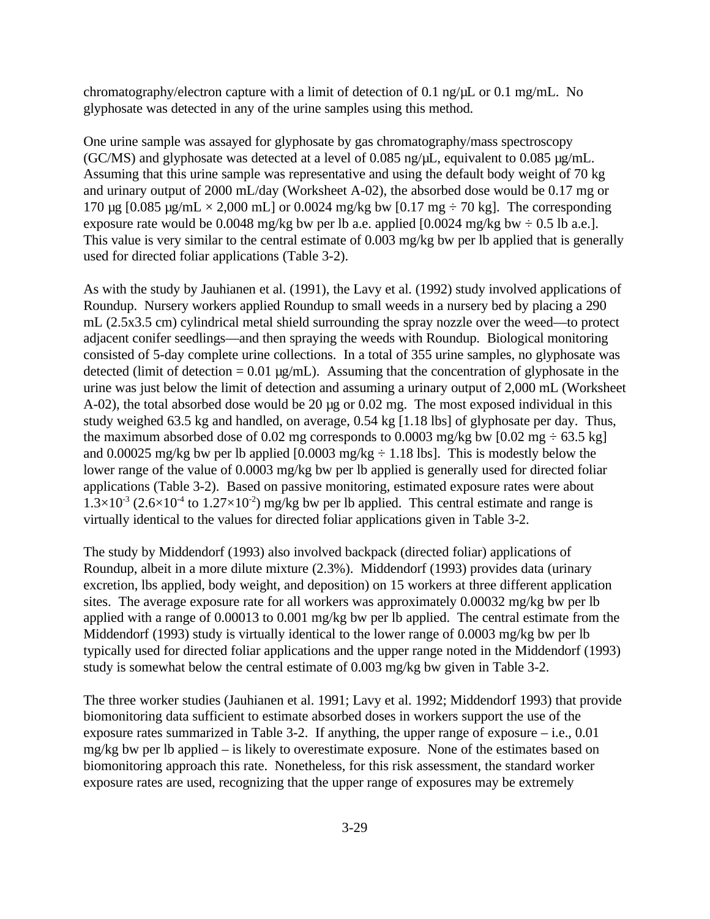chromatography/electron capture with a limit of detection of 0.1 ng/µL or 0.1 mg/mL. No glyphosate was detected in any of the urine samples using this method.

One urine sample was assayed for glyphosate by gas chromatography/mass spectroscopy (GC/MS) and glyphosate was detected at a level of 0.085 ng/µL, equivalent to 0.085 µg/mL. Assuming that this urine sample was representative and using the default body weight of 70 kg and urinary output of 2000 mL/day (Worksheet A-02), the absorbed dose would be 0.17 mg or 170 µg [0.085 µg/mL × 2,000 mL] or 0.0024 mg/kg bw [0.17 mg ÷ 70 kg]. The corresponding exposure rate would be 0.0048 mg/kg bw per lb a.e. applied [0.0024 mg/kg bw ÷ 0.5 lb a.e.]. This value is very similar to the central estimate of 0.003 mg/kg bw per lb applied that is generally used for directed foliar applications (Table 3-2).

As with the study by Jauhianen et al. (1991), the Lavy et al. (1992) study involved applications of Roundup. Nursery workers applied Roundup to small weeds in a nursery bed by placing a 290 mL (2.5x3.5 cm) cylindrical metal shield surrounding the spray nozzle over the weed—to protect adjacent conifer seedlings—and then spraying the weeds with Roundup. Biological monitoring consisted of 5-day complete urine collections. In a total of 355 urine samples, no glyphosate was detected (limit of detection = 0.01 µg/mL). Assuming that the concentration of glyphosate in the urine was just below the limit of detection and assuming a urinary output of 2,000 mL (Worksheet A-02), the total absorbed dose would be 20 µg or 0.02 mg. The most exposed individual in this study weighed 63.5 kg and handled, on average, 0.54 kg [1.18 lbs] of glyphosate per day. Thus, the maximum absorbed dose of 0.02 mg corresponds to 0.0003 mg/kg bw [0.02 mg ÷ 63.5 kg] and 0.00025 mg/kg bw per lb applied [0.0003 mg/kg ÷ 1.18 lbs]. This is modestly below the lower range of the value of 0.0003 mg/kg bw per lb applied is generally used for directed foliar applications (Table 3-2). Based on passive monitoring, estimated exposure rates were about $1.3\times10^{-3}$ ($2.6\times10^{-4}$ to $1.27\times10^{-2}$) mg/kg bw per lb applied. This central estimate and range is virtually identical to the values for directed foliar applications given in Table 3-2.

The study by Middendorf (1993) also involved backpack (directed foliar) applications of Roundup, albeit in a more dilute mixture (2.3%). Middendorf (1993) provides data (urinary excretion, lbs applied, body weight, and deposition) on 15 workers at three different application sites. The average exposure rate for all workers was approximately 0.00032 mg/kg bw per lb applied with a range of 0.00013 to 0.001 mg/kg bw per lb applied. The central estimate from the Middendorf (1993) study is virtually identical to the lower range of 0.0003 mg/kg bw per lb typically used for directed foliar applications and the upper range noted in the Middendorf (1993) study is somewhat below the central estimate of 0.003 mg/kg bw given in Table 3-2.

The three worker studies (Jauhianen et al. 1991; Lavy et al. 1992; Middendorf 1993) that provide biomonitoring data sufficient to estimate absorbed doses in workers support the use of the exposure rates summarized in Table 3-2. If anything, the upper range of exposure – i.e., 0.01 mg/kg bw per lb applied – is likely to overestimate exposure. None of the estimates based on biomonitoring approach this rate. Nonetheless, for this risk assessment, the standard worker exposure rates are used, recognizing that the upper range of exposures may be extremely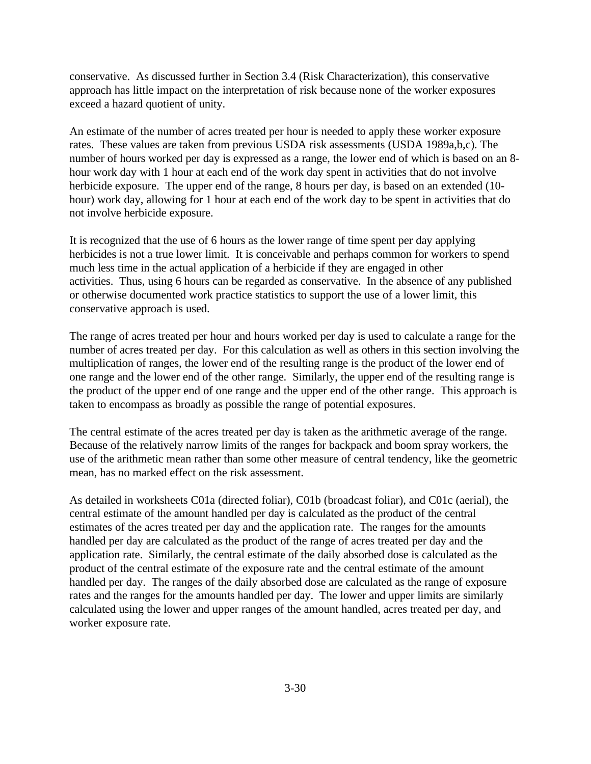conservative. As discussed further in Section 3.4 (Risk Characterization), this conservative approach has little impact on the interpretation of risk because none of the worker exposures exceed a hazard quotient of unity.

An estimate of the number of acres treated per hour is needed to apply these worker exposure rates. These values are taken from previous USDA risk assessments (USDA 1989a,b,c). The number of hours worked per day is expressed as a range, the lower end of which is based on an 8-hour work day with 1 hour at each end of the work day spent in activities that do not involve herbicide exposure. The upper end of the range, 8 hours per day, is based on an extended (10-hour) work day, allowing for 1 hour at each end of the work day to be spent in activities that do not involve herbicide exposure.

It is recognized that the use of 6 hours as the lower range of time spent per day applying herbicides is not a true lower limit. It is conceivable and perhaps common for workers to spend much less time in the actual application of a herbicide if they are engaged in other activities. Thus, using 6 hours can be regarded as conservative. In the absence of any published or otherwise documented work practice statistics to support the use of a lower limit, this conservative approach is used.

The range of acres treated per hour and hours worked per day is used to calculate a range for the number of acres treated per day. For this calculation as well as others in this section involving the multiplication of ranges, the lower end of the resulting range is the product of the lower end of one range and the lower end of the other range. Similarly, the upper end of the resulting range is the product of the upper end of one range and the upper end of the other range. This approach is taken to encompass as broadly as possible the range of potential exposures.

The central estimate of the acres treated per day is taken as the arithmetic average of the range. Because of the relatively narrow limits of the ranges for backpack and boom spray workers, the use of the arithmetic mean rather than some other measure of central tendency, like the geometric mean, has no marked effect on the risk assessment.

As detailed in worksheets C01a (directed foliar), C01b (broadcast foliar), and C01c (aerial), the central estimate of the amount handled per day is calculated as the product of the central estimates of the acres treated per day and the application rate. The ranges for the amounts handled per day are calculated as the product of the range of acres treated per day and the application rate. Similarly, the central estimate of the daily absorbed dose is calculated as the product of the central estimate of the exposure rate and the central estimate of the amount handled per day. The ranges of the daily absorbed dose are calculated as the range of exposure rates and the ranges for the amounts handled per day. The lower and upper limits are similarly calculated using the lower and upper ranges of the amount handled, acres treated per day, and worker exposure rate.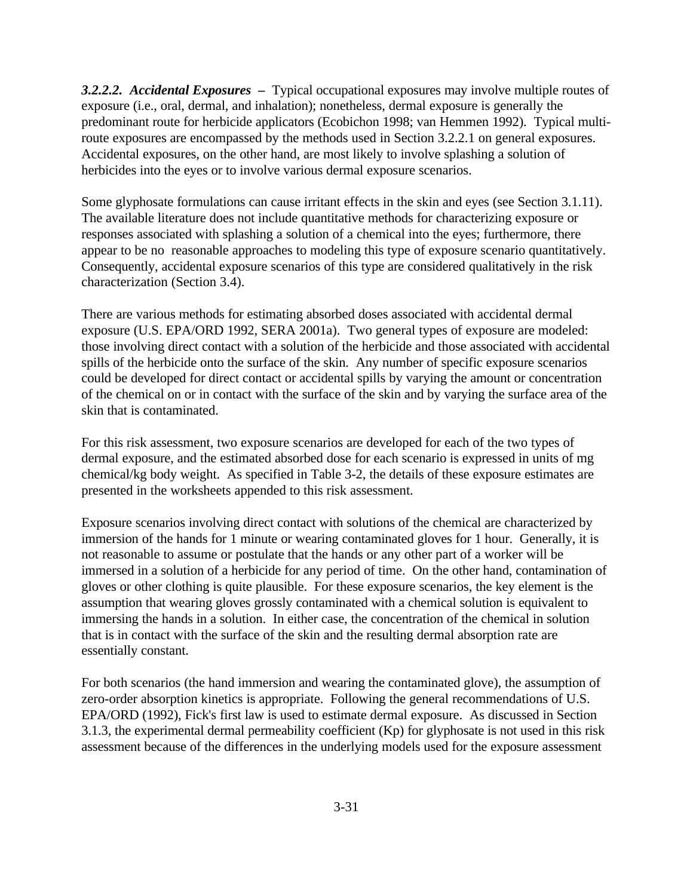***3.2.2.2. Accidental Exposures*** – Typical occupational exposures may involve multiple routes of exposure (i.e., oral, dermal, and inhalation); nonetheless, dermal exposure is generally the predominant route for herbicide applicators (Ecobichon 1998; van Hemmen 1992). Typical multi-route exposures are encompassed by the methods used in Section 3.2.2.1 on general exposures. Accidental exposures, on the other hand, are most likely to involve splashing a solution of herbicides into the eyes or to involve various dermal exposure scenarios.

Some glyphosate formulations can cause irritant effects in the skin and eyes (see Section 3.1.11). The available literature does not include quantitative methods for characterizing exposure or responses associated with splashing a solution of a chemical into the eyes; furthermore, there appear to be no reasonable approaches to modeling this type of exposure scenario quantitatively. Consequently, accidental exposure scenarios of this type are considered qualitatively in the risk characterization (Section 3.4).

There are various methods for estimating absorbed doses associated with accidental dermal exposure (U.S. EPA/ORD 1992, SERA 2001a). Two general types of exposure are modeled: those involving direct contact with a solution of the herbicide and those associated with accidental spills of the herbicide onto the surface of the skin. Any number of specific exposure scenarios could be developed for direct contact or accidental spills by varying the amount or concentration of the chemical on or in contact with the surface of the skin and by varying the surface area of the skin that is contaminated.

For this risk assessment, two exposure scenarios are developed for each of the two types of dermal exposure, and the estimated absorbed dose for each scenario is expressed in units of mg chemical/kg body weight. As specified in Table 3-2, the details of these exposure estimates are presented in the worksheets appended to this risk assessment.

Exposure scenarios involving direct contact with solutions of the chemical are characterized by immersion of the hands for 1 minute or wearing contaminated gloves for 1 hour. Generally, it is not reasonable to assume or postulate that the hands or any other part of a worker will be immersed in a solution of a herbicide for any period of time. On the other hand, contamination of gloves or other clothing is quite plausible. For these exposure scenarios, the key element is the assumption that wearing gloves grossly contaminated with a chemical solution is equivalent to immersing the hands in a solution. In either case, the concentration of the chemical in solution that is in contact with the surface of the skin and the resulting dermal absorption rate are essentially constant.

For both scenarios (the hand immersion and wearing the contaminated glove), the assumption of zero-order absorption kinetics is appropriate. Following the general recommendations of U.S. EPA/ORD (1992), Fick's first law is used to estimate dermal exposure. As discussed in Section 3.1.3, the experimental dermal permeability coefficient ($K_p$) for glyphosate is not used in this risk assessment because of the differences in the underlying models used for the exposure assessment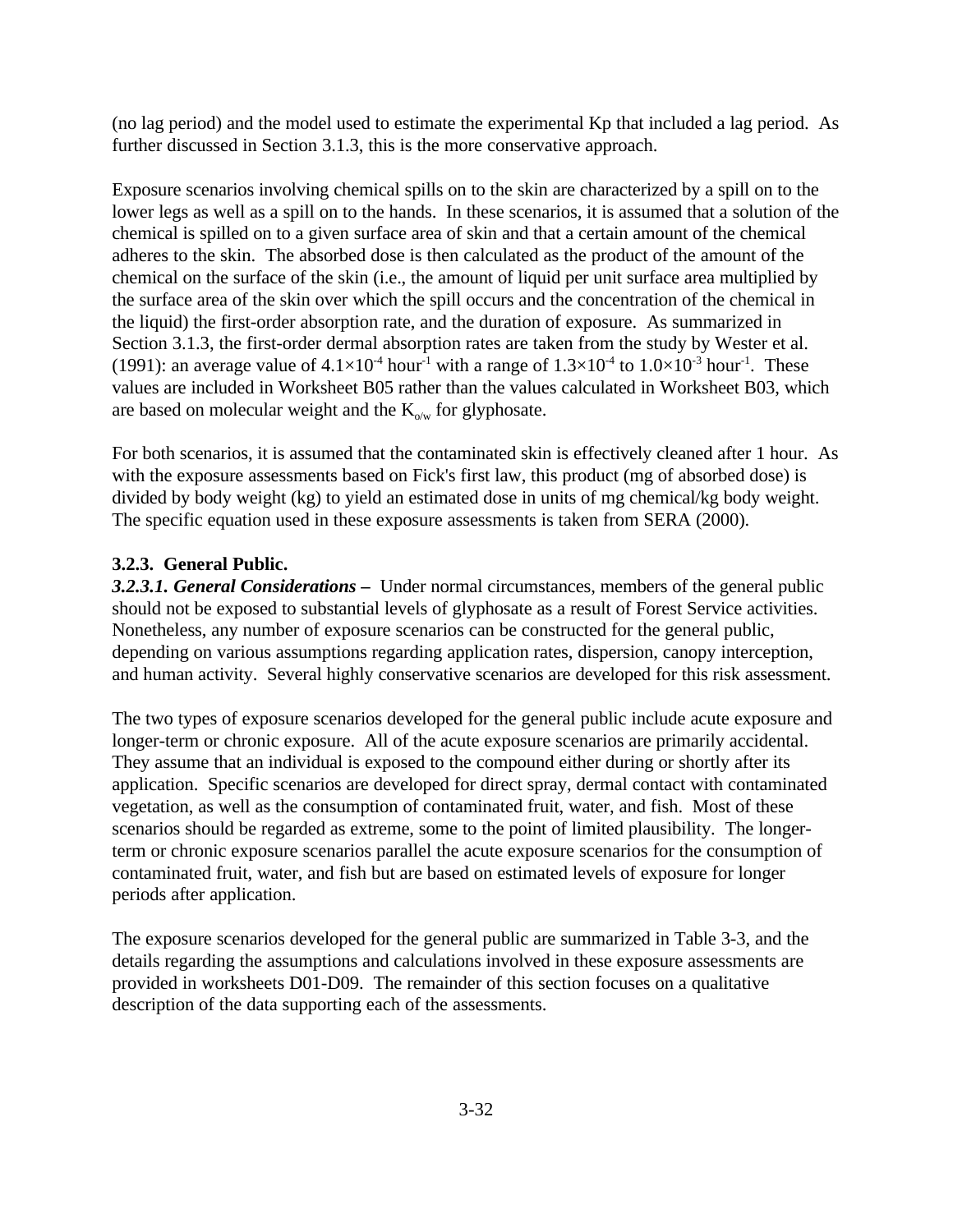(no lag period) and the model used to estimate the experimental Kp that included a lag period. As further discussed in Section 3.1.3, this is the more conservative approach.

Exposure scenarios involving chemical spills on to the skin are characterized by a spill on to the lower legs as well as a spill on to the hands. In these scenarios, it is assumed that a solution of the chemical is spilled on to a given surface area of skin and that a certain amount of the chemical adheres to the skin. The absorbed dose is then calculated as the product of the amount of the chemical on the surface of the skin (i.e., the amount of liquid per unit surface area multiplied by the surface area of the skin over which the spill occurs and the concentration of the chemical in the liquid) the first-order absorption rate, and the duration of exposure. As summarized in Section 3.1.3, the first-order dermal absorption rates are taken from the study by Wester et al. (1991): an average value of $4.1\times10^{-4}$ hour$^{-1}$ with a range of $1.3\times10^{-4}$ to $1.0\times10^{-3}$ hour$^{-1}$. These values are included in Worksheet B05 rather than the values calculated in Worksheet B03, which are based on molecular weight and the $K_{o/w}$ for glyphosate.

For both scenarios, it is assumed that the contaminated skin is effectively cleaned after 1 hour. As with the exposure assessments based on Fick's first law, this product (mg of absorbed dose) is divided by body weight (kg) to yield an estimated dose in units of mg chemical/kg body weight. The specific equation used in these exposure assessments is taken from SERA (2000).

### 3.2.3. General Public.

***3.2.3.1. General Considerations –*** Under normal circumstances, members of the general public should not be exposed to substantial levels of glyphosate as a result of Forest Service activities. Nonetheless, any number of exposure scenarios can be constructed for the general public, depending on various assumptions regarding application rates, dispersion, canopy interception, and human activity. Several highly conservative scenarios are developed for this risk assessment.

The two types of exposure scenarios developed for the general public include acute exposure and longer-term or chronic exposure. All of the acute exposure scenarios are primarily accidental. They assume that an individual is exposed to the compound either during or shortly after its application. Specific scenarios are developed for direct spray, dermal contact with contaminated vegetation, as well as the consumption of contaminated fruit, water, and fish. Most of these scenarios should be regarded as extreme, some to the point of limited plausibility. The longer-term or chronic exposure scenarios parallel the acute exposure scenarios for the consumption of contaminated fruit, water, and fish but are based on estimated levels of exposure for longer periods after application.

The exposure scenarios developed for the general public are summarized in Table 3-3, and the details regarding the assumptions and calculations involved in these exposure assessments are provided in worksheets D01-D09. The remainder of this section focuses on a qualitative description of the data supporting each of the assessments.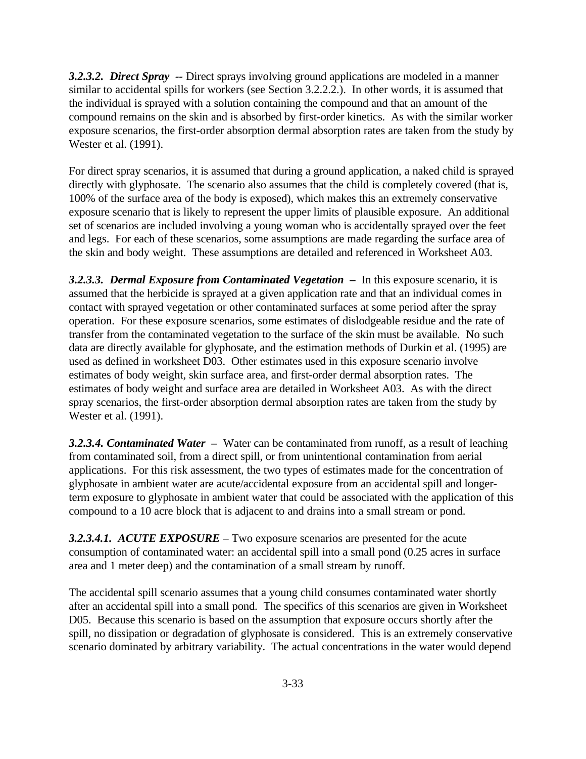***3.2.3.2. Direct Spray*** -- Direct sprays involving ground applications are modeled in a manner similar to accidental spills for workers (see Section 3.2.2.2.). In other words, it is assumed that the individual is sprayed with a solution containing the compound and that an amount of the compound remains on the skin and is absorbed by first-order kinetics. As with the similar worker exposure scenarios, the first-order absorption dermal absorption rates are taken from the study by Wester et al. (1991).

For direct spray scenarios, it is assumed that during a ground application, a naked child is sprayed directly with glyphosate. The scenario also assumes that the child is completely covered (that is, 100% of the surface area of the body is exposed), which makes this an extremely conservative exposure scenario that is likely to represent the upper limits of plausible exposure. An additional set of scenarios are included involving a young woman who is accidentally sprayed over the feet and legs. For each of these scenarios, some assumptions are made regarding the surface area of the skin and body weight. These assumptions are detailed and referenced in Worksheet A03.

***3.2.3.3. Dermal Exposure from Contaminated Vegetation*** – In this exposure scenario, it is assumed that the herbicide is sprayed at a given application rate and that an individual comes in contact with sprayed vegetation or other contaminated surfaces at some period after the spray operation. For these exposure scenarios, some estimates of dislodgeable residue and the rate of transfer from the contaminated vegetation to the surface of the skin must be available. No such data are directly available for glyphosate, and the estimation methods of Durkin et al. (1995) are used as defined in worksheet D03. Other estimates used in this exposure scenario involve estimates of body weight, skin surface area, and first-order dermal absorption rates. The estimates of body weight and surface area are detailed in Worksheet A03. As with the direct spray scenarios, the first-order absorption dermal absorption rates are taken from the study by Wester et al. (1991).

***3.2.3.4. Contaminated Water*** – Water can be contaminated from runoff, as a result of leaching from contaminated soil, from a direct spill, or from unintentional contamination from aerial applications. For this risk assessment, the two types of estimates made for the concentration of glyphosate in ambient water are acute/accidental exposure from an accidental spill and longer-term exposure to glyphosate in ambient water that could be associated with the application of this compound to a 10 acre block that is adjacent to and drains into a small stream or pond.

***3.2.3.4.1. ACUTE EXPOSURE*** – Two exposure scenarios are presented for the acute consumption of contaminated water: an accidental spill into a small pond (0.25 acres in surface area and 1 meter deep) and the contamination of a small stream by runoff.

The accidental spill scenario assumes that a young child consumes contaminated water shortly after an accidental spill into a small pond. The specifics of this scenarios are given in Worksheet D05. Because this scenario is based on the assumption that exposure occurs shortly after the spill, no dissipation or degradation of glyphosate is considered. This is an extremely conservative scenario dominated by arbitrary variability. The actual concentrations in the water would depend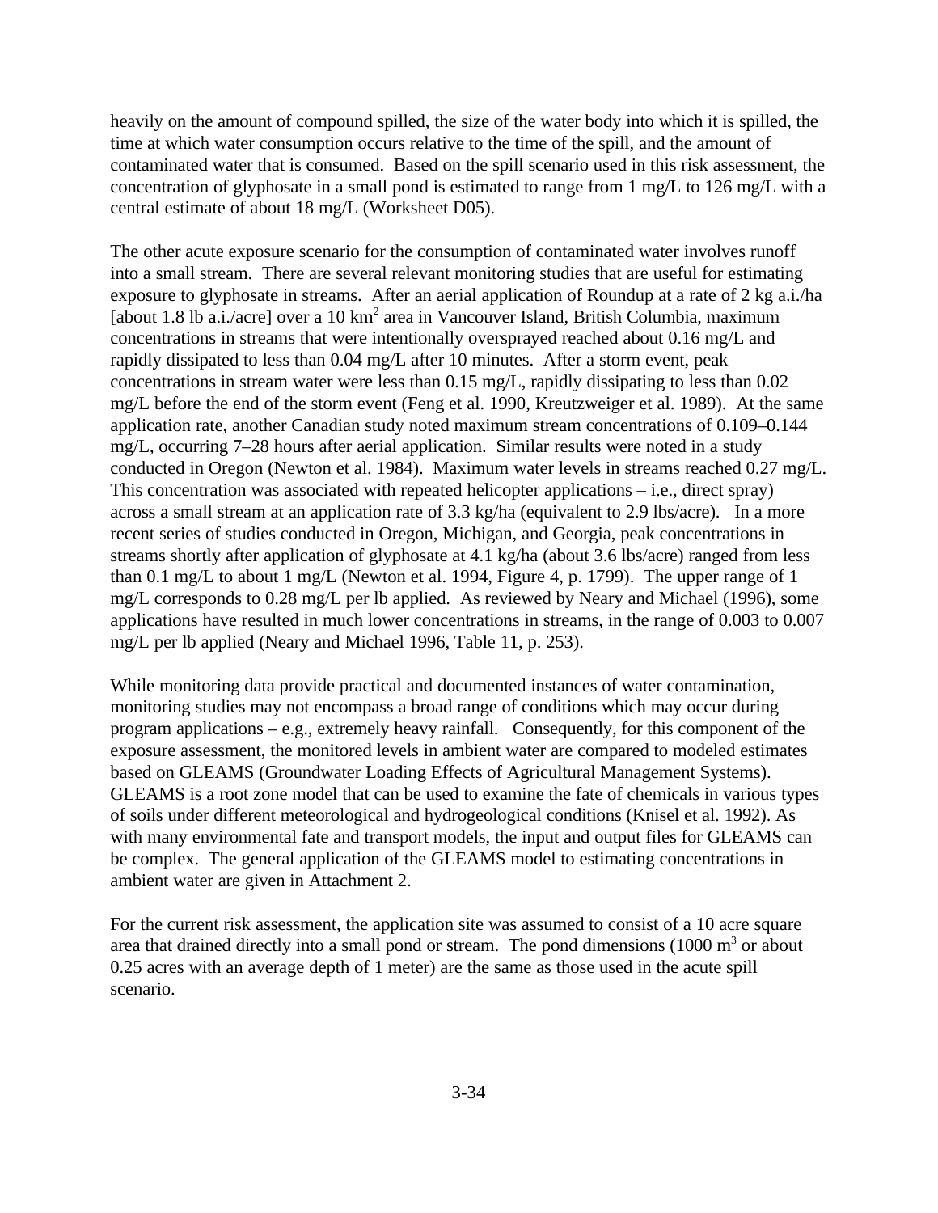heavily on the amount of compound spilled, the size of the water body into which it is spilled, the time at which water consumption occurs relative to the time of the spill, and the amount of contaminated water that is consumed. Based on the spill scenario used in this risk assessment, the concentration of glyphosate in a small pond is estimated to range from 1 mg/L to 126 mg/L with a central estimate of about 18 mg/L (Worksheet D05).

The other acute exposure scenario for the consumption of contaminated water involves runoff into a small stream. There are several relevant monitoring studies that are useful for estimating exposure to glyphosate in streams. After an aerial application of Roundup at a rate of 2 kg a.i./ha [about 1.8 lb a.i./acre] over a 10 $km^2$ area in Vancouver Island, British Columbia, maximum concentrations in streams that were intentionally oversprayed reached about 0.16 mg/L and rapidly dissipated to less than 0.04 mg/L after 10 minutes. After a storm event, peak concentrations in stream water were less than 0.15 mg/L, rapidly dissipating to less than 0.02 mg/L before the end of the storm event (Feng et al. 1990, Kreutzweiger et al. 1989). At the same application rate, another Canadian study noted maximum stream concentrations of 0.109–0.144 mg/L, occurring 7–28 hours after aerial application. Similar results were noted in a study conducted in Oregon (Newton et al. 1984). Maximum water levels in streams reached 0.27 mg/L. This concentration was associated with repeated helicopter applications – i.e., direct spray) across a small stream at an application rate of 3.3 kg/ha (equivalent to 2.9 lbs/acre). In a more recent series of studies conducted in Oregon, Michigan, and Georgia, peak concentrations in streams shortly after application of glyphosate at 4.1 kg/ha (about 3.6 lbs/acre) ranged from less than 0.1 mg/L to about 1 mg/L (Newton et al. 1994, Figure 4, p. 1799). The upper range of 1 mg/L corresponds to 0.28 mg/L per lb applied. As reviewed by Neary and Michael (1996), some applications have resulted in much lower concentrations in streams, in the range of 0.003 to 0.007 mg/L per lb applied (Neary and Michael 1996, Table 11, p. 253).

While monitoring data provide practical and documented instances of water contamination, monitoring studies may not encompass a broad range of conditions which may occur during program applications – e.g., extremely heavy rainfall. Consequently, for this component of the exposure assessment, the monitored levels in ambient water are compared to modeled estimates based on GLEAMS (Groundwater Loading Effects of Agricultural Management Systems). GLEAMS is a root zone model that can be used to examine the fate of chemicals in various types of soils under different meteorological and hydrogeological conditions (Knisel et al. 1992). As with many environmental fate and transport models, the input and output files for GLEAMS can be complex. The general application of the GLEAMS model to estimating concentrations in ambient water are given in Attachment 2.

For the current risk assessment, the application site was assumed to consist of a 10 acre square area that drained directly into a small pond or stream. The pond dimensions (1000 $m^3$ or about 0.25 acres with an average depth of 1 meter) are the same as those used in the acute spill scenario.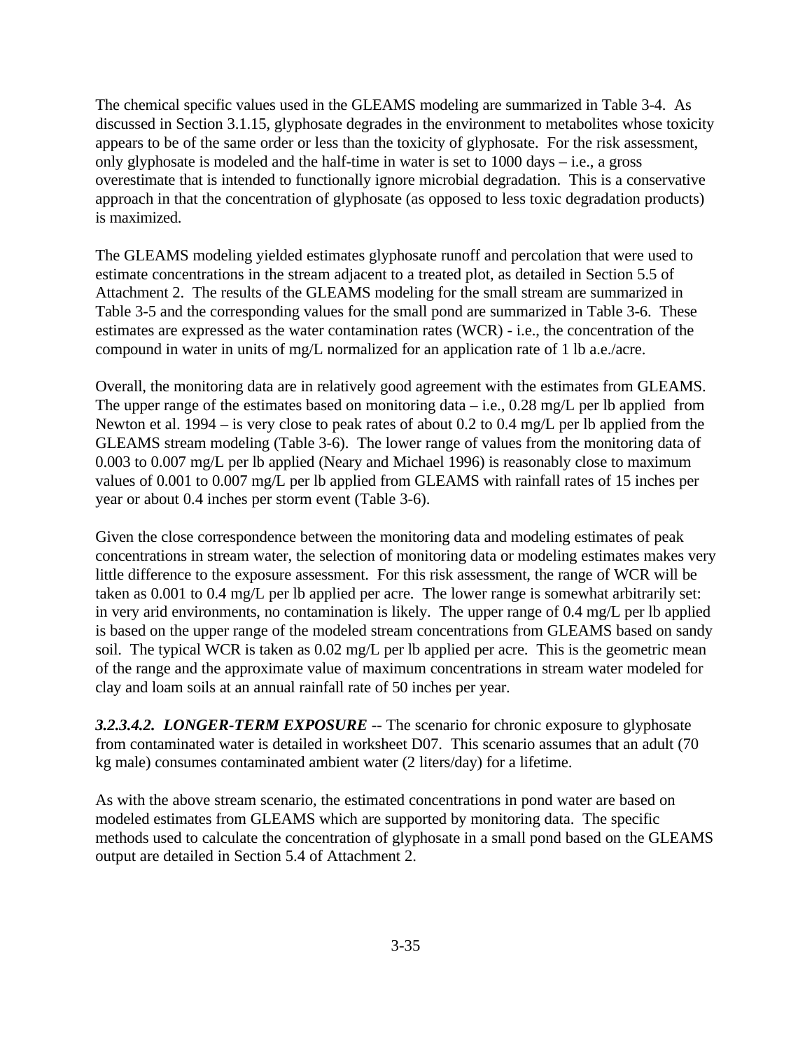The chemical specific values used in the GLEAMS modeling are summarized in Table 3-4. As discussed in Section 3.1.15, glyphosate degrades in the environment to metabolites whose toxicity appears to be of the same order or less than the toxicity of glyphosate. For the risk assessment, only glyphosate is modeled and the half-time in water is set to 1000 days – i.e., a gross overestimate that is intended to functionally ignore microbial degradation. This is a conservative approach in that the concentration of glyphosate (as opposed to less toxic degradation products) is maximized.

The GLEAMS modeling yielded estimates glyphosate runoff and percolation that were used to estimate concentrations in the stream adjacent to a treated plot, as detailed in Section 5.5 of Attachment 2. The results of the GLEAMS modeling for the small stream are summarized in Table 3-5 and the corresponding values for the small pond are summarized in Table 3-6. These estimates are expressed as the water contamination rates (WCR) - i.e., the concentration of the compound in water in units of mg/L normalized for an application rate of 1 lb a.e./acre.

Overall, the monitoring data are in relatively good agreement with the estimates from GLEAMS. The upper range of the estimates based on monitoring data – i.e., 0.28 mg/L per lb applied from Newton et al. 1994 – is very close to peak rates of about 0.2 to 0.4 mg/L per lb applied from the GLEAMS stream modeling (Table 3-6). The lower range of values from the monitoring data of 0.003 to 0.007 mg/L per lb applied (Neary and Michael 1996) is reasonably close to maximum values of 0.001 to 0.007 mg/L per lb applied from GLEAMS with rainfall rates of 15 inches per year or about 0.4 inches per storm event (Table 3-6).

Given the close correspondence between the monitoring data and modeling estimates of peak concentrations in stream water, the selection of monitoring data or modeling estimates makes very little difference to the exposure assessment. For this risk assessment, the range of WCR will be taken as 0.001 to 0.4 mg/L per lb applied per acre. The lower range is somewhat arbitrarily set: in very arid environments, no contamination is likely. The upper range of 0.4 mg/L per lb applied is based on the upper range of the modeled stream concentrations from GLEAMS based on sandy soil. The typical WCR is taken as 0.02 mg/L per lb applied per acre. This is the geometric mean of the range and the approximate value of maximum concentrations in stream water modeled for clay and loam soils at an annual rainfall rate of 50 inches per year.

***3.2.3.4.2. LONGER-TERM EXPOSURE*** -- The scenario for chronic exposure to glyphosate from contaminated water is detailed in worksheet D07. This scenario assumes that an adult (70 kg male) consumes contaminated ambient water (2 liters/day) for a lifetime.

As with the above stream scenario, the estimated concentrations in pond water are based on modeled estimates from GLEAMS which are supported by monitoring data. The specific methods used to calculate the concentration of glyphosate in a small pond based on the GLEAMS output are detailed in Section 5.4 of Attachment 2.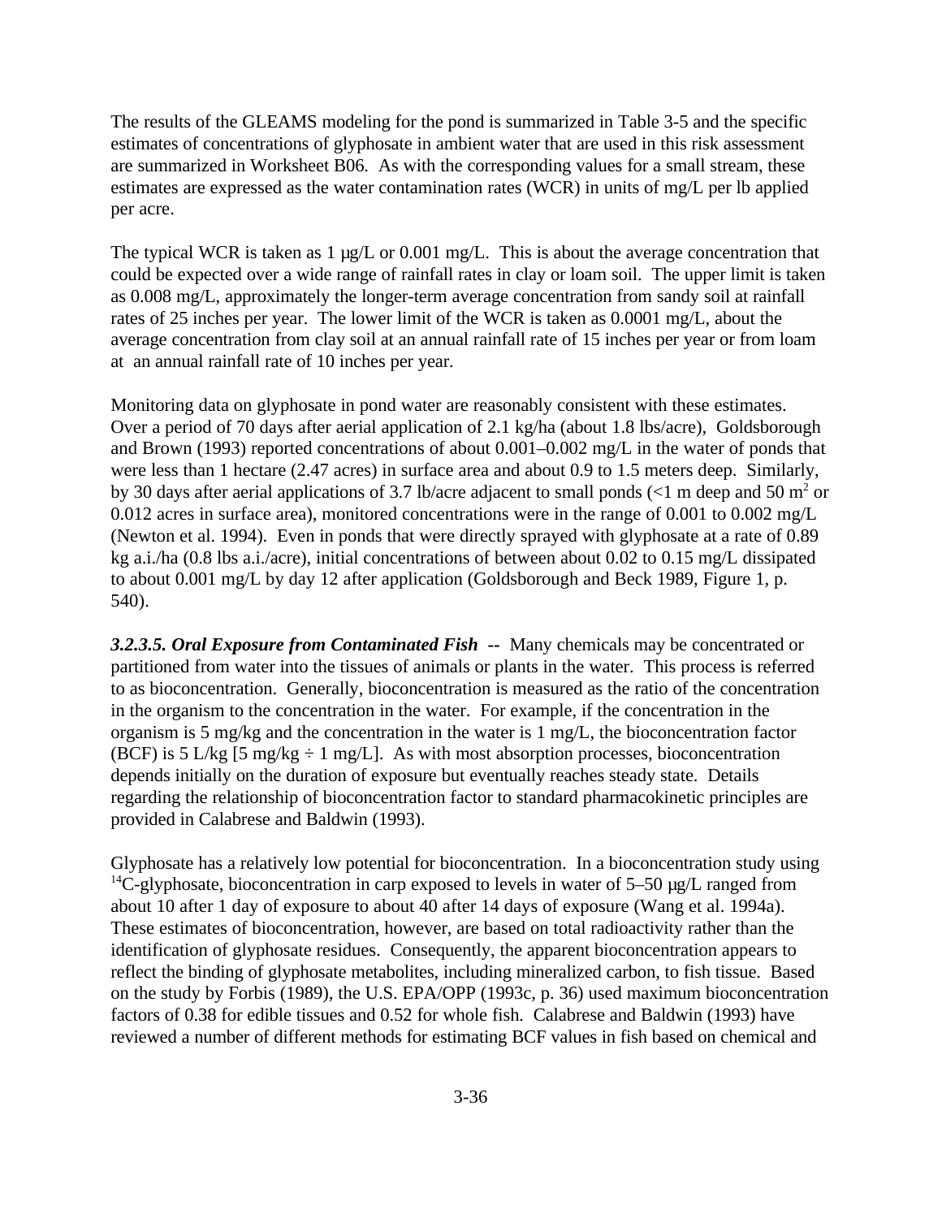The results of the GLEAMS modeling for the pond is summarized in Table 3-5 and the specific estimates of concentrations of glyphosate in ambient water that are used in this risk assessment are summarized in Worksheet B06. As with the corresponding values for a small stream, these estimates are expressed as the water contamination rates (WCR) in units of mg/L per lb applied per acre.

The typical WCR is taken as 1 µg/L or 0.001 mg/L. This is about the average concentration that could be expected over a wide range of rainfall rates in clay or loam soil. The upper limit is taken as 0.008 mg/L, approximately the longer-term average concentration from sandy soil at rainfall rates of 25 inches per year. The lower limit of the WCR is taken as 0.0001 mg/L, about the average concentration from clay soil at an annual rainfall rate of 15 inches per year or from loam at an annual rainfall rate of 10 inches per year.

Monitoring data on glyphosate in pond water are reasonably consistent with these estimates. Over a period of 70 days after aerial application of 2.1 kg/ha (about 1.8 lbs/acre), Goldsborough and Brown (1993) reported concentrations of about 0.001–0.002 mg/L in the water of ponds that were less than 1 hectare (2.47 acres) in surface area and about 0.9 to 1.5 meters deep. Similarly, by 30 days after aerial applications of 3.7 lb/acre adjacent to small ponds (<1 m deep and 50 $m^2$ or 0.012 acres in surface area), monitored concentrations were in the range of 0.001 to 0.002 mg/L (Newton et al. 1994). Even in ponds that were directly sprayed with glyphosate at a rate of 0.89 kg a.i./ha (0.8 lbs a.i./acre), initial concentrations of between about 0.02 to 0.15 mg/L dissipated to about 0.001 mg/L by day 12 after application (Goldsborough and Beck 1989, Figure 1, p. 540).

***3.2.3.5. Oral Exposure from Contaminated Fish --*** Many chemicals may be concentrated or partitioned from water into the tissues of animals or plants in the water. This process is referred to as bioconcentration. Generally, bioconcentration is measured as the ratio of the concentration in the organism to the concentration in the water. For example, if the concentration in the organism is 5 mg/kg and the concentration in the water is 1 mg/L, the bioconcentration factor (BCF) is 5 L/kg [5 mg/kg ÷ 1 mg/L]. As with most absorption processes, bioconcentration depends initially on the duration of exposure but eventually reaches steady state. Details regarding the relationship of bioconcentration factor to standard pharmacokinetic principles are provided in Calabrese and Baldwin (1993).

Glyphosate has a relatively low potential for bioconcentration. In a bioconcentration study using $^{14}$C-glyphosate, bioconcentration in carp exposed to levels in water of 5–50 µg/L ranged from about 10 after 1 day of exposure to about 40 after 14 days of exposure (Wang et al. 1994a). These estimates of bioconcentration, however, are based on total radioactivity rather than the identification of glyphosate residues. Consequently, the apparent bioconcentration appears to reflect the binding of glyphosate metabolites, including mineralized carbon, to fish tissue. Based on the study by Forbis (1989), the U.S. EPA/OPP (1993c, p. 36) used maximum bioconcentration factors of 0.38 for edible tissues and 0.52 for whole fish. Calabrese and Baldwin (1993) have reviewed a number of different methods for estimating BCF values in fish based on chemical and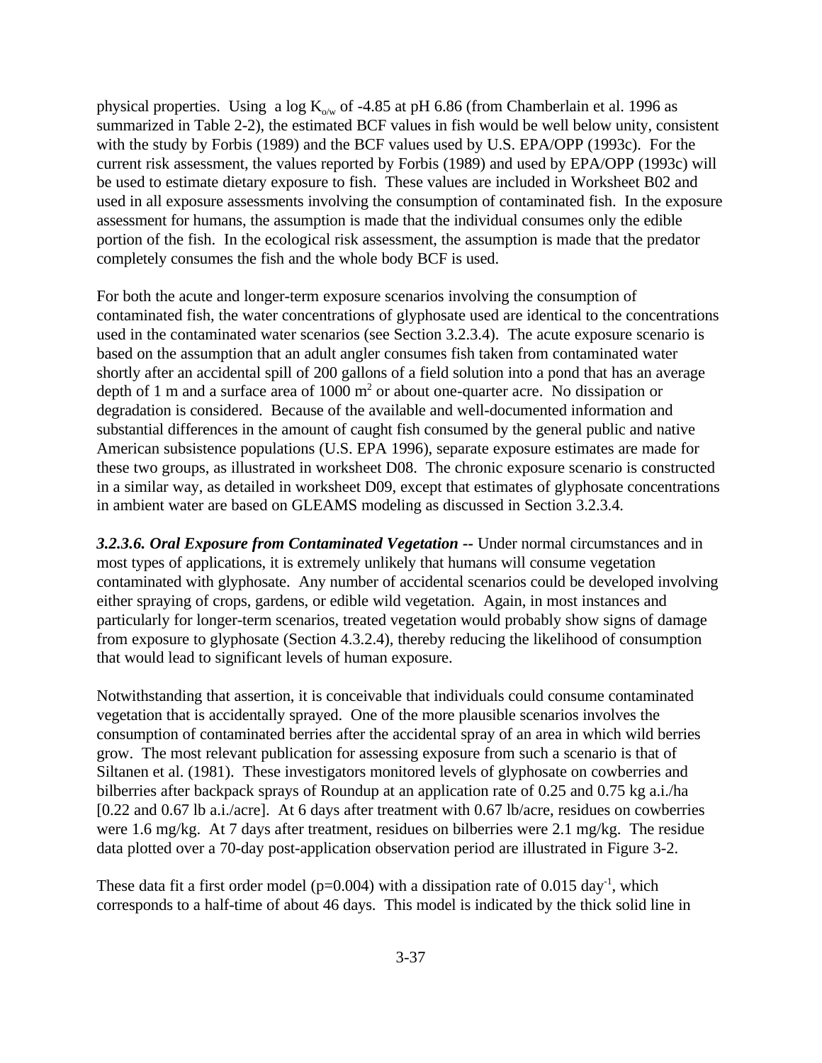physical properties. Using a log $K_{o/w}$ of -4.85 at pH 6.86 (from Chamberlain et al. 1996 as summarized in Table 2-2), the estimated BCF values in fish would be well below unity, consistent with the study by Forbis (1989) and the BCF values used by U.S. EPA/OPP (1993c). For the current risk assessment, the values reported by Forbis (1989) and used by EPA/OPP (1993c) will be used to estimate dietary exposure to fish. These values are included in Worksheet B02 and used in all exposure assessments involving the consumption of contaminated fish. In the exposure assessment for humans, the assumption is made that the individual consumes only the edible portion of the fish. In the ecological risk assessment, the assumption is made that the predator completely consumes the fish and the whole body BCF is used.

For both the acute and longer-term exposure scenarios involving the consumption of contaminated fish, the water concentrations of glyphosate used are identical to the concentrations used in the contaminated water scenarios (see Section 3.2.3.4). The acute exposure scenario is based on the assumption that an adult angler consumes fish taken from contaminated water shortly after an accidental spill of 200 gallons of a field solution into a pond that has an average depth of 1 m and a surface area of 1000 $m^2$ or about one-quarter acre. No dissipation or degradation is considered. Because of the available and well-documented information and substantial differences in the amount of caught fish consumed by the general public and native American subsistence populations (U.S. EPA 1996), separate exposure estimates are made for these two groups, as illustrated in worksheet D08. The chronic exposure scenario is constructed in a similar way, as detailed in worksheet D09, except that estimates of glyphosate concentrations in ambient water are based on GLEAMS modeling as discussed in Section 3.2.3.4.

***3.2.3.6. Oral Exposure from Contaminated Vegetation --*** Under normal circumstances and in most types of applications, it is extremely unlikely that humans will consume vegetation contaminated with glyphosate. Any number of accidental scenarios could be developed involving either spraying of crops, gardens, or edible wild vegetation. Again, in most instances and particularly for longer-term scenarios, treated vegetation would probably show signs of damage from exposure to glyphosate (Section 4.3.2.4), thereby reducing the likelihood of consumption that would lead to significant levels of human exposure.

Notwithstanding that assertion, it is conceivable that individuals could consume contaminated vegetation that is accidentally sprayed. One of the more plausible scenarios involves the consumption of contaminated berries after the accidental spray of an area in which wild berries grow. The most relevant publication for assessing exposure from such a scenario is that of Siltanen et al. (1981). These investigators monitored levels of glyphosate on cowberries and bilberries after backpack sprays of Roundup at an application rate of 0.25 and 0.75 kg a.i./ha [0.22 and 0.67 lb a.i./acre]. At 6 days after treatment with 0.67 lb/acre, residues on cowberries were 1.6 mg/kg. At 7 days after treatment, residues on bilberries were 2.1 mg/kg. The residue data plotted over a 70-day post-application observation period are illustrated in Figure 3-2.

These data fit a first order model ($p$=0.004) with a dissipation rate of 0.015 $day^{-1}$, which corresponds to a half-time of about 46 days. This model is indicated by the thick solid line in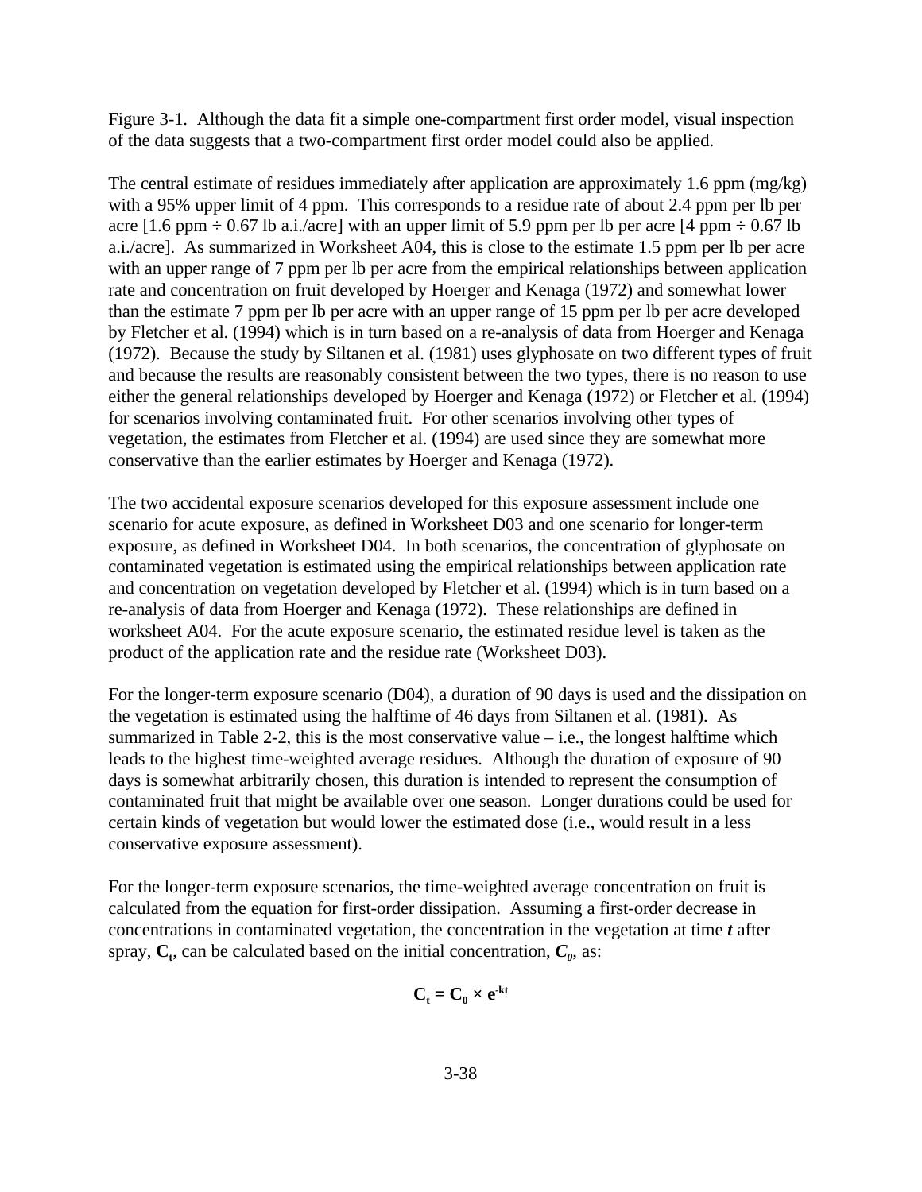Figure 3-1. Although the data fit a simple one-compartment first order model, visual inspection of the data suggests that a two-compartment first order model could also be applied.

The central estimate of residues immediately after application are approximately 1.6 ppm (mg/kg) with a 95% upper limit of 4 ppm. This corresponds to a residue rate of about 2.4 ppm per lb per acre [1.6 ppm ÷ 0.67 lb a.i./acre] with an upper limit of 5.9 ppm per lb per acre [4 ppm ÷ 0.67 lb a.i./acre]. As summarized in Worksheet A04, this is close to the estimate 1.5 ppm per lb per acre with an upper range of 7 ppm per lb per acre from the empirical relationships between application rate and concentration on fruit developed by Hoerger and Kenaga (1972) and somewhat lower than the estimate 7 ppm per lb per acre with an upper range of 15 ppm per lb per acre developed by Fletcher et al. (1994) which is in turn based on a re-analysis of data from Hoerger and Kenaga (1972). Because the study by Siltanen et al. (1981) uses glyphosate on two different types of fruit and because the results are reasonably consistent between the two types, there is no reason to use either the general relationships developed by Hoerger and Kenaga (1972) or Fletcher et al. (1994) for scenarios involving contaminated fruit. For other scenarios involving other types of vegetation, the estimates from Fletcher et al. (1994) are used since they are somewhat more conservative than the earlier estimates by Hoerger and Kenaga (1972).

The two accidental exposure scenarios developed for this exposure assessment include one scenario for acute exposure, as defined in Worksheet D03 and one scenario for longer-term exposure, as defined in Worksheet D04. In both scenarios, the concentration of glyphosate on contaminated vegetation is estimated using the empirical relationships between application rate and concentration on vegetation developed by Fletcher et al. (1994) which is in turn based on a re-analysis of data from Hoerger and Kenaga (1972). These relationships are defined in worksheet A04. For the acute exposure scenario, the estimated residue level is taken as the product of the application rate and the residue rate (Worksheet D03).

For the longer-term exposure scenario (D04), a duration of 90 days is used and the dissipation on the vegetation is estimated using the halftime of 46 days from Siltanen et al. (1981). As summarized in Table 2-2, this is the most conservative value – i.e., the longest halftime which leads to the highest time-weighted average residues. Although the duration of exposure of 90 days is somewhat arbitrarily chosen, this duration is intended to represent the consumption of contaminated fruit that might be available over one season. Longer durations could be used for certain kinds of vegetation but would lower the estimated dose (i.e., would result in a less conservative exposure assessment).

For the longer-term exposure scenarios, the time-weighted average concentration on fruit is calculated from the equation for first-order dissipation. Assuming a first-order decrease in concentrations in contaminated vegetation, the concentration in the vegetation at time $t$ after spray, $C_t$, can be calculated based on the initial concentration, $C_0$, as:

$$C_t = C_0 \times e^{-kt}$$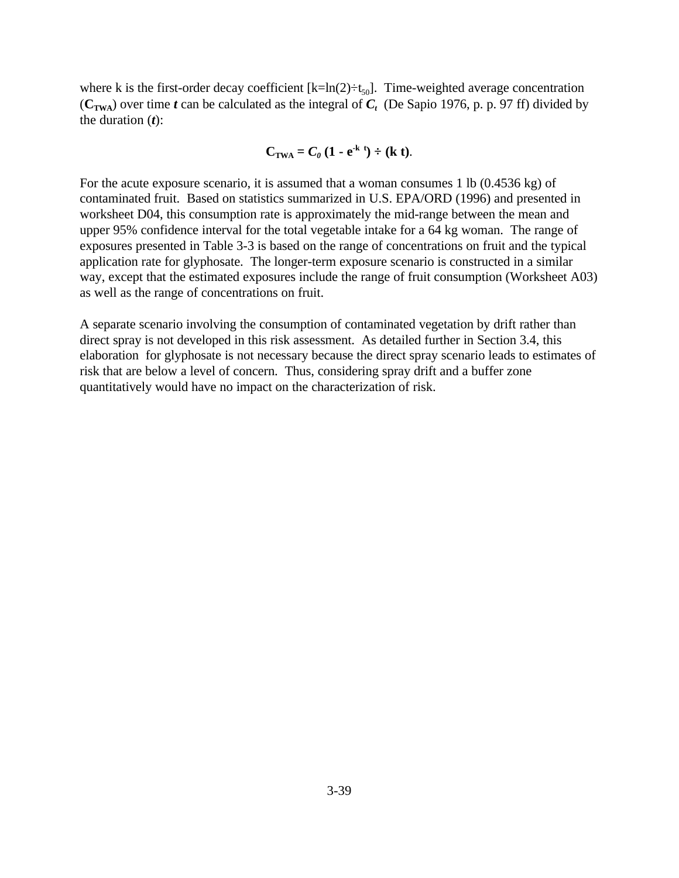where k is the first-order decay coefficient [$k=\ln(2)\div t_{50}$]. Time-weighted average concentration (**$C_{TWA}$**) over time ***t*** can be calculated as the integral of ***$C_t$*** (De Sapio 1976, p. p. 97 ff) divided by the duration (***t***):

$$C_{TWA} = C_0 \, (1 - e^{-k\,t}) \div (k\,t).$$

For the acute exposure scenario, it is assumed that a woman consumes 1 lb (0.4536 kg) of contaminated fruit. Based on statistics summarized in U.S. EPA/ORD (1996) and presented in worksheet D04, this consumption rate is approximately the mid-range between the mean and upper 95% confidence interval for the total vegetable intake for a 64 kg woman. The range of exposures presented in Table 3-3 is based on the range of concentrations on fruit and the typical application rate for glyphosate. The longer-term exposure scenario is constructed in a similar way, except that the estimated exposures include the range of fruit consumption (Worksheet A03) as well as the range of concentrations on fruit.

A separate scenario involving the consumption of contaminated vegetation by drift rather than direct spray is not developed in this risk assessment. As detailed further in Section 3.4, this elaboration for glyphosate is not necessary because the direct spray scenario leads to estimates of risk that are below a level of concern. Thus, considering spray drift and a buffer zone quantitatively would have no impact on the characterization of risk.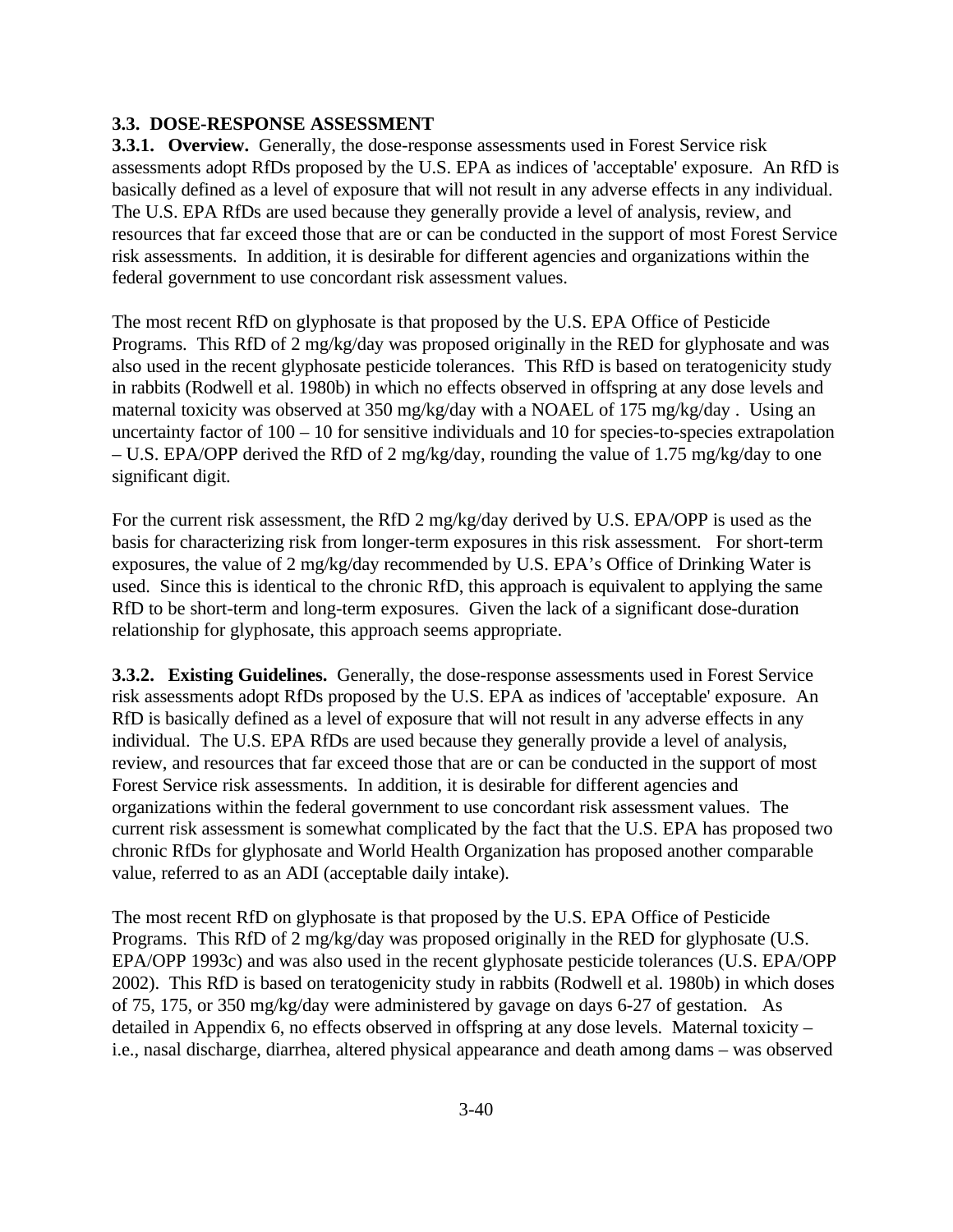## 3.3. DOSE-RESPONSE ASSESSMENT

**3.3.1. Overview.** Generally, the dose-response assessments used in Forest Service risk assessments adopt RfDs proposed by the U.S. EPA as indices of 'acceptable' exposure. An RfD is basically defined as a level of exposure that will not result in any adverse effects in any individual. The U.S. EPA RfDs are used because they generally provide a level of analysis, review, and resources that far exceed those that are or can be conducted in the support of most Forest Service risk assessments. In addition, it is desirable for different agencies and organizations within the federal government to use concordant risk assessment values.

The most recent RfD on glyphosate is that proposed by the U.S. EPA Office of Pesticide Programs. This RfD of 2 mg/kg/day was proposed originally in the RED for glyphosate and was also used in the recent glyphosate pesticide tolerances. This RfD is based on teratogenicity study in rabbits (Rodwell et al. 1980b) in which no effects observed in offspring at any dose levels and maternal toxicity was observed at 350 mg/kg/day with a NOAEL of 175 mg/kg/day . Using an uncertainty factor of 100 – 10 for sensitive individuals and 10 for species-to-species extrapolation – U.S. EPA/OPP derived the RfD of 2 mg/kg/day, rounding the value of 1.75 mg/kg/day to one significant digit.

For the current risk assessment, the RfD 2 mg/kg/day derived by U.S. EPA/OPP is used as the basis for characterizing risk from longer-term exposures in this risk assessment. For short-term exposures, the value of 2 mg/kg/day recommended by U.S. EPA's Office of Drinking Water is used. Since this is identical to the chronic RfD, this approach is equivalent to applying the same RfD to be short-term and long-term exposures. Given the lack of a significant dose-duration relationship for glyphosate, this approach seems appropriate.

**3.3.2. Existing Guidelines.** Generally, the dose-response assessments used in Forest Service risk assessments adopt RfDs proposed by the U.S. EPA as indices of 'acceptable' exposure. An RfD is basically defined as a level of exposure that will not result in any adverse effects in any individual. The U.S. EPA RfDs are used because they generally provide a level of analysis, review, and resources that far exceed those that are or can be conducted in the support of most Forest Service risk assessments. In addition, it is desirable for different agencies and organizations within the federal government to use concordant risk assessment values. The current risk assessment is somewhat complicated by the fact that the U.S. EPA has proposed two chronic RfDs for glyphosate and World Health Organization has proposed another comparable value, referred to as an ADI (acceptable daily intake).

The most recent RfD on glyphosate is that proposed by the U.S. EPA Office of Pesticide Programs. This RfD of 2 mg/kg/day was proposed originally in the RED for glyphosate (U.S. EPA/OPP 1993c) and was also used in the recent glyphosate pesticide tolerances (U.S. EPA/OPP 2002). This RfD is based on teratogenicity study in rabbits (Rodwell et al. 1980b) in which doses of 75, 175, or 350 mg/kg/day were administered by gavage on days 6-27 of gestation. As detailed in Appendix 6, no effects observed in offspring at any dose levels. Maternal toxicity – i.e., nasal discharge, diarrhea, altered physical appearance and death among dams – was observed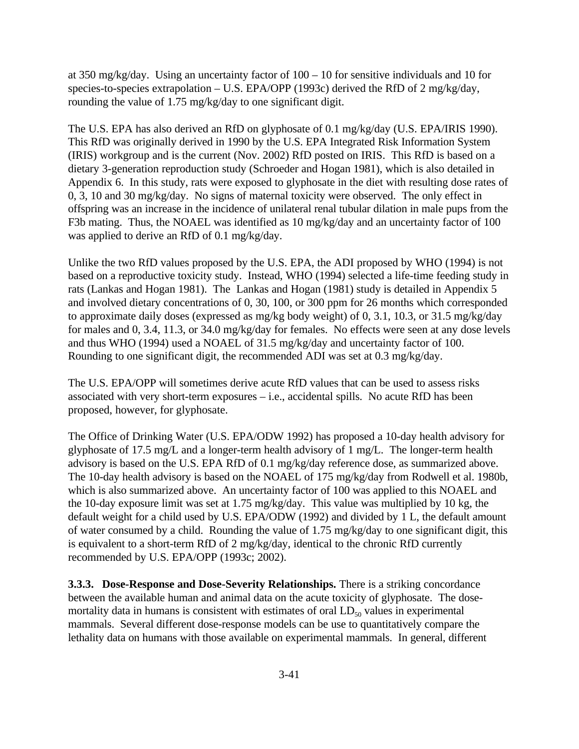at 350 mg/kg/day. Using an uncertainty factor of 100 – 10 for sensitive individuals and 10 for species-to-species extrapolation – U.S. EPA/OPP (1993c) derived the RfD of 2 mg/kg/day, rounding the value of 1.75 mg/kg/day to one significant digit.

The U.S. EPA has also derived an RfD on glyphosate of 0.1 mg/kg/day (U.S. EPA/IRIS 1990). This RfD was originally derived in 1990 by the U.S. EPA Integrated Risk Information System (IRIS) workgroup and is the current (Nov. 2002) RfD posted on IRIS. This RfD is based on a dietary 3-generation reproduction study (Schroeder and Hogan 1981), which is also detailed in Appendix 6. In this study, rats were exposed to glyphosate in the diet with resulting dose rates of 0, 3, 10 and 30 mg/kg/day. No signs of maternal toxicity were observed. The only effect in offspring was an increase in the incidence of unilateral renal tubular dilation in male pups from the F3b mating. Thus, the NOAEL was identified as 10 mg/kg/day and an uncertainty factor of 100 was applied to derive an RfD of 0.1 mg/kg/day.

Unlike the two RfD values proposed by the U.S. EPA, the ADI proposed by WHO (1994) is not based on a reproductive toxicity study. Instead, WHO (1994) selected a life-time feeding study in rats (Lankas and Hogan 1981). The Lankas and Hogan (1981) study is detailed in Appendix 5 and involved dietary concentrations of 0, 30, 100, or 300 ppm for 26 months which corresponded to approximate daily doses (expressed as mg/kg body weight) of 0, 3.1, 10.3, or 31.5 mg/kg/day for males and 0, 3.4, 11.3, or 34.0 mg/kg/day for females. No effects were seen at any dose levels and thus WHO (1994) used a NOAEL of 31.5 mg/kg/day and uncertainty factor of 100. Rounding to one significant digit, the recommended ADI was set at 0.3 mg/kg/day.

The U.S. EPA/OPP will sometimes derive acute RfD values that can be used to assess risks associated with very short-term exposures – i.e., accidental spills. No acute RfD has been proposed, however, for glyphosate.

The Office of Drinking Water (U.S. EPA/ODW 1992) has proposed a 10-day health advisory for glyphosate of 17.5 mg/L and a longer-term health advisory of 1 mg/L. The longer-term health advisory is based on the U.S. EPA RfD of 0.1 mg/kg/day reference dose, as summarized above. The 10-day health advisory is based on the NOAEL of 175 mg/kg/day from Rodwell et al. 1980b, which is also summarized above. An uncertainty factor of 100 was applied to this NOAEL and the 10-day exposure limit was set at 1.75 mg/kg/day. This value was multiplied by 10 kg, the default weight for a child used by U.S. EPA/ODW (1992) and divided by 1 L, the default amount of water consumed by a child. Rounding the value of 1.75 mg/kg/day to one significant digit, this is equivalent to a short-term RfD of 2 mg/kg/day, identical to the chronic RfD currently recommended by U.S. EPA/OPP (1993c; 2002).

**3.3.3. Dose-Response and Dose-Severity Relationships.** There is a striking concordance between the available human and animal data on the acute toxicity of glyphosate. The dose-mortality data in humans is consistent with estimates of oral $LD_{50}$ values in experimental mammals. Several different dose-response models can be use to quantitatively compare the lethality data on humans with those available on experimental mammals. In general, different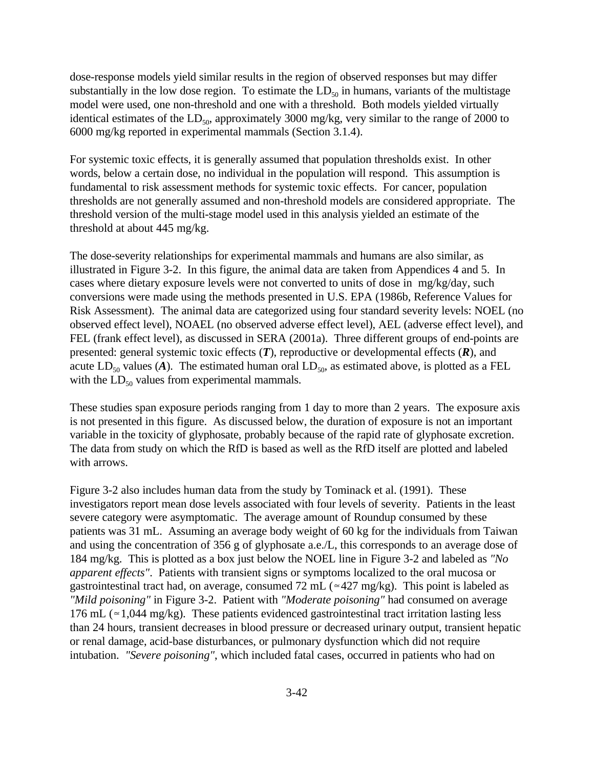dose-response models yield similar results in the region of observed responses but may differ substantially in the low dose region. To estimate the $LD_{50}$ in humans, variants of the multistage model were used, one non-threshold and one with a threshold. Both models yielded virtually identical estimates of the $LD_{50}$, approximately 3000 mg/kg, very similar to the range of 2000 to 6000 mg/kg reported in experimental mammals (Section 3.1.4).

For systemic toxic effects, it is generally assumed that population thresholds exist. In other words, below a certain dose, no individual in the population will respond. This assumption is fundamental to risk assessment methods for systemic toxic effects. For cancer, population thresholds are not generally assumed and non-threshold models are considered appropriate. The threshold version of the multi-stage model used in this analysis yielded an estimate of the threshold at about 445 mg/kg.

The dose-severity relationships for experimental mammals and humans are also similar, as illustrated in Figure 3-2. In this figure, the animal data are taken from Appendices 4 and 5. In cases where dietary exposure levels were not converted to units of dose in mg/kg/day, such conversions were made using the methods presented in U.S. EPA (1986b, Reference Values for Risk Assessment). The animal data are categorized using four standard severity levels: NOEL (no observed effect level), NOAEL (no observed adverse effect level), AEL (adverse effect level), and FEL (frank effect level), as discussed in SERA (2001a). Three different groups of end-points are presented: general systemic toxic effects (***T***), reproductive or developmental effects (***R***), and acute $LD_{50}$ values (***A***). The estimated human oral $LD_{50}$, as estimated above, is plotted as a FEL with the $LD_{50}$ values from experimental mammals.

These studies span exposure periods ranging from 1 day to more than 2 years. The exposure axis is not presented in this figure. As discussed below, the duration of exposure is not an important variable in the toxicity of glyphosate, probably because of the rapid rate of glyphosate excretion. The data from study on which the RfD is based as well as the RfD itself are plotted and labeled with arrows.

Figure 3-2 also includes human data from the study by Tominack et al. (1991). These investigators report mean dose levels associated with four levels of severity. Patients in the least severe category were asymptomatic. The average amount of Roundup consumed by these patients was 31 mL. Assuming an average body weight of 60 kg for the individuals from Taiwan and using the concentration of 356 g of glyphosate a.e./L, this corresponds to an average dose of 184 mg/kg. This is plotted as a box just below the NOEL line in Figure 3-2 and labeled as *"No apparent effects"*. Patients with transient signs or symptoms localized to the oral mucosa or gastrointestinal tract had, on average, consumed 72 mL (≃427 mg/kg). This point is labeled as *"Mild poisoning"* in Figure 3-2. Patient with *"Moderate poisoning"* had consumed on average 176 mL (≃1,044 mg/kg). These patients evidenced gastrointestinal tract irritation lasting less than 24 hours, transient decreases in blood pressure or decreased urinary output, transient hepatic or renal damage, acid-base disturbances, or pulmonary dysfunction which did not require intubation. *"Severe poisoning"*, which included fatal cases, occurred in patients who had on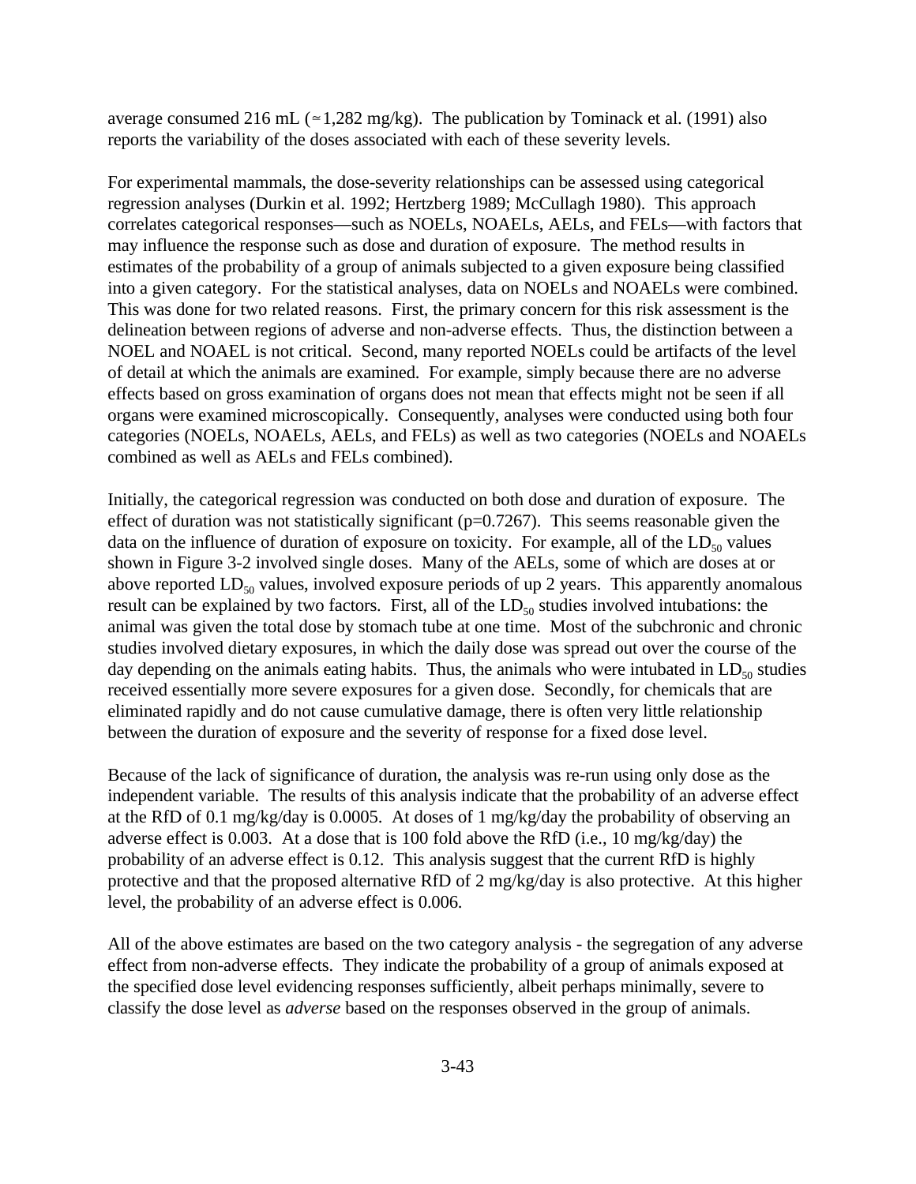average consumed 216 mL (≃1,282 mg/kg). The publication by Tominack et al. (1991) also reports the variability of the doses associated with each of these severity levels.

For experimental mammals, the dose-severity relationships can be assessed using categorical regression analyses (Durkin et al. 1992; Hertzberg 1989; McCullagh 1980). This approach correlates categorical responses—such as NOELs, NOAELs, AELs, and FELs—with factors that may influence the response such as dose and duration of exposure. The method results in estimates of the probability of a group of animals subjected to a given exposure being classified into a given category. For the statistical analyses, data on NOELs and NOAELs were combined. This was done for two related reasons. First, the primary concern for this risk assessment is the delineation between regions of adverse and non-adverse effects. Thus, the distinction between a NOEL and NOAEL is not critical. Second, many reported NOELs could be artifacts of the level of detail at which the animals are examined. For example, simply because there are no adverse effects based on gross examination of organs does not mean that effects might not be seen if all organs were examined microscopically. Consequently, analyses were conducted using both four categories (NOELs, NOAELs, AELs, and FELs) as well as two categories (NOELs and NOAELs combined as well as AELs and FELs combined).

Initially, the categorical regression was conducted on both dose and duration of exposure. The effect of duration was not statistically significant ($p=0.7267$). This seems reasonable given the data on the influence of duration of exposure on toxicity. For example, all of the $LD_{50}$ values shown in Figure 3-2 involved single doses. Many of the AELs, some of which are doses at or above reported $LD_{50}$ values, involved exposure periods of up 2 years. This apparently anomalous result can be explained by two factors. First, all of the $LD_{50}$ studies involved intubations: the animal was given the total dose by stomach tube at one time. Most of the subchronic and chronic studies involved dietary exposures, in which the daily dose was spread out over the course of the day depending on the animals eating habits. Thus, the animals who were intubated in $LD_{50}$ studies received essentially more severe exposures for a given dose. Secondly, for chemicals that are eliminated rapidly and do not cause cumulative damage, there is often very little relationship between the duration of exposure and the severity of response for a fixed dose level.

Because of the lack of significance of duration, the analysis was re-run using only dose as the independent variable. The results of this analysis indicate that the probability of an adverse effect at the RfD of 0.1 mg/kg/day is 0.0005. At doses of 1 mg/kg/day the probability of observing an adverse effect is 0.003. At a dose that is 100 fold above the RfD (i.e., 10 mg/kg/day) the probability of an adverse effect is 0.12. This analysis suggest that the current RfD is highly protective and that the proposed alternative RfD of 2 mg/kg/day is also protective. At this higher level, the probability of an adverse effect is 0.006.

All of the above estimates are based on the two category analysis - the segregation of any adverse effect from non-adverse effects. They indicate the probability of a group of animals exposed at the specified dose level evidencing responses sufficiently, albeit perhaps minimally, severe to classify the dose level as *adverse* based on the responses observed in the group of animals.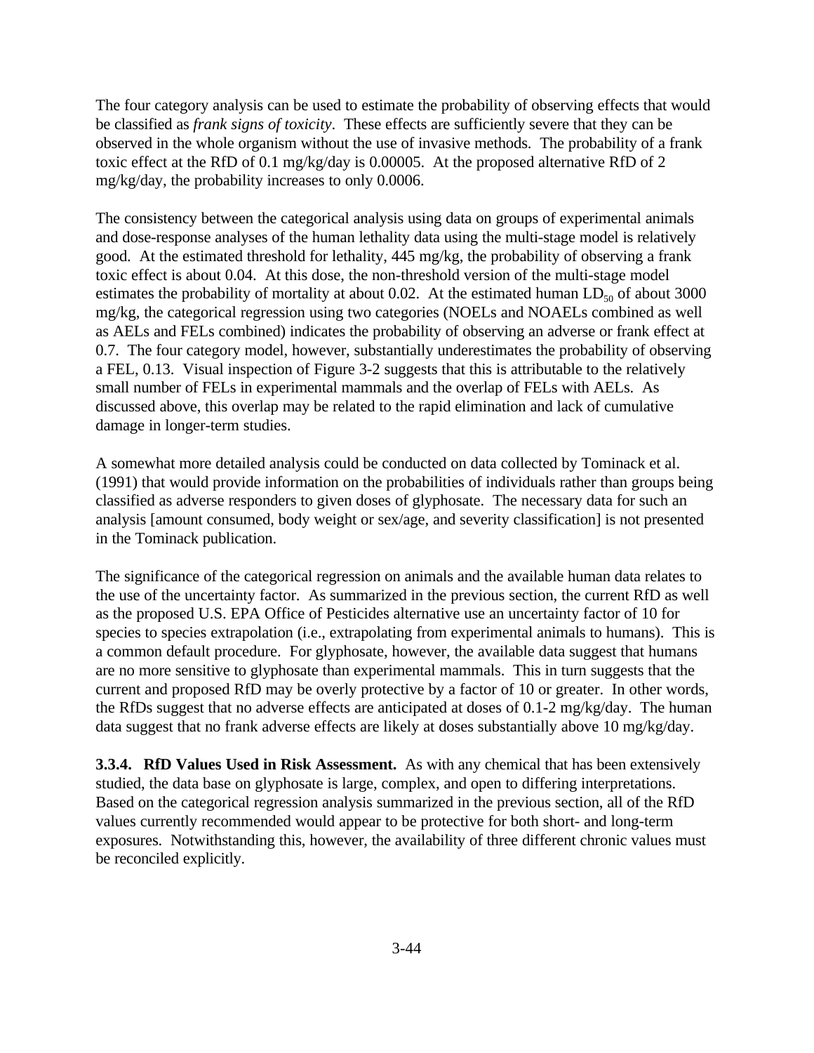The four category analysis can be used to estimate the probability of observing effects that would be classified as *frank signs of toxicity*. These effects are sufficiently severe that they can be observed in the whole organism without the use of invasive methods. The probability of a frank toxic effect at the RfD of 0.1 mg/kg/day is 0.00005. At the proposed alternative RfD of 2 mg/kg/day, the probability increases to only 0.0006.

The consistency between the categorical analysis using data on groups of experimental animals and dose-response analyses of the human lethality data using the multi-stage model is relatively good. At the estimated threshold for lethality, 445 mg/kg, the probability of observing a frank toxic effect is about 0.04. At this dose, the non-threshold version of the multi-stage model estimates the probability of mortality at about 0.02. At the estimated human $LD_{50}$ of about 3000 mg/kg, the categorical regression using two categories (NOELs and NOAELs combined as well as AELs and FELs combined) indicates the probability of observing an adverse or frank effect at 0.7. The four category model, however, substantially underestimates the probability of observing a FEL, 0.13. Visual inspection of Figure 3-2 suggests that this is attributable to the relatively small number of FELs in experimental mammals and the overlap of FELs with AELs. As discussed above, this overlap may be related to the rapid elimination and lack of cumulative damage in longer-term studies.

A somewhat more detailed analysis could be conducted on data collected by Tominack et al. (1991) that would provide information on the probabilities of individuals rather than groups being classified as adverse responders to given doses of glyphosate. The necessary data for such an analysis [amount consumed, body weight or sex/age, and severity classification] is not presented in the Tominack publication.

The significance of the categorical regression on animals and the available human data relates to the use of the uncertainty factor. As summarized in the previous section, the current RfD as well as the proposed U.S. EPA Office of Pesticides alternative use an uncertainty factor of 10 for species to species extrapolation (i.e., extrapolating from experimental animals to humans). This is a common default procedure. For glyphosate, however, the available data suggest that humans are no more sensitive to glyphosate than experimental mammals. This in turn suggests that the current and proposed RfD may be overly protective by a factor of 10 or greater. In other words, the RfDs suggest that no adverse effects are anticipated at doses of 0.1-2 mg/kg/day. The human data suggest that no frank adverse effects are likely at doses substantially above 10 mg/kg/day.

**3.3.4. RfD Values Used in Risk Assessment.** As with any chemical that has been extensively studied, the data base on glyphosate is large, complex, and open to differing interpretations. Based on the categorical regression analysis summarized in the previous section, all of the RfD values currently recommended would appear to be protective for both short- and long-term exposures. Notwithstanding this, however, the availability of three different chronic values must be reconciled explicitly.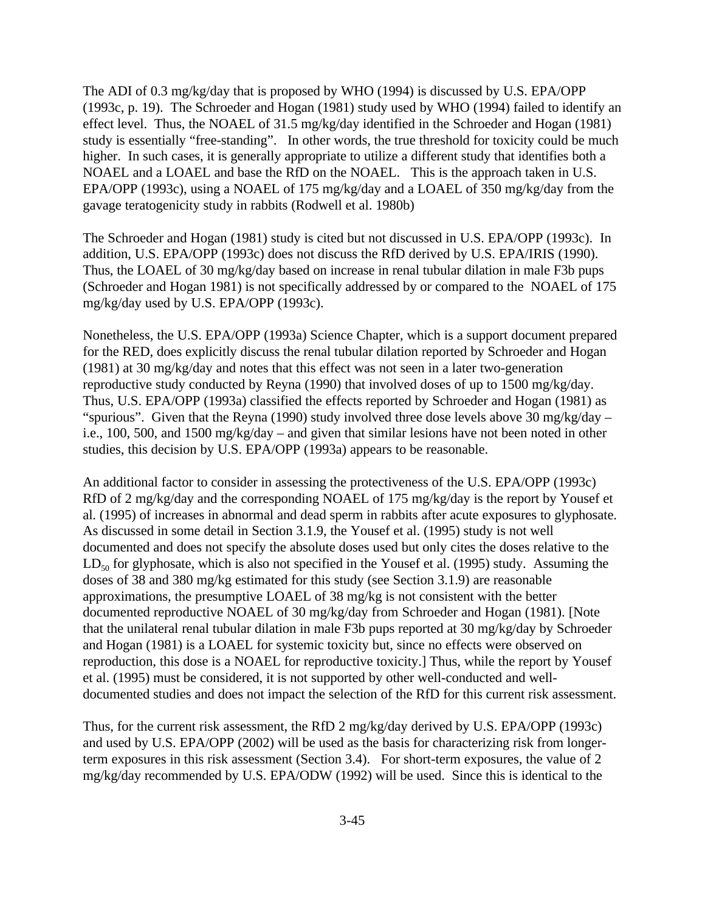The ADI of 0.3 mg/kg/day that is proposed by WHO (1994) is discussed by U.S. EPA/OPP (1993c, p. 19). The Schroeder and Hogan (1981) study used by WHO (1994) failed to identify an effect level. Thus, the NOAEL of 31.5 mg/kg/day identified in the Schroeder and Hogan (1981) study is essentially "free-standing". In other words, the true threshold for toxicity could be much higher. In such cases, it is generally appropriate to utilize a different study that identifies both a NOAEL and a LOAEL and base the RfD on the NOAEL. This is the approach taken in U.S. EPA/OPP (1993c), using a NOAEL of 175 mg/kg/day and a LOAEL of 350 mg/kg/day from the gavage teratogenicity study in rabbits (Rodwell et al. 1980b)

The Schroeder and Hogan (1981) study is cited but not discussed in U.S. EPA/OPP (1993c). In addition, U.S. EPA/OPP (1993c) does not discuss the RfD derived by U.S. EPA/IRIS (1990). Thus, the LOAEL of 30 mg/kg/day based on increase in renal tubular dilation in male F3b pups (Schroeder and Hogan 1981) is not specifically addressed by or compared to the NOAEL of 175 mg/kg/day used by U.S. EPA/OPP (1993c).

Nonetheless, the U.S. EPA/OPP (1993a) Science Chapter, which is a support document prepared for the RED, does explicitly discuss the renal tubular dilation reported by Schroeder and Hogan (1981) at 30 mg/kg/day and notes that this effect was not seen in a later two-generation reproductive study conducted by Reyna (1990) that involved doses of up to 1500 mg/kg/day. Thus, U.S. EPA/OPP (1993a) classified the effects reported by Schroeder and Hogan (1981) as "spurious". Given that the Reyna (1990) study involved three dose levels above 30 mg/kg/day – i.e., 100, 500, and 1500 mg/kg/day – and given that similar lesions have not been noted in other studies, this decision by U.S. EPA/OPP (1993a) appears to be reasonable.

An additional factor to consider in assessing the protectiveness of the U.S. EPA/OPP (1993c) RfD of 2 mg/kg/day and the corresponding NOAEL of 175 mg/kg/day is the report by Yousef et al. (1995) of increases in abnormal and dead sperm in rabbits after acute exposures to glyphosate. As discussed in some detail in Section 3.1.9, the Yousef et al. (1995) study is not well documented and does not specify the absolute doses used but only cites the doses relative to the $LD_{50}$ for glyphosate, which is also not specified in the Yousef et al. (1995) study. Assuming the doses of 38 and 380 mg/kg estimated for this study (see Section 3.1.9) are reasonable approximations, the presumptive LOAEL of 38 mg/kg is not consistent with the better documented reproductive NOAEL of 30 mg/kg/day from Schroeder and Hogan (1981). [Note that the unilateral renal tubular dilation in male F3b pups reported at 30 mg/kg/day by Schroeder and Hogan (1981) is a LOAEL for systemic toxicity but, since no effects were observed on reproduction, this dose is a NOAEL for reproductive toxicity.] Thus, while the report by Yousef et al. (1995) must be considered, it is not supported by other well-conducted and well-documented studies and does not impact the selection of the RfD for this current risk assessment.

Thus, for the current risk assessment, the RfD 2 mg/kg/day derived by U.S. EPA/OPP (1993c) and used by U.S. EPA/OPP (2002) will be used as the basis for characterizing risk from longer-term exposures in this risk assessment (Section 3.4). For short-term exposures, the value of 2 mg/kg/day recommended by U.S. EPA/ODW (1992) will be used. Since this is identical to the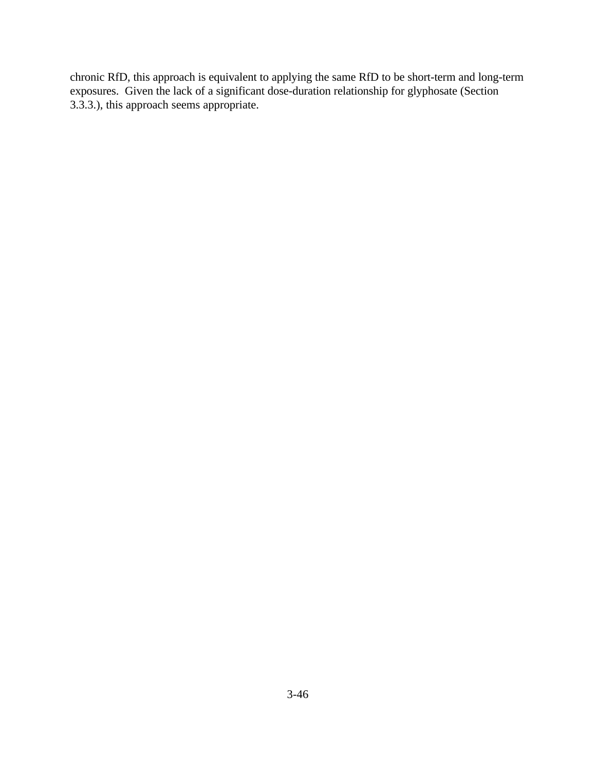chronic RfD, this approach is equivalent to applying the same RfD to be short-term and long-term exposures. Given the lack of a significant dose-duration relationship for glyphosate (Section 3.3.3.), this approach seems appropriate.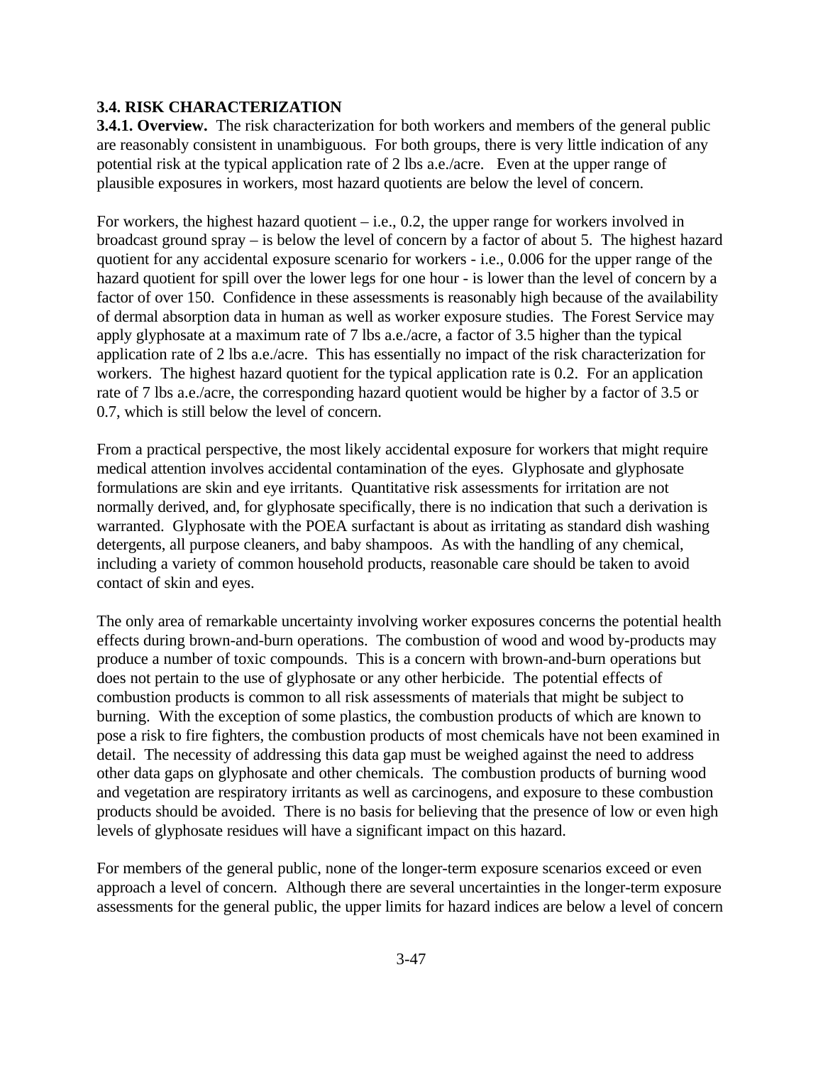## 3.4. RISK CHARACTERIZATION

**3.4.1. Overview.** The risk characterization for both workers and members of the general public are reasonably consistent in unambiguous. For both groups, there is very little indication of any potential risk at the typical application rate of 2 lbs a.e./acre. Even at the upper range of plausible exposures in workers, most hazard quotients are below the level of concern.

For workers, the highest hazard quotient – i.e., 0.2, the upper range for workers involved in broadcast ground spray – is below the level of concern by a factor of about 5. The highest hazard quotient for any accidental exposure scenario for workers - i.e., 0.006 for the upper range of the hazard quotient for spill over the lower legs for one hour - is lower than the level of concern by a factor of over 150. Confidence in these assessments is reasonably high because of the availability of dermal absorption data in human as well as worker exposure studies. The Forest Service may apply glyphosate at a maximum rate of 7 lbs a.e./acre, a factor of 3.5 higher than the typical application rate of 2 lbs a.e./acre. This has essentially no impact of the risk characterization for workers. The highest hazard quotient for the typical application rate is 0.2. For an application rate of 7 lbs a.e./acre, the corresponding hazard quotient would be higher by a factor of 3.5 or 0.7, which is still below the level of concern.

From a practical perspective, the most likely accidental exposure for workers that might require medical attention involves accidental contamination of the eyes. Glyphosate and glyphosate formulations are skin and eye irritants. Quantitative risk assessments for irritation are not normally derived, and, for glyphosate specifically, there is no indication that such a derivation is warranted. Glyphosate with the POEA surfactant is about as irritating as standard dish washing detergents, all purpose cleaners, and baby shampoos. As with the handling of any chemical, including a variety of common household products, reasonable care should be taken to avoid contact of skin and eyes.

The only area of remarkable uncertainty involving worker exposures concerns the potential health effects during brown-and-burn operations. The combustion of wood and wood by-products may produce a number of toxic compounds. This is a concern with brown-and-burn operations but does not pertain to the use of glyphosate or any other herbicide. The potential effects of combustion products is common to all risk assessments of materials that might be subject to burning. With the exception of some plastics, the combustion products of which are known to pose a risk to fire fighters, the combustion products of most chemicals have not been examined in detail. The necessity of addressing this data gap must be weighed against the need to address other data gaps on glyphosate and other chemicals. The combustion products of burning wood and vegetation are respiratory irritants as well as carcinogens, and exposure to these combustion products should be avoided. There is no basis for believing that the presence of low or even high levels of glyphosate residues will have a significant impact on this hazard.

For members of the general public, none of the longer-term exposure scenarios exceed or even approach a level of concern. Although there are several uncertainties in the longer-term exposure assessments for the general public, the upper limits for hazard indices are below a level of concern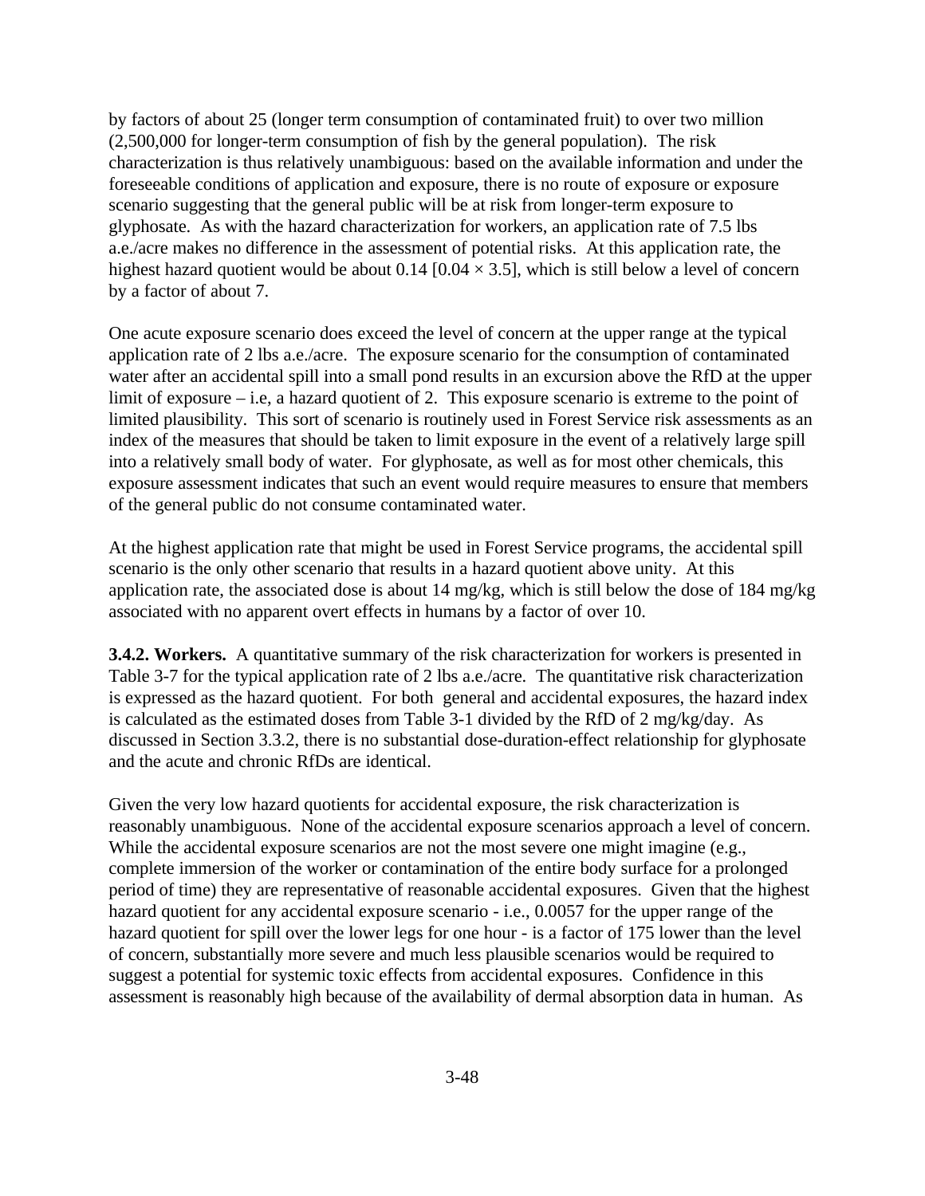by factors of about 25 (longer term consumption of contaminated fruit) to over two million (2,500,000 for longer-term consumption of fish by the general population). The risk characterization is thus relatively unambiguous: based on the available information and under the foreseeable conditions of application and exposure, there is no route of exposure or exposure scenario suggesting that the general public will be at risk from longer-term exposure to glyphosate. As with the hazard characterization for workers, an application rate of 7.5 lbs a.e./acre makes no difference in the assessment of potential risks. At this application rate, the highest hazard quotient would be about 0.14 [$0.04 \times 3.5$], which is still below a level of concern by a factor of about 7.

One acute exposure scenario does exceed the level of concern at the upper range at the typical application rate of 2 lbs a.e./acre. The exposure scenario for the consumption of contaminated water after an accidental spill into a small pond results in an excursion above the RfD at the upper limit of exposure – i.e, a hazard quotient of 2. This exposure scenario is extreme to the point of limited plausibility. This sort of scenario is routinely used in Forest Service risk assessments as an index of the measures that should be taken to limit exposure in the event of a relatively large spill into a relatively small body of water. For glyphosate, as well as for most other chemicals, this exposure assessment indicates that such an event would require measures to ensure that members of the general public do not consume contaminated water.

At the highest application rate that might be used in Forest Service programs, the accidental spill scenario is the only other scenario that results in a hazard quotient above unity. At this application rate, the associated dose is about 14 mg/kg, which is still below the dose of 184 mg/kg associated with no apparent overt effects in humans by a factor of over 10.

**3.4.2. Workers.** A quantitative summary of the risk characterization for workers is presented in Table 3-7 for the typical application rate of 2 lbs a.e./acre. The quantitative risk characterization is expressed as the hazard quotient. For both general and accidental exposures, the hazard index is calculated as the estimated doses from Table 3-1 divided by the RfD of 2 mg/kg/day. As discussed in Section 3.3.2, there is no substantial dose-duration-effect relationship for glyphosate and the acute and chronic RfDs are identical.

Given the very low hazard quotients for accidental exposure, the risk characterization is reasonably unambiguous. None of the accidental exposure scenarios approach a level of concern. While the accidental exposure scenarios are not the most severe one might imagine (e.g., complete immersion of the worker or contamination of the entire body surface for a prolonged period of time) they are representative of reasonable accidental exposures. Given that the highest hazard quotient for any accidental exposure scenario - i.e., 0.0057 for the upper range of the hazard quotient for spill over the lower legs for one hour - is a factor of 175 lower than the level of concern, substantially more severe and much less plausible scenarios would be required to suggest a potential for systemic toxic effects from accidental exposures. Confidence in this assessment is reasonably high because of the availability of dermal absorption data in human. As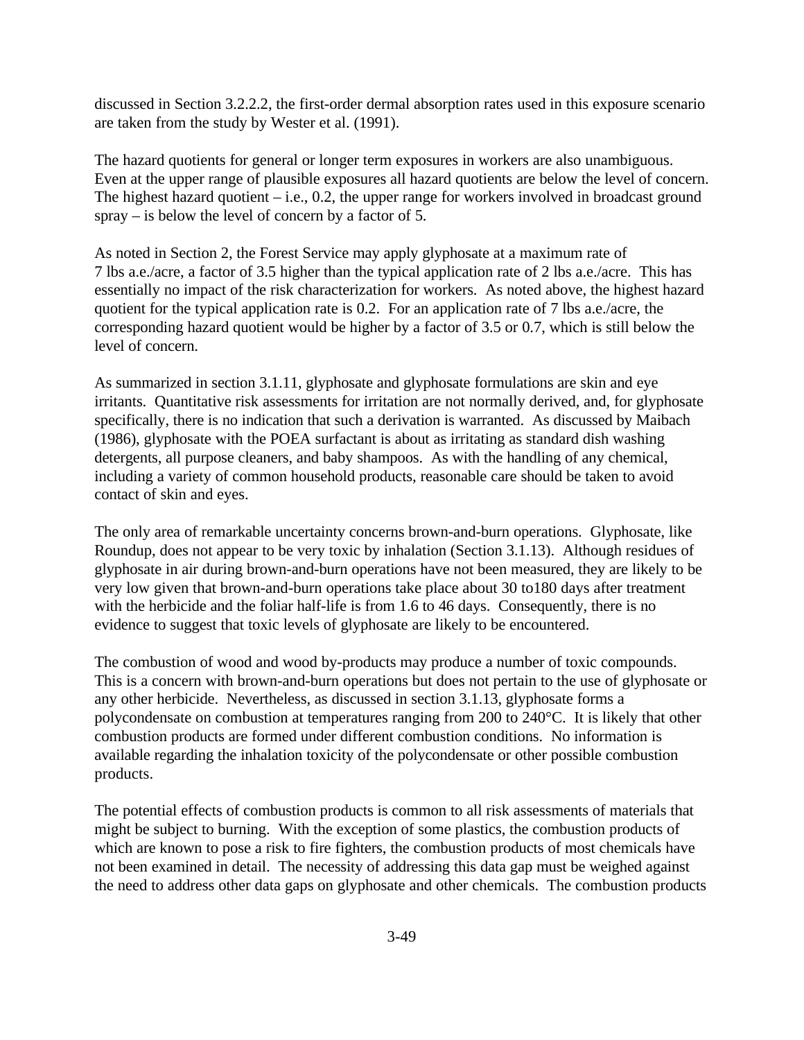discussed in Section 3.2.2.2, the first-order dermal absorption rates used in this exposure scenario are taken from the study by Wester et al. (1991).

The hazard quotients for general or longer term exposures in workers are also unambiguous. Even at the upper range of plausible exposures all hazard quotients are below the level of concern. The highest hazard quotient – i.e., 0.2, the upper range for workers involved in broadcast ground spray – is below the level of concern by a factor of 5.

As noted in Section 2, the Forest Service may apply glyphosate at a maximum rate of 7 lbs a.e./acre, a factor of 3.5 higher than the typical application rate of 2 lbs a.e./acre. This has essentially no impact of the risk characterization for workers. As noted above, the highest hazard quotient for the typical application rate is 0.2. For an application rate of 7 lbs a.e./acre, the corresponding hazard quotient would be higher by a factor of 3.5 or 0.7, which is still below the level of concern.

As summarized in section 3.1.11, glyphosate and glyphosate formulations are skin and eye irritants. Quantitative risk assessments for irritation are not normally derived, and, for glyphosate specifically, there is no indication that such a derivation is warranted. As discussed by Maibach (1986), glyphosate with the POEA surfactant is about as irritating as standard dish washing detergents, all purpose cleaners, and baby shampoos. As with the handling of any chemical, including a variety of common household products, reasonable care should be taken to avoid contact of skin and eyes.

The only area of remarkable uncertainty concerns brown-and-burn operations. Glyphosate, like Roundup, does not appear to be very toxic by inhalation (Section 3.1.13). Although residues of glyphosate in air during brown-and-burn operations have not been measured, they are likely to be very low given that brown-and-burn operations take place about 30 to180 days after treatment with the herbicide and the foliar half-life is from 1.6 to 46 days. Consequently, there is no evidence to suggest that toxic levels of glyphosate are likely to be encountered.

The combustion of wood and wood by-products may produce a number of toxic compounds. This is a concern with brown-and-burn operations but does not pertain to the use of glyphosate or any other herbicide. Nevertheless, as discussed in section 3.1.13, glyphosate forms a polycondensate on combustion at temperatures ranging from 200 to 240°C. It is likely that other combustion products are formed under different combustion conditions. No information is available regarding the inhalation toxicity of the polycondensate or other possible combustion products.

The potential effects of combustion products is common to all risk assessments of materials that might be subject to burning. With the exception of some plastics, the combustion products of which are known to pose a risk to fire fighters, the combustion products of most chemicals have not been examined in detail. The necessity of addressing this data gap must be weighed against the need to address other data gaps on glyphosate and other chemicals. The combustion products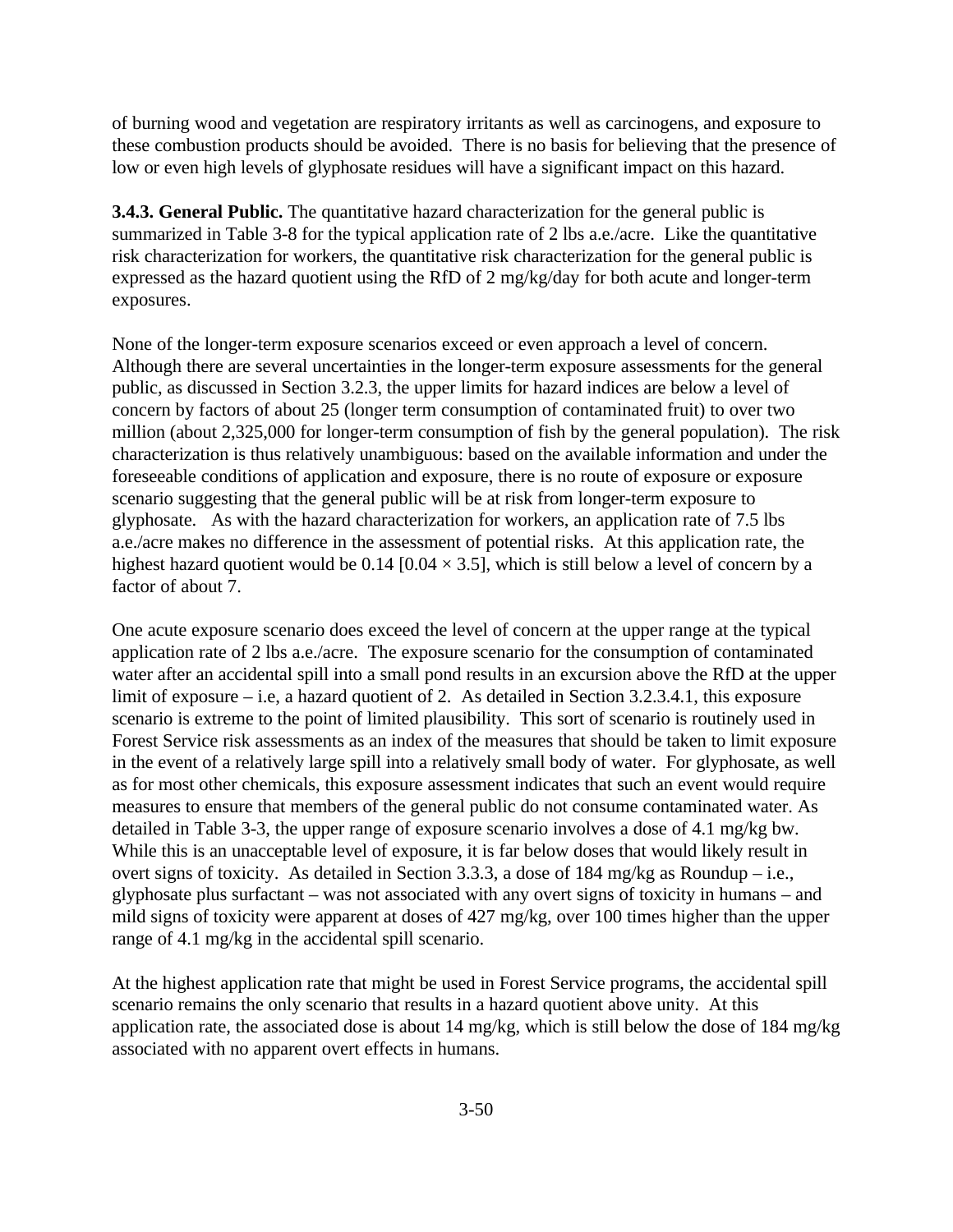of burning wood and vegetation are respiratory irritants as well as carcinogens, and exposure to these combustion products should be avoided. There is no basis for believing that the presence of low or even high levels of glyphosate residues will have a significant impact on this hazard.

**3.4.3. General Public.** The quantitative hazard characterization for the general public is summarized in Table 3-8 for the typical application rate of 2 lbs a.e./acre. Like the quantitative risk characterization for workers, the quantitative risk characterization for the general public is expressed as the hazard quotient using the RfD of 2 mg/kg/day for both acute and longer-term exposures.

None of the longer-term exposure scenarios exceed or even approach a level of concern. Although there are several uncertainties in the longer-term exposure assessments for the general public, as discussed in Section 3.2.3, the upper limits for hazard indices are below a level of concern by factors of about 25 (longer term consumption of contaminated fruit) to over two million (about 2,325,000 for longer-term consumption of fish by the general population). The risk characterization is thus relatively unambiguous: based on the available information and under the foreseeable conditions of application and exposure, there is no route of exposure or exposure scenario suggesting that the general public will be at risk from longer-term exposure to glyphosate. As with the hazard characterization for workers, an application rate of 7.5 lbs a.e./acre makes no difference in the assessment of potential risks. At this application rate, the highest hazard quotient would be 0.14 [$0.04 \times 3.5$], which is still below a level of concern by a factor of about 7.

One acute exposure scenario does exceed the level of concern at the upper range at the typical application rate of 2 lbs a.e./acre. The exposure scenario for the consumption of contaminated water after an accidental spill into a small pond results in an excursion above the RfD at the upper limit of exposure – i.e, a hazard quotient of 2. As detailed in Section 3.2.3.4.1, this exposure scenario is extreme to the point of limited plausibility. This sort of scenario is routinely used in Forest Service risk assessments as an index of the measures that should be taken to limit exposure in the event of a relatively large spill into a relatively small body of water. For glyphosate, as well as for most other chemicals, this exposure assessment indicates that such an event would require measures to ensure that members of the general public do not consume contaminated water. As detailed in Table 3-3, the upper range of exposure scenario involves a dose of 4.1 mg/kg bw. While this is an unacceptable level of exposure, it is far below doses that would likely result in overt signs of toxicity. As detailed in Section 3.3.3, a dose of 184 mg/kg as Roundup – i.e., glyphosate plus surfactant – was not associated with any overt signs of toxicity in humans – and mild signs of toxicity were apparent at doses of 427 mg/kg, over 100 times higher than the upper range of 4.1 mg/kg in the accidental spill scenario.

At the highest application rate that might be used in Forest Service programs, the accidental spill scenario remains the only scenario that results in a hazard quotient above unity. At this application rate, the associated dose is about 14 mg/kg, which is still below the dose of 184 mg/kg associated with no apparent overt effects in humans.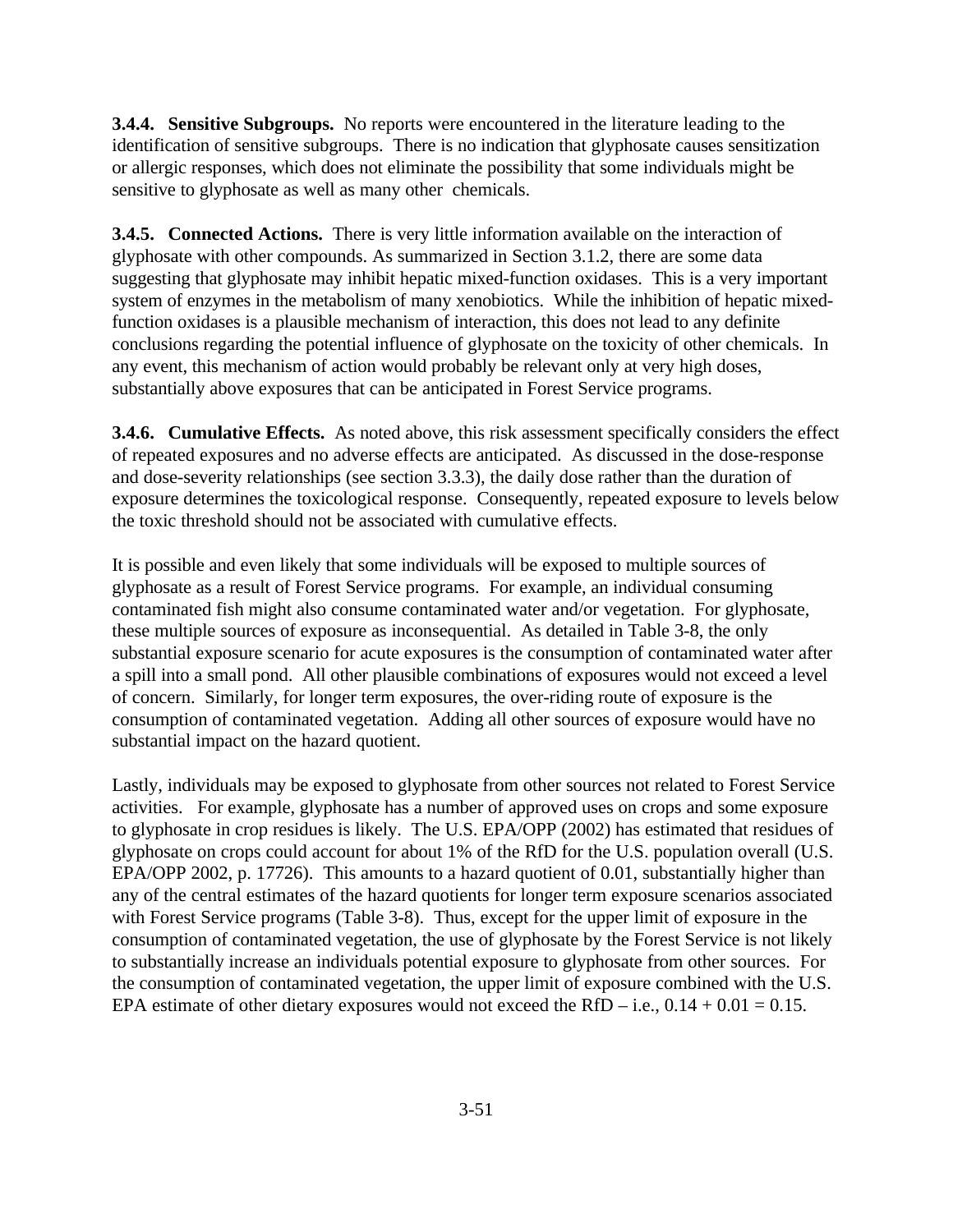**3.4.4. Sensitive Subgroups.** No reports were encountered in the literature leading to the identification of sensitive subgroups. There is no indication that glyphosate causes sensitization or allergic responses, which does not eliminate the possibility that some individuals might be sensitive to glyphosate as well as many other chemicals.

**3.4.5. Connected Actions.** There is very little information available on the interaction of glyphosate with other compounds. As summarized in Section 3.1.2, there are some data suggesting that glyphosate may inhibit hepatic mixed-function oxidases. This is a very important system of enzymes in the metabolism of many xenobiotics. While the inhibition of hepatic mixed-function oxidases is a plausible mechanism of interaction, this does not lead to any definite conclusions regarding the potential influence of glyphosate on the toxicity of other chemicals. In any event, this mechanism of action would probably be relevant only at very high doses, substantially above exposures that can be anticipated in Forest Service programs.

**3.4.6. Cumulative Effects.** As noted above, this risk assessment specifically considers the effect of repeated exposures and no adverse effects are anticipated. As discussed in the dose-response and dose-severity relationships (see section 3.3.3), the daily dose rather than the duration of exposure determines the toxicological response. Consequently, repeated exposure to levels below the toxic threshold should not be associated with cumulative effects.

It is possible and even likely that some individuals will be exposed to multiple sources of glyphosate as a result of Forest Service programs. For example, an individual consuming contaminated fish might also consume contaminated water and/or vegetation. For glyphosate, these multiple sources of exposure as inconsequential. As detailed in Table 3-8, the only substantial exposure scenario for acute exposures is the consumption of contaminated water after a spill into a small pond. All other plausible combinations of exposures would not exceed a level of concern. Similarly, for longer term exposures, the over-riding route of exposure is the consumption of contaminated vegetation. Adding all other sources of exposure would have no substantial impact on the hazard quotient.

Lastly, individuals may be exposed to glyphosate from other sources not related to Forest Service activities. For example, glyphosate has a number of approved uses on crops and some exposure to glyphosate in crop residues is likely. The U.S. EPA/OPP (2002) has estimated that residues of glyphosate on crops could account for about 1% of the RfD for the U.S. population overall (U.S. EPA/OPP 2002, p. 17726). This amounts to a hazard quotient of 0.01, substantially higher than any of the central estimates of the hazard quotients for longer term exposure scenarios associated with Forest Service programs (Table 3-8). Thus, except for the upper limit of exposure in the consumption of contaminated vegetation, the use of glyphosate by the Forest Service is not likely to substantially increase an individuals potential exposure to glyphosate from other sources. For the consumption of contaminated vegetation, the upper limit of exposure combined with the U.S. EPA estimate of other dietary exposures would not exceed the RfD – i.e., 0.14 + 0.01 = 0.15.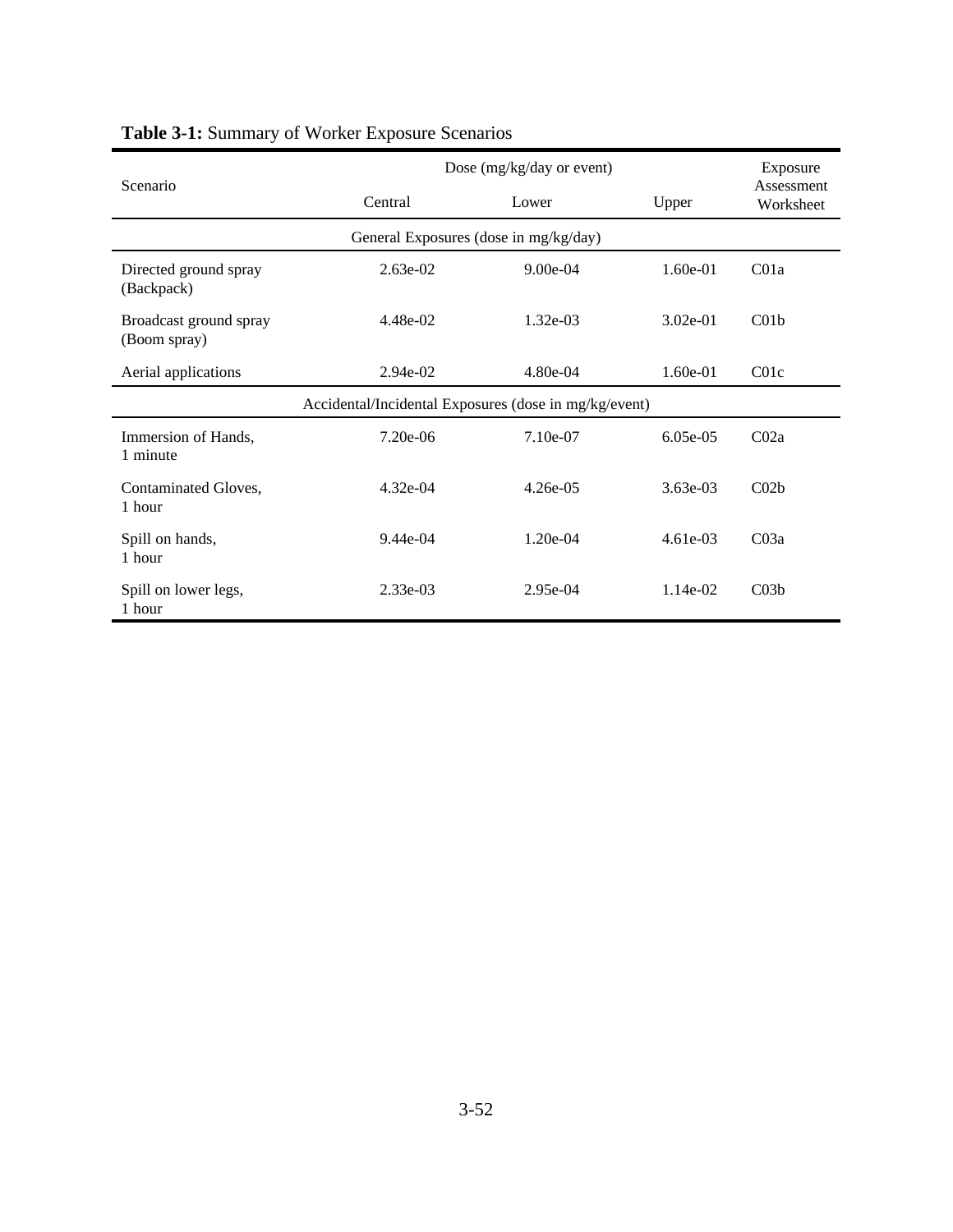**Table 3-1:** Summary of Worker Exposure Scenarios

| Scenario | Dose (mg/kg/day or event) | | | Exposure Assessment Worksheet |
|---|---|---|---|---|
| | Central | Lower | Upper | |
| General Exposures (dose in mg/kg/day) | | | | |
| Directed ground spray (Backpack) | 2.63e-02 | 9.00e-04 | 1.60e-01 | C01a |
| Broadcast ground spray (Boom spray) | 4.48e-02 | 1.32e-03 | 3.02e-01 | C01b |
| Aerial applications | 2.94e-02 | 4.80e-04 | 1.60e-01 | C01c |
| Accidental/Incidental Exposures (dose in mg/kg/event) | | | | |
| Immersion of Hands, 1 minute | 7.20e-06 | 7.10e-07 | 6.05e-05 | C02a |
| Contaminated Gloves, 1 hour | 4.32e-04 | 4.26e-05 | 3.63e-03 | C02b |
| Spill on hands, 1 hour | 9.44e-04 | 1.20e-04 | 4.61e-03 | C03a |
| Spill on lower legs, 1 hour | 2.33e-03 | 2.95e-04 | 1.14e-02 | C03b |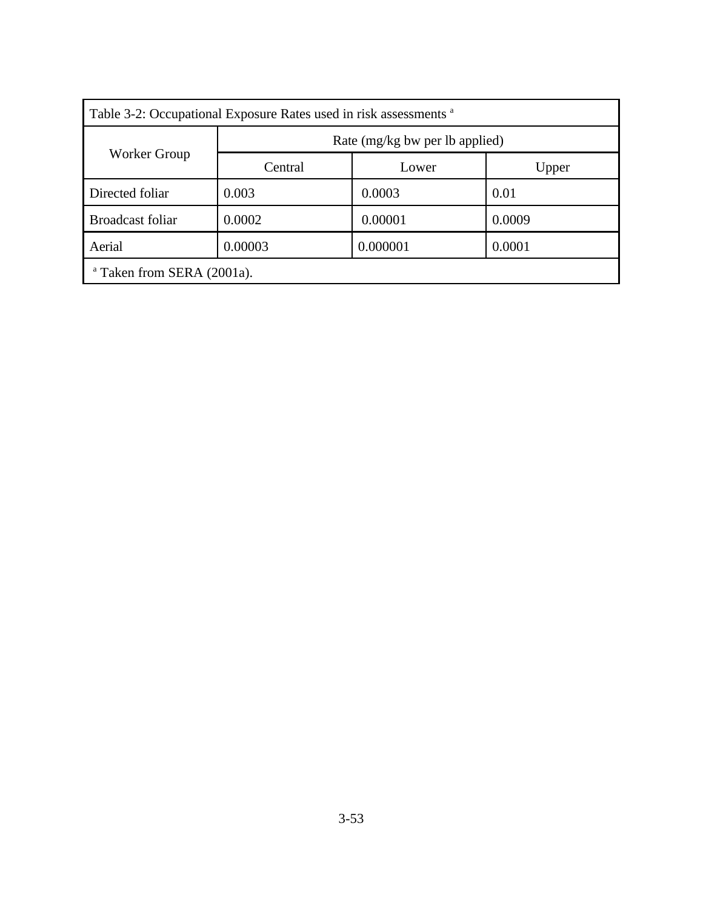Table 3-2: Occupational Exposure Rates used in risk assessments [a]

| Worker Group | Rate (mg/kg bw per lb applied) | | |
|---|---|---|---|
| | Central | Lower | Upper |
| Directed foliar | 0.003 | 0.0003 | 0.01 |
| Broadcast foliar | 0.0002 | 0.00001 | 0.0009 |
| Aerial | 0.00003 | 0.000001 | 0.0001 |

[a] Taken from SERA (2001a).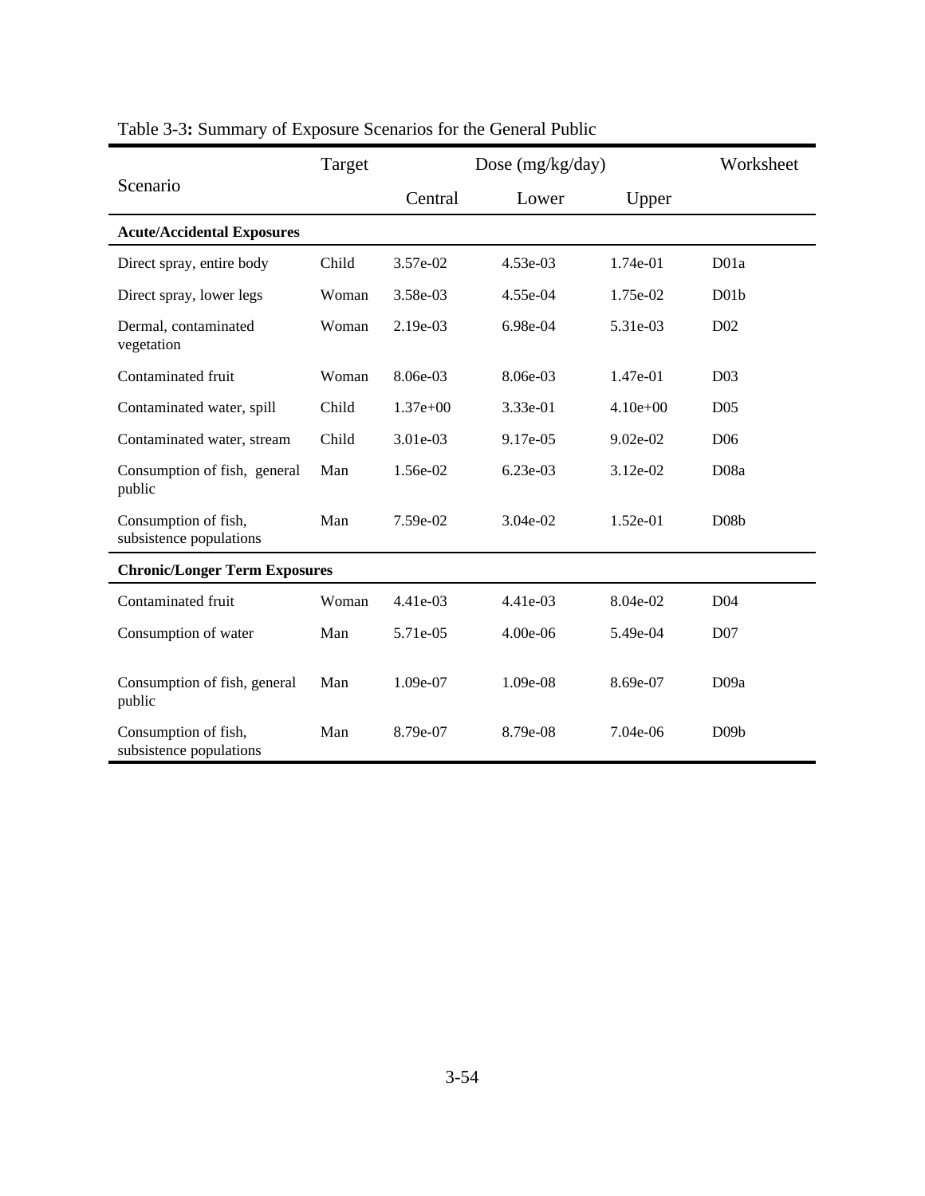Table 3-3**:** Summary of Exposure Scenarios for the General Public

| Scenario | Target | Dose (mg/kg/day) | | | Worksheet |
|---|---|---|---|---|---|
| | | Central | Lower | Upper | |
| **Acute/Accidental Exposures** | | | | | |
| Direct spray, entire body | Child | 3.57e-02 | 4.53e-03 | 1.74e-01 | D01a |
| Direct spray, lower legs | Woman | 3.58e-03 | 4.55e-04 | 1.75e-02 | D01b |
| Dermal, contaminated vegetation | Woman | 2.19e-03 | 6.98e-04 | 5.31e-03 | D02 |
| Contaminated fruit | Woman | 8.06e-03 | 8.06e-03 | 1.47e-01 | D03 |
| Contaminated water, spill | Child | 1.37e+00 | 3.33e-01 | 4.10e+00 | D05 |
| Contaminated water, stream | Child | 3.01e-03 | 9.17e-05 | 9.02e-02 | D06 |
| Consumption of fish, general public | Man | 1.56e-02 | 6.23e-03 | 3.12e-02 | D08a |
| Consumption of fish, subsistence populations | Man | 7.59e-02 | 3.04e-02 | 1.52e-01 | D08b |
| **Chronic/Longer Term Exposures** | | | | | |
| Contaminated fruit | Woman | 4.41e-03 | 4.41e-03 | 8.04e-02 | D04 |
| Consumption of water | Man | 5.71e-05 | 4.00e-06 | 5.49e-04 | D07 |
| Consumption of fish, general public | Man | 1.09e-07 | 1.09e-08 | 8.69e-07 | D09a |
| Consumption of fish, subsistence populations | Man | 8.79e-07 | 8.79e-08 | 7.04e-06 | D09b |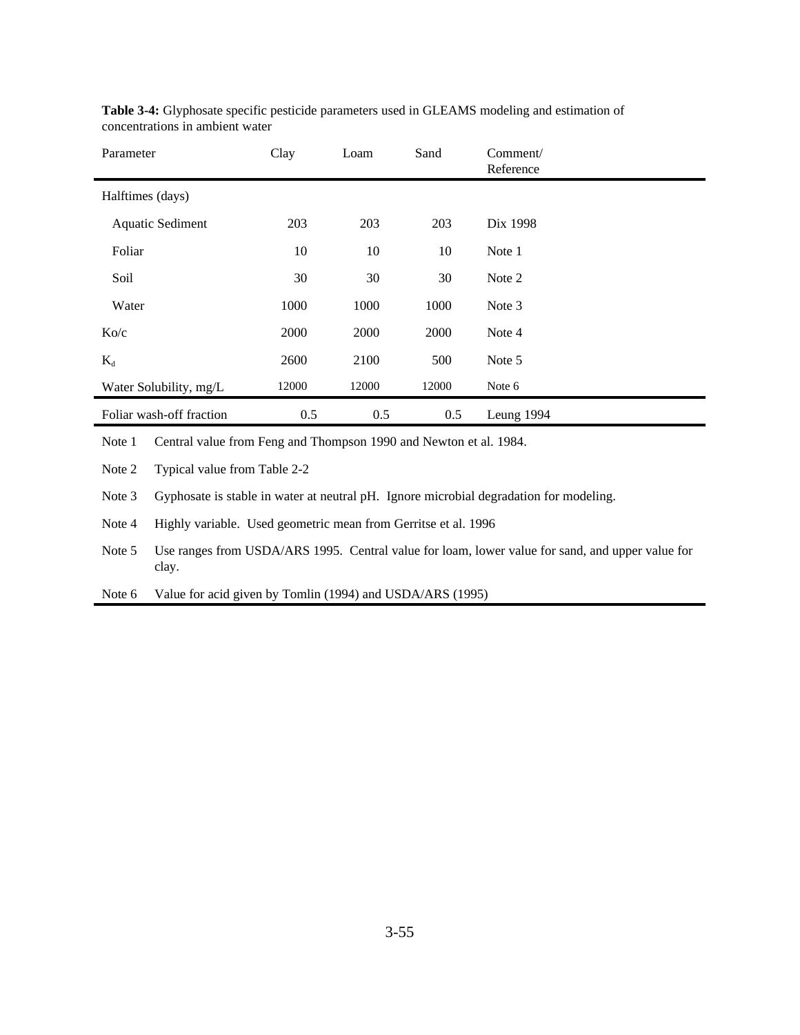**Table 3-4:** Glyphosate specific pesticide parameters used in GLEAMS modeling and estimation of concentrations in ambient water

| Parameter | Clay | Loam | Sand | Comment/ Reference |
|---|---|---|---|---|
| Halftimes (days) | | | | |
| Aquatic Sediment | 203 | 203 | 203 | Dix 1998 |
| Foliar | 10 | 10 | 10 | Note 1 |
| Soil | 30 | 30 | 30 | Note 2 |
| Water | 1000 | 1000 | 1000 | Note 3 |
| Ko/c | 2000 | 2000 | 2000 | Note 4 |
| $K_d$ | 2600 | 2100 | 500 | Note 5 |
| Water Solubility, mg/L | 12000 | 12000 | 12000 | Note 6 |
| Foliar wash-off fraction | 0.5 | 0.5 | 0.5 | Leung 1994 |

Note 1 Central value from Feng and Thompson 1990 and Newton et al. 1984.

Note 2 Typical value from Table 2-2

Note 3 Gyphosate is stable in water at neutral pH. Ignore microbial degradation for modeling.

Note 4 Highly variable. Used geometric mean from Gerritse et al. 1996

Note 5 Use ranges from USDA/ARS 1995. Central value for loam, lower value for sand, and upper value for clay.

Note 6 Value for acid given by Tomlin (1994) and USDA/ARS (1995)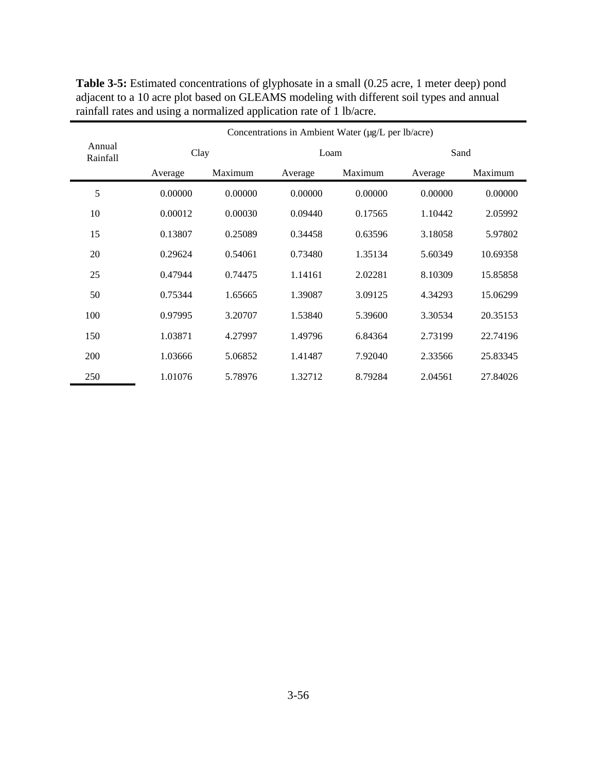**Table 3-5:** Estimated concentrations of glyphosate in a small (0.25 acre, 1 meter deep) pond adjacent to a 10 acre plot based on GLEAMS modeling with different soil types and annual rainfall rates and using a normalized application rate of 1 lb/acre.

| Annual Rainfall | Concentrations in Ambient Water (µg/L per lb/acre) | | | | | |
|---|---|---|---|---|---|---|
| | Clay | | Loam | | Sand | |
| | Average | Maximum | Average | Maximum | Average | Maximum |
| 5 | 0.00000 | 0.00000 | 0.00000 | 0.00000 | 0.00000 | 0.00000 |
| 10 | 0.00012 | 0.00030 | 0.09440 | 0.17565 | 1.10442 | 2.05992 |
| 15 | 0.13807 | 0.25089 | 0.34458 | 0.63596 | 3.18058 | 5.97802 |
| 20 | 0.29624 | 0.54061 | 0.73480 | 1.35134 | 5.60349 | 10.69358 |
| 25 | 0.47944 | 0.74475 | 1.14161 | 2.02281 | 8.10309 | 15.85858 |
| 50 | 0.75344 | 1.65665 | 1.39087 | 3.09125 | 4.34293 | 15.06299 |
| 100 | 0.97995 | 3.20707 | 1.53840 | 5.39600 | 3.30534 | 20.35153 |
| 150 | 1.03871 | 4.27997 | 1.49796 | 6.84364 | 2.73199 | 22.74196 |
| 200 | 1.03666 | 5.06852 | 1.41487 | 7.92040 | 2.33566 | 25.83345 |
| 250 | 1.01076 | 5.78976 | 1.32712 | 8.79284 | 2.04561 | 27.84026 |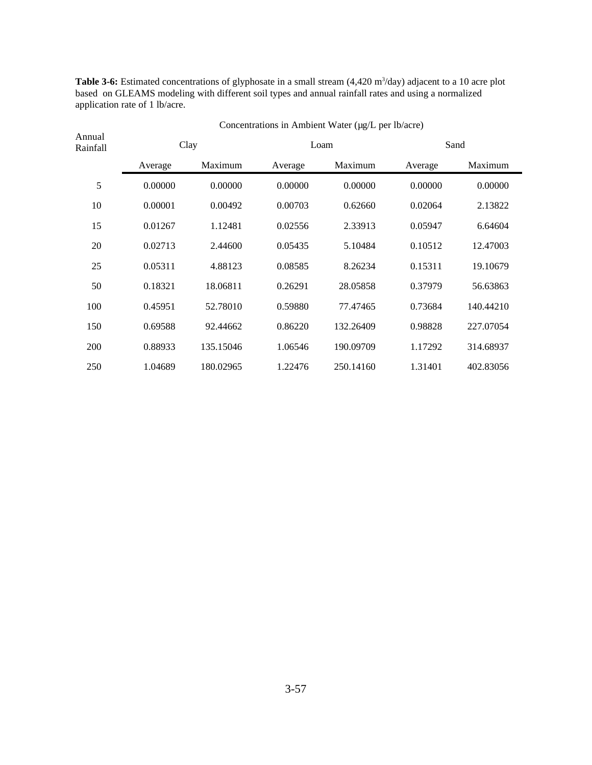**Table 3-6:** Estimated concentrations of glyphosate in a small stream (4,420 $m^3$/day) adjacent to a 10 acre plot based on GLEAMS modeling with different soil types and annual rainfall rates and using a normalized application rate of 1 lb/acre.

| Annual Rainfall | Concentrations in Ambient Water (µg/L per lb/acre) | | | | | |
|---|---|---|---|---|---|---|
| | Clay | | Loam | | Sand | |
| | Average | Maximum | Average | Maximum | Average | Maximum |
| 5 | 0.00000 | 0.00000 | 0.00000 | 0.00000 | 0.00000 | 0.00000 |
| 10 | 0.00001 | 0.00492 | 0.00703 | 0.62660 | 0.02064 | 2.13822 |
| 15 | 0.01267 | 1.12481 | 0.02556 | 2.33913 | 0.05947 | 6.64604 |
| 20 | 0.02713 | 2.44600 | 0.05435 | 5.10484 | 0.10512 | 12.47003 |
| 25 | 0.05311 | 4.88123 | 0.08585 | 8.26234 | 0.15311 | 19.10679 |
| 50 | 0.18321 | 18.06811 | 0.26291 | 28.05858 | 0.37979 | 56.63863 |
| 100 | 0.45951 | 52.78010 | 0.59880 | 77.47465 | 0.73684 | 140.44210 |
| 150 | 0.69588 | 92.44662 | 0.86220 | 132.26409 | 0.98828 | 227.07054 |
| 200 | 0.88933 | 135.15046 | 1.06546 | 190.09709 | 1.17292 | 314.68937 |
| 250 | 1.04689 | 180.02965 | 1.22476 | 250.14160 | 1.31401 | 402.83056 |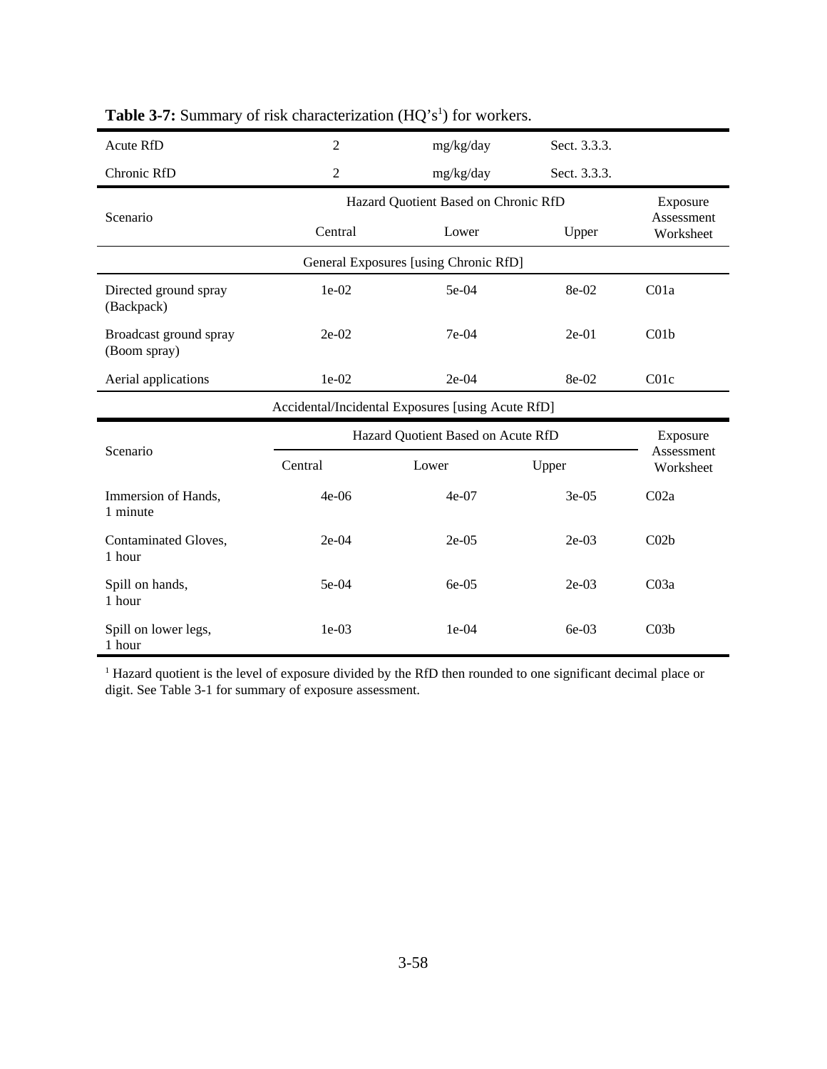**Table 3-7:** Summary of risk characterization (HQ's[1]) for workers.

| Acute RfD | 2 | mg/kg/day | Sect. 3.3.3. | |
|---|---|---|---|---|
| Chronic RfD | 2 | mg/kg/day | Sect. 3.3.3. | |
| Scenario | Hazard Quotient Based on Chronic RfD | | | Exposure Assessment Worksheet |
| | Central | Lower | Upper | |
| General Exposures [using Chronic RfD] | | | | |
| Directed ground spray (Backpack) | 1e-02 | 5e-04 | 8e-02 | C01a |
| Broadcast ground spray (Boom spray) | 2e-02 | 7e-04 | 2e-01 | C01b |
| Aerial applications | 1e-02 | 2e-04 | 8e-02 | C01c |
| Accidental/Incidental Exposures [using Acute RfD] | | | | |
| Scenario | Hazard Quotient Based on Acute RfD | | | Exposure Assessment Worksheet |
| | Central | Lower | Upper | |
| Immersion of Hands, 1 minute | 4e-06 | 4e-07 | 3e-05 | C02a |
| Contaminated Gloves, 1 hour | 2e-04 | 2e-05 | 2e-03 | C02b |
| Spill on hands, 1 hour | 5e-04 | 6e-05 | 2e-03 | C03a |
| Spill on lower legs, 1 hour | 1e-03 | 1e-04 | 6e-03 | C03b |

[1] Hazard quotient is the level of exposure divided by the RfD then rounded to one significant decimal place or digit. See Table 3-1 for summary of exposure assessment.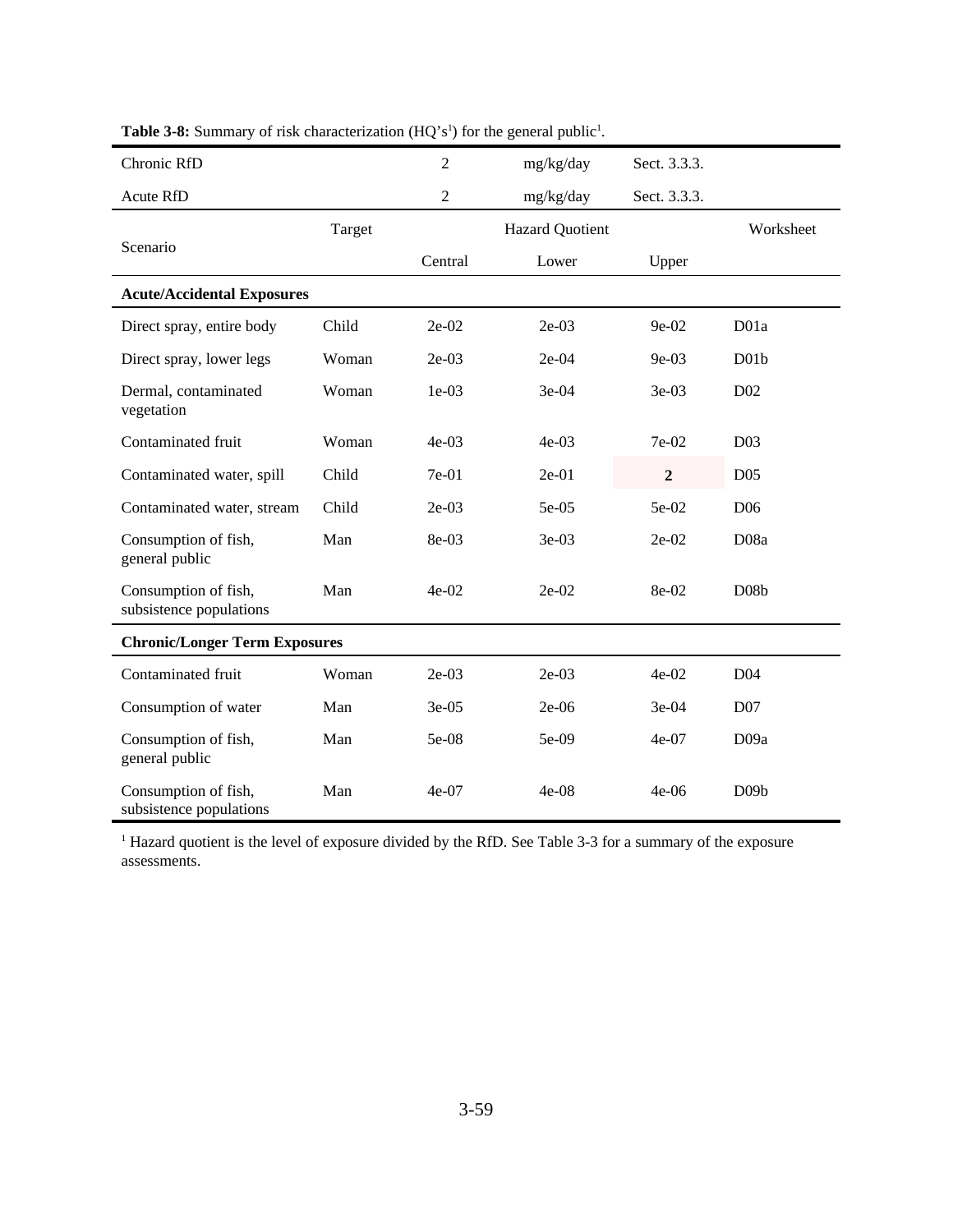**Table 3-8:** Summary of risk characterization (HQ's[1]) for the general public[1].

| Chronic RfD | | 2 | mg/kg/day | Sect. 3.3.3. | |
|---|---|---|---|---|---|
| Acute RfD | | 2 | mg/kg/day | Sect. 3.3.3. | |
| Scenario | Target | Hazard Quotient | | | Worksheet |
| | | Central | Lower | Upper | |
| **Acute/Accidental Exposures** | | | | | |
| Direct spray, entire body | Child | 2e-02 | 2e-03 | 9e-02 | D01a |
| Direct spray, lower legs | Woman | 2e-03 | 2e-04 | 9e-03 | D01b |
| Dermal, contaminated vegetation | Woman | 1e-03 | 3e-04 | 3e-03 | D02 |
| Contaminated fruit | Woman | 4e-03 | 4e-03 | 7e-02 | D03 |
| Contaminated water, spill | Child | 7e-01 | 2e-01 | **2** | D05 |
| Contaminated water, stream | Child | 2e-03 | 5e-05 | 5e-02 | D06 |
| Consumption of fish, general public | Man | 8e-03 | 3e-03 | 2e-02 | D08a |
| Consumption of fish, subsistence populations | Man | 4e-02 | 2e-02 | 8e-02 | D08b |
| **Chronic/Longer Term Exposures** | | | | | |
| Contaminated fruit | Woman | 2e-03 | 2e-03 | 4e-02 | D04 |
| Consumption of water | Man | 3e-05 | 2e-06 | 3e-04 | D07 |
| Consumption of fish, general public | Man | 5e-08 | 5e-09 | 4e-07 | D09a |
| Consumption of fish, subsistence populations | Man | 4e-07 | 4e-08 | 4e-06 | D09b |

[1] Hazard quotient is the level of exposure divided by the RfD. See Table 3-3 for a summary of the exposure assessments.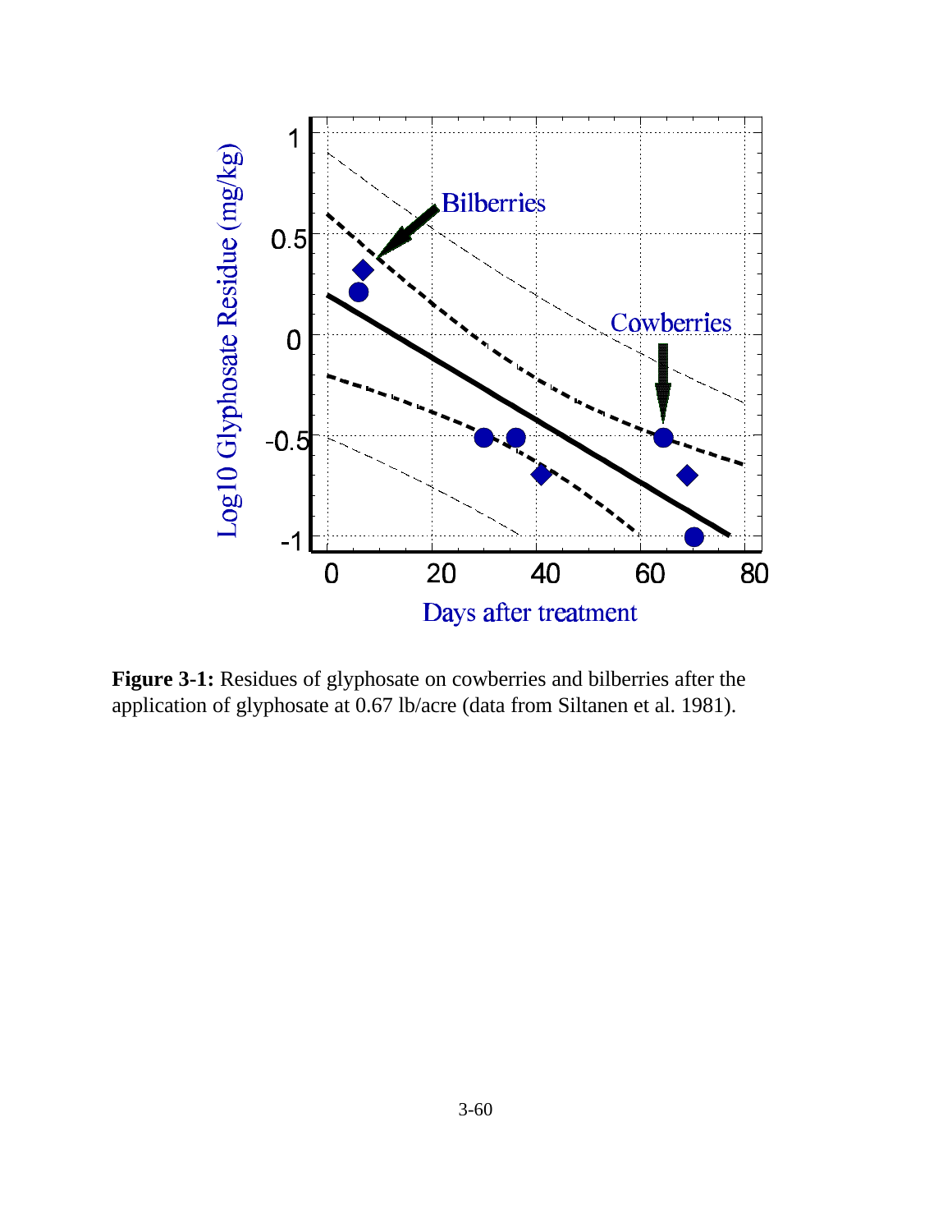**Figure 3-1:** Residues of glyphosate on cowberries and bilberries after the application of glyphosate at 0.67 lb/acre (data from Siltanen et al. 1981).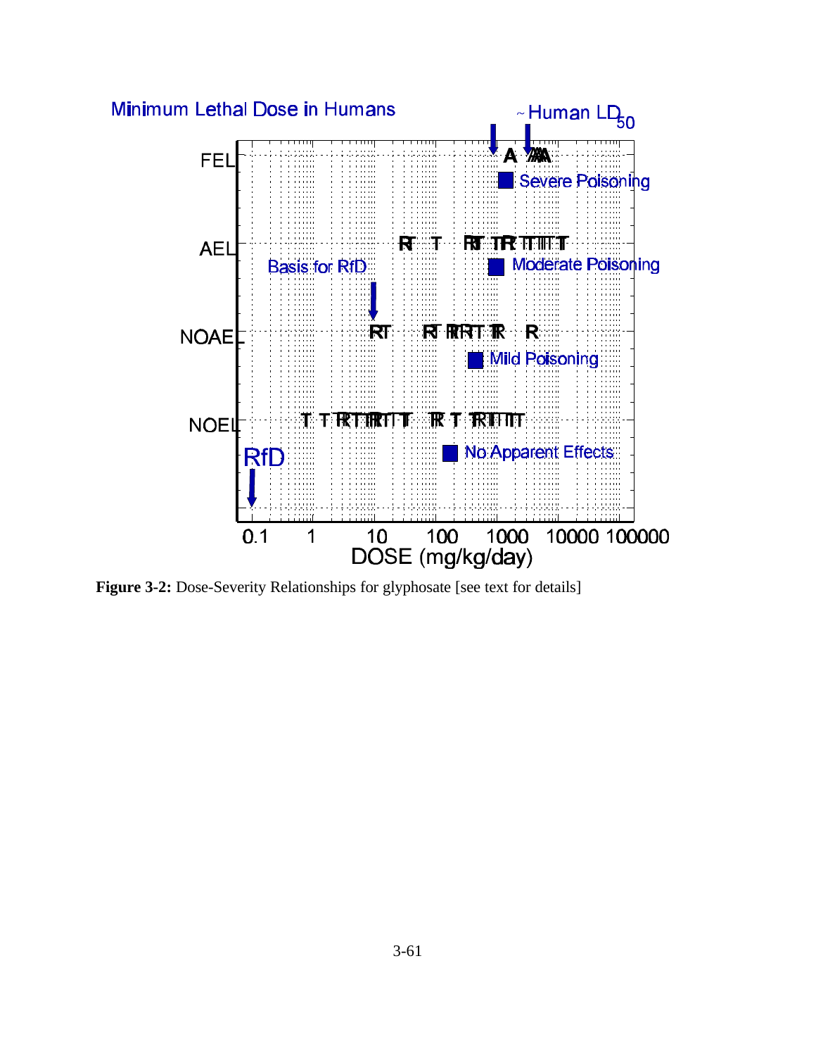Minimum Lethal Dose in Humans

~Human $LD_{50}$

FEL

Severe Poisoning

AEL

Basis for RfD

Moderate Poisoning

NOAEL

Mild Poisoning

NOEL

No Apparent Effects

RfD

0.1 1 10 100 1000 10000 100000

DOSE (mg/kg/day)

**Figure 3-2:** Dose-Severity Relationships for glyphosate [see text for details]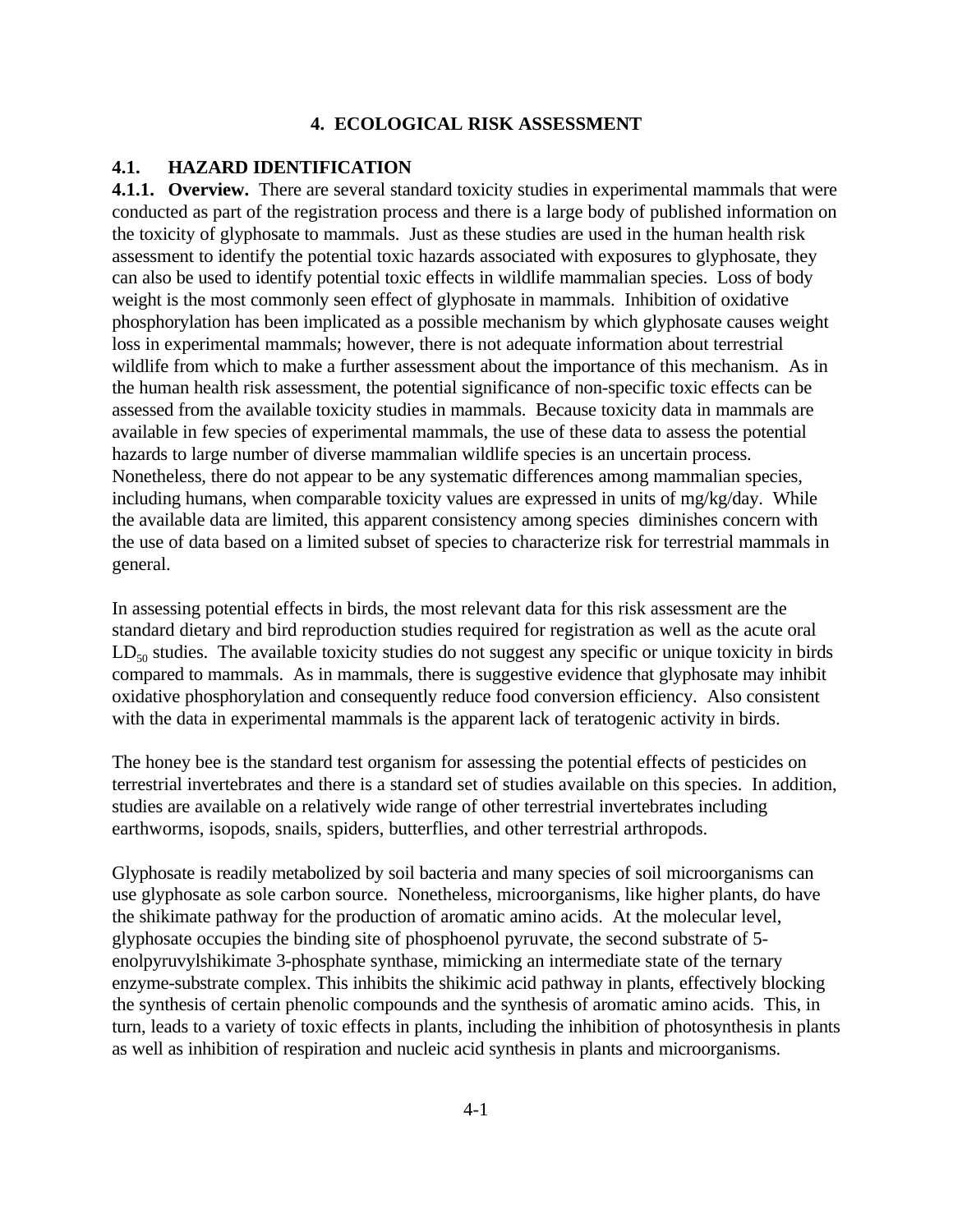# 4. ECOLOGICAL RISK ASSESSMENT

## 4.1. HAZARD IDENTIFICATION

**4.1.1. Overview.** There are several standard toxicity studies in experimental mammals that were conducted as part of the registration process and there is a large body of published information on the toxicity of glyphosate to mammals. Just as these studies are used in the human health risk assessment to identify the potential toxic hazards associated with exposures to glyphosate, they can also be used to identify potential toxic effects in wildlife mammalian species. Loss of body weight is the most commonly seen effect of glyphosate in mammals. Inhibition of oxidative phosphorylation has been implicated as a possible mechanism by which glyphosate causes weight loss in experimental mammals; however, there is not adequate information about terrestrial wildlife from which to make a further assessment about the importance of this mechanism. As in the human health risk assessment, the potential significance of non-specific toxic effects can be assessed from the available toxicity studies in mammals. Because toxicity data in mammals are available in few species of experimental mammals, the use of these data to assess the potential hazards to large number of diverse mammalian wildlife species is an uncertain process. Nonetheless, there do not appear to be any systematic differences among mammalian species, including humans, when comparable toxicity values are expressed in units of mg/kg/day. While the available data are limited, this apparent consistency among species diminishes concern with the use of data based on a limited subset of species to characterize risk for terrestrial mammals in general.

In assessing potential effects in birds, the most relevant data for this risk assessment are the standard dietary and bird reproduction studies required for registration as well as the acute oral $LD_{50}$ studies. The available toxicity studies do not suggest any specific or unique toxicity in birds compared to mammals. As in mammals, there is suggestive evidence that glyphosate may inhibit oxidative phosphorylation and consequently reduce food conversion efficiency. Also consistent with the data in experimental mammals is the apparent lack of teratogenic activity in birds.

The honey bee is the standard test organism for assessing the potential effects of pesticides on terrestrial invertebrates and there is a standard set of studies available on this species. In addition, studies are available on a relatively wide range of other terrestrial invertebrates including earthworms, isopods, snails, spiders, butterflies, and other terrestrial arthropods.

Glyphosate is readily metabolized by soil bacteria and many species of soil microorganisms can use glyphosate as sole carbon source. Nonetheless, microorganisms, like higher plants, do have the shikimate pathway for the production of aromatic amino acids. At the molecular level, glyphosate occupies the binding site of phosphoenol pyruvate, the second substrate of 5-enolpyruvylshikimate 3-phosphate synthase, mimicking an intermediate state of the ternary enzyme-substrate complex. This inhibits the shikimic acid pathway in plants, effectively blocking the synthesis of certain phenolic compounds and the synthesis of aromatic amino acids. This, in turn, leads to a variety of toxic effects in plants, including the inhibition of photosynthesis in plants as well as inhibition of respiration and nucleic acid synthesis in plants and microorganisms.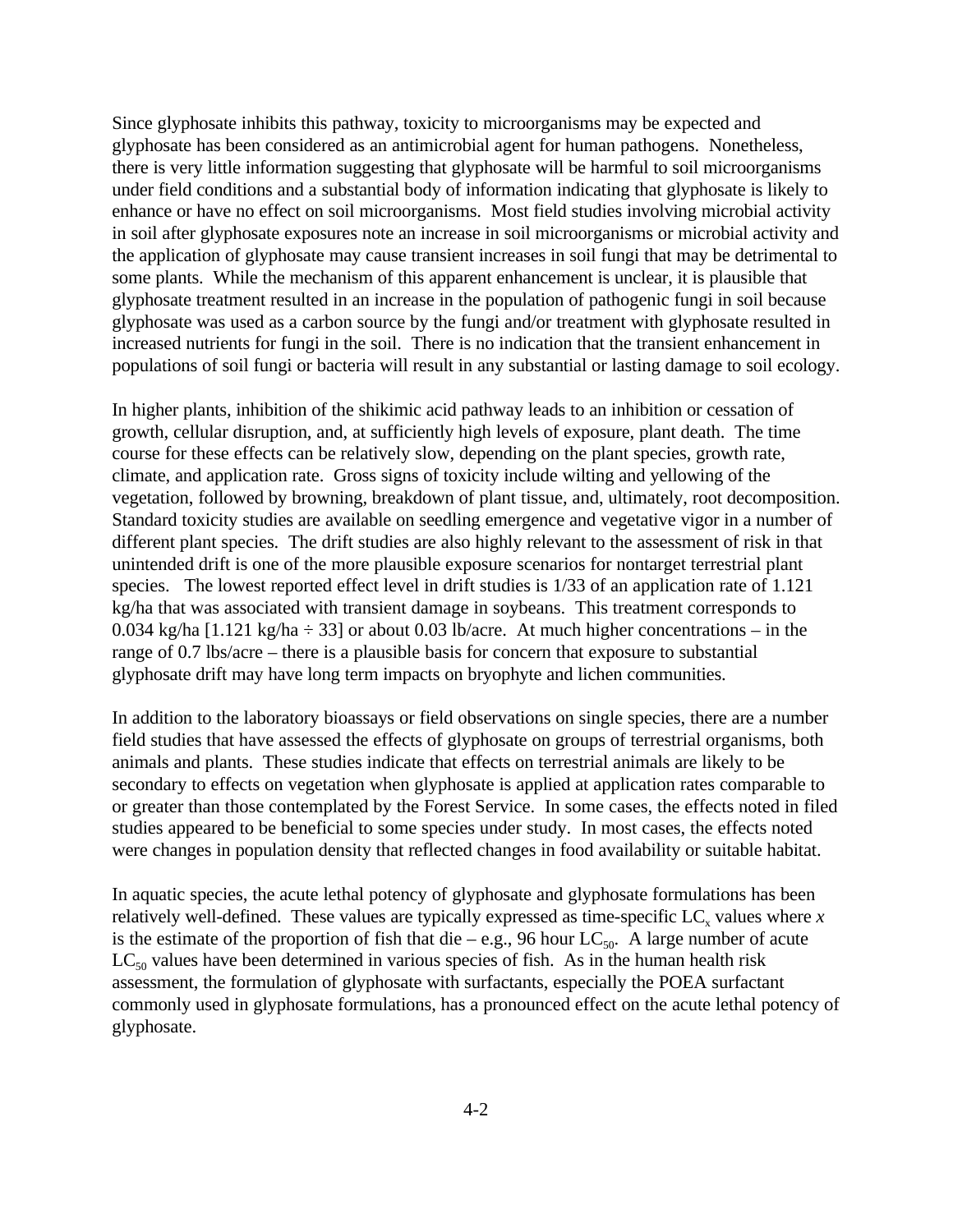Since glyphosate inhibits this pathway, toxicity to microorganisms may be expected and glyphosate has been considered as an antimicrobial agent for human pathogens. Nonetheless, there is very little information suggesting that glyphosate will be harmful to soil microorganisms under field conditions and a substantial body of information indicating that glyphosate is likely to enhance or have no effect on soil microorganisms. Most field studies involving microbial activity in soil after glyphosate exposures note an increase in soil microorganisms or microbial activity and the application of glyphosate may cause transient increases in soil fungi that may be detrimental to some plants. While the mechanism of this apparent enhancement is unclear, it is plausible that glyphosate treatment resulted in an increase in the population of pathogenic fungi in soil because glyphosate was used as a carbon source by the fungi and/or treatment with glyphosate resulted in increased nutrients for fungi in the soil. There is no indication that the transient enhancement in populations of soil fungi or bacteria will result in any substantial or lasting damage to soil ecology.

In higher plants, inhibition of the shikimic acid pathway leads to an inhibition or cessation of growth, cellular disruption, and, at sufficiently high levels of exposure, plant death. The time course for these effects can be relatively slow, depending on the plant species, growth rate, climate, and application rate. Gross signs of toxicity include wilting and yellowing of the vegetation, followed by browning, breakdown of plant tissue, and, ultimately, root decomposition. Standard toxicity studies are available on seedling emergence and vegetative vigor in a number of different plant species. The drift studies are also highly relevant to the assessment of risk in that unintended drift is one of the more plausible exposure scenarios for nontarget terrestrial plant species. The lowest reported effect level in drift studies is 1/33 of an application rate of 1.121 kg/ha that was associated with transient damage in soybeans. This treatment corresponds to 0.034 kg/ha [1.121 kg/ha ÷ 33] or about 0.03 lb/acre. At much higher concentrations – in the range of 0.7 lbs/acre – there is a plausible basis for concern that exposure to substantial glyphosate drift may have long term impacts on bryophyte and lichen communities.

In addition to the laboratory bioassays or field observations on single species, there are a number field studies that have assessed the effects of glyphosate on groups of terrestrial organisms, both animals and plants. These studies indicate that effects on terrestrial animals are likely to be secondary to effects on vegetation when glyphosate is applied at application rates comparable to or greater than those contemplated by the Forest Service. In some cases, the effects noted in filed studies appeared to be beneficial to some species under study. In most cases, the effects noted were changes in population density that reflected changes in food availability or suitable habitat.

In aquatic species, the acute lethal potency of glyphosate and glyphosate formulations has been relatively well-defined. These values are typically expressed as time-specific $LC_x$ values where $x$ is the estimate of the proportion of fish that die – e.g., 96 hour $LC_{50}$. A large number of acute $LC_{50}$ values have been determined in various species of fish. As in the human health risk assessment, the formulation of glyphosate with surfactants, especially the POEA surfactant commonly used in glyphosate formulations, has a pronounced effect on the acute lethal potency of glyphosate.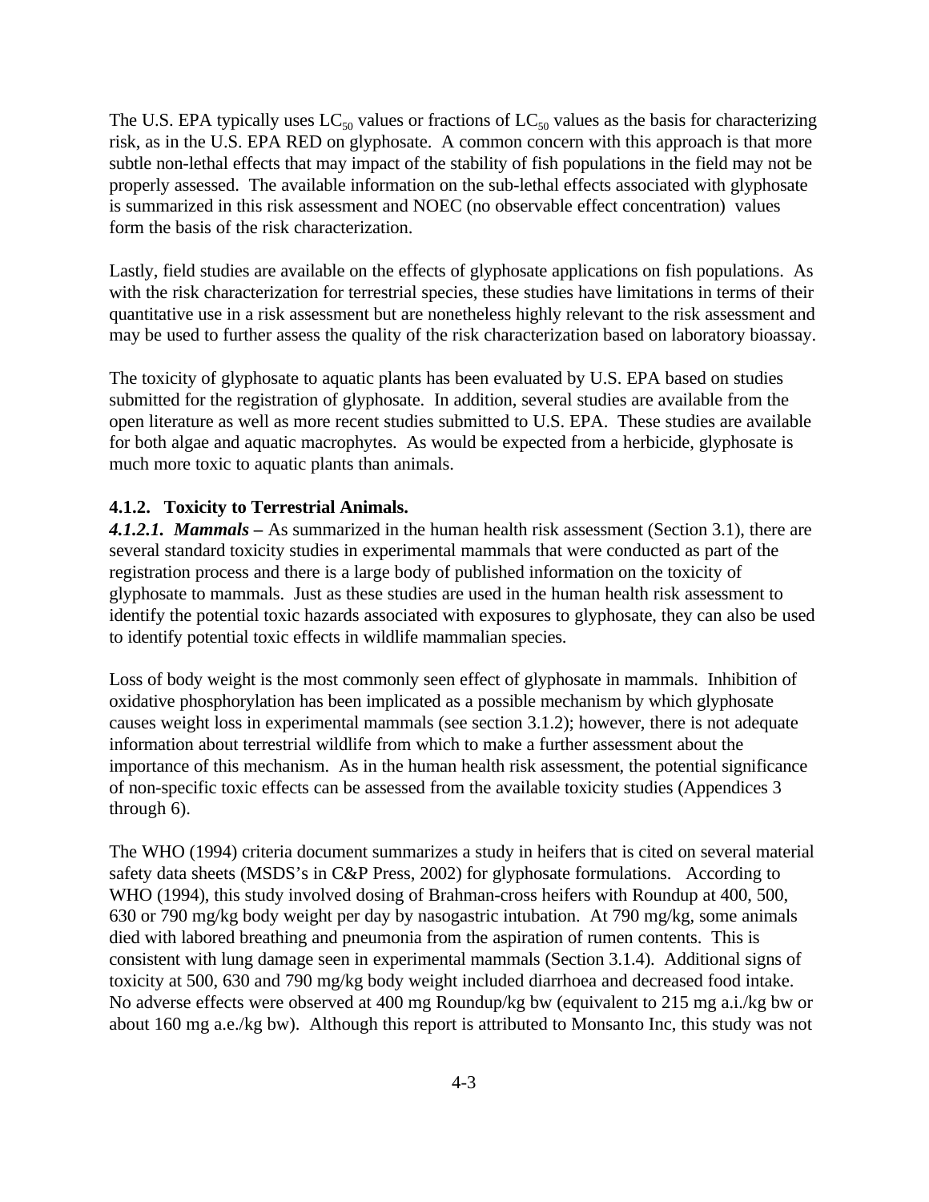The U.S. EPA typically uses $LC_{50}$ values or fractions of $LC_{50}$ values as the basis for characterizing risk, as in the U.S. EPA RED on glyphosate. A common concern with this approach is that more subtle non-lethal effects that may impact of the stability of fish populations in the field may not be properly assessed. The available information on the sub-lethal effects associated with glyphosate is summarized in this risk assessment and NOEC (no observable effect concentration) values form the basis of the risk characterization.

Lastly, field studies are available on the effects of glyphosate applications on fish populations. As with the risk characterization for terrestrial species, these studies have limitations in terms of their quantitative use in a risk assessment but are nonetheless highly relevant to the risk assessment and may be used to further assess the quality of the risk characterization based on laboratory bioassay.

The toxicity of glyphosate to aquatic plants has been evaluated by U.S. EPA based on studies submitted for the registration of glyphosate. In addition, several studies are available from the open literature as well as more recent studies submitted to U.S. EPA. These studies are available for both algae and aquatic macrophytes. As would be expected from a herbicide, glyphosate is much more toxic to aquatic plants than animals.

### 4.1.2. Toxicity to Terrestrial Animals.

***4.1.2.1. Mammals –*** As summarized in the human health risk assessment (Section 3.1), there are several standard toxicity studies in experimental mammals that were conducted as part of the registration process and there is a large body of published information on the toxicity of glyphosate to mammals. Just as these studies are used in the human health risk assessment to identify the potential toxic hazards associated with exposures to glyphosate, they can also be used to identify potential toxic effects in wildlife mammalian species.

Loss of body weight is the most commonly seen effect of glyphosate in mammals. Inhibition of oxidative phosphorylation has been implicated as a possible mechanism by which glyphosate causes weight loss in experimental mammals (see section 3.1.2); however, there is not adequate information about terrestrial wildlife from which to make a further assessment about the importance of this mechanism. As in the human health risk assessment, the potential significance of non-specific toxic effects can be assessed from the available toxicity studies (Appendices 3 through 6).

The WHO (1994) criteria document summarizes a study in heifers that is cited on several material safety data sheets (MSDS's in C&P Press, 2002) for glyphosate formulations. According to WHO (1994), this study involved dosing of Brahman-cross heifers with Roundup at 400, 500, 630 or 790 mg/kg body weight per day by nasogastric intubation. At 790 mg/kg, some animals died with labored breathing and pneumonia from the aspiration of rumen contents. This is consistent with lung damage seen in experimental mammals (Section 3.1.4). Additional signs of toxicity at 500, 630 and 790 mg/kg body weight included diarrhoea and decreased food intake. No adverse effects were observed at 400 mg Roundup/kg bw (equivalent to 215 mg a.i./kg bw or about 160 mg a.e./kg bw). Although this report is attributed to Monsanto Inc, this study was not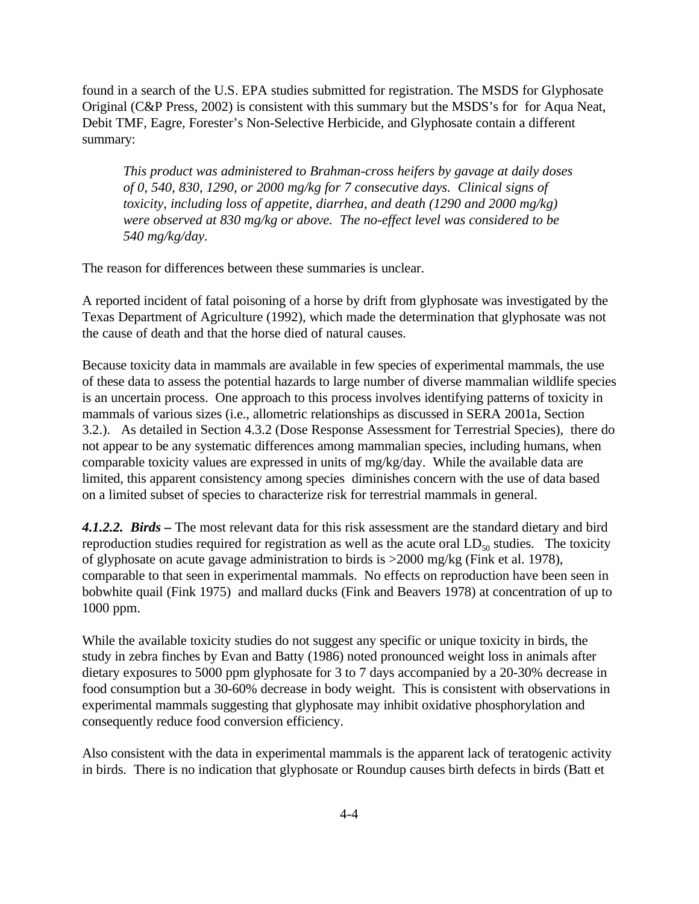found in a search of the U.S. EPA studies submitted for registration. The MSDS for Glyphosate Original (C&P Press, 2002) is consistent with this summary but the MSDS's for for Aqua Neat, Debit TMF, Eagre, Forester's Non-Selective Herbicide, and Glyphosate contain a different summary:

> *This product was administered to Brahman-cross heifers by gavage at daily doses of 0, 540, 830, 1290, or 2000 mg/kg for 7 consecutive days. Clinical signs of toxicity, including loss of appetite, diarrhea, and death (1290 and 2000 mg/kg) were observed at 830 mg/kg or above. The no-effect level was considered to be 540 mg/kg/day.*

The reason for differences between these summaries is unclear.

A reported incident of fatal poisoning of a horse by drift from glyphosate was investigated by the Texas Department of Agriculture (1992), which made the determination that glyphosate was not the cause of death and that the horse died of natural causes.

Because toxicity data in mammals are available in few species of experimental mammals, the use of these data to assess the potential hazards to large number of diverse mammalian wildlife species is an uncertain process. One approach to this process involves identifying patterns of toxicity in mammals of various sizes (i.e., allometric relationships as discussed in SERA 2001a, Section 3.2.). As detailed in Section 4.3.2 (Dose Response Assessment for Terrestrial Species), there do not appear to be any systematic differences among mammalian species, including humans, when comparable toxicity values are expressed in units of mg/kg/day. While the available data are limited, this apparent consistency among species diminishes concern with the use of data based on a limited subset of species to characterize risk for terrestrial mammals in general.

***4.1.2.2. Birds –*** The most relevant data for this risk assessment are the standard dietary and bird reproduction studies required for registration as well as the acute oral $LD_{50}$ studies. The toxicity of glyphosate on acute gavage administration to birds is >2000 mg/kg (Fink et al. 1978), comparable to that seen in experimental mammals. No effects on reproduction have been seen in bobwhite quail (Fink 1975) and mallard ducks (Fink and Beavers 1978) at concentration of up to 1000 ppm.

While the available toxicity studies do not suggest any specific or unique toxicity in birds, the study in zebra finches by Evan and Batty (1986) noted pronounced weight loss in animals after dietary exposures to 5000 ppm glyphosate for 3 to 7 days accompanied by a 20-30% decrease in food consumption but a 30-60% decrease in body weight. This is consistent with observations in experimental mammals suggesting that glyphosate may inhibit oxidative phosphorylation and consequently reduce food conversion efficiency.

Also consistent with the data in experimental mammals is the apparent lack of teratogenic activity in birds. There is no indication that glyphosate or Roundup causes birth defects in birds (Batt et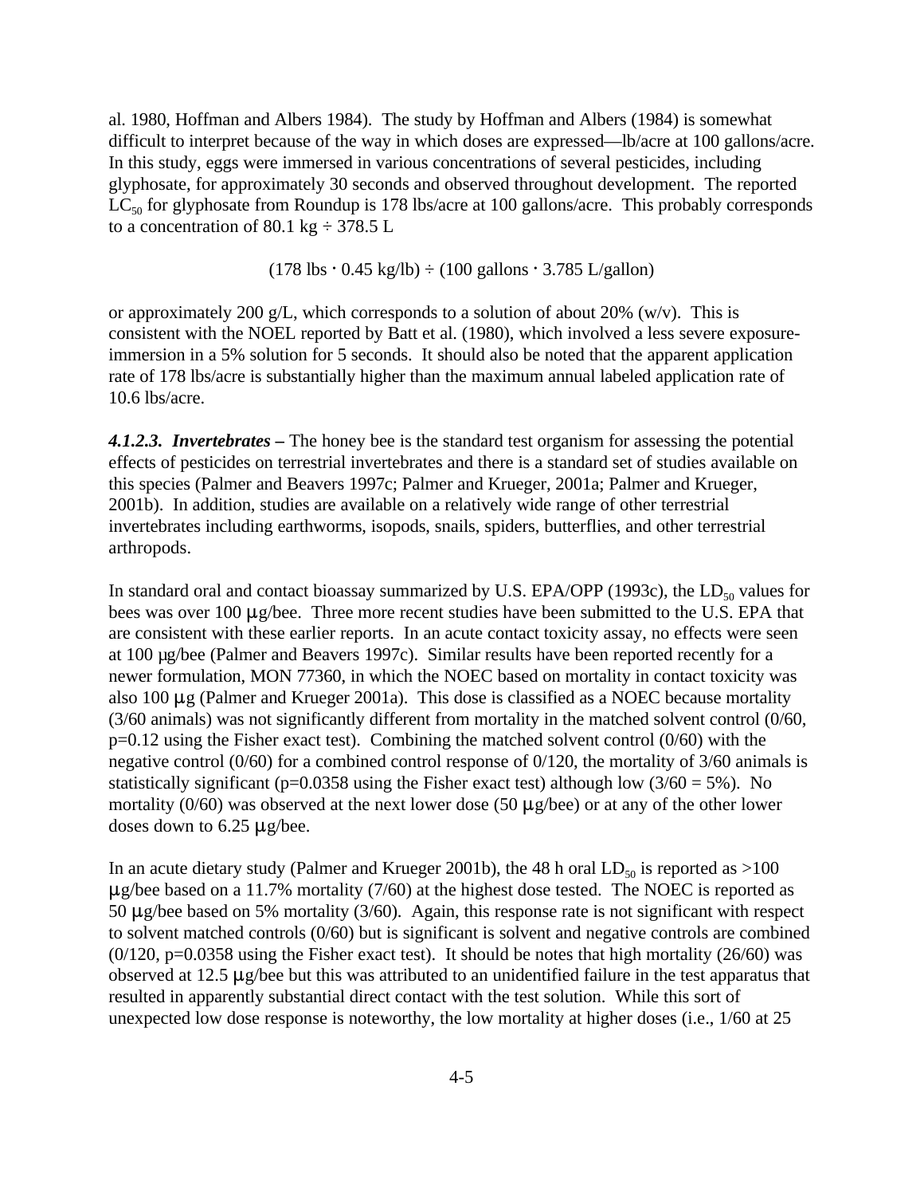al. 1980, Hoffman and Albers 1984). The study by Hoffman and Albers (1984) is somewhat difficult to interpret because of the way in which doses are expressed—lb/acre at 100 gallons/acre. In this study, eggs were immersed in various concentrations of several pesticides, including glyphosate, for approximately 30 seconds and observed throughout development. The reported $LC_{50}$ for glyphosate from Roundup is 178 lbs/acre at 100 gallons/acre. This probably corresponds to a concentration of 80.1 kg ÷ 378.5 L

$$(178 \text{ lbs} \cdot 0.45 \text{ kg/lb}) \div (100 \text{ gallons} \cdot 3.785 \text{ L/gallon})$$

or approximately 200 g/L, which corresponds to a solution of about 20% (w/v). This is consistent with the NOEL reported by Batt et al. (1980), which involved a less severe exposure-immersion in a 5% solution for 5 seconds. It should also be noted that the apparent application rate of 178 lbs/acre is substantially higher than the maximum annual labeled application rate of 10.6 lbs/acre.

***4.1.2.3. Invertebrates –*** The honey bee is the standard test organism for assessing the potential effects of pesticides on terrestrial invertebrates and there is a standard set of studies available on this species (Palmer and Beavers 1997c; Palmer and Krueger, 2001a; Palmer and Krueger, 2001b). In addition, studies are available on a relatively wide range of other terrestrial invertebrates including earthworms, isopods, snails, spiders, butterflies, and other terrestrial arthropods.

In standard oral and contact bioassay summarized by U.S. EPA/OPP (1993c), the $LD_{50}$ values for bees was over 100 μg/bee. Three more recent studies have been submitted to the U.S. EPA that are consistent with these earlier reports. In an acute contact toxicity assay, no effects were seen at 100 μg/bee (Palmer and Beavers 1997c). Similar results have been reported recently for a newer formulation, MON 77360, in which the NOEC based on mortality in contact toxicity was also 100 μg (Palmer and Krueger 2001a). This dose is classified as a NOEC because mortality (3/60 animals) was not significantly different from mortality in the matched solvent control (0/60, p=0.12 using the Fisher exact test). Combining the matched solvent control (0/60) with the negative control (0/60) for a combined control response of 0/120, the mortality of 3/60 animals is statistically significant (p=0.0358 using the Fisher exact test) although low (3/60 = 5%). No mortality (0/60) was observed at the next lower dose (50 μg/bee) or at any of the other lower doses down to 6.25 μg/bee.

In an acute dietary study (Palmer and Krueger 2001b), the 48 h oral $LD_{50}$ is reported as >100 μg/bee based on a 11.7% mortality (7/60) at the highest dose tested. The NOEC is reported as 50 μg/bee based on 5% mortality (3/60). Again, this response rate is not significant with respect to solvent matched controls (0/60) but is significant is solvent and negative controls are combined (0/120, p=0.0358 using the Fisher exact test). It should be notes that high mortality (26/60) was observed at 12.5 μg/bee but this was attributed to an unidentified failure in the test apparatus that resulted in apparently substantial direct contact with the test solution. While this sort of unexpected low dose response is noteworthy, the low mortality at higher doses (i.e., 1/60 at 25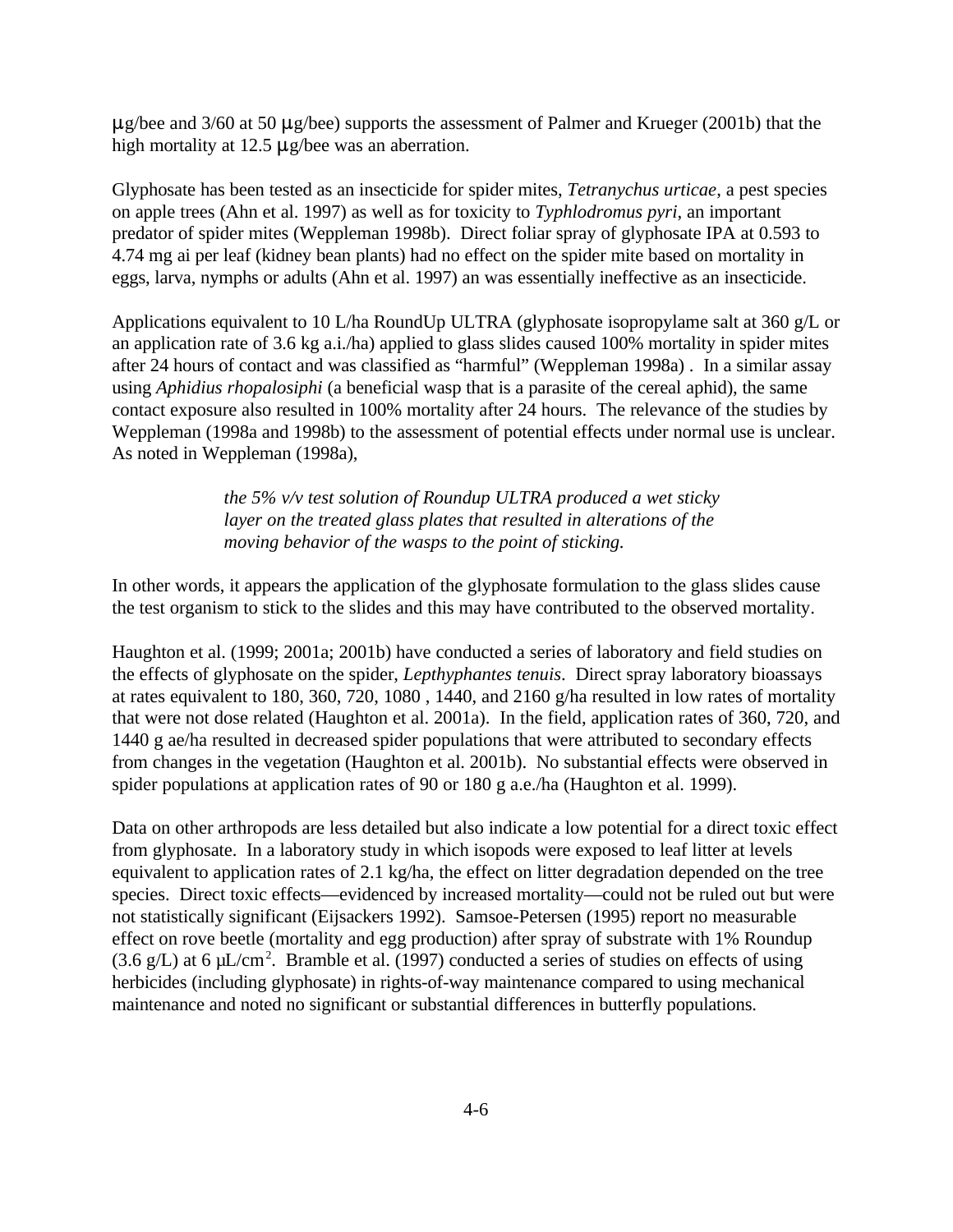μg/bee and 3/60 at 50 μg/bee) supports the assessment of Palmer and Krueger (2001b) that the high mortality at 12.5 μg/bee was an aberration.

Glyphosate has been tested as an insecticide for spider mites, *Tetranychus urticae*, a pest species on apple trees (Ahn et al. 1997) as well as for toxicity to *Typhlodromus pyri*, an important predator of spider mites (Weppleman 1998b). Direct foliar spray of glyphosate IPA at 0.593 to 4.74 mg ai per leaf (kidney bean plants) had no effect on the spider mite based on mortality in eggs, larva, nymphs or adults (Ahn et al. 1997) an was essentially ineffective as an insecticide.

Applications equivalent to 10 L/ha RoundUp ULTRA (glyphosate isopropylame salt at 360 g/L or an application rate of 3.6 kg a.i./ha) applied to glass slides caused 100% mortality in spider mites after 24 hours of contact and was classified as "harmful" (Weppleman 1998a) . In a similar assay using *Aphidius rhopalosiphi* (a beneficial wasp that is a parasite of the cereal aphid), the same contact exposure also resulted in 100% mortality after 24 hours. The relevance of the studies by Weppleman (1998a and 1998b) to the assessment of potential effects under normal use is unclear. As noted in Weppleman (1998a),

> *the 5% v/v test solution of Roundup ULTRA produced a wet sticky layer on the treated glass plates that resulted in alterations of the moving behavior of the wasps to the point of sticking.*

In other words, it appears the application of the glyphosate formulation to the glass slides cause the test organism to stick to the slides and this may have contributed to the observed mortality.

Haughton et al. (1999; 2001a; 2001b) have conducted a series of laboratory and field studies on the effects of glyphosate on the spider, *Lepthyphantes tenuis*. Direct spray laboratory bioassays at rates equivalent to 180, 360, 720, 1080 , 1440, and 2160 g/ha resulted in low rates of mortality that were not dose related (Haughton et al. 2001a). In the field, application rates of 360, 720, and 1440 g ae/ha resulted in decreased spider populations that were attributed to secondary effects from changes in the vegetation (Haughton et al. 2001b). No substantial effects were observed in spider populations at application rates of 90 or 180 g a.e./ha (Haughton et al. 1999).

Data on other arthropods are less detailed but also indicate a low potential for a direct toxic effect from glyphosate. In a laboratory study in which isopods were exposed to leaf litter at levels equivalent to application rates of 2.1 kg/ha, the effect on litter degradation depended on the tree species. Direct toxic effects—evidenced by increased mortality—could not be ruled out but were not statistically significant (Eijsackers 1992). Samsoe-Petersen (1995) report no measurable effect on rove beetle (mortality and egg production) after spray of substrate with 1% Roundup (3.6 g/L) at 6 μL/cm$^2$. Bramble et al. (1997) conducted a series of studies on effects of using herbicides (including glyphosate) in rights-of-way maintenance compared to using mechanical maintenance and noted no significant or substantial differences in butterfly populations.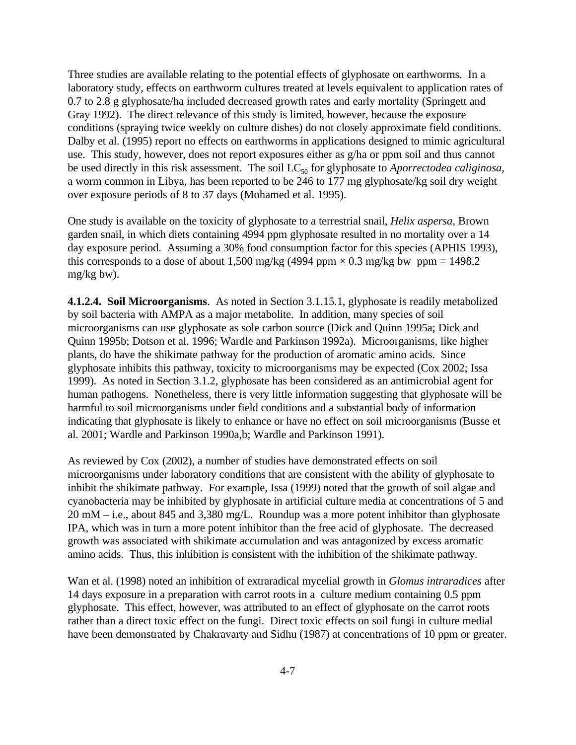Three studies are available relating to the potential effects of glyphosate on earthworms. In a laboratory study, effects on earthworm cultures treated at levels equivalent to application rates of 0.7 to 2.8 g glyphosate/ha included decreased growth rates and early mortality (Springett and Gray 1992). The direct relevance of this study is limited, however, because the exposure conditions (spraying twice weekly on culture dishes) do not closely approximate field conditions. Dalby et al. (1995) report no effects on earthworms in applications designed to mimic agricultural use. This study, however, does not report exposures either as g/ha or ppm soil and thus cannot be used directly in this risk assessment. The soil $LC_{50}$ for glyphosate to *Aporrectodea caliginosa*, a worm common in Libya, has been reported to be 246 to 177 mg glyphosate/kg soil dry weight over exposure periods of 8 to 37 days (Mohamed et al. 1995).

One study is available on the toxicity of glyphosate to a terrestrial snail, *Helix aspersa*, Brown garden snail, in which diets containing 4994 ppm glyphosate resulted in no mortality over a 14 day exposure period. Assuming a 30% food consumption factor for this species (APHIS 1993), this corresponds to a dose of about 1,500 mg/kg (4994 ppm × 0.3 mg/kg bw ppm = 1498.2 mg/kg bw).

**4.1.2.4. Soil Microorganisms**. As noted in Section 3.1.15.1, glyphosate is readily metabolized by soil bacteria with AMPA as a major metabolite. In addition, many species of soil microorganisms can use glyphosate as sole carbon source (Dick and Quinn 1995a; Dick and Quinn 1995b; Dotson et al. 1996; Wardle and Parkinson 1992a). Microorganisms, like higher plants, do have the shikimate pathway for the production of aromatic amino acids. Since glyphosate inhibits this pathway, toxicity to microorganisms may be expected (Cox 2002; Issa 1999). As noted in Section 3.1.2, glyphosate has been considered as an antimicrobial agent for human pathogens. Nonetheless, there is very little information suggesting that glyphosate will be harmful to soil microorganisms under field conditions and a substantial body of information indicating that glyphosate is likely to enhance or have no effect on soil microorganisms (Busse et al. 2001; Wardle and Parkinson 1990a,b; Wardle and Parkinson 1991).

As reviewed by Cox (2002), a number of studies have demonstrated effects on soil microorganisms under laboratory conditions that are consistent with the ability of glyphosate to inhibit the shikimate pathway. For example, Issa (1999) noted that the growth of soil algae and cyanobacteria may be inhibited by glyphosate in artificial culture media at concentrations of 5 and 20 mM – i.e., about 845 and 3,380 mg/L. Roundup was a more potent inhibitor than glyphosate IPA, which was in turn a more potent inhibitor than the free acid of glyphosate. The decreased growth was associated with shikimate accumulation and was antagonized by excess aromatic amino acids. Thus, this inhibition is consistent with the inhibition of the shikimate pathway.

Wan et al. (1998) noted an inhibition of extraradical mycelial growth in *Glomus intraradices* after 14 days exposure in a preparation with carrot roots in a culture medium containing 0.5 ppm glyphosate. This effect, however, was attributed to an effect of glyphosate on the carrot roots rather than a direct toxic effect on the fungi. Direct toxic effects on soil fungi in culture medial have been demonstrated by Chakravarty and Sidhu (1987) at concentrations of 10 ppm or greater.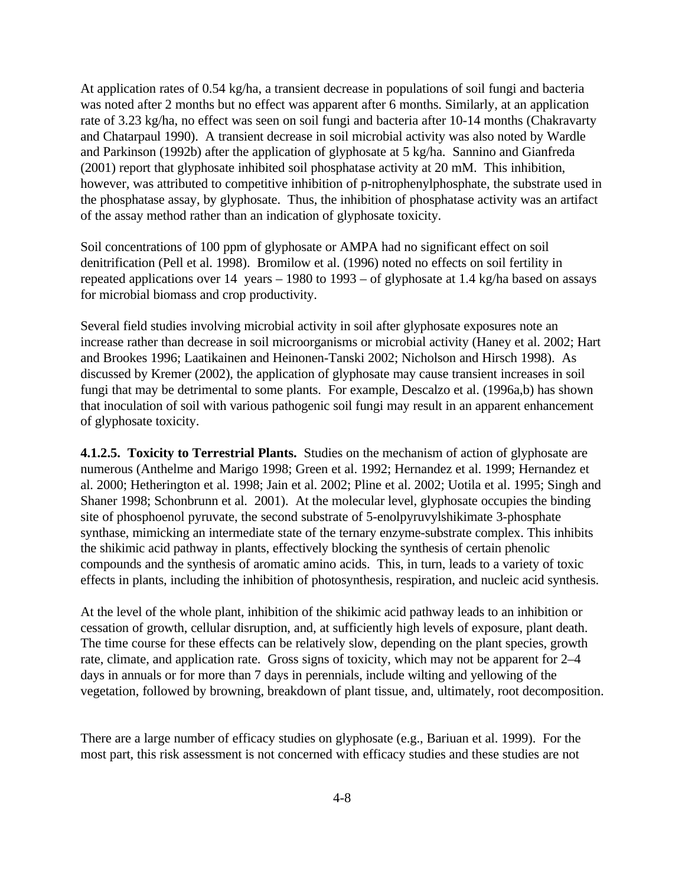At application rates of 0.54 kg/ha, a transient decrease in populations of soil fungi and bacteria was noted after 2 months but no effect was apparent after 6 months. Similarly, at an application rate of 3.23 kg/ha, no effect was seen on soil fungi and bacteria after 10-14 months (Chakravarty and Chatarpaul 1990). A transient decrease in soil microbial activity was also noted by Wardle and Parkinson (1992b) after the application of glyphosate at 5 kg/ha. Sannino and Gianfreda (2001) report that glyphosate inhibited soil phosphatase activity at 20 mM. This inhibition, however, was attributed to competitive inhibition of p-nitrophenylphosphate, the substrate used in the phosphatase assay, by glyphosate. Thus, the inhibition of phosphatase activity was an artifact of the assay method rather than an indication of glyphosate toxicity.

Soil concentrations of 100 ppm of glyphosate or AMPA had no significant effect on soil denitrification (Pell et al. 1998). Bromilow et al. (1996) noted no effects on soil fertility in repeated applications over 14 years – 1980 to 1993 – of glyphosate at 1.4 kg/ha based on assays for microbial biomass and crop productivity.

Several field studies involving microbial activity in soil after glyphosate exposures note an increase rather than decrease in soil microorganisms or microbial activity (Haney et al. 2002; Hart and Brookes 1996; Laatikainen and Heinonen-Tanski 2002; Nicholson and Hirsch 1998). As discussed by Kremer (2002), the application of glyphosate may cause transient increases in soil fungi that may be detrimental to some plants. For example, Descalzo et al. (1996a,b) has shown that inoculation of soil with various pathogenic soil fungi may result in an apparent enhancement of glyphosate toxicity.

**4.1.2.5. Toxicity to Terrestrial Plants.** Studies on the mechanism of action of glyphosate are numerous (Anthelme and Marigo 1998; Green et al. 1992; Hernandez et al. 1999; Hernandez et al. 2000; Hetherington et al. 1998; Jain et al. 2002; Pline et al. 2002; Uotila et al. 1995; Singh and Shaner 1998; Schonbrunn et al. 2001). At the molecular level, glyphosate occupies the binding site of phosphoenol pyruvate, the second substrate of 5-enolpyruvylshikimate 3-phosphate synthase, mimicking an intermediate state of the ternary enzyme-substrate complex. This inhibits the shikimic acid pathway in plants, effectively blocking the synthesis of certain phenolic compounds and the synthesis of aromatic amino acids. This, in turn, leads to a variety of toxic effects in plants, including the inhibition of photosynthesis, respiration, and nucleic acid synthesis.

At the level of the whole plant, inhibition of the shikimic acid pathway leads to an inhibition or cessation of growth, cellular disruption, and, at sufficiently high levels of exposure, plant death. The time course for these effects can be relatively slow, depending on the plant species, growth rate, climate, and application rate. Gross signs of toxicity, which may not be apparent for 2–4 days in annuals or for more than 7 days in perennials, include wilting and yellowing of the vegetation, followed by browning, breakdown of plant tissue, and, ultimately, root decomposition.

There are a large number of efficacy studies on glyphosate (e.g., Bariuan et al. 1999). For the most part, this risk assessment is not concerned with efficacy studies and these studies are not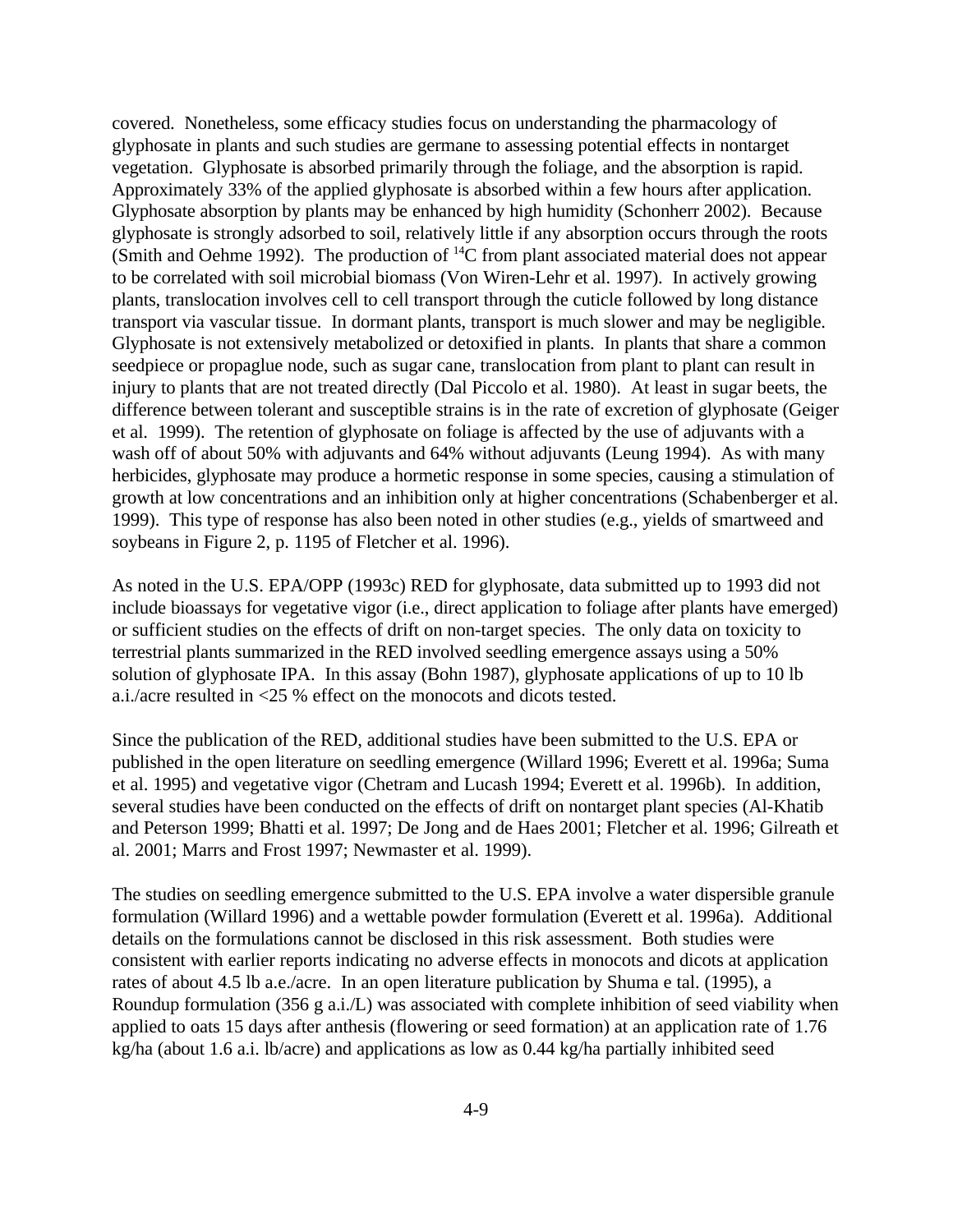covered. Nonetheless, some efficacy studies focus on understanding the pharmacology of glyphosate in plants and such studies are germane to assessing potential effects in nontarget vegetation. Glyphosate is absorbed primarily through the foliage, and the absorption is rapid. Approximately 33% of the applied glyphosate is absorbed within a few hours after application. Glyphosate absorption by plants may be enhanced by high humidity (Schonherr 2002). Because glyphosate is strongly adsorbed to soil, relatively little if any absorption occurs through the roots (Smith and Oehme 1992). The production of $^{14}C$ from plant associated material does not appear to be correlated with soil microbial biomass (Von Wiren-Lehr et al. 1997). In actively growing plants, translocation involves cell to cell transport through the cuticle followed by long distance transport via vascular tissue. In dormant plants, transport is much slower and may be negligible. Glyphosate is not extensively metabolized or detoxified in plants. In plants that share a common seedpiece or propaglue node, such as sugar cane, translocation from plant to plant can result in injury to plants that are not treated directly (Dal Piccolo et al. 1980). At least in sugar beets, the difference between tolerant and susceptible strains is in the rate of excretion of glyphosate (Geiger et al. 1999). The retention of glyphosate on foliage is affected by the use of adjuvants with a wash off of about 50% with adjuvants and 64% without adjuvants (Leung 1994). As with many herbicides, glyphosate may produce a hormetic response in some species, causing a stimulation of growth at low concentrations and an inhibition only at higher concentrations (Schabenberger et al. 1999). This type of response has also been noted in other studies (e.g., yields of smartweed and soybeans in Figure 2, p. 1195 of Fletcher et al. 1996).

As noted in the U.S. EPA/OPP (1993c) RED for glyphosate, data submitted up to 1993 did not include bioassays for vegetative vigor (i.e., direct application to foliage after plants have emerged) or sufficient studies on the effects of drift on non-target species. The only data on toxicity to terrestrial plants summarized in the RED involved seedling emergence assays using a 50% solution of glyphosate IPA. In this assay (Bohn 1987), glyphosate applications of up to 10 lb a.i./acre resulted in <25 % effect on the monocots and dicots tested.

Since the publication of the RED, additional studies have been submitted to the U.S. EPA or published in the open literature on seedling emergence (Willard 1996; Everett et al. 1996a; Suma et al. 1995) and vegetative vigor (Chetram and Lucash 1994; Everett et al. 1996b). In addition, several studies have been conducted on the effects of drift on nontarget plant species (Al-Khatib and Peterson 1999; Bhatti et al. 1997; De Jong and de Haes 2001; Fletcher et al. 1996; Gilreath et al. 2001; Marrs and Frost 1997; Newmaster et al. 1999).

The studies on seedling emergence submitted to the U.S. EPA involve a water dispersible granule formulation (Willard 1996) and a wettable powder formulation (Everett et al. 1996a). Additional details on the formulations cannot be disclosed in this risk assessment. Both studies were consistent with earlier reports indicating no adverse effects in monocots and dicots at application rates of about 4.5 lb a.e./acre. In an open literature publication by Shuma e tal. (1995), a Roundup formulation (356 g a.i./L) was associated with complete inhibition of seed viability when applied to oats 15 days after anthesis (flowering or seed formation) at an application rate of 1.76 kg/ha (about 1.6 a.i. lb/acre) and applications as low as 0.44 kg/ha partially inhibited seed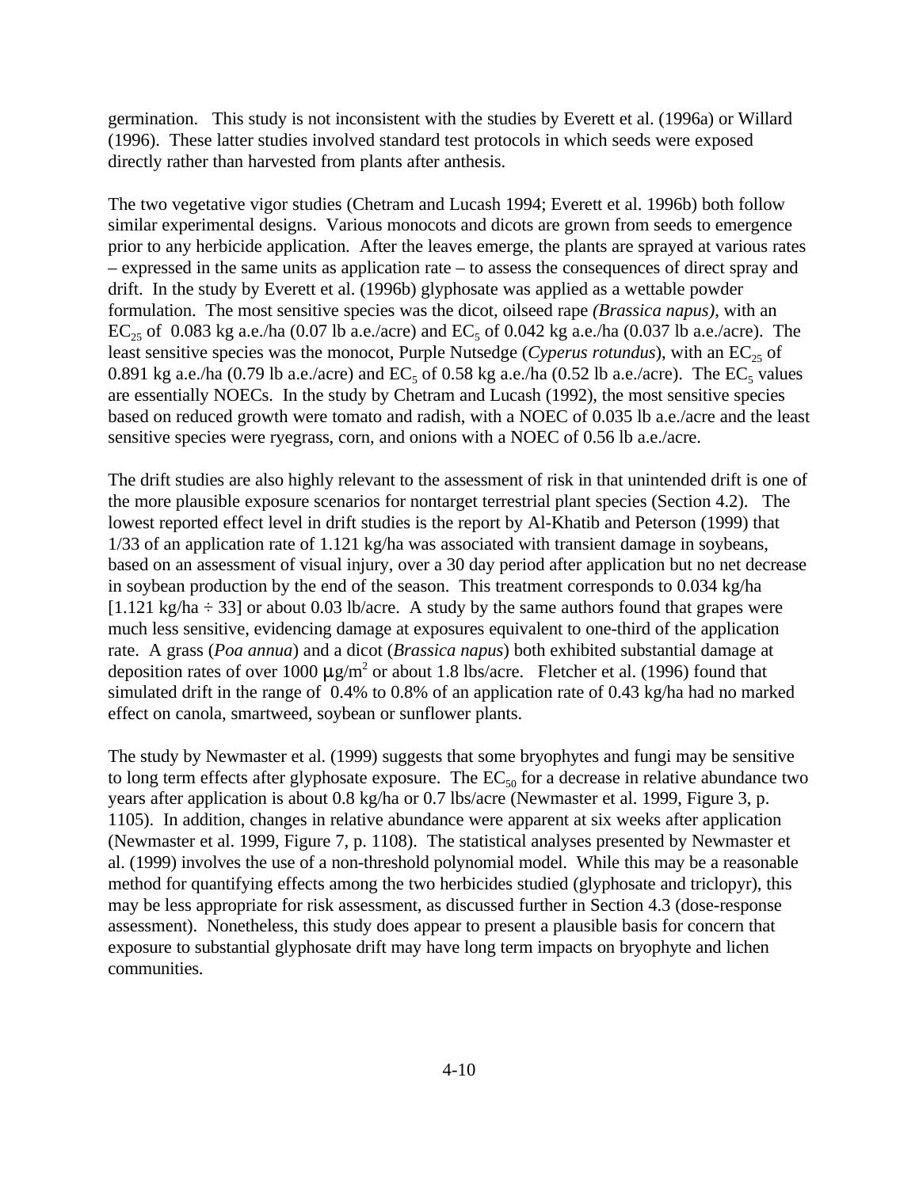germination. This study is not inconsistent with the studies by Everett et al. (1996a) or Willard (1996). These latter studies involved standard test protocols in which seeds were exposed directly rather than harvested from plants after anthesis.

The two vegetative vigor studies (Chetram and Lucash 1994; Everett et al. 1996b) both follow similar experimental designs. Various monocots and dicots are grown from seeds to emergence prior to any herbicide application. After the leaves emerge, the plants are sprayed at various rates – expressed in the same units as application rate – to assess the consequences of direct spray and drift. In the study by Everett et al. (1996b) glyphosate was applied as a wettable powder formulation. The most sensitive species was the dicot, oilseed rape *(Brassica napus)*, with an $EC_{25}$ of 0.083 kg a.e./ha (0.07 lb a.e./acre) and $EC_5$ of 0.042 kg a.e./ha (0.037 lb a.e./acre). The least sensitive species was the monocot, Purple Nutsedge (*Cyperus rotundus*), with an $EC_{25}$ of 0.891 kg a.e./ha (0.79 lb a.e./acre) and $EC_5$ of 0.58 kg a.e./ha (0.52 lb a.e./acre). The $EC_5$ values are essentially NOECs. In the study by Chetram and Lucash (1992), the most sensitive species based on reduced growth were tomato and radish, with a NOEC of 0.035 lb a.e./acre and the least sensitive species were ryegrass, corn, and onions with a NOEC of 0.56 lb a.e./acre.

The drift studies are also highly relevant to the assessment of risk in that unintended drift is one of the more plausible exposure scenarios for nontarget terrestrial plant species (Section 4.2). The lowest reported effect level in drift studies is the report by Al-Khatib and Peterson (1999) that 1/33 of an application rate of 1.121 kg/ha was associated with transient damage in soybeans, based on an assessment of visual injury, over a 30 day period after application but no net decrease in soybean production by the end of the season. This treatment corresponds to 0.034 kg/ha [1.121 kg/ha ÷ 33] or about 0.03 lb/acre. A study by the same authors found that grapes were much less sensitive, evidencing damage at exposures equivalent to one-third of the application rate. A grass (*Poa annua*) and a dicot (*Brassica napus*) both exhibited substantial damage at deposition rates of over 1000 $\mu g/m^2$ or about 1.8 lbs/acre. Fletcher et al. (1996) found that simulated drift in the range of 0.4% to 0.8% of an application rate of 0.43 kg/ha had no marked effect on canola, smartweed, soybean or sunflower plants.

The study by Newmaster et al. (1999) suggests that some bryophytes and fungi may be sensitive to long term effects after glyphosate exposure. The $EC_{50}$ for a decrease in relative abundance two years after application is about 0.8 kg/ha or 0.7 lbs/acre (Newmaster et al. 1999, Figure 3, p. 1105). In addition, changes in relative abundance were apparent at six weeks after application (Newmaster et al. 1999, Figure 7, p. 1108). The statistical analyses presented by Newmaster et al. (1999) involves the use of a non-threshold polynomial model. While this may be a reasonable method for quantifying effects among the two herbicides studied (glyphosate and triclopyr), this may be less appropriate for risk assessment, as discussed further in Section 4.3 (dose-response assessment). Nonetheless, this study does appear to present a plausible basis for concern that exposure to substantial glyphosate drift may have long term impacts on bryophyte and lichen communities.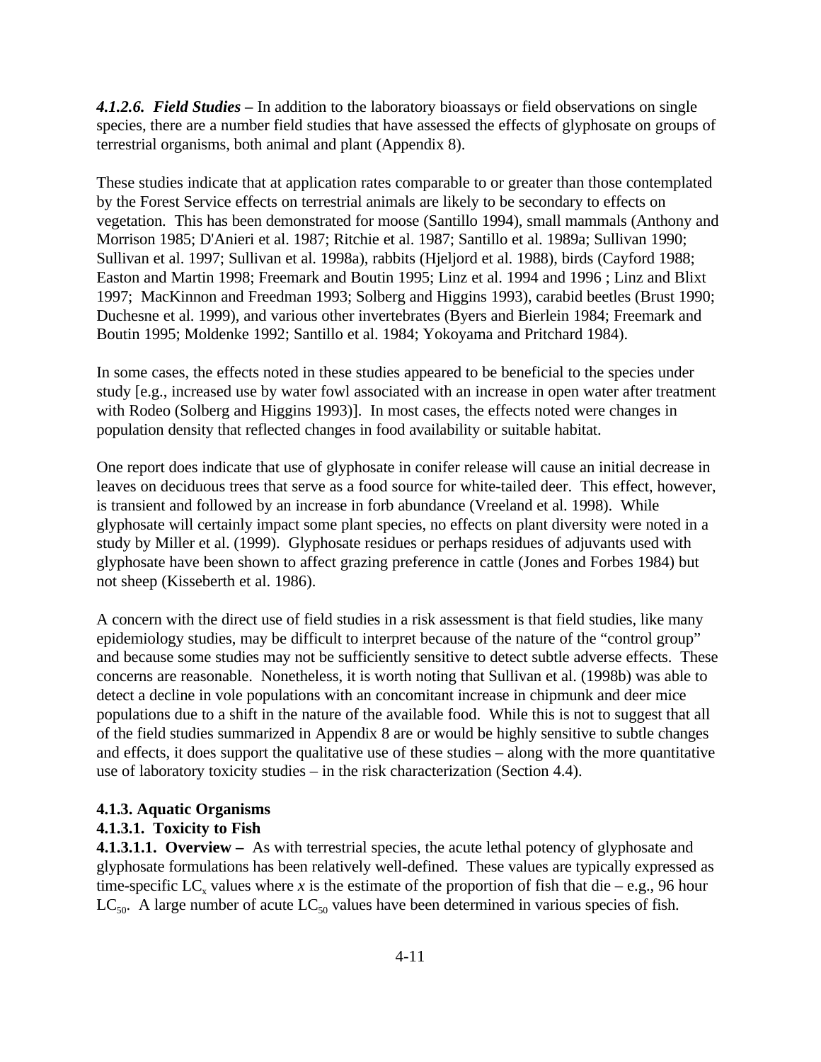***4.1.2.6. Field Studies –*** In addition to the laboratory bioassays or field observations on single species, there are a number field studies that have assessed the effects of glyphosate on groups of terrestrial organisms, both animal and plant (Appendix 8).

These studies indicate that at application rates comparable to or greater than those contemplated by the Forest Service effects on terrestrial animals are likely to be secondary to effects on vegetation. This has been demonstrated for moose (Santillo 1994), small mammals (Anthony and Morrison 1985; D'Anieri et al. 1987; Ritchie et al. 1987; Santillo et al. 1989a; Sullivan 1990; Sullivan et al. 1997; Sullivan et al. 1998a), rabbits (Hjeljord et al. 1988), birds (Cayford 1988; Easton and Martin 1998; Freemark and Boutin 1995; Linz et al. 1994 and 1996 ; Linz and Blixt 1997; MacKinnon and Freedman 1993; Solberg and Higgins 1993), carabid beetles (Brust 1990; Duchesne et al. 1999), and various other invertebrates (Byers and Bierlein 1984; Freemark and Boutin 1995; Moldenke 1992; Santillo et al. 1984; Yokoyama and Pritchard 1984).

In some cases, the effects noted in these studies appeared to be beneficial to the species under study [e.g., increased use by water fowl associated with an increase in open water after treatment with Rodeo (Solberg and Higgins 1993)]. In most cases, the effects noted were changes in population density that reflected changes in food availability or suitable habitat.

One report does indicate that use of glyphosate in conifer release will cause an initial decrease in leaves on deciduous trees that serve as a food source for white-tailed deer. This effect, however, is transient and followed by an increase in forb abundance (Vreeland et al. 1998). While glyphosate will certainly impact some plant species, no effects on plant diversity were noted in a study by Miller et al. (1999). Glyphosate residues or perhaps residues of adjuvants used with glyphosate have been shown to affect grazing preference in cattle (Jones and Forbes 1984) but not sheep (Kisseberth et al. 1986).

A concern with the direct use of field studies in a risk assessment is that field studies, like many epidemiology studies, may be difficult to interpret because of the nature of the "control group" and because some studies may not be sufficiently sensitive to detect subtle adverse effects. These concerns are reasonable. Nonetheless, it is worth noting that Sullivan et al. (1998b) was able to detect a decline in vole populations with an concomitant increase in chipmunk and deer mice populations due to a shift in the nature of the available food. While this is not to suggest that all of the field studies summarized in Appendix 8 are or would be highly sensitive to subtle changes and effects, it does support the qualitative use of these studies – along with the more quantitative use of laboratory toxicity studies – in the risk characterization (Section 4.4).

### 4.1.3. Aquatic Organisms

#### 4.1.3.1. Toxicity to Fish

**4.1.3.1.1. Overview –** As with terrestrial species, the acute lethal potency of glyphosate and glyphosate formulations has been relatively well-defined. These values are typically expressed as time-specific $LC_x$ values where *x* is the estimate of the proportion of fish that die – e.g., 96 hour $LC_{50}$. A large number of acute $LC_{50}$ values have been determined in various species of fish.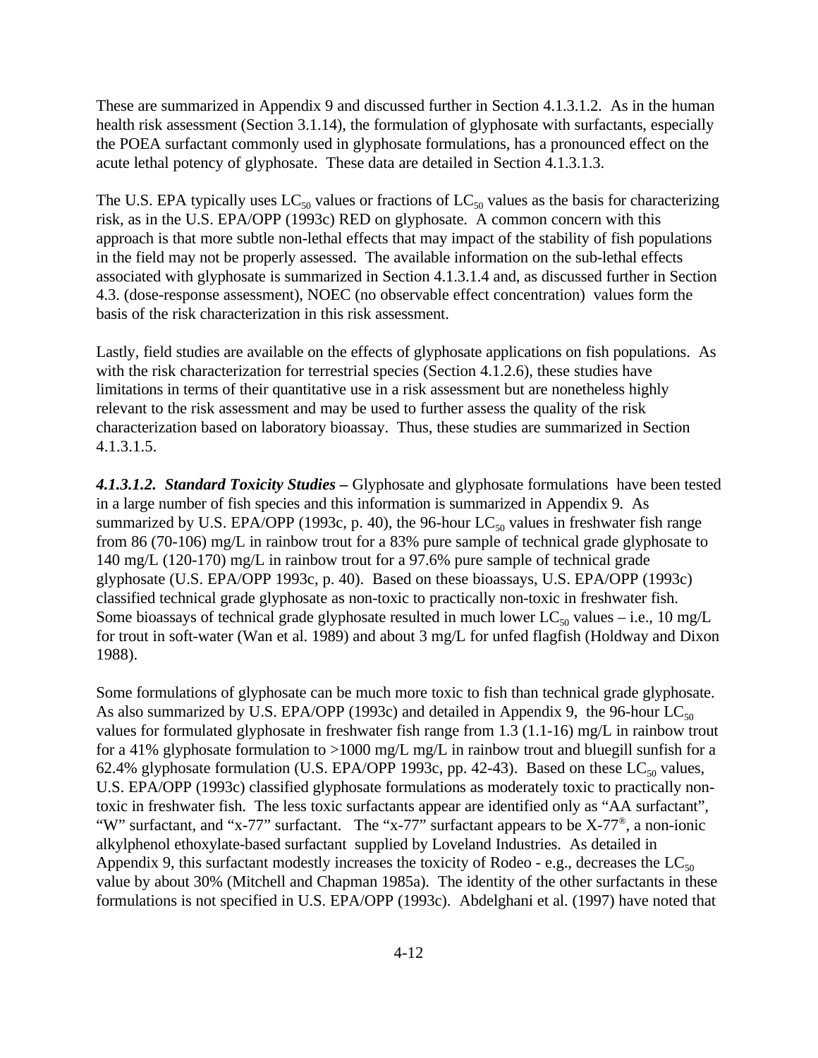These are summarized in Appendix 9 and discussed further in Section 4.1.3.1.2. As in the human health risk assessment (Section 3.1.14), the formulation of glyphosate with surfactants, especially the POEA surfactant commonly used in glyphosate formulations, has a pronounced effect on the acute lethal potency of glyphosate. These data are detailed in Section 4.1.3.1.3.

The U.S. EPA typically uses $LC_{50}$ values or fractions of $LC_{50}$ values as the basis for characterizing risk, as in the U.S. EPA/OPP (1993c) RED on glyphosate. A common concern with this approach is that more subtle non-lethal effects that may impact of the stability of fish populations in the field may not be properly assessed. The available information on the sub-lethal effects associated with glyphosate is summarized in Section 4.1.3.1.4 and, as discussed further in Section 4.3. (dose-response assessment), NOEC (no observable effect concentration) values form the basis of the risk characterization in this risk assessment.

Lastly, field studies are available on the effects of glyphosate applications on fish populations. As with the risk characterization for terrestrial species (Section 4.1.2.6), these studies have limitations in terms of their quantitative use in a risk assessment but are nonetheless highly relevant to the risk assessment and may be used to further assess the quality of the risk characterization based on laboratory bioassay. Thus, these studies are summarized in Section 4.1.3.1.5.

***4.1.3.1.2. Standard Toxicity Studies –*** Glyphosate and glyphosate formulations have been tested in a large number of fish species and this information is summarized in Appendix 9. As summarized by U.S. EPA/OPP (1993c, p. 40), the 96-hour $LC_{50}$ values in freshwater fish range from 86 (70-106) mg/L in rainbow trout for a 83% pure sample of technical grade glyphosate to 140 mg/L (120-170) mg/L in rainbow trout for a 97.6% pure sample of technical grade glyphosate (U.S. EPA/OPP 1993c, p. 40). Based on these bioassays, U.S. EPA/OPP (1993c) classified technical grade glyphosate as non-toxic to practically non-toxic in freshwater fish. Some bioassays of technical grade glyphosate resulted in much lower $LC_{50}$ values – i.e., 10 mg/L for trout in soft-water (Wan et al. 1989) and about 3 mg/L for unfed flagfish (Holdway and Dixon 1988).

Some formulations of glyphosate can be much more toxic to fish than technical grade glyphosate. As also summarized by U.S. EPA/OPP (1993c) and detailed in Appendix 9, the 96-hour $LC_{50}$ values for formulated glyphosate in freshwater fish range from 1.3 (1.1-16) mg/L in rainbow trout for a 41% glyphosate formulation to >1000 mg/L mg/L in rainbow trout and bluegill sunfish for a 62.4% glyphosate formulation (U.S. EPA/OPP 1993c, pp. 42-43). Based on these $LC_{50}$ values, U.S. EPA/OPP (1993c) classified glyphosate formulations as moderately toxic to practically non-toxic in freshwater fish. The less toxic surfactants appear are identified only as "AA surfactant", "W" surfactant, and "x-77" surfactant. The "x-77" surfactant appears to be X-77®, a non-ionic alkylphenol ethoxylate-based surfactant supplied by Loveland Industries. As detailed in Appendix 9, this surfactant modestly increases the toxicity of Rodeo - e.g., decreases the $LC_{50}$ value by about 30% (Mitchell and Chapman 1985a). The identity of the other surfactants in these formulations is not specified in U.S. EPA/OPP (1993c). Abdelghani et al. (1997) have noted that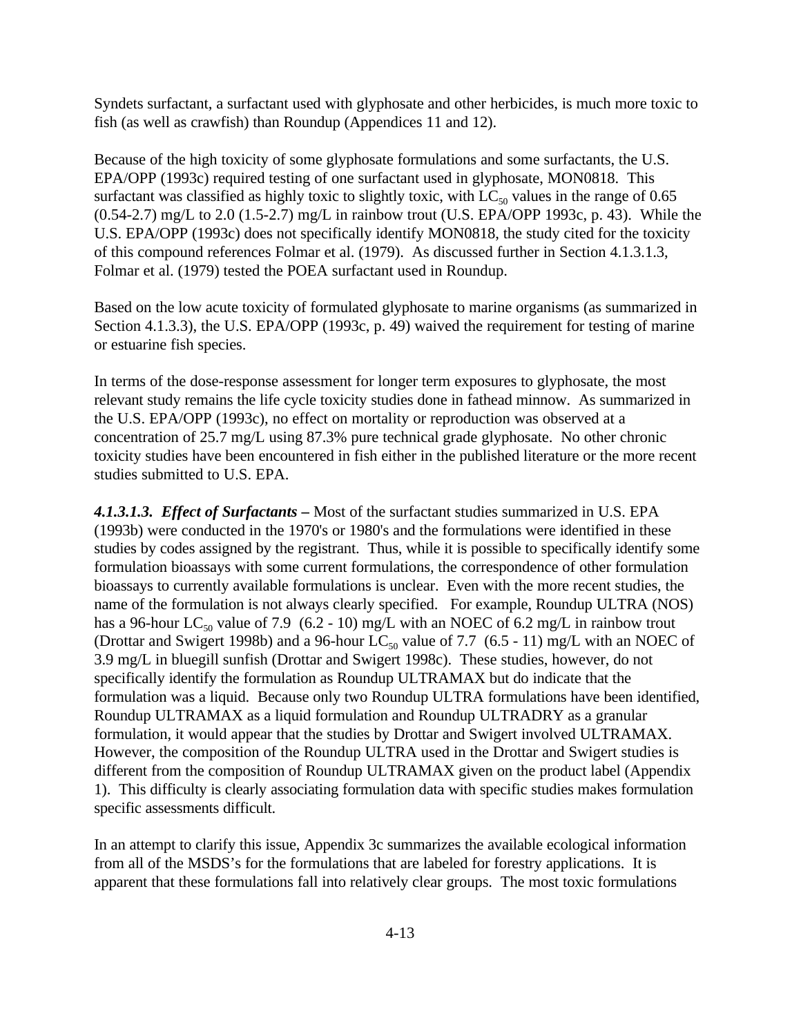Syndets surfactant, a surfactant used with glyphosate and other herbicides, is much more toxic to fish (as well as crawfish) than Roundup (Appendices 11 and 12).

Because of the high toxicity of some glyphosate formulations and some surfactants, the U.S. EPA/OPP (1993c) required testing of one surfactant used in glyphosate, MON0818. This surfactant was classified as highly toxic to slightly toxic, with $LC_{50}$ values in the range of 0.65 (0.54-2.7) mg/L to 2.0 (1.5-2.7) mg/L in rainbow trout (U.S. EPA/OPP 1993c, p. 43). While the U.S. EPA/OPP (1993c) does not specifically identify MON0818, the study cited for the toxicity of this compound references Folmar et al. (1979). As discussed further in Section 4.1.3.1.3, Folmar et al. (1979) tested the POEA surfactant used in Roundup.

Based on the low acute toxicity of formulated glyphosate to marine organisms (as summarized in Section 4.1.3.3), the U.S. EPA/OPP (1993c, p. 49) waived the requirement for testing of marine or estuarine fish species.

In terms of the dose-response assessment for longer term exposures to glyphosate, the most relevant study remains the life cycle toxicity studies done in fathead minnow. As summarized in the U.S. EPA/OPP (1993c), no effect on mortality or reproduction was observed at a concentration of 25.7 mg/L using 87.3% pure technical grade glyphosate. No other chronic toxicity studies have been encountered in fish either in the published literature or the more recent studies submitted to U.S. EPA.

***4.1.3.1.3. Effect of Surfactants –*** Most of the surfactant studies summarized in U.S. EPA (1993b) were conducted in the 1970's or 1980's and the formulations were identified in these studies by codes assigned by the registrant. Thus, while it is possible to specifically identify some formulation bioassays with some current formulations, the correspondence of other formulation bioassays to currently available formulations is unclear. Even with the more recent studies, the name of the formulation is not always clearly specified. For example, Roundup ULTRA (NOS) has a 96-hour $LC_{50}$ value of 7.9 (6.2 - 10) mg/L with an NOEC of 6.2 mg/L in rainbow trout (Drottar and Swigert 1998b) and a 96-hour $LC_{50}$ value of 7.7 (6.5 - 11) mg/L with an NOEC of 3.9 mg/L in bluegill sunfish (Drottar and Swigert 1998c). These studies, however, do not specifically identify the formulation as Roundup ULTRAMAX but do indicate that the formulation was a liquid. Because only two Roundup ULTRA formulations have been identified, Roundup ULTRAMAX as a liquid formulation and Roundup ULTRADRY as a granular formulation, it would appear that the studies by Drottar and Swigert involved ULTRAMAX. However, the composition of the Roundup ULTRA used in the Drottar and Swigert studies is different from the composition of Roundup ULTRAMAX given on the product label (Appendix 1). This difficulty is clearly associating formulation data with specific studies makes formulation specific assessments difficult.

In an attempt to clarify this issue, Appendix 3c summarizes the available ecological information from all of the MSDS's for the formulations that are labeled for forestry applications. It is apparent that these formulations fall into relatively clear groups. The most toxic formulations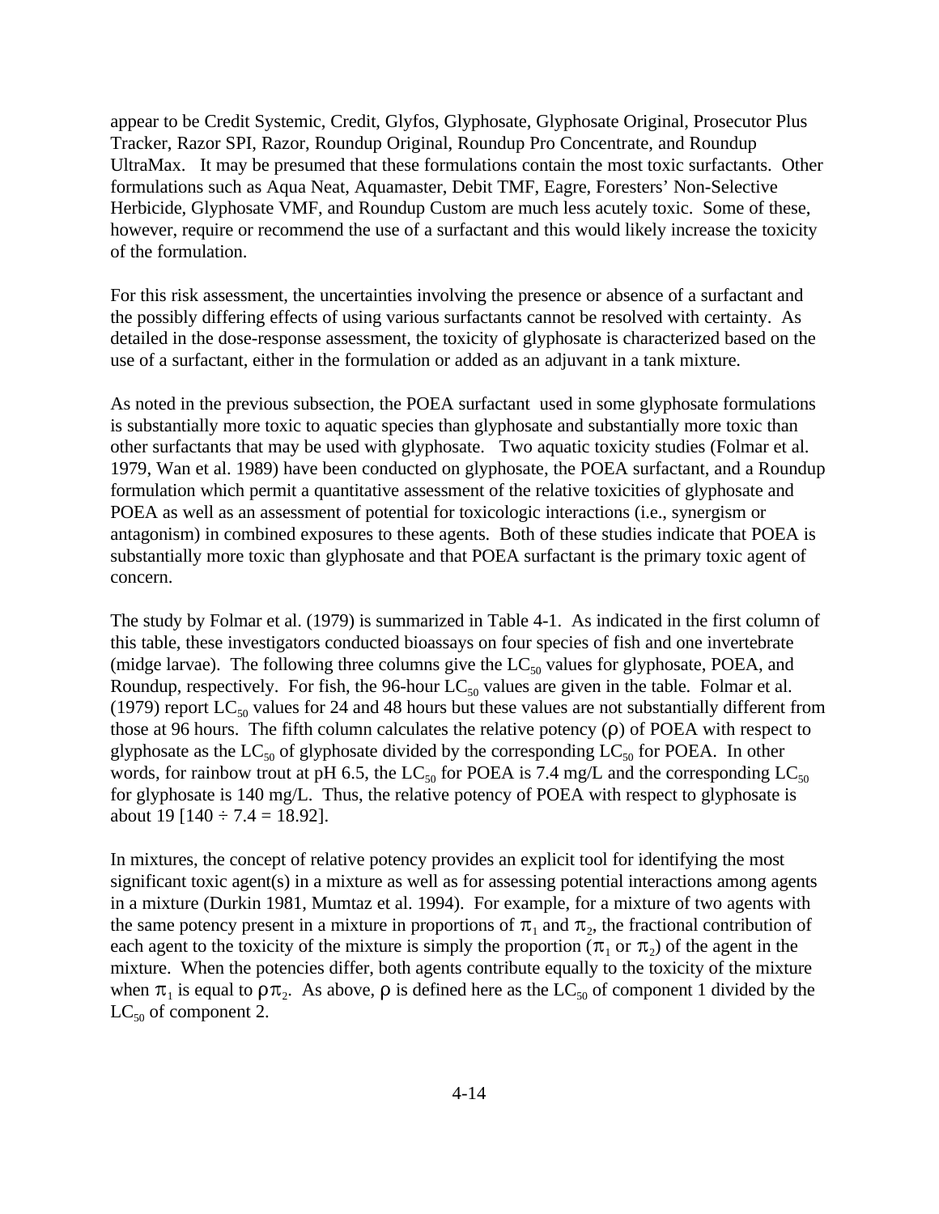appear to be Credit Systemic, Credit, Glyfos, Glyphosate, Glyphosate Original, Prosecutor Plus Tracker, Razor SPI, Razor, Roundup Original, Roundup Pro Concentrate, and Roundup UltraMax. It may be presumed that these formulations contain the most toxic surfactants. Other formulations such as Aqua Neat, Aquamaster, Debit TMF, Eagre, Foresters' Non-Selective Herbicide, Glyphosate VMF, and Roundup Custom are much less acutely toxic. Some of these, however, require or recommend the use of a surfactant and this would likely increase the toxicity of the formulation.

For this risk assessment, the uncertainties involving the presence or absence of a surfactant and the possibly differing effects of using various surfactants cannot be resolved with certainty. As detailed in the dose-response assessment, the toxicity of glyphosate is characterized based on the use of a surfactant, either in the formulation or added as an adjuvant in a tank mixture.

As noted in the previous subsection, the POEA surfactant used in some glyphosate formulations is substantially more toxic to aquatic species than glyphosate and substantially more toxic than other surfactants that may be used with glyphosate. Two aquatic toxicity studies (Folmar et al. 1979, Wan et al. 1989) have been conducted on glyphosate, the POEA surfactant, and a Roundup formulation which permit a quantitative assessment of the relative toxicities of glyphosate and POEA as well as an assessment of potential for toxicologic interactions (i.e., synergism or antagonism) in combined exposures to these agents. Both of these studies indicate that POEA is substantially more toxic than glyphosate and that POEA surfactant is the primary toxic agent of concern.

The study by Folmar et al. (1979) is summarized in Table 4-1. As indicated in the first column of this table, these investigators conducted bioassays on four species of fish and one invertebrate (midge larvae). The following three columns give the $LC_{50}$ values for glyphosate, POEA, and Roundup, respectively. For fish, the 96-hour $LC_{50}$ values are given in the table. Folmar et al. (1979) report $LC_{50}$ values for 24 and 48 hours but these values are not substantially different from those at 96 hours. The fifth column calculates the relative potency ($\rho$) of POEA with respect to glyphosate as the $LC_{50}$ of glyphosate divided by the corresponding $LC_{50}$ for POEA. In other words, for rainbow trout at pH 6.5, the $LC_{50}$ for POEA is 7.4 mg/L and the corresponding $LC_{50}$ for glyphosate is 140 mg/L. Thus, the relative potency of POEA with respect to glyphosate is about 19 [$140 \div 7.4 = 18.92$].

In mixtures, the concept of relative potency provides an explicit tool for identifying the most significant toxic agent(s) in a mixture as well as for assessing potential interactions among agents in a mixture (Durkin 1981, Mumtaz et al. 1994). For example, for a mixture of two agents with the same potency present in a mixture in proportions of $\pi_1$ and $\pi_2$, the fractional contribution of each agent to the toxicity of the mixture is simply the proportion ($\pi_1$ or $\pi_2$) of the agent in the mixture. When the potencies differ, both agents contribute equally to the toxicity of the mixture when $\pi_1$ is equal to $\rho\pi_2$. As above, $\rho$ is defined here as the $LC_{50}$ of component 1 divided by the $LC_{50}$ of component 2.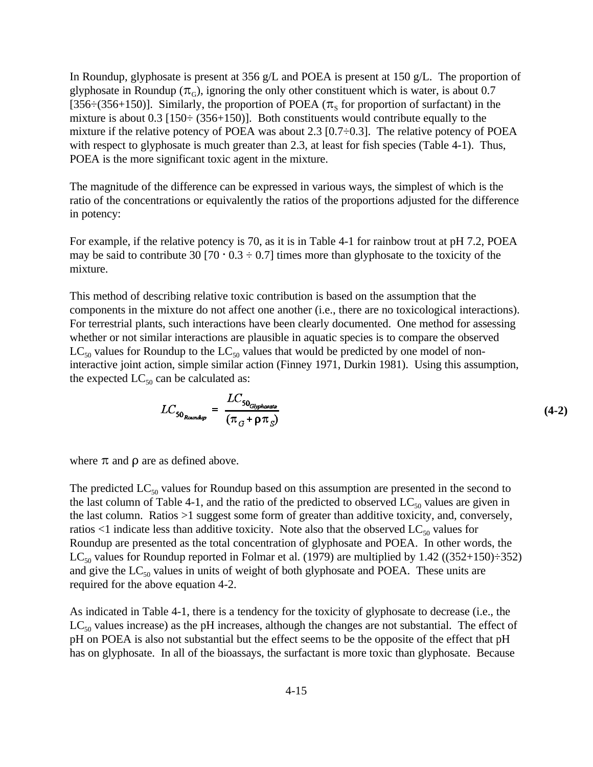In Roundup, glyphosate is present at 356 g/L and POEA is present at 150 g/L. The proportion of glyphosate in Roundup ($\pi_G$), ignoring the only other constituent which is water, is about 0.7 [356÷(356+150)]. Similarly, the proportion of POEA ($\pi_S$ for proportion of surfactant) in the mixture is about 0.3 [150÷ (356+150)]. Both constituents would contribute equally to the mixture if the relative potency of POEA was about 2.3 [0.7÷0.3]. The relative potency of POEA with respect to glyphosate is much greater than 2.3, at least for fish species (Table 4-1). Thus, POEA is the more significant toxic agent in the mixture.

The magnitude of the difference can be expressed in various ways, the simplest of which is the ratio of the concentrations or equivalently the ratios of the proportions adjusted for the difference in potency:

For example, if the relative potency is 70, as it is in Table 4-1 for rainbow trout at pH 7.2, POEA may be said to contribute 30 [70 · 0.3 ÷ 0.7] times more than glyphosate to the toxicity of the mixture.

This method of describing relative toxic contribution is based on the assumption that the components in the mixture do not affect one another (i.e., there are no toxicological interactions). For terrestrial plants, such interactions have been clearly documented. One method for assessing whether or not similar interactions are plausible in aquatic species is to compare the observed $LC_{50}$ values for Roundup to the $LC_{50}$ values that would be predicted by one model of non-interactive joint action, simple similar action (Finney 1971, Durkin 1981). Using this assumption, the expected $LC_{50}$ can be calculated as:

$$LC_{50_{Roundup}} = \frac{LC_{50_{Glyphosate}}}{(\pi_G + \rho \pi_S)} \qquad \textbf{(4-2)}$$

where $\pi$ and $\rho$ are as defined above.

The predicted $LC_{50}$ values for Roundup based on this assumption are presented in the second to the last column of Table 4-1, and the ratio of the predicted to observed $LC_{50}$ values are given in the last column. Ratios >1 suggest some form of greater than additive toxicity, and, conversely, ratios <1 indicate less than additive toxicity. Note also that the observed $LC_{50}$ values for Roundup are presented as the total concentration of glyphosate and POEA. In other words, the $LC_{50}$ values for Roundup reported in Folmar et al. (1979) are multiplied by 1.42 ((352+150)÷352) and give the $LC_{50}$ values in units of weight of both glyphosate and POEA. These units are required for the above equation 4-2.

As indicated in Table 4-1, there is a tendency for the toxicity of glyphosate to decrease (i.e., the $LC_{50}$ values increase) as the pH increases, although the changes are not substantial. The effect of pH on POEA is also not substantial but the effect seems to be the opposite of the effect that pH has on glyphosate. In all of the bioassays, the surfactant is more toxic than glyphosate. Because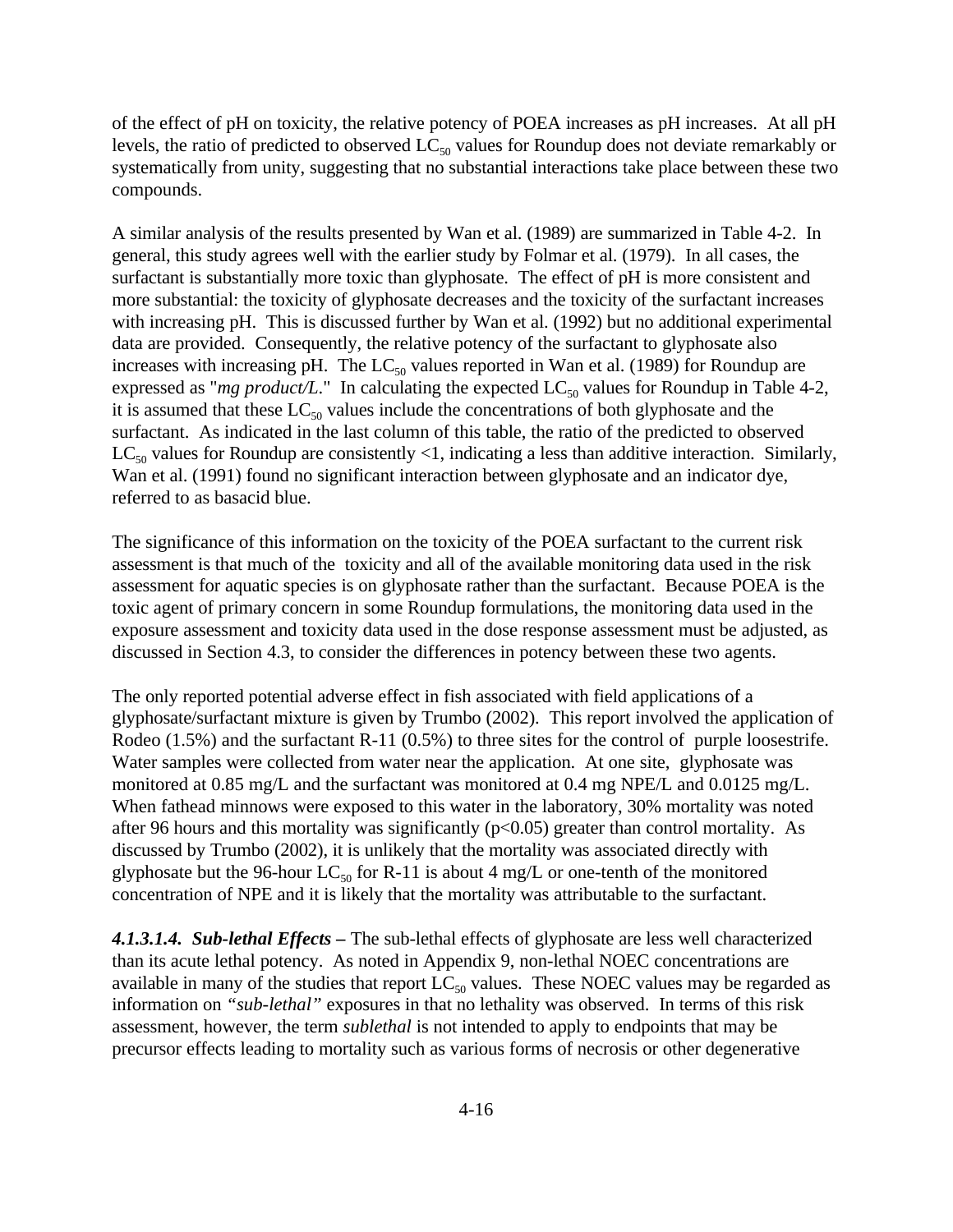of the effect of pH on toxicity, the relative potency of POEA increases as pH increases. At all pH levels, the ratio of predicted to observed $LC_{50}$ values for Roundup does not deviate remarkably or systematically from unity, suggesting that no substantial interactions take place between these two compounds.

A similar analysis of the results presented by Wan et al. (1989) are summarized in Table 4-2. In general, this study agrees well with the earlier study by Folmar et al. (1979). In all cases, the surfactant is substantially more toxic than glyphosate. The effect of pH is more consistent and more substantial: the toxicity of glyphosate decreases and the toxicity of the surfactant increases with increasing pH. This is discussed further by Wan et al. (1992) but no additional experimental data are provided. Consequently, the relative potency of the surfactant to glyphosate also increases with increasing pH. The $LC_{50}$ values reported in Wan et al. (1989) for Roundup are expressed as "*mg product/L*." In calculating the expected $LC_{50}$ values for Roundup in Table 4-2, it is assumed that these $LC_{50}$ values include the concentrations of both glyphosate and the surfactant. As indicated in the last column of this table, the ratio of the predicted to observed $LC_{50}$ values for Roundup are consistently <1, indicating a less than additive interaction. Similarly, Wan et al. (1991) found no significant interaction between glyphosate and an indicator dye, referred to as basacid blue.

The significance of this information on the toxicity of the POEA surfactant to the current risk assessment is that much of the toxicity and all of the available monitoring data used in the risk assessment for aquatic species is on glyphosate rather than the surfactant. Because POEA is the toxic agent of primary concern in some Roundup formulations, the monitoring data used in the exposure assessment and toxicity data used in the dose response assessment must be adjusted, as discussed in Section 4.3, to consider the differences in potency between these two agents.

The only reported potential adverse effect in fish associated with field applications of a glyphosate/surfactant mixture is given by Trumbo (2002). This report involved the application of Rodeo (1.5%) and the surfactant R-11 (0.5%) to three sites for the control of purple loosestrife. Water samples were collected from water near the application. At one site, glyphosate was monitored at 0.85 mg/L and the surfactant was monitored at 0.4 mg NPE/L and 0.0125 mg/L. When fathead minnows were exposed to this water in the laboratory, 30% mortality was noted after 96 hours and this mortality was significantly ($p<0.05$) greater than control mortality. As discussed by Trumbo (2002), it is unlikely that the mortality was associated directly with glyphosate but the 96-hour $LC_{50}$ for R-11 is about 4 mg/L or one-tenth of the monitored concentration of NPE and it is likely that the mortality was attributable to the surfactant.

***4.1.3.1.4. Sub-lethal Effects –*** The sub-lethal effects of glyphosate are less well characterized than its acute lethal potency. As noted in Appendix 9, non-lethal NOEC concentrations are available in many of the studies that report $LC_{50}$ values. These NOEC values may be regarded as information on *"sub-lethal"* exposures in that no lethality was observed. In terms of this risk assessment, however, the term *sublethal* is not intended to apply to endpoints that may be precursor effects leading to mortality such as various forms of necrosis or other degenerative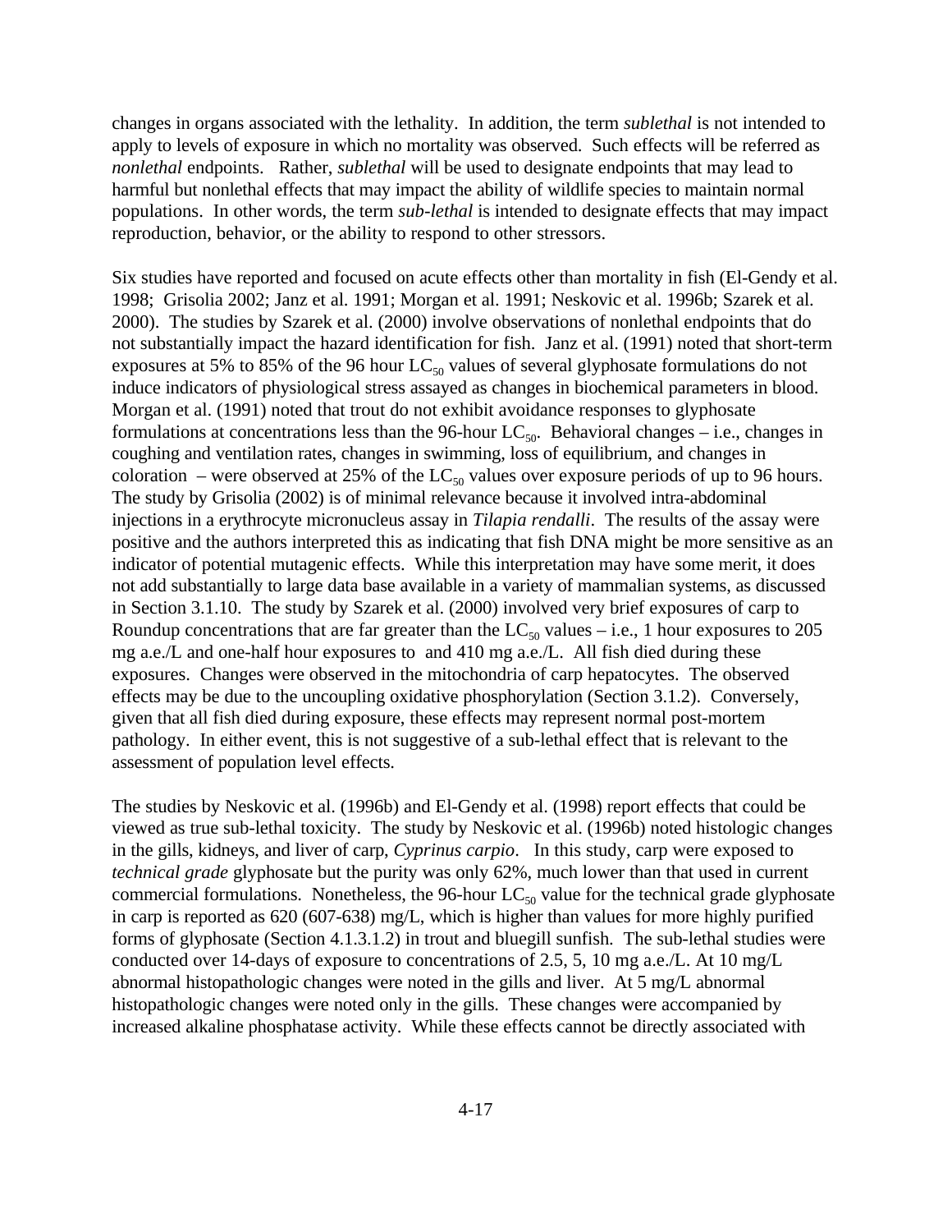changes in organs associated with the lethality. In addition, the term *sublethal* is not intended to apply to levels of exposure in which no mortality was observed. Such effects will be referred as *nonlethal* endpoints. Rather, *sublethal* will be used to designate endpoints that may lead to harmful but nonlethal effects that may impact the ability of wildlife species to maintain normal populations. In other words, the term *sub-lethal* is intended to designate effects that may impact reproduction, behavior, or the ability to respond to other stressors.

Six studies have reported and focused on acute effects other than mortality in fish (El-Gendy et al. 1998; Grisolia 2002; Janz et al. 1991; Morgan et al. 1991; Neskovic et al. 1996b; Szarek et al. 2000). The studies by Szarek et al. (2000) involve observations of nonlethal endpoints that do not substantially impact the hazard identification for fish. Janz et al. (1991) noted that short-term exposures at 5% to 85% of the 96 hour $LC_{50}$ values of several glyphosate formulations do not induce indicators of physiological stress assayed as changes in biochemical parameters in blood. Morgan et al. (1991) noted that trout do not exhibit avoidance responses to glyphosate formulations at concentrations less than the 96-hour $LC_{50}$. Behavioral changes – i.e., changes in coughing and ventilation rates, changes in swimming, loss of equilibrium, and changes in coloration – were observed at 25% of the $LC_{50}$ values over exposure periods of up to 96 hours. The study by Grisolia (2002) is of minimal relevance because it involved intra-abdominal injections in a erythrocyte micronucleus assay in *Tilapia rendalli*. The results of the assay were positive and the authors interpreted this as indicating that fish DNA might be more sensitive as an indicator of potential mutagenic effects. While this interpretation may have some merit, it does not add substantially to large data base available in a variety of mammalian systems, as discussed in Section 3.1.10. The study by Szarek et al. (2000) involved very brief exposures of carp to Roundup concentrations that are far greater than the $LC_{50}$ values – i.e., 1 hour exposures to 205 mg a.e./L and one-half hour exposures to and 410 mg a.e./L. All fish died during these exposures. Changes were observed in the mitochondria of carp hepatocytes. The observed effects may be due to the uncoupling oxidative phosphorylation (Section 3.1.2). Conversely, given that all fish died during exposure, these effects may represent normal post-mortem pathology. In either event, this is not suggestive of a sub-lethal effect that is relevant to the assessment of population level effects.

The studies by Neskovic et al. (1996b) and El-Gendy et al. (1998) report effects that could be viewed as true sub-lethal toxicity. The study by Neskovic et al. (1996b) noted histologic changes in the gills, kidneys, and liver of carp, *Cyprinus carpio*. In this study, carp were exposed to *technical grade* glyphosate but the purity was only 62%, much lower than that used in current commercial formulations. Nonetheless, the 96-hour $LC_{50}$ value for the technical grade glyphosate in carp is reported as 620 (607-638) mg/L, which is higher than values for more highly purified forms of glyphosate (Section 4.1.3.1.2) in trout and bluegill sunfish. The sub-lethal studies were conducted over 14-days of exposure to concentrations of 2.5, 5, 10 mg a.e./L. At 10 mg/L abnormal histopathologic changes were noted in the gills and liver. At 5 mg/L abnormal histopathologic changes were noted only in the gills. These changes were accompanied by increased alkaline phosphatase activity. While these effects cannot be directly associated with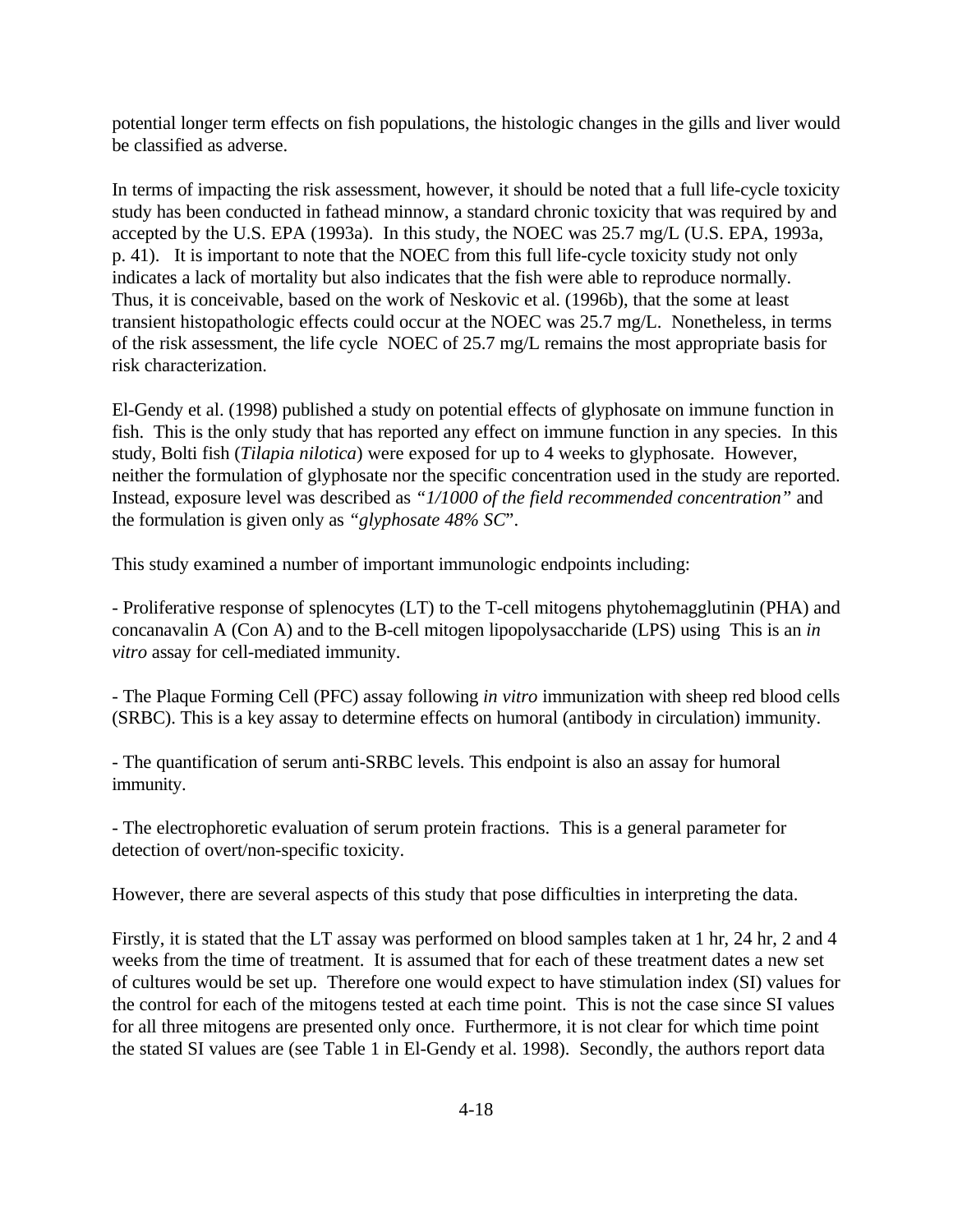potential longer term effects on fish populations, the histologic changes in the gills and liver would be classified as adverse.

In terms of impacting the risk assessment, however, it should be noted that a full life-cycle toxicity study has been conducted in fathead minnow, a standard chronic toxicity that was required by and accepted by the U.S. EPA (1993a). In this study, the NOEC was 25.7 mg/L (U.S. EPA, 1993a, p. 41). It is important to note that the NOEC from this full life-cycle toxicity study not only indicates a lack of mortality but also indicates that the fish were able to reproduce normally. Thus, it is conceivable, based on the work of Neskovic et al. (1996b), that the some at least transient histopathologic effects could occur at the NOEC was 25.7 mg/L. Nonetheless, in terms of the risk assessment, the life cycle NOEC of 25.7 mg/L remains the most appropriate basis for risk characterization.

El-Gendy et al. (1998) published a study on potential effects of glyphosate on immune function in fish. This is the only study that has reported any effect on immune function in any species. In this study, Bolti fish (*Tilapia nilotica*) were exposed for up to 4 weeks to glyphosate. However, neither the formulation of glyphosate nor the specific concentration used in the study are reported. Instead, exposure level was described as *"1/1000 of the field recommended concentration"* and the formulation is given only as *"glyphosate 48% SC*".

This study examined a number of important immunologic endpoints including:

- Proliferative response of splenocytes (LT) to the T-cell mitogens phytohemagglutinin (PHA) and concanavalin A (Con A) and to the B-cell mitogen lipopolysaccharide (LPS) using This is an *in vitro* assay for cell-mediated immunity.

- The Plaque Forming Cell (PFC) assay following *in vitro* immunization with sheep red blood cells (SRBC). This is a key assay to determine effects on humoral (antibody in circulation) immunity.

- The quantification of serum anti-SRBC levels. This endpoint is also an assay for humoral immunity.

- The electrophoretic evaluation of serum protein fractions. This is a general parameter for detection of overt/non-specific toxicity.

However, there are several aspects of this study that pose difficulties in interpreting the data.

Firstly, it is stated that the LT assay was performed on blood samples taken at 1 hr, 24 hr, 2 and 4 weeks from the time of treatment. It is assumed that for each of these treatment dates a new set of cultures would be set up. Therefore one would expect to have stimulation index (SI) values for the control for each of the mitogens tested at each time point. This is not the case since SI values for all three mitogens are presented only once. Furthermore, it is not clear for which time point the stated SI values are (see Table 1 in El-Gendy et al. 1998). Secondly, the authors report data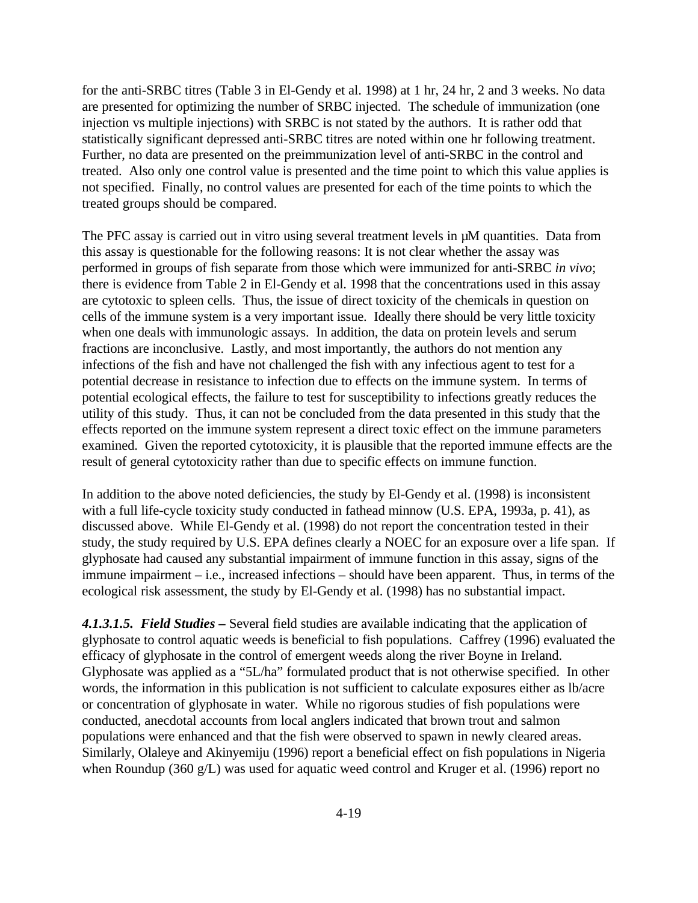for the anti-SRBC titres (Table 3 in El-Gendy et al. 1998) at 1 hr, 24 hr, 2 and 3 weeks. No data are presented for optimizing the number of SRBC injected. The schedule of immunization (one injection vs multiple injections) with SRBC is not stated by the authors. It is rather odd that statistically significant depressed anti-SRBC titres are noted within one hr following treatment. Further, no data are presented on the preimmunization level of anti-SRBC in the control and treated. Also only one control value is presented and the time point to which this value applies is not specified. Finally, no control values are presented for each of the time points to which the treated groups should be compared.

The PFC assay is carried out in vitro using several treatment levels in µM quantities. Data from this assay is questionable for the following reasons: It is not clear whether the assay was performed in groups of fish separate from those which were immunized for anti-SRBC *in vivo*; there is evidence from Table 2 in El-Gendy et al. 1998 that the concentrations used in this assay are cytotoxic to spleen cells. Thus, the issue of direct toxicity of the chemicals in question on cells of the immune system is a very important issue. Ideally there should be very little toxicity when one deals with immunologic assays. In addition, the data on protein levels and serum fractions are inconclusive. Lastly, and most importantly, the authors do not mention any infections of the fish and have not challenged the fish with any infectious agent to test for a potential decrease in resistance to infection due to effects on the immune system. In terms of potential ecological effects, the failure to test for susceptibility to infections greatly reduces the utility of this study. Thus, it can not be concluded from the data presented in this study that the effects reported on the immune system represent a direct toxic effect on the immune parameters examined. Given the reported cytotoxicity, it is plausible that the reported immune effects are the result of general cytotoxicity rather than due to specific effects on immune function.

In addition to the above noted deficiencies, the study by El-Gendy et al. (1998) is inconsistent with a full life-cycle toxicity study conducted in fathead minnow (U.S. EPA, 1993a, p. 41), as discussed above. While El-Gendy et al. (1998) do not report the concentration tested in their study, the study required by U.S. EPA defines clearly a NOEC for an exposure over a life span. If glyphosate had caused any substantial impairment of immune function in this assay, signs of the immune impairment – i.e., increased infections – should have been apparent. Thus, in terms of the ecological risk assessment, the study by El-Gendy et al. (1998) has no substantial impact.

***4.1.3.1.5. Field Studies –*** Several field studies are available indicating that the application of glyphosate to control aquatic weeds is beneficial to fish populations. Caffrey (1996) evaluated the efficacy of glyphosate in the control of emergent weeds along the river Boyne in Ireland. Glyphosate was applied as a "5L/ha" formulated product that is not otherwise specified. In other words, the information in this publication is not sufficient to calculate exposures either as lb/acre or concentration of glyphosate in water. While no rigorous studies of fish populations were conducted, anecdotal accounts from local anglers indicated that brown trout and salmon populations were enhanced and that the fish were observed to spawn in newly cleared areas. Similarly, Olaleye and Akinyemiju (1996) report a beneficial effect on fish populations in Nigeria when Roundup (360 g/L) was used for aquatic weed control and Kruger et al. (1996) report no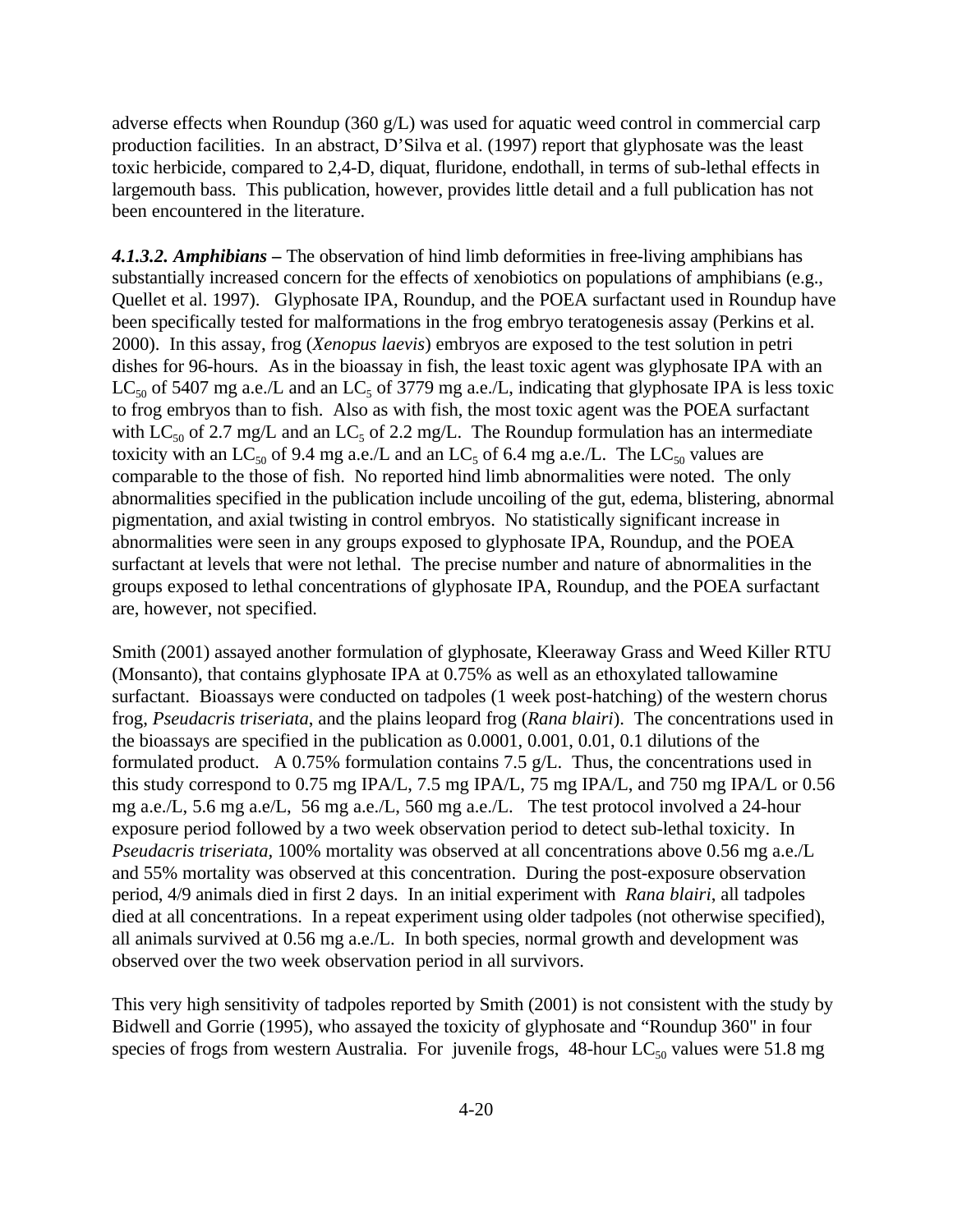adverse effects when Roundup (360 g/L) was used for aquatic weed control in commercial carp production facilities. In an abstract, D'Silva et al. (1997) report that glyphosate was the least toxic herbicide, compared to 2,4-D, diquat, fluridone, endothall, in terms of sub-lethal effects in largemouth bass. This publication, however, provides little detail and a full publication has not been encountered in the literature.

***4.1.3.2. Amphibians –*** The observation of hind limb deformities in free-living amphibians has substantially increased concern for the effects of xenobiotics on populations of amphibians (e.g., Quellet et al. 1997). Glyphosate IPA, Roundup, and the POEA surfactant used in Roundup have been specifically tested for malformations in the frog embryo teratogenesis assay (Perkins et al. 2000). In this assay, frog (*Xenopus laevis*) embryos are exposed to the test solution in petri dishes for 96-hours. As in the bioassay in fish, the least toxic agent was glyphosate IPA with an $LC_{50}$ of 5407 mg a.e./L and an $LC_5$ of 3779 mg a.e./L, indicating that glyphosate IPA is less toxic to frog embryos than to fish. Also as with fish, the most toxic agent was the POEA surfactant with $LC_{50}$ of 2.7 mg/L and an $LC_5$ of 2.2 mg/L. The Roundup formulation has an intermediate toxicity with an $LC_{50}$ of 9.4 mg a.e./L and an $LC_5$ of 6.4 mg a.e./L. The $LC_{50}$ values are comparable to the those of fish. No reported hind limb abnormalities were noted. The only abnormalities specified in the publication include uncoiling of the gut, edema, blistering, abnormal pigmentation, and axial twisting in control embryos. No statistically significant increase in abnormalities were seen in any groups exposed to glyphosate IPA, Roundup, and the POEA surfactant at levels that were not lethal. The precise number and nature of abnormalities in the groups exposed to lethal concentrations of glyphosate IPA, Roundup, and the POEA surfactant are, however, not specified.

Smith (2001) assayed another formulation of glyphosate, Kleeraway Grass and Weed Killer RTU (Monsanto), that contains glyphosate IPA at 0.75% as well as an ethoxylated tallowamine surfactant. Bioassays were conducted on tadpoles (1 week post-hatching) of the western chorus frog, *Pseudacris triseriata*, and the plains leopard frog (*Rana blairi*). The concentrations used in the bioassays are specified in the publication as 0.0001, 0.001, 0.01, 0.1 dilutions of the formulated product. A 0.75% formulation contains 7.5 g/L. Thus, the concentrations used in this study correspond to 0.75 mg IPA/L, 7.5 mg IPA/L, 75 mg IPA/L, and 750 mg IPA/L or 0.56 mg a.e./L, 5.6 mg a.e/L, 56 mg a.e./L, 560 mg a.e./L. The test protocol involved a 24-hour exposure period followed by a two week observation period to detect sub-lethal toxicity. In *Pseudacris triseriata*, 100% mortality was observed at all concentrations above 0.56 mg a.e./L and 55% mortality was observed at this concentration. During the post-exposure observation period, 4/9 animals died in first 2 days. In an initial experiment with *Rana blairi*, all tadpoles died at all concentrations. In a repeat experiment using older tadpoles (not otherwise specified), all animals survived at 0.56 mg a.e./L. In both species, normal growth and development was observed over the two week observation period in all survivors.

This very high sensitivity of tadpoles reported by Smith (2001) is not consistent with the study by Bidwell and Gorrie (1995), who assayed the toxicity of glyphosate and "Roundup 360" in four species of frogs from western Australia. For juvenile frogs, 48-hour $LC_{50}$ values were 51.8 mg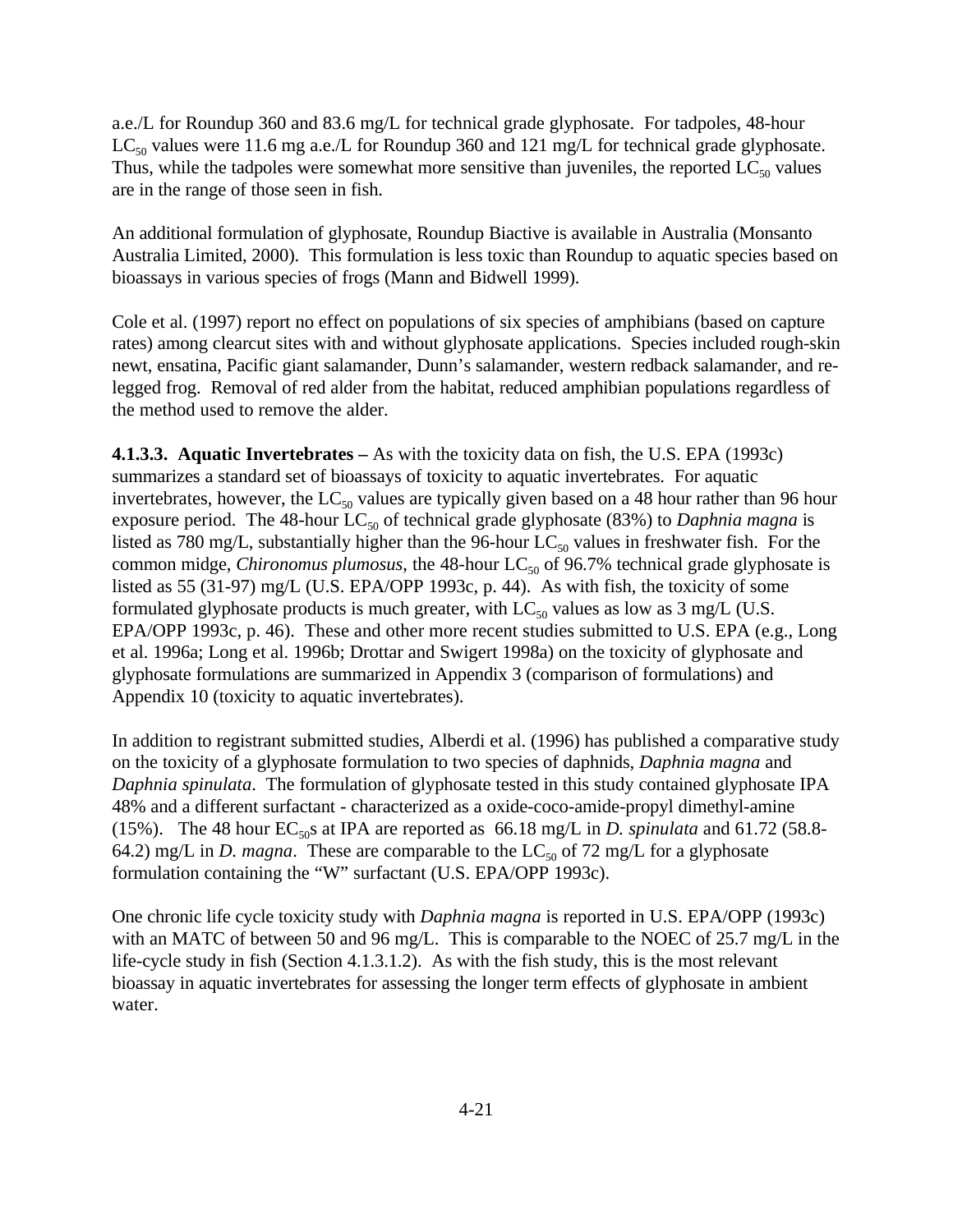a.e./L for Roundup 360 and 83.6 mg/L for technical grade glyphosate. For tadpoles, 48-hour $LC_{50}$ values were 11.6 mg a.e./L for Roundup 360 and 121 mg/L for technical grade glyphosate. Thus, while the tadpoles were somewhat more sensitive than juveniles, the reported $LC_{50}$ values are in the range of those seen in fish.

An additional formulation of glyphosate, Roundup Biactive is available in Australia (Monsanto Australia Limited, 2000). This formulation is less toxic than Roundup to aquatic species based on bioassays in various species of frogs (Mann and Bidwell 1999).

Cole et al. (1997) report no effect on populations of six species of amphibians (based on capture rates) among clearcut sites with and without glyphosate applications. Species included rough-skin newt, ensatina, Pacific giant salamander, Dunn's salamander, western redback salamander, and re-legged frog. Removal of red alder from the habitat, reduced amphibian populations regardless of the method used to remove the alder.

**4.1.3.3. Aquatic Invertebrates –** As with the toxicity data on fish, the U.S. EPA (1993c) summarizes a standard set of bioassays of toxicity to aquatic invertebrates. For aquatic invertebrates, however, the $LC_{50}$ values are typically given based on a 48 hour rather than 96 hour exposure period. The 48-hour $LC_{50}$ of technical grade glyphosate (83%) to *Daphnia magna* is listed as 780 mg/L, substantially higher than the 96-hour $LC_{50}$ values in freshwater fish. For the common midge, *Chironomus plumosus*, the 48-hour $LC_{50}$ of 96.7% technical grade glyphosate is listed as 55 (31-97) mg/L (U.S. EPA/OPP 1993c, p. 44). As with fish, the toxicity of some formulated glyphosate products is much greater, with $LC_{50}$ values as low as 3 mg/L (U.S. EPA/OPP 1993c, p. 46). These and other more recent studies submitted to U.S. EPA (e.g., Long et al. 1996a; Long et al. 1996b; Drottar and Swigert 1998a) on the toxicity of glyphosate and glyphosate formulations are summarized in Appendix 3 (comparison of formulations) and Appendix 10 (toxicity to aquatic invertebrates).

In addition to registrant submitted studies, Alberdi et al. (1996) has published a comparative study on the toxicity of a glyphosate formulation to two species of daphnids, *Daphnia magna* and *Daphnia spinulata*. The formulation of glyphosate tested in this study contained glyphosate IPA 48% and a different surfactant - characterized as a oxide-coco-amide-propyl dimethyl-amine (15%). The 48 hour $EC_{50}$s at IPA are reported as 66.18 mg/L in *D. spinulata* and 61.72 (58.8-64.2) mg/L in *D. magna*. These are comparable to the $LC_{50}$ of 72 mg/L for a glyphosate formulation containing the "W" surfactant (U.S. EPA/OPP 1993c).

One chronic life cycle toxicity study with *Daphnia magna* is reported in U.S. EPA/OPP (1993c) with an MATC of between 50 and 96 mg/L. This is comparable to the NOEC of 25.7 mg/L in the life-cycle study in fish (Section 4.1.3.1.2). As with the fish study, this is the most relevant bioassay in aquatic invertebrates for assessing the longer term effects of glyphosate in ambient water.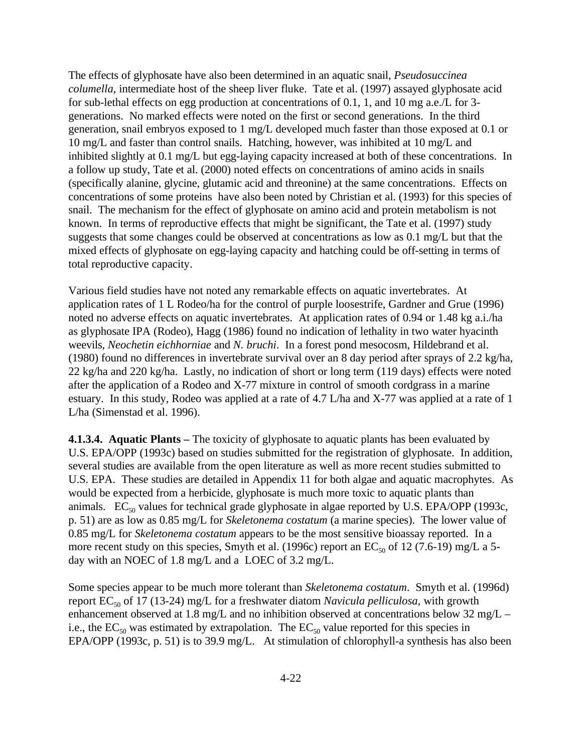The effects of glyphosate have also been determined in an aquatic snail, *Pseudosuccinea columella*, intermediate host of the sheep liver fluke. Tate et al. (1997) assayed glyphosate acid for sub-lethal effects on egg production at concentrations of 0.1, 1, and 10 mg a.e./L for 3-generations. No marked effects were noted on the first or second generations. In the third generation, snail embryos exposed to 1 mg/L developed much faster than those exposed at 0.1 or 10 mg/L and faster than control snails. Hatching, however, was inhibited at 10 mg/L and inhibited slightly at 0.1 mg/L but egg-laying capacity increased at both of these concentrations. In a follow up study, Tate et al. (2000) noted effects on concentrations of amino acids in snails (specifically alanine, glycine, glutamic acid and threonine) at the same concentrations. Effects on concentrations of some proteins have also been noted by Christian et al. (1993) for this species of snail. The mechanism for the effect of glyphosate on amino acid and protein metabolism is not known. In terms of reproductive effects that might be significant, the Tate et al. (1997) study suggests that some changes could be observed at concentrations as low as 0.1 mg/L but that the mixed effects of glyphosate on egg-laying capacity and hatching could be off-setting in terms of total reproductive capacity.

Various field studies have not noted any remarkable effects on aquatic invertebrates. At application rates of 1 L Rodeo/ha for the control of purple loosestrife, Gardner and Grue (1996) noted no adverse effects on aquatic invertebrates. At application rates of 0.94 or 1.48 kg a.i./ha as glyphosate IPA (Rodeo), Hagg (1986) found no indication of lethality in two water hyacinth weevils, *Neochetin eichhorniae* and *N. bruchi*. In a forest pond mesocosm, Hildebrand et al. (1980) found no differences in invertebrate survival over an 8 day period after sprays of 2.2 kg/ha, 22 kg/ha and 220 kg/ha. Lastly, no indication of short or long term (119 days) effects were noted after the application of a Rodeo and X-77 mixture in control of smooth cordgrass in a marine estuary. In this study, Rodeo was applied at a rate of 4.7 L/ha and X-77 was applied at a rate of 1 L/ha (Simenstad et al. 1996).

**4.1.3.4. Aquatic Plants –** The toxicity of glyphosate to aquatic plants has been evaluated by U.S. EPA/OPP (1993c) based on studies submitted for the registration of glyphosate. In addition, several studies are available from the open literature as well as more recent studies submitted to U.S. EPA. These studies are detailed in Appendix 11 for both algae and aquatic macrophytes. As would be expected from a herbicide, glyphosate is much more toxic to aquatic plants than animals. $EC_{50}$ values for technical grade glyphosate in algae reported by U.S. EPA/OPP (1993c, p. 51) are as low as 0.85 mg/L for *Skeletonema costatum* (a marine species). The lower value of 0.85 mg/L for *Skeletonema costatum* appears to be the most sensitive bioassay reported. In a more recent study on this species, Smyth et al. (1996c) report an $EC_{50}$ of 12 (7.6-19) mg/L a 5-day with an NOEC of 1.8 mg/L and a LOEC of 3.2 mg/L.

Some species appear to be much more tolerant than *Skeletonema costatum*. Smyth et al. (1996d) report $EC_{50}$ of 17 (13-24) mg/L for a freshwater diatom *Navicula pelliculosa*, with growth enhancement observed at 1.8 mg/L and no inhibition observed at concentrations below 32 mg/L – i.e., the $EC_{50}$ was estimated by extrapolation. The $EC_{50}$ value reported for this species in EPA/OPP (1993c, p. 51) is to 39.9 mg/L. At stimulation of chlorophyll-a synthesis has also been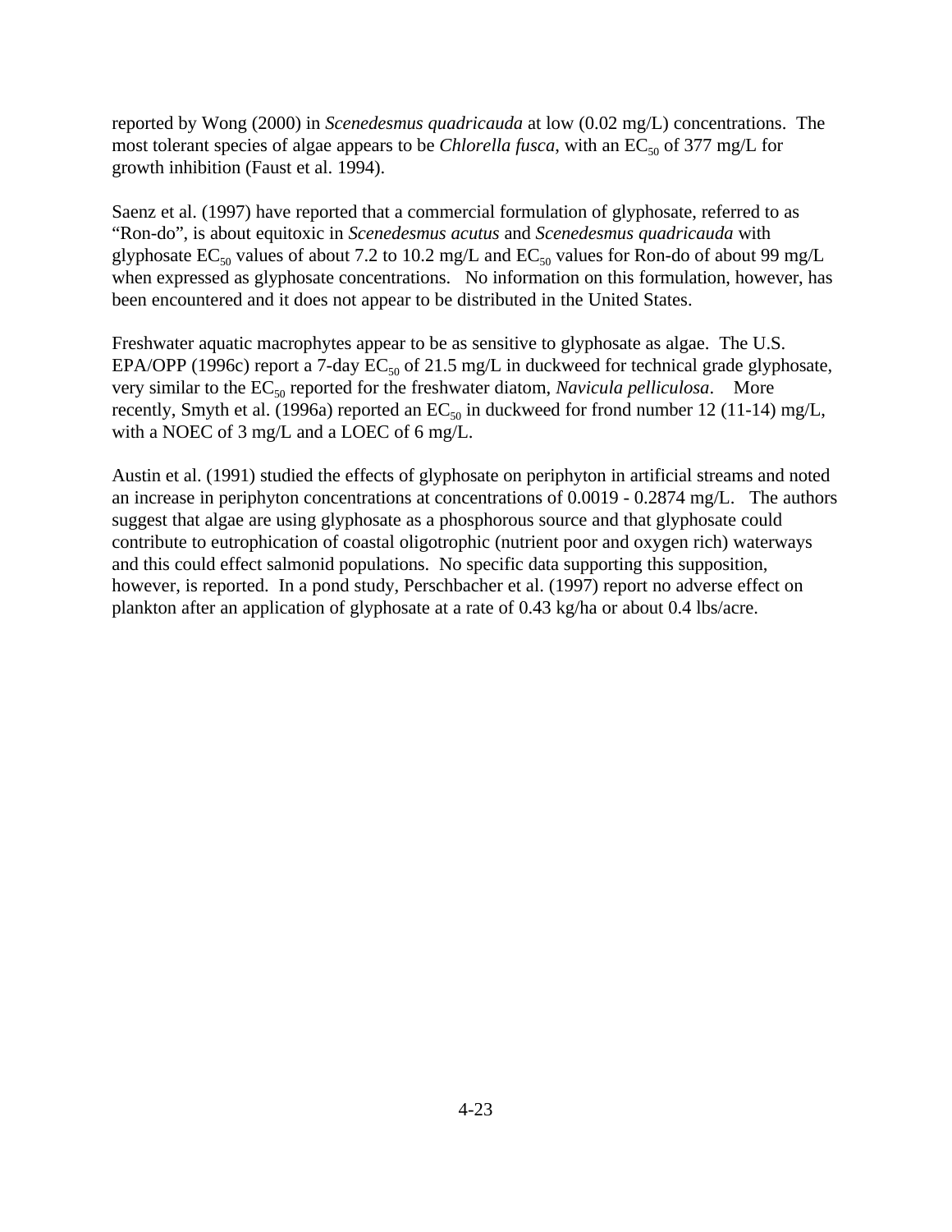reported by Wong (2000) in *Scenedesmus quadricauda* at low (0.02 mg/L) concentrations. The most tolerant species of algae appears to be *Chlorella fusca*, with an $EC_{50}$ of 377 mg/L for growth inhibition (Faust et al. 1994).

Saenz et al. (1997) have reported that a commercial formulation of glyphosate, referred to as "Ron-do", is about equitoxic in *Scenedesmus acutus* and *Scenedesmus quadricauda* with glyphosate $EC_{50}$ values of about 7.2 to 10.2 mg/L and $EC_{50}$ values for Ron-do of about 99 mg/L when expressed as glyphosate concentrations. No information on this formulation, however, has been encountered and it does not appear to be distributed in the United States.

Freshwater aquatic macrophytes appear to be as sensitive to glyphosate as algae. The U.S. EPA/OPP (1996c) report a 7-day $EC_{50}$ of 21.5 mg/L in duckweed for technical grade glyphosate, very similar to the $EC_{50}$ reported for the freshwater diatom, *Navicula pelliculosa*. More recently, Smyth et al. (1996a) reported an $EC_{50}$ in duckweed for frond number 12 (11-14) mg/L, with a NOEC of 3 mg/L and a LOEC of 6 mg/L.

Austin et al. (1991) studied the effects of glyphosate on periphyton in artificial streams and noted an increase in periphyton concentrations at concentrations of 0.0019 - 0.2874 mg/L. The authors suggest that algae are using glyphosate as a phosphorous source and that glyphosate could contribute to eutrophication of coastal oligotrophic (nutrient poor and oxygen rich) waterways and this could effect salmonid populations. No specific data supporting this supposition, however, is reported. In a pond study, Perschbacher et al. (1997) report no adverse effect on plankton after an application of glyphosate at a rate of 0.43 kg/ha or about 0.4 lbs/acre.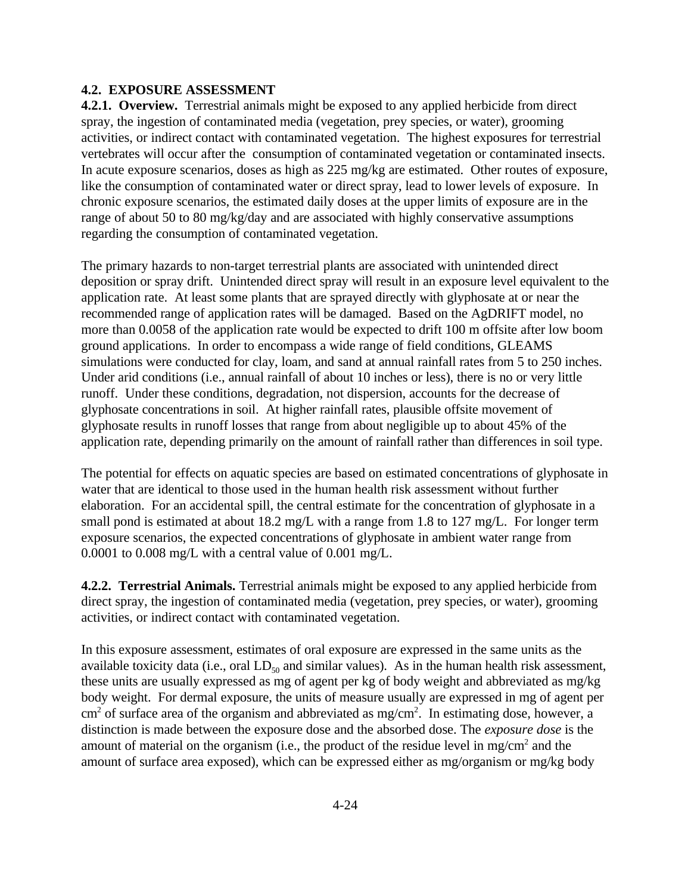## 4.2. EXPOSURE ASSESSMENT

**4.2.1. Overview.** Terrestrial animals might be exposed to any applied herbicide from direct spray, the ingestion of contaminated media (vegetation, prey species, or water), grooming activities, or indirect contact with contaminated vegetation. The highest exposures for terrestrial vertebrates will occur after the consumption of contaminated vegetation or contaminated insects. In acute exposure scenarios, doses as high as 225 mg/kg are estimated. Other routes of exposure, like the consumption of contaminated water or direct spray, lead to lower levels of exposure. In chronic exposure scenarios, the estimated daily doses at the upper limits of exposure are in the range of about 50 to 80 mg/kg/day and are associated with highly conservative assumptions regarding the consumption of contaminated vegetation.

The primary hazards to non-target terrestrial plants are associated with unintended direct deposition or spray drift. Unintended direct spray will result in an exposure level equivalent to the application rate. At least some plants that are sprayed directly with glyphosate at or near the recommended range of application rates will be damaged. Based on the AgDRIFT model, no more than 0.0058 of the application rate would be expected to drift 100 m offsite after low boom ground applications. In order to encompass a wide range of field conditions, GLEAMS simulations were conducted for clay, loam, and sand at annual rainfall rates from 5 to 250 inches. Under arid conditions (i.e., annual rainfall of about 10 inches or less), there is no or very little runoff. Under these conditions, degradation, not dispersion, accounts for the decrease of glyphosate concentrations in soil. At higher rainfall rates, plausible offsite movement of glyphosate results in runoff losses that range from about negligible up to about 45% of the application rate, depending primarily on the amount of rainfall rather than differences in soil type.

The potential for effects on aquatic species are based on estimated concentrations of glyphosate in water that are identical to those used in the human health risk assessment without further elaboration. For an accidental spill, the central estimate for the concentration of glyphosate in a small pond is estimated at about 18.2 mg/L with a range from 1.8 to 127 mg/L. For longer term exposure scenarios, the expected concentrations of glyphosate in ambient water range from 0.0001 to 0.008 mg/L with a central value of 0.001 mg/L.

**4.2.2. Terrestrial Animals.** Terrestrial animals might be exposed to any applied herbicide from direct spray, the ingestion of contaminated media (vegetation, prey species, or water), grooming activities, or indirect contact with contaminated vegetation.

In this exposure assessment, estimates of oral exposure are expressed in the same units as the available toxicity data (i.e., oral $LD_{50}$ and similar values). As in the human health risk assessment, these units are usually expressed as mg of agent per kg of body weight and abbreviated as mg/kg body weight. For dermal exposure, the units of measure usually are expressed in mg of agent per $cm^2$ of surface area of the organism and abbreviated as mg/$cm^2$. In estimating dose, however, a distinction is made between the exposure dose and the absorbed dose. The *exposure dose* is the amount of material on the organism (i.e., the product of the residue level in mg/$cm^2$ and the amount of surface area exposed), which can be expressed either as mg/organism or mg/kg body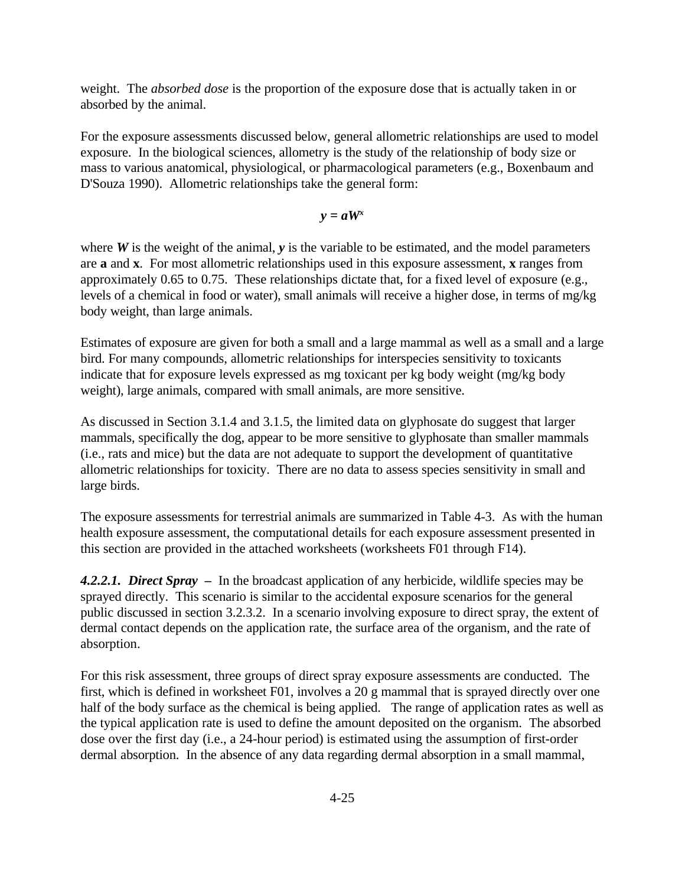weight. The *absorbed dose* is the proportion of the exposure dose that is actually taken in or absorbed by the animal.

For the exposure assessments discussed below, general allometric relationships are used to model exposure. In the biological sciences, allometry is the study of the relationship of body size or mass to various anatomical, physiological, or pharmacological parameters (e.g., Boxenbaum and D'Souza 1990). Allometric relationships take the general form:

$$y = aW^x$$

where $W$ is the weight of the animal, $y$ is the variable to be estimated, and the model parameters are $\mathbf{a}$ and $\mathbf{x}$. For most allometric relationships used in this exposure assessment, $\mathbf{x}$ ranges from approximately 0.65 to 0.75. These relationships dictate that, for a fixed level of exposure (e.g., levels of a chemical in food or water), small animals will receive a higher dose, in terms of mg/kg body weight, than large animals.

Estimates of exposure are given for both a small and a large mammal as well as a small and a large bird. For many compounds, allometric relationships for interspecies sensitivity to toxicants indicate that for exposure levels expressed as mg toxicant per kg body weight (mg/kg body weight), large animals, compared with small animals, are more sensitive.

As discussed in Section 3.1.4 and 3.1.5, the limited data on glyphosate do suggest that larger mammals, specifically the dog, appear to be more sensitive to glyphosate than smaller mammals (i.e., rats and mice) but the data are not adequate to support the development of quantitative allometric relationships for toxicity. There are no data to assess species sensitivity in small and large birds.

The exposure assessments for terrestrial animals are summarized in Table 4-3. As with the human health exposure assessment, the computational details for each exposure assessment presented in this section are provided in the attached worksheets (worksheets F01 through F14).

***4.2.2.1. Direct Spray*** **–** In the broadcast application of any herbicide, wildlife species may be sprayed directly. This scenario is similar to the accidental exposure scenarios for the general public discussed in section 3.2.3.2. In a scenario involving exposure to direct spray, the extent of dermal contact depends on the application rate, the surface area of the organism, and the rate of absorption.

For this risk assessment, three groups of direct spray exposure assessments are conducted. The first, which is defined in worksheet F01, involves a 20 g mammal that is sprayed directly over one half of the body surface as the chemical is being applied. The range of application rates as well as the typical application rate is used to define the amount deposited on the organism. The absorbed dose over the first day (i.e., a 24-hour period) is estimated using the assumption of first-order dermal absorption. In the absence of any data regarding dermal absorption in a small mammal,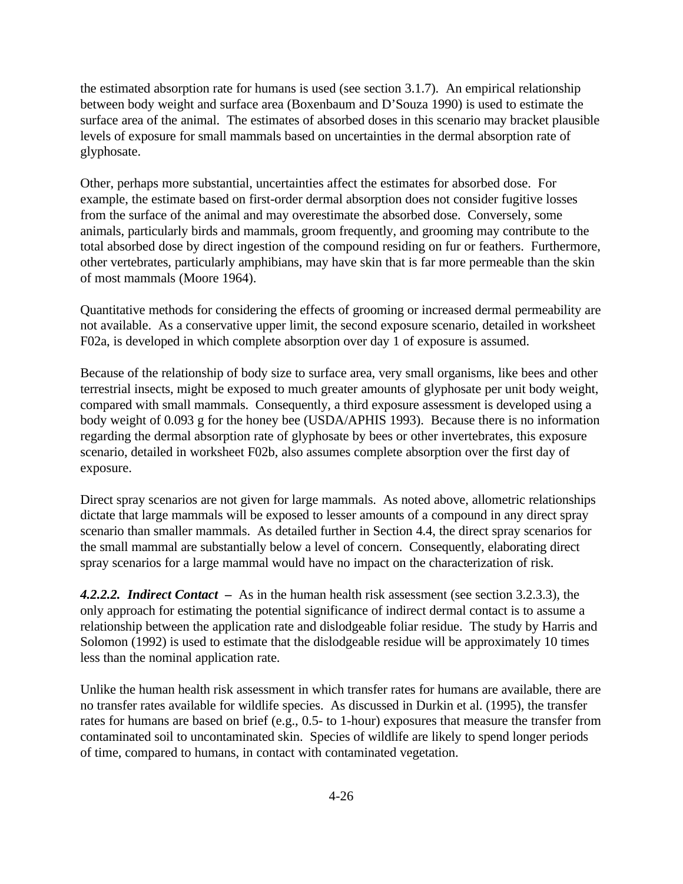the estimated absorption rate for humans is used (see section 3.1.7). An empirical relationship between body weight and surface area (Boxenbaum and D'Souza 1990) is used to estimate the surface area of the animal. The estimates of absorbed doses in this scenario may bracket plausible levels of exposure for small mammals based on uncertainties in the dermal absorption rate of glyphosate.

Other, perhaps more substantial, uncertainties affect the estimates for absorbed dose. For example, the estimate based on first-order dermal absorption does not consider fugitive losses from the surface of the animal and may overestimate the absorbed dose. Conversely, some animals, particularly birds and mammals, groom frequently, and grooming may contribute to the total absorbed dose by direct ingestion of the compound residing on fur or feathers. Furthermore, other vertebrates, particularly amphibians, may have skin that is far more permeable than the skin of most mammals (Moore 1964).

Quantitative methods for considering the effects of grooming or increased dermal permeability are not available. As a conservative upper limit, the second exposure scenario, detailed in worksheet F02a, is developed in which complete absorption over day 1 of exposure is assumed.

Because of the relationship of body size to surface area, very small organisms, like bees and other terrestrial insects, might be exposed to much greater amounts of glyphosate per unit body weight, compared with small mammals. Consequently, a third exposure assessment is developed using a body weight of 0.093 g for the honey bee (USDA/APHIS 1993). Because there is no information regarding the dermal absorption rate of glyphosate by bees or other invertebrates, this exposure scenario, detailed in worksheet F02b, also assumes complete absorption over the first day of exposure.

Direct spray scenarios are not given for large mammals. As noted above, allometric relationships dictate that large mammals will be exposed to lesser amounts of a compound in any direct spray scenario than smaller mammals. As detailed further in Section 4.4, the direct spray scenarios for the small mammal are substantially below a level of concern. Consequently, elaborating direct spray scenarios for a large mammal would have no impact on the characterization of risk.

***4.2.2.2. Indirect Contact*** **–** As in the human health risk assessment (see section 3.2.3.3), the only approach for estimating the potential significance of indirect dermal contact is to assume a relationship between the application rate and dislodgeable foliar residue. The study by Harris and Solomon (1992) is used to estimate that the dislodgeable residue will be approximately 10 times less than the nominal application rate.

Unlike the human health risk assessment in which transfer rates for humans are available, there are no transfer rates available for wildlife species. As discussed in Durkin et al. (1995), the transfer rates for humans are based on brief (e.g., 0.5- to 1-hour) exposures that measure the transfer from contaminated soil to uncontaminated skin. Species of wildlife are likely to spend longer periods of time, compared to humans, in contact with contaminated vegetation.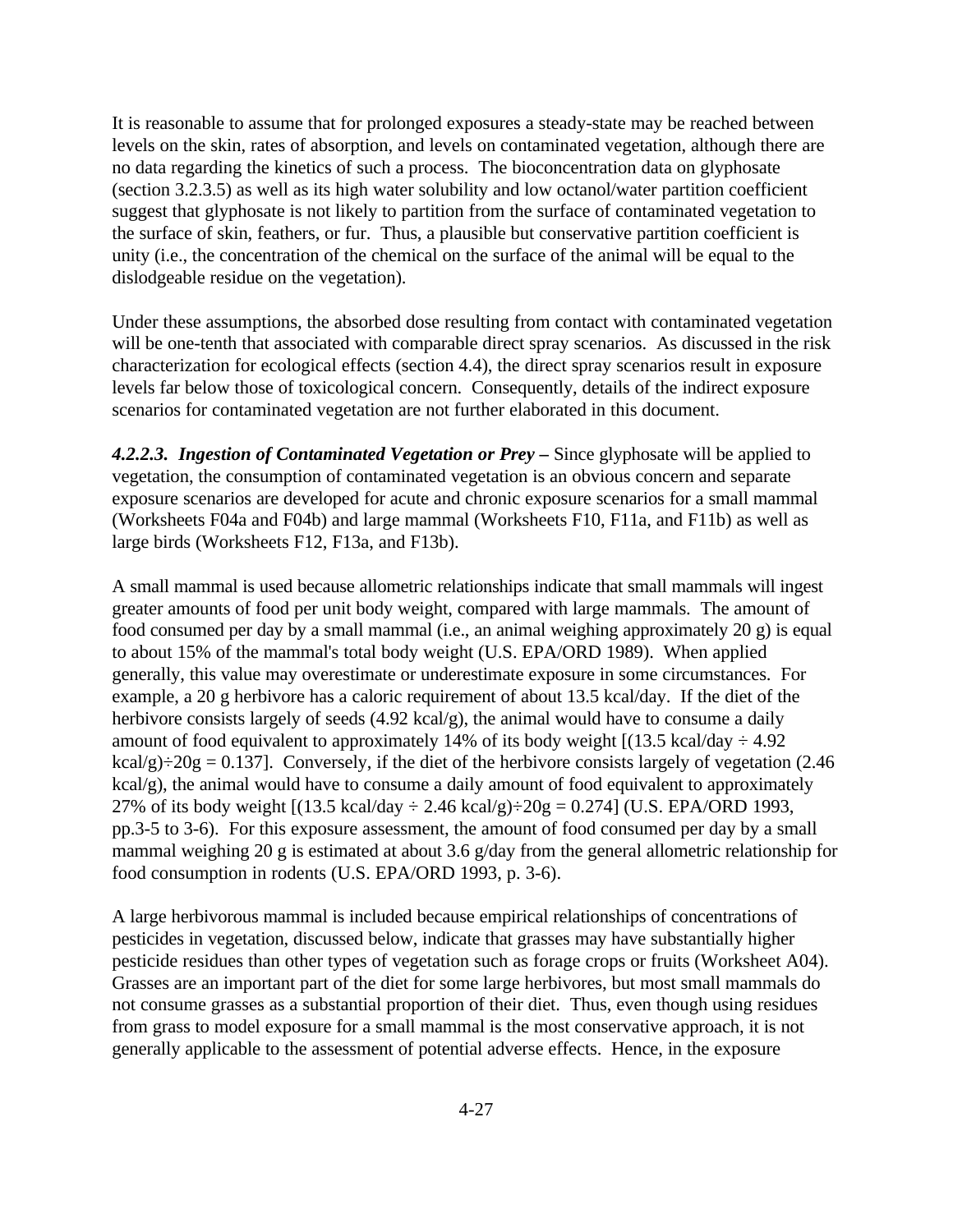It is reasonable to assume that for prolonged exposures a steady-state may be reached between levels on the skin, rates of absorption, and levels on contaminated vegetation, although there are no data regarding the kinetics of such a process. The bioconcentration data on glyphosate (section 3.2.3.5) as well as its high water solubility and low octanol/water partition coefficient suggest that glyphosate is not likely to partition from the surface of contaminated vegetation to the surface of skin, feathers, or fur. Thus, a plausible but conservative partition coefficient is unity (i.e., the concentration of the chemical on the surface of the animal will be equal to the dislodgeable residue on the vegetation).

Under these assumptions, the absorbed dose resulting from contact with contaminated vegetation will be one-tenth that associated with comparable direct spray scenarios. As discussed in the risk characterization for ecological effects (section 4.4), the direct spray scenarios result in exposure levels far below those of toxicological concern. Consequently, details of the indirect exposure scenarios for contaminated vegetation are not further elaborated in this document.

***4.2.2.3. Ingestion of Contaminated Vegetation or Prey –*** Since glyphosate will be applied to vegetation, the consumption of contaminated vegetation is an obvious concern and separate exposure scenarios are developed for acute and chronic exposure scenarios for a small mammal (Worksheets F04a and F04b) and large mammal (Worksheets F10, F11a, and F11b) as well as large birds (Worksheets F12, F13a, and F13b).

A small mammal is used because allometric relationships indicate that small mammals will ingest greater amounts of food per unit body weight, compared with large mammals. The amount of food consumed per day by a small mammal (i.e., an animal weighing approximately 20 g) is equal to about 15% of the mammal's total body weight (U.S. EPA/ORD 1989). When applied generally, this value may overestimate or underestimate exposure in some circumstances. For example, a 20 g herbivore has a caloric requirement of about 13.5 kcal/day. If the diet of the herbivore consists largely of seeds (4.92 kcal/g), the animal would have to consume a daily amount of food equivalent to approximately 14% of its body weight [(13.5 kcal/day ÷ 4.92 kcal/g)÷20g = 0.137]. Conversely, if the diet of the herbivore consists largely of vegetation (2.46 kcal/g), the animal would have to consume a daily amount of food equivalent to approximately 27% of its body weight [(13.5 kcal/day ÷ 2.46 kcal/g)÷20g = 0.274] (U.S. EPA/ORD 1993, pp.3-5 to 3-6). For this exposure assessment, the amount of food consumed per day by a small mammal weighing 20 g is estimated at about 3.6 g/day from the general allometric relationship for food consumption in rodents (U.S. EPA/ORD 1993, p. 3-6).

A large herbivorous mammal is included because empirical relationships of concentrations of pesticides in vegetation, discussed below, indicate that grasses may have substantially higher pesticide residues than other types of vegetation such as forage crops or fruits (Worksheet A04). Grasses are an important part of the diet for some large herbivores, but most small mammals do not consume grasses as a substantial proportion of their diet. Thus, even though using residues from grass to model exposure for a small mammal is the most conservative approach, it is not generally applicable to the assessment of potential adverse effects. Hence, in the exposure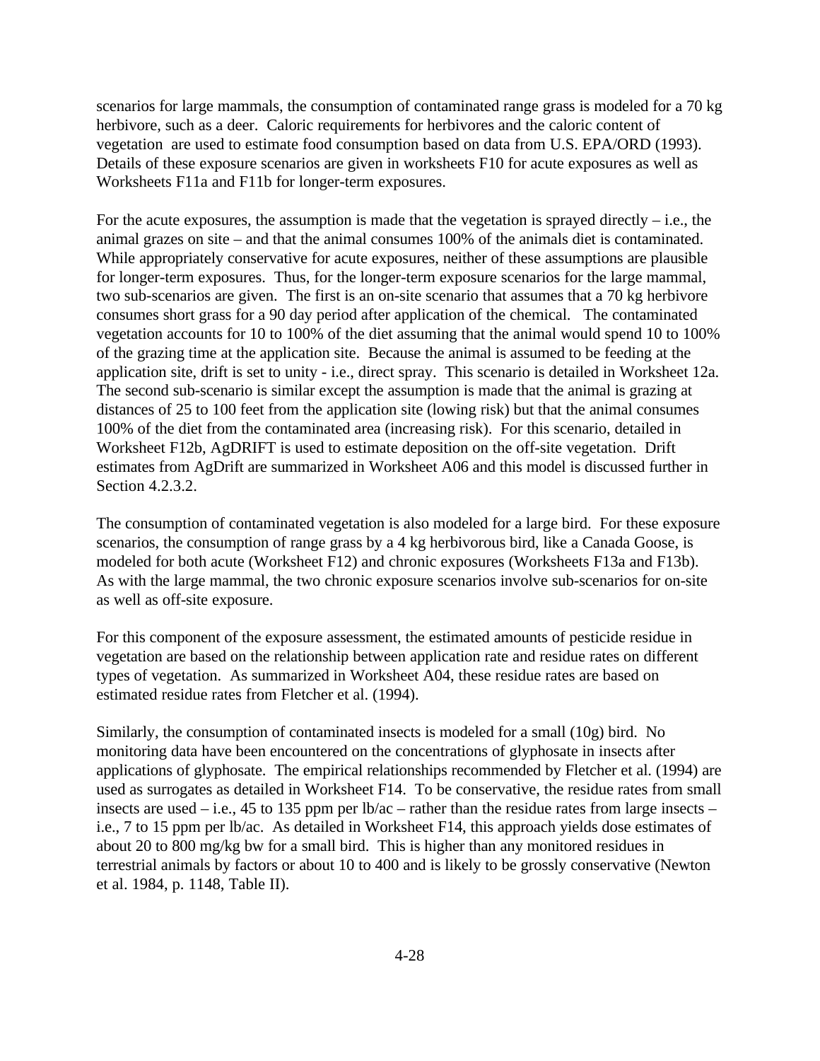scenarios for large mammals, the consumption of contaminated range grass is modeled for a 70 kg herbivore, such as a deer. Caloric requirements for herbivores and the caloric content of vegetation are used to estimate food consumption based on data from U.S. EPA/ORD (1993). Details of these exposure scenarios are given in worksheets F10 for acute exposures as well as Worksheets F11a and F11b for longer-term exposures.

For the acute exposures, the assumption is made that the vegetation is sprayed directly – i.e., the animal grazes on site – and that the animal consumes 100% of the animals diet is contaminated. While appropriately conservative for acute exposures, neither of these assumptions are plausible for longer-term exposures. Thus, for the longer-term exposure scenarios for the large mammal, two sub-scenarios are given. The first is an on-site scenario that assumes that a 70 kg herbivore consumes short grass for a 90 day period after application of the chemical. The contaminated vegetation accounts for 10 to 100% of the diet assuming that the animal would spend 10 to 100% of the grazing time at the application site. Because the animal is assumed to be feeding at the application site, drift is set to unity - i.e., direct spray. This scenario is detailed in Worksheet 12a. The second sub-scenario is similar except the assumption is made that the animal is grazing at distances of 25 to 100 feet from the application site (lowing risk) but that the animal consumes 100% of the diet from the contaminated area (increasing risk). For this scenario, detailed in Worksheet F12b, AgDRIFT is used to estimate deposition on the off-site vegetation. Drift estimates from AgDrift are summarized in Worksheet A06 and this model is discussed further in Section 4.2.3.2.

The consumption of contaminated vegetation is also modeled for a large bird. For these exposure scenarios, the consumption of range grass by a 4 kg herbivorous bird, like a Canada Goose, is modeled for both acute (Worksheet F12) and chronic exposures (Worksheets F13a and F13b). As with the large mammal, the two chronic exposure scenarios involve sub-scenarios for on-site as well as off-site exposure.

For this component of the exposure assessment, the estimated amounts of pesticide residue in vegetation are based on the relationship between application rate and residue rates on different types of vegetation. As summarized in Worksheet A04, these residue rates are based on estimated residue rates from Fletcher et al. (1994).

Similarly, the consumption of contaminated insects is modeled for a small (10g) bird. No monitoring data have been encountered on the concentrations of glyphosate in insects after applications of glyphosate. The empirical relationships recommended by Fletcher et al. (1994) are used as surrogates as detailed in Worksheet F14. To be conservative, the residue rates from small insects are used – i.e., 45 to 135 ppm per lb/ac – rather than the residue rates from large insects – i.e., 7 to 15 ppm per lb/ac. As detailed in Worksheet F14, this approach yields dose estimates of about 20 to 800 mg/kg bw for a small bird. This is higher than any monitored residues in terrestrial animals by factors or about 10 to 400 and is likely to be grossly conservative (Newton et al. 1984, p. 1148, Table II).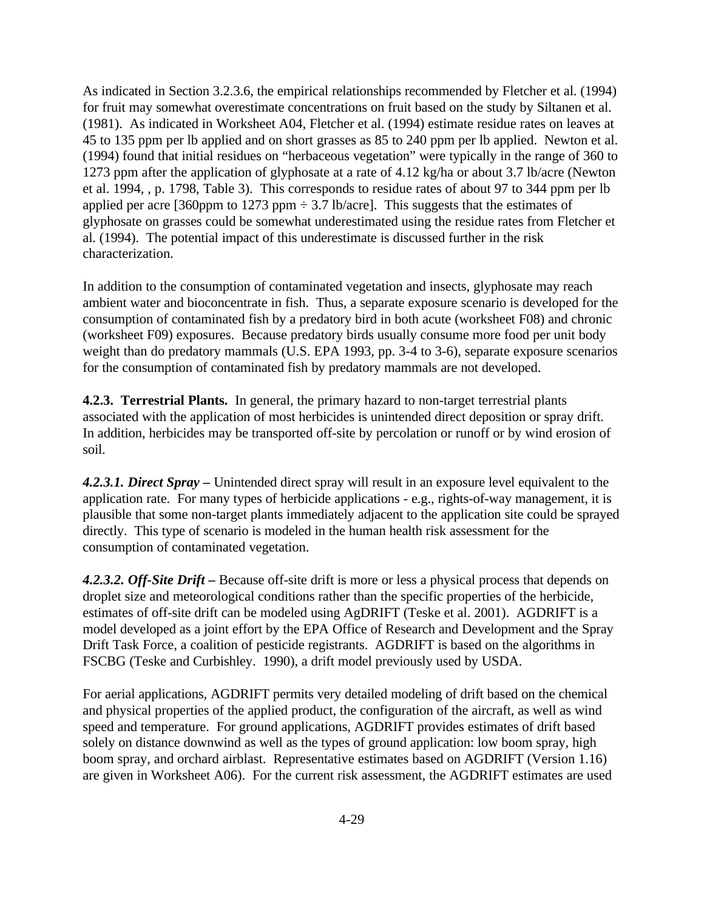As indicated in Section 3.2.3.6, the empirical relationships recommended by Fletcher et al. (1994) for fruit may somewhat overestimate concentrations on fruit based on the study by Siltanen et al. (1981). As indicated in Worksheet A04, Fletcher et al. (1994) estimate residue rates on leaves at 45 to 135 ppm per lb applied and on short grasses as 85 to 240 ppm per lb applied. Newton et al. (1994) found that initial residues on "herbaceous vegetation" were typically in the range of 360 to 1273 ppm after the application of glyphosate at a rate of 4.12 kg/ha or about 3.7 lb/acre (Newton et al. 1994, , p. 1798, Table 3). This corresponds to residue rates of about 97 to 344 ppm per lb applied per acre [360ppm to 1273 ppm ÷ 3.7 lb/acre]. This suggests that the estimates of glyphosate on grasses could be somewhat underestimated using the residue rates from Fletcher et al. (1994). The potential impact of this underestimate is discussed further in the risk characterization.

In addition to the consumption of contaminated vegetation and insects, glyphosate may reach ambient water and bioconcentrate in fish. Thus, a separate exposure scenario is developed for the consumption of contaminated fish by a predatory bird in both acute (worksheet F08) and chronic (worksheet F09) exposures. Because predatory birds usually consume more food per unit body weight than do predatory mammals (U.S. EPA 1993, pp. 3-4 to 3-6), separate exposure scenarios for the consumption of contaminated fish by predatory mammals are not developed.

**4.2.3. Terrestrial Plants.** In general, the primary hazard to non-target terrestrial plants associated with the application of most herbicides is unintended direct deposition or spray drift. In addition, herbicides may be transported off-site by percolation or runoff or by wind erosion of soil.

***4.2.3.1. Direct Spray –*** Unintended direct spray will result in an exposure level equivalent to the application rate. For many types of herbicide applications - e.g., rights-of-way management, it is plausible that some non-target plants immediately adjacent to the application site could be sprayed directly. This type of scenario is modeled in the human health risk assessment for the consumption of contaminated vegetation.

***4.2.3.2. Off-Site Drift –*** Because off-site drift is more or less a physical process that depends on droplet size and meteorological conditions rather than the specific properties of the herbicide, estimates of off-site drift can be modeled using AgDRIFT (Teske et al. 2001). AGDRIFT is a model developed as a joint effort by the EPA Office of Research and Development and the Spray Drift Task Force, a coalition of pesticide registrants. AGDRIFT is based on the algorithms in FSCBG (Teske and Curbishley. 1990), a drift model previously used by USDA.

For aerial applications, AGDRIFT permits very detailed modeling of drift based on the chemical and physical properties of the applied product, the configuration of the aircraft, as well as wind speed and temperature. For ground applications, AGDRIFT provides estimates of drift based solely on distance downwind as well as the types of ground application: low boom spray, high boom spray, and orchard airblast. Representative estimates based on AGDRIFT (Version 1.16) are given in Worksheet A06). For the current risk assessment, the AGDRIFT estimates are used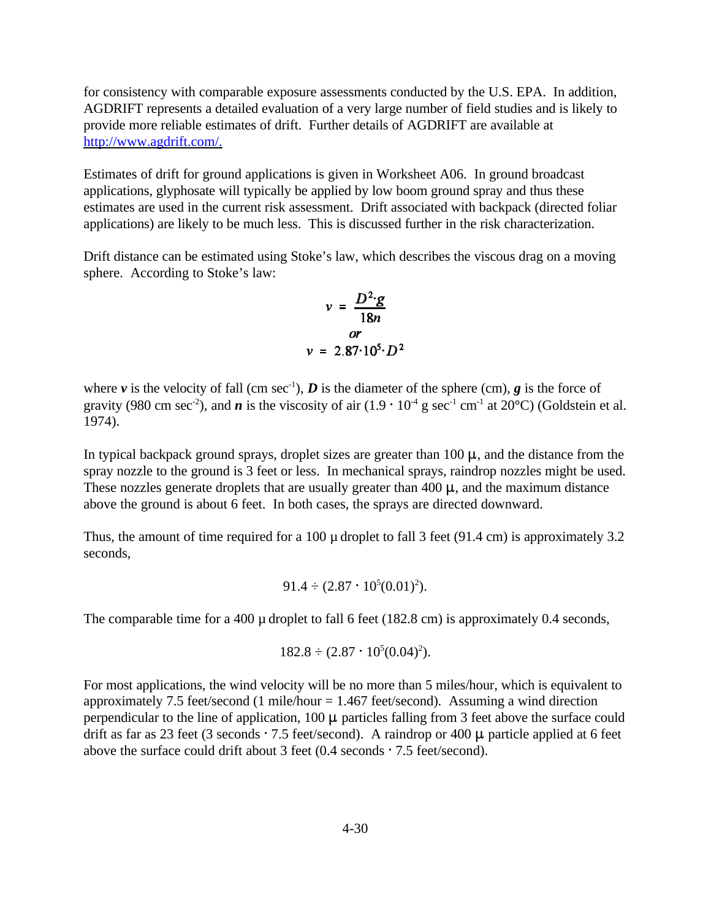for consistency with comparable exposure assessments conducted by the U.S. EPA. In addition, AGDRIFT represents a detailed evaluation of a very large number of field studies and is likely to provide more reliable estimates of drift. Further details of AGDRIFT are available at http://www.agdrift.com/.

Estimates of drift for ground applications is given in Worksheet A06. In ground broadcast applications, glyphosate will typically be applied by low boom ground spray and thus these estimates are used in the current risk assessment. Drift associated with backpack (directed foliar applications) are likely to be much less. This is discussed further in the risk characterization.

Drift distance can be estimated using Stoke's law, which describes the viscous drag on a moving sphere. According to Stoke's law:

$$v = \frac{D^2 \cdot g}{18n}$$

$$or$$

$$v = 2.87 \cdot 10^5 \cdot D^2$$

where $\boldsymbol{v}$ is the velocity of fall (cm $sec^{-1}$), $\boldsymbol{D}$ is the diameter of the sphere (cm), $\boldsymbol{g}$ is the force of gravity (980 cm $sec^{-2}$), and $\boldsymbol{n}$ is the viscosity of air ($1.9 \cdot 10^{-4}$ g $sec^{-1}$ $cm^{-1}$ at 20°C) (Goldstein et al. 1974).

In typical backpack ground sprays, droplet sizes are greater than 100 µ, and the distance from the spray nozzle to the ground is 3 feet or less. In mechanical sprays, raindrop nozzles might be used. These nozzles generate droplets that are usually greater than 400 µ, and the maximum distance above the ground is about 6 feet. In both cases, the sprays are directed downward.

Thus, the amount of time required for a 100 µ droplet to fall 3 feet (91.4 cm) is approximately 3.2 seconds,

$$91.4 \div (2.87 \cdot 10^5 (0.01)^2).$$

The comparable time for a 400 µ droplet to fall 6 feet (182.8 cm) is approximately 0.4 seconds,

$$182.8 \div (2.87 \cdot 10^5 (0.04)^2).$$

For most applications, the wind velocity will be no more than 5 miles/hour, which is equivalent to approximately 7.5 feet/second (1 mile/hour = 1.467 feet/second). Assuming a wind direction perpendicular to the line of application, 100 µ particles falling from 3 feet above the surface could drift as far as 23 feet (3 seconds · 7.5 feet/second). A raindrop or 400 µ particle applied at 6 feet above the surface could drift about 3 feet (0.4 seconds · 7.5 feet/second).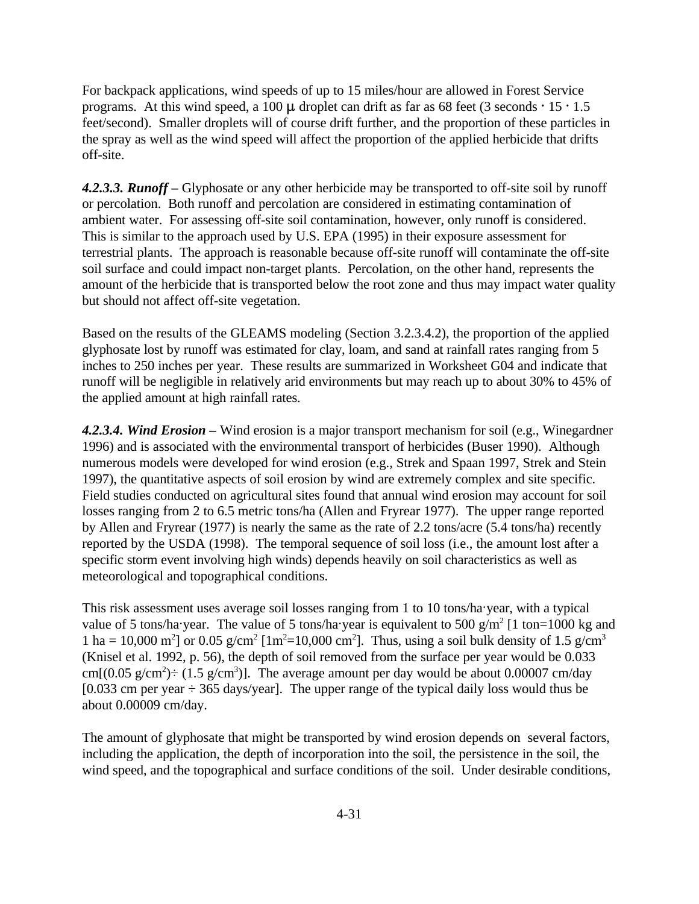For backpack applications, wind speeds of up to 15 miles/hour are allowed in Forest Service programs. At this wind speed, a 100 μ droplet can drift as far as 68 feet (3 seconds · 15 · 1.5 feet/second). Smaller droplets will of course drift further, and the proportion of these particles in the spray as well as the wind speed will affect the proportion of the applied herbicide that drifts off-site.

***4.2.3.3. Runoff*** **–** Glyphosate or any other herbicide may be transported to off-site soil by runoff or percolation. Both runoff and percolation are considered in estimating contamination of ambient water. For assessing off-site soil contamination, however, only runoff is considered. This is similar to the approach used by U.S. EPA (1995) in their exposure assessment for terrestrial plants. The approach is reasonable because off-site runoff will contaminate the off-site soil surface and could impact non-target plants. Percolation, on the other hand, represents the amount of the herbicide that is transported below the root zone and thus may impact water quality but should not affect off-site vegetation.

Based on the results of the GLEAMS modeling (Section 3.2.3.4.2), the proportion of the applied glyphosate lost by runoff was estimated for clay, loam, and sand at rainfall rates ranging from 5 inches to 250 inches per year. These results are summarized in Worksheet G04 and indicate that runoff will be negligible in relatively arid environments but may reach up to about 30% to 45% of the applied amount at high rainfall rates.

***4.2.3.4. Wind Erosion*** **–** Wind erosion is a major transport mechanism for soil (e.g., Winegardner 1996) and is associated with the environmental transport of herbicides (Buser 1990). Although numerous models were developed for wind erosion (e.g., Strek and Spaan 1997, Strek and Stein 1997), the quantitative aspects of soil erosion by wind are extremely complex and site specific. Field studies conducted on agricultural sites found that annual wind erosion may account for soil losses ranging from 2 to 6.5 metric tons/ha (Allen and Fryrear 1977). The upper range reported by Allen and Fryrear (1977) is nearly the same as the rate of 2.2 tons/acre (5.4 tons/ha) recently reported by the USDA (1998). The temporal sequence of soil loss (i.e., the amount lost after a specific storm event involving high winds) depends heavily on soil characteristics as well as meteorological and topographical conditions.

This risk assessment uses average soil losses ranging from 1 to 10 tons/ha·year, with a typical value of 5 tons/ha·year. The value of 5 tons/ha·year is equivalent to 500 $g/m^2$ [1 ton=1000 kg and 1 ha = 10,000 $m^2$] or 0.05 $g/cm^2$ [$1 m^2$=10,000 $cm^2$]. Thus, using a soil bulk density of 1.5 $g/cm^3$ (Knisel et al. 1992, p. 56), the depth of soil removed from the surface per year would be 0.033 cm[(0.05 $g/cm^2$)÷ (1.5 $g/cm^3$)]. The average amount per day would be about 0.00007 cm/day [0.033 cm per year ÷ 365 days/year]. The upper range of the typical daily loss would thus be about 0.00009 cm/day.

The amount of glyphosate that might be transported by wind erosion depends on several factors, including the application, the depth of incorporation into the soil, the persistence in the soil, the wind speed, and the topographical and surface conditions of the soil. Under desirable conditions,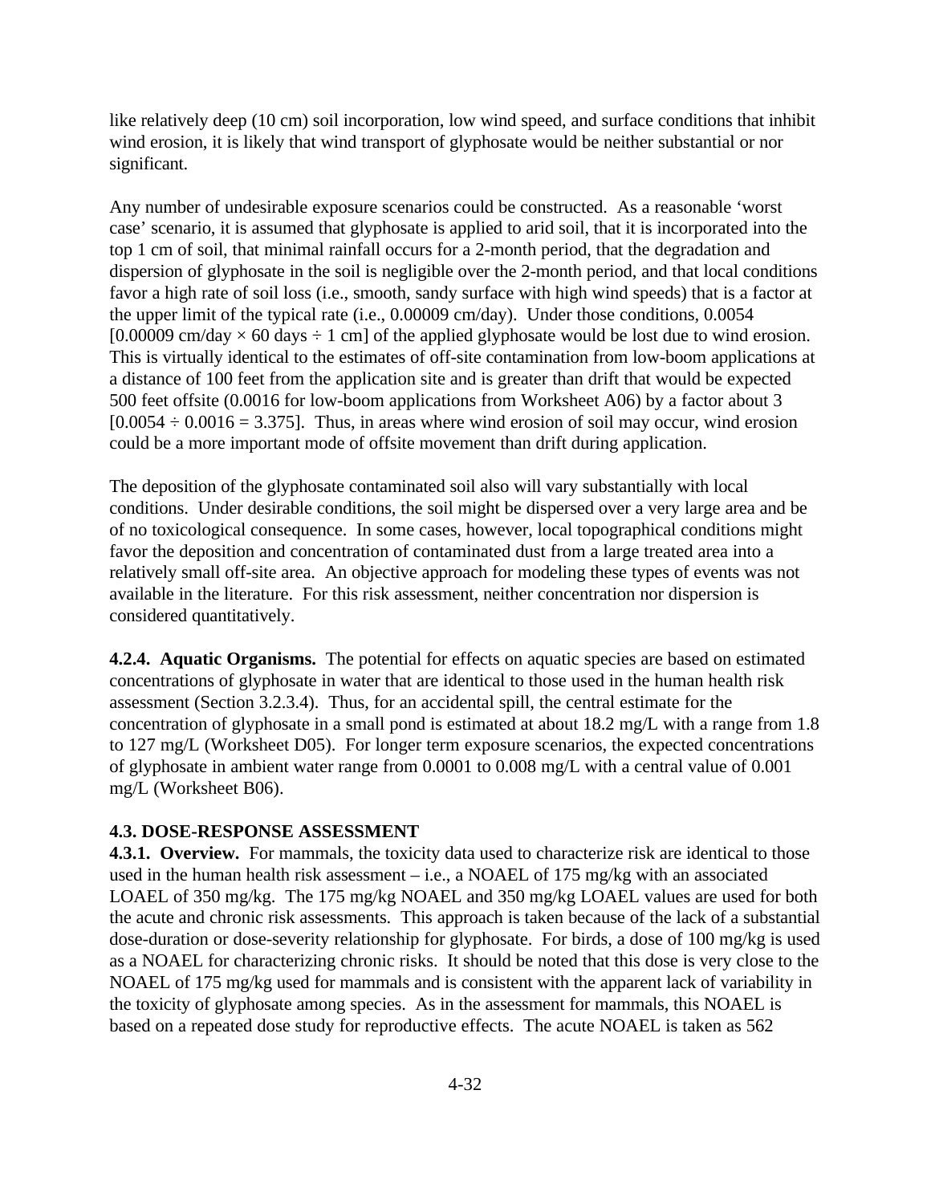like relatively deep (10 cm) soil incorporation, low wind speed, and surface conditions that inhibit wind erosion, it is likely that wind transport of glyphosate would be neither substantial or nor significant.

Any number of undesirable exposure scenarios could be constructed. As a reasonable 'worst case' scenario, it is assumed that glyphosate is applied to arid soil, that it is incorporated into the top 1 cm of soil, that minimal rainfall occurs for a 2-month period, that the degradation and dispersion of glyphosate in the soil is negligible over the 2-month period, and that local conditions favor a high rate of soil loss (i.e., smooth, sandy surface with high wind speeds) that is a factor at the upper limit of the typical rate (i.e., 0.00009 cm/day). Under those conditions, 0.0054 [0.00009 cm/day × 60 days ÷ 1 cm] of the applied glyphosate would be lost due to wind erosion. This is virtually identical to the estimates of off-site contamination from low-boom applications at a distance of 100 feet from the application site and is greater than drift that would be expected 500 feet offsite (0.0016 for low-boom applications from Worksheet A06) by a factor about 3 [0.0054 ÷ 0.0016 = 3.375]. Thus, in areas where wind erosion of soil may occur, wind erosion could be a more important mode of offsite movement than drift during application.

The deposition of the glyphosate contaminated soil also will vary substantially with local conditions. Under desirable conditions, the soil might be dispersed over a very large area and be of no toxicological consequence. In some cases, however, local topographical conditions might favor the deposition and concentration of contaminated dust from a large treated area into a relatively small off-site area. An objective approach for modeling these types of events was not available in the literature. For this risk assessment, neither concentration nor dispersion is considered quantitatively.

**4.2.4. Aquatic Organisms.** The potential for effects on aquatic species are based on estimated concentrations of glyphosate in water that are identical to those used in the human health risk assessment (Section 3.2.3.4). Thus, for an accidental spill, the central estimate for the concentration of glyphosate in a small pond is estimated at about 18.2 mg/L with a range from 1.8 to 127 mg/L (Worksheet D05). For longer term exposure scenarios, the expected concentrations of glyphosate in ambient water range from 0.0001 to 0.008 mg/L with a central value of 0.001 mg/L (Worksheet B06).

## 4.3. DOSE-RESPONSE ASSESSMENT

**4.3.1. Overview.** For mammals, the toxicity data used to characterize risk are identical to those used in the human health risk assessment – i.e., a NOAEL of 175 mg/kg with an associated LOAEL of 350 mg/kg. The 175 mg/kg NOAEL and 350 mg/kg LOAEL values are used for both the acute and chronic risk assessments. This approach is taken because of the lack of a substantial dose-duration or dose-severity relationship for glyphosate. For birds, a dose of 100 mg/kg is used as a NOAEL for characterizing chronic risks. It should be noted that this dose is very close to the NOAEL of 175 mg/kg used for mammals and is consistent with the apparent lack of variability in the toxicity of glyphosate among species. As in the assessment for mammals, this NOAEL is based on a repeated dose study for reproductive effects. The acute NOAEL is taken as 562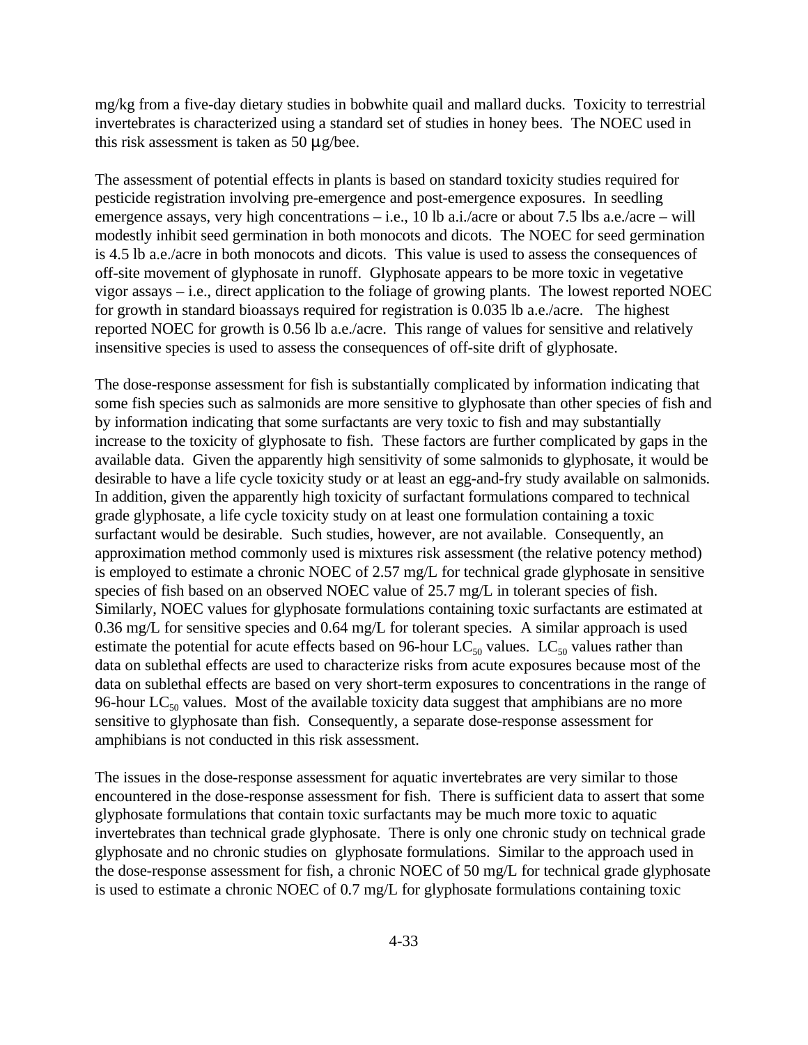mg/kg from a five-day dietary studies in bobwhite quail and mallard ducks. Toxicity to terrestrial invertebrates is characterized using a standard set of studies in honey bees. The NOEC used in this risk assessment is taken as 50 μg/bee.

The assessment of potential effects in plants is based on standard toxicity studies required for pesticide registration involving pre-emergence and post-emergence exposures. In seedling emergence assays, very high concentrations – i.e., 10 lb a.i./acre or about 7.5 lbs a.e./acre – will modestly inhibit seed germination in both monocots and dicots. The NOEC for seed germination is 4.5 lb a.e./acre in both monocots and dicots. This value is used to assess the consequences of off-site movement of glyphosate in runoff. Glyphosate appears to be more toxic in vegetative vigor assays – i.e., direct application to the foliage of growing plants. The lowest reported NOEC for growth in standard bioassays required for registration is 0.035 lb a.e./acre. The highest reported NOEC for growth is 0.56 lb a.e./acre. This range of values for sensitive and relatively insensitive species is used to assess the consequences of off-site drift of glyphosate.

The dose-response assessment for fish is substantially complicated by information indicating that some fish species such as salmonids are more sensitive to glyphosate than other species of fish and by information indicating that some surfactants are very toxic to fish and may substantially increase to the toxicity of glyphosate to fish. These factors are further complicated by gaps in the available data. Given the apparently high sensitivity of some salmonids to glyphosate, it would be desirable to have a life cycle toxicity study or at least an egg-and-fry study available on salmonids. In addition, given the apparently high toxicity of surfactant formulations compared to technical grade glyphosate, a life cycle toxicity study on at least one formulation containing a toxic surfactant would be desirable. Such studies, however, are not available. Consequently, an approximation method commonly used is mixtures risk assessment (the relative potency method) is employed to estimate a chronic NOEC of 2.57 mg/L for technical grade glyphosate in sensitive species of fish based on an observed NOEC value of 25.7 mg/L in tolerant species of fish. Similarly, NOEC values for glyphosate formulations containing toxic surfactants are estimated at 0.36 mg/L for sensitive species and 0.64 mg/L for tolerant species. A similar approach is used estimate the potential for acute effects based on 96-hour $LC_{50}$ values. $LC_{50}$ values rather than data on sublethal effects are used to characterize risks from acute exposures because most of the data on sublethal effects are based on very short-term exposures to concentrations in the range of 96-hour $LC_{50}$ values. Most of the available toxicity data suggest that amphibians are no more sensitive to glyphosate than fish. Consequently, a separate dose-response assessment for amphibians is not conducted in this risk assessment.

The issues in the dose-response assessment for aquatic invertebrates are very similar to those encountered in the dose-response assessment for fish. There is sufficient data to assert that some glyphosate formulations that contain toxic surfactants may be much more toxic to aquatic invertebrates than technical grade glyphosate. There is only one chronic study on technical grade glyphosate and no chronic studies on glyphosate formulations. Similar to the approach used in the dose-response assessment for fish, a chronic NOEC of 50 mg/L for technical grade glyphosate is used to estimate a chronic NOEC of 0.7 mg/L for glyphosate formulations containing toxic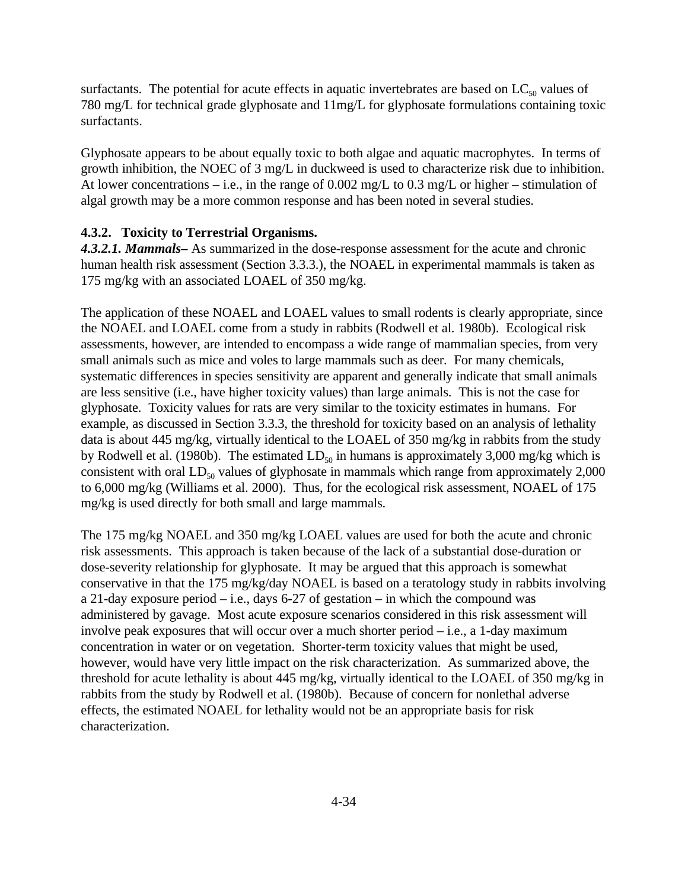surfactants. The potential for acute effects in aquatic invertebrates are based on $LC_{50}$ values of 780 mg/L for technical grade glyphosate and 11mg/L for glyphosate formulations containing toxic surfactants.

Glyphosate appears to be about equally toxic to both algae and aquatic macrophytes. In terms of growth inhibition, the NOEC of 3 mg/L in duckweed is used to characterize risk due to inhibition. At lower concentrations – i.e., in the range of 0.002 mg/L to 0.3 mg/L or higher – stimulation of algal growth may be a more common response and has been noted in several studies.

### 4.3.2. Toxicity to Terrestrial Organisms.

***4.3.2.1. Mammals***– As summarized in the dose-response assessment for the acute and chronic human health risk assessment (Section 3.3.3.), the NOAEL in experimental mammals is taken as 175 mg/kg with an associated LOAEL of 350 mg/kg.

The application of these NOAEL and LOAEL values to small rodents is clearly appropriate, since the NOAEL and LOAEL come from a study in rabbits (Rodwell et al. 1980b). Ecological risk assessments, however, are intended to encompass a wide range of mammalian species, from very small animals such as mice and voles to large mammals such as deer. For many chemicals, systematic differences in species sensitivity are apparent and generally indicate that small animals are less sensitive (i.e., have higher toxicity values) than large animals. This is not the case for glyphosate. Toxicity values for rats are very similar to the toxicity estimates in humans. For example, as discussed in Section 3.3.3, the threshold for toxicity based on an analysis of lethality data is about 445 mg/kg, virtually identical to the LOAEL of 350 mg/kg in rabbits from the study by Rodwell et al. (1980b). The estimated $LD_{50}$ in humans is approximately 3,000 mg/kg which is consistent with oral $LD_{50}$ values of glyphosate in mammals which range from approximately 2,000 to 6,000 mg/kg (Williams et al. 2000). Thus, for the ecological risk assessment, NOAEL of 175 mg/kg is used directly for both small and large mammals.

The 175 mg/kg NOAEL and 350 mg/kg LOAEL values are used for both the acute and chronic risk assessments. This approach is taken because of the lack of a substantial dose-duration or dose-severity relationship for glyphosate. It may be argued that this approach is somewhat conservative in that the 175 mg/kg/day NOAEL is based on a teratology study in rabbits involving a 21-day exposure period – i.e., days 6-27 of gestation – in which the compound was administered by gavage. Most acute exposure scenarios considered in this risk assessment will involve peak exposures that will occur over a much shorter period – i.e., a 1-day maximum concentration in water or on vegetation. Shorter-term toxicity values that might be used, however, would have very little impact on the risk characterization. As summarized above, the threshold for acute lethality is about 445 mg/kg, virtually identical to the LOAEL of 350 mg/kg in rabbits from the study by Rodwell et al. (1980b). Because of concern for nonlethal adverse effects, the estimated NOAEL for lethality would not be an appropriate basis for risk characterization.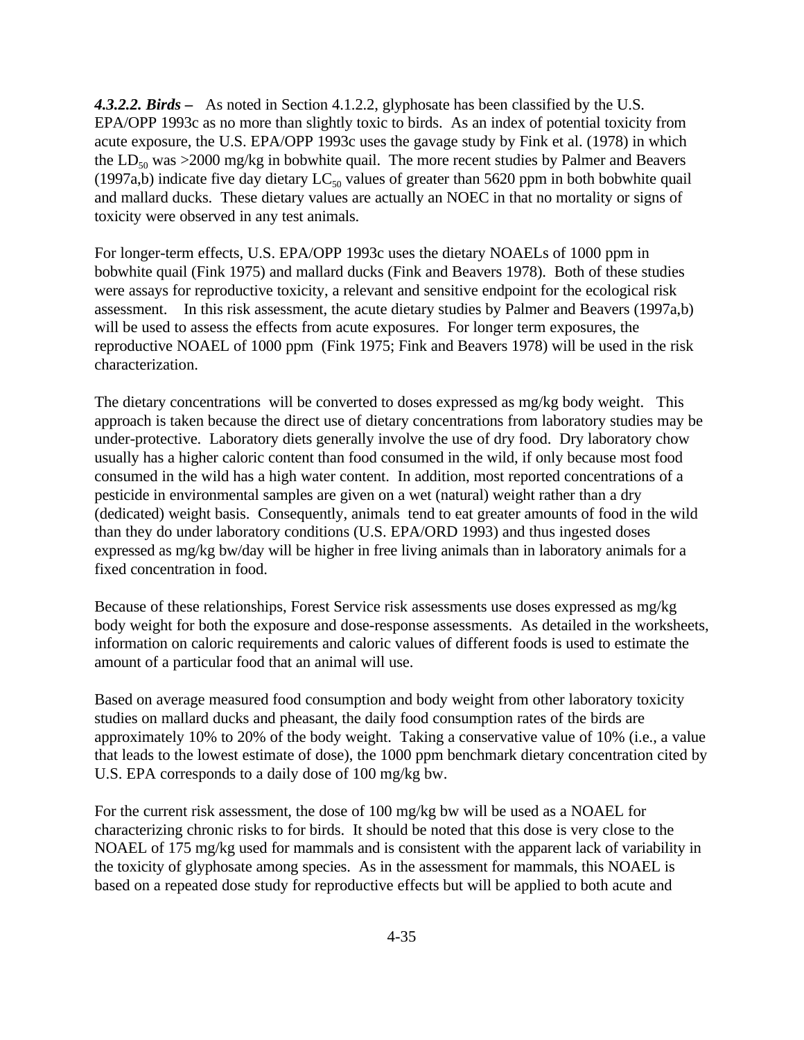***4.3.2.2. Birds –*** As noted in Section 4.1.2.2, glyphosate has been classified by the U.S. EPA/OPP 1993c as no more than slightly toxic to birds. As an index of potential toxicity from acute exposure, the U.S. EPA/OPP 1993c uses the gavage study by Fink et al. (1978) in which the $LD_{50}$ was >2000 mg/kg in bobwhite quail. The more recent studies by Palmer and Beavers (1997a,b) indicate five day dietary $LC_{50}$ values of greater than 5620 ppm in both bobwhite quail and mallard ducks. These dietary values are actually an NOEC in that no mortality or signs of toxicity were observed in any test animals.

For longer-term effects, U.S. EPA/OPP 1993c uses the dietary NOAELs of 1000 ppm in bobwhite quail (Fink 1975) and mallard ducks (Fink and Beavers 1978). Both of these studies were assays for reproductive toxicity, a relevant and sensitive endpoint for the ecological risk assessment. In this risk assessment, the acute dietary studies by Palmer and Beavers (1997a,b) will be used to assess the effects from acute exposures. For longer term exposures, the reproductive NOAEL of 1000 ppm (Fink 1975; Fink and Beavers 1978) will be used in the risk characterization.

The dietary concentrations will be converted to doses expressed as mg/kg body weight. This approach is taken because the direct use of dietary concentrations from laboratory studies may be under-protective. Laboratory diets generally involve the use of dry food. Dry laboratory chow usually has a higher caloric content than food consumed in the wild, if only because most food consumed in the wild has a high water content. In addition, most reported concentrations of a pesticide in environmental samples are given on a wet (natural) weight rather than a dry (dedicated) weight basis. Consequently, animals tend to eat greater amounts of food in the wild than they do under laboratory conditions (U.S. EPA/ORD 1993) and thus ingested doses expressed as mg/kg bw/day will be higher in free living animals than in laboratory animals for a fixed concentration in food.

Because of these relationships, Forest Service risk assessments use doses expressed as mg/kg body weight for both the exposure and dose-response assessments. As detailed in the worksheets, information on caloric requirements and caloric values of different foods is used to estimate the amount of a particular food that an animal will use.

Based on average measured food consumption and body weight from other laboratory toxicity studies on mallard ducks and pheasant, the daily food consumption rates of the birds are approximately 10% to 20% of the body weight. Taking a conservative value of 10% (i.e., a value that leads to the lowest estimate of dose), the 1000 ppm benchmark dietary concentration cited by U.S. EPA corresponds to a daily dose of 100 mg/kg bw.

For the current risk assessment, the dose of 100 mg/kg bw will be used as a NOAEL for characterizing chronic risks to for birds. It should be noted that this dose is very close to the NOAEL of 175 mg/kg used for mammals and is consistent with the apparent lack of variability in the toxicity of glyphosate among species. As in the assessment for mammals, this NOAEL is based on a repeated dose study for reproductive effects but will be applied to both acute and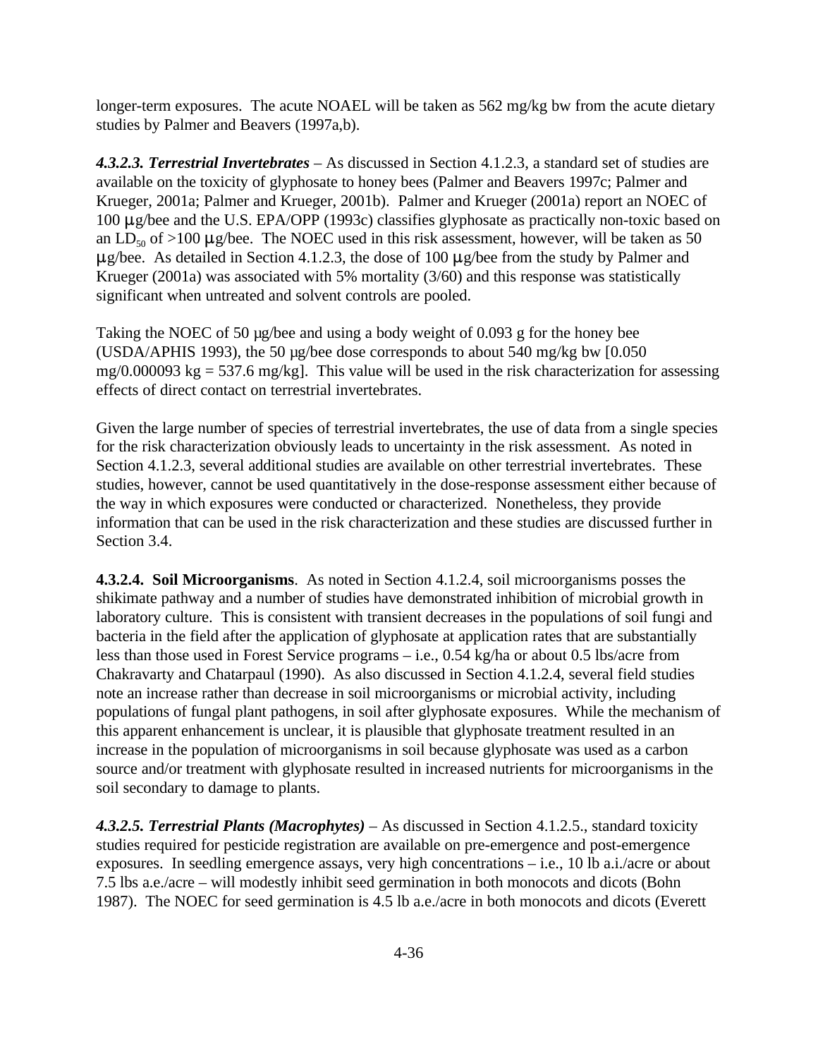longer-term exposures. The acute NOAEL will be taken as 562 mg/kg bw from the acute dietary studies by Palmer and Beavers (1997a,b).

***4.3.2.3. Terrestrial Invertebrates*** – As discussed in Section 4.1.2.3, a standard set of studies are available on the toxicity of glyphosate to honey bees (Palmer and Beavers 1997c; Palmer and Krueger, 2001a; Palmer and Krueger, 2001b). Palmer and Krueger (2001a) report an NOEC of 100 μg/bee and the U.S. EPA/OPP (1993c) classifies glyphosate as practically non-toxic based on an $LD_{50}$ of >100 μg/bee. The NOEC used in this risk assessment, however, will be taken as 50 μg/bee. As detailed in Section 4.1.2.3, the dose of 100 μg/bee from the study by Palmer and Krueger (2001a) was associated with 5% mortality (3/60) and this response was statistically significant when untreated and solvent controls are pooled.

Taking the NOEC of 50 μg/bee and using a body weight of 0.093 g for the honey bee (USDA/APHIS 1993), the 50 μg/bee dose corresponds to about 540 mg/kg bw [0.050 mg/0.000093 kg = 537.6 mg/kg]. This value will be used in the risk characterization for assessing effects of direct contact on terrestrial invertebrates.

Given the large number of species of terrestrial invertebrates, the use of data from a single species for the risk characterization obviously leads to uncertainty in the risk assessment. As noted in Section 4.1.2.3, several additional studies are available on other terrestrial invertebrates. These studies, however, cannot be used quantitatively in the dose-response assessment either because of the way in which exposures were conducted or characterized. Nonetheless, they provide information that can be used in the risk characterization and these studies are discussed further in Section 3.4.

**4.3.2.4. Soil Microorganisms**. As noted in Section 4.1.2.4, soil microorganisms posses the shikimate pathway and a number of studies have demonstrated inhibition of microbial growth in laboratory culture. This is consistent with transient decreases in the populations of soil fungi and bacteria in the field after the application of glyphosate at application rates that are substantially less than those used in Forest Service programs – i.e., 0.54 kg/ha or about 0.5 lbs/acre from Chakravarty and Chatarpaul (1990). As also discussed in Section 4.1.2.4, several field studies note an increase rather than decrease in soil microorganisms or microbial activity, including populations of fungal plant pathogens, in soil after glyphosate exposures. While the mechanism of this apparent enhancement is unclear, it is plausible that glyphosate treatment resulted in an increase in the population of microorganisms in soil because glyphosate was used as a carbon source and/or treatment with glyphosate resulted in increased nutrients for microorganisms in the soil secondary to damage to plants.

***4.3.2.5. Terrestrial Plants (Macrophytes)*** – As discussed in Section 4.1.2.5., standard toxicity studies required for pesticide registration are available on pre-emergence and post-emergence exposures. In seedling emergence assays, very high concentrations – i.e., 10 lb a.i./acre or about 7.5 lbs a.e./acre – will modestly inhibit seed germination in both monocots and dicots (Bohn 1987). The NOEC for seed germination is 4.5 lb a.e./acre in both monocots and dicots (Everett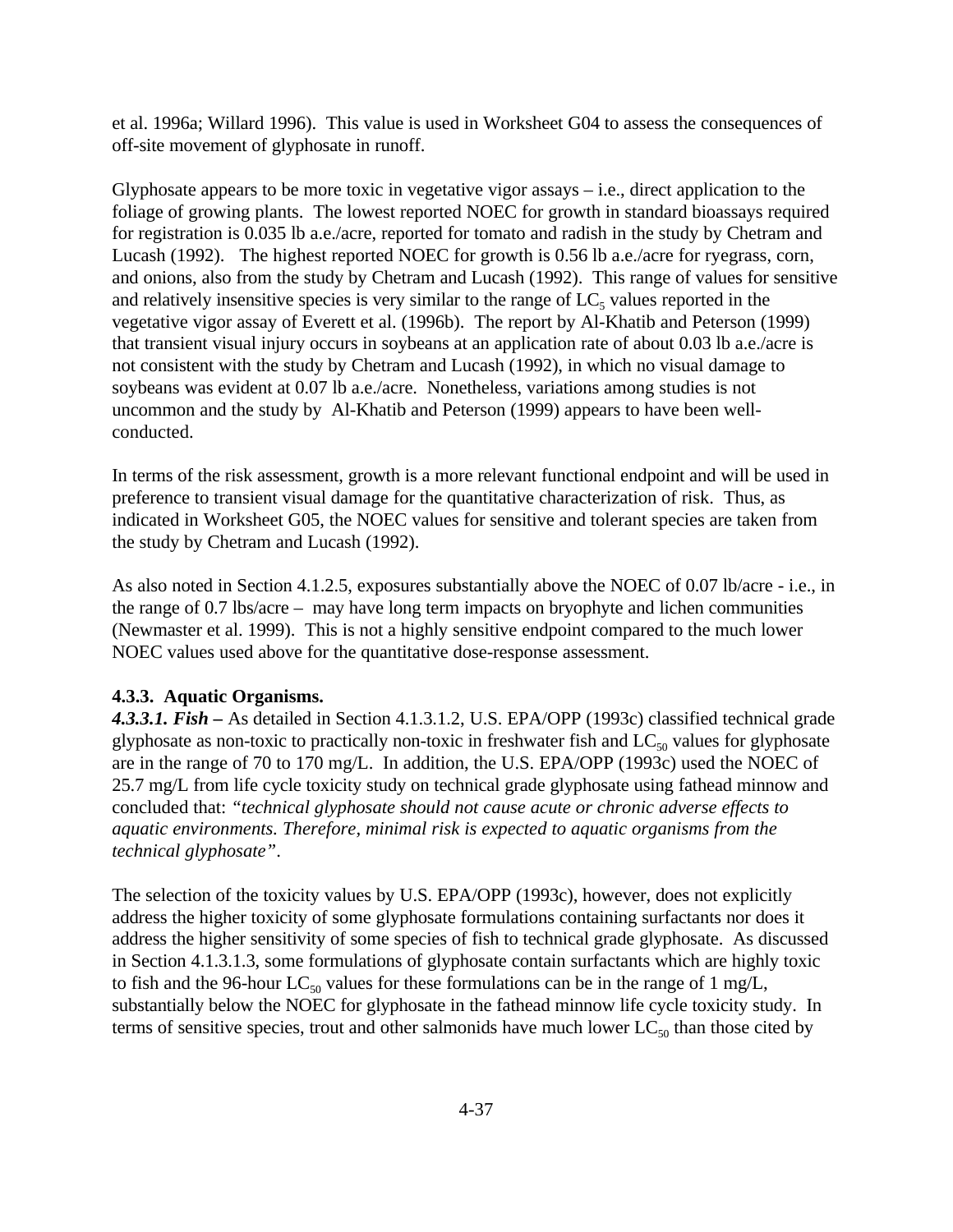et al. 1996a; Willard 1996). This value is used in Worksheet G04 to assess the consequences of off-site movement of glyphosate in runoff.

Glyphosate appears to be more toxic in vegetative vigor assays – i.e., direct application to the foliage of growing plants. The lowest reported NOEC for growth in standard bioassays required for registration is 0.035 lb a.e./acre, reported for tomato and radish in the study by Chetram and Lucash (1992). The highest reported NOEC for growth is 0.56 lb a.e./acre for ryegrass, corn, and onions, also from the study by Chetram and Lucash (1992). This range of values for sensitive and relatively insensitive species is very similar to the range of $LC_5$ values reported in the vegetative vigor assay of Everett et al. (1996b). The report by Al-Khatib and Peterson (1999) that transient visual injury occurs in soybeans at an application rate of about 0.03 lb a.e./acre is not consistent with the study by Chetram and Lucash (1992), in which no visual damage to soybeans was evident at 0.07 lb a.e./acre. Nonetheless, variations among studies is not uncommon and the study by Al-Khatib and Peterson (1999) appears to have been well-conducted.

In terms of the risk assessment, growth is a more relevant functional endpoint and will be used in preference to transient visual damage for the quantitative characterization of risk. Thus, as indicated in Worksheet G05, the NOEC values for sensitive and tolerant species are taken from the study by Chetram and Lucash (1992).

As also noted in Section 4.1.2.5, exposures substantially above the NOEC of 0.07 lb/acre - i.e., in the range of 0.7 lbs/acre – may have long term impacts on bryophyte and lichen communities (Newmaster et al. 1999). This is not a highly sensitive endpoint compared to the much lower NOEC values used above for the quantitative dose-response assessment.

### 4.3.3. Aquatic Organisms.

***4.3.3.1. Fish –*** As detailed in Section 4.1.3.1.2, U.S. EPA/OPP (1993c) classified technical grade glyphosate as non-toxic to practically non-toxic in freshwater fish and $LC_{50}$ values for glyphosate are in the range of 70 to 170 mg/L. In addition, the U.S. EPA/OPP (1993c) used the NOEC of 25.7 mg/L from life cycle toxicity study on technical grade glyphosate using fathead minnow and concluded that: *"technical glyphosate should not cause acute or chronic adverse effects to aquatic environments. Therefore, minimal risk is expected to aquatic organisms from the technical glyphosate"*.

The selection of the toxicity values by U.S. EPA/OPP (1993c), however, does not explicitly address the higher toxicity of some glyphosate formulations containing surfactants nor does it address the higher sensitivity of some species of fish to technical grade glyphosate. As discussed in Section 4.1.3.1.3, some formulations of glyphosate contain surfactants which are highly toxic to fish and the 96-hour $LC_{50}$ values for these formulations can be in the range of 1 mg/L, substantially below the NOEC for glyphosate in the fathead minnow life cycle toxicity study. In terms of sensitive species, trout and other salmonids have much lower $LC_{50}$ than those cited by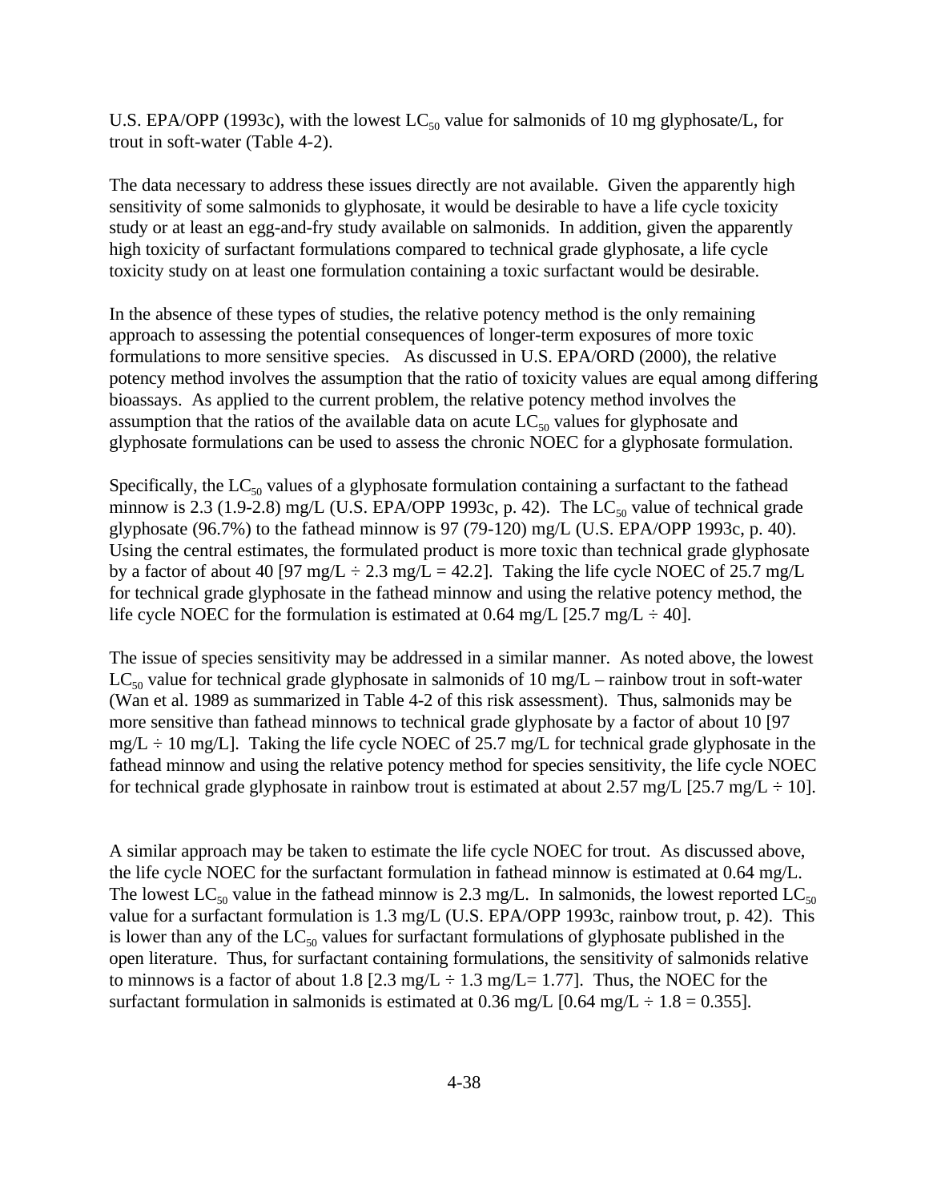U.S. EPA/OPP (1993c), with the lowest $LC_{50}$ value for salmonids of 10 mg glyphosate/L, for trout in soft-water (Table 4-2).

The data necessary to address these issues directly are not available. Given the apparently high sensitivity of some salmonids to glyphosate, it would be desirable to have a life cycle toxicity study or at least an egg-and-fry study available on salmonids. In addition, given the apparently high toxicity of surfactant formulations compared to technical grade glyphosate, a life cycle toxicity study on at least one formulation containing a toxic surfactant would be desirable.

In the absence of these types of studies, the relative potency method is the only remaining approach to assessing the potential consequences of longer-term exposures of more toxic formulations to more sensitive species. As discussed in U.S. EPA/ORD (2000), the relative potency method involves the assumption that the ratio of toxicity values are equal among differing bioassays. As applied to the current problem, the relative potency method involves the assumption that the ratios of the available data on acute $LC_{50}$ values for glyphosate and glyphosate formulations can be used to assess the chronic NOEC for a glyphosate formulation.

Specifically, the $LC_{50}$ values of a glyphosate formulation containing a surfactant to the fathead minnow is 2.3 (1.9-2.8) mg/L (U.S. EPA/OPP 1993c, p. 42). The $LC_{50}$ value of technical grade glyphosate (96.7%) to the fathead minnow is 97 (79-120) mg/L (U.S. EPA/OPP 1993c, p. 40). Using the central estimates, the formulated product is more toxic than technical grade glyphosate by a factor of about 40 [97 mg/L ÷ 2.3 mg/L = 42.2]. Taking the life cycle NOEC of 25.7 mg/L for technical grade glyphosate in the fathead minnow and using the relative potency method, the life cycle NOEC for the formulation is estimated at 0.64 mg/L [25.7 mg/L ÷ 40].

The issue of species sensitivity may be addressed in a similar manner. As noted above, the lowest $LC_{50}$ value for technical grade glyphosate in salmonids of 10 mg/L – rainbow trout in soft-water (Wan et al. 1989 as summarized in Table 4-2 of this risk assessment). Thus, salmonids may be more sensitive than fathead minnows to technical grade glyphosate by a factor of about 10 [97 mg/L ÷ 10 mg/L]. Taking the life cycle NOEC of 25.7 mg/L for technical grade glyphosate in the fathead minnow and using the relative potency method for species sensitivity, the life cycle NOEC for technical grade glyphosate in rainbow trout is estimated at about 2.57 mg/L [25.7 mg/L ÷ 10].

A similar approach may be taken to estimate the life cycle NOEC for trout. As discussed above, the life cycle NOEC for the surfactant formulation in fathead minnow is estimated at 0.64 mg/L. The lowest $LC_{50}$ value in the fathead minnow is 2.3 mg/L. In salmonids, the lowest reported $LC_{50}$ value for a surfactant formulation is 1.3 mg/L (U.S. EPA/OPP 1993c, rainbow trout, p. 42). This is lower than any of the $LC_{50}$ values for surfactant formulations of glyphosate published in the open literature. Thus, for surfactant containing formulations, the sensitivity of salmonids relative to minnows is a factor of about 1.8 [2.3 mg/L ÷ 1.3 mg/L= 1.77]. Thus, the NOEC for the surfactant formulation in salmonids is estimated at 0.36 mg/L [0.64 mg/L ÷ 1.8 = 0.355].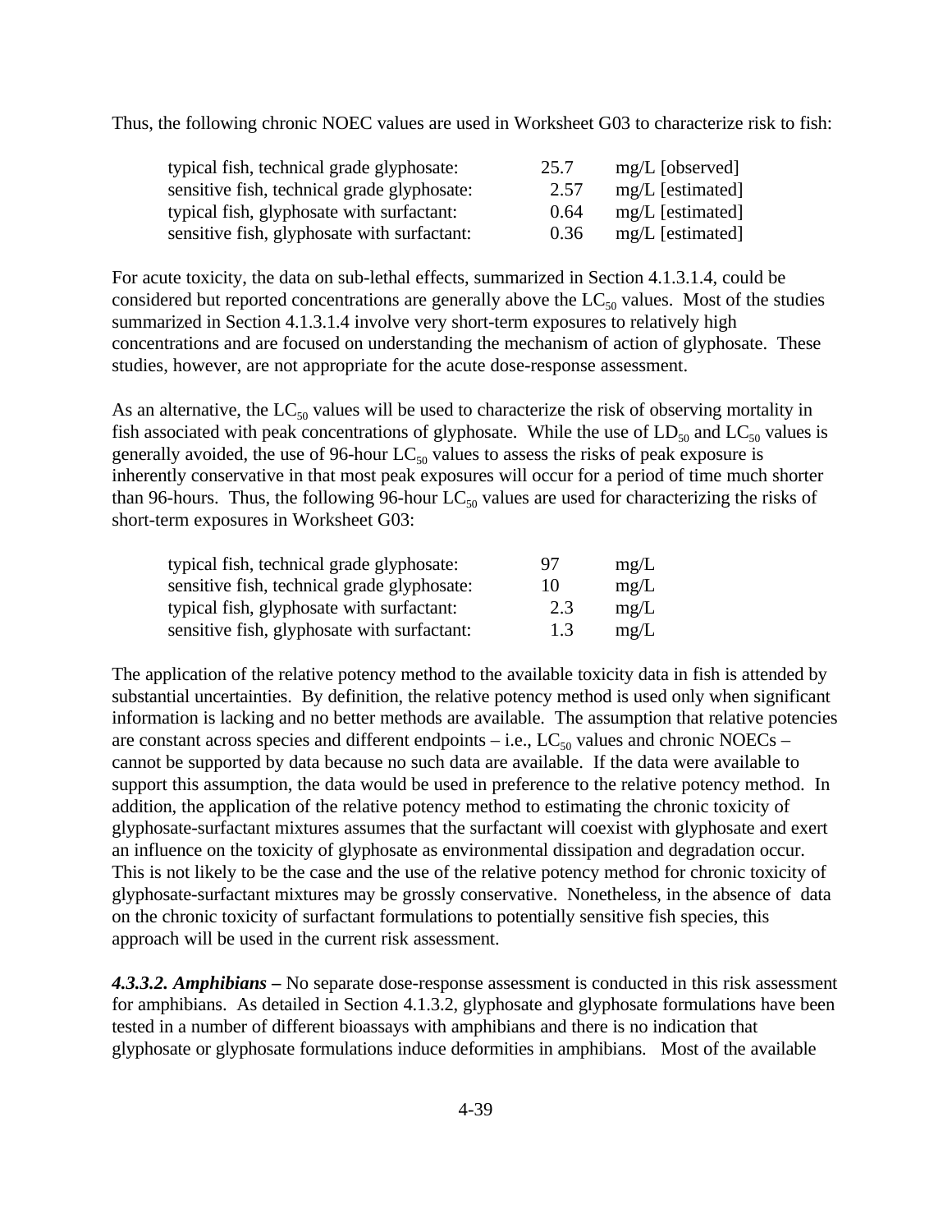Thus, the following chronic NOEC values are used in Worksheet G03 to characterize risk to fish:

| | | |
|---|---|---|
| typical fish, technical grade glyphosate: | 25.7 | mg/L [observed] |
| sensitive fish, technical grade glyphosate: | 2.57 | mg/L [estimated] |
| typical fish, glyphosate with surfactant: | 0.64 | mg/L [estimated] |
| sensitive fish, glyphosate with surfactant: | 0.36 | mg/L [estimated] |

For acute toxicity, the data on sub-lethal effects, summarized in Section 4.1.3.1.4, could be considered but reported concentrations are generally above the $LC_{50}$ values. Most of the studies summarized in Section 4.1.3.1.4 involve very short-term exposures to relatively high concentrations and are focused on understanding the mechanism of action of glyphosate. These studies, however, are not appropriate for the acute dose-response assessment.

As an alternative, the $LC_{50}$ values will be used to characterize the risk of observing mortality in fish associated with peak concentrations of glyphosate. While the use of $LD_{50}$ and $LC_{50}$ values is generally avoided, the use of 96-hour $LC_{50}$ values to assess the risks of peak exposure is inherently conservative in that most peak exposures will occur for a period of time much shorter than 96-hours. Thus, the following 96-hour $LC_{50}$ values are used for characterizing the risks of short-term exposures in Worksheet G03:

| | | |
|---|---|---|
| typical fish, technical grade glyphosate: | 97 | mg/L |
| sensitive fish, technical grade glyphosate: | 10 | mg/L |
| typical fish, glyphosate with surfactant: | 2.3 | mg/L |
| sensitive fish, glyphosate with surfactant: | 1.3 | mg/L |

The application of the relative potency method to the available toxicity data in fish is attended by substantial uncertainties. By definition, the relative potency method is used only when significant information is lacking and no better methods are available. The assumption that relative potencies are constant across species and different endpoints – i.e., $LC_{50}$ values and chronic NOECs – cannot be supported by data because no such data are available. If the data were available to support this assumption, the data would be used in preference to the relative potency method. In addition, the application of the relative potency method to estimating the chronic toxicity of glyphosate-surfactant mixtures assumes that the surfactant will coexist with glyphosate and exert an influence on the toxicity of glyphosate as environmental dissipation and degradation occur. This is not likely to be the case and the use of the relative potency method for chronic toxicity of glyphosate-surfactant mixtures may be grossly conservative. Nonetheless, in the absence of data on the chronic toxicity of surfactant formulations to potentially sensitive fish species, this approach will be used in the current risk assessment.

***4.3.3.2. Amphibians –*** No separate dose-response assessment is conducted in this risk assessment for amphibians. As detailed in Section 4.1.3.2, glyphosate and glyphosate formulations have been tested in a number of different bioassays with amphibians and there is no indication that glyphosate or glyphosate formulations induce deformities in amphibians. Most of the available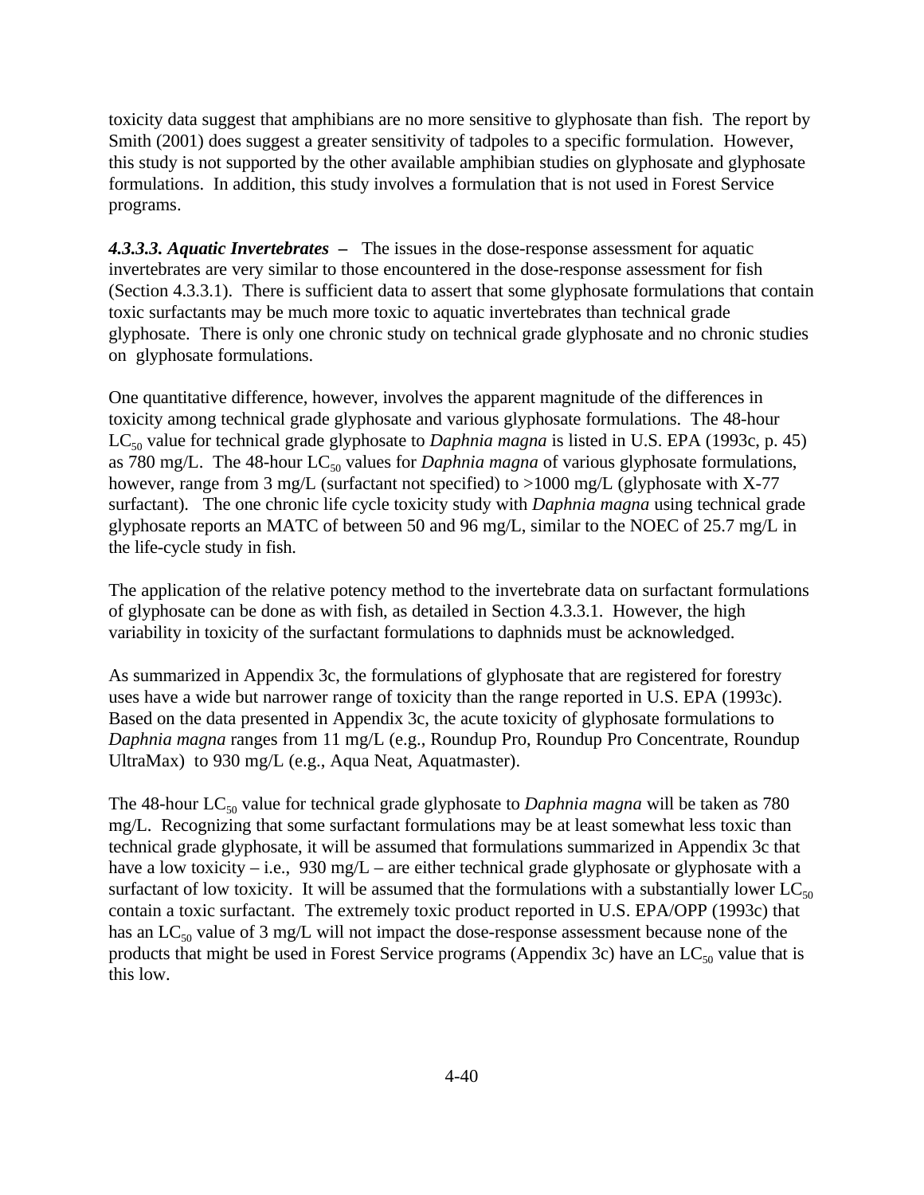toxicity data suggest that amphibians are no more sensitive to glyphosate than fish. The report by Smith (2001) does suggest a greater sensitivity of tadpoles to a specific formulation. However, this study is not supported by the other available amphibian studies on glyphosate and glyphosate formulations. In addition, this study involves a formulation that is not used in Forest Service programs.

***4.3.3.3. Aquatic Invertebrates*** **–** The issues in the dose-response assessment for aquatic invertebrates are very similar to those encountered in the dose-response assessment for fish (Section 4.3.3.1). There is sufficient data to assert that some glyphosate formulations that contain toxic surfactants may be much more toxic to aquatic invertebrates than technical grade glyphosate. There is only one chronic study on technical grade glyphosate and no chronic studies on glyphosate formulations.

One quantitative difference, however, involves the apparent magnitude of the differences in toxicity among technical grade glyphosate and various glyphosate formulations. The 48-hour $LC_{50}$ value for technical grade glyphosate to *Daphnia magna* is listed in U.S. EPA (1993c, p. 45) as 780 mg/L. The 48-hour $LC_{50}$ values for *Daphnia magna* of various glyphosate formulations, however, range from 3 mg/L (surfactant not specified) to >1000 mg/L (glyphosate with X-77 surfactant). The one chronic life cycle toxicity study with *Daphnia magna* using technical grade glyphosate reports an MATC of between 50 and 96 mg/L, similar to the NOEC of 25.7 mg/L in the life-cycle study in fish.

The application of the relative potency method to the invertebrate data on surfactant formulations of glyphosate can be done as with fish, as detailed in Section 4.3.3.1. However, the high variability in toxicity of the surfactant formulations to daphnids must be acknowledged.

As summarized in Appendix 3c, the formulations of glyphosate that are registered for forestry uses have a wide but narrower range of toxicity than the range reported in U.S. EPA (1993c). Based on the data presented in Appendix 3c, the acute toxicity of glyphosate formulations to *Daphnia magna* ranges from 11 mg/L (e.g., Roundup Pro, Roundup Pro Concentrate, Roundup UltraMax) to 930 mg/L (e.g., Aqua Neat, Aquatmaster).

The 48-hour $LC_{50}$ value for technical grade glyphosate to *Daphnia magna* will be taken as 780 mg/L. Recognizing that some surfactant formulations may be at least somewhat less toxic than technical grade glyphosate, it will be assumed that formulations summarized in Appendix 3c that have a low toxicity – i.e., 930 mg/L – are either technical grade glyphosate or glyphosate with a surfactant of low toxicity. It will be assumed that the formulations with a substantially lower $LC_{50}$ contain a toxic surfactant. The extremely toxic product reported in U.S. EPA/OPP (1993c) that has an $LC_{50}$ value of 3 mg/L will not impact the dose-response assessment because none of the products that might be used in Forest Service programs (Appendix 3c) have an $LC_{50}$ value that is this low.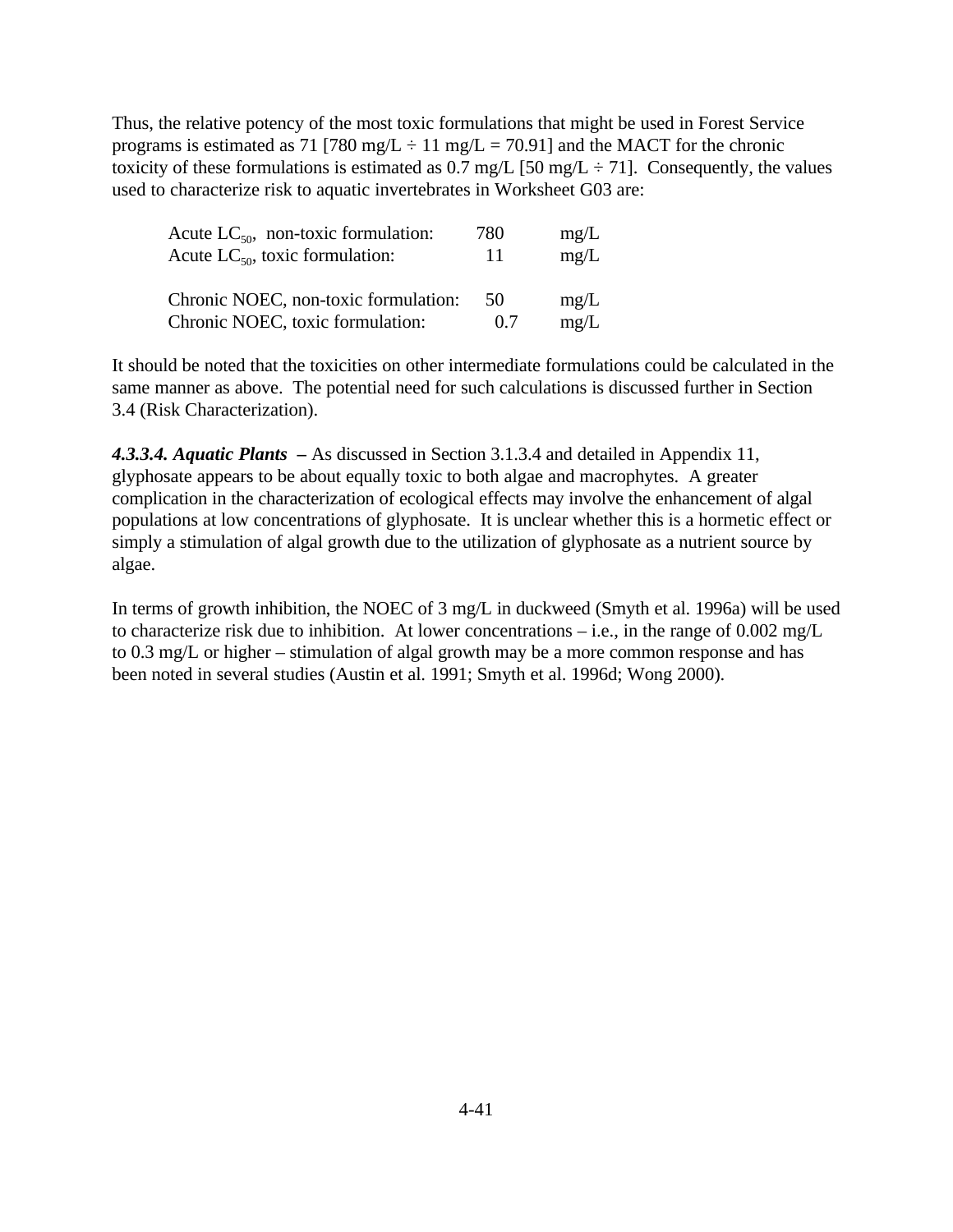Thus, the relative potency of the most toxic formulations that might be used in Forest Service programs is estimated as 71 [780 mg/L ÷ 11 mg/L = 70.91] and the MACT for the chronic toxicity of these formulations is estimated as 0.7 mg/L [50 mg/L ÷ 71]. Consequently, the values used to characterize risk to aquatic invertebrates in Worksheet G03 are:

| | | |
|---|---|---|
| Acute $LC_{50}$, non-toxic formulation: | 780 | mg/L |
| Acute $LC_{50}$, toxic formulation: | 11 | mg/L |
| | | |
| Chronic NOEC, non-toxic formulation: | 50 | mg/L |
| Chronic NOEC, toxic formulation: | 0.7 | mg/L |

It should be noted that the toxicities on other intermediate formulations could be calculated in the same manner as above. The potential need for such calculations is discussed further in Section 3.4 (Risk Characterization).

***4.3.3.4. Aquatic Plants*** **–** As discussed in Section 3.1.3.4 and detailed in Appendix 11, glyphosate appears to be about equally toxic to both algae and macrophytes. A greater complication in the characterization of ecological effects may involve the enhancement of algal populations at low concentrations of glyphosate. It is unclear whether this is a hormetic effect or simply a stimulation of algal growth due to the utilization of glyphosate as a nutrient source by algae.

In terms of growth inhibition, the NOEC of 3 mg/L in duckweed (Smyth et al. 1996a) will be used to characterize risk due to inhibition. At lower concentrations – i.e., in the range of 0.002 mg/L to 0.3 mg/L or higher – stimulation of algal growth may be a more common response and has been noted in several studies (Austin et al. 1991; Smyth et al. 1996d; Wong 2000).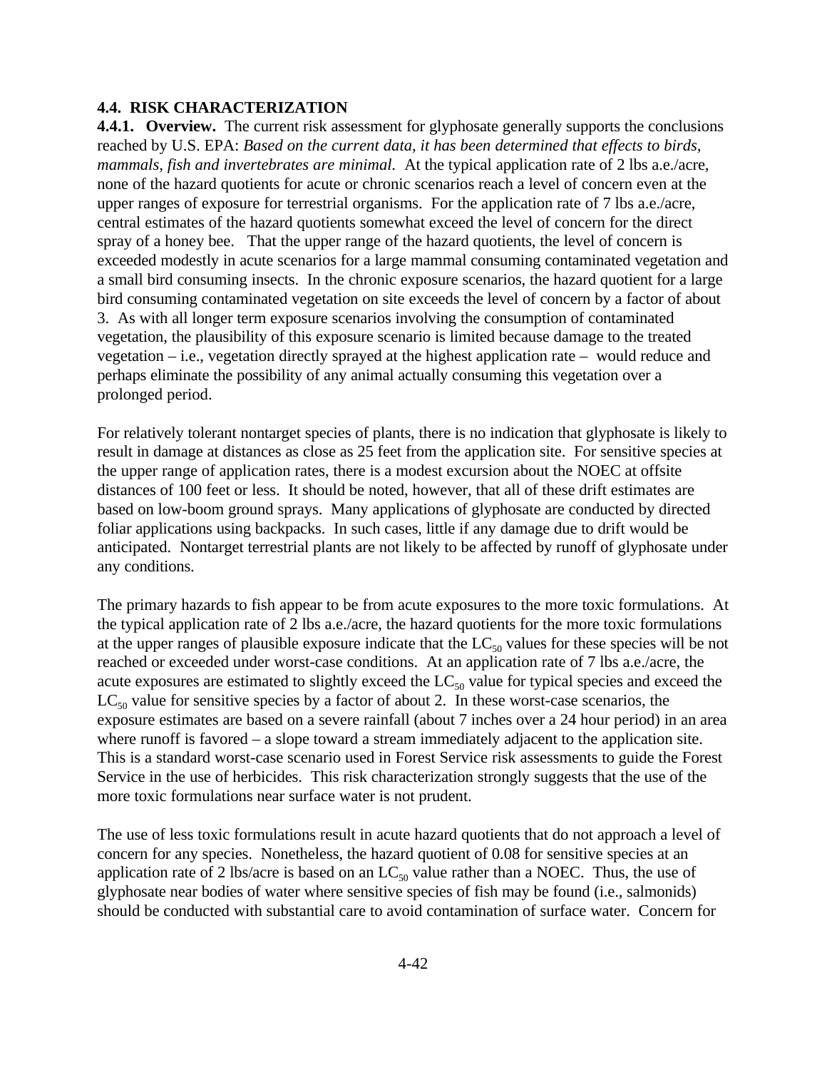## 4.4. RISK CHARACTERIZATION

**4.4.1. Overview.** The current risk assessment for glyphosate generally supports the conclusions reached by U.S. EPA: *Based on the current data, it has been determined that effects to birds, mammals, fish and invertebrates are minimal.* At the typical application rate of 2 lbs a.e./acre, none of the hazard quotients for acute or chronic scenarios reach a level of concern even at the upper ranges of exposure for terrestrial organisms. For the application rate of 7 lbs a.e./acre, central estimates of the hazard quotients somewhat exceed the level of concern for the direct spray of a honey bee. That the upper range of the hazard quotients, the level of concern is exceeded modestly in acute scenarios for a large mammal consuming contaminated vegetation and a small bird consuming insects. In the chronic exposure scenarios, the hazard quotient for a large bird consuming contaminated vegetation on site exceeds the level of concern by a factor of about 3. As with all longer term exposure scenarios involving the consumption of contaminated vegetation, the plausibility of this exposure scenario is limited because damage to the treated vegetation – i.e., vegetation directly sprayed at the highest application rate – would reduce and perhaps eliminate the possibility of any animal actually consuming this vegetation over a prolonged period.

For relatively tolerant nontarget species of plants, there is no indication that glyphosate is likely to result in damage at distances as close as 25 feet from the application site. For sensitive species at the upper range of application rates, there is a modest excursion about the NOEC at offsite distances of 100 feet or less. It should be noted, however, that all of these drift estimates are based on low-boom ground sprays. Many applications of glyphosate are conducted by directed foliar applications using backpacks. In such cases, little if any damage due to drift would be anticipated. Nontarget terrestrial plants are not likely to be affected by runoff of glyphosate under any conditions.

The primary hazards to fish appear to be from acute exposures to the more toxic formulations. At the typical application rate of 2 lbs a.e./acre, the hazard quotients for the more toxic formulations at the upper ranges of plausible exposure indicate that the $LC_{50}$ values for these species will be not reached or exceeded under worst-case conditions. At an application rate of 7 lbs a.e./acre, the acute exposures are estimated to slightly exceed the $LC_{50}$ value for typical species and exceed the $LC_{50}$ value for sensitive species by a factor of about 2. In these worst-case scenarios, the exposure estimates are based on a severe rainfall (about 7 inches over a 24 hour period) in an area where runoff is favored – a slope toward a stream immediately adjacent to the application site. This is a standard worst-case scenario used in Forest Service risk assessments to guide the Forest Service in the use of herbicides. This risk characterization strongly suggests that the use of the more toxic formulations near surface water is not prudent.

The use of less toxic formulations result in acute hazard quotients that do not approach a level of concern for any species. Nonetheless, the hazard quotient of 0.08 for sensitive species at an application rate of 2 lbs/acre is based on an $LC_{50}$ value rather than a NOEC. Thus, the use of glyphosate near bodies of water where sensitive species of fish may be found (i.e., salmonids) should be conducted with substantial care to avoid contamination of surface water. Concern for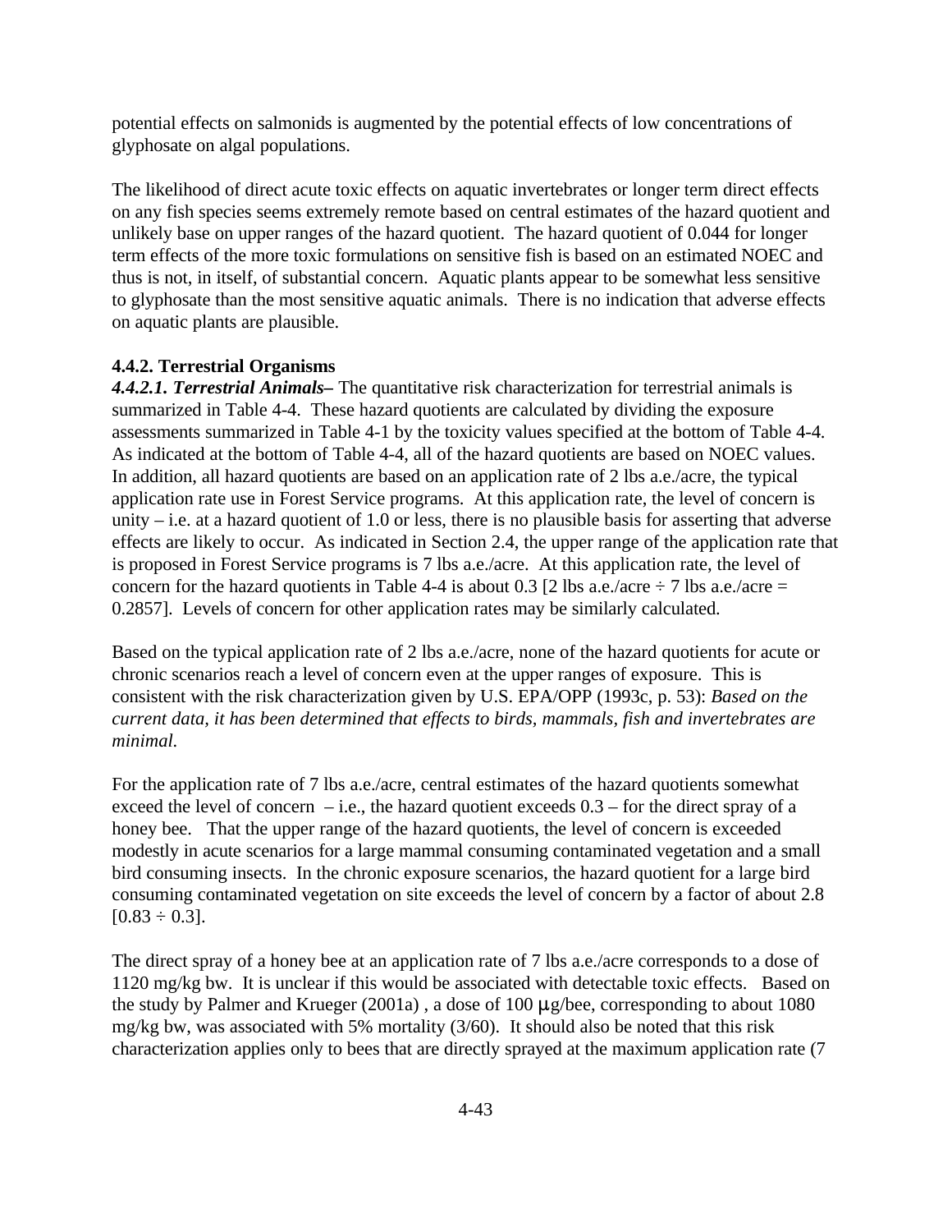potential effects on salmonids is augmented by the potential effects of low concentrations of glyphosate on algal populations.

The likelihood of direct acute toxic effects on aquatic invertebrates or longer term direct effects on any fish species seems extremely remote based on central estimates of the hazard quotient and unlikely base on upper ranges of the hazard quotient. The hazard quotient of 0.044 for longer term effects of the more toxic formulations on sensitive fish is based on an estimated NOEC and thus is not, in itself, of substantial concern. Aquatic plants appear to be somewhat less sensitive to glyphosate than the most sensitive aquatic animals. There is no indication that adverse effects on aquatic plants are plausible.

### 4.4.2. Terrestrial Organisms

***4.4.2.1. Terrestrial Animals*–** The quantitative risk characterization for terrestrial animals is summarized in Table 4-4. These hazard quotients are calculated by dividing the exposure assessments summarized in Table 4-1 by the toxicity values specified at the bottom of Table 4-4. As indicated at the bottom of Table 4-4, all of the hazard quotients are based on NOEC values. In addition, all hazard quotients are based on an application rate of 2 lbs a.e./acre, the typical application rate use in Forest Service programs. At this application rate, the level of concern is unity – i.e. at a hazard quotient of 1.0 or less, there is no plausible basis for asserting that adverse effects are likely to occur. As indicated in Section 2.4, the upper range of the application rate that is proposed in Forest Service programs is 7 lbs a.e./acre. At this application rate, the level of concern for the hazard quotients in Table 4-4 is about 0.3 [2 lbs a.e./acre ÷ 7 lbs a.e./acre = 0.2857]. Levels of concern for other application rates may be similarly calculated.

Based on the typical application rate of 2 lbs a.e./acre, none of the hazard quotients for acute or chronic scenarios reach a level of concern even at the upper ranges of exposure. This is consistent with the risk characterization given by U.S. EPA/OPP (1993c, p. 53): *Based on the current data, it has been determined that effects to birds, mammals, fish and invertebrates are minimal.*

For the application rate of 7 lbs a.e./acre, central estimates of the hazard quotients somewhat exceed the level of concern – i.e., the hazard quotient exceeds 0.3 – for the direct spray of a honey bee. That the upper range of the hazard quotients, the level of concern is exceeded modestly in acute scenarios for a large mammal consuming contaminated vegetation and a small bird consuming insects. In the chronic exposure scenarios, the hazard quotient for a large bird consuming contaminated vegetation on site exceeds the level of concern by a factor of about 2.8 [0.83 ÷ 0.3].

The direct spray of a honey bee at an application rate of 7 lbs a.e./acre corresponds to a dose of 1120 mg/kg bw. It is unclear if this would be associated with detectable toxic effects. Based on the study by Palmer and Krueger (2001a) , a dose of 100 μg/bee, corresponding to about 1080 mg/kg bw, was associated with 5% mortality (3/60). It should also be noted that this risk characterization applies only to bees that are directly sprayed at the maximum application rate (7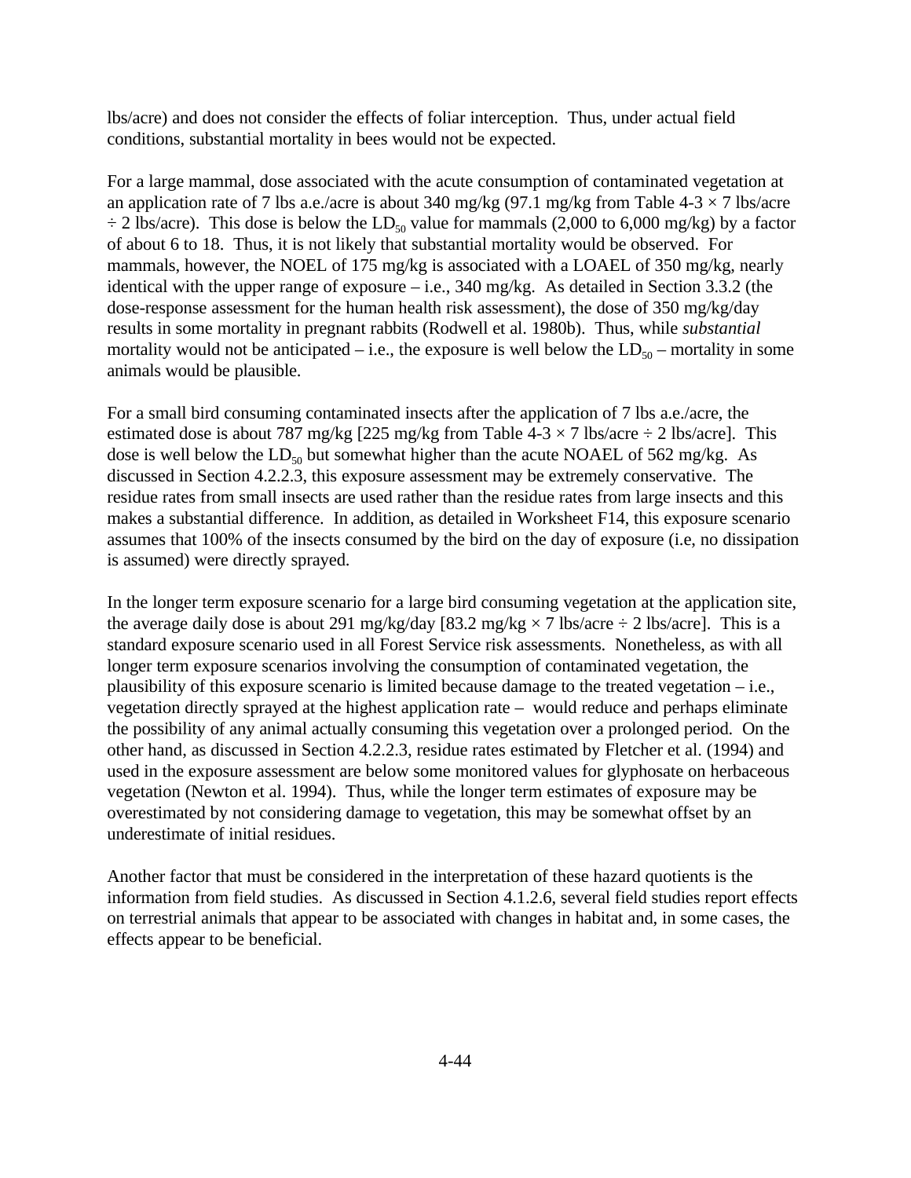lbs/acre) and does not consider the effects of foliar interception. Thus, under actual field conditions, substantial mortality in bees would not be expected.

For a large mammal, dose associated with the acute consumption of contaminated vegetation at an application rate of 7 lbs a.e./acre is about 340 mg/kg (97.1 mg/kg from Table 4-3 × 7 lbs/acre ÷ 2 lbs/acre). This dose is below the $LD_{50}$ value for mammals (2,000 to 6,000 mg/kg) by a factor of about 6 to 18. Thus, it is not likely that substantial mortality would be observed. For mammals, however, the NOEL of 175 mg/kg is associated with a LOAEL of 350 mg/kg, nearly identical with the upper range of exposure – i.e., 340 mg/kg. As detailed in Section 3.3.2 (the dose-response assessment for the human health risk assessment), the dose of 350 mg/kg/day results in some mortality in pregnant rabbits (Rodwell et al. 1980b). Thus, while *substantial* mortality would not be anticipated – i.e., the exposure is well below the $LD_{50}$ – mortality in some animals would be plausible.

For a small bird consuming contaminated insects after the application of 7 lbs a.e./acre, the estimated dose is about 787 mg/kg [225 mg/kg from Table 4-3 × 7 lbs/acre ÷ 2 lbs/acre]. This dose is well below the $LD_{50}$ but somewhat higher than the acute NOAEL of 562 mg/kg. As discussed in Section 4.2.2.3, this exposure assessment may be extremely conservative. The residue rates from small insects are used rather than the residue rates from large insects and this makes a substantial difference. In addition, as detailed in Worksheet F14, this exposure scenario assumes that 100% of the insects consumed by the bird on the day of exposure (i.e, no dissipation is assumed) were directly sprayed.

In the longer term exposure scenario for a large bird consuming vegetation at the application site, the average daily dose is about 291 mg/kg/day [83.2 mg/kg × 7 lbs/acre ÷ 2 lbs/acre]. This is a standard exposure scenario used in all Forest Service risk assessments. Nonetheless, as with all longer term exposure scenarios involving the consumption of contaminated vegetation, the plausibility of this exposure scenario is limited because damage to the treated vegetation – i.e., vegetation directly sprayed at the highest application rate – would reduce and perhaps eliminate the possibility of any animal actually consuming this vegetation over a prolonged period. On the other hand, as discussed in Section 4.2.2.3, residue rates estimated by Fletcher et al. (1994) and used in the exposure assessment are below some monitored values for glyphosate on herbaceous vegetation (Newton et al. 1994). Thus, while the longer term estimates of exposure may be overestimated by not considering damage to vegetation, this may be somewhat offset by an underestimate of initial residues.

Another factor that must be considered in the interpretation of these hazard quotients is the information from field studies. As discussed in Section 4.1.2.6, several field studies report effects on terrestrial animals that appear to be associated with changes in habitat and, in some cases, the effects appear to be beneficial.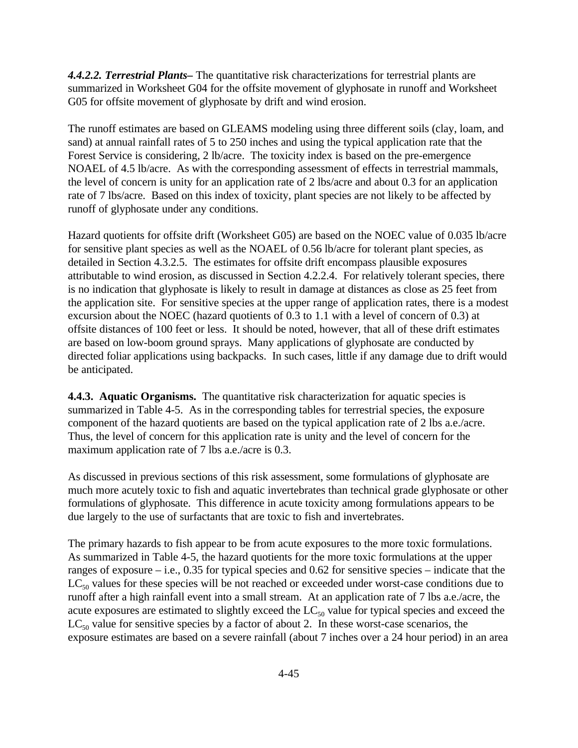***4.4.2.2. Terrestrial Plants–*** The quantitative risk characterizations for terrestrial plants are summarized in Worksheet G04 for the offsite movement of glyphosate in runoff and Worksheet G05 for offsite movement of glyphosate by drift and wind erosion.

The runoff estimates are based on GLEAMS modeling using three different soils (clay, loam, and sand) at annual rainfall rates of 5 to 250 inches and using the typical application rate that the Forest Service is considering, 2 lb/acre. The toxicity index is based on the pre-emergence NOAEL of 4.5 lb/acre. As with the corresponding assessment of effects in terrestrial mammals, the level of concern is unity for an application rate of 2 lbs/acre and about 0.3 for an application rate of 7 lbs/acre. Based on this index of toxicity, plant species are not likely to be affected by runoff of glyphosate under any conditions.

Hazard quotients for offsite drift (Worksheet G05) are based on the NOEC value of 0.035 lb/acre for sensitive plant species as well as the NOAEL of 0.56 lb/acre for tolerant plant species, as detailed in Section 4.3.2.5. The estimates for offsite drift encompass plausible exposures attributable to wind erosion, as discussed in Section 4.2.2.4. For relatively tolerant species, there is no indication that glyphosate is likely to result in damage at distances as close as 25 feet from the application site. For sensitive species at the upper range of application rates, there is a modest excursion about the NOEC (hazard quotients of 0.3 to 1.1 with a level of concern of 0.3) at offsite distances of 100 feet or less. It should be noted, however, that all of these drift estimates are based on low-boom ground sprays. Many applications of glyphosate are conducted by directed foliar applications using backpacks. In such cases, little if any damage due to drift would be anticipated.

**4.4.3. Aquatic Organisms.** The quantitative risk characterization for aquatic species is summarized in Table 4-5. As in the corresponding tables for terrestrial species, the exposure component of the hazard quotients are based on the typical application rate of 2 lbs a.e./acre. Thus, the level of concern for this application rate is unity and the level of concern for the maximum application rate of 7 lbs a.e./acre is 0.3.

As discussed in previous sections of this risk assessment, some formulations of glyphosate are much more acutely toxic to fish and aquatic invertebrates than technical grade glyphosate or other formulations of glyphosate. This difference in acute toxicity among formulations appears to be due largely to the use of surfactants that are toxic to fish and invertebrates.

The primary hazards to fish appear to be from acute exposures to the more toxic formulations. As summarized in Table 4-5, the hazard quotients for the more toxic formulations at the upper ranges of exposure – i.e., 0.35 for typical species and 0.62 for sensitive species – indicate that the $LC_{50}$ values for these species will be not reached or exceeded under worst-case conditions due to runoff after a high rainfall event into a small stream. At an application rate of 7 lbs a.e./acre, the acute exposures are estimated to slightly exceed the $LC_{50}$ value for typical species and exceed the $LC_{50}$ value for sensitive species by a factor of about 2. In these worst-case scenarios, the exposure estimates are based on a severe rainfall (about 7 inches over a 24 hour period) in an area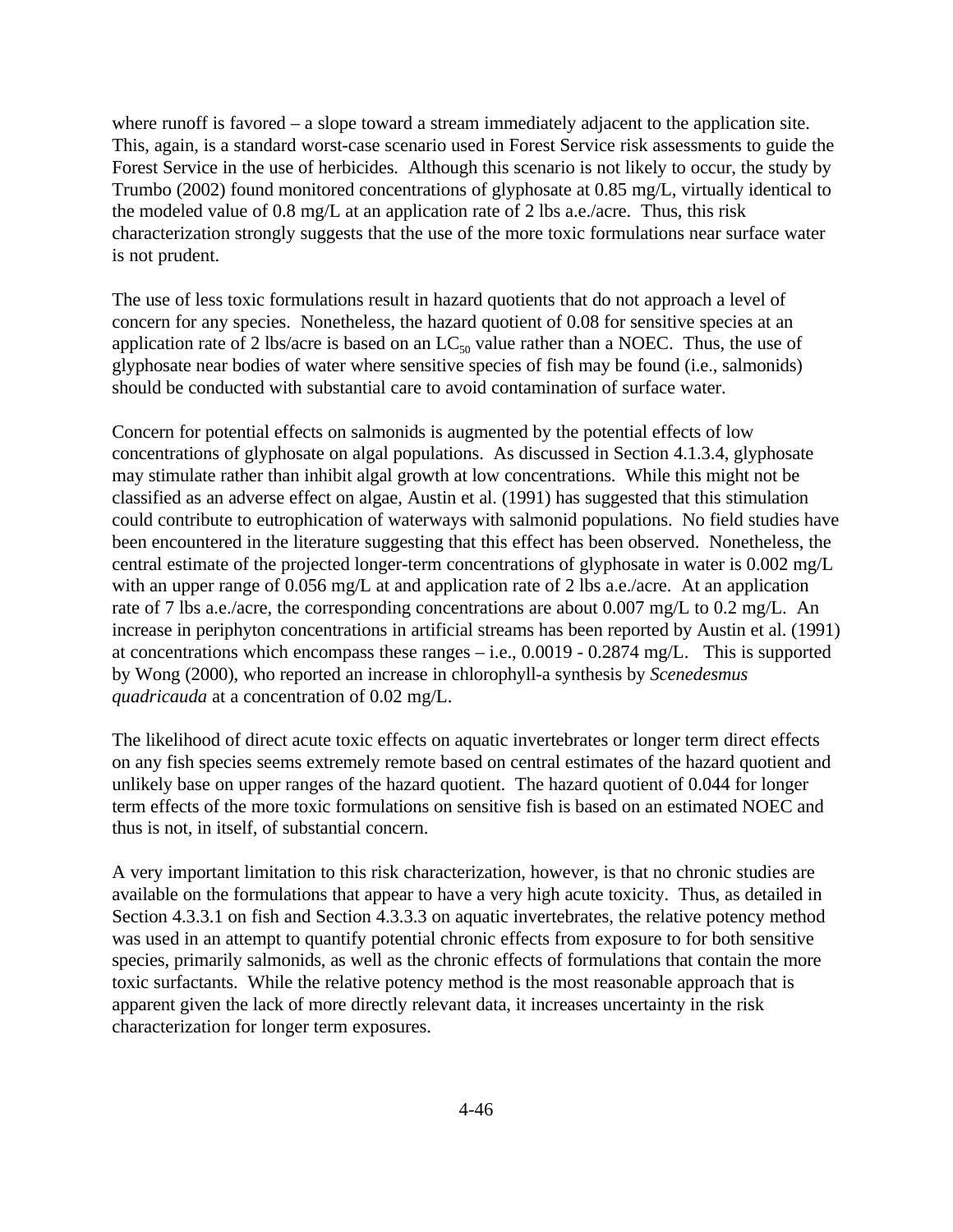where runoff is favored – a slope toward a stream immediately adjacent to the application site. This, again, is a standard worst-case scenario used in Forest Service risk assessments to guide the Forest Service in the use of herbicides. Although this scenario is not likely to occur, the study by Trumbo (2002) found monitored concentrations of glyphosate at 0.85 mg/L, virtually identical to the modeled value of 0.8 mg/L at an application rate of 2 lbs a.e./acre. Thus, this risk characterization strongly suggests that the use of the more toxic formulations near surface water is not prudent.

The use of less toxic formulations result in hazard quotients that do not approach a level of concern for any species. Nonetheless, the hazard quotient of 0.08 for sensitive species at an application rate of 2 lbs/acre is based on an $LC_{50}$ value rather than a NOEC. Thus, the use of glyphosate near bodies of water where sensitive species of fish may be found (i.e., salmonids) should be conducted with substantial care to avoid contamination of surface water.

Concern for potential effects on salmonids is augmented by the potential effects of low concentrations of glyphosate on algal populations. As discussed in Section 4.1.3.4, glyphosate may stimulate rather than inhibit algal growth at low concentrations. While this might not be classified as an adverse effect on algae, Austin et al. (1991) has suggested that this stimulation could contribute to eutrophication of waterways with salmonid populations. No field studies have been encountered in the literature suggesting that this effect has been observed. Nonetheless, the central estimate of the projected longer-term concentrations of glyphosate in water is 0.002 mg/L with an upper range of 0.056 mg/L at and application rate of 2 lbs a.e./acre. At an application rate of 7 lbs a.e./acre, the corresponding concentrations are about 0.007 mg/L to 0.2 mg/L. An increase in periphyton concentrations in artificial streams has been reported by Austin et al. (1991) at concentrations which encompass these ranges – i.e., 0.0019 - 0.2874 mg/L. This is supported by Wong (2000), who reported an increase in chlorophyll-a synthesis by *Scenedesmus quadricauda* at a concentration of 0.02 mg/L.

The likelihood of direct acute toxic effects on aquatic invertebrates or longer term direct effects on any fish species seems extremely remote based on central estimates of the hazard quotient and unlikely base on upper ranges of the hazard quotient. The hazard quotient of 0.044 for longer term effects of the more toxic formulations on sensitive fish is based on an estimated NOEC and thus is not, in itself, of substantial concern.

A very important limitation to this risk characterization, however, is that no chronic studies are available on the formulations that appear to have a very high acute toxicity. Thus, as detailed in Section 4.3.3.1 on fish and Section 4.3.3.3 on aquatic invertebrates, the relative potency method was used in an attempt to quantify potential chronic effects from exposure to for both sensitive species, primarily salmonids, as well as the chronic effects of formulations that contain the more toxic surfactants. While the relative potency method is the most reasonable approach that is apparent given the lack of more directly relevant data, it increases uncertainty in the risk characterization for longer term exposures.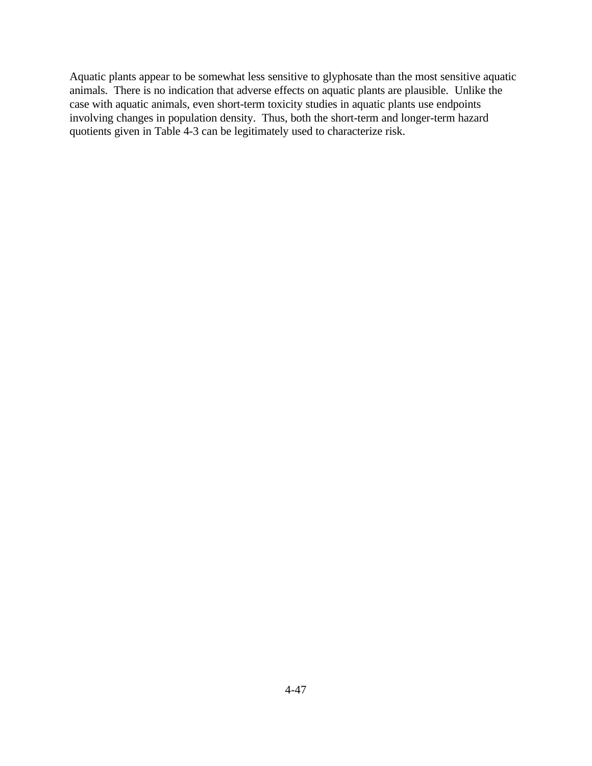Aquatic plants appear to be somewhat less sensitive to glyphosate than the most sensitive aquatic animals. There is no indication that adverse effects on aquatic plants are plausible. Unlike the case with aquatic animals, even short-term toxicity studies in aquatic plants use endpoints involving changes in population density. Thus, both the short-term and longer-term hazard quotients given in Table 4-3 can be legitimately used to characterize risk.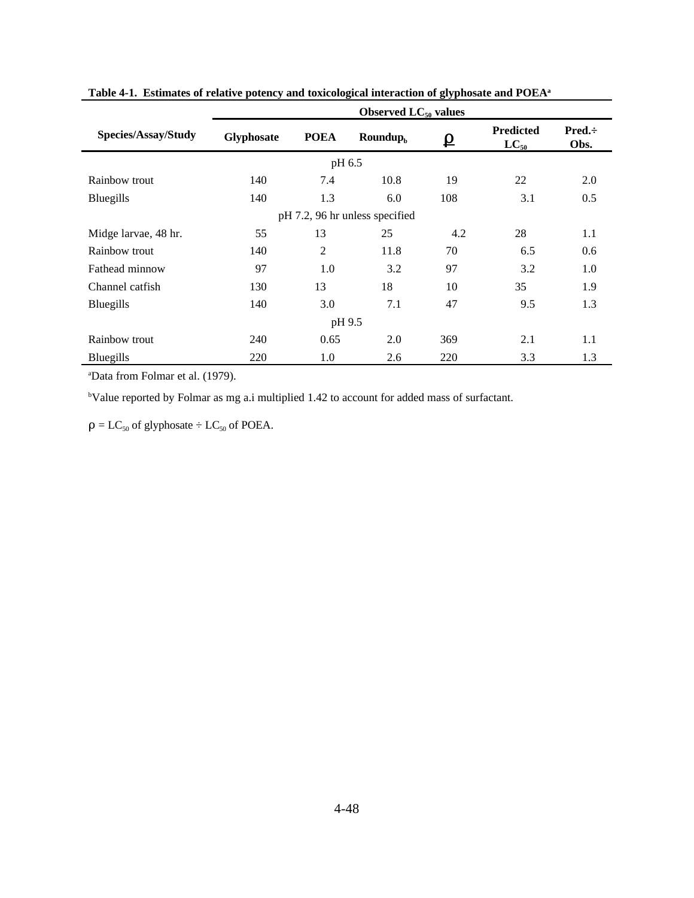**Table 4-1. Estimates of relative potency and toxicological interaction of glyphosate and POEA[a]**

| Species/Assay/Study | Observed $LC_{50}$ values | | | | | |
|---|---|---|---|---|---|---|
| | Glyphosate | POEA | Roundup[b] | $\rho$ | Predicted $LC_{50}$ | Pred.÷ Obs. |
| pH 6.5 | | | | | | |
| Rainbow trout | 140 | 7.4 | 10.8 | 19 | 22 | 2.0 |
| Bluegills | 140 | 1.3 | 6.0 | 108 | 3.1 | 0.5 |
| pH 7.2, 96 hr unless specified | | | | | | |
| Midge larvae, 48 hr. | 55 | 13 | 25 | 4.2 | 28 | 1.1 |
| Rainbow trout | 140 | 2 | 11.8 | 70 | 6.5 | 0.6 |
| Fathead minnow | 97 | 1.0 | 3.2 | 97 | 3.2 | 1.0 |
| Channel catfish | 130 | 13 | 18 | 10 | 35 | 1.9 |
| Bluegills | 140 | 3.0 | 7.1 | 47 | 9.5 | 1.3 |
| pH 9.5 | | | | | | |
| Rainbow trout | 240 | 0.65 | 2.0 | 369 | 2.1 | 1.1 |
| Bluegills | 220 | 1.0 | 2.6 | 220 | 3.3 | 1.3 |

[a]Data from Folmar et al. (1979).

[b]Value reported by Folmar as mg a.i multiplied 1.42 to account for added mass of surfactant.

$\rho$ = $LC_{50}$ of glyphosate ÷ $LC_{50}$ of POEA.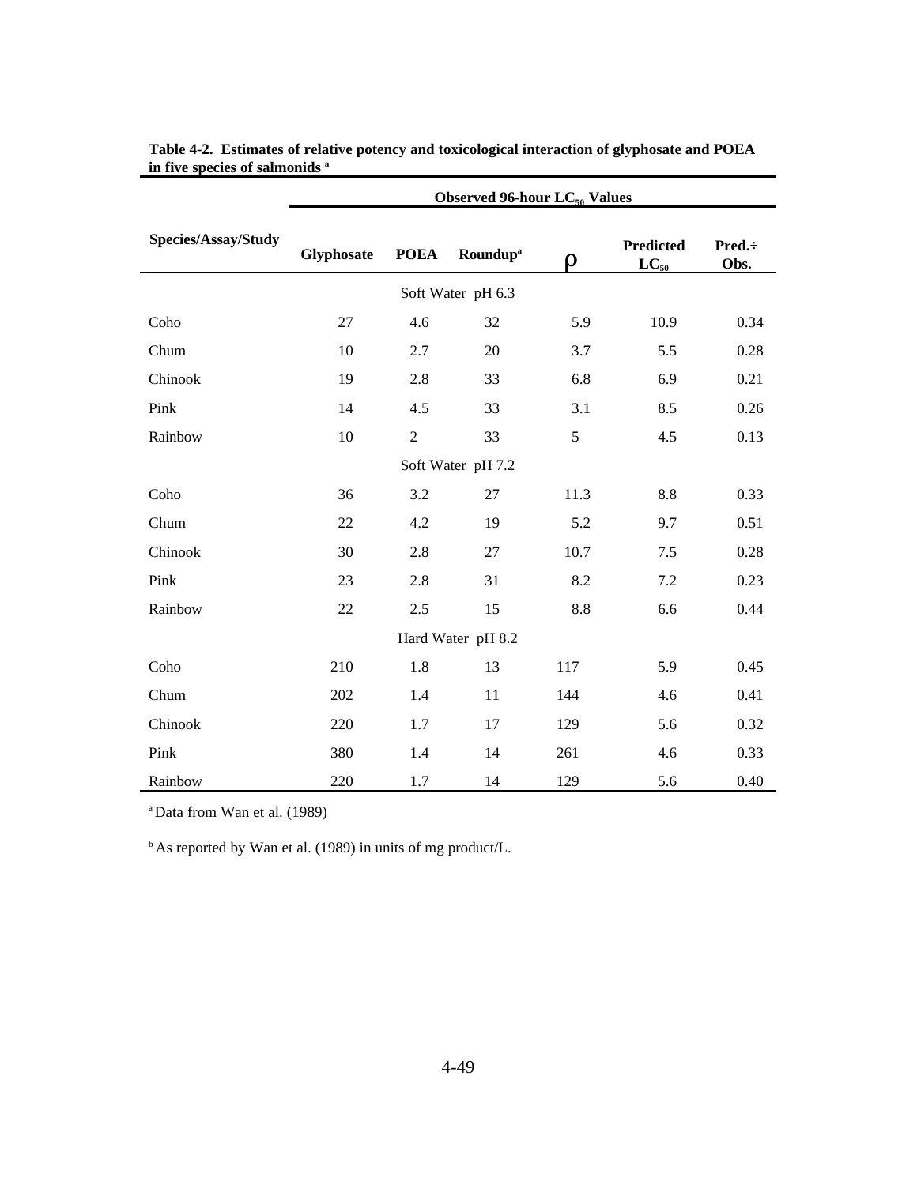**Table 4-2. Estimates of relative potency and toxicological interaction of glyphosate and POEA in five species of salmonids [a]**

| Species/Assay/Study | Observed 96-hour $LC_{50}$ Values | | | | | |
|---|---|---|---|---|---|---|
| | Glyphosate | POEA | Roundup[a] | ρ | Predicted $LC_{50}$ | Pred.÷ Obs. |
| | | | Soft Water pH 6.3 | | | |
| Coho | 27 | 4.6 | 32 | 5.9 | 10.9 | 0.34 |
| Chum | 10 | 2.7 | 20 | 3.7 | 5.5 | 0.28 |
| Chinook | 19 | 2.8 | 33 | 6.8 | 6.9 | 0.21 |
| Pink | 14 | 4.5 | 33 | 3.1 | 8.5 | 0.26 |
| Rainbow | 10 | 2 | 33 | 5 | 4.5 | 0.13 |
| | | | Soft Water pH 7.2 | | | |
| Coho | 36 | 3.2 | 27 | 11.3 | 8.8 | 0.33 |
| Chum | 22 | 4.2 | 19 | 5.2 | 9.7 | 0.51 |
| Chinook | 30 | 2.8 | 27 | 10.7 | 7.5 | 0.28 |
| Pink | 23 | 2.8 | 31 | 8.2 | 7.2 | 0.23 |
| Rainbow | 22 | 2.5 | 15 | 8.8 | 6.6 | 0.44 |
| | | | Hard Water pH 8.2 | | | |
| Coho | 210 | 1.8 | 13 | 117 | 5.9 | 0.45 |
| Chum | 202 | 1.4 | 11 | 144 | 4.6 | 0.41 |
| Chinook | 220 | 1.7 | 17 | 129 | 5.6 | 0.32 |
| Pink | 380 | 1.4 | 14 | 261 | 4.6 | 0.33 |
| Rainbow | 220 | 1.7 | 14 | 129 | 5.6 | 0.40 |

[a] Data from Wan et al. (1989)

[b] As reported by Wan et al. (1989) in units of mg product/L.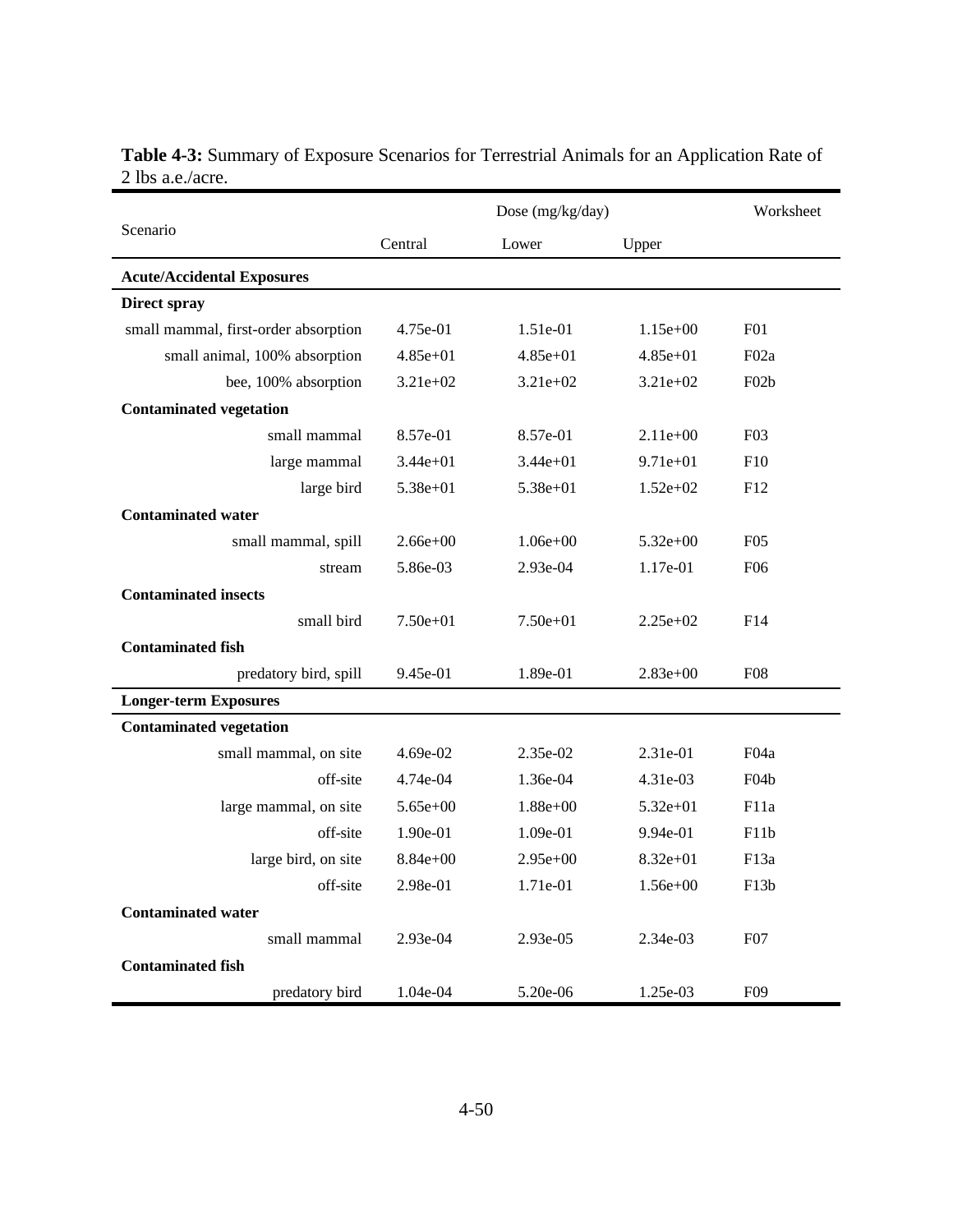**Table 4-3:** Summary of Exposure Scenarios for Terrestrial Animals for an Application Rate of 2 lbs a.e./acre.

| Scenario | Dose (mg/kg/day) | | | Worksheet |
|---|---|---|---|---|
| | Central | Lower | Upper | |
| **Acute/Accidental Exposures** | | | | |
| **Direct spray** | | | | |
| small mammal, first-order absorption | 4.75e-01 | 1.51e-01 | 1.15e+00 | F01 |
| small animal, 100% absorption | 4.85e+01 | 4.85e+01 | 4.85e+01 | F02a |
| bee, 100% absorption | 3.21e+02 | 3.21e+02 | 3.21e+02 | F02b |
| **Contaminated vegetation** | | | | |
| small mammal | 8.57e-01 | 8.57e-01 | 2.11e+00 | F03 |
| large mammal | 3.44e+01 | 3.44e+01 | 9.71e+01 | F10 |
| large bird | 5.38e+01 | 5.38e+01 | 1.52e+02 | F12 |
| **Contaminated water** | | | | |
| small mammal, spill | 2.66e+00 | 1.06e+00 | 5.32e+00 | F05 |
| stream | 5.86e-03 | 2.93e-04 | 1.17e-01 | F06 |
| **Contaminated insects** | | | | |
| small bird | 7.50e+01 | 7.50e+01 | 2.25e+02 | F14 |
| **Contaminated fish** | | | | |
| predatory bird, spill | 9.45e-01 | 1.89e-01 | 2.83e+00 | F08 |
| **Longer-term Exposures** | | | | |
| **Contaminated vegetation** | | | | |
| small mammal, on site | 4.69e-02 | 2.35e-02 | 2.31e-01 | F04a |
| off-site | 4.74e-04 | 1.36e-04 | 4.31e-03 | F04b |
| large mammal, on site | 5.65e+00 | 1.88e+00 | 5.32e+01 | F11a |
| off-site | 1.90e-01 | 1.09e-01 | 9.94e-01 | F11b |
| large bird, on site | 8.84e+00 | 2.95e+00 | 8.32e+01 | F13a |
| off-site | 2.98e-01 | 1.71e-01 | 1.56e+00 | F13b |
| **Contaminated water** | | | | |
| small mammal | 2.93e-04 | 2.93e-05 | 2.34e-03 | F07 |
| **Contaminated fish** | | | | |
| predatory bird | 1.04e-04 | 5.20e-06 | 1.25e-03 | F09 |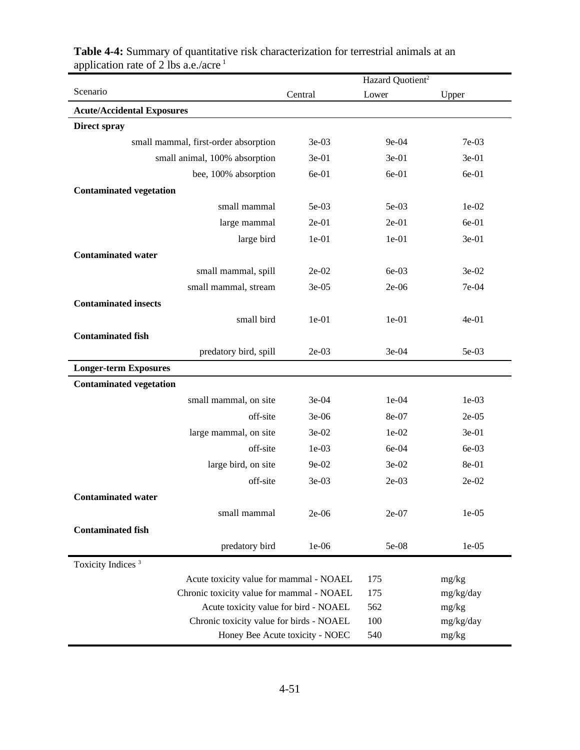**Table 4-4:** Summary of quantitative risk characterization for terrestrial animals at an application rate of 2 lbs a.e./acre [1]

| Scenario | Hazard Quotient[2] Central | Lower | Upper |
|---|---|---|---|
| **Acute/Accidental Exposures** | | | |
| **Direct spray** | | | |
| small mammal, first-order absorption | 3e-03 | 9e-04 | 7e-03 |
| small animal, 100% absorption | 3e-01 | 3e-01 | 3e-01 |
| bee, 100% absorption | 6e-01 | 6e-01 | 6e-01 |
| **Contaminated vegetation** | | | |
| small mammal | 5e-03 | 5e-03 | 1e-02 |
| large mammal | 2e-01 | 2e-01 | 6e-01 |
| large bird | 1e-01 | 1e-01 | 3e-01 |
| **Contaminated water** | | | |
| small mammal, spill | 2e-02 | 6e-03 | 3e-02 |
| small mammal, stream | 3e-05 | 2e-06 | 7e-04 |
| **Contaminated insects** | | | |
| small bird | 1e-01 | 1e-01 | 4e-01 |
| **Contaminated fish** | | | |
| predatory bird, spill | 2e-03 | 3e-04 | 5e-03 |
| **Longer-term Exposures** | | | |
| **Contaminated vegetation** | | | |
| small mammal, on site | 3e-04 | 1e-04 | 1e-03 |
| off-site | 3e-06 | 8e-07 | 2e-05 |
| large mammal, on site | 3e-02 | 1e-02 | 3e-01 |
| off-site | 1e-03 | 6e-04 | 6e-03 |
| large bird, on site | 9e-02 | 3e-02 | 8e-01 |
| off-site | 3e-03 | 2e-03 | 2e-02 |
| **Contaminated water** | | | |
| small mammal | 2e-06 | 2e-07 | 1e-05 |
| **Contaminated fish** | | | |
| predatory bird | 1e-06 | 5e-08 | 1e-05 |

Toxicity Indices [3]

| Toxicity Index | Value | Units |
|---|---|---|
| Acute toxicity value for mammal - NOAEL | 175 | mg/kg |
| Chronic toxicity value for mammal - NOAEL | 175 | mg/kg/day |
| Acute toxicity value for bird - NOAEL | 562 | mg/kg |
| Chronic toxicity value for birds - NOAEL | 100 | mg/kg/day |
| Honey Bee Acute toxicity - NOEC | 540 | mg/kg |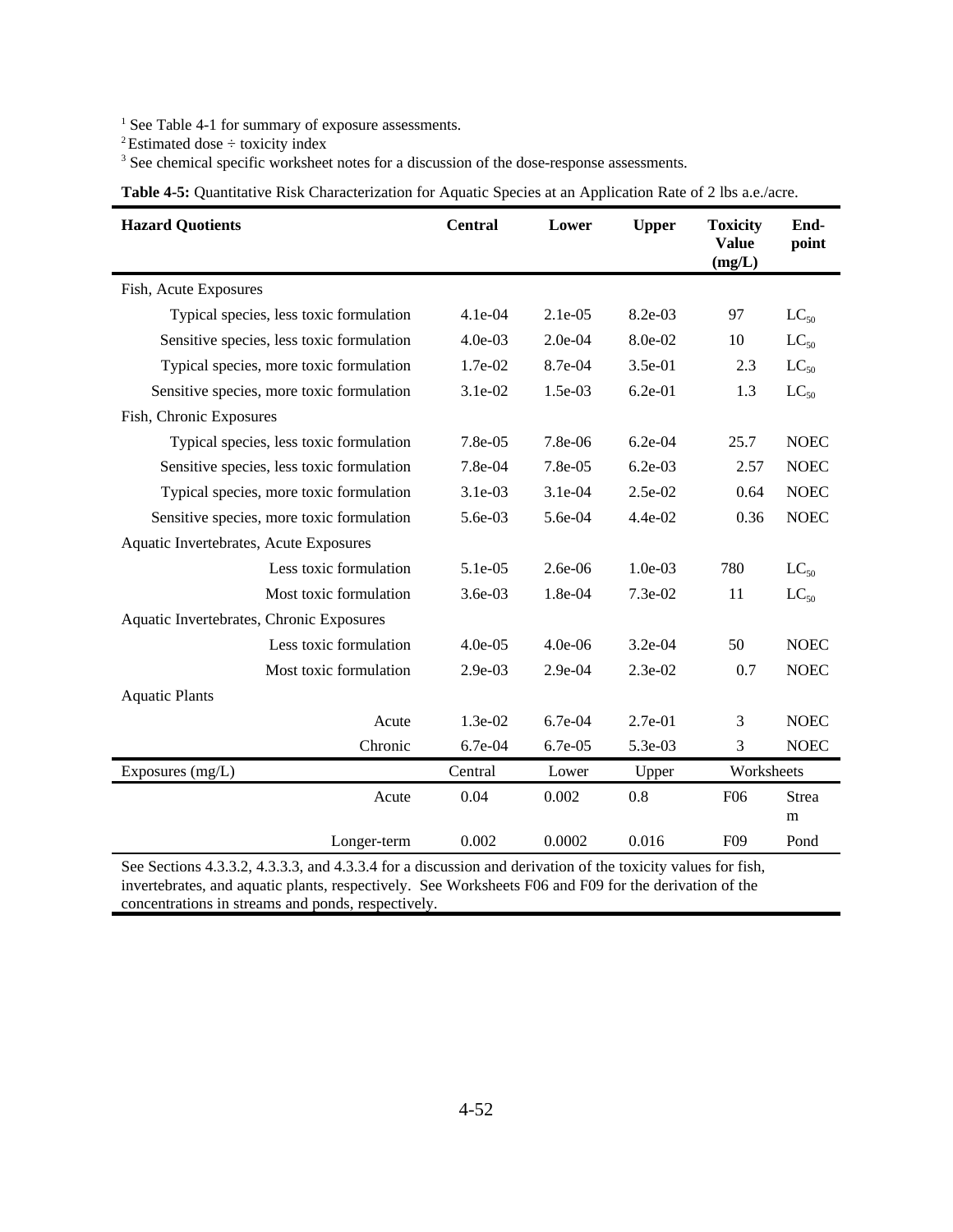[1] See Table 4-1 for summary of exposure assessments.
[2] Estimated dose ÷ toxicity index
[3] See chemical specific worksheet notes for a discussion of the dose-response assessments.

**Table 4-5:** Quantitative Risk Characterization for Aquatic Species at an Application Rate of 2 lbs a.e./acre.

| Hazard Quotients | Central | Lower | Upper | Toxicity Value (mg/L) | End-point |
|---|---|---|---|---|---|
| Fish, Acute Exposures | | | | | |
| Typical species, less toxic formulation | 4.1e-04 | 2.1e-05 | 8.2e-03 | 97 | $LC_{50}$ |
| Sensitive species, less toxic formulation | 4.0e-03 | 2.0e-04 | 8.0e-02 | 10 | $LC_{50}$ |
| Typical species, more toxic formulation | 1.7e-02 | 8.7e-04 | 3.5e-01 | 2.3 | $LC_{50}$ |
| Sensitive species, more toxic formulation | 3.1e-02 | 1.5e-03 | 6.2e-01 | 1.3 | $LC_{50}$ |
| Fish, Chronic Exposures | | | | | |
| Typical species, less toxic formulation | 7.8e-05 | 7.8e-06 | 6.2e-04 | 25.7 | NOEC |
| Sensitive species, less toxic formulation | 7.8e-04 | 7.8e-05 | 6.2e-03 | 2.57 | NOEC |
| Typical species, more toxic formulation | 3.1e-03 | 3.1e-04 | 2.5e-02 | 0.64 | NOEC |
| Sensitive species, more toxic formulation | 5.6e-03 | 5.6e-04 | 4.4e-02 | 0.36 | NOEC |
| Aquatic Invertebrates, Acute Exposures | | | | | |
| Less toxic formulation | 5.1e-05 | 2.6e-06 | 1.0e-03 | 780 | $LC_{50}$ |
| Most toxic formulation | 3.6e-03 | 1.8e-04 | 7.3e-02 | 11 | $LC_{50}$ |
| Aquatic Invertebrates, Chronic Exposures | | | | | |
| Less toxic formulation | 4.0e-05 | 4.0e-06 | 3.2e-04 | 50 | NOEC |
| Most toxic formulation | 2.9e-03 | 2.9e-04 | 2.3e-02 | 0.7 | NOEC |
| Aquatic Plants | | | | | |
| Acute | 1.3e-02 | 6.7e-04 | 2.7e-01 | 3 | NOEC |
| Chronic | 6.7e-04 | 6.7e-05 | 5.3e-03 | 3 | NOEC |
| Exposures (mg/L) | Central | Lower | Upper | Worksheets | |
| Acute | 0.04 | 0.002 | 0.8 | F06 | Stream |
| Longer-term | 0.002 | 0.0002 | 0.016 | F09 | Pond |

See Sections 4.3.3.2, 4.3.3.3, and 4.3.3.4 for a discussion and derivation of the toxicity values for fish, invertebrates, and aquatic plants, respectively. See Worksheets F06 and F09 for the derivation of the concentrations in streams and ponds, respectively.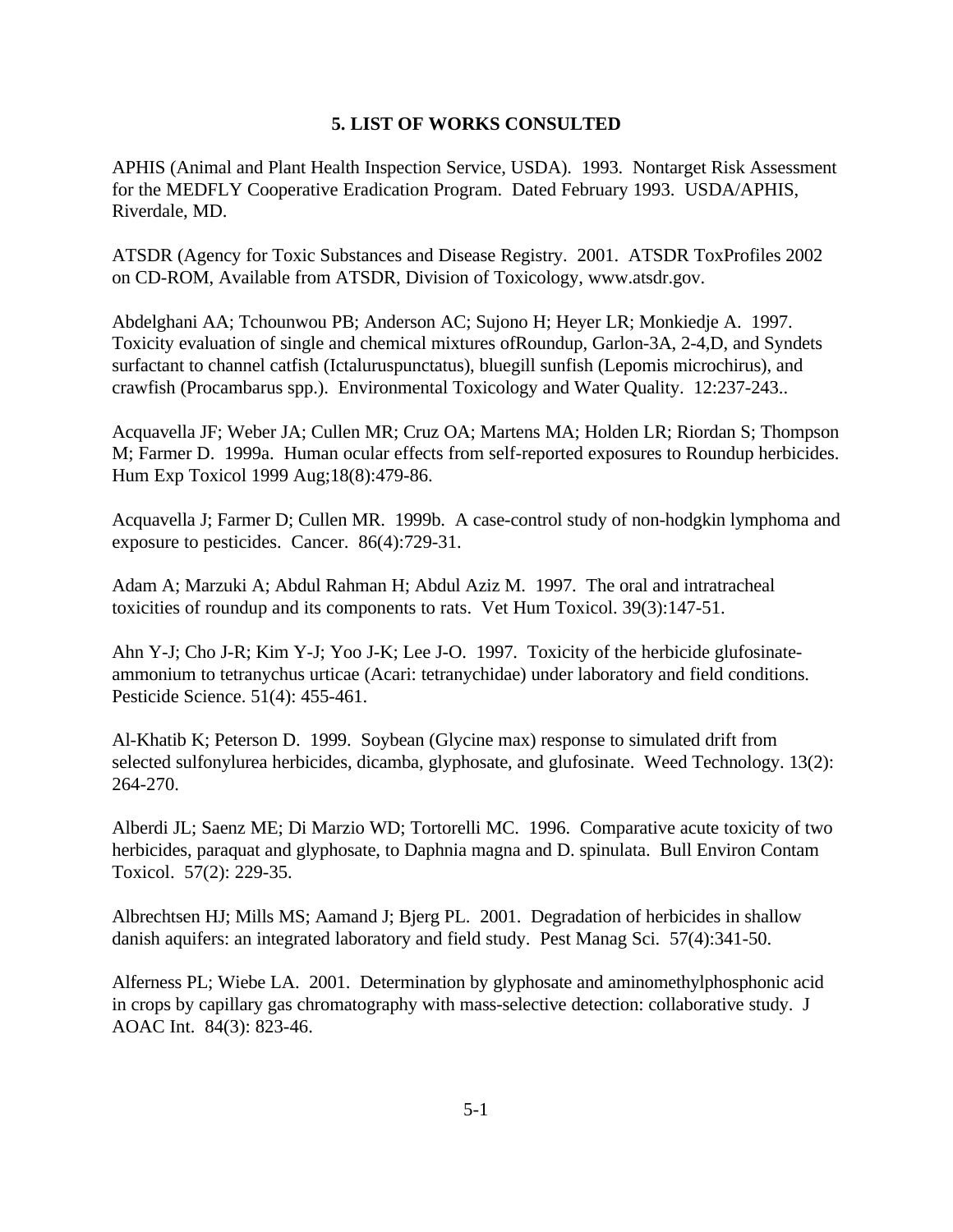# 5. LIST OF WORKS CONSULTED

APHIS (Animal and Plant Health Inspection Service, USDA). 1993. Nontarget Risk Assessment for the MEDFLY Cooperative Eradication Program. Dated February 1993. USDA/APHIS, Riverdale, MD.

ATSDR (Agency for Toxic Substances and Disease Registry. 2001. ATSDR ToxProfiles 2002 on CD-ROM, Available from ATSDR, Division of Toxicology, www.atsdr.gov.

Abdelghani AA; Tchounwou PB; Anderson AC; Sujono H; Heyer LR; Monkiedje A. 1997. Toxicity evaluation of single and chemical mixtures ofRoundup, Garlon-3A, 2-4,D, and Syndets surfactant to channel catfish (Ictaluruspunctatus), bluegill sunfish (Lepomis microchirus), and crawfish (Procambarus spp.). Environmental Toxicology and Water Quality. 12:237-243..

Acquavella JF; Weber JA; Cullen MR; Cruz OA; Martens MA; Holden LR; Riordan S; Thompson M; Farmer D. 1999a. Human ocular effects from self-reported exposures to Roundup herbicides. Hum Exp Toxicol 1999 Aug;18(8):479-86.

Acquavella J; Farmer D; Cullen MR. 1999b. A case-control study of non-hodgkin lymphoma and exposure to pesticides. Cancer. 86(4):729-31.

Adam A; Marzuki A; Abdul Rahman H; Abdul Aziz M. 1997. The oral and intratracheal toxicities of roundup and its components to rats. Vet Hum Toxicol. 39(3):147-51.

Ahn Y-J; Cho J-R; Kim Y-J; Yoo J-K; Lee J-O. 1997. Toxicity of the herbicide glufosinate-ammonium to tetranychus urticae (Acari: tetranychidae) under laboratory and field conditions. Pesticide Science. 51(4): 455-461.

Al-Khatib K; Peterson D. 1999. Soybean (Glycine max) response to simulated drift from selected sulfonylurea herbicides, dicamba, glyphosate, and glufosinate. Weed Technology. 13(2): 264-270.

Alberdi JL; Saenz ME; Di Marzio WD; Tortorelli MC. 1996. Comparative acute toxicity of two herbicides, paraquat and glyphosate, to Daphnia magna and D. spinulata. Bull Environ Contam Toxicol. 57(2): 229-35.

Albrechtsen HJ; Mills MS; Aamand J; Bjerg PL. 2001. Degradation of herbicides in shallow danish aquifers: an integrated laboratory and field study. Pest Manag Sci. 57(4):341-50.

Alferness PL; Wiebe LA. 2001. Determination by glyphosate and aminomethylphosphonic acid in crops by capillary gas chromatography with mass-selective detection: collaborative study. J AOAC Int. 84(3): 823-46.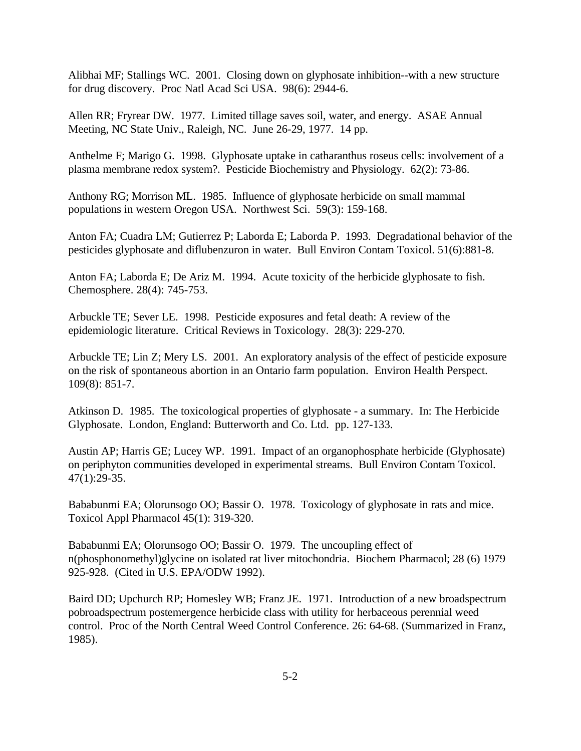Alibhai MF; Stallings WC. 2001. Closing down on glyphosate inhibition--with a new structure for drug discovery. Proc Natl Acad Sci USA. 98(6): 2944-6.

Allen RR; Fryrear DW. 1977. Limited tillage saves soil, water, and energy. ASAE Annual Meeting, NC State Univ., Raleigh, NC. June 26-29, 1977. 14 pp.

Anthelme F; Marigo G. 1998. Glyphosate uptake in catharanthus roseus cells: involvement of a plasma membrane redox system?. Pesticide Biochemistry and Physiology. 62(2): 73-86.

Anthony RG; Morrison ML. 1985. Influence of glyphosate herbicide on small mammal populations in western Oregon USA. Northwest Sci. 59(3): 159-168.

Anton FA; Cuadra LM; Gutierrez P; Laborda E; Laborda P. 1993. Degradational behavior of the pesticides glyphosate and diflubenzuron in water. Bull Environ Contam Toxicol. 51(6):881-8.

Anton FA; Laborda E; De Ariz M. 1994. Acute toxicity of the herbicide glyphosate to fish. Chemosphere. 28(4): 745-753.

Arbuckle TE; Sever LE. 1998. Pesticide exposures and fetal death: A review of the epidemiologic literature. Critical Reviews in Toxicology. 28(3): 229-270.

Arbuckle TE; Lin Z; Mery LS. 2001. An exploratory analysis of the effect of pesticide exposure on the risk of spontaneous abortion in an Ontario farm population. Environ Health Perspect. 109(8): 851-7.

Atkinson D. 1985. The toxicological properties of glyphosate - a summary. In: The Herbicide Glyphosate. London, England: Butterworth and Co. Ltd. pp. 127-133.

Austin AP; Harris GE; Lucey WP. 1991. Impact of an organophosphate herbicide (Glyphosate) on periphyton communities developed in experimental streams. Bull Environ Contam Toxicol. 47(1):29-35.

Bababunmi EA; Olorunsogo OO; Bassir O. 1978. Toxicology of glyphosate in rats and mice. Toxicol Appl Pharmacol 45(1): 319-320.

Bababunmi EA; Olorunsogo OO; Bassir O. 1979. The uncoupling effect of n(phosphonomethyl)glycine on isolated rat liver mitochondria. Biochem Pharmacol; 28 (6) 1979 925-928. (Cited in U.S. EPA/ODW 1992).

Baird DD; Upchurch RP; Homesley WB; Franz JE. 1971. Introduction of a new broadspectrum pobroadspectrum postemergence herbicide class with utility for herbaceous perennial weed control. Proc of the North Central Weed Control Conference. 26: 64-68. (Summarized in Franz, 1985).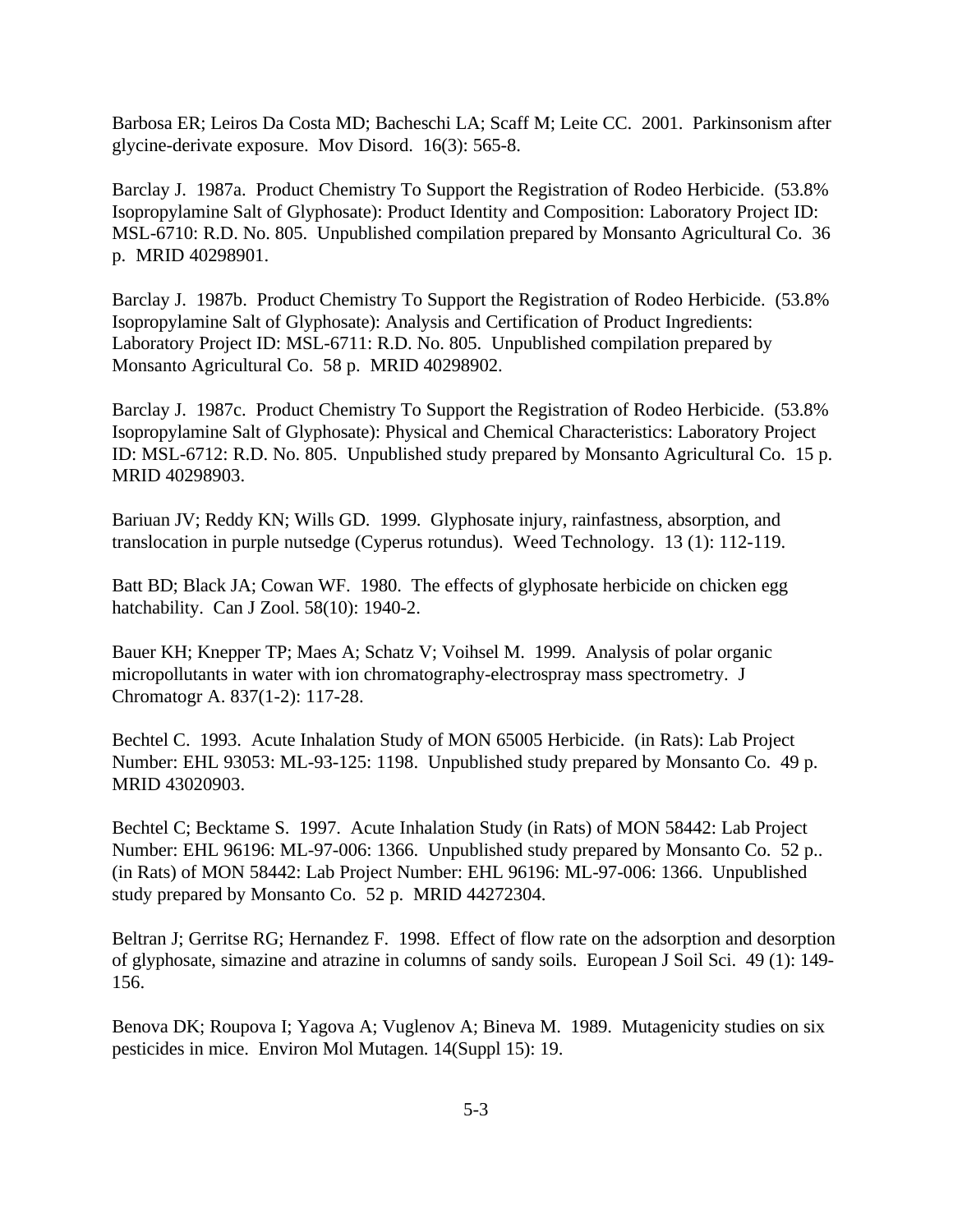Barbosa ER; Leiros Da Costa MD; Bacheschi LA; Scaff M; Leite CC. 2001. Parkinsonism after glycine-derivate exposure. Mov Disord. 16(3): 565-8.

Barclay J. 1987a. Product Chemistry To Support the Registration of Rodeo Herbicide. (53.8% Isopropylamine Salt of Glyphosate): Product Identity and Composition: Laboratory Project ID: MSL-6710: R.D. No. 805. Unpublished compilation prepared by Monsanto Agricultural Co. 36 p. MRID 40298901.

Barclay J. 1987b. Product Chemistry To Support the Registration of Rodeo Herbicide. (53.8% Isopropylamine Salt of Glyphosate): Analysis and Certification of Product Ingredients: Laboratory Project ID: MSL-6711: R.D. No. 805. Unpublished compilation prepared by Monsanto Agricultural Co. 58 p. MRID 40298902.

Barclay J. 1987c. Product Chemistry To Support the Registration of Rodeo Herbicide. (53.8% Isopropylamine Salt of Glyphosate): Physical and Chemical Characteristics: Laboratory Project ID: MSL-6712: R.D. No. 805. Unpublished study prepared by Monsanto Agricultural Co. 15 p. MRID 40298903.

Bariuan JV; Reddy KN; Wills GD. 1999. Glyphosate injury, rainfastness, absorption, and translocation in purple nutsedge (Cyperus rotundus). Weed Technology. 13 (1): 112-119.

Batt BD; Black JA; Cowan WF. 1980. The effects of glyphosate herbicide on chicken egg hatchability. Can J Zool. 58(10): 1940-2.

Bauer KH; Knepper TP; Maes A; Schatz V; Voihsel M. 1999. Analysis of polar organic micropollutants in water with ion chromatography-electrospray mass spectrometry. J Chromatogr A. 837(1-2): 117-28.

Bechtel C. 1993. Acute Inhalation Study of MON 65005 Herbicide. (in Rats): Lab Project Number: EHL 93053: ML-93-125: 1198. Unpublished study prepared by Monsanto Co. 49 p. MRID 43020903.

Bechtel C; Becktame S. 1997. Acute Inhalation Study (in Rats) of MON 58442: Lab Project Number: EHL 96196: ML-97-006: 1366. Unpublished study prepared by Monsanto Co. 52 p.. (in Rats) of MON 58442: Lab Project Number: EHL 96196: ML-97-006: 1366. Unpublished study prepared by Monsanto Co. 52 p. MRID 44272304.

Beltran J; Gerritse RG; Hernandez F. 1998. Effect of flow rate on the adsorption and desorption of glyphosate, simazine and atrazine in columns of sandy soils. European J Soil Sci. 49 (1): 149-156.

Benova DK; Roupova I; Yagova A; Vuglenov A; Bineva M. 1989. Mutagenicity studies on six pesticides in mice. Environ Mol Mutagen. 14(Suppl 15): 19.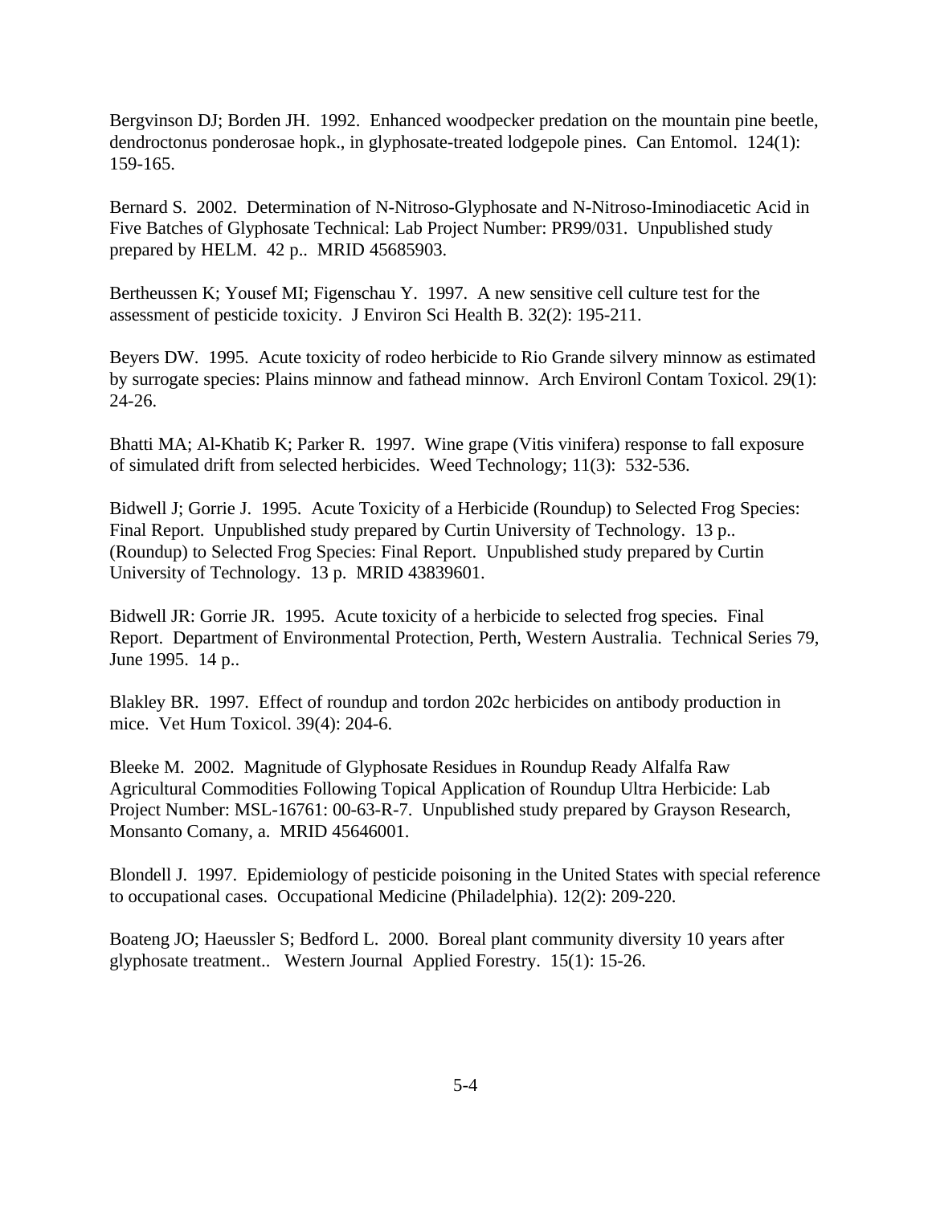Bergvinson DJ; Borden JH. 1992. Enhanced woodpecker predation on the mountain pine beetle, dendroctonus ponderosae hopk., in glyphosate-treated lodgepole pines. Can Entomol. 124(1): 159-165.

Bernard S. 2002. Determination of N-Nitroso-Glyphosate and N-Nitroso-Iminodiacetic Acid in Five Batches of Glyphosate Technical: Lab Project Number: PR99/031. Unpublished study prepared by HELM. 42 p.. MRID 45685903.

Bertheussen K; Yousef MI; Figenschau Y. 1997. A new sensitive cell culture test for the assessment of pesticide toxicity. J Environ Sci Health B. 32(2): 195-211.

Beyers DW. 1995. Acute toxicity of rodeo herbicide to Rio Grande silvery minnow as estimated by surrogate species: Plains minnow and fathead minnow. Arch Environl Contam Toxicol. 29(1): 24-26.

Bhatti MA; Al-Khatib K; Parker R. 1997. Wine grape (Vitis vinifera) response to fall exposure of simulated drift from selected herbicides. Weed Technology; 11(3): 532-536.

Bidwell J; Gorrie J. 1995. Acute Toxicity of a Herbicide (Roundup) to Selected Frog Species: Final Report. Unpublished study prepared by Curtin University of Technology. 13 p.. (Roundup) to Selected Frog Species: Final Report. Unpublished study prepared by Curtin University of Technology. 13 p. MRID 43839601.

Bidwell JR: Gorrie JR. 1995. Acute toxicity of a herbicide to selected frog species. Final Report. Department of Environmental Protection, Perth, Western Australia. Technical Series 79, June 1995. 14 p..

Blakley BR. 1997. Effect of roundup and tordon 202c herbicides on antibody production in mice. Vet Hum Toxicol. 39(4): 204-6.

Bleeke M. 2002. Magnitude of Glyphosate Residues in Roundup Ready Alfalfa Raw Agricultural Commodities Following Topical Application of Roundup Ultra Herbicide: Lab Project Number: MSL-16761: 00-63-R-7. Unpublished study prepared by Grayson Research, Monsanto Comany, a. MRID 45646001.

Blondell J. 1997. Epidemiology of pesticide poisoning in the United States with special reference to occupational cases. Occupational Medicine (Philadelphia). 12(2): 209-220.

Boateng JO; Haeussler S; Bedford L. 2000. Boreal plant community diversity 10 years after glyphosate treatment.. Western Journal Applied Forestry. 15(1): 15-26.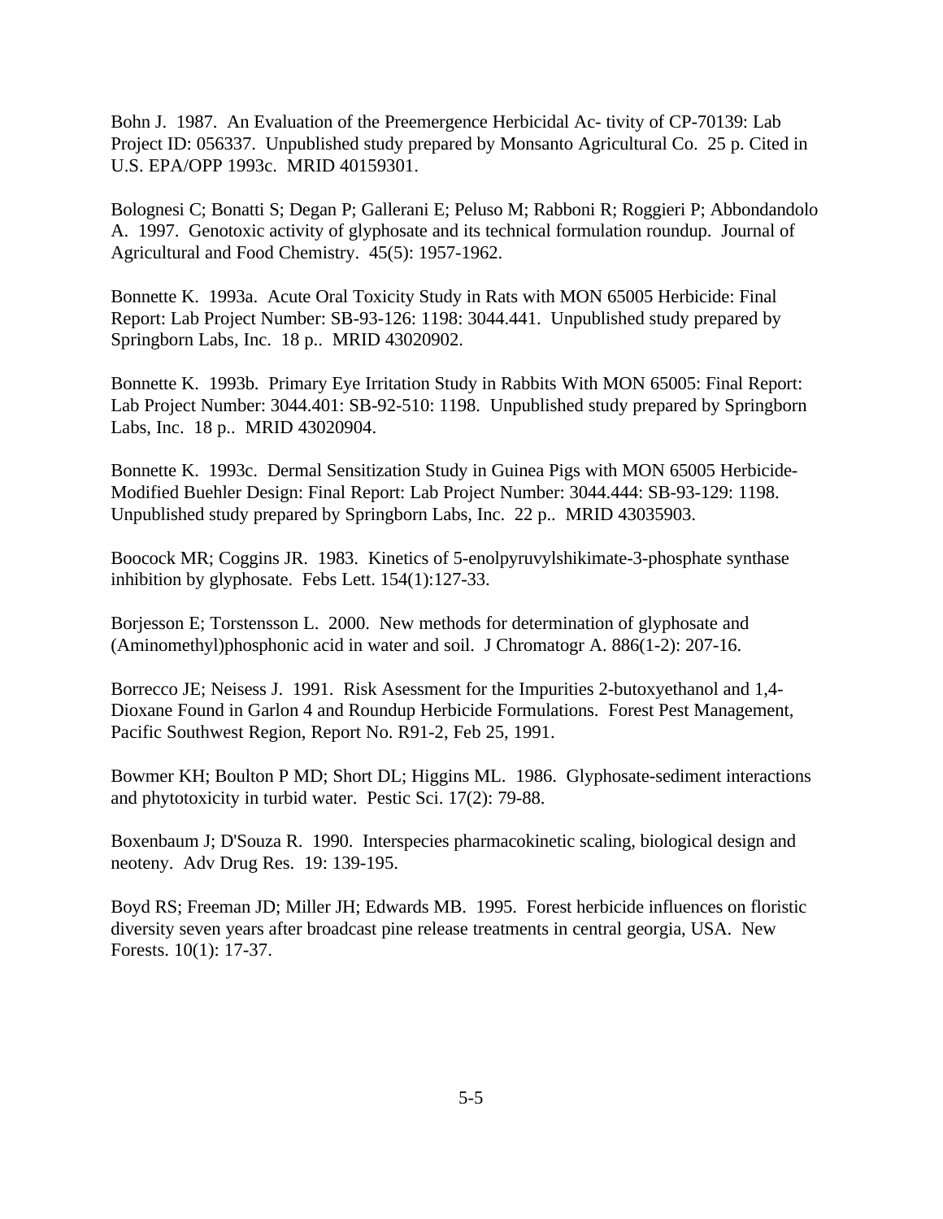Bohn J. 1987. An Evaluation of the Preemergence Herbicidal Ac- tivity of CP-70139: Lab Project ID: 056337. Unpublished study prepared by Monsanto Agricultural Co. 25 p. Cited in U.S. EPA/OPP 1993c. MRID 40159301.

Bolognesi C; Bonatti S; Degan P; Gallerani E; Peluso M; Rabboni R; Roggieri P; Abbondandolo A. 1997. Genotoxic activity of glyphosate and its technical formulation roundup. Journal of Agricultural and Food Chemistry. 45(5): 1957-1962.

Bonnette K. 1993a. Acute Oral Toxicity Study in Rats with MON 65005 Herbicide: Final Report: Lab Project Number: SB-93-126: 1198: 3044.441. Unpublished study prepared by Springborn Labs, Inc. 18 p.. MRID 43020902.

Bonnette K. 1993b. Primary Eye Irritation Study in Rabbits With MON 65005: Final Report: Lab Project Number: 3044.401: SB-92-510: 1198. Unpublished study prepared by Springborn Labs, Inc. 18 p.. MRID 43020904.

Bonnette K. 1993c. Dermal Sensitization Study in Guinea Pigs with MON 65005 Herbicide-Modified Buehler Design: Final Report: Lab Project Number: 3044.444: SB-93-129: 1198. Unpublished study prepared by Springborn Labs, Inc. 22 p.. MRID 43035903.

Boocock MR; Coggins JR. 1983. Kinetics of 5-enolpyruvylshikimate-3-phosphate synthase inhibition by glyphosate. Febs Lett. 154(1):127-33.

Borjesson E; Torstensson L. 2000. New methods for determination of glyphosate and (Aminomethyl)phosphonic acid in water and soil. J Chromatogr A. 886(1-2): 207-16.

Borrecco JE; Neisess J. 1991. Risk Asessment for the Impurities 2-butoxyethanol and 1,4-Dioxane Found in Garlon 4 and Roundup Herbicide Formulations. Forest Pest Management, Pacific Southwest Region, Report No. R91-2, Feb 25, 1991.

Bowmer KH; Boulton P MD; Short DL; Higgins ML. 1986. Glyphosate-sediment interactions and phytotoxicity in turbid water. Pestic Sci. 17(2): 79-88.

Boxenbaum J; D'Souza R. 1990. Interspecies pharmacokinetic scaling, biological design and neoteny. Adv Drug Res. 19: 139-195.

Boyd RS; Freeman JD; Miller JH; Edwards MB. 1995. Forest herbicide influences on floristic diversity seven years after broadcast pine release treatments in central georgia, USA. New Forests. 10(1): 17-37.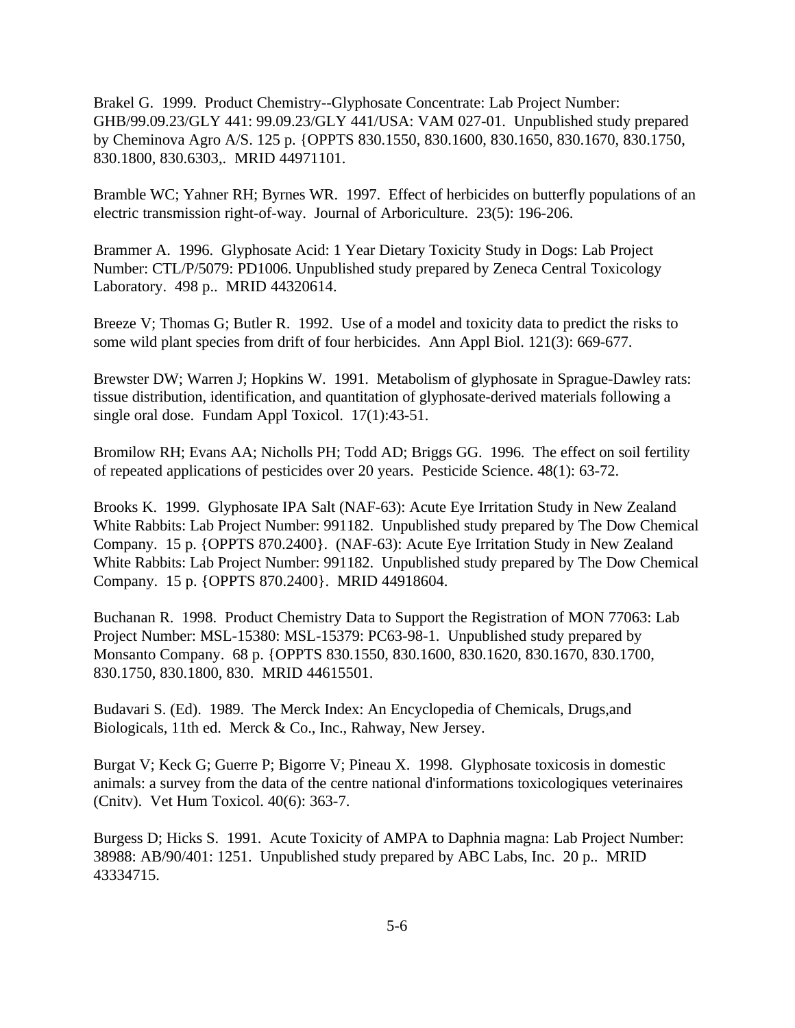Brakel G. 1999. Product Chemistry--Glyphosate Concentrate: Lab Project Number: GHB/99.09.23/GLY 441: 99.09.23/GLY 441/USA: VAM 027-01. Unpublished study prepared by Cheminova Agro A/S. 125 p. {OPPTS 830.1550, 830.1600, 830.1650, 830.1670, 830.1750, 830.1800, 830.6303,. MRID 44971101.

Bramble WC; Yahner RH; Byrnes WR. 1997. Effect of herbicides on butterfly populations of an electric transmission right-of-way. Journal of Arboriculture. 23(5): 196-206.

Brammer A. 1996. Glyphosate Acid: 1 Year Dietary Toxicity Study in Dogs: Lab Project Number: CTL/P/5079: PD1006. Unpublished study prepared by Zeneca Central Toxicology Laboratory. 498 p.. MRID 44320614.

Breeze V; Thomas G; Butler R. 1992. Use of a model and toxicity data to predict the risks to some wild plant species from drift of four herbicides. Ann Appl Biol. 121(3): 669-677.

Brewster DW; Warren J; Hopkins W. 1991. Metabolism of glyphosate in Sprague-Dawley rats: tissue distribution, identification, and quantitation of glyphosate-derived materials following a single oral dose. Fundam Appl Toxicol. 17(1):43-51.

Bromilow RH; Evans AA; Nicholls PH; Todd AD; Briggs GG. 1996. The effect on soil fertility of repeated applications of pesticides over 20 years. Pesticide Science. 48(1): 63-72.

Brooks K. 1999. Glyphosate IPA Salt (NAF-63): Acute Eye Irritation Study in New Zealand White Rabbits: Lab Project Number: 991182. Unpublished study prepared by The Dow Chemical Company. 15 p. {OPPTS 870.2400}. (NAF-63): Acute Eye Irritation Study in New Zealand White Rabbits: Lab Project Number: 991182. Unpublished study prepared by The Dow Chemical Company. 15 p. {OPPTS 870.2400}. MRID 44918604.

Buchanan R. 1998. Product Chemistry Data to Support the Registration of MON 77063: Lab Project Number: MSL-15380: MSL-15379: PC63-98-1. Unpublished study prepared by Monsanto Company. 68 p. {OPPTS 830.1550, 830.1600, 830.1620, 830.1670, 830.1700, 830.1750, 830.1800, 830. MRID 44615501.

Budavari S. (Ed). 1989. The Merck Index: An Encyclopedia of Chemicals, Drugs,and Biologicals, 11th ed. Merck & Co., Inc., Rahway, New Jersey.

Burgat V; Keck G; Guerre P; Bigorre V; Pineau X. 1998. Glyphosate toxicosis in domestic animals: a survey from the data of the centre national d'informations toxicologiques veterinaires (Cnitv). Vet Hum Toxicol. 40(6): 363-7.

Burgess D; Hicks S. 1991. Acute Toxicity of AMPA to Daphnia magna: Lab Project Number: 38988: AB/90/401: 1251. Unpublished study prepared by ABC Labs, Inc. 20 p.. MRID 43334715.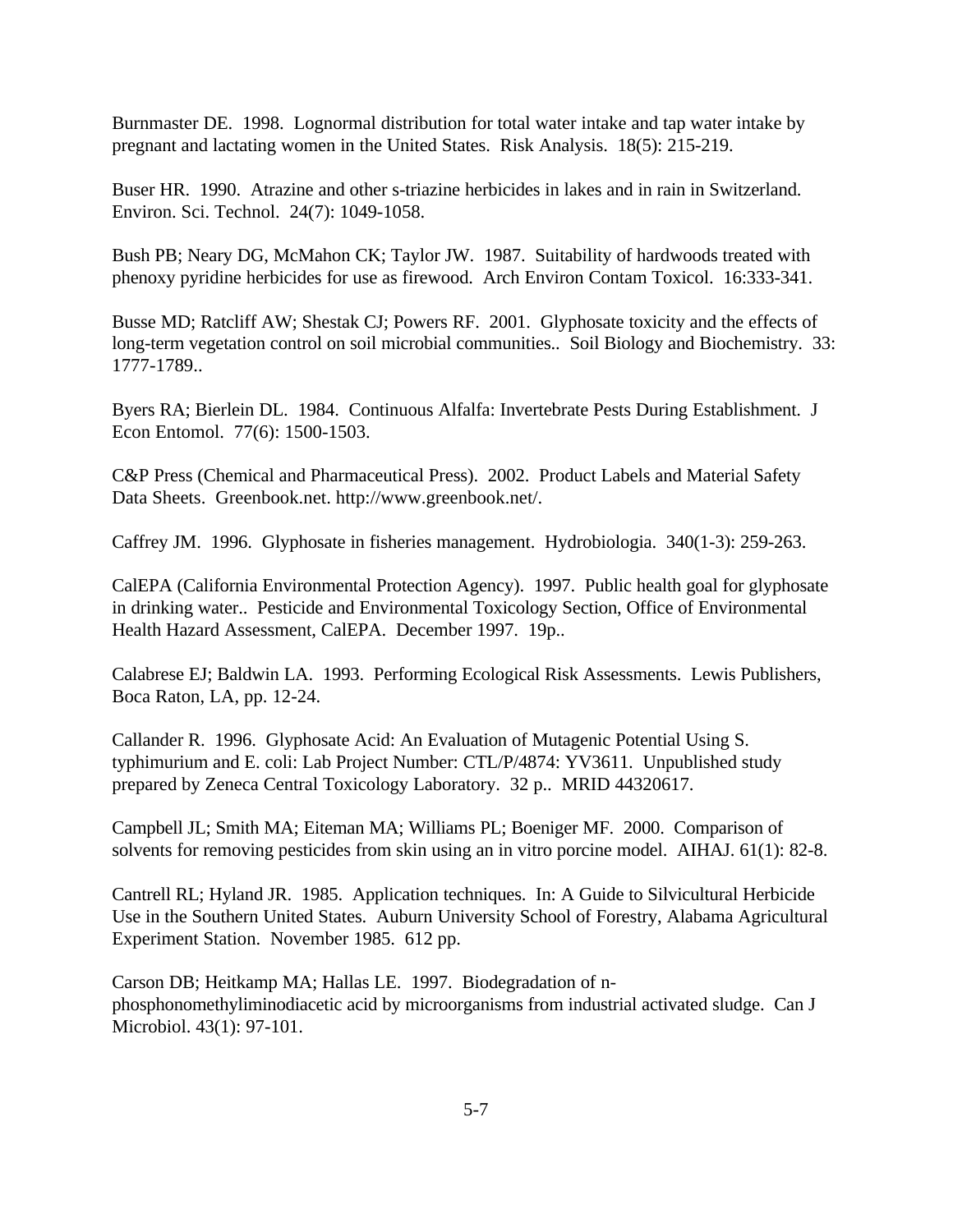Burnmaster DE. 1998. Lognormal distribution for total water intake and tap water intake by pregnant and lactating women in the United States. Risk Analysis. 18(5): 215-219.

Buser HR. 1990. Atrazine and other s-triazine herbicides in lakes and in rain in Switzerland. Environ. Sci. Technol. 24(7): 1049-1058.

Bush PB; Neary DG, McMahon CK; Taylor JW. 1987. Suitability of hardwoods treated with phenoxy pyridine herbicides for use as firewood. Arch Environ Contam Toxicol. 16:333-341.

Busse MD; Ratcliff AW; Shestak CJ; Powers RF. 2001. Glyphosate toxicity and the effects of long-term vegetation control on soil microbial communities.. Soil Biology and Biochemistry. 33: 1777-1789..

Byers RA; Bierlein DL. 1984. Continuous Alfalfa: Invertebrate Pests During Establishment. J Econ Entomol. 77(6): 1500-1503.

C&P Press (Chemical and Pharmaceutical Press). 2002. Product Labels and Material Safety Data Sheets. Greenbook.net. http://www.greenbook.net/.

Caffrey JM. 1996. Glyphosate in fisheries management. Hydrobiologia. 340(1-3): 259-263.

CalEPA (California Environmental Protection Agency). 1997. Public health goal for glyphosate in drinking water.. Pesticide and Environmental Toxicology Section, Office of Environmental Health Hazard Assessment, CalEPA. December 1997. 19p..

Calabrese EJ; Baldwin LA. 1993. Performing Ecological Risk Assessments. Lewis Publishers, Boca Raton, LA, pp. 12-24.

Callander R. 1996. Glyphosate Acid: An Evaluation of Mutagenic Potential Using S. typhimurium and E. coli: Lab Project Number: CTL/P/4874: YV3611. Unpublished study prepared by Zeneca Central Toxicology Laboratory. 32 p.. MRID 44320617.

Campbell JL; Smith MA; Eiteman MA; Williams PL; Boeniger MF. 2000. Comparison of solvents for removing pesticides from skin using an in vitro porcine model. AIHAJ. 61(1): 82-8.

Cantrell RL; Hyland JR. 1985. Application techniques. In: A Guide to Silvicultural Herbicide Use in the Southern United States. Auburn University School of Forestry, Alabama Agricultural Experiment Station. November 1985. 612 pp.

Carson DB; Heitkamp MA; Hallas LE. 1997. Biodegradation of n-phosphonomethyliminodiacetic acid by microorganisms from industrial activated sludge. Can J Microbiol. 43(1): 97-101.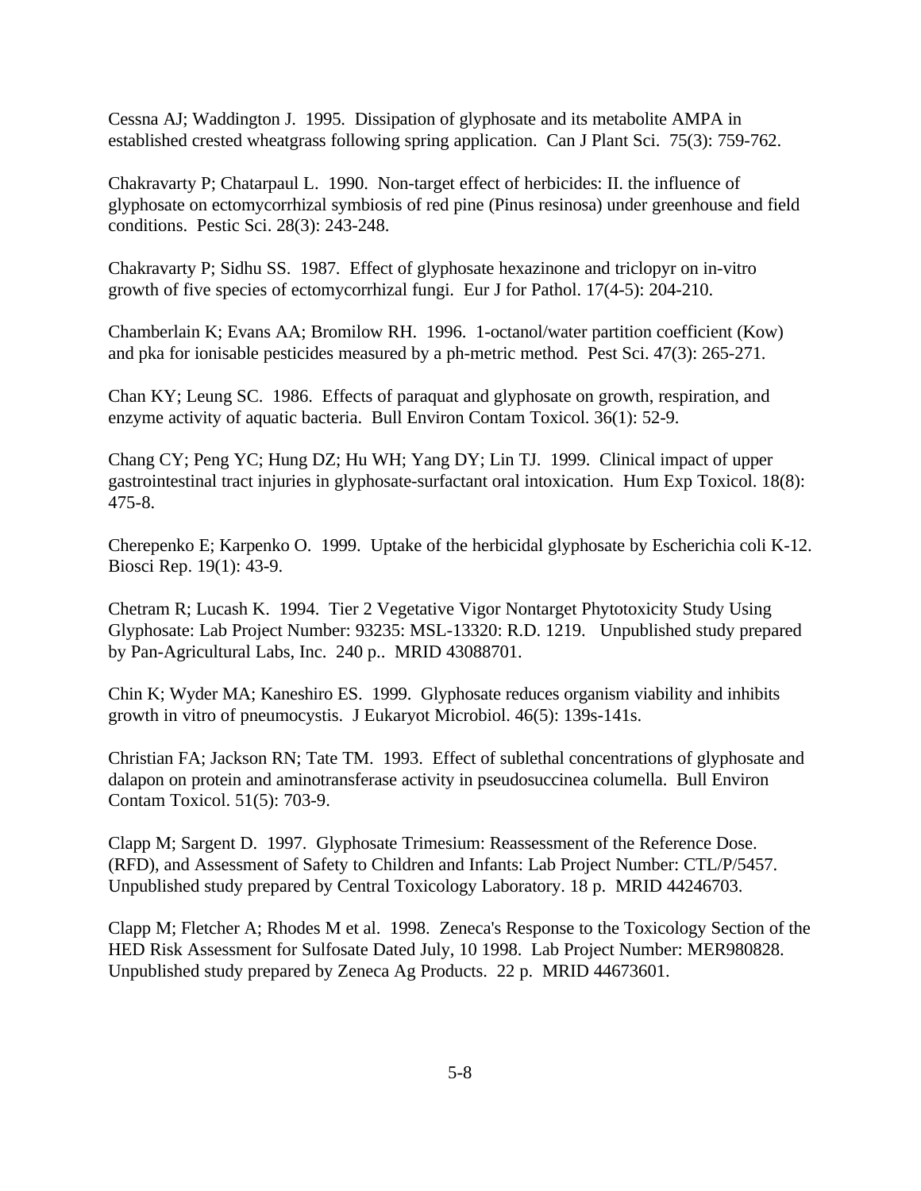Cessna AJ; Waddington J. 1995. Dissipation of glyphosate and its metabolite AMPA in established crested wheatgrass following spring application. Can J Plant Sci. 75(3): 759-762.

Chakravarty P; Chatarpaul L. 1990. Non-target effect of herbicides: II. the influence of glyphosate on ectomycorrhizal symbiosis of red pine (Pinus resinosa) under greenhouse and field conditions. Pestic Sci. 28(3): 243-248.

Chakravarty P; Sidhu SS. 1987. Effect of glyphosate hexazinone and triclopyr on in-vitro growth of five species of ectomycorrhizal fungi. Eur J for Pathol. 17(4-5): 204-210.

Chamberlain K; Evans AA; Bromilow RH. 1996. 1-octanol/water partition coefficient (Kow) and pka for ionisable pesticides measured by a ph-metric method. Pest Sci. 47(3): 265-271.

Chan KY; Leung SC. 1986. Effects of paraquat and glyphosate on growth, respiration, and enzyme activity of aquatic bacteria. Bull Environ Contam Toxicol. 36(1): 52-9.

Chang CY; Peng YC; Hung DZ; Hu WH; Yang DY; Lin TJ. 1999. Clinical impact of upper gastrointestinal tract injuries in glyphosate-surfactant oral intoxication. Hum Exp Toxicol. 18(8): 475-8.

Cherepenko E; Karpenko O. 1999. Uptake of the herbicidal glyphosate by Escherichia coli K-12. Biosci Rep. 19(1): 43-9.

Chetram R; Lucash K. 1994. Tier 2 Vegetative Vigor Nontarget Phytotoxicity Study Using Glyphosate: Lab Project Number: 93235: MSL-13320: R.D. 1219. Unpublished study prepared by Pan-Agricultural Labs, Inc. 240 p.. MRID 43088701.

Chin K; Wyder MA; Kaneshiro ES. 1999. Glyphosate reduces organism viability and inhibits growth in vitro of pneumocystis. J Eukaryot Microbiol. 46(5): 139s-141s.

Christian FA; Jackson RN; Tate TM. 1993. Effect of sublethal concentrations of glyphosate and dalapon on protein and aminotransferase activity in pseudosuccinea columella. Bull Environ Contam Toxicol. 51(5): 703-9.

Clapp M; Sargent D. 1997. Glyphosate Trimesium: Reassessment of the Reference Dose. (RFD), and Assessment of Safety to Children and Infants: Lab Project Number: CTL/P/5457. Unpublished study prepared by Central Toxicology Laboratory. 18 p. MRID 44246703.

Clapp M; Fletcher A; Rhodes M et al. 1998. Zeneca's Response to the Toxicology Section of the HED Risk Assessment for Sulfosate Dated July, 10 1998. Lab Project Number: MER980828. Unpublished study prepared by Zeneca Ag Products. 22 p. MRID 44673601.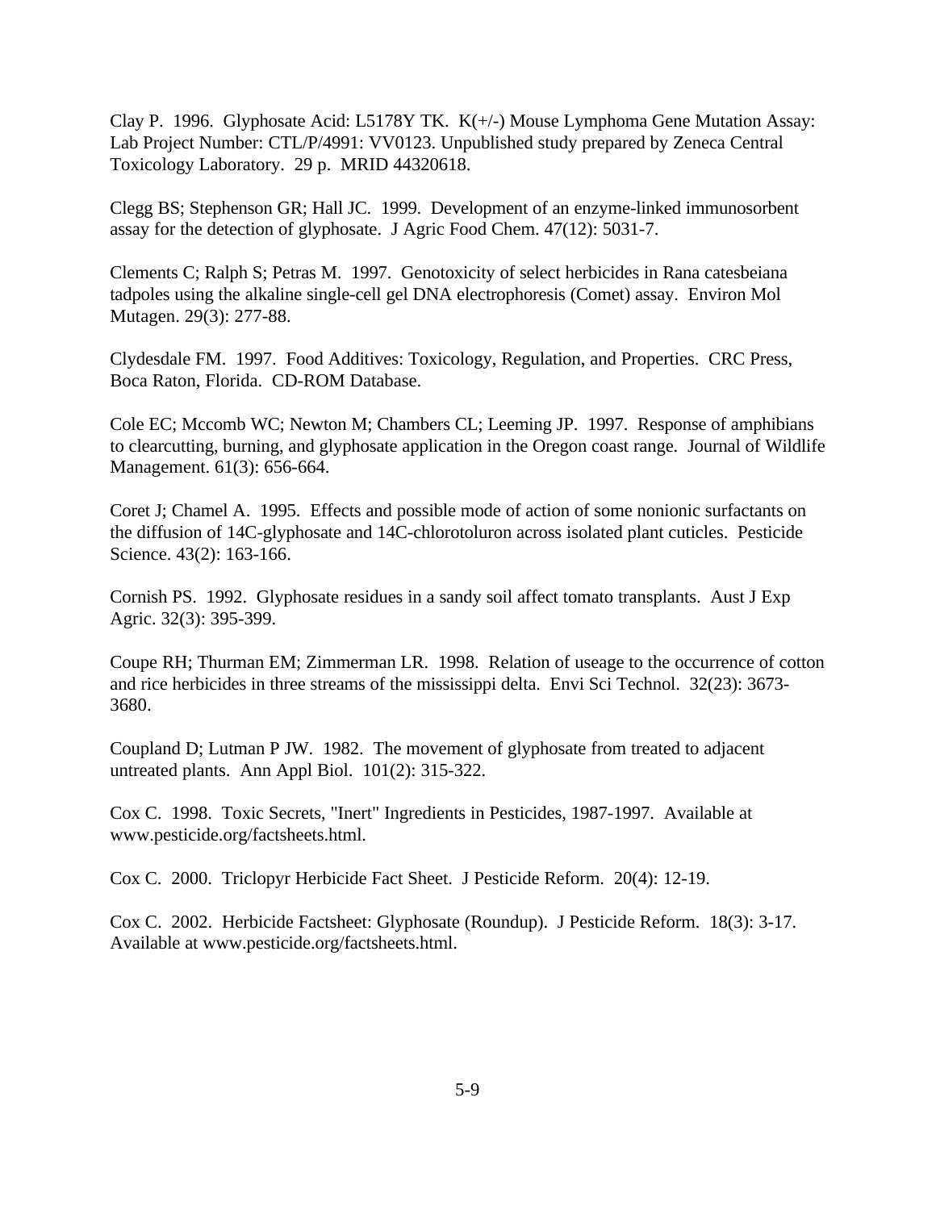Clay P. 1996. Glyphosate Acid: L5178Y TK. K(+/-) Mouse Lymphoma Gene Mutation Assay: Lab Project Number: CTL/P/4991: VV0123. Unpublished study prepared by Zeneca Central Toxicology Laboratory. 29 p. MRID 44320618.

Clegg BS; Stephenson GR; Hall JC. 1999. Development of an enzyme-linked immunosorbent assay for the detection of glyphosate. J Agric Food Chem. 47(12): 5031-7.

Clements C; Ralph S; Petras M. 1997. Genotoxicity of select herbicides in Rana catesbeiana tadpoles using the alkaline single-cell gel DNA electrophoresis (Comet) assay. Environ Mol Mutagen. 29(3): 277-88.

Clydesdale FM. 1997. Food Additives: Toxicology, Regulation, and Properties. CRC Press, Boca Raton, Florida. CD-ROM Database.

Cole EC; Mccomb WC; Newton M; Chambers CL; Leeming JP. 1997. Response of amphibians to clearcutting, burning, and glyphosate application in the Oregon coast range. Journal of Wildlife Management. 61(3): 656-664.

Coret J; Chamel A. 1995. Effects and possible mode of action of some nonionic surfactants on the diffusion of 14C-glyphosate and 14C-chlorotoluron across isolated plant cuticles. Pesticide Science. 43(2): 163-166.

Cornish PS. 1992. Glyphosate residues in a sandy soil affect tomato transplants. Aust J Exp Agric. 32(3): 395-399.

Coupe RH; Thurman EM; Zimmerman LR. 1998. Relation of useage to the occurrence of cotton and rice herbicides in three streams of the mississippi delta. Envi Sci Technol. 32(23): 3673-3680.

Coupland D; Lutman P JW. 1982. The movement of glyphosate from treated to adjacent untreated plants. Ann Appl Biol. 101(2): 315-322.

Cox C. 1998. Toxic Secrets, "Inert" Ingredients in Pesticides, 1987-1997. Available at www.pesticide.org/factsheets.html.

Cox C. 2000. Triclopyr Herbicide Fact Sheet. J Pesticide Reform. 20(4): 12-19.

Cox C. 2002. Herbicide Factsheet: Glyphosate (Roundup). J Pesticide Reform. 18(3): 3-17. Available at www.pesticide.org/factsheets.html.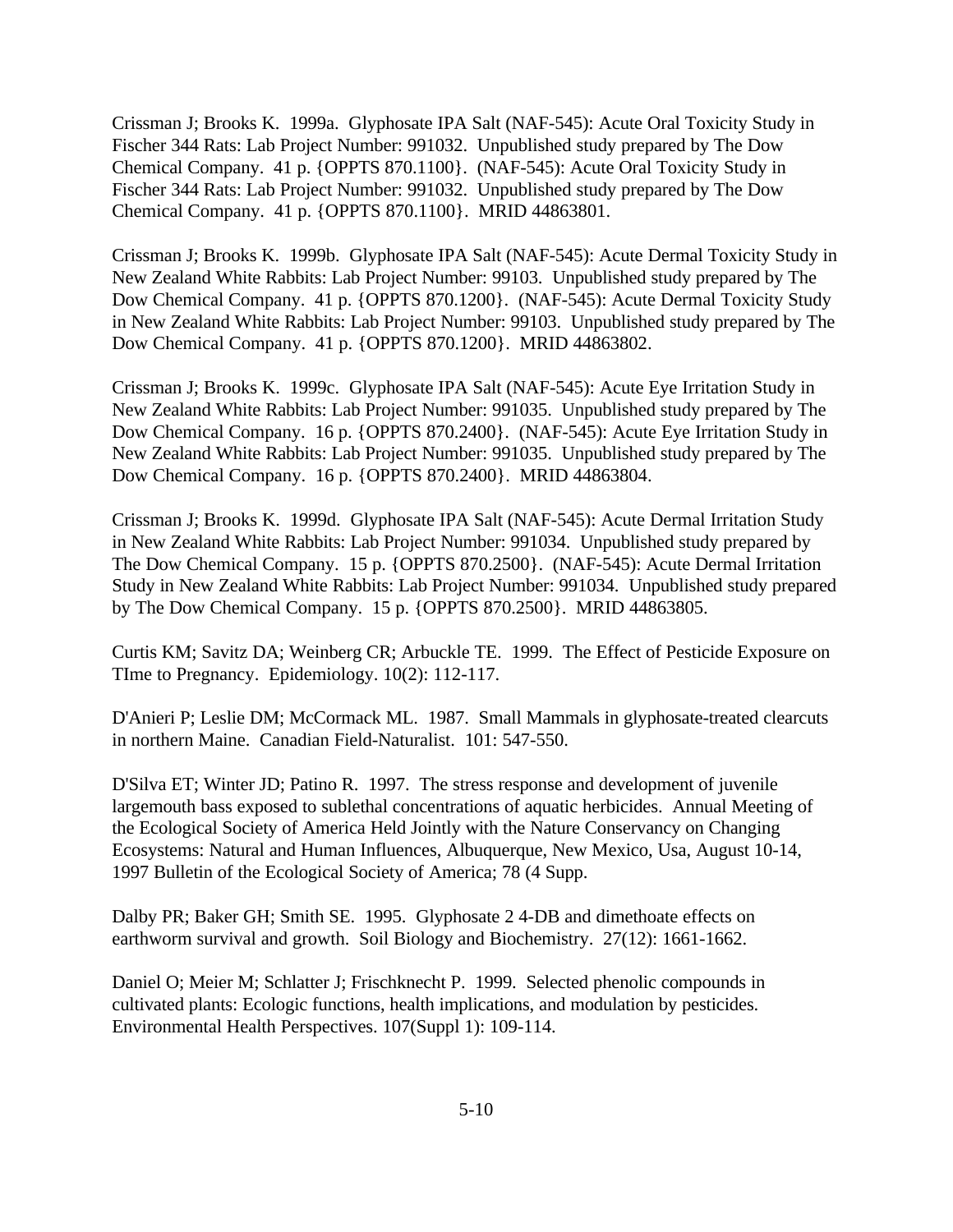Crissman J; Brooks K. 1999a. Glyphosate IPA Salt (NAF-545): Acute Oral Toxicity Study in Fischer 344 Rats: Lab Project Number: 991032. Unpublished study prepared by The Dow Chemical Company. 41 p. {OPPTS 870.1100}. (NAF-545): Acute Oral Toxicity Study in Fischer 344 Rats: Lab Project Number: 991032. Unpublished study prepared by The Dow Chemical Company. 41 p. {OPPTS 870.1100}. MRID 44863801.

Crissman J; Brooks K. 1999b. Glyphosate IPA Salt (NAF-545): Acute Dermal Toxicity Study in New Zealand White Rabbits: Lab Project Number: 99103. Unpublished study prepared by The Dow Chemical Company. 41 p. {OPPTS 870.1200}. (NAF-545): Acute Dermal Toxicity Study in New Zealand White Rabbits: Lab Project Number: 99103. Unpublished study prepared by The Dow Chemical Company. 41 p. {OPPTS 870.1200}. MRID 44863802.

Crissman J; Brooks K. 1999c. Glyphosate IPA Salt (NAF-545): Acute Eye Irritation Study in New Zealand White Rabbits: Lab Project Number: 991035. Unpublished study prepared by The Dow Chemical Company. 16 p. {OPPTS 870.2400}. (NAF-545): Acute Eye Irritation Study in New Zealand White Rabbits: Lab Project Number: 991035. Unpublished study prepared by The Dow Chemical Company. 16 p. {OPPTS 870.2400}. MRID 44863804.

Crissman J; Brooks K. 1999d. Glyphosate IPA Salt (NAF-545): Acute Dermal Irritation Study in New Zealand White Rabbits: Lab Project Number: 991034. Unpublished study prepared by The Dow Chemical Company. 15 p. {OPPTS 870.2500}. (NAF-545): Acute Dermal Irritation Study in New Zealand White Rabbits: Lab Project Number: 991034. Unpublished study prepared by The Dow Chemical Company. 15 p. {OPPTS 870.2500}. MRID 44863805.

Curtis KM; Savitz DA; Weinberg CR; Arbuckle TE. 1999. The Effect of Pesticide Exposure on TIme to Pregnancy. Epidemiology. 10(2): 112-117.

D'Anieri P; Leslie DM; McCormack ML. 1987. Small Mammals in glyphosate-treated clearcuts in northern Maine. Canadian Field-Naturalist. 101: 547-550.

D'Silva ET; Winter JD; Patino R. 1997. The stress response and development of juvenile largemouth bass exposed to sublethal concentrations of aquatic herbicides. Annual Meeting of the Ecological Society of America Held Jointly with the Nature Conservancy on Changing Ecosystems: Natural and Human Influences, Albuquerque, New Mexico, Usa, August 10-14, 1997 Bulletin of the Ecological Society of America; 78 (4 Supp.

Dalby PR; Baker GH; Smith SE. 1995. Glyphosate 2 4-DB and dimethoate effects on earthworm survival and growth. Soil Biology and Biochemistry. 27(12): 1661-1662.

Daniel O; Meier M; Schlatter J; Frischknecht P. 1999. Selected phenolic compounds in cultivated plants: Ecologic functions, health implications, and modulation by pesticides. Environmental Health Perspectives. 107(Suppl 1): 109-114.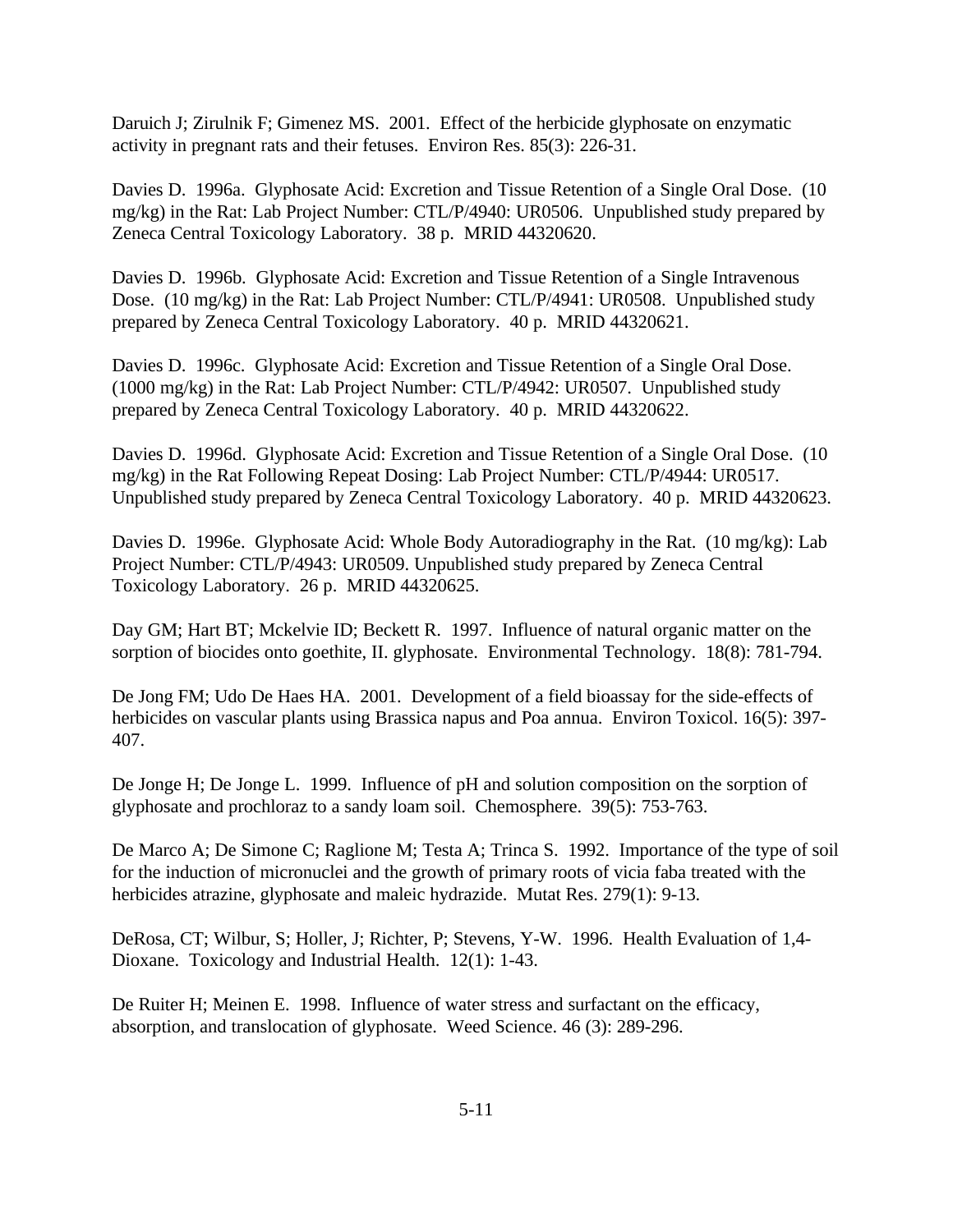Daruich J; Zirulnik F; Gimenez MS. 2001. Effect of the herbicide glyphosate on enzymatic activity in pregnant rats and their fetuses. Environ Res. 85(3): 226-31.

Davies D. 1996a. Glyphosate Acid: Excretion and Tissue Retention of a Single Oral Dose. (10 mg/kg) in the Rat: Lab Project Number: CTL/P/4940: UR0506. Unpublished study prepared by Zeneca Central Toxicology Laboratory. 38 p. MRID 44320620.

Davies D. 1996b. Glyphosate Acid: Excretion and Tissue Retention of a Single Intravenous Dose. (10 mg/kg) in the Rat: Lab Project Number: CTL/P/4941: UR0508. Unpublished study prepared by Zeneca Central Toxicology Laboratory. 40 p. MRID 44320621.

Davies D. 1996c. Glyphosate Acid: Excretion and Tissue Retention of a Single Oral Dose. (1000 mg/kg) in the Rat: Lab Project Number: CTL/P/4942: UR0507. Unpublished study prepared by Zeneca Central Toxicology Laboratory. 40 p. MRID 44320622.

Davies D. 1996d. Glyphosate Acid: Excretion and Tissue Retention of a Single Oral Dose. (10 mg/kg) in the Rat Following Repeat Dosing: Lab Project Number: CTL/P/4944: UR0517. Unpublished study prepared by Zeneca Central Toxicology Laboratory. 40 p. MRID 44320623.

Davies D. 1996e. Glyphosate Acid: Whole Body Autoradiography in the Rat. (10 mg/kg): Lab Project Number: CTL/P/4943: UR0509. Unpublished study prepared by Zeneca Central Toxicology Laboratory. 26 p. MRID 44320625.

Day GM; Hart BT; Mckelvie ID; Beckett R. 1997. Influence of natural organic matter on the sorption of biocides onto goethite, II. glyphosate. Environmental Technology. 18(8): 781-794.

De Jong FM; Udo De Haes HA. 2001. Development of a field bioassay for the side-effects of herbicides on vascular plants using Brassica napus and Poa annua. Environ Toxicol. 16(5): 397-407.

De Jonge H; De Jonge L. 1999. Influence of pH and solution composition on the sorption of glyphosate and prochloraz to a sandy loam soil. Chemosphere. 39(5): 753-763.

De Marco A; De Simone C; Raglione M; Testa A; Trinca S. 1992. Importance of the type of soil for the induction of micronuclei and the growth of primary roots of vicia faba treated with the herbicides atrazine, glyphosate and maleic hydrazide. Mutat Res. 279(1): 9-13.

DeRosa, CT; Wilbur, S; Holler, J; Richter, P; Stevens, Y-W. 1996. Health Evaluation of 1,4-Dioxane. Toxicology and Industrial Health. 12(1): 1-43.

De Ruiter H; Meinen E. 1998. Influence of water stress and surfactant on the efficacy, absorption, and translocation of glyphosate. Weed Science. 46 (3): 289-296.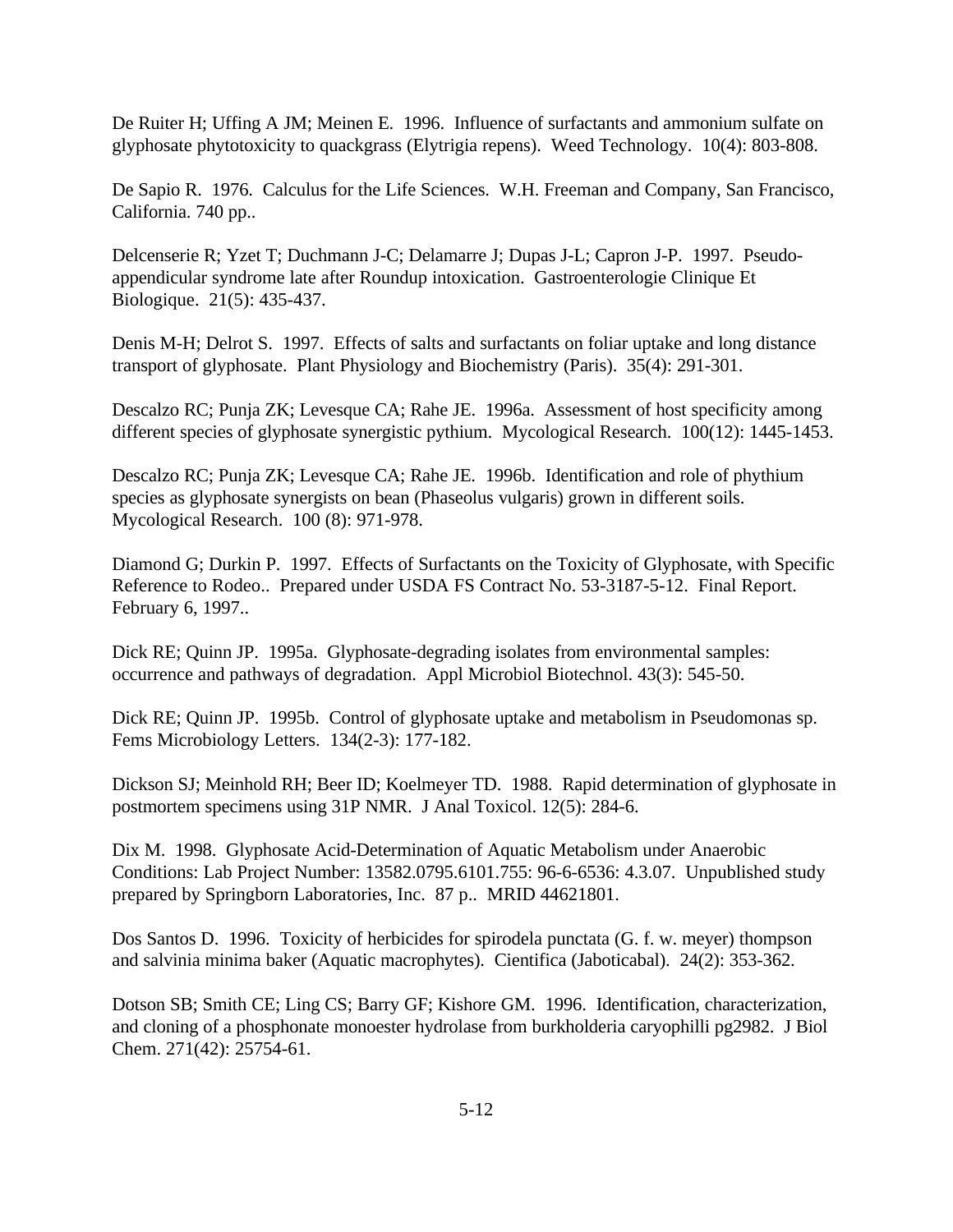De Ruiter H; Uffing A JM; Meinen E. 1996. Influence of surfactants and ammonium sulfate on glyphosate phytotoxicity to quackgrass (Elytrigia repens). Weed Technology. 10(4): 803-808.

De Sapio R. 1976. Calculus for the Life Sciences. W.H. Freeman and Company, San Francisco, California. 740 pp..

Delcenserie R; Yzet T; Duchmann J-C; Delamarre J; Dupas J-L; Capron J-P. 1997. Pseudo-appendicular syndrome late after Roundup intoxication. Gastroenterologie Clinique Et Biologique. 21(5): 435-437.

Denis M-H; Delrot S. 1997. Effects of salts and surfactants on foliar uptake and long distance transport of glyphosate. Plant Physiology and Biochemistry (Paris). 35(4): 291-301.

Descalzo RC; Punja ZK; Levesque CA; Rahe JE. 1996a. Assessment of host specificity among different species of glyphosate synergistic pythium. Mycological Research. 100(12): 1445-1453.

Descalzo RC; Punja ZK; Levesque CA; Rahe JE. 1996b. Identification and role of phythium species as glyphosate synergists on bean (Phaseolus vulgaris) grown in different soils. Mycological Research. 100 (8): 971-978.

Diamond G; Durkin P. 1997. Effects of Surfactants on the Toxicity of Glyphosate, with Specific Reference to Rodeo.. Prepared under USDA FS Contract No. 53-3187-5-12. Final Report. February 6, 1997..

Dick RE; Quinn JP. 1995a. Glyphosate-degrading isolates from environmental samples: occurrence and pathways of degradation. Appl Microbiol Biotechnol. 43(3): 545-50.

Dick RE; Quinn JP. 1995b. Control of glyphosate uptake and metabolism in Pseudomonas sp. Fems Microbiology Letters. 134(2-3): 177-182.

Dickson SJ; Meinhold RH; Beer ID; Koelmeyer TD. 1988. Rapid determination of glyphosate in postmortem specimens using 31P NMR. J Anal Toxicol. 12(5): 284-6.

Dix M. 1998. Glyphosate Acid-Determination of Aquatic Metabolism under Anaerobic Conditions: Lab Project Number: 13582.0795.6101.755: 96-6-6536: 4.3.07. Unpublished study prepared by Springborn Laboratories, Inc. 87 p.. MRID 44621801.

Dos Santos D. 1996. Toxicity of herbicides for spirodela punctata (G. f. w. meyer) thompson and salvinia minima baker (Aquatic macrophytes). Cientifica (Jaboticabal). 24(2): 353-362.

Dotson SB; Smith CE; Ling CS; Barry GF; Kishore GM. 1996. Identification, characterization, and cloning of a phosphonate monoester hydrolase from burkholderia caryophilli pg2982. J Biol Chem. 271(42): 25754-61.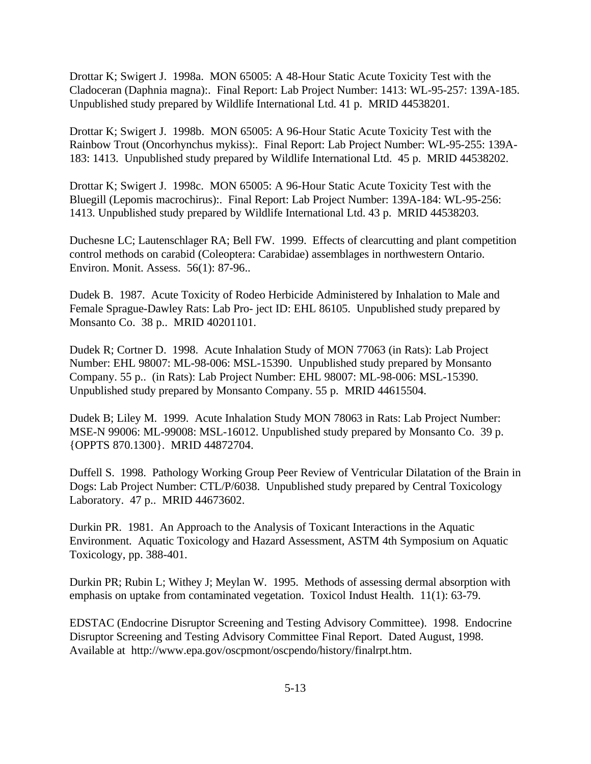Drottar K; Swigert J. 1998a. MON 65005: A 48-Hour Static Acute Toxicity Test with the Cladoceran (Daphnia magna):. Final Report: Lab Project Number: 1413: WL-95-257: 139A-185. Unpublished study prepared by Wildlife International Ltd. 41 p. MRID 44538201.

Drottar K; Swigert J. 1998b. MON 65005: A 96-Hour Static Acute Toxicity Test with the Rainbow Trout (Oncorhynchus mykiss):. Final Report: Lab Project Number: WL-95-255: 139A-183: 1413. Unpublished study prepared by Wildlife International Ltd. 45 p. MRID 44538202.

Drottar K; Swigert J. 1998c. MON 65005: A 96-Hour Static Acute Toxicity Test with the Bluegill (Lepomis macrochirus):. Final Report: Lab Project Number: 139A-184: WL-95-256: 1413. Unpublished study prepared by Wildlife International Ltd. 43 p. MRID 44538203.

Duchesne LC; Lautenschlager RA; Bell FW. 1999. Effects of clearcutting and plant competition control methods on carabid (Coleoptera: Carabidae) assemblages in northwestern Ontario. Environ. Monit. Assess. 56(1): 87-96..

Dudek B. 1987. Acute Toxicity of Rodeo Herbicide Administered by Inhalation to Male and Female Sprague-Dawley Rats: Lab Pro- ject ID: EHL 86105. Unpublished study prepared by Monsanto Co. 38 p.. MRID 40201101.

Dudek R; Cortner D. 1998. Acute Inhalation Study of MON 77063 (in Rats): Lab Project Number: EHL 98007: ML-98-006: MSL-15390. Unpublished study prepared by Monsanto Company. 55 p.. (in Rats): Lab Project Number: EHL 98007: ML-98-006: MSL-15390. Unpublished study prepared by Monsanto Company. 55 p. MRID 44615504.

Dudek B; Liley M. 1999. Acute Inhalation Study MON 78063 in Rats: Lab Project Number: MSE-N 99006: ML-99008: MSL-16012. Unpublished study prepared by Monsanto Co. 39 p. {OPPTS 870.1300}. MRID 44872704.

Duffell S. 1998. Pathology Working Group Peer Review of Ventricular Dilatation of the Brain in Dogs: Lab Project Number: CTL/P/6038. Unpublished study prepared by Central Toxicology Laboratory. 47 p.. MRID 44673602.

Durkin PR. 1981. An Approach to the Analysis of Toxicant Interactions in the Aquatic Environment. Aquatic Toxicology and Hazard Assessment, ASTM 4th Symposium on Aquatic Toxicology, pp. 388-401.

Durkin PR; Rubin L; Withey J; Meylan W. 1995. Methods of assessing dermal absorption with emphasis on uptake from contaminated vegetation. Toxicol Indust Health. 11(1): 63-79.

EDSTAC (Endocrine Disruptor Screening and Testing Advisory Committee). 1998. Endocrine Disruptor Screening and Testing Advisory Committee Final Report. Dated August, 1998. Available at http://www.epa.gov/oscpmont/oscpendo/history/finalrpt.htm.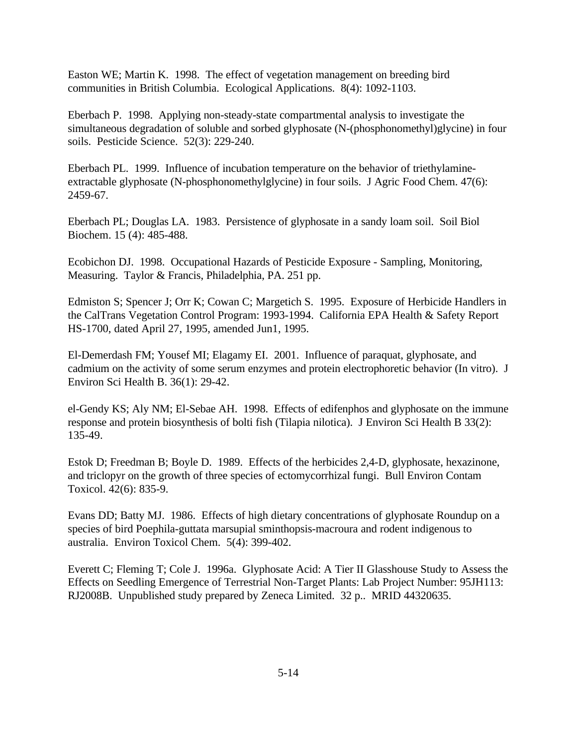Easton WE; Martin K. 1998. The effect of vegetation management on breeding bird communities in British Columbia. Ecological Applications. 8(4): 1092-1103.

Eberbach P. 1998. Applying non-steady-state compartmental analysis to investigate the simultaneous degradation of soluble and sorbed glyphosate (N-(phosphonomethyl)glycine) in four soils. Pesticide Science. 52(3): 229-240.

Eberbach PL. 1999. Influence of incubation temperature on the behavior of triethylamine-extractable glyphosate (N-phosphonomethylglycine) in four soils. J Agric Food Chem. 47(6): 2459-67.

Eberbach PL; Douglas LA. 1983. Persistence of glyphosate in a sandy loam soil. Soil Biol Biochem. 15 (4): 485-488.

Ecobichon DJ. 1998. Occupational Hazards of Pesticide Exposure - Sampling, Monitoring, Measuring. Taylor & Francis, Philadelphia, PA. 251 pp.

Edmiston S; Spencer J; Orr K; Cowan C; Margetich S. 1995. Exposure of Herbicide Handlers in the CalTrans Vegetation Control Program: 1993-1994. California EPA Health & Safety Report HS-1700, dated April 27, 1995, amended Jun1, 1995.

El-Demerdash FM; Yousef MI; Elagamy EI. 2001. Influence of paraquat, glyphosate, and cadmium on the activity of some serum enzymes and protein electrophoretic behavior (In vitro). J Environ Sci Health B. 36(1): 29-42.

el-Gendy KS; Aly NM; El-Sebae AH. 1998. Effects of edifenphos and glyphosate on the immune response and protein biosynthesis of bolti fish (Tilapia nilotica). J Environ Sci Health B 33(2): 135-49.

Estok D; Freedman B; Boyle D. 1989. Effects of the herbicides 2,4-D, glyphosate, hexazinone, and triclopyr on the growth of three species of ectomycorrhizal fungi. Bull Environ Contam Toxicol. 42(6): 835-9.

Evans DD; Batty MJ. 1986. Effects of high dietary concentrations of glyphosate Roundup on a species of bird Poephila-guttata marsupial sminthopsis-macroura and rodent indigenous to australia. Environ Toxicol Chem. 5(4): 399-402.

Everett C; Fleming T; Cole J. 1996a. Glyphosate Acid: A Tier II Glasshouse Study to Assess the Effects on Seedling Emergence of Terrestrial Non-Target Plants: Lab Project Number: 95JH113: RJ2008B. Unpublished study prepared by Zeneca Limited. 32 p.. MRID 44320635.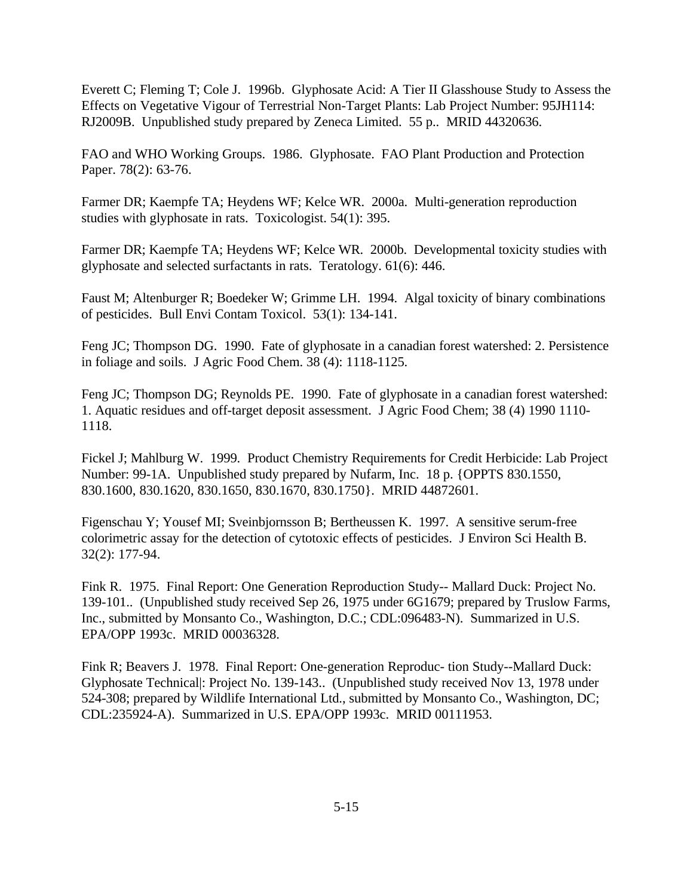Everett C; Fleming T; Cole J. 1996b. Glyphosate Acid: A Tier II Glasshouse Study to Assess the Effects on Vegetative Vigour of Terrestrial Non-Target Plants: Lab Project Number: 95JH114: RJ2009B. Unpublished study prepared by Zeneca Limited. 55 p.. MRID 44320636.

FAO and WHO Working Groups. 1986. Glyphosate. FAO Plant Production and Protection Paper. 78(2): 63-76.

Farmer DR; Kaempfe TA; Heydens WF; Kelce WR. 2000a. Multi-generation reproduction studies with glyphosate in rats. Toxicologist. 54(1): 395.

Farmer DR; Kaempfe TA; Heydens WF; Kelce WR. 2000b. Developmental toxicity studies with glyphosate and selected surfactants in rats. Teratology. 61(6): 446.

Faust M; Altenburger R; Boedeker W; Grimme LH. 1994. Algal toxicity of binary combinations of pesticides. Bull Envi Contam Toxicol. 53(1): 134-141.

Feng JC; Thompson DG. 1990. Fate of glyphosate in a canadian forest watershed: 2. Persistence in foliage and soils. J Agric Food Chem. 38 (4): 1118-1125.

Feng JC; Thompson DG; Reynolds PE. 1990. Fate of glyphosate in a canadian forest watershed: 1. Aquatic residues and off-target deposit assessment. J Agric Food Chem; 38 (4) 1990 1110-1118.

Fickel J; Mahlburg W. 1999. Product Chemistry Requirements for Credit Herbicide: Lab Project Number: 99-1A. Unpublished study prepared by Nufarm, Inc. 18 p. {OPPTS 830.1550, 830.1600, 830.1620, 830.1650, 830.1670, 830.1750}. MRID 44872601.

Figenschau Y; Yousef MI; Sveinbjornsson B; Bertheussen K. 1997. A sensitive serum-free colorimetric assay for the detection of cytotoxic effects of pesticides. J Environ Sci Health B. 32(2): 177-94.

Fink R. 1975. Final Report: One Generation Reproduction Study-- Mallard Duck: Project No. 139-101.. (Unpublished study received Sep 26, 1975 under 6G1679; prepared by Truslow Farms, Inc., submitted by Monsanto Co., Washington, D.C.; CDL:096483-N). Summarized in U.S. EPA/OPP 1993c. MRID 00036328.

Fink R; Beavers J. 1978. Final Report: One-generation Reproduc- tion Study--Mallard Duck: Glyphosate Technical|: Project No. 139-143.. (Unpublished study received Nov 13, 1978 under 524-308; prepared by Wildlife International Ltd., submitted by Monsanto Co., Washington, DC; CDL:235924-A). Summarized in U.S. EPA/OPP 1993c. MRID 00111953.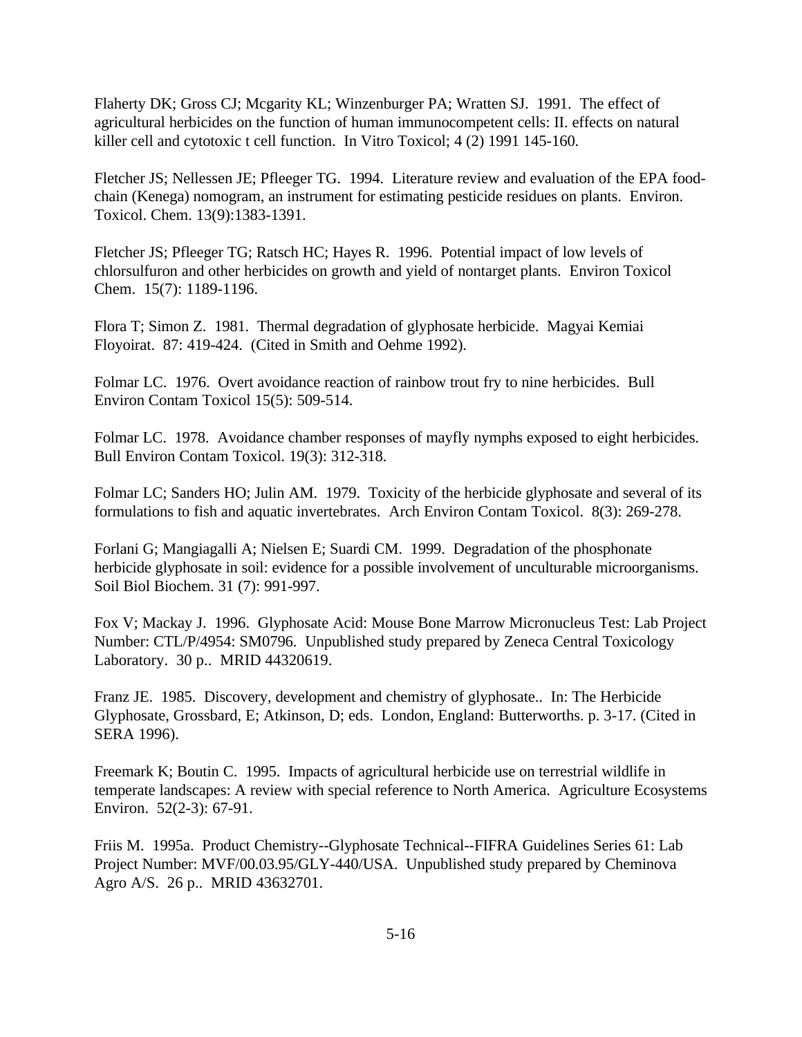Flaherty DK; Gross CJ; Mcgarity KL; Winzenburger PA; Wratten SJ. 1991. The effect of agricultural herbicides on the function of human immunocompetent cells: II. effects on natural killer cell and cytotoxic t cell function. In Vitro Toxicol; 4 (2) 1991 145-160.

Fletcher JS; Nellessen JE; Pfleeger TG. 1994. Literature review and evaluation of the EPA food-chain (Kenega) nomogram, an instrument for estimating pesticide residues on plants. Environ. Toxicol. Chem. 13(9):1383-1391.

Fletcher JS; Pfleeger TG; Ratsch HC; Hayes R. 1996. Potential impact of low levels of chlorsulfuron and other herbicides on growth and yield of nontarget plants. Environ Toxicol Chem. 15(7): 1189-1196.

Flora T; Simon Z. 1981. Thermal degradation of glyphosate herbicide. Magyai Kemiai Floyoirat. 87: 419-424. (Cited in Smith and Oehme 1992).

Folmar LC. 1976. Overt avoidance reaction of rainbow trout fry to nine herbicides. Bull Environ Contam Toxicol 15(5): 509-514.

Folmar LC. 1978. Avoidance chamber responses of mayfly nymphs exposed to eight herbicides. Bull Environ Contam Toxicol. 19(3): 312-318.

Folmar LC; Sanders HO; Julin AM. 1979. Toxicity of the herbicide glyphosate and several of its formulations to fish and aquatic invertebrates. Arch Environ Contam Toxicol. 8(3): 269-278.

Forlani G; Mangiagalli A; Nielsen E; Suardi CM. 1999. Degradation of the phosphonate herbicide glyphosate in soil: evidence for a possible involvement of unculturable microorganisms. Soil Biol Biochem. 31 (7): 991-997.

Fox V; Mackay J. 1996. Glyphosate Acid: Mouse Bone Marrow Micronucleus Test: Lab Project Number: CTL/P/4954: SM0796. Unpublished study prepared by Zeneca Central Toxicology Laboratory. 30 p.. MRID 44320619.

Franz JE. 1985. Discovery, development and chemistry of glyphosate.. In: The Herbicide Glyphosate, Grossbard, E; Atkinson, D; eds. London, England: Butterworths. p. 3-17. (Cited in SERA 1996).

Freemark K; Boutin C. 1995. Impacts of agricultural herbicide use on terrestrial wildlife in temperate landscapes: A review with special reference to North America. Agriculture Ecosystems Environ. 52(2-3): 67-91.

Friis M. 1995a. Product Chemistry--Glyphosate Technical--FIFRA Guidelines Series 61: Lab Project Number: MVF/00.03.95/GLY-440/USA. Unpublished study prepared by Cheminova Agro A/S. 26 p.. MRID 43632701.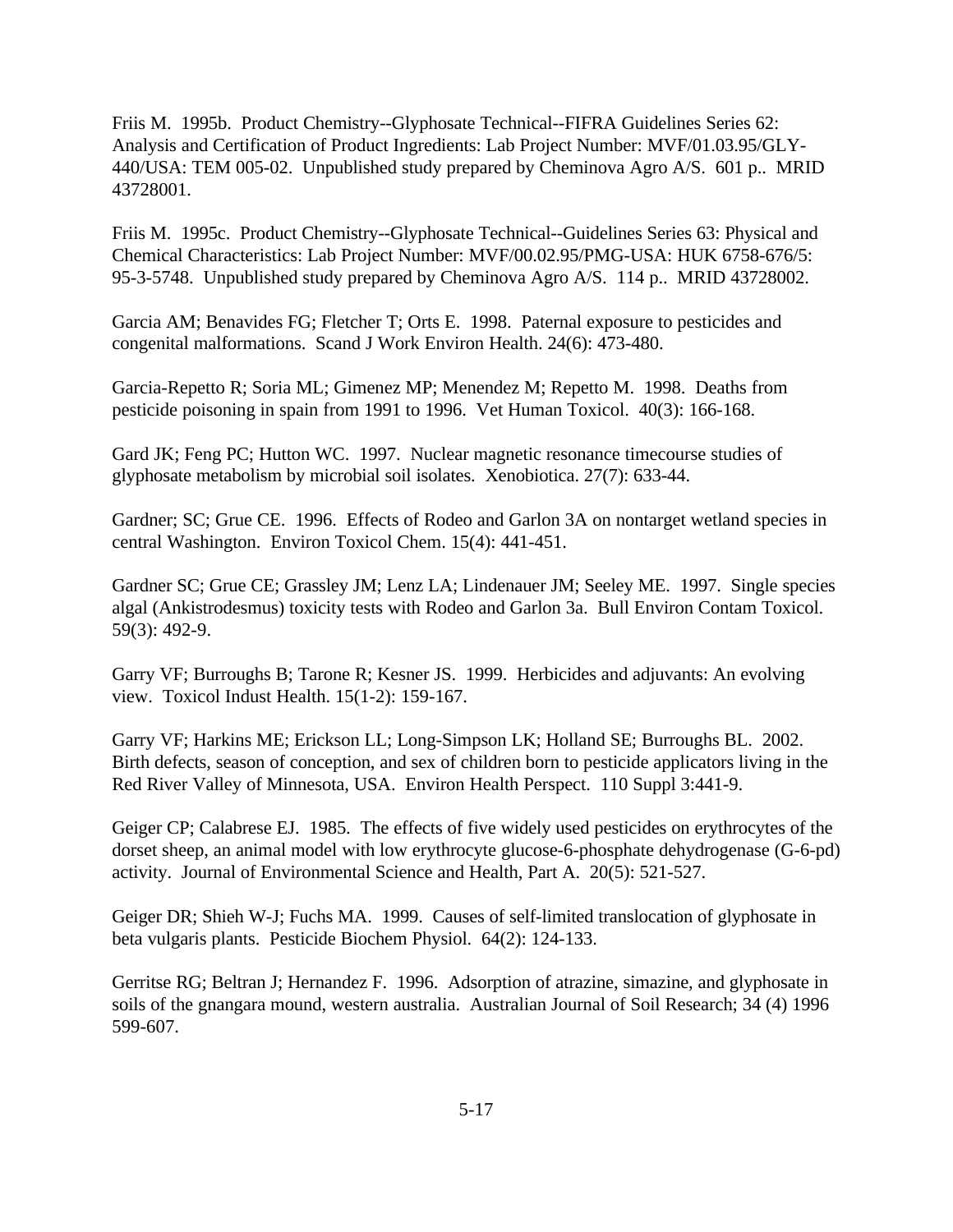Friis M. 1995b. Product Chemistry--Glyphosate Technical--FIFRA Guidelines Series 62: Analysis and Certification of Product Ingredients: Lab Project Number: MVF/01.03.95/GLY-440/USA: TEM 005-02. Unpublished study prepared by Cheminova Agro A/S. 601 p.. MRID 43728001.

Friis M. 1995c. Product Chemistry--Glyphosate Technical--Guidelines Series 63: Physical and Chemical Characteristics: Lab Project Number: MVF/00.02.95/PMG-USA: HUK 6758-676/5: 95-3-5748. Unpublished study prepared by Cheminova Agro A/S. 114 p.. MRID 43728002.

Garcia AM; Benavides FG; Fletcher T; Orts E. 1998. Paternal exposure to pesticides and congenital malformations. Scand J Work Environ Health. 24(6): 473-480.

Garcia-Repetto R; Soria ML; Gimenez MP; Menendez M; Repetto M. 1998. Deaths from pesticide poisoning in spain from 1991 to 1996. Vet Human Toxicol. 40(3): 166-168.

Gard JK; Feng PC; Hutton WC. 1997. Nuclear magnetic resonance timecourse studies of glyphosate metabolism by microbial soil isolates. Xenobiotica. 27(7): 633-44.

Gardner; SC; Grue CE. 1996. Effects of Rodeo and Garlon 3A on nontarget wetland species in central Washington. Environ Toxicol Chem. 15(4): 441-451.

Gardner SC; Grue CE; Grassley JM; Lenz LA; Lindenauer JM; Seeley ME. 1997. Single species algal (Ankistrodesmus) toxicity tests with Rodeo and Garlon 3a. Bull Environ Contam Toxicol. 59(3): 492-9.

Garry VF; Burroughs B; Tarone R; Kesner JS. 1999. Herbicides and adjuvants: An evolving view. Toxicol Indust Health. 15(1-2): 159-167.

Garry VF; Harkins ME; Erickson LL; Long-Simpson LK; Holland SE; Burroughs BL. 2002. Birth defects, season of conception, and sex of children born to pesticide applicators living in the Red River Valley of Minnesota, USA. Environ Health Perspect. 110 Suppl 3:441-9.

Geiger CP; Calabrese EJ. 1985. The effects of five widely used pesticides on erythrocytes of the dorset sheep, an animal model with low erythrocyte glucose-6-phosphate dehydrogenase (G-6-pd) activity. Journal of Environmental Science and Health, Part A. 20(5): 521-527.

Geiger DR; Shieh W-J; Fuchs MA. 1999. Causes of self-limited translocation of glyphosate in beta vulgaris plants. Pesticide Biochem Physiol. 64(2): 124-133.

Gerritse RG; Beltran J; Hernandez F. 1996. Adsorption of atrazine, simazine, and glyphosate in soils of the gnangara mound, western australia. Australian Journal of Soil Research; 34 (4) 1996 599-607.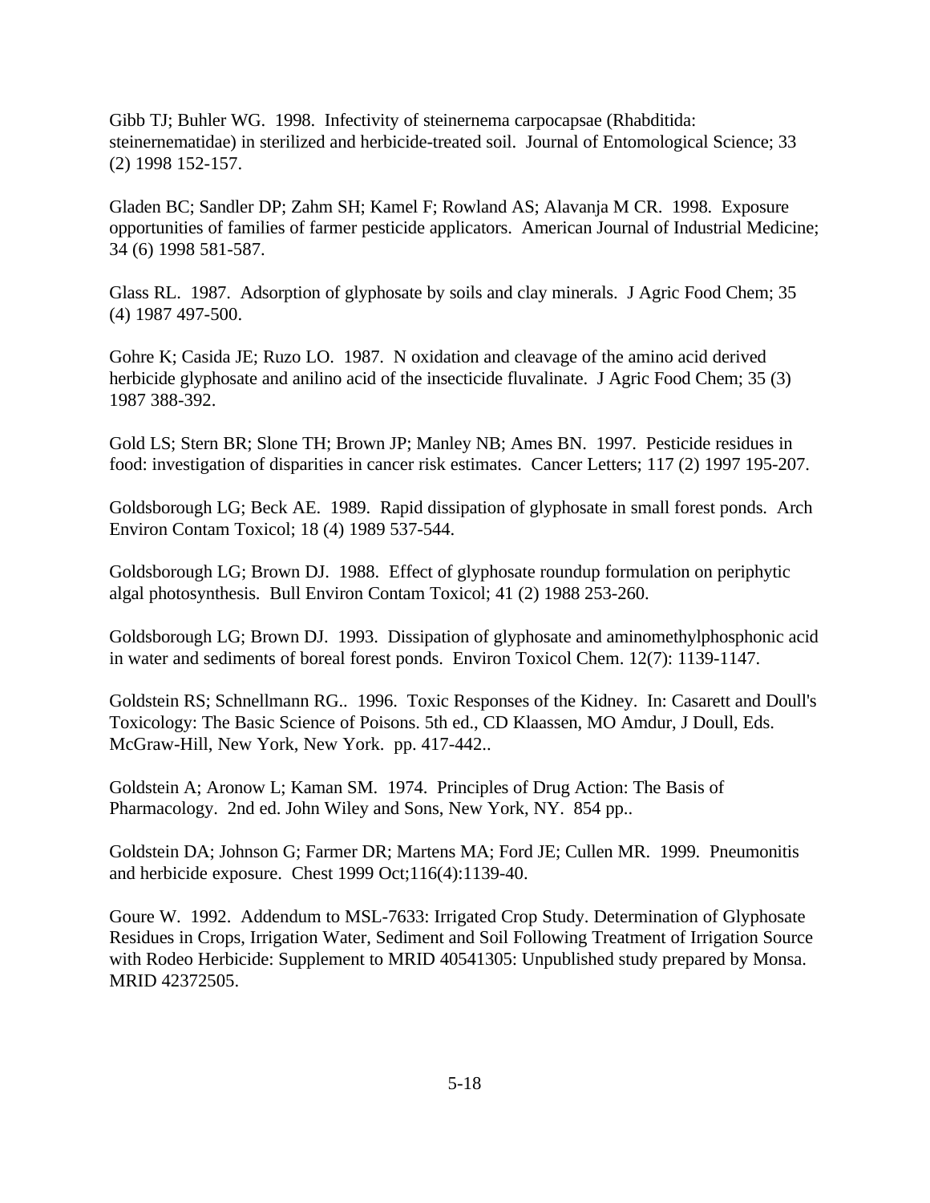Gibb TJ; Buhler WG. 1998. Infectivity of steinernema carpocapsae (Rhabditida: steinernematidae) in sterilized and herbicide-treated soil. Journal of Entomological Science; 33 (2) 1998 152-157.

Gladen BC; Sandler DP; Zahm SH; Kamel F; Rowland AS; Alavanja M CR. 1998. Exposure opportunities of families of farmer pesticide applicators. American Journal of Industrial Medicine; 34 (6) 1998 581-587.

Glass RL. 1987. Adsorption of glyphosate by soils and clay minerals. J Agric Food Chem; 35 (4) 1987 497-500.

Gohre K; Casida JE; Ruzo LO. 1987. N oxidation and cleavage of the amino acid derived herbicide glyphosate and anilino acid of the insecticide fluvalinate. J Agric Food Chem; 35 (3) 1987 388-392.

Gold LS; Stern BR; Slone TH; Brown JP; Manley NB; Ames BN. 1997. Pesticide residues in food: investigation of disparities in cancer risk estimates. Cancer Letters; 117 (2) 1997 195-207.

Goldsborough LG; Beck AE. 1989. Rapid dissipation of glyphosate in small forest ponds. Arch Environ Contam Toxicol; 18 (4) 1989 537-544.

Goldsborough LG; Brown DJ. 1988. Effect of glyphosate roundup formulation on periphytic algal photosynthesis. Bull Environ Contam Toxicol; 41 (2) 1988 253-260.

Goldsborough LG; Brown DJ. 1993. Dissipation of glyphosate and aminomethylphosphonic acid in water and sediments of boreal forest ponds. Environ Toxicol Chem. 12(7): 1139-1147.

Goldstein RS; Schnellmann RG.. 1996. Toxic Responses of the Kidney. In: Casarett and Doull's Toxicology: The Basic Science of Poisons. 5th ed., CD Klaassen, MO Amdur, J Doull, Eds. McGraw-Hill, New York, New York. pp. 417-442..

Goldstein A; Aronow L; Kaman SM. 1974. Principles of Drug Action: The Basis of Pharmacology. 2nd ed. John Wiley and Sons, New York, NY. 854 pp..

Goldstein DA; Johnson G; Farmer DR; Martens MA; Ford JE; Cullen MR. 1999. Pneumonitis and herbicide exposure. Chest 1999 Oct;116(4):1139-40.

Goure W. 1992. Addendum to MSL-7633: Irrigated Crop Study. Determination of Glyphosate Residues in Crops, Irrigation Water, Sediment and Soil Following Treatment of Irrigation Source with Rodeo Herbicide: Supplement to MRID 40541305: Unpublished study prepared by Monsa. MRID 42372505.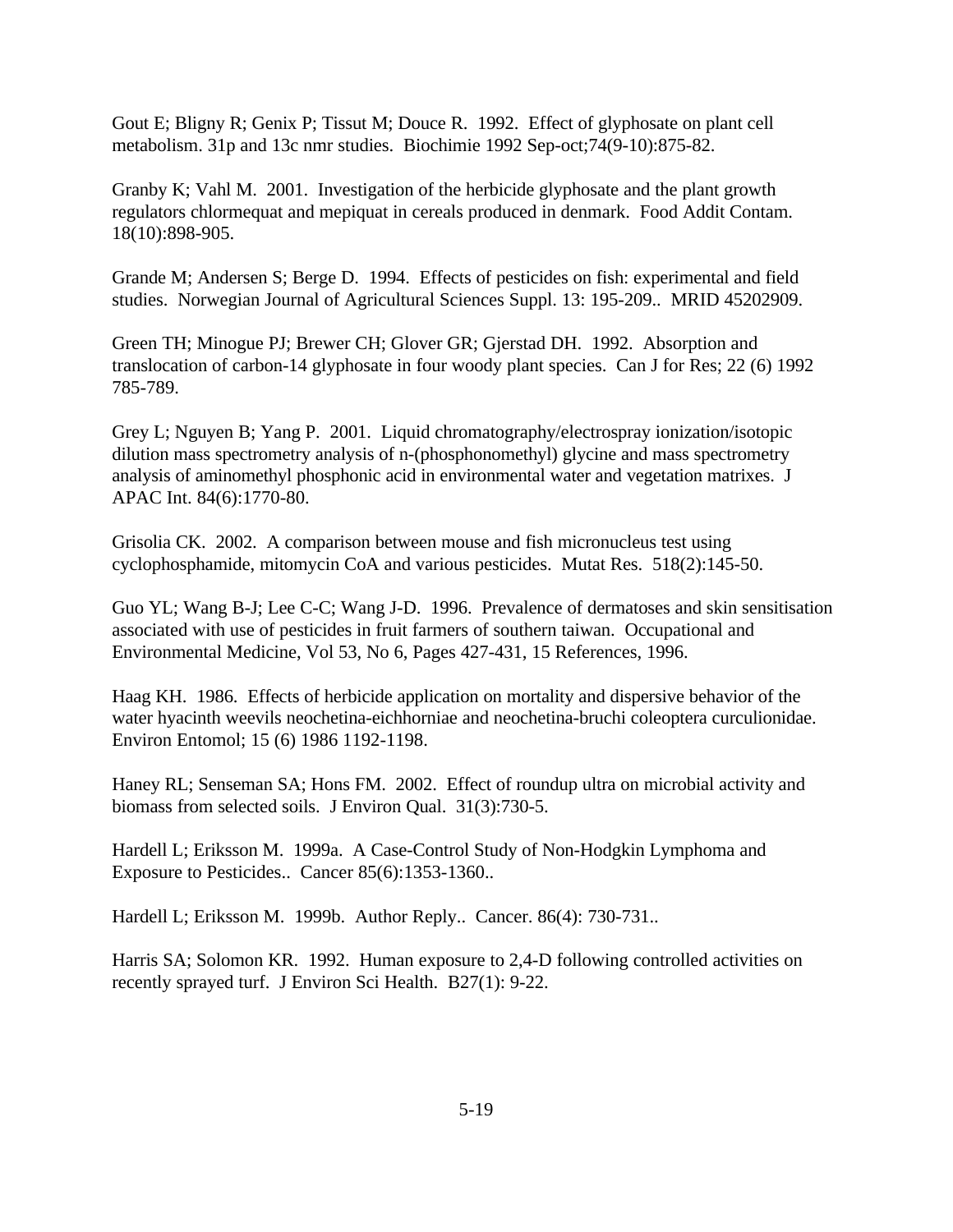Gout E; Bligny R; Genix P; Tissut M; Douce R. 1992. Effect of glyphosate on plant cell metabolism. 31p and 13c nmr studies. Biochimie 1992 Sep-oct;74(9-10):875-82.

Granby K; Vahl M. 2001. Investigation of the herbicide glyphosate and the plant growth regulators chlormequat and mepiquat in cereals produced in denmark. Food Addit Contam. 18(10):898-905.

Grande M; Andersen S; Berge D. 1994. Effects of pesticides on fish: experimental and field studies. Norwegian Journal of Agricultural Sciences Suppl. 13: 195-209.. MRID 45202909.

Green TH; Minogue PJ; Brewer CH; Glover GR; Gjerstad DH. 1992. Absorption and translocation of carbon-14 glyphosate in four woody plant species. Can J for Res; 22 (6) 1992 785-789.

Grey L; Nguyen B; Yang P. 2001. Liquid chromatography/electrospray ionization/isotopic dilution mass spectrometry analysis of n-(phosphonomethyl) glycine and mass spectrometry analysis of aminomethyl phosphonic acid in environmental water and vegetation matrixes. J APAC Int. 84(6):1770-80.

Grisolia CK. 2002. A comparison between mouse and fish micronucleus test using cyclophosphamide, mitomycin CoA and various pesticides. Mutat Res. 518(2):145-50.

Guo YL; Wang B-J; Lee C-C; Wang J-D. 1996. Prevalence of dermatoses and skin sensitisation associated with use of pesticides in fruit farmers of southern taiwan. Occupational and Environmental Medicine, Vol 53, No 6, Pages 427-431, 15 References, 1996.

Haag KH. 1986. Effects of herbicide application on mortality and dispersive behavior of the water hyacinth weevils neochetina-eichhorniae and neochetina-bruchi coleoptera curculionidae. Environ Entomol; 15 (6) 1986 1192-1198.

Haney RL; Senseman SA; Hons FM. 2002. Effect of roundup ultra on microbial activity and biomass from selected soils. J Environ Qual. 31(3):730-5.

Hardell L; Eriksson M. 1999a. A Case-Control Study of Non-Hodgkin Lymphoma and Exposure to Pesticides.. Cancer 85(6):1353-1360..

Hardell L; Eriksson M. 1999b. Author Reply.. Cancer. 86(4): 730-731..

Harris SA; Solomon KR. 1992. Human exposure to 2,4-D following controlled activities on recently sprayed turf. J Environ Sci Health. B27(1): 9-22.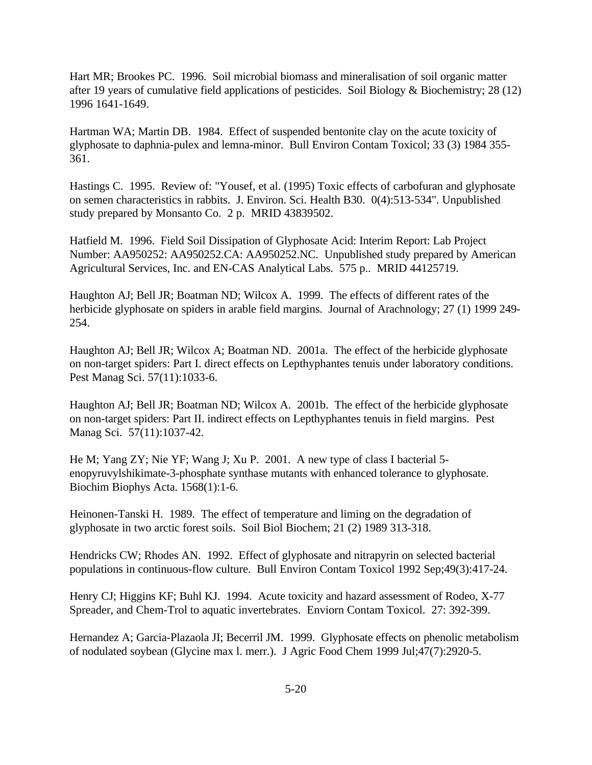Hart MR; Brookes PC. 1996. Soil microbial biomass and mineralisation of soil organic matter after 19 years of cumulative field applications of pesticides. Soil Biology & Biochemistry; 28 (12) 1996 1641-1649.

Hartman WA; Martin DB. 1984. Effect of suspended bentonite clay on the acute toxicity of glyphosate to daphnia-pulex and lemna-minor. Bull Environ Contam Toxicol; 33 (3) 1984 355-361.

Hastings C. 1995. Review of: "Yousef, et al. (1995) Toxic effects of carbofuran and glyphosate on semen characteristics in rabbits. J. Environ. Sci. Health B30. 0(4):513-534". Unpublished study prepared by Monsanto Co. 2 p. MRID 43839502.

Hatfield M. 1996. Field Soil Dissipation of Glyphosate Acid: Interim Report: Lab Project Number: AA950252: AA950252.CA: AA950252.NC. Unpublished study prepared by American Agricultural Services, Inc. and EN-CAS Analytical Labs. 575 p.. MRID 44125719.

Haughton AJ; Bell JR; Boatman ND; Wilcox A. 1999. The effects of different rates of the herbicide glyphosate on spiders in arable field margins. Journal of Arachnology; 27 (1) 1999 249-254.

Haughton AJ; Bell JR; Wilcox A; Boatman ND. 2001a. The effect of the herbicide glyphosate on non-target spiders: Part I. direct effects on Lepthyphantes tenuis under laboratory conditions. Pest Manag Sci. 57(11):1033-6.

Haughton AJ; Bell JR; Boatman ND; Wilcox A. 2001b. The effect of the herbicide glyphosate on non-target spiders: Part II. indirect effects on Lepthyphantes tenuis in field margins. Pest Manag Sci. 57(11):1037-42.

He M; Yang ZY; Nie YF; Wang J; Xu P. 2001. A new type of class I bacterial 5-enopyruvylshikimate-3-phosphate synthase mutants with enhanced tolerance to glyphosate. Biochim Biophys Acta. 1568(1):1-6.

Heinonen-Tanski H. 1989. The effect of temperature and liming on the degradation of glyphosate in two arctic forest soils. Soil Biol Biochem; 21 (2) 1989 313-318.

Hendricks CW; Rhodes AN. 1992. Effect of glyphosate and nitrapyrin on selected bacterial populations in continuous-flow culture. Bull Environ Contam Toxicol 1992 Sep;49(3):417-24.

Henry CJ; Higgins KF; Buhl KJ. 1994. Acute toxicity and hazard assessment of Rodeo, X-77 Spreader, and Chem-Trol to aquatic invertebrates. Enviorn Contam Toxicol. 27: 392-399.

Hernandez A; Garcia-Plazaola JI; Becerril JM. 1999. Glyphosate effects on phenolic metabolism of nodulated soybean (Glycine max l. merr.). J Agric Food Chem 1999 Jul;47(7):2920-5.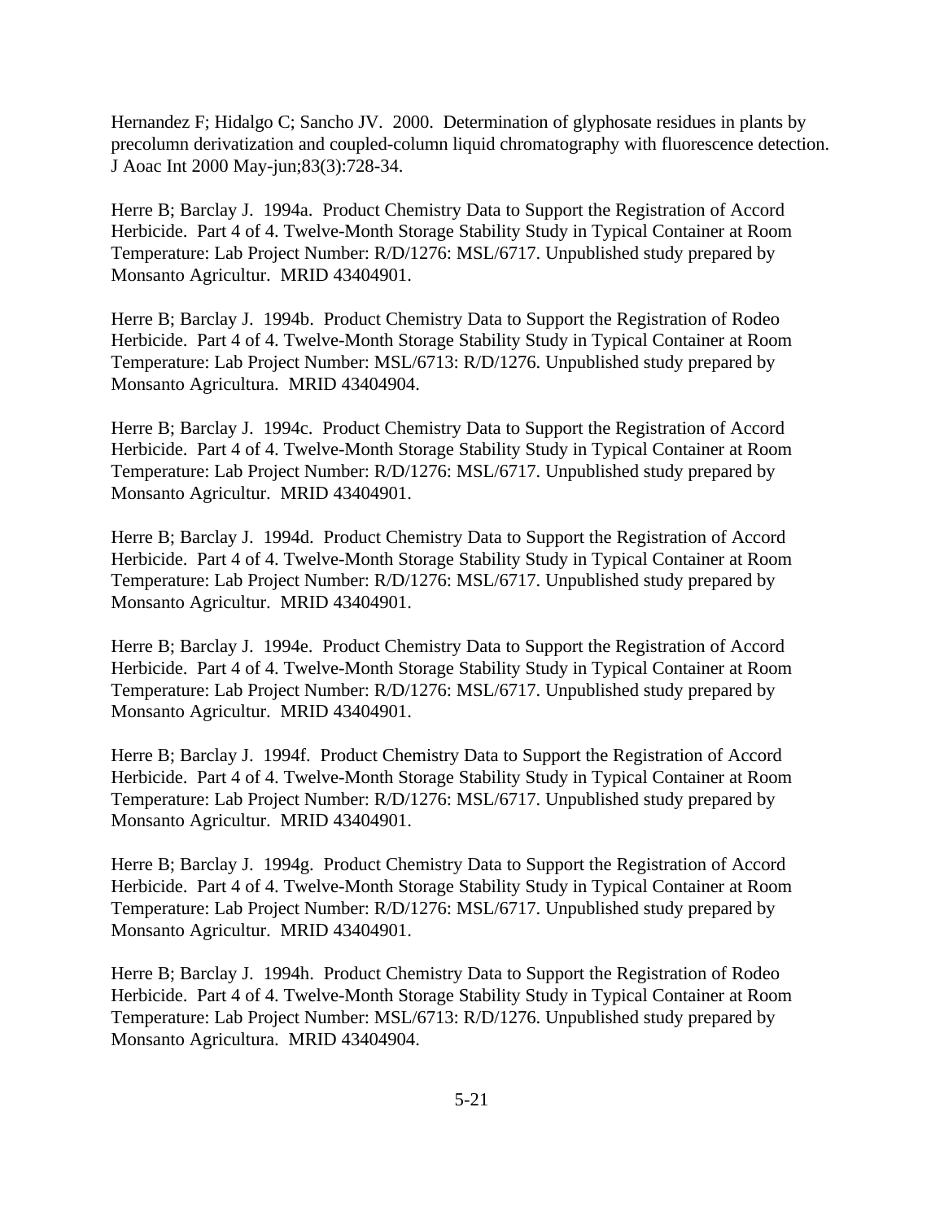Hernandez F; Hidalgo C; Sancho JV. 2000. Determination of glyphosate residues in plants by precolumn derivatization and coupled-column liquid chromatography with fluorescence detection. J Aoac Int 2000 May-jun;83(3):728-34.

Herre B; Barclay J. 1994a. Product Chemistry Data to Support the Registration of Accord Herbicide. Part 4 of 4. Twelve-Month Storage Stability Study in Typical Container at Room Temperature: Lab Project Number: R/D/1276: MSL/6717. Unpublished study prepared by Monsanto Agricultur. MRID 43404901.

Herre B; Barclay J. 1994b. Product Chemistry Data to Support the Registration of Rodeo Herbicide. Part 4 of 4. Twelve-Month Storage Stability Study in Typical Container at Room Temperature: Lab Project Number: MSL/6713: R/D/1276. Unpublished study prepared by Monsanto Agricultura. MRID 43404904.

Herre B; Barclay J. 1994c. Product Chemistry Data to Support the Registration of Accord Herbicide. Part 4 of 4. Twelve-Month Storage Stability Study in Typical Container at Room Temperature: Lab Project Number: R/D/1276: MSL/6717. Unpublished study prepared by Monsanto Agricultur. MRID 43404901.

Herre B; Barclay J. 1994d. Product Chemistry Data to Support the Registration of Accord Herbicide. Part 4 of 4. Twelve-Month Storage Stability Study in Typical Container at Room Temperature: Lab Project Number: R/D/1276: MSL/6717. Unpublished study prepared by Monsanto Agricultur. MRID 43404901.

Herre B; Barclay J. 1994e. Product Chemistry Data to Support the Registration of Accord Herbicide. Part 4 of 4. Twelve-Month Storage Stability Study in Typical Container at Room Temperature: Lab Project Number: R/D/1276: MSL/6717. Unpublished study prepared by Monsanto Agricultur. MRID 43404901.

Herre B; Barclay J. 1994f. Product Chemistry Data to Support the Registration of Accord Herbicide. Part 4 of 4. Twelve-Month Storage Stability Study in Typical Container at Room Temperature: Lab Project Number: R/D/1276: MSL/6717. Unpublished study prepared by Monsanto Agricultur. MRID 43404901.

Herre B; Barclay J. 1994g. Product Chemistry Data to Support the Registration of Accord Herbicide. Part 4 of 4. Twelve-Month Storage Stability Study in Typical Container at Room Temperature: Lab Project Number: R/D/1276: MSL/6717. Unpublished study prepared by Monsanto Agricultur. MRID 43404901.

Herre B; Barclay J. 1994h. Product Chemistry Data to Support the Registration of Rodeo Herbicide. Part 4 of 4. Twelve-Month Storage Stability Study in Typical Container at Room Temperature: Lab Project Number: MSL/6713: R/D/1276. Unpublished study prepared by Monsanto Agricultura. MRID 43404904.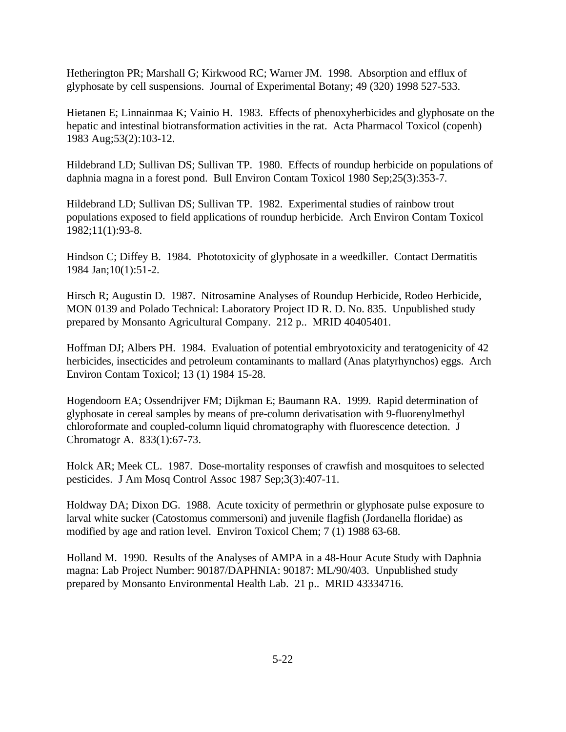Hetherington PR; Marshall G; Kirkwood RC; Warner JM. 1998. Absorption and efflux of glyphosate by cell suspensions. Journal of Experimental Botany; 49 (320) 1998 527-533.

Hietanen E; Linnainmaa K; Vainio H. 1983. Effects of phenoxyherbicides and glyphosate on the hepatic and intestinal biotransformation activities in the rat. Acta Pharmacol Toxicol (copenh) 1983 Aug;53(2):103-12.

Hildebrand LD; Sullivan DS; Sullivan TP. 1980. Effects of roundup herbicide on populations of daphnia magna in a forest pond. Bull Environ Contam Toxicol 1980 Sep;25(3):353-7.

Hildebrand LD; Sullivan DS; Sullivan TP. 1982. Experimental studies of rainbow trout populations exposed to field applications of roundup herbicide. Arch Environ Contam Toxicol 1982;11(1):93-8.

Hindson C; Diffey B. 1984. Phototoxicity of glyphosate in a weedkiller. Contact Dermatitis 1984 Jan;10(1):51-2.

Hirsch R; Augustin D. 1987. Nitrosamine Analyses of Roundup Herbicide, Rodeo Herbicide, MON 0139 and Polado Technical: Laboratory Project ID R. D. No. 835. Unpublished study prepared by Monsanto Agricultural Company. 212 p.. MRID 40405401.

Hoffman DJ; Albers PH. 1984. Evaluation of potential embryotoxicity and teratogenicity of 42 herbicides, insecticides and petroleum contaminants to mallard (Anas platyrhynchos) eggs. Arch Environ Contam Toxicol; 13 (1) 1984 15-28.

Hogendoorn EA; Ossendrijver FM; Dijkman E; Baumann RA. 1999. Rapid determination of glyphosate in cereal samples by means of pre-column derivatisation with 9-fluorenylmethyl chloroformate and coupled-column liquid chromatography with fluorescence detection. J Chromatogr A. 833(1):67-73.

Holck AR; Meek CL. 1987. Dose-mortality responses of crawfish and mosquitoes to selected pesticides. J Am Mosq Control Assoc 1987 Sep;3(3):407-11.

Holdway DA; Dixon DG. 1988. Acute toxicity of permethrin or glyphosate pulse exposure to larval white sucker (Catostomus commersoni) and juvenile flagfish (Jordanella floridae) as modified by age and ration level. Environ Toxicol Chem; 7 (1) 1988 63-68.

Holland M. 1990. Results of the Analyses of AMPA in a 48-Hour Acute Study with Daphnia magna: Lab Project Number: 90187/DAPHNIA: 90187: ML/90/403. Unpublished study prepared by Monsanto Environmental Health Lab. 21 p.. MRID 43334716.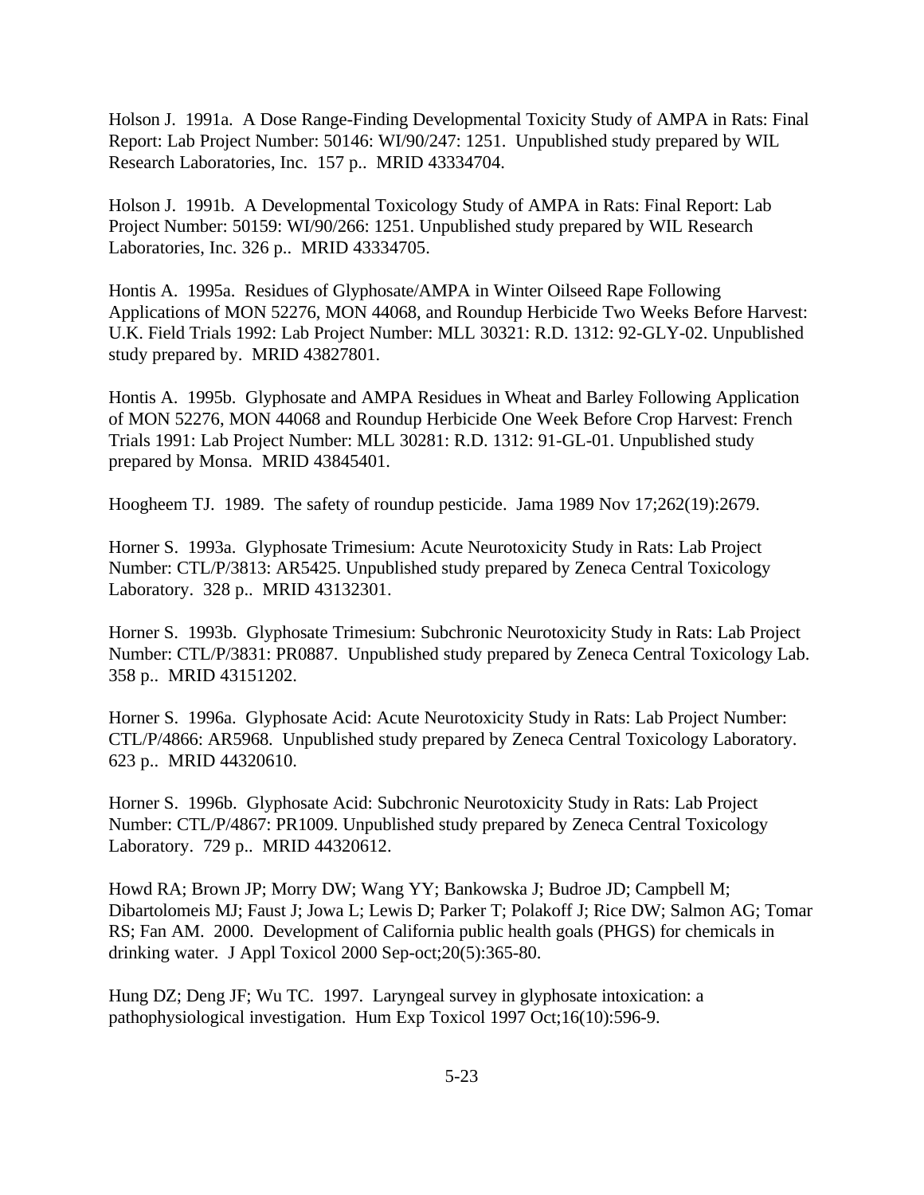Holson J. 1991a. A Dose Range-Finding Developmental Toxicity Study of AMPA in Rats: Final Report: Lab Project Number: 50146: WI/90/247: 1251. Unpublished study prepared by WIL Research Laboratories, Inc. 157 p.. MRID 43334704.

Holson J. 1991b. A Developmental Toxicology Study of AMPA in Rats: Final Report: Lab Project Number: 50159: WI/90/266: 1251. Unpublished study prepared by WIL Research Laboratories, Inc. 326 p.. MRID 43334705.

Hontis A. 1995a. Residues of Glyphosate/AMPA in Winter Oilseed Rape Following Applications of MON 52276, MON 44068, and Roundup Herbicide Two Weeks Before Harvest: U.K. Field Trials 1992: Lab Project Number: MLL 30321: R.D. 1312: 92-GLY-02. Unpublished study prepared by. MRID 43827801.

Hontis A. 1995b. Glyphosate and AMPA Residues in Wheat and Barley Following Application of MON 52276, MON 44068 and Roundup Herbicide One Week Before Crop Harvest: French Trials 1991: Lab Project Number: MLL 30281: R.D. 1312: 91-GL-01. Unpublished study prepared by Monsa. MRID 43845401.

Hoogheem TJ. 1989. The safety of roundup pesticide. Jama 1989 Nov 17;262(19):2679.

Horner S. 1993a. Glyphosate Trimesium: Acute Neurotoxicity Study in Rats: Lab Project Number: CTL/P/3813: AR5425. Unpublished study prepared by Zeneca Central Toxicology Laboratory. 328 p.. MRID 43132301.

Horner S. 1993b. Glyphosate Trimesium: Subchronic Neurotoxicity Study in Rats: Lab Project Number: CTL/P/3831: PR0887. Unpublished study prepared by Zeneca Central Toxicology Lab. 358 p.. MRID 43151202.

Horner S. 1996a. Glyphosate Acid: Acute Neurotoxicity Study in Rats: Lab Project Number: CTL/P/4866: AR5968. Unpublished study prepared by Zeneca Central Toxicology Laboratory. 623 p.. MRID 44320610.

Horner S. 1996b. Glyphosate Acid: Subchronic Neurotoxicity Study in Rats: Lab Project Number: CTL/P/4867: PR1009. Unpublished study prepared by Zeneca Central Toxicology Laboratory. 729 p.. MRID 44320612.

Howd RA; Brown JP; Morry DW; Wang YY; Bankowska J; Budroe JD; Campbell M; Dibartolomeis MJ; Faust J; Jowa L; Lewis D; Parker T; Polakoff J; Rice DW; Salmon AG; Tomar RS; Fan AM. 2000. Development of California public health goals (PHGS) for chemicals in drinking water. J Appl Toxicol 2000 Sep-oct;20(5):365-80.

Hung DZ; Deng JF; Wu TC. 1997. Laryngeal survey in glyphosate intoxication: a pathophysiological investigation. Hum Exp Toxicol 1997 Oct;16(10):596-9.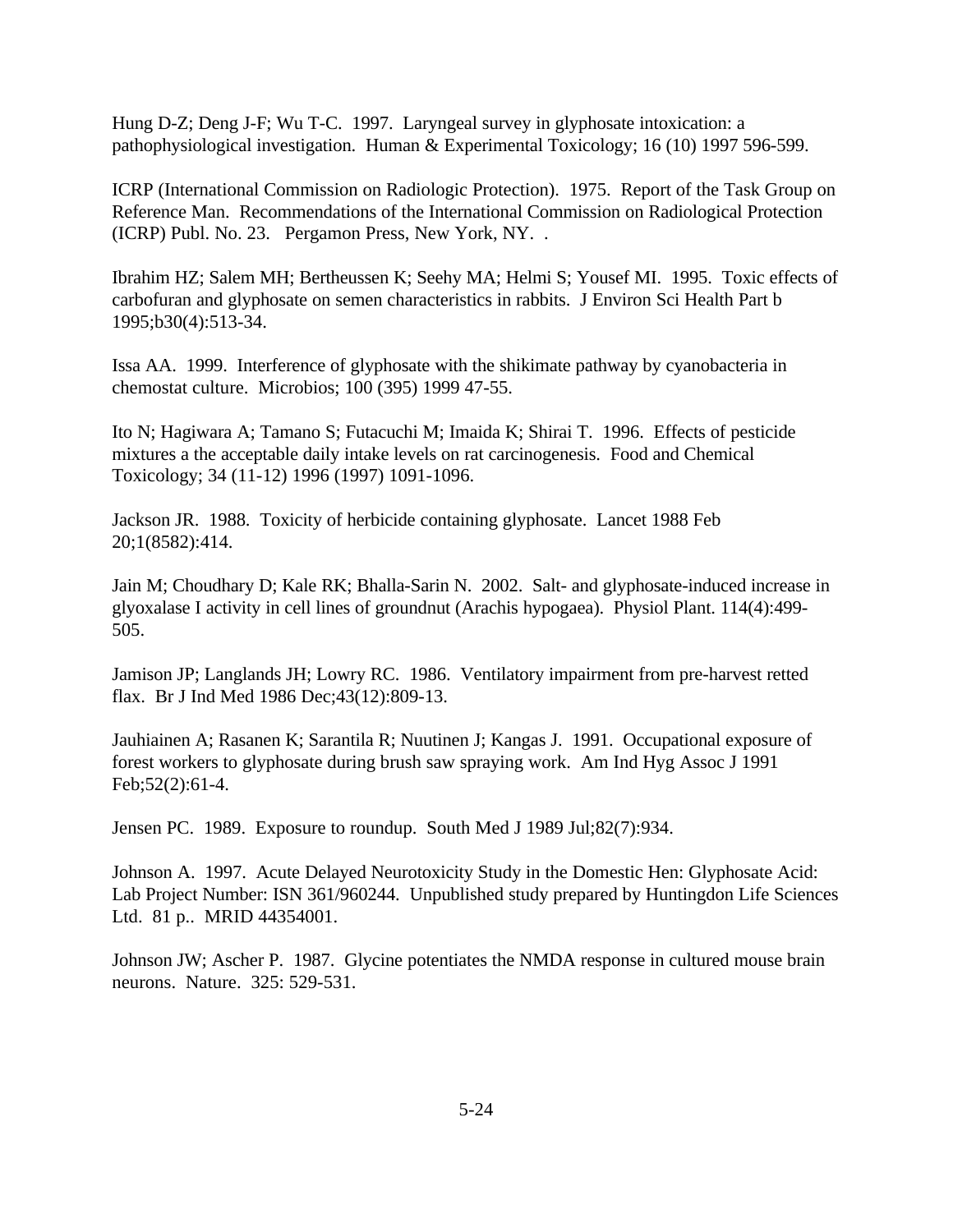Hung D-Z; Deng J-F; Wu T-C. 1997. Laryngeal survey in glyphosate intoxication: a pathophysiological investigation. Human & Experimental Toxicology; 16 (10) 1997 596-599.

ICRP (International Commission on Radiologic Protection). 1975. Report of the Task Group on Reference Man. Recommendations of the International Commission on Radiological Protection (ICRP) Publ. No. 23. Pergamon Press, New York, NY. .

Ibrahim HZ; Salem MH; Bertheussen K; Seehy MA; Helmi S; Yousef MI. 1995. Toxic effects of carbofuran and glyphosate on semen characteristics in rabbits. J Environ Sci Health Part b 1995;b30(4):513-34.

Issa AA. 1999. Interference of glyphosate with the shikimate pathway by cyanobacteria in chemostat culture. Microbios; 100 (395) 1999 47-55.

Ito N; Hagiwara A; Tamano S; Futacuchi M; Imaida K; Shirai T. 1996. Effects of pesticide mixtures a the acceptable daily intake levels on rat carcinogenesis. Food and Chemical Toxicology; 34 (11-12) 1996 (1997) 1091-1096.

Jackson JR. 1988. Toxicity of herbicide containing glyphosate. Lancet 1988 Feb 20;1(8582):414.

Jain M; Choudhary D; Kale RK; Bhalla-Sarin N. 2002. Salt- and glyphosate-induced increase in glyoxalase I activity in cell lines of groundnut (Arachis hypogaea). Physiol Plant. 114(4):499-505.

Jamison JP; Langlands JH; Lowry RC. 1986. Ventilatory impairment from pre-harvest retted flax. Br J Ind Med 1986 Dec;43(12):809-13.

Jauhiainen A; Rasanen K; Sarantila R; Nuutinen J; Kangas J. 1991. Occupational exposure of forest workers to glyphosate during brush saw spraying work. Am Ind Hyg Assoc J 1991 Feb;52(2):61-4.

Jensen PC. 1989. Exposure to roundup. South Med J 1989 Jul;82(7):934.

Johnson A. 1997. Acute Delayed Neurotoxicity Study in the Domestic Hen: Glyphosate Acid: Lab Project Number: ISN 361/960244. Unpublished study prepared by Huntingdon Life Sciences Ltd. 81 p.. MRID 44354001.

Johnson JW; Ascher P. 1987. Glycine potentiates the NMDA response in cultured mouse brain neurons. Nature. 325: 529-531.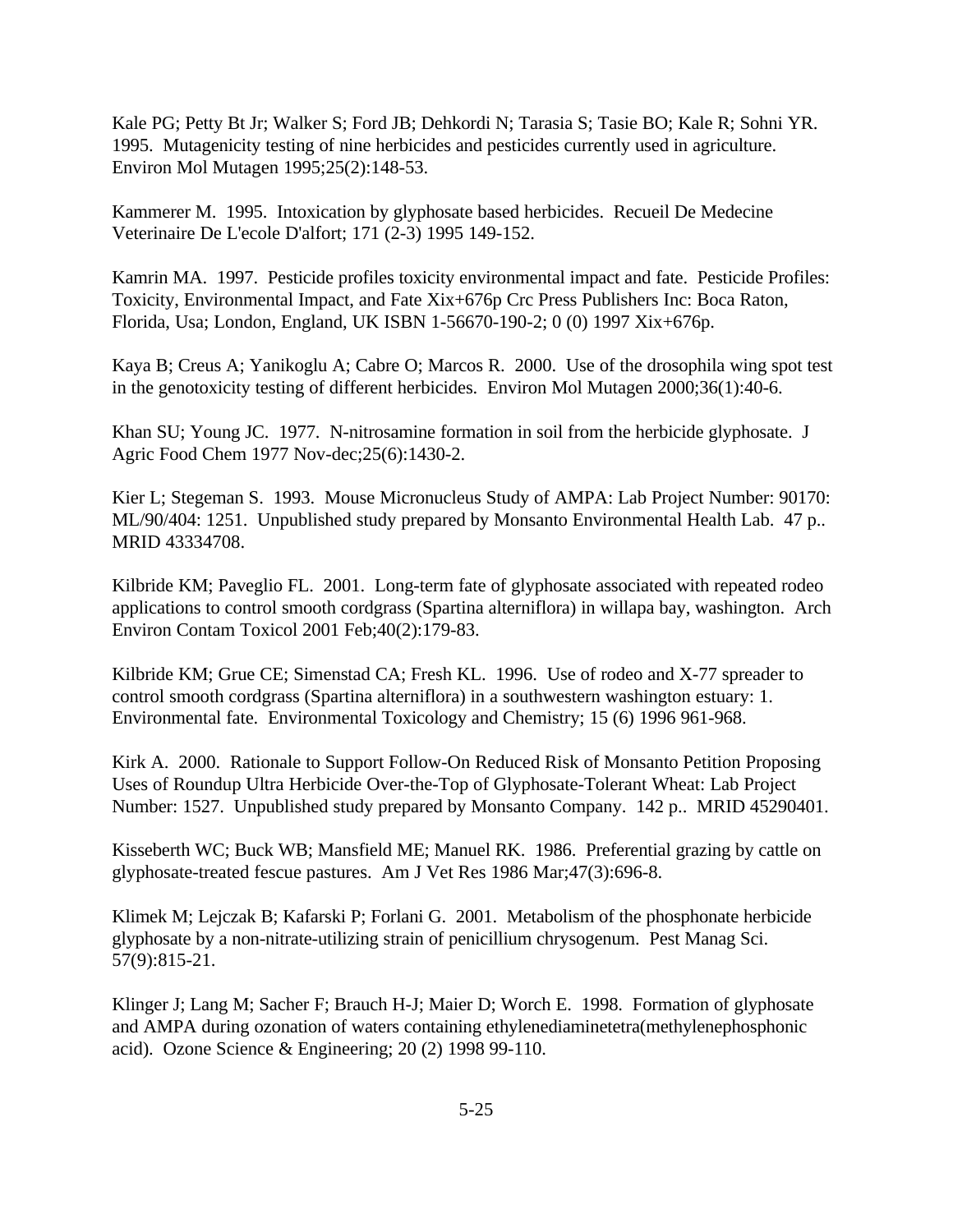Kale PG; Petty Bt Jr; Walker S; Ford JB; Dehkordi N; Tarasia S; Tasie BO; Kale R; Sohni YR. 1995. Mutagenicity testing of nine herbicides and pesticides currently used in agriculture. Environ Mol Mutagen 1995;25(2):148-53.

Kammerer M. 1995. Intoxication by glyphosate based herbicides. Recueil De Medecine Veterinaire De L'ecole D'alfort; 171 (2-3) 1995 149-152.

Kamrin MA. 1997. Pesticide profiles toxicity environmental impact and fate. Pesticide Profiles: Toxicity, Environmental Impact, and Fate Xix+676p Crc Press Publishers Inc: Boca Raton, Florida, Usa; London, England, UK ISBN 1-56670-190-2; 0 (0) 1997 Xix+676p.

Kaya B; Creus A; Yanikoglu A; Cabre O; Marcos R. 2000. Use of the drosophila wing spot test in the genotoxicity testing of different herbicides. Environ Mol Mutagen 2000;36(1):40-6.

Khan SU; Young JC. 1977. N-nitrosamine formation in soil from the herbicide glyphosate. J Agric Food Chem 1977 Nov-dec;25(6):1430-2.

Kier L; Stegeman S. 1993. Mouse Micronucleus Study of AMPA: Lab Project Number: 90170: ML/90/404: 1251. Unpublished study prepared by Monsanto Environmental Health Lab. 47 p.. MRID 43334708.

Kilbride KM; Paveglio FL. 2001. Long-term fate of glyphosate associated with repeated rodeo applications to control smooth cordgrass (Spartina alterniflora) in willapa bay, washington. Arch Environ Contam Toxicol 2001 Feb;40(2):179-83.

Kilbride KM; Grue CE; Simenstad CA; Fresh KL. 1996. Use of rodeo and X-77 spreader to control smooth cordgrass (Spartina alterniflora) in a southwestern washington estuary: 1. Environmental fate. Environmental Toxicology and Chemistry; 15 (6) 1996 961-968.

Kirk A. 2000. Rationale to Support Follow-On Reduced Risk of Monsanto Petition Proposing Uses of Roundup Ultra Herbicide Over-the-Top of Glyphosate-Tolerant Wheat: Lab Project Number: 1527. Unpublished study prepared by Monsanto Company. 142 p.. MRID 45290401.

Kisseberth WC; Buck WB; Mansfield ME; Manuel RK. 1986. Preferential grazing by cattle on glyphosate-treated fescue pastures. Am J Vet Res 1986 Mar;47(3):696-8.

Klimek M; Lejczak B; Kafarski P; Forlani G. 2001. Metabolism of the phosphonate herbicide glyphosate by a non-nitrate-utilizing strain of penicillium chrysogenum. Pest Manag Sci. 57(9):815-21.

Klinger J; Lang M; Sacher F; Brauch H-J; Maier D; Worch E. 1998. Formation of glyphosate and AMPA during ozonation of waters containing ethylenediaminetetra(methylenephosphonic acid). Ozone Science & Engineering; 20 (2) 1998 99-110.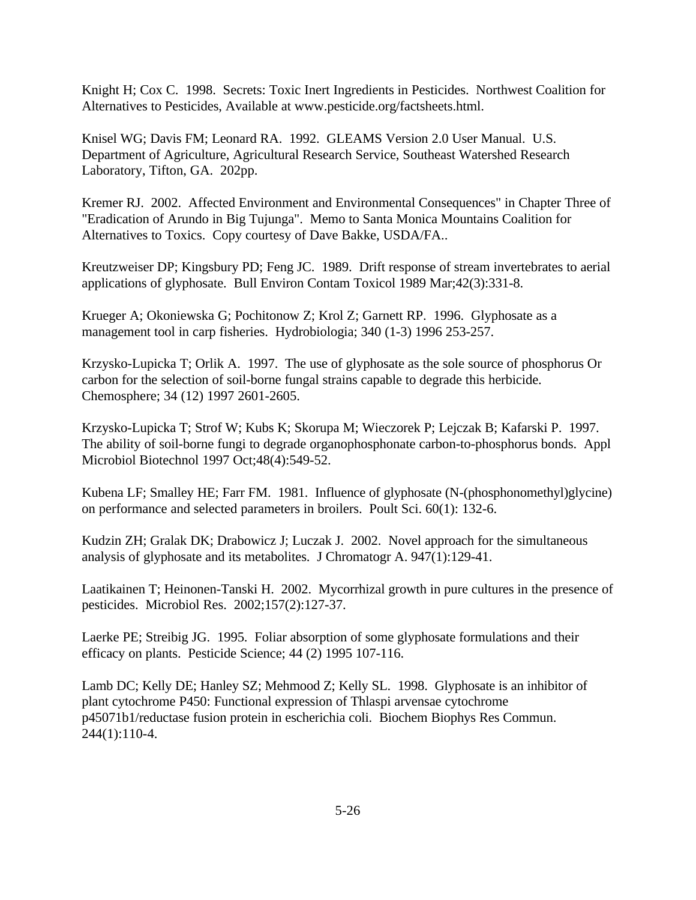Knight H; Cox C. 1998. Secrets: Toxic Inert Ingredients in Pesticides. Northwest Coalition for Alternatives to Pesticides, Available at www.pesticide.org/factsheets.html.

Knisel WG; Davis FM; Leonard RA. 1992. GLEAMS Version 2.0 User Manual. U.S. Department of Agriculture, Agricultural Research Service, Southeast Watershed Research Laboratory, Tifton, GA. 202pp.

Kremer RJ. 2002. Affected Environment and Environmental Consequences" in Chapter Three of "Eradication of Arundo in Big Tujunga". Memo to Santa Monica Mountains Coalition for Alternatives to Toxics. Copy courtesy of Dave Bakke, USDA/FA..

Kreutzweiser DP; Kingsbury PD; Feng JC. 1989. Drift response of stream invertebrates to aerial applications of glyphosate. Bull Environ Contam Toxicol 1989 Mar;42(3):331-8.

Krueger A; Okoniewska G; Pochitonow Z; Krol Z; Garnett RP. 1996. Glyphosate as a management tool in carp fisheries. Hydrobiologia; 340 (1-3) 1996 253-257.

Krzysko-Lupicka T; Orlik A. 1997. The use of glyphosate as the sole source of phosphorus Or carbon for the selection of soil-borne fungal strains capable to degrade this herbicide. Chemosphere; 34 (12) 1997 2601-2605.

Krzysko-Lupicka T; Strof W; Kubs K; Skorupa M; Wieczorek P; Lejczak B; Kafarski P. 1997. The ability of soil-borne fungi to degrade organophosphonate carbon-to-phosphorus bonds. Appl Microbiol Biotechnol 1997 Oct;48(4):549-52.

Kubena LF; Smalley HE; Farr FM. 1981. Influence of glyphosate (N-(phosphonomethyl)glycine) on performance and selected parameters in broilers. Poult Sci. 60(1): 132-6.

Kudzin ZH; Gralak DK; Drabowicz J; Luczak J. 2002. Novel approach for the simultaneous analysis of glyphosate and its metabolites. J Chromatogr A. 947(1):129-41.

Laatikainen T; Heinonen-Tanski H. 2002. Mycorrhizal growth in pure cultures in the presence of pesticides. Microbiol Res. 2002;157(2):127-37.

Laerke PE; Streibig JG. 1995. Foliar absorption of some glyphosate formulations and their efficacy on plants. Pesticide Science; 44 (2) 1995 107-116.

Lamb DC; Kelly DE; Hanley SZ; Mehmood Z; Kelly SL. 1998. Glyphosate is an inhibitor of plant cytochrome P450: Functional expression of Thlaspi arvensae cytochrome p45071b1/reductase fusion protein in escherichia coli. Biochem Biophys Res Commun. 244(1):110-4.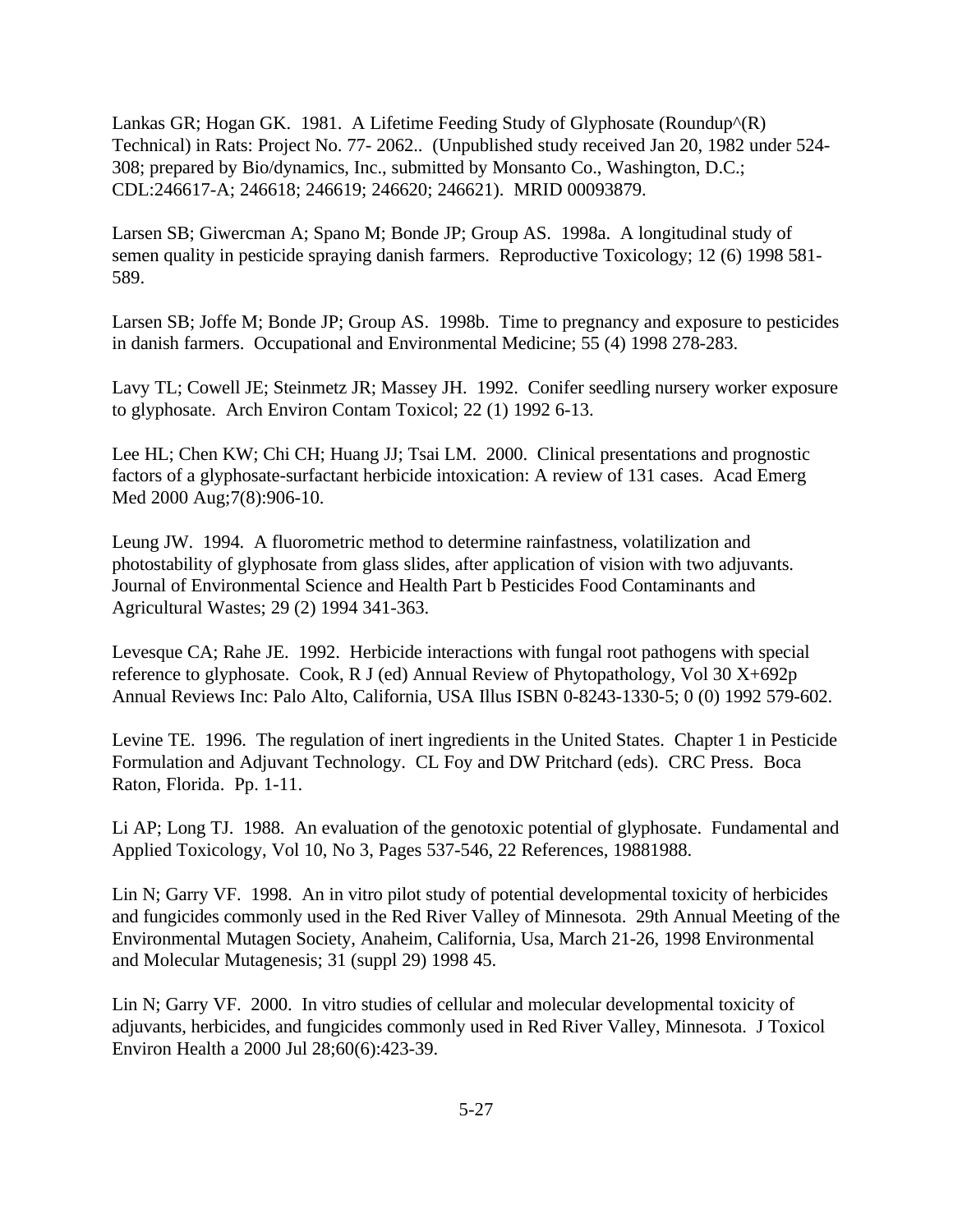Lankas GR; Hogan GK. 1981. A Lifetime Feeding Study of Glyphosate (Roundup^(R) Technical) in Rats: Project No. 77- 2062.. (Unpublished study received Jan 20, 1982 under 524-308; prepared by Bio/dynamics, Inc., submitted by Monsanto Co., Washington, D.C.; CDL:246617-A; 246618; 246619; 246620; 246621). MRID 00093879.

Larsen SB; Giwercman A; Spano M; Bonde JP; Group AS. 1998a. A longitudinal study of semen quality in pesticide spraying danish farmers. Reproductive Toxicology; 12 (6) 1998 581-589.

Larsen SB; Joffe M; Bonde JP; Group AS. 1998b. Time to pregnancy and exposure to pesticides in danish farmers. Occupational and Environmental Medicine; 55 (4) 1998 278-283.

Lavy TL; Cowell JE; Steinmetz JR; Massey JH. 1992. Conifer seedling nursery worker exposure to glyphosate. Arch Environ Contam Toxicol; 22 (1) 1992 6-13.

Lee HL; Chen KW; Chi CH; Huang JJ; Tsai LM. 2000. Clinical presentations and prognostic factors of a glyphosate-surfactant herbicide intoxication: A review of 131 cases. Acad Emerg Med 2000 Aug;7(8):906-10.

Leung JW. 1994. A fluorometric method to determine rainfastness, volatilization and photostability of glyphosate from glass slides, after application of vision with two adjuvants. Journal of Environmental Science and Health Part b Pesticides Food Contaminants and Agricultural Wastes; 29 (2) 1994 341-363.

Levesque CA; Rahe JE. 1992. Herbicide interactions with fungal root pathogens with special reference to glyphosate. Cook, R J (ed) Annual Review of Phytopathology, Vol 30 X+692p Annual Reviews Inc: Palo Alto, California, USA Illus ISBN 0-8243-1330-5; 0 (0) 1992 579-602.

Levine TE. 1996. The regulation of inert ingredients in the United States. Chapter 1 in Pesticide Formulation and Adjuvant Technology. CL Foy and DW Pritchard (eds). CRC Press. Boca Raton, Florida. Pp. 1-11.

Li AP; Long TJ. 1988. An evaluation of the genotoxic potential of glyphosate. Fundamental and Applied Toxicology, Vol 10, No 3, Pages 537-546, 22 References, 19881988.

Lin N; Garry VF. 1998. An in vitro pilot study of potential developmental toxicity of herbicides and fungicides commonly used in the Red River Valley of Minnesota. 29th Annual Meeting of the Environmental Mutagen Society, Anaheim, California, Usa, March 21-26, 1998 Environmental and Molecular Mutagenesis; 31 (suppl 29) 1998 45.

Lin N; Garry VF. 2000. In vitro studies of cellular and molecular developmental toxicity of adjuvants, herbicides, and fungicides commonly used in Red River Valley, Minnesota. J Toxicol Environ Health a 2000 Jul 28;60(6):423-39.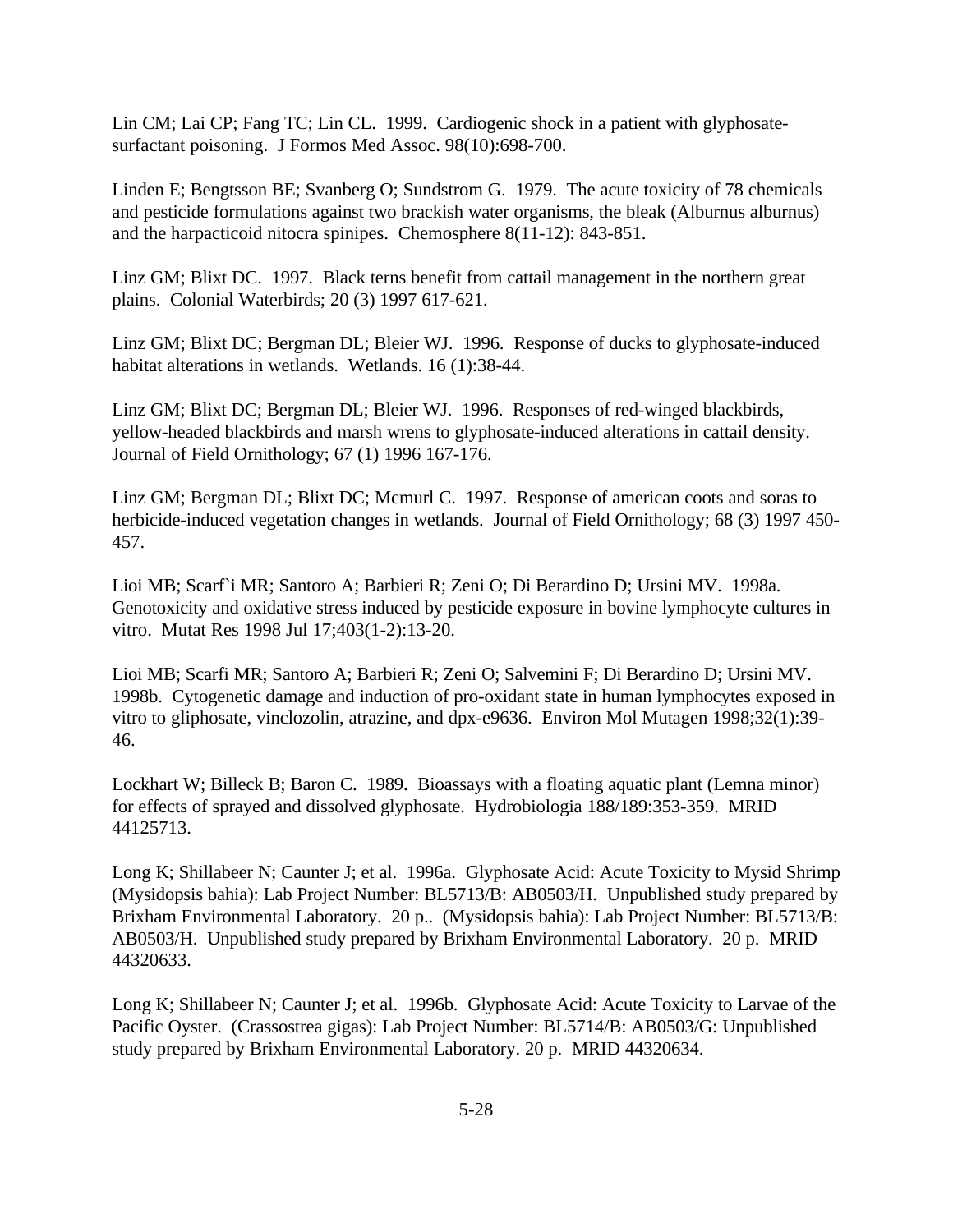Lin CM; Lai CP; Fang TC; Lin CL. 1999. Cardiogenic shock in a patient with glyphosate-surfactant poisoning. J Formos Med Assoc. 98(10):698-700.

Linden E; Bengtsson BE; Svanberg O; Sundstrom G. 1979. The acute toxicity of 78 chemicals and pesticide formulations against two brackish water organisms, the bleak (Alburnus alburnus) and the harpacticoid nitocra spinipes. Chemosphere 8(11-12): 843-851.

Linz GM; Blixt DC. 1997. Black terns benefit from cattail management in the northern great plains. Colonial Waterbirds; 20 (3) 1997 617-621.

Linz GM; Blixt DC; Bergman DL; Bleier WJ. 1996. Response of ducks to glyphosate-induced habitat alterations in wetlands. Wetlands. 16 (1):38-44.

Linz GM; Blixt DC; Bergman DL; Bleier WJ. 1996. Responses of red-winged blackbirds, yellow-headed blackbirds and marsh wrens to glyphosate-induced alterations in cattail density. Journal of Field Ornithology; 67 (1) 1996 167-176.

Linz GM; Bergman DL; Blixt DC; Mcmurl C. 1997. Response of american coots and soras to herbicide-induced vegetation changes in wetlands. Journal of Field Ornithology; 68 (3) 1997 450-457.

Lioi MB; Scarf`i MR; Santoro A; Barbieri R; Zeni O; Di Berardino D; Ursini MV. 1998a. Genotoxicity and oxidative stress induced by pesticide exposure in bovine lymphocyte cultures in vitro. Mutat Res 1998 Jul 17;403(1-2):13-20.

Lioi MB; Scarfi MR; Santoro A; Barbieri R; Zeni O; Salvemini F; Di Berardino D; Ursini MV. 1998b. Cytogenetic damage and induction of pro-oxidant state in human lymphocytes exposed in vitro to gliphosate, vinclozolin, atrazine, and dpx-e9636. Environ Mol Mutagen 1998;32(1):39-46.

Lockhart W; Billeck B; Baron C. 1989. Bioassays with a floating aquatic plant (Lemna minor) for effects of sprayed and dissolved glyphosate. Hydrobiologia 188/189:353-359. MRID 44125713.

Long K; Shillabeer N; Caunter J; et al. 1996a. Glyphosate Acid: Acute Toxicity to Mysid Shrimp (Mysidopsis bahia): Lab Project Number: BL5713/B: AB0503/H. Unpublished study prepared by Brixham Environmental Laboratory. 20 p.. (Mysidopsis bahia): Lab Project Number: BL5713/B: AB0503/H. Unpublished study prepared by Brixham Environmental Laboratory. 20 p. MRID 44320633.

Long K; Shillabeer N; Caunter J; et al. 1996b. Glyphosate Acid: Acute Toxicity to Larvae of the Pacific Oyster. (Crassostrea gigas): Lab Project Number: BL5714/B: AB0503/G: Unpublished study prepared by Brixham Environmental Laboratory. 20 p. MRID 44320634.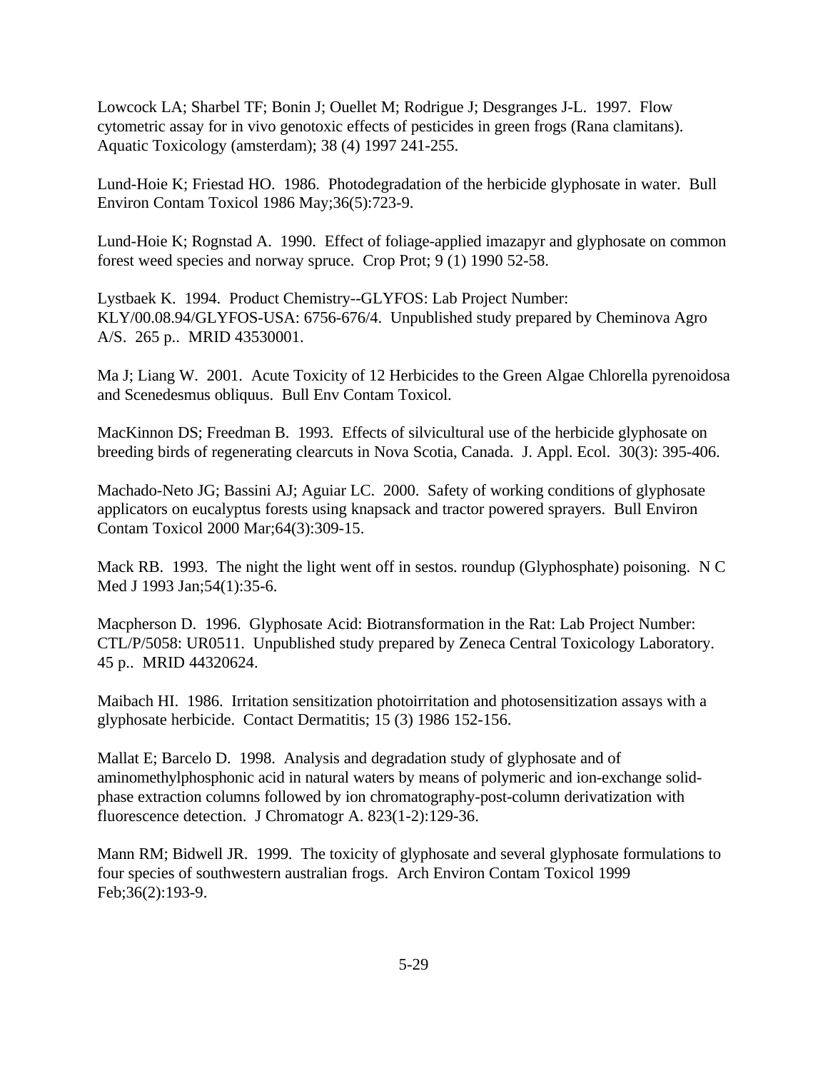Lowcock LA; Sharbel TF; Bonin J; Ouellet M; Rodrigue J; Desgranges J-L. 1997. Flow cytometric assay for in vivo genotoxic effects of pesticides in green frogs (Rana clamitans). Aquatic Toxicology (amsterdam); 38 (4) 1997 241-255.

Lund-Hoie K; Friestad HO. 1986. Photodegradation of the herbicide glyphosate in water. Bull Environ Contam Toxicol 1986 May;36(5):723-9.

Lund-Hoie K; Rognstad A. 1990. Effect of foliage-applied imazapyr and glyphosate on common forest weed species and norway spruce. Crop Prot; 9 (1) 1990 52-58.

Lystbaek K. 1994. Product Chemistry--GLYFOS: Lab Project Number: KLY/00.08.94/GLYFOS-USA: 6756-676/4. Unpublished study prepared by Cheminova Agro A/S. 265 p.. MRID 43530001.

Ma J; Liang W. 2001. Acute Toxicity of 12 Herbicides to the Green Algae Chlorella pyrenoidosa and Scenedesmus obliquus. Bull Env Contam Toxicol.

MacKinnon DS; Freedman B. 1993. Effects of silvicultural use of the herbicide glyphosate on breeding birds of regenerating clearcuts in Nova Scotia, Canada. J. Appl. Ecol. 30(3): 395-406.

Machado-Neto JG; Bassini AJ; Aguiar LC. 2000. Safety of working conditions of glyphosate applicators on eucalyptus forests using knapsack and tractor powered sprayers. Bull Environ Contam Toxicol 2000 Mar;64(3):309-15.

Mack RB. 1993. The night the light went off in sestos. roundup (Glyphosphate) poisoning. N C Med J 1993 Jan;54(1):35-6.

Macpherson D. 1996. Glyphosate Acid: Biotransformation in the Rat: Lab Project Number: CTL/P/5058: UR0511. Unpublished study prepared by Zeneca Central Toxicology Laboratory. 45 p.. MRID 44320624.

Maibach HI. 1986. Irritation sensitization photoirritation and photosensitization assays with a glyphosate herbicide. Contact Dermatitis; 15 (3) 1986 152-156.

Mallat E; Barcelo D. 1998. Analysis and degradation study of glyphosate and of aminomethylphosphonic acid in natural waters by means of polymeric and ion-exchange solid-phase extraction columns followed by ion chromatography-post-column derivatization with fluorescence detection. J Chromatogr A. 823(1-2):129-36.

Mann RM; Bidwell JR. 1999. The toxicity of glyphosate and several glyphosate formulations to four species of southwestern australian frogs. Arch Environ Contam Toxicol 1999 Feb;36(2):193-9.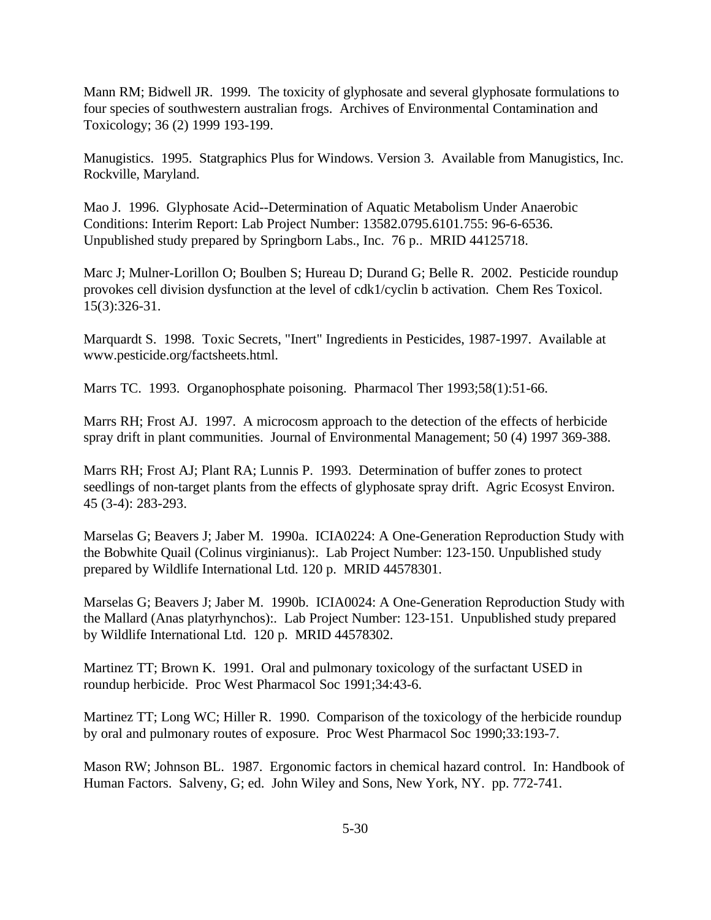Mann RM; Bidwell JR. 1999. The toxicity of glyphosate and several glyphosate formulations to four species of southwestern australian frogs. Archives of Environmental Contamination and Toxicology; 36 (2) 1999 193-199.

Manugistics. 1995. Statgraphics Plus for Windows. Version 3. Available from Manugistics, Inc. Rockville, Maryland.

Mao J. 1996. Glyphosate Acid--Determination of Aquatic Metabolism Under Anaerobic Conditions: Interim Report: Lab Project Number: 13582.0795.6101.755: 96-6-6536. Unpublished study prepared by Springborn Labs., Inc. 76 p.. MRID 44125718.

Marc J; Mulner-Lorillon O; Boulben S; Hureau D; Durand G; Belle R. 2002. Pesticide roundup provokes cell division dysfunction at the level of cdk1/cyclin b activation. Chem Res Toxicol. 15(3):326-31.

Marquardt S. 1998. Toxic Secrets, "Inert" Ingredients in Pesticides, 1987-1997. Available at www.pesticide.org/factsheets.html.

Marrs TC. 1993. Organophosphate poisoning. Pharmacol Ther 1993;58(1):51-66.

Marrs RH; Frost AJ. 1997. A microcosm approach to the detection of the effects of herbicide spray drift in plant communities. Journal of Environmental Management; 50 (4) 1997 369-388.

Marrs RH; Frost AJ; Plant RA; Lunnis P. 1993. Determination of buffer zones to protect seedlings of non-target plants from the effects of glyphosate spray drift. Agric Ecosyst Environ. 45 (3-4): 283-293.

Marselas G; Beavers J; Jaber M. 1990a. ICIA0224: A One-Generation Reproduction Study with the Bobwhite Quail (Colinus virginianus):. Lab Project Number: 123-150. Unpublished study prepared by Wildlife International Ltd. 120 p. MRID 44578301.

Marselas G; Beavers J; Jaber M. 1990b. ICIA0024: A One-Generation Reproduction Study with the Mallard (Anas platyrhynchos):. Lab Project Number: 123-151. Unpublished study prepared by Wildlife International Ltd. 120 p. MRID 44578302.

Martinez TT; Brown K. 1991. Oral and pulmonary toxicology of the surfactant USED in roundup herbicide. Proc West Pharmacol Soc 1991;34:43-6.

Martinez TT; Long WC; Hiller R. 1990. Comparison of the toxicology of the herbicide roundup by oral and pulmonary routes of exposure. Proc West Pharmacol Soc 1990;33:193-7.

Mason RW; Johnson BL. 1987. Ergonomic factors in chemical hazard control. In: Handbook of Human Factors. Salveny, G; ed. John Wiley and Sons, New York, NY. pp. 772-741.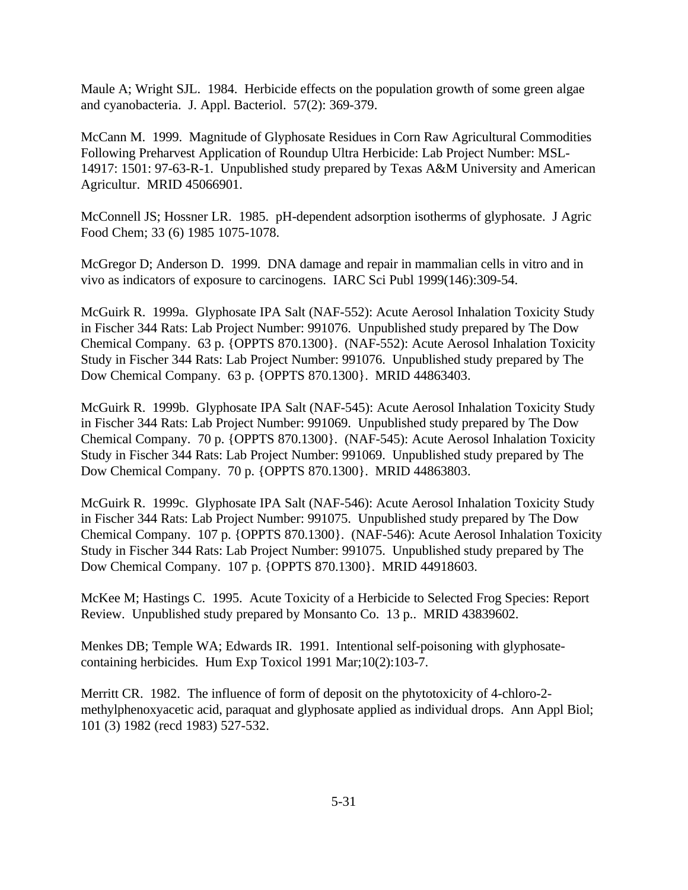Maule A; Wright SJL. 1984. Herbicide effects on the population growth of some green algae and cyanobacteria. J. Appl. Bacteriol. 57(2): 369-379.

McCann M. 1999. Magnitude of Glyphosate Residues in Corn Raw Agricultural Commodities Following Preharvest Application of Roundup Ultra Herbicide: Lab Project Number: MSL-14917: 1501: 97-63-R-1. Unpublished study prepared by Texas A&M University and American Agricultur. MRID 45066901.

McConnell JS; Hossner LR. 1985. pH-dependent adsorption isotherms of glyphosate. J Agric Food Chem; 33 (6) 1985 1075-1078.

McGregor D; Anderson D. 1999. DNA damage and repair in mammalian cells in vitro and in vivo as indicators of exposure to carcinogens. IARC Sci Publ 1999(146):309-54.

McGuirk R. 1999a. Glyphosate IPA Salt (NAF-552): Acute Aerosol Inhalation Toxicity Study in Fischer 344 Rats: Lab Project Number: 991076. Unpublished study prepared by The Dow Chemical Company. 63 p. {OPPTS 870.1300}. (NAF-552): Acute Aerosol Inhalation Toxicity Study in Fischer 344 Rats: Lab Project Number: 991076. Unpublished study prepared by The Dow Chemical Company. 63 p. {OPPTS 870.1300}. MRID 44863403.

McGuirk R. 1999b. Glyphosate IPA Salt (NAF-545): Acute Aerosol Inhalation Toxicity Study in Fischer 344 Rats: Lab Project Number: 991069. Unpublished study prepared by The Dow Chemical Company. 70 p. {OPPTS 870.1300}. (NAF-545): Acute Aerosol Inhalation Toxicity Study in Fischer 344 Rats: Lab Project Number: 991069. Unpublished study prepared by The Dow Chemical Company. 70 p. {OPPTS 870.1300}. MRID 44863803.

McGuirk R. 1999c. Glyphosate IPA Salt (NAF-546): Acute Aerosol Inhalation Toxicity Study in Fischer 344 Rats: Lab Project Number: 991075. Unpublished study prepared by The Dow Chemical Company. 107 p. {OPPTS 870.1300}. (NAF-546): Acute Aerosol Inhalation Toxicity Study in Fischer 344 Rats: Lab Project Number: 991075. Unpublished study prepared by The Dow Chemical Company. 107 p. {OPPTS 870.1300}. MRID 44918603.

McKee M; Hastings C. 1995. Acute Toxicity of a Herbicide to Selected Frog Species: Report Review. Unpublished study prepared by Monsanto Co. 13 p.. MRID 43839602.

Menkes DB; Temple WA; Edwards IR. 1991. Intentional self-poisoning with glyphosate-containing herbicides. Hum Exp Toxicol 1991 Mar;10(2):103-7.

Merritt CR. 1982. The influence of form of deposit on the phytotoxicity of 4-chloro-2-methylphenoxyacetic acid, paraquat and glyphosate applied as individual drops. Ann Appl Biol; 101 (3) 1982 (recd 1983) 527-532.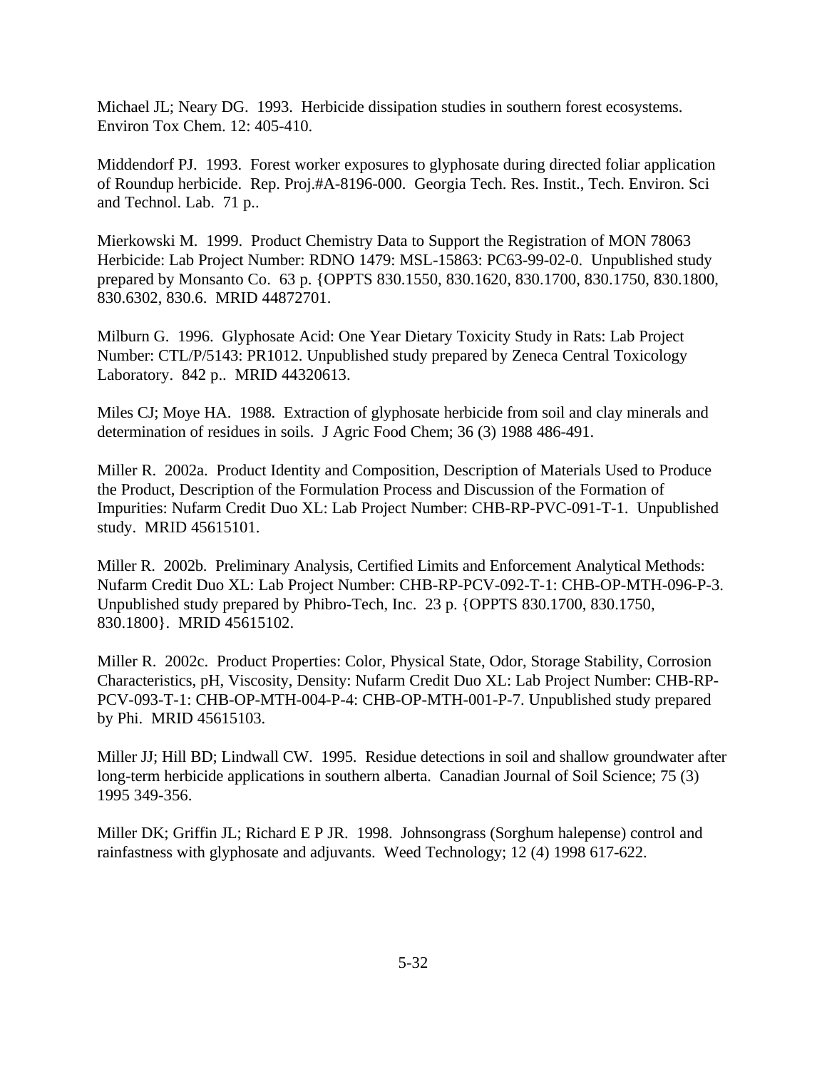Michael JL; Neary DG. 1993. Herbicide dissipation studies in southern forest ecosystems. Environ Tox Chem. 12: 405-410.

Middendorf PJ. 1993. Forest worker exposures to glyphosate during directed foliar application of Roundup herbicide. Rep. Proj.#A-8196-000. Georgia Tech. Res. Instit., Tech. Environ. Sci and Technol. Lab. 71 p..

Mierkowski M. 1999. Product Chemistry Data to Support the Registration of MON 78063 Herbicide: Lab Project Number: RDNO 1479: MSL-15863: PC63-99-02-0. Unpublished study prepared by Monsanto Co. 63 p. {OPPTS 830.1550, 830.1620, 830.1700, 830.1750, 830.1800, 830.6302, 830.6. MRID 44872701.

Milburn G. 1996. Glyphosate Acid: One Year Dietary Toxicity Study in Rats: Lab Project Number: CTL/P/5143: PR1012. Unpublished study prepared by Zeneca Central Toxicology Laboratory. 842 p.. MRID 44320613.

Miles CJ; Moye HA. 1988. Extraction of glyphosate herbicide from soil and clay minerals and determination of residues in soils. J Agric Food Chem; 36 (3) 1988 486-491.

Miller R. 2002a. Product Identity and Composition, Description of Materials Used to Produce the Product, Description of the Formulation Process and Discussion of the Formation of Impurities: Nufarm Credit Duo XL: Lab Project Number: CHB-RP-PVC-091-T-1. Unpublished study. MRID 45615101.

Miller R. 2002b. Preliminary Analysis, Certified Limits and Enforcement Analytical Methods: Nufarm Credit Duo XL: Lab Project Number: CHB-RP-PCV-092-T-1: CHB-OP-MTH-096-P-3. Unpublished study prepared by Phibro-Tech, Inc. 23 p. {OPPTS 830.1700, 830.1750, 830.1800}. MRID 45615102.

Miller R. 2002c. Product Properties: Color, Physical State, Odor, Storage Stability, Corrosion Characteristics, pH, Viscosity, Density: Nufarm Credit Duo XL: Lab Project Number: CHB-RP-PCV-093-T-1: CHB-OP-MTH-004-P-4: CHB-OP-MTH-001-P-7. Unpublished study prepared by Phi. MRID 45615103.

Miller JJ; Hill BD; Lindwall CW. 1995. Residue detections in soil and shallow groundwater after long-term herbicide applications in southern alberta. Canadian Journal of Soil Science; 75 (3) 1995 349-356.

Miller DK; Griffin JL; Richard E P JR. 1998. Johnsongrass (Sorghum halepense) control and rainfastness with glyphosate and adjuvants. Weed Technology; 12 (4) 1998 617-622.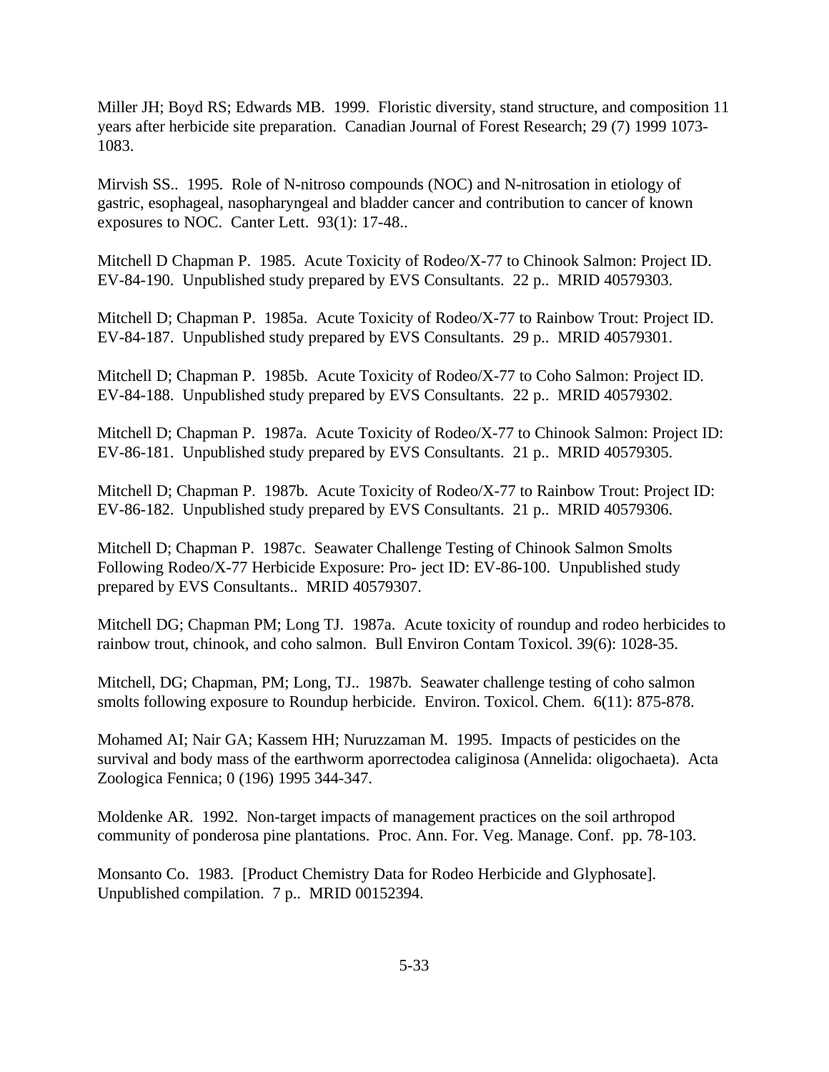Miller JH; Boyd RS; Edwards MB. 1999. Floristic diversity, stand structure, and composition 11 years after herbicide site preparation. Canadian Journal of Forest Research; 29 (7) 1999 1073-1083.

Mirvish SS.. 1995. Role of N-nitroso compounds (NOC) and N-nitrosation in etiology of gastric, esophageal, nasopharyngeal and bladder cancer and contribution to cancer of known exposures to NOC. Canter Lett. 93(1): 17-48..

Mitchell D Chapman P. 1985. Acute Toxicity of Rodeo/X-77 to Chinook Salmon: Project ID. EV-84-190. Unpublished study prepared by EVS Consultants. 22 p.. MRID 40579303.

Mitchell D; Chapman P. 1985a. Acute Toxicity of Rodeo/X-77 to Rainbow Trout: Project ID. EV-84-187. Unpublished study prepared by EVS Consultants. 29 p.. MRID 40579301.

Mitchell D; Chapman P. 1985b. Acute Toxicity of Rodeo/X-77 to Coho Salmon: Project ID. EV-84-188. Unpublished study prepared by EVS Consultants. 22 p.. MRID 40579302.

Mitchell D; Chapman P. 1987a. Acute Toxicity of Rodeo/X-77 to Chinook Salmon: Project ID: EV-86-181. Unpublished study prepared by EVS Consultants. 21 p.. MRID 40579305.

Mitchell D; Chapman P. 1987b. Acute Toxicity of Rodeo/X-77 to Rainbow Trout: Project ID: EV-86-182. Unpublished study prepared by EVS Consultants. 21 p.. MRID 40579306.

Mitchell D; Chapman P. 1987c. Seawater Challenge Testing of Chinook Salmon Smolts Following Rodeo/X-77 Herbicide Exposure: Pro- ject ID: EV-86-100. Unpublished study prepared by EVS Consultants.. MRID 40579307.

Mitchell DG; Chapman PM; Long TJ. 1987a. Acute toxicity of roundup and rodeo herbicides to rainbow trout, chinook, and coho salmon. Bull Environ Contam Toxicol. 39(6): 1028-35.

Mitchell, DG; Chapman, PM; Long, TJ.. 1987b. Seawater challenge testing of coho salmon smolts following exposure to Roundup herbicide. Environ. Toxicol. Chem. 6(11): 875-878.

Mohamed AI; Nair GA; Kassem HH; Nuruzzaman M. 1995. Impacts of pesticides on the survival and body mass of the earthworm aporrectodea caliginosa (Annelida: oligochaeta). Acta Zoologica Fennica; 0 (196) 1995 344-347.

Moldenke AR. 1992. Non-target impacts of management practices on the soil arthropod community of ponderosa pine plantations. Proc. Ann. For. Veg. Manage. Conf. pp. 78-103.

Monsanto Co. 1983. [Product Chemistry Data for Rodeo Herbicide and Glyphosate]. Unpublished compilation. 7 p.. MRID 00152394.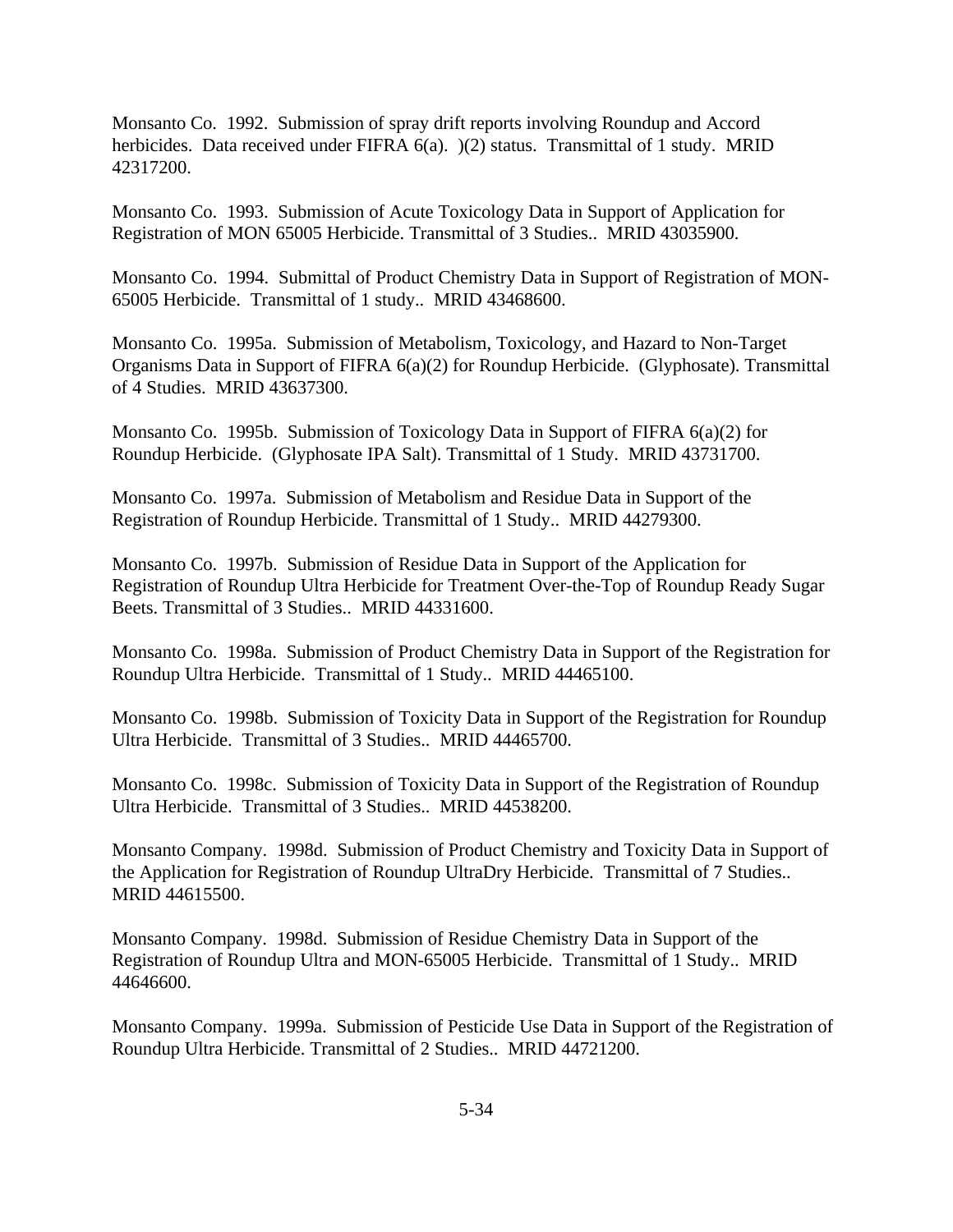Monsanto Co. 1992. Submission of spray drift reports involving Roundup and Accord herbicides. Data received under FIFRA 6(a). )(2) status. Transmittal of 1 study. MRID 42317200.

Monsanto Co. 1993. Submission of Acute Toxicology Data in Support of Application for Registration of MON 65005 Herbicide. Transmittal of 3 Studies.. MRID 43035900.

Monsanto Co. 1994. Submittal of Product Chemistry Data in Support of Registration of MON-65005 Herbicide. Transmittal of 1 study.. MRID 43468600.

Monsanto Co. 1995a. Submission of Metabolism, Toxicology, and Hazard to Non-Target Organisms Data in Support of FIFRA 6(a)(2) for Roundup Herbicide. (Glyphosate). Transmittal of 4 Studies. MRID 43637300.

Monsanto Co. 1995b. Submission of Toxicology Data in Support of FIFRA 6(a)(2) for Roundup Herbicide. (Glyphosate IPA Salt). Transmittal of 1 Study. MRID 43731700.

Monsanto Co. 1997a. Submission of Metabolism and Residue Data in Support of the Registration of Roundup Herbicide. Transmittal of 1 Study.. MRID 44279300.

Monsanto Co. 1997b. Submission of Residue Data in Support of the Application for Registration of Roundup Ultra Herbicide for Treatment Over-the-Top of Roundup Ready Sugar Beets. Transmittal of 3 Studies.. MRID 44331600.

Monsanto Co. 1998a. Submission of Product Chemistry Data in Support of the Registration for Roundup Ultra Herbicide. Transmittal of 1 Study.. MRID 44465100.

Monsanto Co. 1998b. Submission of Toxicity Data in Support of the Registration for Roundup Ultra Herbicide. Transmittal of 3 Studies.. MRID 44465700.

Monsanto Co. 1998c. Submission of Toxicity Data in Support of the Registration of Roundup Ultra Herbicide. Transmittal of 3 Studies.. MRID 44538200.

Monsanto Company. 1998d. Submission of Product Chemistry and Toxicity Data in Support of the Application for Registration of Roundup UltraDry Herbicide. Transmittal of 7 Studies.. MRID 44615500.

Monsanto Company. 1998d. Submission of Residue Chemistry Data in Support of the Registration of Roundup Ultra and MON-65005 Herbicide. Transmittal of 1 Study.. MRID 44646600.

Monsanto Company. 1999a. Submission of Pesticide Use Data in Support of the Registration of Roundup Ultra Herbicide. Transmittal of 2 Studies.. MRID 44721200.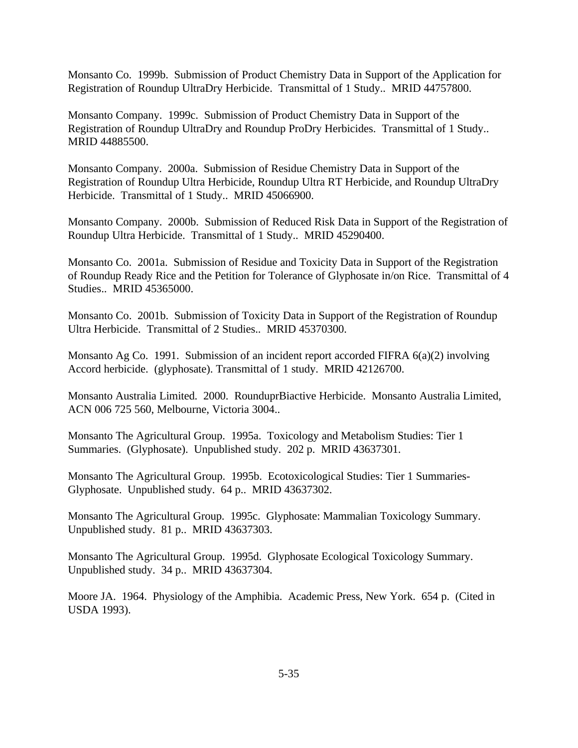Monsanto Co. 1999b. Submission of Product Chemistry Data in Support of the Application for Registration of Roundup UltraDry Herbicide. Transmittal of 1 Study.. MRID 44757800.

Monsanto Company. 1999c. Submission of Product Chemistry Data in Support of the Registration of Roundup UltraDry and Roundup ProDry Herbicides. Transmittal of 1 Study.. MRID 44885500.

Monsanto Company. 2000a. Submission of Residue Chemistry Data in Support of the Registration of Roundup Ultra Herbicide, Roundup Ultra RT Herbicide, and Roundup UltraDry Herbicide. Transmittal of 1 Study.. MRID 45066900.

Monsanto Company. 2000b. Submission of Reduced Risk Data in Support of the Registration of Roundup Ultra Herbicide. Transmittal of 1 Study.. MRID 45290400.

Monsanto Co. 2001a. Submission of Residue and Toxicity Data in Support of the Registration of Roundup Ready Rice and the Petition for Tolerance of Glyphosate in/on Rice. Transmittal of 4 Studies.. MRID 45365000.

Monsanto Co. 2001b. Submission of Toxicity Data in Support of the Registration of Roundup Ultra Herbicide. Transmittal of 2 Studies.. MRID 45370300.

Monsanto Ag Co. 1991. Submission of an incident report accorded FIFRA 6(a)(2) involving Accord herbicide. (glyphosate). Transmittal of 1 study. MRID 42126700.

Monsanto Australia Limited. 2000. RounduprBiactive Herbicide. Monsanto Australia Limited, ACN 006 725 560, Melbourne, Victoria 3004..

Monsanto The Agricultural Group. 1995a. Toxicology and Metabolism Studies: Tier 1 Summaries. (Glyphosate). Unpublished study. 202 p. MRID 43637301.

Monsanto The Agricultural Group. 1995b. Ecotoxicological Studies: Tier 1 Summaries-Glyphosate. Unpublished study. 64 p.. MRID 43637302.

Monsanto The Agricultural Group. 1995c. Glyphosate: Mammalian Toxicology Summary. Unpublished study. 81 p.. MRID 43637303.

Monsanto The Agricultural Group. 1995d. Glyphosate Ecological Toxicology Summary. Unpublished study. 34 p.. MRID 43637304.

Moore JA. 1964. Physiology of the Amphibia. Academic Press, New York. 654 p. (Cited in USDA 1993).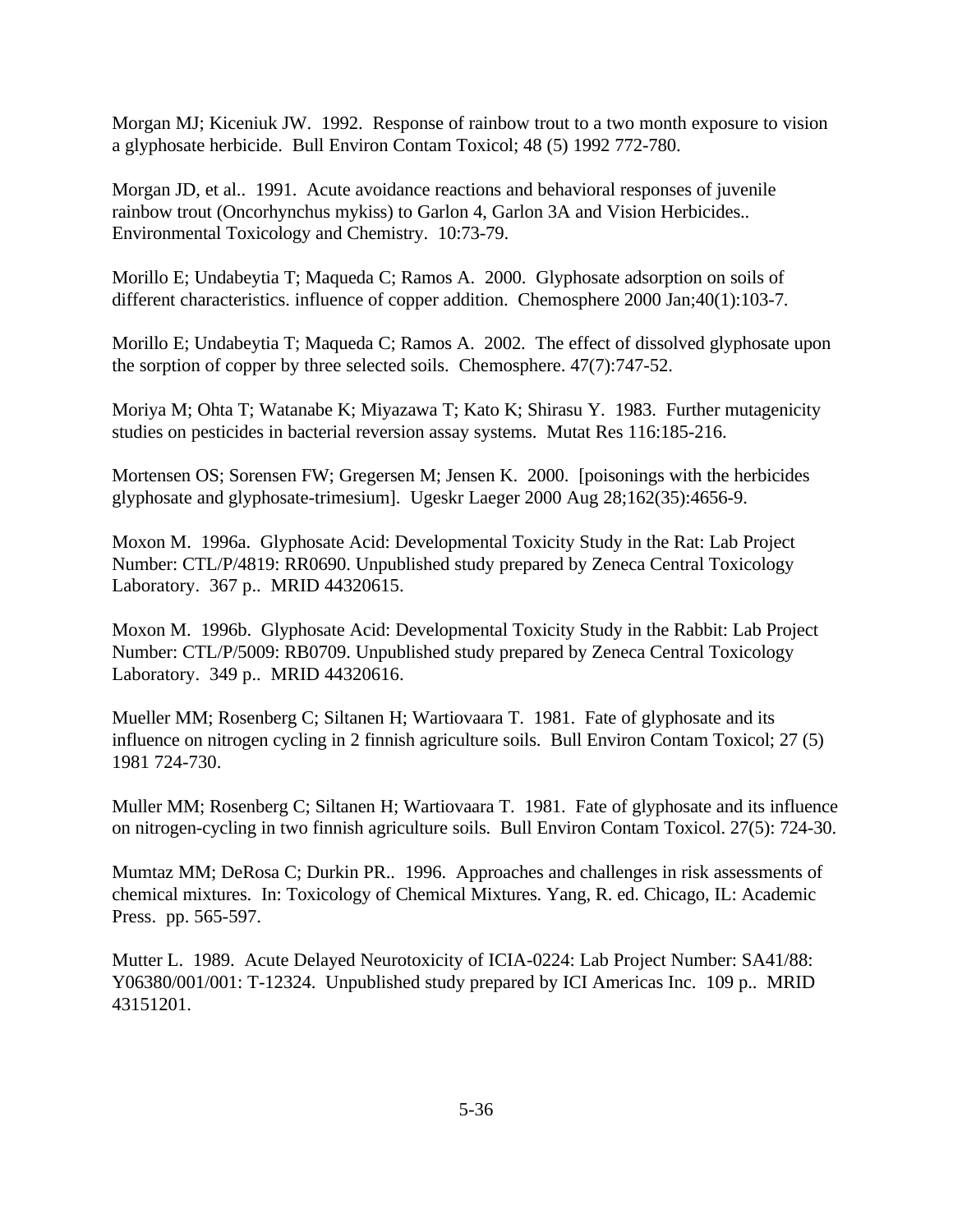Morgan MJ; Kiceniuk JW. 1992. Response of rainbow trout to a two month exposure to vision a glyphosate herbicide. Bull Environ Contam Toxicol; 48 (5) 1992 772-780.

Morgan JD, et al.. 1991. Acute avoidance reactions and behavioral responses of juvenile rainbow trout (Oncorhynchus mykiss) to Garlon 4, Garlon 3A and Vision Herbicides.. Environmental Toxicology and Chemistry. 10:73-79.

Morillo E; Undabeytia T; Maqueda C; Ramos A. 2000. Glyphosate adsorption on soils of different characteristics. influence of copper addition. Chemosphere 2000 Jan;40(1):103-7.

Morillo E; Undabeytia T; Maqueda C; Ramos A. 2002. The effect of dissolved glyphosate upon the sorption of copper by three selected soils. Chemosphere. 47(7):747-52.

Moriya M; Ohta T; Watanabe K; Miyazawa T; Kato K; Shirasu Y. 1983. Further mutagenicity studies on pesticides in bacterial reversion assay systems. Mutat Res 116:185-216.

Mortensen OS; Sorensen FW; Gregersen M; Jensen K. 2000. [poisonings with the herbicides glyphosate and glyphosate-trimesium]. Ugeskr Laeger 2000 Aug 28;162(35):4656-9.

Moxon M. 1996a. Glyphosate Acid: Developmental Toxicity Study in the Rat: Lab Project Number: CTL/P/4819: RR0690. Unpublished study prepared by Zeneca Central Toxicology Laboratory. 367 p.. MRID 44320615.

Moxon M. 1996b. Glyphosate Acid: Developmental Toxicity Study in the Rabbit: Lab Project Number: CTL/P/5009: RB0709. Unpublished study prepared by Zeneca Central Toxicology Laboratory. 349 p.. MRID 44320616.

Mueller MM; Rosenberg C; Siltanen H; Wartiovaara T. 1981. Fate of glyphosate and its influence on nitrogen cycling in 2 finnish agriculture soils. Bull Environ Contam Toxicol; 27 (5) 1981 724-730.

Muller MM; Rosenberg C; Siltanen H; Wartiovaara T. 1981. Fate of glyphosate and its influence on nitrogen-cycling in two finnish agriculture soils. Bull Environ Contam Toxicol. 27(5): 724-30.

Mumtaz MM; DeRosa C; Durkin PR.. 1996. Approaches and challenges in risk assessments of chemical mixtures. In: Toxicology of Chemical Mixtures. Yang, R. ed. Chicago, IL: Academic Press. pp. 565-597.

Mutter L. 1989. Acute Delayed Neurotoxicity of ICIA-0224: Lab Project Number: SA41/88: Y06380/001/001: T-12324. Unpublished study prepared by ICI Americas Inc. 109 p.. MRID 43151201.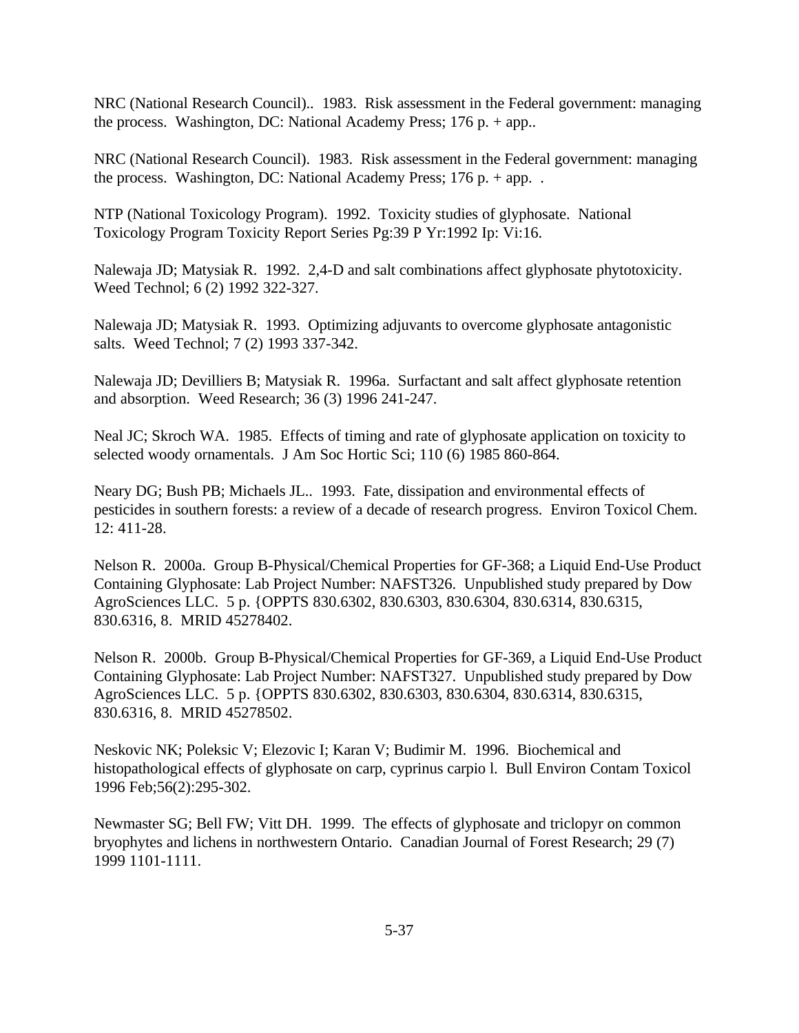NRC (National Research Council).. 1983. Risk assessment in the Federal government: managing the process. Washington, DC: National Academy Press; 176 p. + app..

NRC (National Research Council). 1983. Risk assessment in the Federal government: managing the process. Washington, DC: National Academy Press; 176 p. + app. .

NTP (National Toxicology Program). 1992. Toxicity studies of glyphosate. National Toxicology Program Toxicity Report Series Pg:39 P Yr:1992 Ip: Vi:16.

Nalewaja JD; Matysiak R. 1992. 2,4-D and salt combinations affect glyphosate phytotoxicity. Weed Technol; 6 (2) 1992 322-327.

Nalewaja JD; Matysiak R. 1993. Optimizing adjuvants to overcome glyphosate antagonistic salts. Weed Technol; 7 (2) 1993 337-342.

Nalewaja JD; Devilliers B; Matysiak R. 1996a. Surfactant and salt affect glyphosate retention and absorption. Weed Research; 36 (3) 1996 241-247.

Neal JC; Skroch WA. 1985. Effects of timing and rate of glyphosate application on toxicity to selected woody ornamentals. J Am Soc Hortic Sci; 110 (6) 1985 860-864.

Neary DG; Bush PB; Michaels JL.. 1993. Fate, dissipation and environmental effects of pesticides in southern forests: a review of a decade of research progress. Environ Toxicol Chem. 12: 411-28.

Nelson R. 2000a. Group B-Physical/Chemical Properties for GF-368; a Liquid End-Use Product Containing Glyphosate: Lab Project Number: NAFST326. Unpublished study prepared by Dow AgroSciences LLC. 5 p. {OPPTS 830.6302, 830.6303, 830.6304, 830.6314, 830.6315, 830.6316, 8. MRID 45278402.

Nelson R. 2000b. Group B-Physical/Chemical Properties for GF-369, a Liquid End-Use Product Containing Glyphosate: Lab Project Number: NAFST327. Unpublished study prepared by Dow AgroSciences LLC. 5 p. {OPPTS 830.6302, 830.6303, 830.6304, 830.6314, 830.6315, 830.6316, 8. MRID 45278502.

Neskovic NK; Poleksic V; Elezovic I; Karan V; Budimir M. 1996. Biochemical and histopathological effects of glyphosate on carp, cyprinus carpio l. Bull Environ Contam Toxicol 1996 Feb;56(2):295-302.

Newmaster SG; Bell FW; Vitt DH. 1999. The effects of glyphosate and triclopyr on common bryophytes and lichens in northwestern Ontario. Canadian Journal of Forest Research; 29 (7) 1999 1101-1111.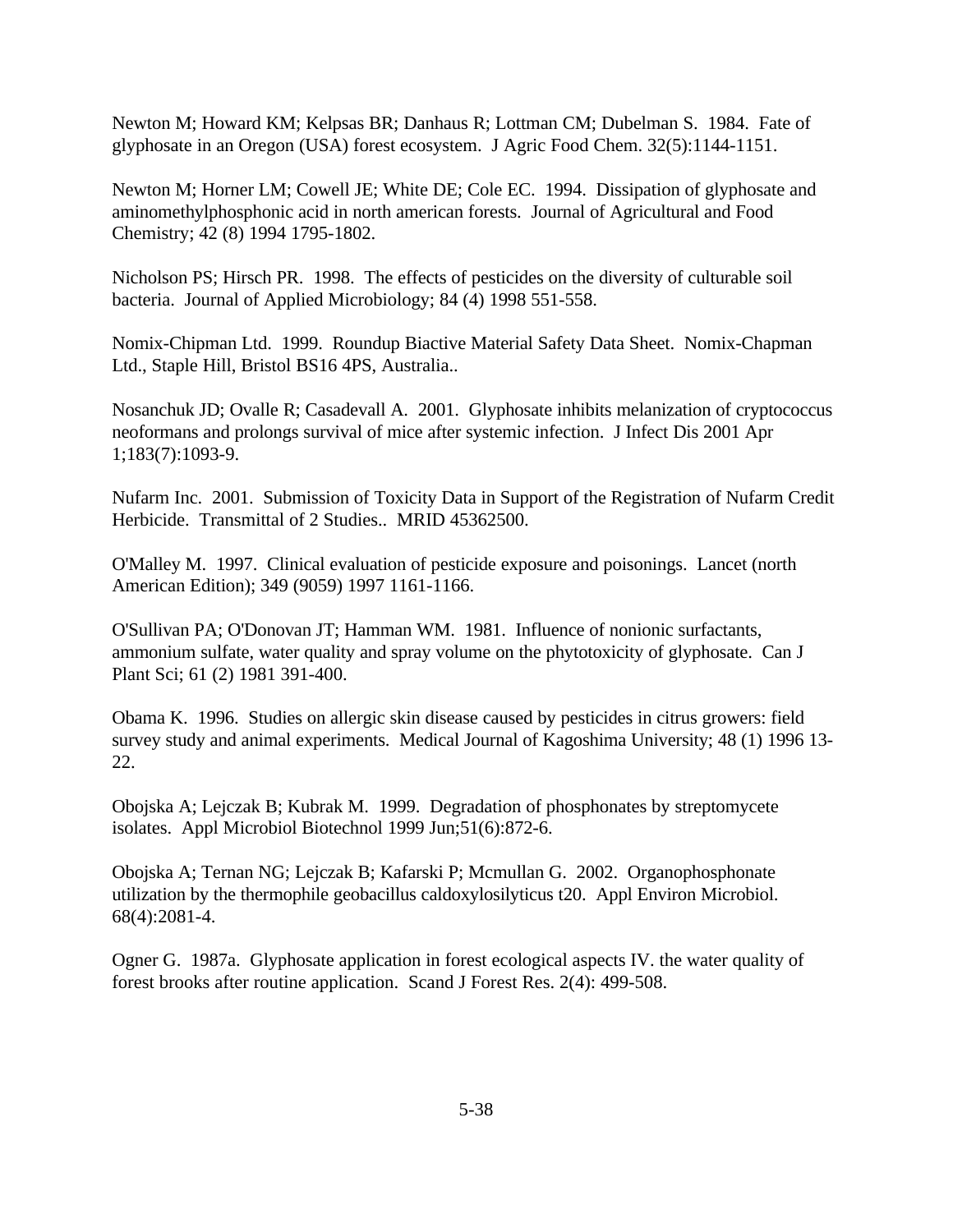Newton M; Howard KM; Kelpsas BR; Danhaus R; Lottman CM; Dubelman S. 1984. Fate of glyphosate in an Oregon (USA) forest ecosystem. J Agric Food Chem. 32(5):1144-1151.

Newton M; Horner LM; Cowell JE; White DE; Cole EC. 1994. Dissipation of glyphosate and aminomethylphosphonic acid in north american forests. Journal of Agricultural and Food Chemistry; 42 (8) 1994 1795-1802.

Nicholson PS; Hirsch PR. 1998. The effects of pesticides on the diversity of culturable soil bacteria. Journal of Applied Microbiology; 84 (4) 1998 551-558.

Nomix-Chipman Ltd. 1999. Roundup Biactive Material Safety Data Sheet. Nomix-Chapman Ltd., Staple Hill, Bristol BS16 4PS, Australia..

Nosanchuk JD; Ovalle R; Casadevall A. 2001. Glyphosate inhibits melanization of cryptococcus neoformans and prolongs survival of mice after systemic infection. J Infect Dis 2001 Apr 1;183(7):1093-9.

Nufarm Inc. 2001. Submission of Toxicity Data in Support of the Registration of Nufarm Credit Herbicide. Transmittal of 2 Studies.. MRID 45362500.

O'Malley M. 1997. Clinical evaluation of pesticide exposure and poisonings. Lancet (north American Edition); 349 (9059) 1997 1161-1166.

O'Sullivan PA; O'Donovan JT; Hamman WM. 1981. Influence of nonionic surfactants, ammonium sulfate, water quality and spray volume on the phytotoxicity of glyphosate. Can J Plant Sci; 61 (2) 1981 391-400.

Obama K. 1996. Studies on allergic skin disease caused by pesticides in citrus growers: field survey study and animal experiments. Medical Journal of Kagoshima University; 48 (1) 1996 13-22.

Obojska A; Lejczak B; Kubrak M. 1999. Degradation of phosphonates by streptomycete isolates. Appl Microbiol Biotechnol 1999 Jun;51(6):872-6.

Obojska A; Ternan NG; Lejczak B; Kafarski P; Mcmullan G. 2002. Organophosphonate utilization by the thermophile geobacillus caldoxylosilyticus t20. Appl Environ Microbiol. 68(4):2081-4.

Ogner G. 1987a. Glyphosate application in forest ecological aspects IV. the water quality of forest brooks after routine application. Scand J Forest Res. 2(4): 499-508.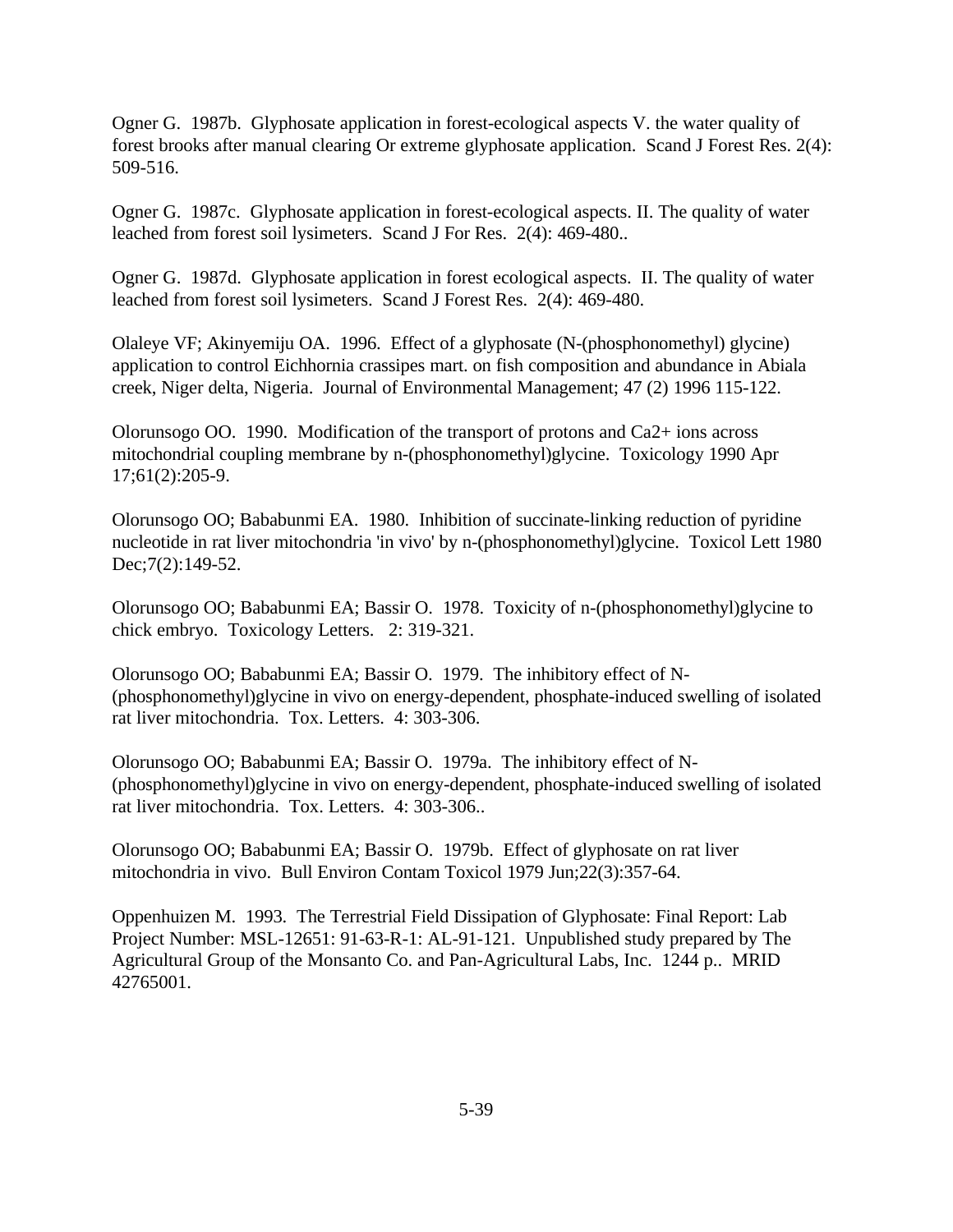Ogner G. 1987b. Glyphosate application in forest-ecological aspects V. the water quality of forest brooks after manual clearing Or extreme glyphosate application. Scand J Forest Res. 2(4): 509-516.

Ogner G. 1987c. Glyphosate application in forest-ecological aspects. II. The quality of water leached from forest soil lysimeters. Scand J For Res. 2(4): 469-480..

Ogner G. 1987d. Glyphosate application in forest ecological aspects. II. The quality of water leached from forest soil lysimeters. Scand J Forest Res. 2(4): 469-480.

Olaleye VF; Akinyemiju OA. 1996. Effect of a glyphosate (N-(phosphonomethyl) glycine) application to control Eichhornia crassipes mart. on fish composition and abundance in Abiala creek, Niger delta, Nigeria. Journal of Environmental Management; 47 (2) 1996 115-122.

Olorunsogo OO. 1990. Modification of the transport of protons and Ca2+ ions across mitochondrial coupling membrane by n-(phosphonomethyl)glycine. Toxicology 1990 Apr 17;61(2):205-9.

Olorunsogo OO; Bababunmi EA. 1980. Inhibition of succinate-linking reduction of pyridine nucleotide in rat liver mitochondria 'in vivo' by n-(phosphonomethyl)glycine. Toxicol Lett 1980 Dec;7(2):149-52.

Olorunsogo OO; Bababunmi EA; Bassir O. 1978. Toxicity of n-(phosphonomethyl)glycine to chick embryo. Toxicology Letters. 2: 319-321.

Olorunsogo OO; Bababunmi EA; Bassir O. 1979. The inhibitory effect of N-(phosphonomethyl)glycine in vivo on energy-dependent, phosphate-induced swelling of isolated rat liver mitochondria. Tox. Letters. 4: 303-306.

Olorunsogo OO; Bababunmi EA; Bassir O. 1979a. The inhibitory effect of N-(phosphonomethyl)glycine in vivo on energy-dependent, phosphate-induced swelling of isolated rat liver mitochondria. Tox. Letters. 4: 303-306..

Olorunsogo OO; Bababunmi EA; Bassir O. 1979b. Effect of glyphosate on rat liver mitochondria in vivo. Bull Environ Contam Toxicol 1979 Jun;22(3):357-64.

Oppenhuizen M. 1993. The Terrestrial Field Dissipation of Glyphosate: Final Report: Lab Project Number: MSL-12651: 91-63-R-1: AL-91-121. Unpublished study prepared by The Agricultural Group of the Monsanto Co. and Pan-Agricultural Labs, Inc. 1244 p.. MRID 42765001.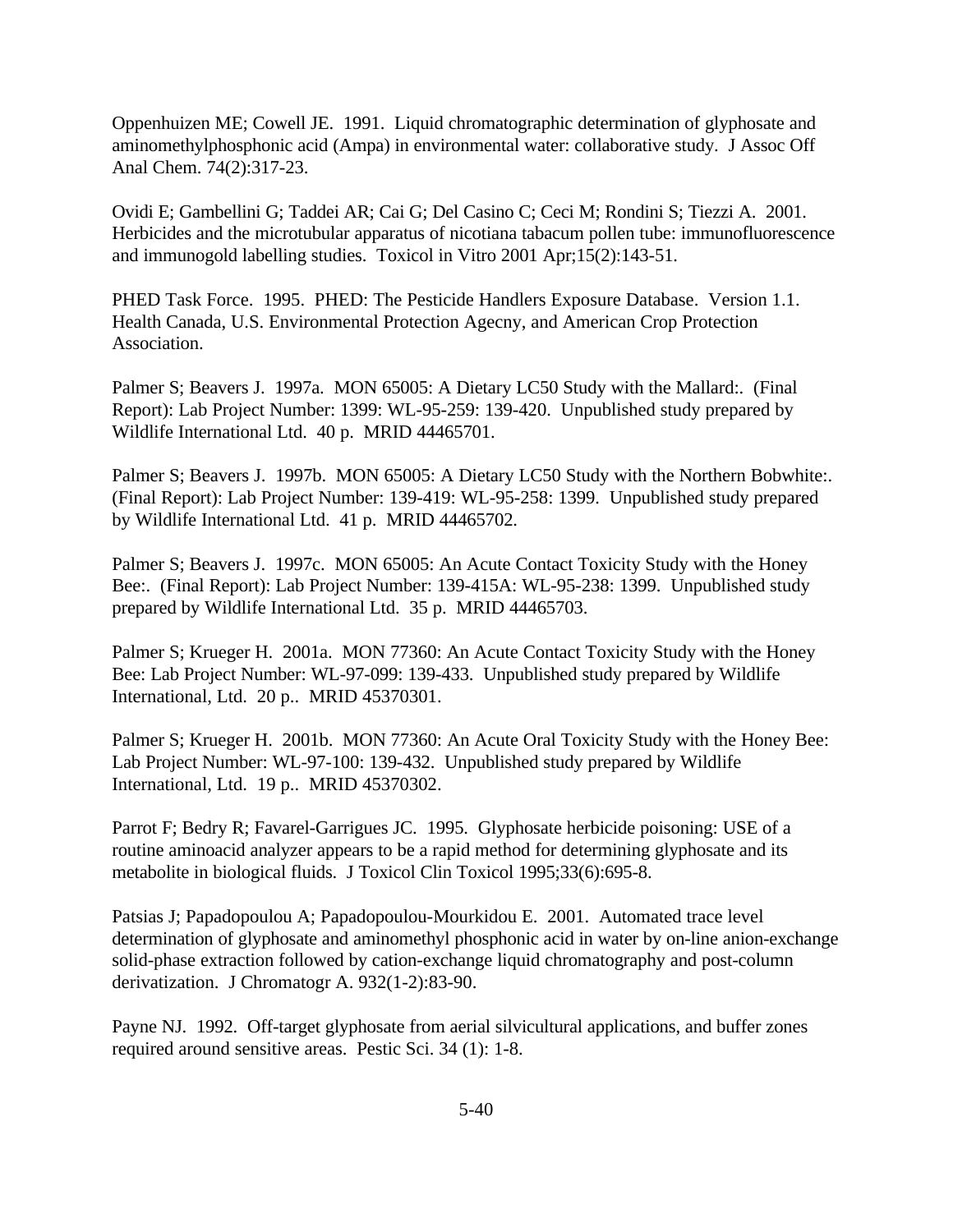Oppenhuizen ME; Cowell JE. 1991. Liquid chromatographic determination of glyphosate and aminomethylphosphonic acid (Ampa) in environmental water: collaborative study. J Assoc Off Anal Chem. 74(2):317-23.

Ovidi E; Gambellini G; Taddei AR; Cai G; Del Casino C; Ceci M; Rondini S; Tiezzi A. 2001. Herbicides and the microtubular apparatus of nicotiana tabacum pollen tube: immunofluorescence and immunogold labelling studies. Toxicol in Vitro 2001 Apr;15(2):143-51.

PHED Task Force. 1995. PHED: The Pesticide Handlers Exposure Database. Version 1.1. Health Canada, U.S. Environmental Protection Agecny, and American Crop Protection Association.

Palmer S; Beavers J. 1997a. MON 65005: A Dietary LC50 Study with the Mallard:. (Final Report): Lab Project Number: 1399: WL-95-259: 139-420. Unpublished study prepared by Wildlife International Ltd. 40 p. MRID 44465701.

Palmer S; Beavers J. 1997b. MON 65005: A Dietary LC50 Study with the Northern Bobwhite:. (Final Report): Lab Project Number: 139-419: WL-95-258: 1399. Unpublished study prepared by Wildlife International Ltd. 41 p. MRID 44465702.

Palmer S; Beavers J. 1997c. MON 65005: An Acute Contact Toxicity Study with the Honey Bee:. (Final Report): Lab Project Number: 139-415A: WL-95-238: 1399. Unpublished study prepared by Wildlife International Ltd. 35 p. MRID 44465703.

Palmer S; Krueger H. 2001a. MON 77360: An Acute Contact Toxicity Study with the Honey Bee: Lab Project Number: WL-97-099: 139-433. Unpublished study prepared by Wildlife International, Ltd. 20 p.. MRID 45370301.

Palmer S; Krueger H. 2001b. MON 77360: An Acute Oral Toxicity Study with the Honey Bee: Lab Project Number: WL-97-100: 139-432. Unpublished study prepared by Wildlife International, Ltd. 19 p.. MRID 45370302.

Parrot F; Bedry R; Favarel-Garrigues JC. 1995. Glyphosate herbicide poisoning: USE of a routine aminoacid analyzer appears to be a rapid method for determining glyphosate and its metabolite in biological fluids. J Toxicol Clin Toxicol 1995;33(6):695-8.

Patsias J; Papadopoulou A; Papadopoulou-Mourkidou E. 2001. Automated trace level determination of glyphosate and aminomethyl phosphonic acid in water by on-line anion-exchange solid-phase extraction followed by cation-exchange liquid chromatography and post-column derivatization. J Chromatogr A. 932(1-2):83-90.

Payne NJ. 1992. Off-target glyphosate from aerial silvicultural applications, and buffer zones required around sensitive areas. Pestic Sci. 34 (1): 1-8.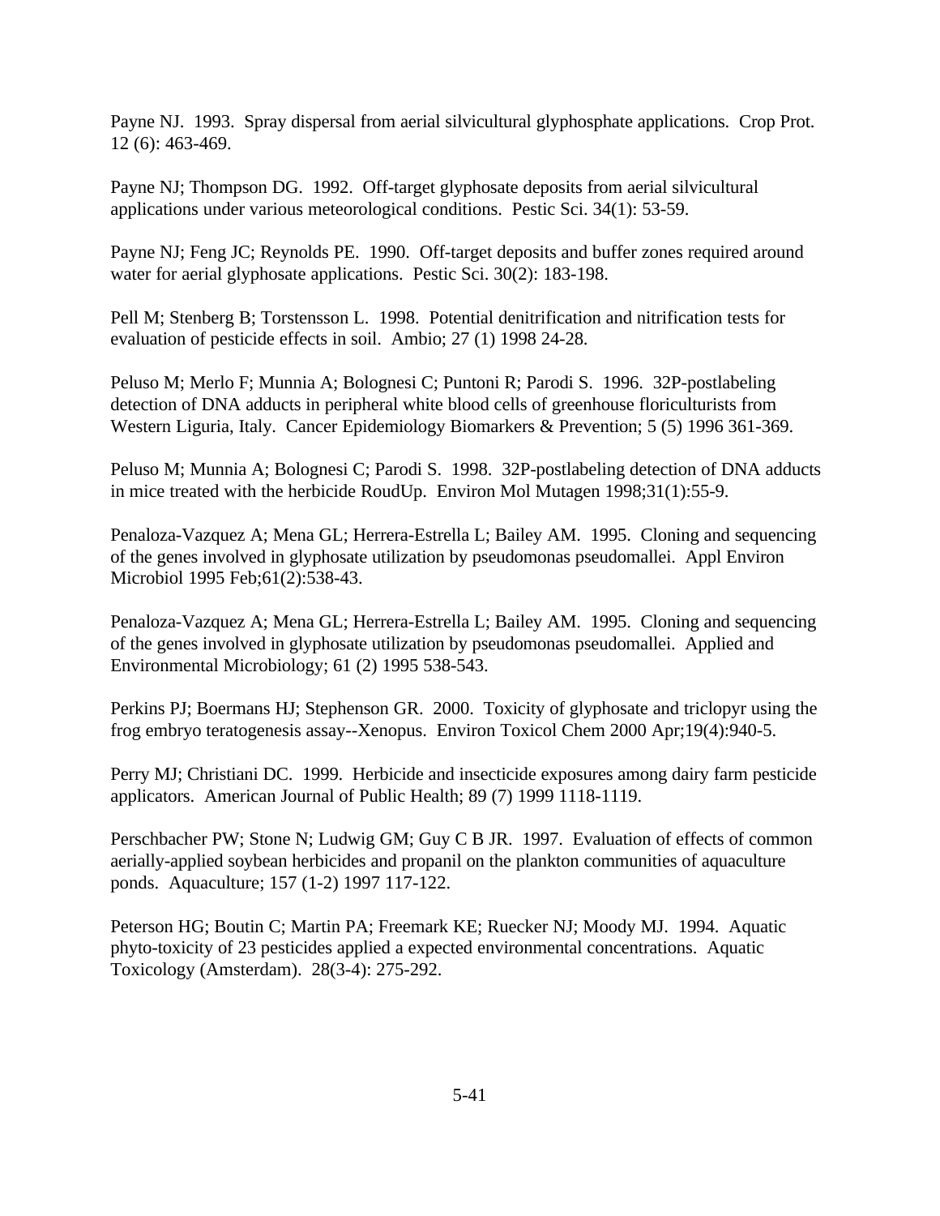Payne NJ. 1993. Spray dispersal from aerial silvicultural glyphosphate applications. Crop Prot. 12 (6): 463-469.

Payne NJ; Thompson DG. 1992. Off-target glyphosate deposits from aerial silvicultural applications under various meteorological conditions. Pestic Sci. 34(1): 53-59.

Payne NJ; Feng JC; Reynolds PE. 1990. Off-target deposits and buffer zones required around water for aerial glyphosate applications. Pestic Sci. 30(2): 183-198.

Pell M; Stenberg B; Torstensson L. 1998. Potential denitrification and nitrification tests for evaluation of pesticide effects in soil. Ambio; 27 (1) 1998 24-28.

Peluso M; Merlo F; Munnia A; Bolognesi C; Puntoni R; Parodi S. 1996. 32P-postlabeling detection of DNA adducts in peripheral white blood cells of greenhouse floriculturists from Western Liguria, Italy. Cancer Epidemiology Biomarkers & Prevention; 5 (5) 1996 361-369.

Peluso M; Munnia A; Bolognesi C; Parodi S. 1998. 32P-postlabeling detection of DNA adducts in mice treated with the herbicide RoudUp. Environ Mol Mutagen 1998;31(1):55-9.

Penaloza-Vazquez A; Mena GL; Herrera-Estrella L; Bailey AM. 1995. Cloning and sequencing of the genes involved in glyphosate utilization by pseudomonas pseudomallei. Appl Environ Microbiol 1995 Feb;61(2):538-43.

Penaloza-Vazquez A; Mena GL; Herrera-Estrella L; Bailey AM. 1995. Cloning and sequencing of the genes involved in glyphosate utilization by pseudomonas pseudomallei. Applied and Environmental Microbiology; 61 (2) 1995 538-543.

Perkins PJ; Boermans HJ; Stephenson GR. 2000. Toxicity of glyphosate and triclopyr using the frog embryo teratogenesis assay--Xenopus. Environ Toxicol Chem 2000 Apr;19(4):940-5.

Perry MJ; Christiani DC. 1999. Herbicide and insecticide exposures among dairy farm pesticide applicators. American Journal of Public Health; 89 (7) 1999 1118-1119.

Perschbacher PW; Stone N; Ludwig GM; Guy C B JR. 1997. Evaluation of effects of common aerially-applied soybean herbicides and propanil on the plankton communities of aquaculture ponds. Aquaculture; 157 (1-2) 1997 117-122.

Peterson HG; Boutin C; Martin PA; Freemark KE; Ruecker NJ; Moody MJ. 1994. Aquatic phyto-toxicity of 23 pesticides applied a expected environmental concentrations. Aquatic Toxicology (Amsterdam). 28(3-4): 275-292.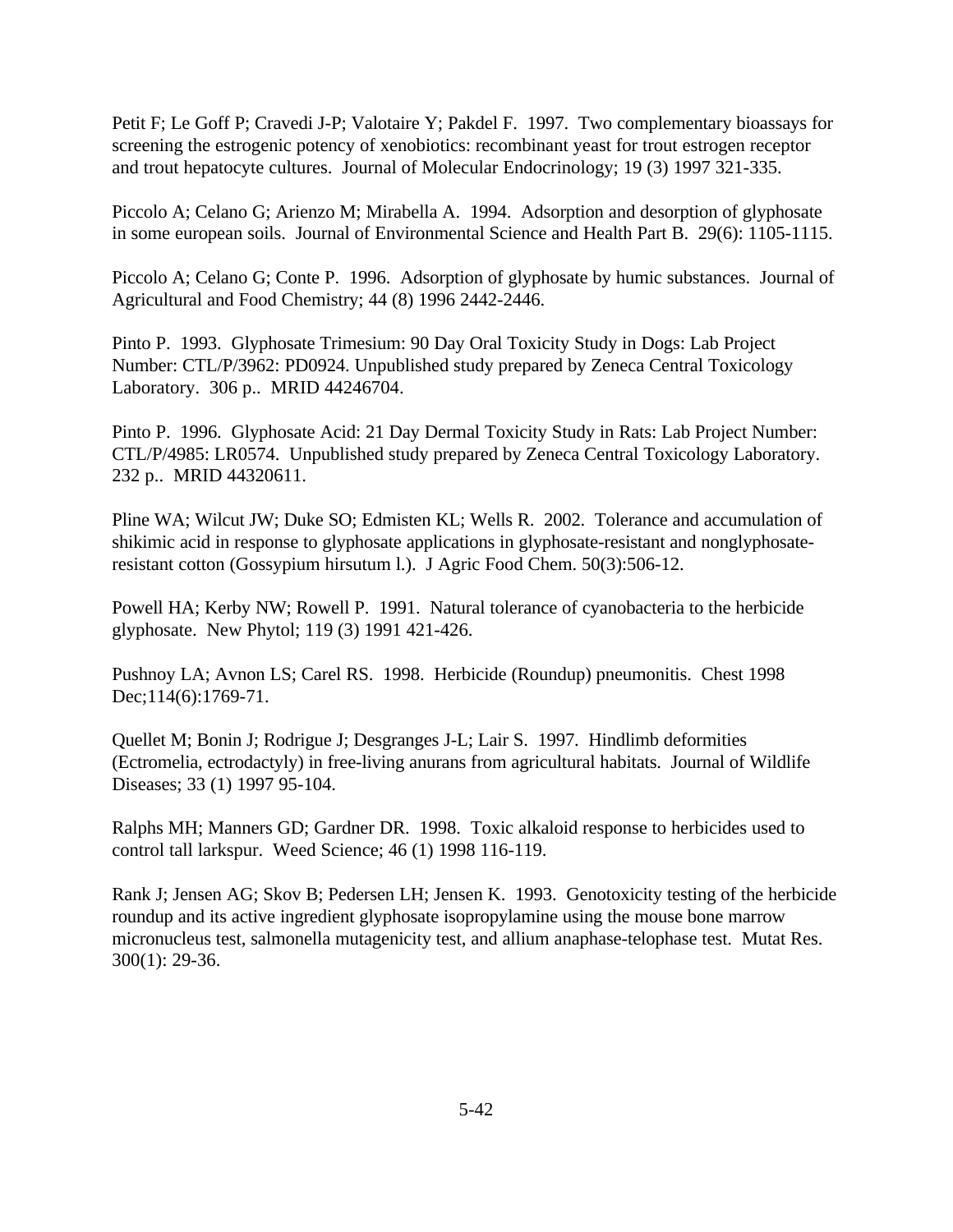Petit F; Le Goff P; Cravedi J-P; Valotaire Y; Pakdel F. 1997. Two complementary bioassays for screening the estrogenic potency of xenobiotics: recombinant yeast for trout estrogen receptor and trout hepatocyte cultures. Journal of Molecular Endocrinology; 19 (3) 1997 321-335.

Piccolo A; Celano G; Arienzo M; Mirabella A. 1994. Adsorption and desorption of glyphosate in some european soils. Journal of Environmental Science and Health Part B. 29(6): 1105-1115.

Piccolo A; Celano G; Conte P. 1996. Adsorption of glyphosate by humic substances. Journal of Agricultural and Food Chemistry; 44 (8) 1996 2442-2446.

Pinto P. 1993. Glyphosate Trimesium: 90 Day Oral Toxicity Study in Dogs: Lab Project Number: CTL/P/3962: PD0924. Unpublished study prepared by Zeneca Central Toxicology Laboratory. 306 p.. MRID 44246704.

Pinto P. 1996. Glyphosate Acid: 21 Day Dermal Toxicity Study in Rats: Lab Project Number: CTL/P/4985: LR0574. Unpublished study prepared by Zeneca Central Toxicology Laboratory. 232 p.. MRID 44320611.

Pline WA; Wilcut JW; Duke SO; Edmisten KL; Wells R. 2002. Tolerance and accumulation of shikimic acid in response to glyphosate applications in glyphosate-resistant and nonglyphosate-resistant cotton (Gossypium hirsutum l.). J Agric Food Chem. 50(3):506-12.

Powell HA; Kerby NW; Rowell P. 1991. Natural tolerance of cyanobacteria to the herbicide glyphosate. New Phytol; 119 (3) 1991 421-426.

Pushnoy LA; Avnon LS; Carel RS. 1998. Herbicide (Roundup) pneumonitis. Chest 1998 Dec;114(6):1769-71.

Quellet M; Bonin J; Rodrigue J; Desgranges J-L; Lair S. 1997. Hindlimb deformities (Ectromelia, ectrodactyly) in free-living anurans from agricultural habitats. Journal of Wildlife Diseases; 33 (1) 1997 95-104.

Ralphs MH; Manners GD; Gardner DR. 1998. Toxic alkaloid response to herbicides used to control tall larkspur. Weed Science; 46 (1) 1998 116-119.

Rank J; Jensen AG; Skov B; Pedersen LH; Jensen K. 1993. Genotoxicity testing of the herbicide roundup and its active ingredient glyphosate isopropylamine using the mouse bone marrow micronucleus test, salmonella mutagenicity test, and allium anaphase-telophase test. Mutat Res. 300(1): 29-36.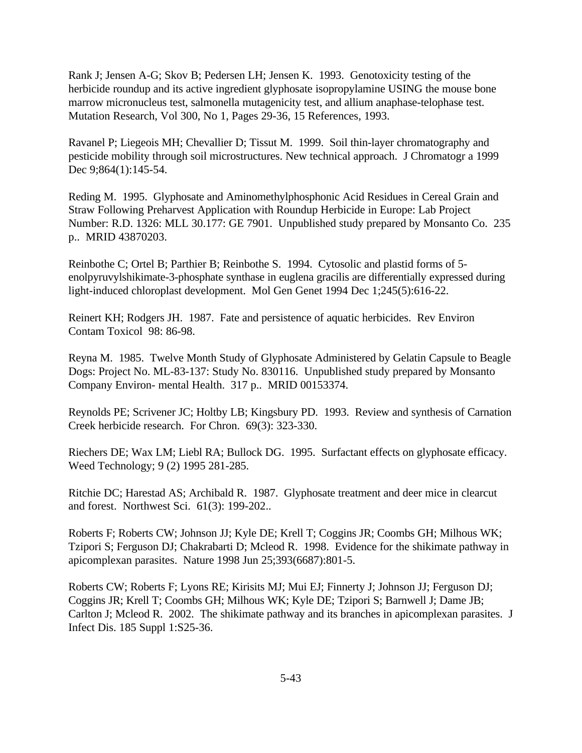Rank J; Jensen A-G; Skov B; Pedersen LH; Jensen K. 1993. Genotoxicity testing of the herbicide roundup and its active ingredient glyphosate isopropylamine USING the mouse bone marrow micronucleus test, salmonella mutagenicity test, and allium anaphase-telophase test. Mutation Research, Vol 300, No 1, Pages 29-36, 15 References, 1993.

Ravanel P; Liegeois MH; Chevallier D; Tissut M. 1999. Soil thin-layer chromatography and pesticide mobility through soil microstructures. New technical approach. J Chromatogr a 1999 Dec 9;864(1):145-54.

Reding M. 1995. Glyphosate and Aminomethylphosphonic Acid Residues in Cereal Grain and Straw Following Preharvest Application with Roundup Herbicide in Europe: Lab Project Number: R.D. 1326: MLL 30.177: GE 7901. Unpublished study prepared by Monsanto Co. 235 p.. MRID 43870203.

Reinbothe C; Ortel B; Parthier B; Reinbothe S. 1994. Cytosolic and plastid forms of 5-enolpyruvylshikimate-3-phosphate synthase in euglena gracilis are differentially expressed during light-induced chloroplast development. Mol Gen Genet 1994 Dec 1;245(5):616-22.

Reinert KH; Rodgers JH. 1987. Fate and persistence of aquatic herbicides. Rev Environ Contam Toxicol 98: 86-98.

Reyna M. 1985. Twelve Month Study of Glyphosate Administered by Gelatin Capsule to Beagle Dogs: Project No. ML-83-137: Study No. 830116. Unpublished study prepared by Monsanto Company Environ- mental Health. 317 p.. MRID 00153374.

Reynolds PE; Scrivener JC; Holtby LB; Kingsbury PD. 1993. Review and synthesis of Carnation Creek herbicide research. For Chron. 69(3): 323-330.

Riechers DE; Wax LM; Liebl RA; Bullock DG. 1995. Surfactant effects on glyphosate efficacy. Weed Technology; 9 (2) 1995 281-285.

Ritchie DC; Harestad AS; Archibald R. 1987. Glyphosate treatment and deer mice in clearcut and forest. Northwest Sci. 61(3): 199-202..

Roberts F; Roberts CW; Johnson JJ; Kyle DE; Krell T; Coggins JR; Coombs GH; Milhous WK; Tzipori S; Ferguson DJ; Chakrabarti D; Mcleod R. 1998. Evidence for the shikimate pathway in apicomplexan parasites. Nature 1998 Jun 25;393(6687):801-5.

Roberts CW; Roberts F; Lyons RE; Kirisits MJ; Mui EJ; Finnerty J; Johnson JJ; Ferguson DJ; Coggins JR; Krell T; Coombs GH; Milhous WK; Kyle DE; Tzipori S; Barnwell J; Dame JB; Carlton J; Mcleod R. 2002. The shikimate pathway and its branches in apicomplexan parasites. J Infect Dis. 185 Suppl 1:S25-36.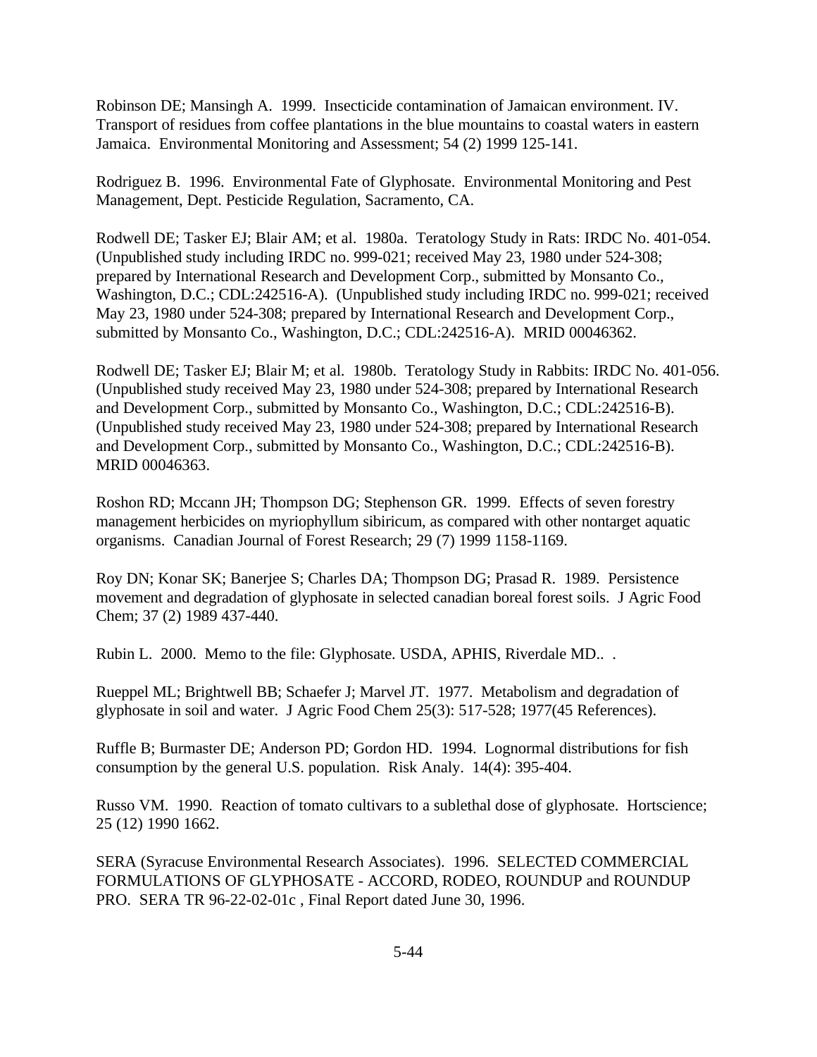Robinson DE; Mansingh A. 1999. Insecticide contamination of Jamaican environment. IV. Transport of residues from coffee plantations in the blue mountains to coastal waters in eastern Jamaica. Environmental Monitoring and Assessment; 54 (2) 1999 125-141.

Rodriguez B. 1996. Environmental Fate of Glyphosate. Environmental Monitoring and Pest Management, Dept. Pesticide Regulation, Sacramento, CA.

Rodwell DE; Tasker EJ; Blair AM; et al. 1980a. Teratology Study in Rats: IRDC No. 401-054. (Unpublished study including IRDC no. 999-021; received May 23, 1980 under 524-308; prepared by International Research and Development Corp., submitted by Monsanto Co., Washington, D.C.; CDL:242516-A). (Unpublished study including IRDC no. 999-021; received May 23, 1980 under 524-308; prepared by International Research and Development Corp., submitted by Monsanto Co., Washington, D.C.; CDL:242516-A). MRID 00046362.

Rodwell DE; Tasker EJ; Blair M; et al. 1980b. Teratology Study in Rabbits: IRDC No. 401-056. (Unpublished study received May 23, 1980 under 524-308; prepared by International Research and Development Corp., submitted by Monsanto Co., Washington, D.C.; CDL:242516-B). (Unpublished study received May 23, 1980 under 524-308; prepared by International Research and Development Corp., submitted by Monsanto Co., Washington, D.C.; CDL:242516-B). MRID 00046363.

Roshon RD; Mccann JH; Thompson DG; Stephenson GR. 1999. Effects of seven forestry management herbicides on myriophyllum sibiricum, as compared with other nontarget aquatic organisms. Canadian Journal of Forest Research; 29 (7) 1999 1158-1169.

Roy DN; Konar SK; Banerjee S; Charles DA; Thompson DG; Prasad R. 1989. Persistence movement and degradation of glyphosate in selected canadian boreal forest soils. J Agric Food Chem; 37 (2) 1989 437-440.

Rubin L. 2000. Memo to the file: Glyphosate. USDA, APHIS, Riverdale MD.. .

Rueppel ML; Brightwell BB; Schaefer J; Marvel JT. 1977. Metabolism and degradation of glyphosate in soil and water. J Agric Food Chem 25(3): 517-528; 1977(45 References).

Ruffle B; Burmaster DE; Anderson PD; Gordon HD. 1994. Lognormal distributions for fish consumption by the general U.S. population. Risk Analy. 14(4): 395-404.

Russo VM. 1990. Reaction of tomato cultivars to a sublethal dose of glyphosate. Hortscience; 25 (12) 1990 1662.

SERA (Syracuse Environmental Research Associates). 1996. SELECTED COMMERCIAL FORMULATIONS OF GLYPHOSATE - ACCORD, RODEO, ROUNDUP and ROUNDUP PRO. SERA TR 96-22-02-01c , Final Report dated June 30, 1996.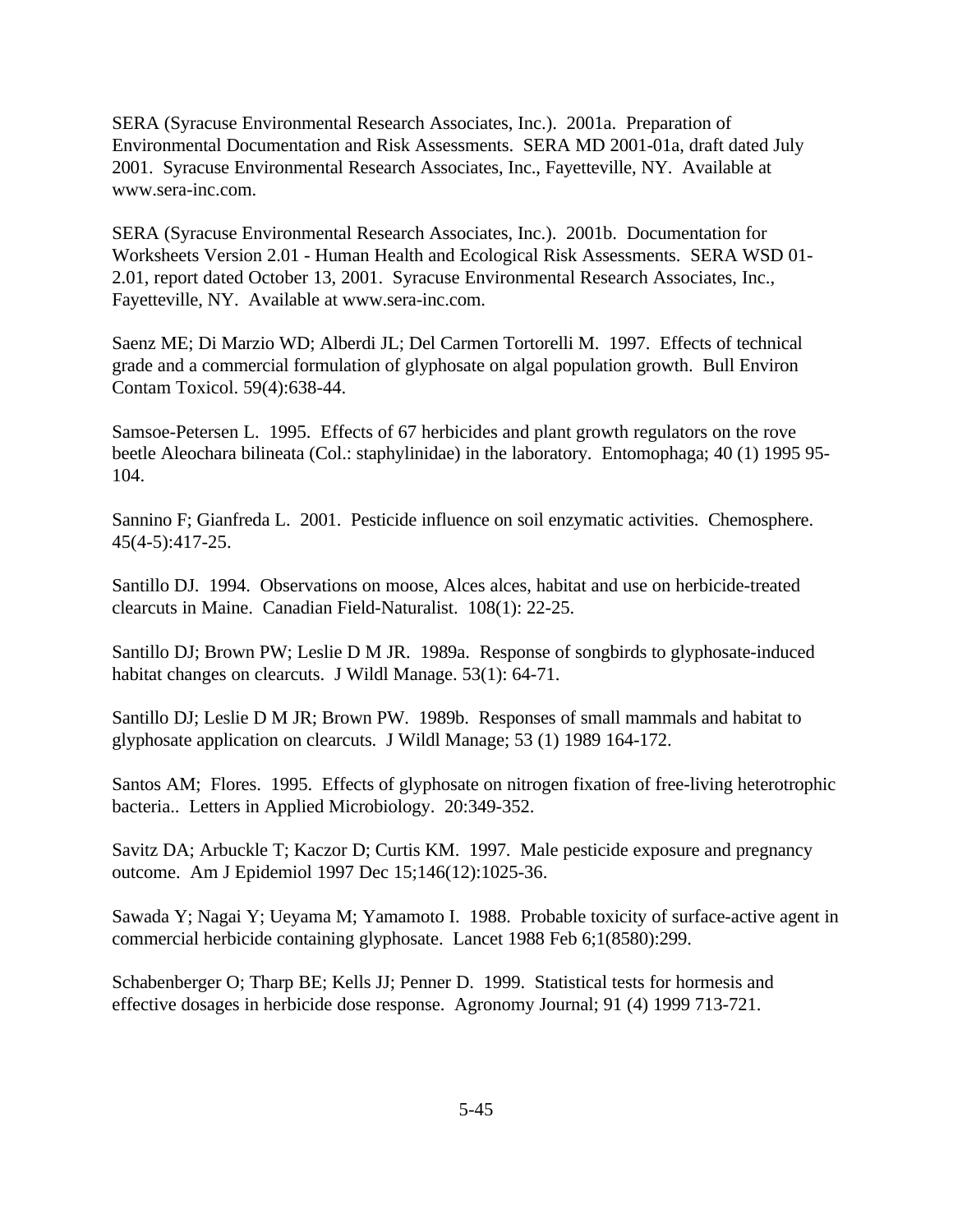SERA (Syracuse Environmental Research Associates, Inc.). 2001a. Preparation of Environmental Documentation and Risk Assessments. SERA MD 2001-01a, draft dated July 2001. Syracuse Environmental Research Associates, Inc., Fayetteville, NY. Available at www.sera-inc.com.

SERA (Syracuse Environmental Research Associates, Inc.). 2001b. Documentation for Worksheets Version 2.01 - Human Health and Ecological Risk Assessments. SERA WSD 01-2.01, report dated October 13, 2001. Syracuse Environmental Research Associates, Inc., Fayetteville, NY. Available at www.sera-inc.com.

Saenz ME; Di Marzio WD; Alberdi JL; Del Carmen Tortorelli M. 1997. Effects of technical grade and a commercial formulation of glyphosate on algal population growth. Bull Environ Contam Toxicol. 59(4):638-44.

Samsoe-Petersen L. 1995. Effects of 67 herbicides and plant growth regulators on the rove beetle Aleochara bilineata (Col.: staphylinidae) in the laboratory. Entomophaga; 40 (1) 1995 95-104.

Sannino F; Gianfreda L. 2001. Pesticide influence on soil enzymatic activities. Chemosphere. 45(4-5):417-25.

Santillo DJ. 1994. Observations on moose, Alces alces, habitat and use on herbicide-treated clearcuts in Maine. Canadian Field-Naturalist. 108(1): 22-25.

Santillo DJ; Brown PW; Leslie D M JR. 1989a. Response of songbirds to glyphosate-induced habitat changes on clearcuts. J Wildl Manage. 53(1): 64-71.

Santillo DJ; Leslie D M JR; Brown PW. 1989b. Responses of small mammals and habitat to glyphosate application on clearcuts. J Wildl Manage; 53 (1) 1989 164-172.

Santos AM; Flores. 1995. Effects of glyphosate on nitrogen fixation of free-living heterotrophic bacteria.. Letters in Applied Microbiology. 20:349-352.

Savitz DA; Arbuckle T; Kaczor D; Curtis KM. 1997. Male pesticide exposure and pregnancy outcome. Am J Epidemiol 1997 Dec 15;146(12):1025-36.

Sawada Y; Nagai Y; Ueyama M; Yamamoto I. 1988. Probable toxicity of surface-active agent in commercial herbicide containing glyphosate. Lancet 1988 Feb 6;1(8580):299.

Schabenberger O; Tharp BE; Kells JJ; Penner D. 1999. Statistical tests for hormesis and effective dosages in herbicide dose response. Agronomy Journal; 91 (4) 1999 713-721.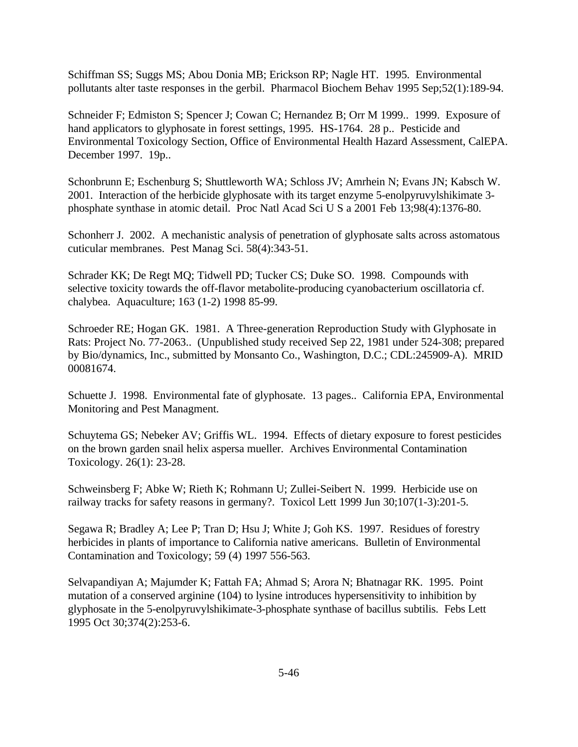Schiffman SS; Suggs MS; Abou Donia MB; Erickson RP; Nagle HT. 1995. Environmental pollutants alter taste responses in the gerbil. Pharmacol Biochem Behav 1995 Sep;52(1):189-94.

Schneider F; Edmiston S; Spencer J; Cowan C; Hernandez B; Orr M 1999.. 1999. Exposure of hand applicators to glyphosate in forest settings, 1995. HS-1764. 28 p.. Pesticide and Environmental Toxicology Section, Office of Environmental Health Hazard Assessment, CalEPA. December 1997. 19p..

Schonbrunn E; Eschenburg S; Shuttleworth WA; Schloss JV; Amrhein N; Evans JN; Kabsch W. 2001. Interaction of the herbicide glyphosate with its target enzyme 5-enolpyruvylshikimate 3-phosphate synthase in atomic detail. Proc Natl Acad Sci U S a 2001 Feb 13;98(4):1376-80.

Schonherr J. 2002. A mechanistic analysis of penetration of glyphosate salts across astomatous cuticular membranes. Pest Manag Sci. 58(4):343-51.

Schrader KK; De Regt MQ; Tidwell PD; Tucker CS; Duke SO. 1998. Compounds with selective toxicity towards the off-flavor metabolite-producing cyanobacterium oscillatoria cf. chalybea. Aquaculture; 163 (1-2) 1998 85-99.

Schroeder RE; Hogan GK. 1981. A Three-generation Reproduction Study with Glyphosate in Rats: Project No. 77-2063.. (Unpublished study received Sep 22, 1981 under 524-308; prepared by Bio/dynamics, Inc., submitted by Monsanto Co., Washington, D.C.; CDL:245909-A). MRID 00081674.

Schuette J. 1998. Environmental fate of glyphosate. 13 pages.. California EPA, Environmental Monitoring and Pest Managment.

Schuytema GS; Nebeker AV; Griffis WL. 1994. Effects of dietary exposure to forest pesticides on the brown garden snail helix aspersa mueller. Archives Environmental Contamination Toxicology. 26(1): 23-28.

Schweinsberg F; Abke W; Rieth K; Rohmann U; Zullei-Seibert N. 1999. Herbicide use on railway tracks for safety reasons in germany?. Toxicol Lett 1999 Jun 30;107(1-3):201-5.

Segawa R; Bradley A; Lee P; Tran D; Hsu J; White J; Goh KS. 1997. Residues of forestry herbicides in plants of importance to California native americans. Bulletin of Environmental Contamination and Toxicology; 59 (4) 1997 556-563.

Selvapandiyan A; Majumder K; Fattah FA; Ahmad S; Arora N; Bhatnagar RK. 1995. Point mutation of a conserved arginine (104) to lysine introduces hypersensitivity to inhibition by glyphosate in the 5-enolpyruvylshikimate-3-phosphate synthase of bacillus subtilis. Febs Lett 1995 Oct 30;374(2):253-6.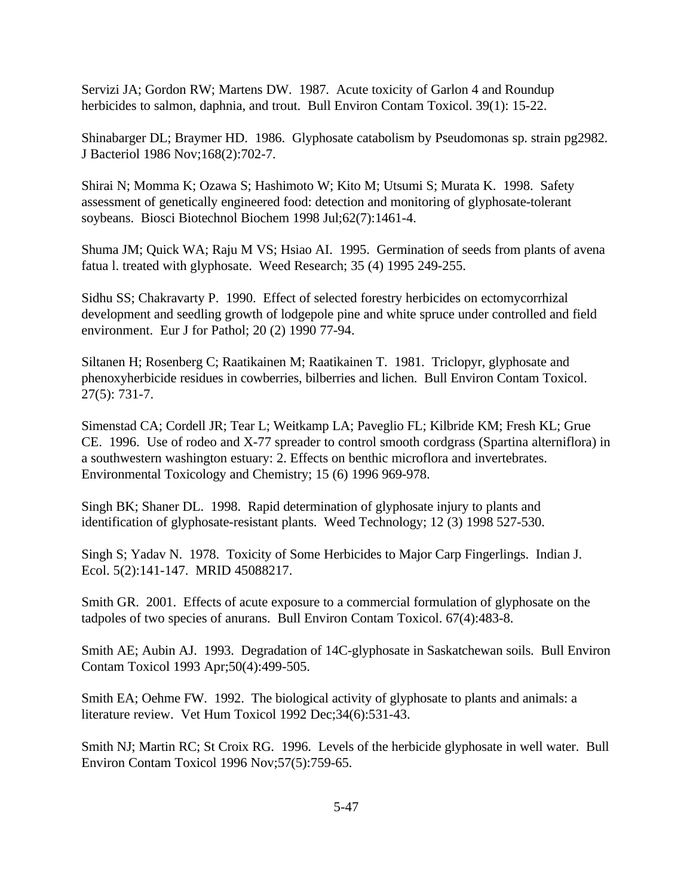Servizi JA; Gordon RW; Martens DW. 1987. Acute toxicity of Garlon 4 and Roundup herbicides to salmon, daphnia, and trout. Bull Environ Contam Toxicol. 39(1): 15-22.

Shinabarger DL; Braymer HD. 1986. Glyphosate catabolism by Pseudomonas sp. strain pg2982. J Bacteriol 1986 Nov;168(2):702-7.

Shirai N; Momma K; Ozawa S; Hashimoto W; Kito M; Utsumi S; Murata K. 1998. Safety assessment of genetically engineered food: detection and monitoring of glyphosate-tolerant soybeans. Biosci Biotechnol Biochem 1998 Jul;62(7):1461-4.

Shuma JM; Quick WA; Raju M VS; Hsiao AI. 1995. Germination of seeds from plants of avena fatua l. treated with glyphosate. Weed Research; 35 (4) 1995 249-255.

Sidhu SS; Chakravarty P. 1990. Effect of selected forestry herbicides on ectomycorrhizal development and seedling growth of lodgepole pine and white spruce under controlled and field environment. Eur J for Pathol; 20 (2) 1990 77-94.

Siltanen H; Rosenberg C; Raatikainen M; Raatikainen T. 1981. Triclopyr, glyphosate and phenoxyherbicide residues in cowberries, bilberries and lichen. Bull Environ Contam Toxicol. 27(5): 731-7.

Simenstad CA; Cordell JR; Tear L; Weitkamp LA; Paveglio FL; Kilbride KM; Fresh KL; Grue CE. 1996. Use of rodeo and X-77 spreader to control smooth cordgrass (Spartina alterniflora) in a southwestern washington estuary: 2. Effects on benthic microflora and invertebrates. Environmental Toxicology and Chemistry; 15 (6) 1996 969-978.

Singh BK; Shaner DL. 1998. Rapid determination of glyphosate injury to plants and identification of glyphosate-resistant plants. Weed Technology; 12 (3) 1998 527-530.

Singh S; Yadav N. 1978. Toxicity of Some Herbicides to Major Carp Fingerlings. Indian J. Ecol. 5(2):141-147. MRID 45088217.

Smith GR. 2001. Effects of acute exposure to a commercial formulation of glyphosate on the tadpoles of two species of anurans. Bull Environ Contam Toxicol. 67(4):483-8.

Smith AE; Aubin AJ. 1993. Degradation of 14C-glyphosate in Saskatchewan soils. Bull Environ Contam Toxicol 1993 Apr;50(4):499-505.

Smith EA; Oehme FW. 1992. The biological activity of glyphosate to plants and animals: a literature review. Vet Hum Toxicol 1992 Dec;34(6):531-43.

Smith NJ; Martin RC; St Croix RG. 1996. Levels of the herbicide glyphosate in well water. Bull Environ Contam Toxicol 1996 Nov;57(5):759-65.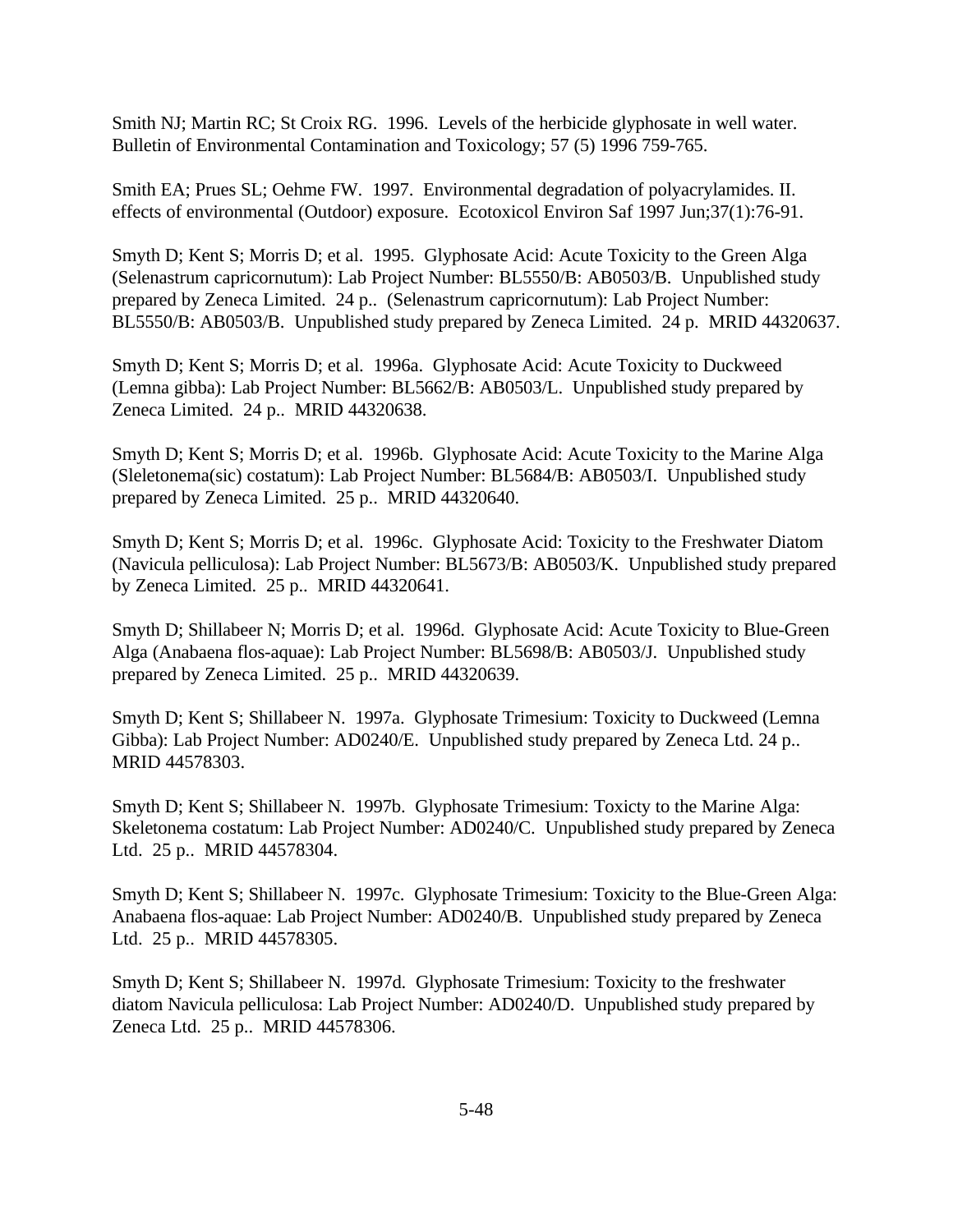Smith NJ; Martin RC; St Croix RG. 1996. Levels of the herbicide glyphosate in well water. Bulletin of Environmental Contamination and Toxicology; 57 (5) 1996 759-765.

Smith EA; Prues SL; Oehme FW. 1997. Environmental degradation of polyacrylamides. II. effects of environmental (Outdoor) exposure. Ecotoxicol Environ Saf 1997 Jun;37(1):76-91.

Smyth D; Kent S; Morris D; et al. 1995. Glyphosate Acid: Acute Toxicity to the Green Alga (Selenastrum capricornutum): Lab Project Number: BL5550/B: AB0503/B. Unpublished study prepared by Zeneca Limited. 24 p.. (Selenastrum capricornutum): Lab Project Number: BL5550/B: AB0503/B. Unpublished study prepared by Zeneca Limited. 24 p. MRID 44320637.

Smyth D; Kent S; Morris D; et al. 1996a. Glyphosate Acid: Acute Toxicity to Duckweed (Lemna gibba): Lab Project Number: BL5662/B: AB0503/L. Unpublished study prepared by Zeneca Limited. 24 p.. MRID 44320638.

Smyth D; Kent S; Morris D; et al. 1996b. Glyphosate Acid: Acute Toxicity to the Marine Alga (Sleletonema(sic) costatum): Lab Project Number: BL5684/B: AB0503/I. Unpublished study prepared by Zeneca Limited. 25 p.. MRID 44320640.

Smyth D; Kent S; Morris D; et al. 1996c. Glyphosate Acid: Toxicity to the Freshwater Diatom (Navicula pelliculosa): Lab Project Number: BL5673/B: AB0503/K. Unpublished study prepared by Zeneca Limited. 25 p.. MRID 44320641.

Smyth D; Shillabeer N; Morris D; et al. 1996d. Glyphosate Acid: Acute Toxicity to Blue-Green Alga (Anabaena flos-aquae): Lab Project Number: BL5698/B: AB0503/J. Unpublished study prepared by Zeneca Limited. 25 p.. MRID 44320639.

Smyth D; Kent S; Shillabeer N. 1997a. Glyphosate Trimesium: Toxicity to Duckweed (Lemna Gibba): Lab Project Number: AD0240/E. Unpublished study prepared by Zeneca Ltd. 24 p.. MRID 44578303.

Smyth D; Kent S; Shillabeer N. 1997b. Glyphosate Trimesium: Toxicty to the Marine Alga: Skeletonema costatum: Lab Project Number: AD0240/C. Unpublished study prepared by Zeneca Ltd. 25 p.. MRID 44578304.

Smyth D; Kent S; Shillabeer N. 1997c. Glyphosate Trimesium: Toxicity to the Blue-Green Alga: Anabaena flos-aquae: Lab Project Number: AD0240/B. Unpublished study prepared by Zeneca Ltd. 25 p.. MRID 44578305.

Smyth D; Kent S; Shillabeer N. 1997d. Glyphosate Trimesium: Toxicity to the freshwater diatom Navicula pelliculosa: Lab Project Number: AD0240/D. Unpublished study prepared by Zeneca Ltd. 25 p.. MRID 44578306.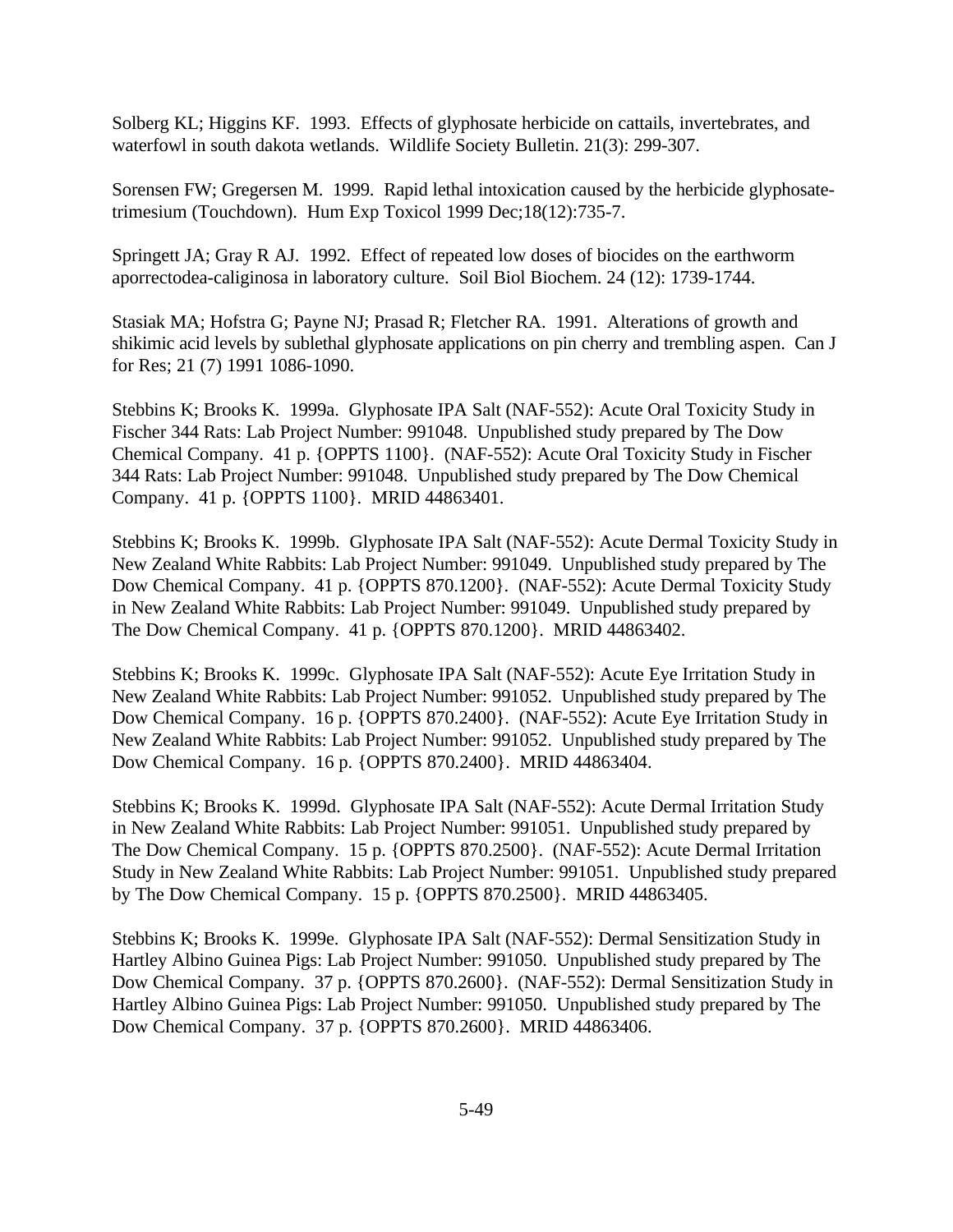Solberg KL; Higgins KF. 1993. Effects of glyphosate herbicide on cattails, invertebrates, and waterfowl in south dakota wetlands. Wildlife Society Bulletin. 21(3): 299-307.

Sorensen FW; Gregersen M. 1999. Rapid lethal intoxication caused by the herbicide glyphosate-trimesium (Touchdown). Hum Exp Toxicol 1999 Dec;18(12):735-7.

Springett JA; Gray R AJ. 1992. Effect of repeated low doses of biocides on the earthworm aporrectodea-caliginosa in laboratory culture. Soil Biol Biochem. 24 (12): 1739-1744.

Stasiak MA; Hofstra G; Payne NJ; Prasad R; Fletcher RA. 1991. Alterations of growth and shikimic acid levels by sublethal glyphosate applications on pin cherry and trembling aspen. Can J for Res; 21 (7) 1991 1086-1090.

Stebbins K; Brooks K. 1999a. Glyphosate IPA Salt (NAF-552): Acute Oral Toxicity Study in Fischer 344 Rats: Lab Project Number: 991048. Unpublished study prepared by The Dow Chemical Company. 41 p. {OPPTS 1100}. (NAF-552): Acute Oral Toxicity Study in Fischer 344 Rats: Lab Project Number: 991048. Unpublished study prepared by The Dow Chemical Company. 41 p. {OPPTS 1100}. MRID 44863401.

Stebbins K; Brooks K. 1999b. Glyphosate IPA Salt (NAF-552): Acute Dermal Toxicity Study in New Zealand White Rabbits: Lab Project Number: 991049. Unpublished study prepared by The Dow Chemical Company. 41 p. {OPPTS 870.1200}. (NAF-552): Acute Dermal Toxicity Study in New Zealand White Rabbits: Lab Project Number: 991049. Unpublished study prepared by The Dow Chemical Company. 41 p. {OPPTS 870.1200}. MRID 44863402.

Stebbins K; Brooks K. 1999c. Glyphosate IPA Salt (NAF-552): Acute Eye Irritation Study in New Zealand White Rabbits: Lab Project Number: 991052. Unpublished study prepared by The Dow Chemical Company. 16 p. {OPPTS 870.2400}. (NAF-552): Acute Eye Irritation Study in New Zealand White Rabbits: Lab Project Number: 991052. Unpublished study prepared by The Dow Chemical Company. 16 p. {OPPTS 870.2400}. MRID 44863404.

Stebbins K; Brooks K. 1999d. Glyphosate IPA Salt (NAF-552): Acute Dermal Irritation Study in New Zealand White Rabbits: Lab Project Number: 991051. Unpublished study prepared by The Dow Chemical Company. 15 p. {OPPTS 870.2500}. (NAF-552): Acute Dermal Irritation Study in New Zealand White Rabbits: Lab Project Number: 991051. Unpublished study prepared by The Dow Chemical Company. 15 p. {OPPTS 870.2500}. MRID 44863405.

Stebbins K; Brooks K. 1999e. Glyphosate IPA Salt (NAF-552): Dermal Sensitization Study in Hartley Albino Guinea Pigs: Lab Project Number: 991050. Unpublished study prepared by The Dow Chemical Company. 37 p. {OPPTS 870.2600}. (NAF-552): Dermal Sensitization Study in Hartley Albino Guinea Pigs: Lab Project Number: 991050. Unpublished study prepared by The Dow Chemical Company. 37 p. {OPPTS 870.2600}. MRID 44863406.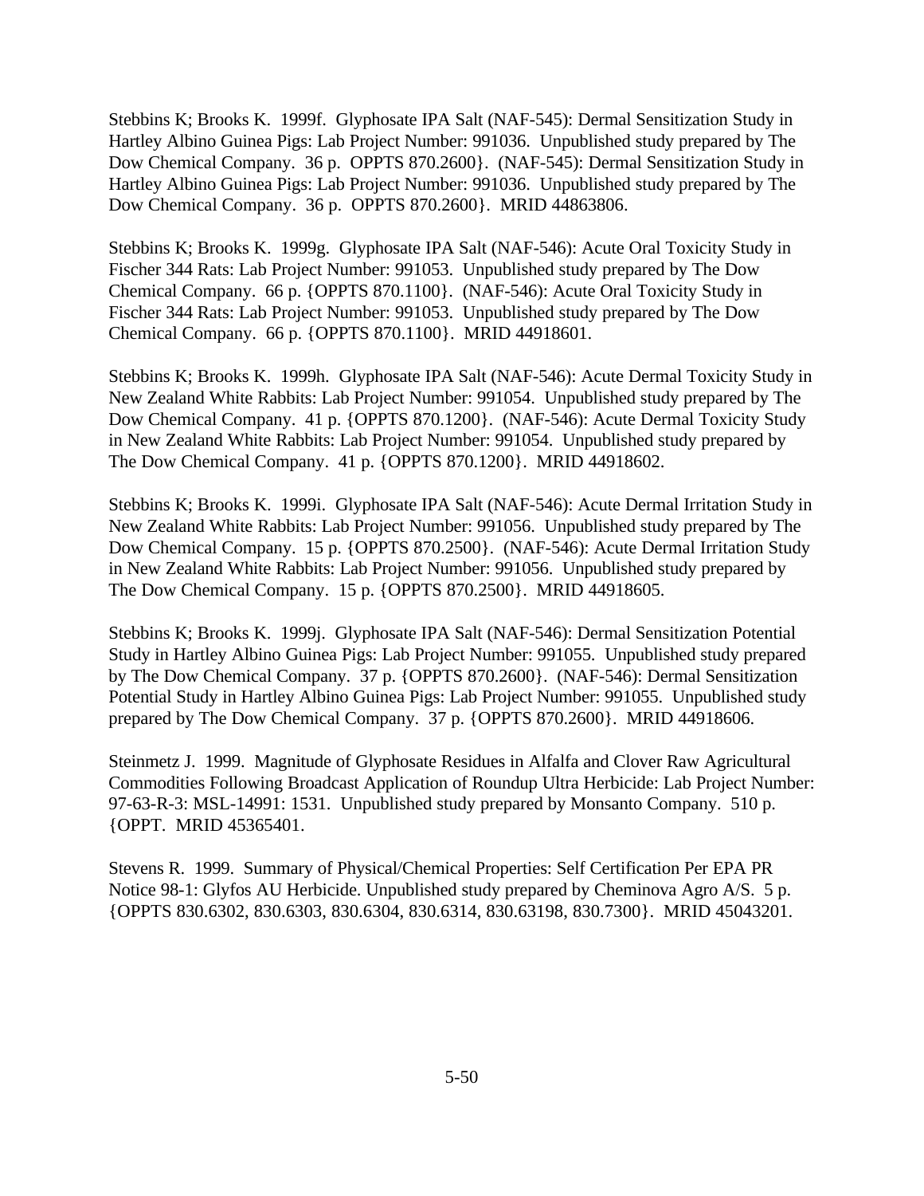Stebbins K; Brooks K. 1999f. Glyphosate IPA Salt (NAF-545): Dermal Sensitization Study in Hartley Albino Guinea Pigs: Lab Project Number: 991036. Unpublished study prepared by The Dow Chemical Company. 36 p. OPPTS 870.2600}. (NAF-545): Dermal Sensitization Study in Hartley Albino Guinea Pigs: Lab Project Number: 991036. Unpublished study prepared by The Dow Chemical Company. 36 p. OPPTS 870.2600}. MRID 44863806.

Stebbins K; Brooks K. 1999g. Glyphosate IPA Salt (NAF-546): Acute Oral Toxicity Study in Fischer 344 Rats: Lab Project Number: 991053. Unpublished study prepared by The Dow Chemical Company. 66 p. {OPPTS 870.1100}. (NAF-546): Acute Oral Toxicity Study in Fischer 344 Rats: Lab Project Number: 991053. Unpublished study prepared by The Dow Chemical Company. 66 p. {OPPTS 870.1100}. MRID 44918601.

Stebbins K; Brooks K. 1999h. Glyphosate IPA Salt (NAF-546): Acute Dermal Toxicity Study in New Zealand White Rabbits: Lab Project Number: 991054. Unpublished study prepared by The Dow Chemical Company. 41 p. {OPPTS 870.1200}. (NAF-546): Acute Dermal Toxicity Study in New Zealand White Rabbits: Lab Project Number: 991054. Unpublished study prepared by The Dow Chemical Company. 41 p. {OPPTS 870.1200}. MRID 44918602.

Stebbins K; Brooks K. 1999i. Glyphosate IPA Salt (NAF-546): Acute Dermal Irritation Study in New Zealand White Rabbits: Lab Project Number: 991056. Unpublished study prepared by The Dow Chemical Company. 15 p. {OPPTS 870.2500}. (NAF-546): Acute Dermal Irritation Study in New Zealand White Rabbits: Lab Project Number: 991056. Unpublished study prepared by The Dow Chemical Company. 15 p. {OPPTS 870.2500}. MRID 44918605.

Stebbins K; Brooks K. 1999j. Glyphosate IPA Salt (NAF-546): Dermal Sensitization Potential Study in Hartley Albino Guinea Pigs: Lab Project Number: 991055. Unpublished study prepared by The Dow Chemical Company. 37 p. {OPPTS 870.2600}. (NAF-546): Dermal Sensitization Potential Study in Hartley Albino Guinea Pigs: Lab Project Number: 991055. Unpublished study prepared by The Dow Chemical Company. 37 p. {OPPTS 870.2600}. MRID 44918606.

Steinmetz J. 1999. Magnitude of Glyphosate Residues in Alfalfa and Clover Raw Agricultural Commodities Following Broadcast Application of Roundup Ultra Herbicide: Lab Project Number: 97-63-R-3: MSL-14991: 1531. Unpublished study prepared by Monsanto Company. 510 p. {OPPT. MRID 45365401.

Stevens R. 1999. Summary of Physical/Chemical Properties: Self Certification Per EPA PR Notice 98-1: Glyfos AU Herbicide. Unpublished study prepared by Cheminova Agro A/S. 5 p. {OPPTS 830.6302, 830.6303, 830.6304, 830.6314, 830.63198, 830.7300}. MRID 45043201.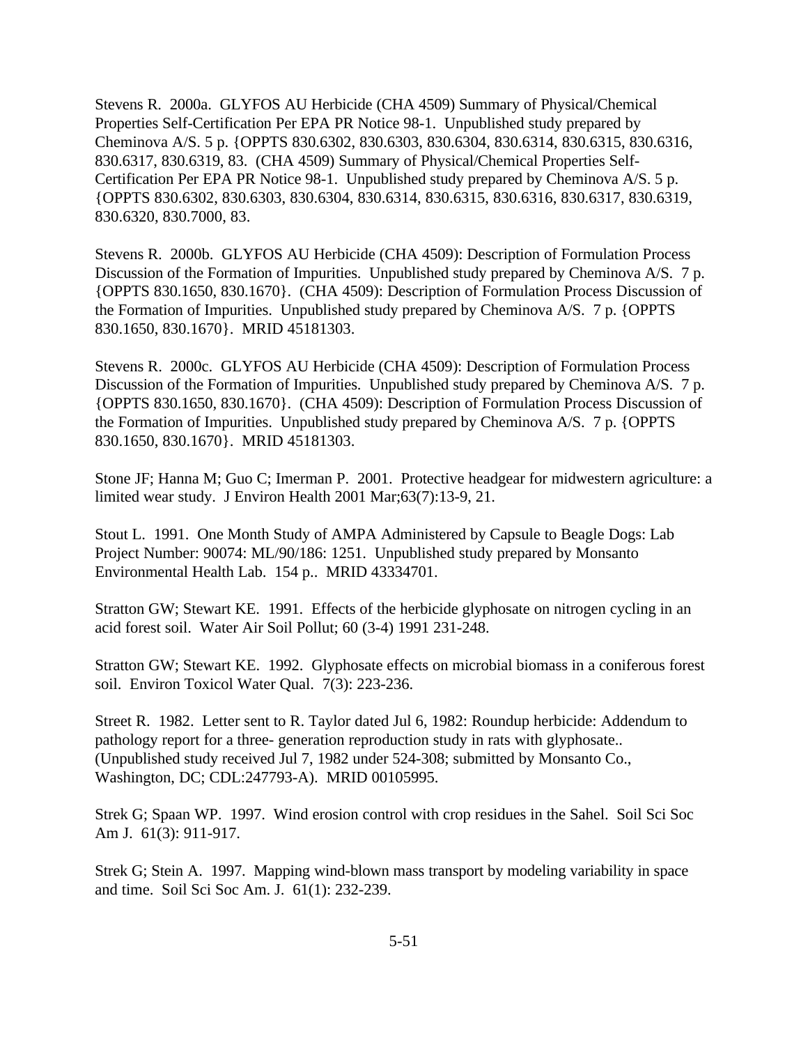Stevens R. 2000a. GLYFOS AU Herbicide (CHA 4509) Summary of Physical/Chemical Properties Self-Certification Per EPA PR Notice 98-1. Unpublished study prepared by Cheminova A/S. 5 p. {OPPTS 830.6302, 830.6303, 830.6304, 830.6314, 830.6315, 830.6316, 830.6317, 830.6319, 83. (CHA 4509) Summary of Physical/Chemical Properties Self-Certification Per EPA PR Notice 98-1. Unpublished study prepared by Cheminova A/S. 5 p. {OPPTS 830.6302, 830.6303, 830.6304, 830.6314, 830.6315, 830.6316, 830.6317, 830.6319, 830.6320, 830.7000, 83.

Stevens R. 2000b. GLYFOS AU Herbicide (CHA 4509): Description of Formulation Process Discussion of the Formation of Impurities. Unpublished study prepared by Cheminova A/S. 7 p. {OPPTS 830.1650, 830.1670}. (CHA 4509): Description of Formulation Process Discussion of the Formation of Impurities. Unpublished study prepared by Cheminova A/S. 7 p. {OPPTS 830.1650, 830.1670}. MRID 45181303.

Stevens R. 2000c. GLYFOS AU Herbicide (CHA 4509): Description of Formulation Process Discussion of the Formation of Impurities. Unpublished study prepared by Cheminova A/S. 7 p. {OPPTS 830.1650, 830.1670}. (CHA 4509): Description of Formulation Process Discussion of the Formation of Impurities. Unpublished study prepared by Cheminova A/S. 7 p. {OPPTS 830.1650, 830.1670}. MRID 45181303.

Stone JF; Hanna M; Guo C; Imerman P. 2001. Protective headgear for midwestern agriculture: a limited wear study. J Environ Health 2001 Mar;63(7):13-9, 21.

Stout L. 1991. One Month Study of AMPA Administered by Capsule to Beagle Dogs: Lab Project Number: 90074: ML/90/186: 1251. Unpublished study prepared by Monsanto Environmental Health Lab. 154 p.. MRID 43334701.

Stratton GW; Stewart KE. 1991. Effects of the herbicide glyphosate on nitrogen cycling in an acid forest soil. Water Air Soil Pollut; 60 (3-4) 1991 231-248.

Stratton GW; Stewart KE. 1992. Glyphosate effects on microbial biomass in a coniferous forest soil. Environ Toxicol Water Qual. 7(3): 223-236.

Street R. 1982. Letter sent to R. Taylor dated Jul 6, 1982: Roundup herbicide: Addendum to pathology report for a three- generation reproduction study in rats with glyphosate.. (Unpublished study received Jul 7, 1982 under 524-308; submitted by Monsanto Co., Washington, DC; CDL:247793-A). MRID 00105995.

Strek G; Spaan WP. 1997. Wind erosion control with crop residues in the Sahel. Soil Sci Soc Am J. 61(3): 911-917.

Strek G; Stein A. 1997. Mapping wind-blown mass transport by modeling variability in space and time. Soil Sci Soc Am. J. 61(1): 232-239.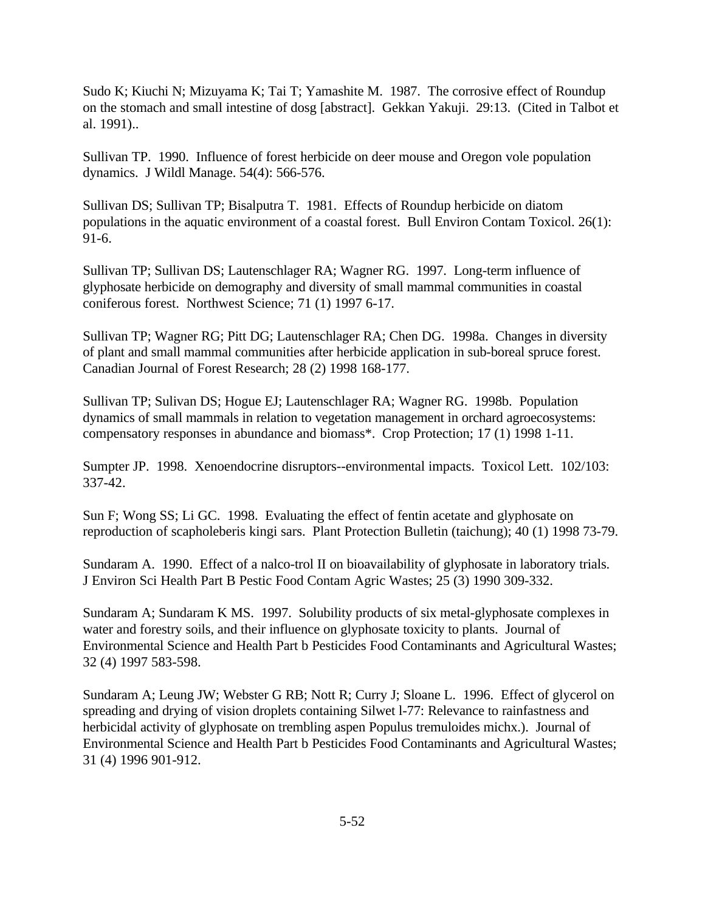Sudo K; Kiuchi N; Mizuyama K; Tai T; Yamashite M. 1987. The corrosive effect of Roundup on the stomach and small intestine of dosg [abstract]. Gekkan Yakuji. 29:13. (Cited in Talbot et al. 1991)..

Sullivan TP. 1990. Influence of forest herbicide on deer mouse and Oregon vole population dynamics. J Wildl Manage. 54(4): 566-576.

Sullivan DS; Sullivan TP; Bisalputra T. 1981. Effects of Roundup herbicide on diatom populations in the aquatic environment of a coastal forest. Bull Environ Contam Toxicol. 26(1): 91-6.

Sullivan TP; Sullivan DS; Lautenschlager RA; Wagner RG. 1997. Long-term influence of glyphosate herbicide on demography and diversity of small mammal communities in coastal coniferous forest. Northwest Science; 71 (1) 1997 6-17.

Sullivan TP; Wagner RG; Pitt DG; Lautenschlager RA; Chen DG. 1998a. Changes in diversity of plant and small mammal communities after herbicide application in sub-boreal spruce forest. Canadian Journal of Forest Research; 28 (2) 1998 168-177.

Sullivan TP; Sulivan DS; Hogue EJ; Lautenschlager RA; Wagner RG. 1998b. Population dynamics of small mammals in relation to vegetation management in orchard agroecosystems: compensatory responses in abundance and biomass*. Crop Protection; 17 (1) 1998 1-11.

Sumpter JP. 1998. Xenoendocrine disruptors--environmental impacts. Toxicol Lett. 102/103: 337-42.

Sun F; Wong SS; Li GC. 1998. Evaluating the effect of fentin acetate and glyphosate on reproduction of scapholeberis kingi sars. Plant Protection Bulletin (taichung); 40 (1) 1998 73-79.

Sundaram A. 1990. Effect of a nalco-trol II on bioavailability of glyphosate in laboratory trials. J Environ Sci Health Part B Pestic Food Contam Agric Wastes; 25 (3) 1990 309-332.

Sundaram A; Sundaram K MS. 1997. Solubility products of six metal-glyphosate complexes in water and forestry soils, and their influence on glyphosate toxicity to plants. Journal of Environmental Science and Health Part b Pesticides Food Contaminants and Agricultural Wastes; 32 (4) 1997 583-598.

Sundaram A; Leung JW; Webster G RB; Nott R; Curry J; Sloane L. 1996. Effect of glycerol on spreading and drying of vision droplets containing Silwet l-77: Relevance to rainfastness and herbicidal activity of glyphosate on trembling aspen Populus tremuloides michx.). Journal of Environmental Science and Health Part b Pesticides Food Contaminants and Agricultural Wastes; 31 (4) 1996 901-912.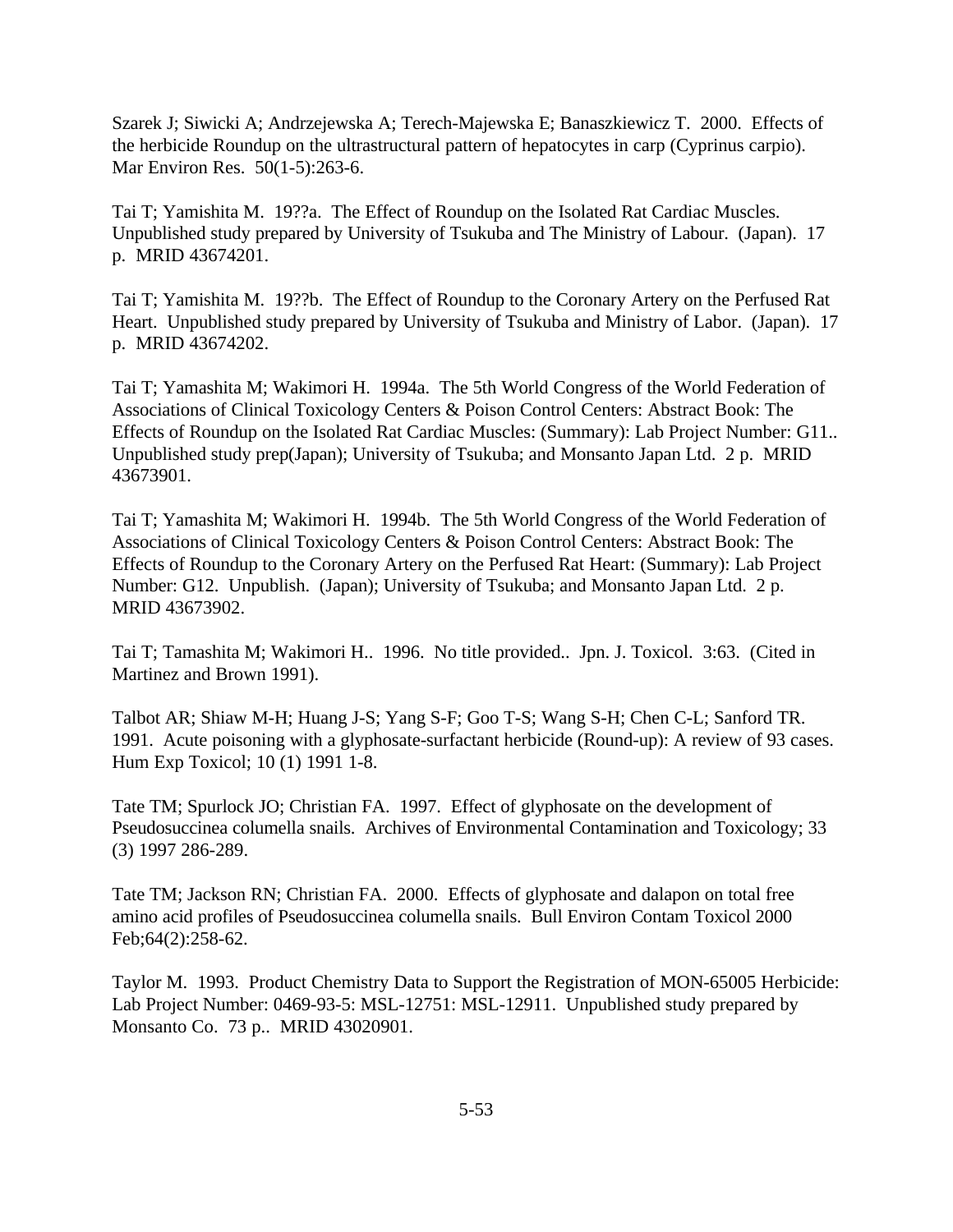Szarek J; Siwicki A; Andrzejewska A; Terech-Majewska E; Banaszkiewicz T. 2000. Effects of the herbicide Roundup on the ultrastructural pattern of hepatocytes in carp (Cyprinus carpio). Mar Environ Res. 50(1-5):263-6.

Tai T; Yamishita M. 19??a. The Effect of Roundup on the Isolated Rat Cardiac Muscles. Unpublished study prepared by University of Tsukuba and The Ministry of Labour. (Japan). 17 p. MRID 43674201.

Tai T; Yamishita M. 19??b. The Effect of Roundup to the Coronary Artery on the Perfused Rat Heart. Unpublished study prepared by University of Tsukuba and Ministry of Labor. (Japan). 17 p. MRID 43674202.

Tai T; Yamashita M; Wakimori H. 1994a. The 5th World Congress of the World Federation of Associations of Clinical Toxicology Centers & Poison Control Centers: Abstract Book: The Effects of Roundup on the Isolated Rat Cardiac Muscles: (Summary): Lab Project Number: G11.. Unpublished study prep(Japan); University of Tsukuba; and Monsanto Japan Ltd. 2 p. MRID 43673901.

Tai T; Yamashita M; Wakimori H. 1994b. The 5th World Congress of the World Federation of Associations of Clinical Toxicology Centers & Poison Control Centers: Abstract Book: The Effects of Roundup to the Coronary Artery on the Perfused Rat Heart: (Summary): Lab Project Number: G12. Unpublish. (Japan); University of Tsukuba; and Monsanto Japan Ltd. 2 p. MRID 43673902.

Tai T; Tamashita M; Wakimori H.. 1996. No title provided.. Jpn. J. Toxicol. 3:63. (Cited in Martinez and Brown 1991).

Talbot AR; Shiaw M-H; Huang J-S; Yang S-F; Goo T-S; Wang S-H; Chen C-L; Sanford TR. 1991. Acute poisoning with a glyphosate-surfactant herbicide (Round-up): A review of 93 cases. Hum Exp Toxicol; 10 (1) 1991 1-8.

Tate TM; Spurlock JO; Christian FA. 1997. Effect of glyphosate on the development of Pseudosuccinea columella snails. Archives of Environmental Contamination and Toxicology; 33 (3) 1997 286-289.

Tate TM; Jackson RN; Christian FA. 2000. Effects of glyphosate and dalapon on total free amino acid profiles of Pseudosuccinea columella snails. Bull Environ Contam Toxicol 2000 Feb;64(2):258-62.

Taylor M. 1993. Product Chemistry Data to Support the Registration of MON-65005 Herbicide: Lab Project Number: 0469-93-5: MSL-12751: MSL-12911. Unpublished study prepared by Monsanto Co. 73 p.. MRID 43020901.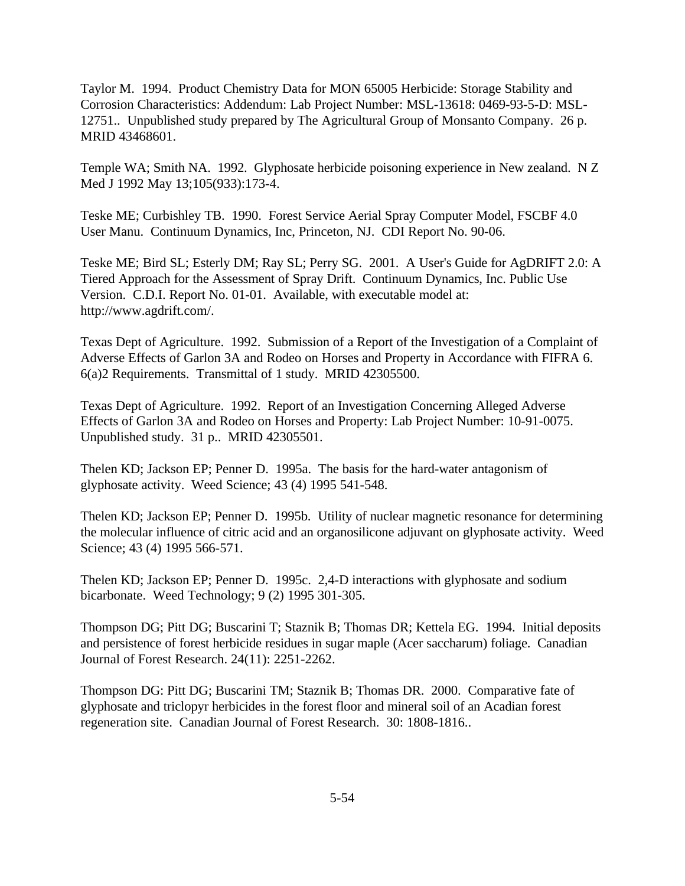Taylor M. 1994. Product Chemistry Data for MON 65005 Herbicide: Storage Stability and Corrosion Characteristics: Addendum: Lab Project Number: MSL-13618: 0469-93-5-D: MSL-12751.. Unpublished study prepared by The Agricultural Group of Monsanto Company. 26 p. MRID 43468601.

Temple WA; Smith NA. 1992. Glyphosate herbicide poisoning experience in New zealand. N Z Med J 1992 May 13;105(933):173-4.

Teske ME; Curbishley TB. 1990. Forest Service Aerial Spray Computer Model, FSCBF 4.0 User Manu. Continuum Dynamics, Inc, Princeton, NJ. CDI Report No. 90-06.

Teske ME; Bird SL; Esterly DM; Ray SL; Perry SG. 2001. A User's Guide for AgDRIFT 2.0: A Tiered Approach for the Assessment of Spray Drift. Continuum Dynamics, Inc. Public Use Version. C.D.I. Report No. 01-01. Available, with executable model at: http://www.agdrift.com/.

Texas Dept of Agriculture. 1992. Submission of a Report of the Investigation of a Complaint of Adverse Effects of Garlon 3A and Rodeo on Horses and Property in Accordance with FIFRA 6. 6(a)2 Requirements. Transmittal of 1 study. MRID 42305500.

Texas Dept of Agriculture. 1992. Report of an Investigation Concerning Alleged Adverse Effects of Garlon 3A and Rodeo on Horses and Property: Lab Project Number: 10-91-0075. Unpublished study. 31 p.. MRID 42305501.

Thelen KD; Jackson EP; Penner D. 1995a. The basis for the hard-water antagonism of glyphosate activity. Weed Science; 43 (4) 1995 541-548.

Thelen KD; Jackson EP; Penner D. 1995b. Utility of nuclear magnetic resonance for determining the molecular influence of citric acid and an organosilicone adjuvant on glyphosate activity. Weed Science; 43 (4) 1995 566-571.

Thelen KD; Jackson EP; Penner D. 1995c. 2,4-D interactions with glyphosate and sodium bicarbonate. Weed Technology; 9 (2) 1995 301-305.

Thompson DG; Pitt DG; Buscarini T; Staznik B; Thomas DR; Kettela EG. 1994. Initial deposits and persistence of forest herbicide residues in sugar maple (Acer saccharum) foliage. Canadian Journal of Forest Research. 24(11): 2251-2262.

Thompson DG: Pitt DG; Buscarini TM; Staznik B; Thomas DR. 2000. Comparative fate of glyphosate and triclopyr herbicides in the forest floor and mineral soil of an Acadian forest regeneration site. Canadian Journal of Forest Research. 30: 1808-1816..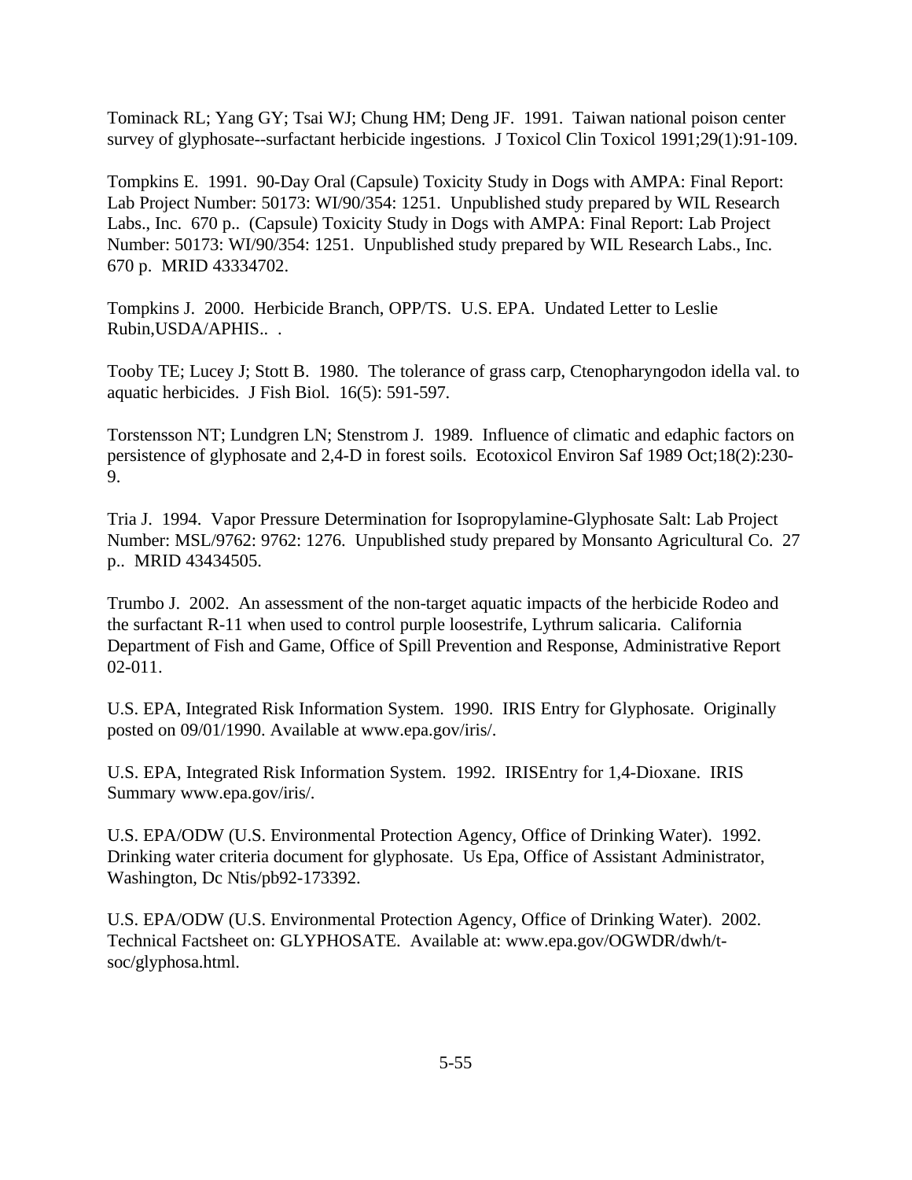Tominack RL; Yang GY; Tsai WJ; Chung HM; Deng JF. 1991. Taiwan national poison center survey of glyphosate--surfactant herbicide ingestions. J Toxicol Clin Toxicol 1991;29(1):91-109.

Tompkins E. 1991. 90-Day Oral (Capsule) Toxicity Study in Dogs with AMPA: Final Report: Lab Project Number: 50173: WI/90/354: 1251. Unpublished study prepared by WIL Research Labs., Inc. 670 p.. (Capsule) Toxicity Study in Dogs with AMPA: Final Report: Lab Project Number: 50173: WI/90/354: 1251. Unpublished study prepared by WIL Research Labs., Inc. 670 p. MRID 43334702.

Tompkins J. 2000. Herbicide Branch, OPP/TS. U.S. EPA. Undated Letter to Leslie Rubin,USDA/APHIS.. .

Tooby TE; Lucey J; Stott B. 1980. The tolerance of grass carp, Ctenopharyngodon idella val. to aquatic herbicides. J Fish Biol. 16(5): 591-597.

Torstensson NT; Lundgren LN; Stenstrom J. 1989. Influence of climatic and edaphic factors on persistence of glyphosate and 2,4-D in forest soils. Ecotoxicol Environ Saf 1989 Oct;18(2):230-9.

Tria J. 1994. Vapor Pressure Determination for Isopropylamine-Glyphosate Salt: Lab Project Number: MSL/9762: 9762: 1276. Unpublished study prepared by Monsanto Agricultural Co. 27 p.. MRID 43434505.

Trumbo J. 2002. An assessment of the non-target aquatic impacts of the herbicide Rodeo and the surfactant R-11 when used to control purple loosestrife, Lythrum salicaria. California Department of Fish and Game, Office of Spill Prevention and Response, Administrative Report 02-011.

U.S. EPA, Integrated Risk Information System. 1990. IRIS Entry for Glyphosate. Originally posted on 09/01/1990. Available at www.epa.gov/iris/.

U.S. EPA, Integrated Risk Information System. 1992. IRISEntry for 1,4-Dioxane. IRIS Summary www.epa.gov/iris/.

U.S. EPA/ODW (U.S. Environmental Protection Agency, Office of Drinking Water). 1992. Drinking water criteria document for glyphosate. Us Epa, Office of Assistant Administrator, Washington, Dc Ntis/pb92-173392.

U.S. EPA/ODW (U.S. Environmental Protection Agency, Office of Drinking Water). 2002. Technical Factsheet on: GLYPHOSATE. Available at: www.epa.gov/OGWDR/dwh/t-soc/glyphosa.html.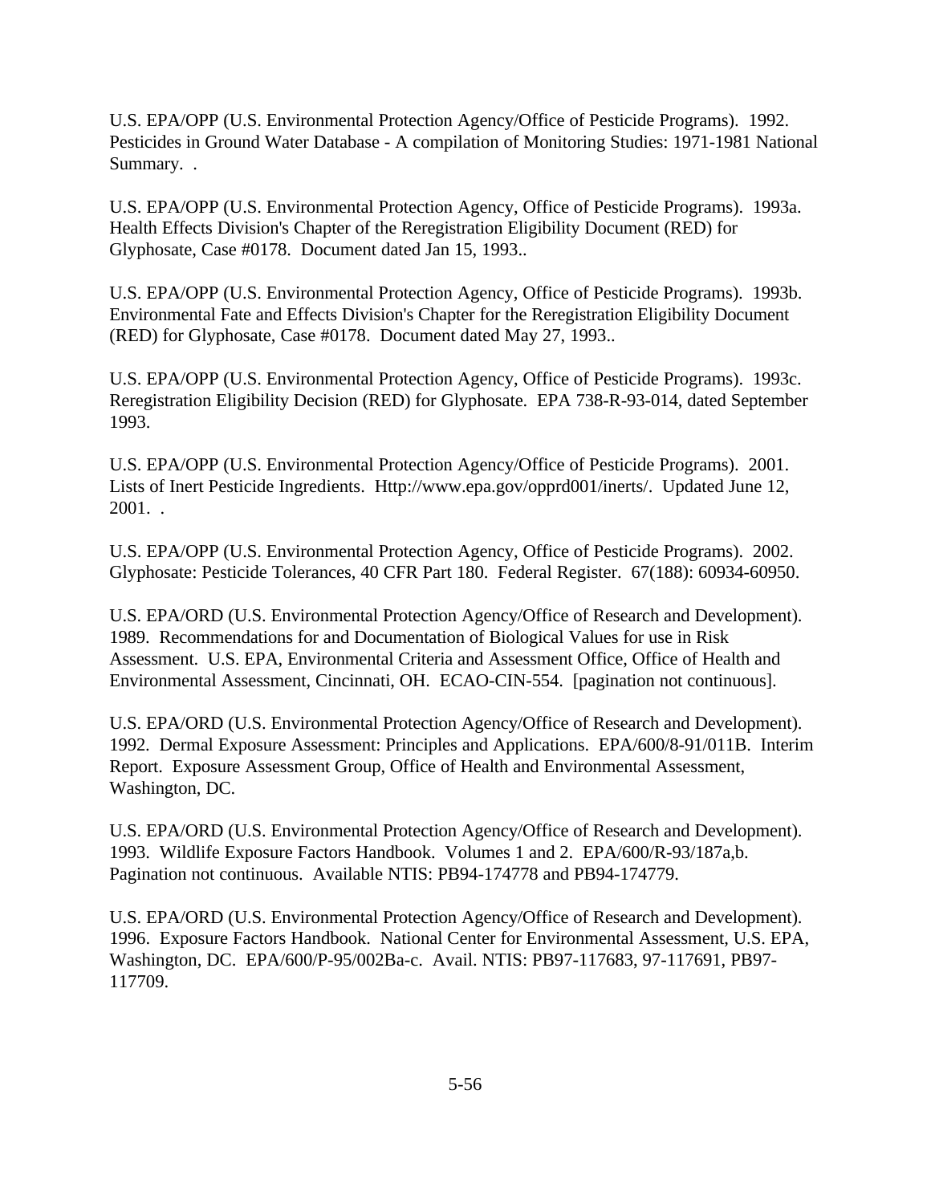U.S. EPA/OPP (U.S. Environmental Protection Agency/Office of Pesticide Programs). 1992. Pesticides in Ground Water Database - A compilation of Monitoring Studies: 1971-1981 National Summary. .

U.S. EPA/OPP (U.S. Environmental Protection Agency, Office of Pesticide Programs). 1993a. Health Effects Division's Chapter of the Reregistration Eligibility Document (RED) for Glyphosate, Case #0178. Document dated Jan 15, 1993..

U.S. EPA/OPP (U.S. Environmental Protection Agency, Office of Pesticide Programs). 1993b. Environmental Fate and Effects Division's Chapter for the Reregistration Eligibility Document (RED) for Glyphosate, Case #0178. Document dated May 27, 1993..

U.S. EPA/OPP (U.S. Environmental Protection Agency, Office of Pesticide Programs). 1993c. Reregistration Eligibility Decision (RED) for Glyphosate. EPA 738-R-93-014, dated September 1993.

U.S. EPA/OPP (U.S. Environmental Protection Agency/Office of Pesticide Programs). 2001. Lists of Inert Pesticide Ingredients. Http://www.epa.gov/opprd001/inerts/. Updated June 12, 2001. .

U.S. EPA/OPP (U.S. Environmental Protection Agency, Office of Pesticide Programs). 2002. Glyphosate: Pesticide Tolerances, 40 CFR Part 180. Federal Register. 67(188): 60934-60950.

U.S. EPA/ORD (U.S. Environmental Protection Agency/Office of Research and Development). 1989. Recommendations for and Documentation of Biological Values for use in Risk Assessment. U.S. EPA, Environmental Criteria and Assessment Office, Office of Health and Environmental Assessment, Cincinnati, OH. ECAO-CIN-554. [pagination not continuous].

U.S. EPA/ORD (U.S. Environmental Protection Agency/Office of Research and Development). 1992. Dermal Exposure Assessment: Principles and Applications. EPA/600/8-91/011B. Interim Report. Exposure Assessment Group, Office of Health and Environmental Assessment, Washington, DC.

U.S. EPA/ORD (U.S. Environmental Protection Agency/Office of Research and Development). 1993. Wildlife Exposure Factors Handbook. Volumes 1 and 2. EPA/600/R-93/187a,b. Pagination not continuous. Available NTIS: PB94-174778 and PB94-174779.

U.S. EPA/ORD (U.S. Environmental Protection Agency/Office of Research and Development). 1996. Exposure Factors Handbook. National Center for Environmental Assessment, U.S. EPA, Washington, DC. EPA/600/P-95/002Ba-c. Avail. NTIS: PB97-117683, 97-117691, PB97-117709.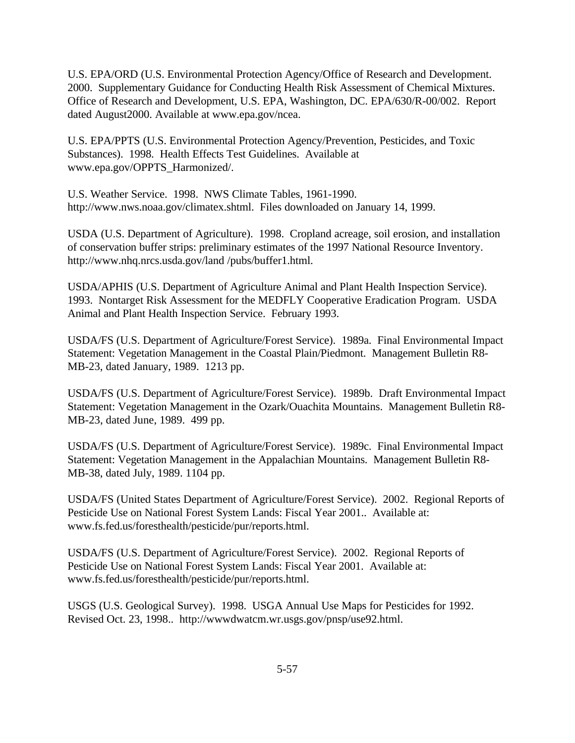U.S. EPA/ORD (U.S. Environmental Protection Agency/Office of Research and Development. 2000. Supplementary Guidance for Conducting Health Risk Assessment of Chemical Mixtures. Office of Research and Development, U.S. EPA, Washington, DC. EPA/630/R-00/002. Report dated August2000. Available at www.epa.gov/ncea.

U.S. EPA/PPTS (U.S. Environmental Protection Agency/Prevention, Pesticides, and Toxic Substances). 1998. Health Effects Test Guidelines. Available at www.epa.gov/OPPTS_Harmonized/.

U.S. Weather Service. 1998. NWS Climate Tables, 1961-1990. http://www.nws.noaa.gov/climatex.shtml. Files downloaded on January 14, 1999.

USDA (U.S. Department of Agriculture). 1998. Cropland acreage, soil erosion, and installation of conservation buffer strips: preliminary estimates of the 1997 National Resource Inventory. http://www.nhq.nrcs.usda.gov/land /pubs/buffer1.html.

USDA/APHIS (U.S. Department of Agriculture Animal and Plant Health Inspection Service). 1993. Nontarget Risk Assessment for the MEDFLY Cooperative Eradication Program. USDA Animal and Plant Health Inspection Service. February 1993.

USDA/FS (U.S. Department of Agriculture/Forest Service). 1989a. Final Environmental Impact Statement: Vegetation Management in the Coastal Plain/Piedmont. Management Bulletin R8-MB-23, dated January, 1989. 1213 pp.

USDA/FS (U.S. Department of Agriculture/Forest Service). 1989b. Draft Environmental Impact Statement: Vegetation Management in the Ozark/Ouachita Mountains. Management Bulletin R8-MB-23, dated June, 1989. 499 pp.

USDA/FS (U.S. Department of Agriculture/Forest Service). 1989c. Final Environmental Impact Statement: Vegetation Management in the Appalachian Mountains. Management Bulletin R8-MB-38, dated July, 1989. 1104 pp.

USDA/FS (United States Department of Agriculture/Forest Service). 2002. Regional Reports of Pesticide Use on National Forest System Lands: Fiscal Year 2001.. Available at: www.fs.fed.us/foresthealth/pesticide/pur/reports.html.

USDA/FS (U.S. Department of Agriculture/Forest Service). 2002. Regional Reports of Pesticide Use on National Forest System Lands: Fiscal Year 2001. Available at: www.fs.fed.us/foresthealth/pesticide/pur/reports.html.

USGS (U.S. Geological Survey). 1998. USGA Annual Use Maps for Pesticides for 1992. Revised Oct. 23, 1998.. http://wwwdwatcm.wr.usgs.gov/pnsp/use92.html.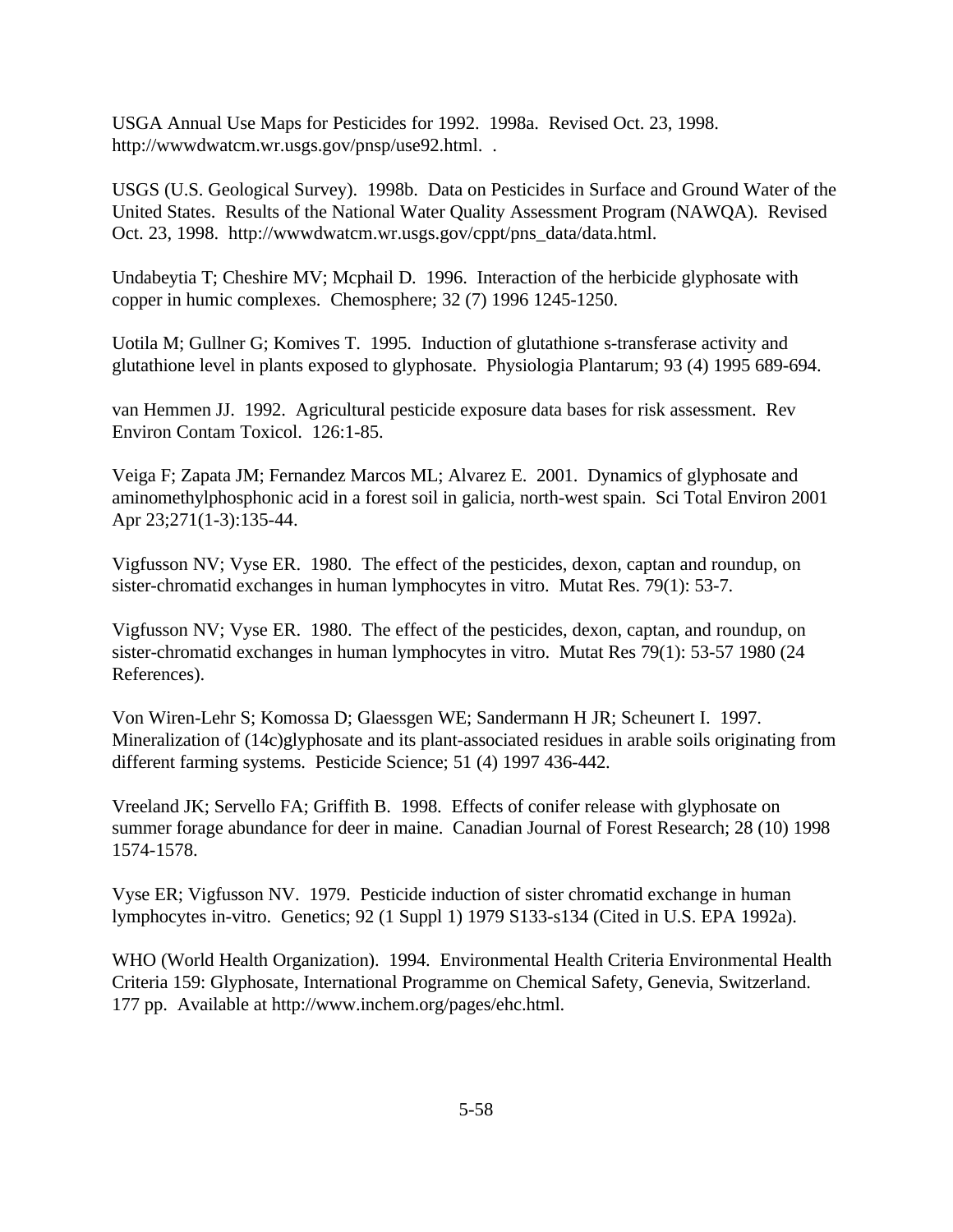USGA Annual Use Maps for Pesticides for 1992. 1998a. Revised Oct. 23, 1998. http://wwwdwatcm.wr.usgs.gov/pnsp/use92.html. .

USGS (U.S. Geological Survey). 1998b. Data on Pesticides in Surface and Ground Water of the United States. Results of the National Water Quality Assessment Program (NAWQA). Revised Oct. 23, 1998. http://wwwdwatcm.wr.usgs.gov/cppt/pns_data/data.html.

Undabeytia T; Cheshire MV; Mcphail D. 1996. Interaction of the herbicide glyphosate with copper in humic complexes. Chemosphere; 32 (7) 1996 1245-1250.

Uotila M; Gullner G; Komives T. 1995. Induction of glutathione s-transferase activity and glutathione level in plants exposed to glyphosate. Physiologia Plantarum; 93 (4) 1995 689-694.

van Hemmen JJ. 1992. Agricultural pesticide exposure data bases for risk assessment. Rev Environ Contam Toxicol. 126:1-85.

Veiga F; Zapata JM; Fernandez Marcos ML; Alvarez E. 2001. Dynamics of glyphosate and aminomethylphosphonic acid in a forest soil in galicia, north-west spain. Sci Total Environ 2001 Apr 23;271(1-3):135-44.

Vigfusson NV; Vyse ER. 1980. The effect of the pesticides, dexon, captan and roundup, on sister-chromatid exchanges in human lymphocytes in vitro. Mutat Res. 79(1): 53-7.

Vigfusson NV; Vyse ER. 1980. The effect of the pesticides, dexon, captan, and roundup, on sister-chromatid exchanges in human lymphocytes in vitro. Mutat Res 79(1): 53-57 1980 (24 References).

Von Wiren-Lehr S; Komossa D; Glaessgen WE; Sandermann H JR; Scheunert I. 1997. Mineralization of (14c)glyphosate and its plant-associated residues in arable soils originating from different farming systems. Pesticide Science; 51 (4) 1997 436-442.

Vreeland JK; Servello FA; Griffith B. 1998. Effects of conifer release with glyphosate on summer forage abundance for deer in maine. Canadian Journal of Forest Research; 28 (10) 1998 1574-1578.

Vyse ER; Vigfusson NV. 1979. Pesticide induction of sister chromatid exchange in human lymphocytes in-vitro. Genetics; 92 (1 Suppl 1) 1979 S133-s134 (Cited in U.S. EPA 1992a).

WHO (World Health Organization). 1994. Environmental Health Criteria Environmental Health Criteria 159: Glyphosate, International Programme on Chemical Safety, Genevia, Switzerland. 177 pp. Available at http://www.inchem.org/pages/ehc.html.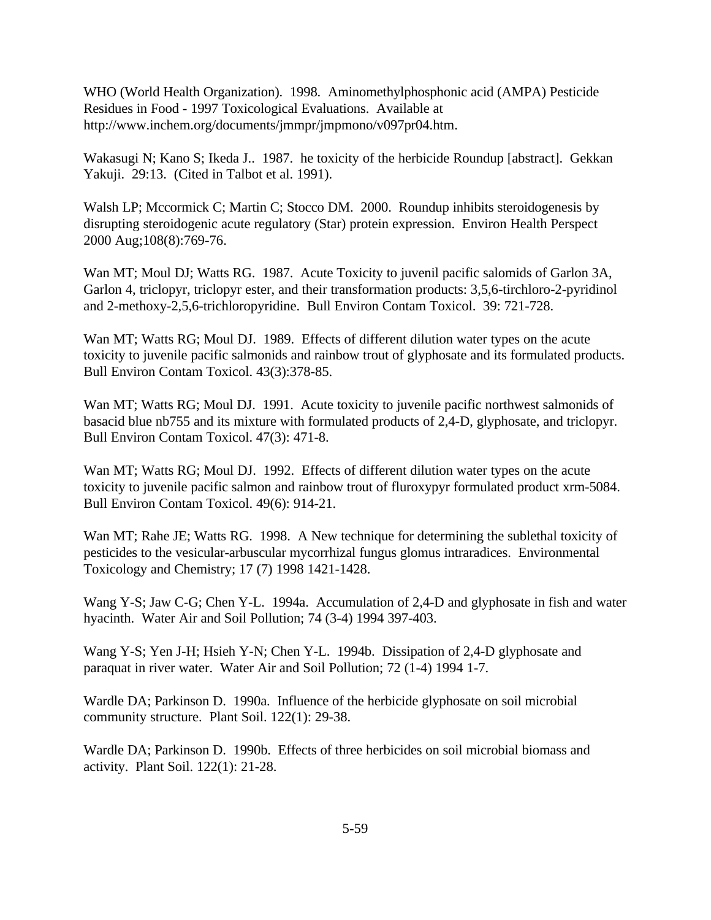WHO (World Health Organization). 1998. Aminomethylphosphonic acid (AMPA) Pesticide Residues in Food - 1997 Toxicological Evaluations. Available at http://www.inchem.org/documents/jmmpr/jmpmono/v097pr04.htm.

Wakasugi N; Kano S; Ikeda J.. 1987. he toxicity of the herbicide Roundup [abstract]. Gekkan Yakuji. 29:13. (Cited in Talbot et al. 1991).

Walsh LP; Mccormick C; Martin C; Stocco DM. 2000. Roundup inhibits steroidogenesis by disrupting steroidogenic acute regulatory (Star) protein expression. Environ Health Perspect 2000 Aug;108(8):769-76.

Wan MT; Moul DJ; Watts RG. 1987. Acute Toxicity to juvenil pacific salomids of Garlon 3A, Garlon 4, triclopyr, triclopyr ester, and their transformation products: 3,5,6-tirchloro-2-pyridinol and 2-methoxy-2,5,6-trichloropyridine. Bull Environ Contam Toxicol. 39: 721-728.

Wan MT; Watts RG; Moul DJ. 1989. Effects of different dilution water types on the acute toxicity to juvenile pacific salmonids and rainbow trout of glyphosate and its formulated products. Bull Environ Contam Toxicol. 43(3):378-85.

Wan MT; Watts RG; Moul DJ. 1991. Acute toxicity to juvenile pacific northwest salmonids of basacid blue nb755 and its mixture with formulated products of 2,4-D, glyphosate, and triclopyr. Bull Environ Contam Toxicol. 47(3): 471-8.

Wan MT; Watts RG; Moul DJ. 1992. Effects of different dilution water types on the acute toxicity to juvenile pacific salmon and rainbow trout of fluroxypyr formulated product xrm-5084. Bull Environ Contam Toxicol. 49(6): 914-21.

Wan MT; Rahe JE; Watts RG. 1998. A New technique for determining the sublethal toxicity of pesticides to the vesicular-arbuscular mycorrhizal fungus glomus intraradices. Environmental Toxicology and Chemistry; 17 (7) 1998 1421-1428.

Wang Y-S; Jaw C-G; Chen Y-L. 1994a. Accumulation of 2,4-D and glyphosate in fish and water hyacinth. Water Air and Soil Pollution; 74 (3-4) 1994 397-403.

Wang Y-S; Yen J-H; Hsieh Y-N; Chen Y-L. 1994b. Dissipation of 2,4-D glyphosate and paraquat in river water. Water Air and Soil Pollution; 72 (1-4) 1994 1-7.

Wardle DA; Parkinson D. 1990a. Influence of the herbicide glyphosate on soil microbial community structure. Plant Soil. 122(1): 29-38.

Wardle DA; Parkinson D. 1990b. Effects of three herbicides on soil microbial biomass and activity. Plant Soil. 122(1): 21-28.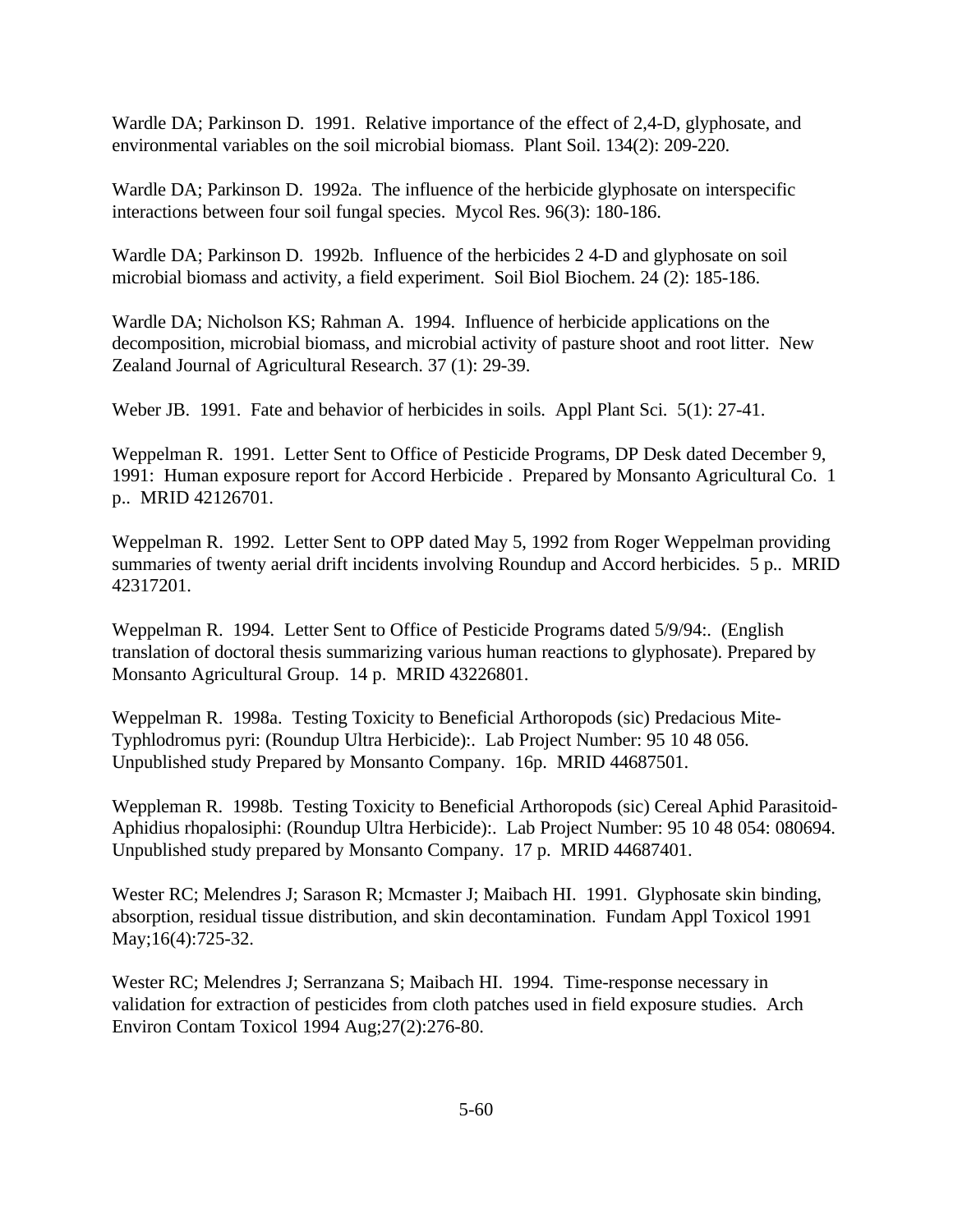Wardle DA; Parkinson D. 1991. Relative importance of the effect of 2,4-D, glyphosate, and environmental variables on the soil microbial biomass. Plant Soil. 134(2): 209-220.

Wardle DA; Parkinson D. 1992a. The influence of the herbicide glyphosate on interspecific interactions between four soil fungal species. Mycol Res. 96(3): 180-186.

Wardle DA; Parkinson D. 1992b. Influence of the herbicides 2 4-D and glyphosate on soil microbial biomass and activity, a field experiment. Soil Biol Biochem. 24 (2): 185-186.

Wardle DA; Nicholson KS; Rahman A. 1994. Influence of herbicide applications on the decomposition, microbial biomass, and microbial activity of pasture shoot and root litter. New Zealand Journal of Agricultural Research. 37 (1): 29-39.

Weber JB. 1991. Fate and behavior of herbicides in soils. Appl Plant Sci. 5(1): 27-41.

Weppelman R. 1991. Letter Sent to Office of Pesticide Programs, DP Desk dated December 9, 1991: Human exposure report for Accord Herbicide . Prepared by Monsanto Agricultural Co. 1 p.. MRID 42126701.

Weppelman R. 1992. Letter Sent to OPP dated May 5, 1992 from Roger Weppelman providing summaries of twenty aerial drift incidents involving Roundup and Accord herbicides. 5 p.. MRID 42317201.

Weppelman R. 1994. Letter Sent to Office of Pesticide Programs dated 5/9/94:. (English translation of doctoral thesis summarizing various human reactions to glyphosate). Prepared by Monsanto Agricultural Group. 14 p. MRID 43226801.

Weppelman R. 1998a. Testing Toxicity to Beneficial Arthoropods (sic) Predacious Mite-Typhlodromus pyri: (Roundup Ultra Herbicide):. Lab Project Number: 95 10 48 056. Unpublished study Prepared by Monsanto Company. 16p. MRID 44687501.

Weppleman R. 1998b. Testing Toxicity to Beneficial Arthoropods (sic) Cereal Aphid Parasitoid-Aphidius rhopalosiphi: (Roundup Ultra Herbicide):. Lab Project Number: 95 10 48 054: 080694. Unpublished study prepared by Monsanto Company. 17 p. MRID 44687401.

Wester RC; Melendres J; Sarason R; Mcmaster J; Maibach HI. 1991. Glyphosate skin binding, absorption, residual tissue distribution, and skin decontamination. Fundam Appl Toxicol 1991 May;16(4):725-32.

Wester RC; Melendres J; Serranzana S; Maibach HI. 1994. Time-response necessary in validation for extraction of pesticides from cloth patches used in field exposure studies. Arch Environ Contam Toxicol 1994 Aug;27(2):276-80.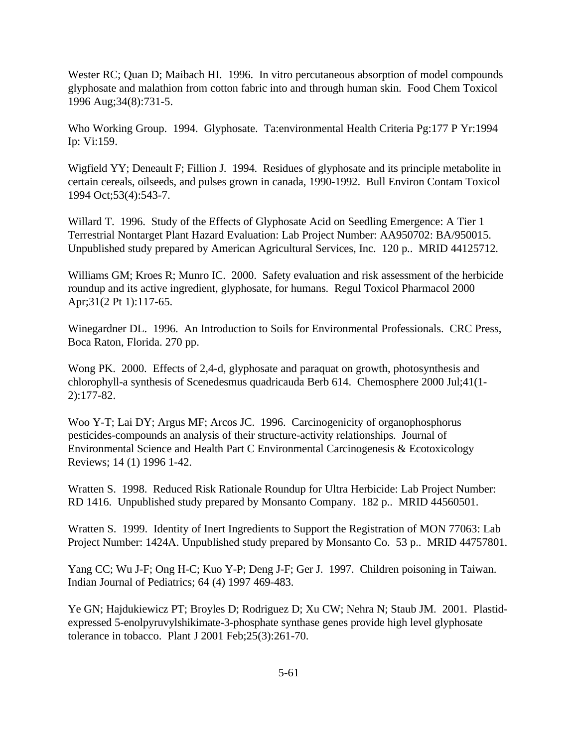Wester RC; Quan D; Maibach HI. 1996. In vitro percutaneous absorption of model compounds glyphosate and malathion from cotton fabric into and through human skin. Food Chem Toxicol 1996 Aug;34(8):731-5.

Who Working Group. 1994. Glyphosate. Ta:environmental Health Criteria Pg:177 P Yr:1994 Ip: Vi:159.

Wigfield YY; Deneault F; Fillion J. 1994. Residues of glyphosate and its principle metabolite in certain cereals, oilseeds, and pulses grown in canada, 1990-1992. Bull Environ Contam Toxicol 1994 Oct;53(4):543-7.

Willard T. 1996. Study of the Effects of Glyphosate Acid on Seedling Emergence: A Tier 1 Terrestrial Nontarget Plant Hazard Evaluation: Lab Project Number: AA950702: BA/950015. Unpublished study prepared by American Agricultural Services, Inc. 120 p.. MRID 44125712.

Williams GM; Kroes R; Munro IC. 2000. Safety evaluation and risk assessment of the herbicide roundup and its active ingredient, glyphosate, for humans. Regul Toxicol Pharmacol 2000 Apr;31(2 Pt 1):117-65.

Winegardner DL. 1996. An Introduction to Soils for Environmental Professionals. CRC Press, Boca Raton, Florida. 270 pp.

Wong PK. 2000. Effects of 2,4-d, glyphosate and paraquat on growth, photosynthesis and chlorophyll-a synthesis of Scenedesmus quadricauda Berb 614. Chemosphere 2000 Jul;41(1-2):177-82.

Woo Y-T; Lai DY; Argus MF; Arcos JC. 1996. Carcinogenicity of organophosphorus pesticides-compounds an analysis of their structure-activity relationships. Journal of Environmental Science and Health Part C Environmental Carcinogenesis & Ecotoxicology Reviews; 14 (1) 1996 1-42.

Wratten S. 1998. Reduced Risk Rationale Roundup for Ultra Herbicide: Lab Project Number: RD 1416. Unpublished study prepared by Monsanto Company. 182 p.. MRID 44560501.

Wratten S. 1999. Identity of Inert Ingredients to Support the Registration of MON 77063: Lab Project Number: 1424A. Unpublished study prepared by Monsanto Co. 53 p.. MRID 44757801.

Yang CC; Wu J-F; Ong H-C; Kuo Y-P; Deng J-F; Ger J. 1997. Children poisoning in Taiwan. Indian Journal of Pediatrics; 64 (4) 1997 469-483.

Ye GN; Hajdukiewicz PT; Broyles D; Rodriguez D; Xu CW; Nehra N; Staub JM. 2001. Plastid-expressed 5-enolpyruvylshikimate-3-phosphate synthase genes provide high level glyphosate tolerance in tobacco. Plant J 2001 Feb;25(3):261-70.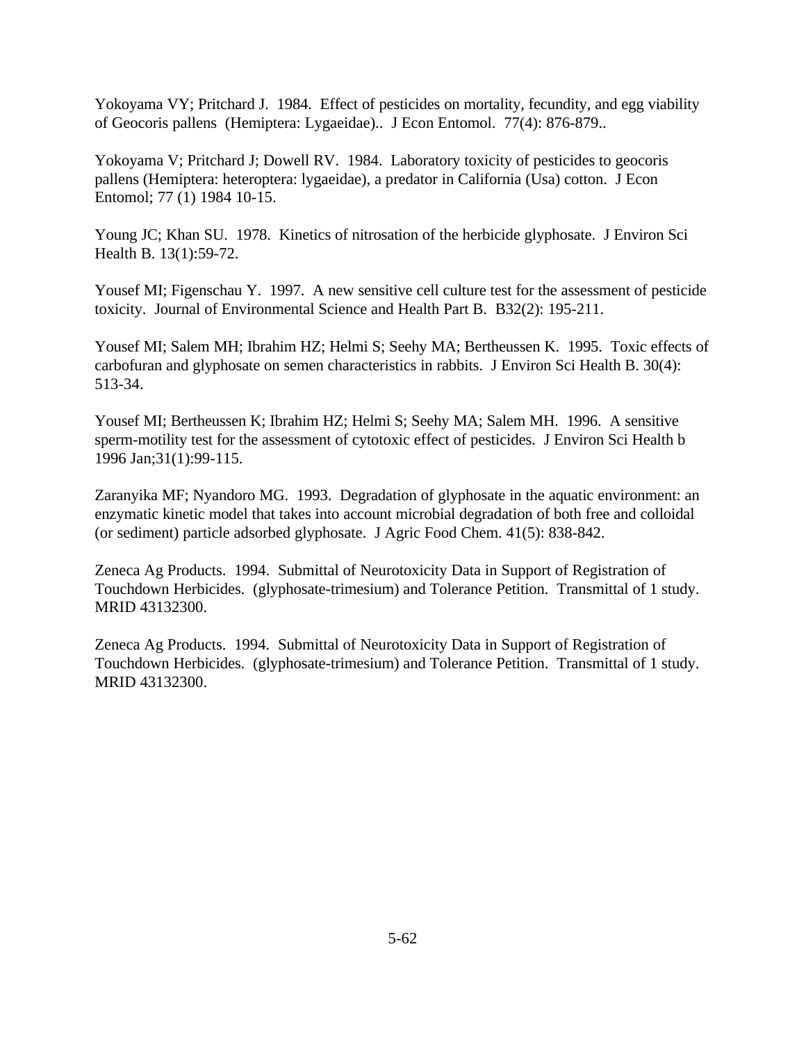Yokoyama VY; Pritchard J. 1984. Effect of pesticides on mortality, fecundity, and egg viability of Geocoris pallens (Hemiptera: Lygaeidae).. J Econ Entomol. 77(4): 876-879..

Yokoyama V; Pritchard J; Dowell RV. 1984. Laboratory toxicity of pesticides to geocoris pallens (Hemiptera: heteroptera: lygaeidae), a predator in California (Usa) cotton. J Econ Entomol; 77 (1) 1984 10-15.

Young JC; Khan SU. 1978. Kinetics of nitrosation of the herbicide glyphosate. J Environ Sci Health B. 13(1):59-72.

Yousef MI; Figenschau Y. 1997. A new sensitive cell culture test for the assessment of pesticide toxicity. Journal of Environmental Science and Health Part B. B32(2): 195-211.

Yousef MI; Salem MH; Ibrahim HZ; Helmi S; Seehy MA; Bertheussen K. 1995. Toxic effects of carbofuran and glyphosate on semen characteristics in rabbits. J Environ Sci Health B. 30(4): 513-34.

Yousef MI; Bertheussen K; Ibrahim HZ; Helmi S; Seehy MA; Salem MH. 1996. A sensitive sperm-motility test for the assessment of cytotoxic effect of pesticides. J Environ Sci Health b 1996 Jan;31(1):99-115.

Zaranyika MF; Nyandoro MG. 1993. Degradation of glyphosate in the aquatic environment: an enzymatic kinetic model that takes into account microbial degradation of both free and colloidal (or sediment) particle adsorbed glyphosate. J Agric Food Chem. 41(5): 838-842.

Zeneca Ag Products. 1994. Submittal of Neurotoxicity Data in Support of Registration of Touchdown Herbicides. (glyphosate-trimesium) and Tolerance Petition. Transmittal of 1 study. MRID 43132300.

Zeneca Ag Products. 1994. Submittal of Neurotoxicity Data in Support of Registration of Touchdown Herbicides. (glyphosate-trimesium) and Tolerance Petition. Transmittal of 1 study. MRID 43132300.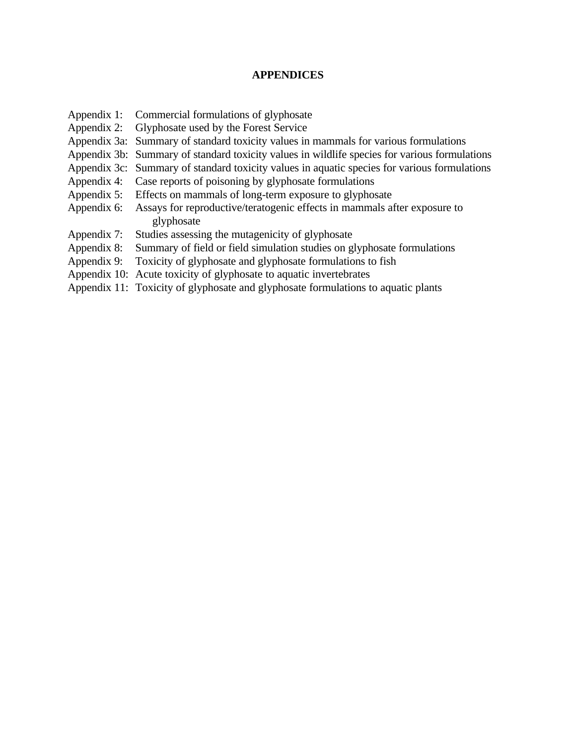# APPENDICES

Appendix 1: Commercial formulations of glyphosate
Appendix 2: Glyphosate used by the Forest Service
Appendix 3a: Summary of standard toxicity values in mammals for various formulations
Appendix 3b: Summary of standard toxicity values in wildlife species for various formulations
Appendix 3c: Summary of standard toxicity values in aquatic species for various formulations
Appendix 4: Case reports of poisoning by glyphosate formulations
Appendix 5: Effects on mammals of long-term exposure to glyphosate
Appendix 6: Assays for reproductive/teratogenic effects in mammals after exposure to glyphosate
Appendix 7: Studies assessing the mutagenicity of glyphosate
Appendix 8: Summary of field or field simulation studies on glyphosate formulations
Appendix 9: Toxicity of glyphosate and glyphosate formulations to fish
Appendix 10: Acute toxicity of glyphosate to aquatic invertebrates
Appendix 11: Toxicity of glyphosate and glyphosate formulations to aquatic plants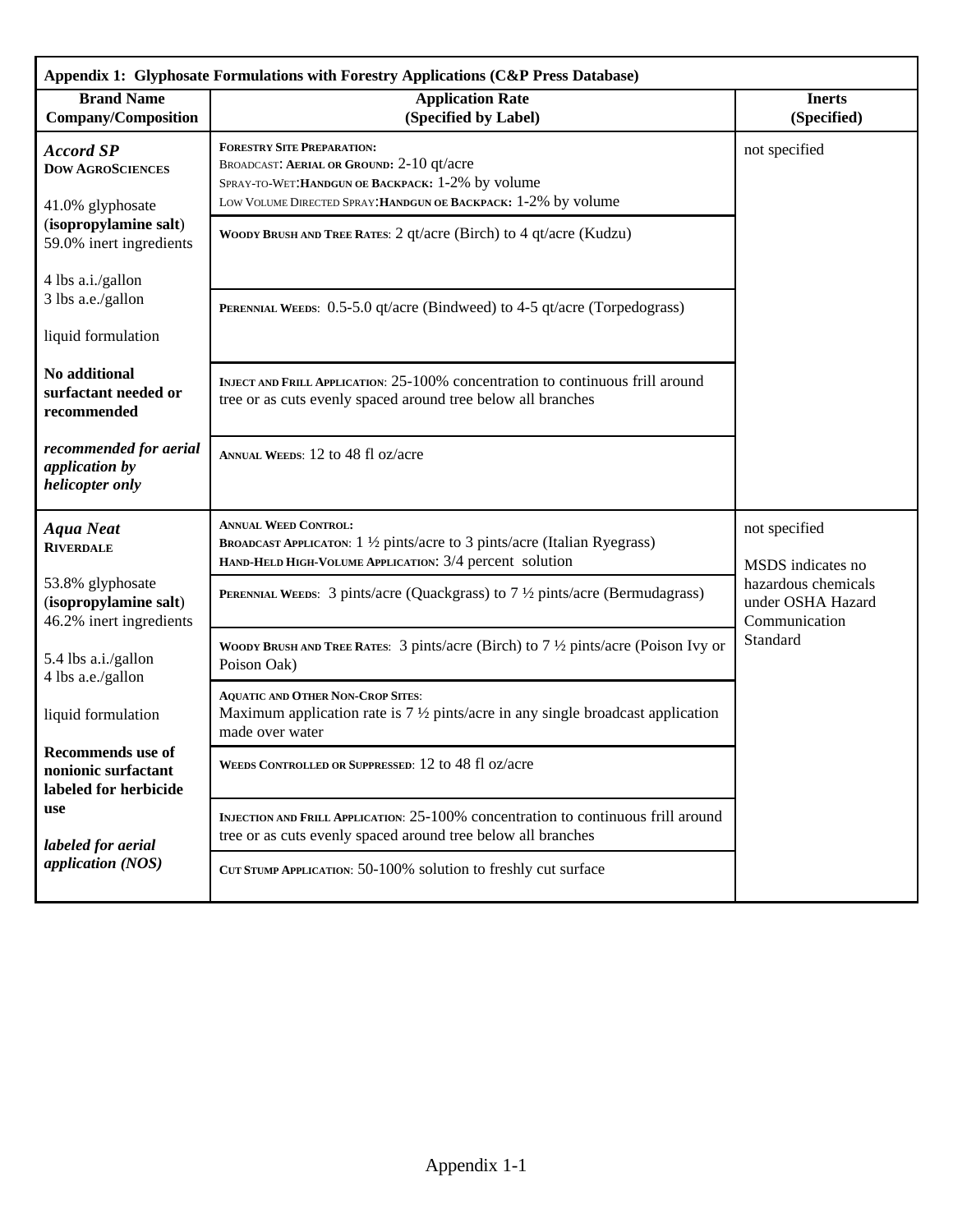**Appendix 1: Glyphosate Formulations with Forestry Applications (C&P Press Database)**

| Brand Name Company/Composition | Application Rate (Specified by Label) | Inerts (Specified) |
|---|---|---|
| ***Accord SP*** **DOW AGROSCIENCES** 41.0% glyphosate (**isopropylamine salt**) 59.0% inert ingredients 4 lbs a.i./gallon 3 lbs a.e./gallon liquid formulation **No additional surfactant needed or recommended** ***recommended for aerial application by helicopter only*** | **FORESTRY SITE PREPARATION:** BROADCAST: **AERIAL OR GROUND:** 2-10 qt/acre SPRAY-TO-WET: **HANDGUN OE BACKPACK:** 1-2% by volume LOW VOLUME DIRECTED SPRAY: **HANDGUN OE BACKPACK:** 1-2% by volume | not specified |
| | **WOODY BRUSH AND TREE RATES**: 2 qt/acre (Birch) to 4 qt/acre (Kudzu) | |
| | **PERENNIAL WEEDS**: 0.5-5.0 qt/acre (Bindweed) to 4-5 qt/acre (Torpedograss) | |
| | **INJECT AND FRILL APPLICATION**: 25-100% concentration to continuous frill around tree or as cuts evenly spaced around tree below all branches | |
| | **ANNUAL WEEDS**: 12 to 48 fl oz/acre | |
| ***Aqua Neat*** **RIVERDALE** 53.8% glyphosate (**isopropylamine salt**) 46.2% inert ingredients 5.4 lbs a.i./gallon 4 lbs a.e./gallon liquid formulation **Recommends use of nonionic surfactant labeled for herbicide use** ***labeled for aerial application (NOS)*** | **ANNUAL WEED CONTROL:** **BROADCAST APPLICATON**: 1 ½ pints/acre to 3 pints/acre (Italian Ryegrass) **HAND-HELD HIGH-VOLUME APPLICATION**: 3/4 percent solution | not specified MSDS indicates no hazardous chemicals under OSHA Hazard Communication Standard |
| | **PERENNIAL WEEDS**: 3 pints/acre (Quackgrass) to 7 ½ pints/acre (Bermudagrass) | |
| | **WOODY BRUSH AND TREE RATES**: 3 pints/acre (Birch) to 7 ½ pints/acre (Poison Ivy or Poison Oak) | |
| | **AQUATIC AND OTHER NON-CROP SITES**: Maximum application rate is 7 ½ pints/acre in any single broadcast application made over water | |
| | **WEEDS CONTROLLED OR SUPPRESSED**: 12 to 48 fl oz/acre | |
| | **INJECTION AND FRILL APPLICATION**: 25-100% concentration to continuous frill around tree or as cuts evenly spaced around tree below all branches | |
| | **CUT STUMP APPLICATION**: 50-100% solution to freshly cut surface | |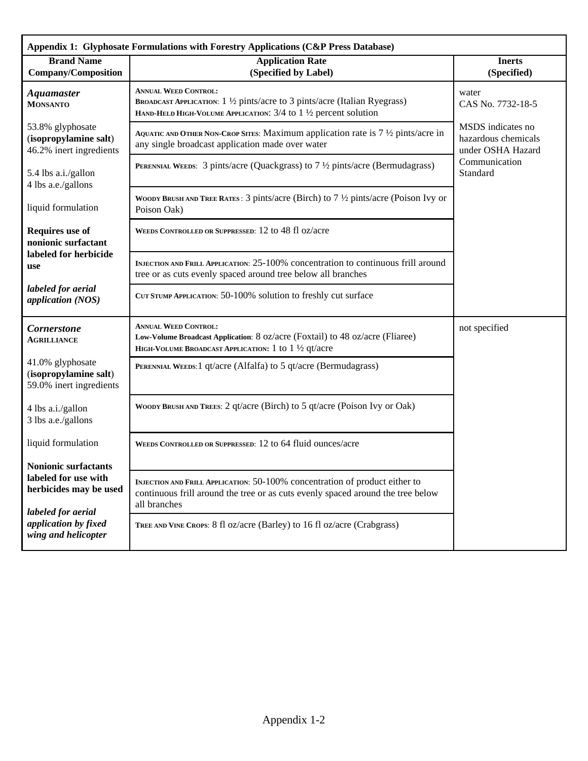**Appendix 1: Glyphosate Formulations with Forestry Applications (C&P Press Database)**

| Brand Name<br>Company/Composition | Application Rate<br>(Specified by Label) | Inerts<br>(Specified) |
|---|---|---|
| ***Aquamaster***<br>**MONSANTO**<br><br>53.8% glyphosate<br>(**isopropylamine salt**)<br>46.2% inert ingredients<br><br>5.4 lbs a.i./gallon<br>4 lbs a.e./gallons<br><br>liquid formulation<br><br>**Requires use of nonionic surfactant labeled for herbicide use**<br><br>***labeled for aerial application (NOS)*** | **ANNUAL WEED CONTROL:**<br>**BROADCAST APPLICATION**: 1 ½ pints/acre to 3 pints/acre (Italian Ryegrass)<br>**HAND-HELD HIGH-VOLUME APPLICATION**: 3/4 to 1 ½ percent solution<br><br>**AQUATIC AND OTHER NON-CROP SITES**: Maximum application rate is 7 ½ pints/acre in any single broadcast application made over water<br><br>**PERENNIAL WEEDS**: 3 pints/acre (Quackgrass) to 7 ½ pints/acre (Bermudagrass)<br><br>**WOODY BRUSH AND TREE RATES**: 3 pints/acre (Birch) to 7 ½ pints/acre (Poison Ivy or Poison Oak)<br><br>**WEEDS CONTROLLED OR SUPPRESSED**: 12 to 48 fl oz/acre<br><br>**INJECTION AND FRILL APPLICATION**: 25-100% concentration to continuous frill around tree or as cuts evenly spaced around tree below all branches<br><br>**CUT STUMP APPLICATION**: 50-100% solution to freshly cut surface | water<br>CAS No. 7732-18-5<br><br>MSDS indicates no hazardous chemicals under OSHA Hazard Communication Standard |
| ***Cornerstone***<br>**AGRILLIANCE**<br><br>41.0% glyphosate<br>(**isopropylamine salt**)<br>59.0% inert ingredients<br><br>4 lbs a.i./gallon<br>3 lbs a.e./gallons<br><br>liquid formulation<br><br>**Nonionic surfactants labeled for use with herbicides may be used**<br><br>***labeled for aerial application by fixed wing and helicopter*** | **ANNUAL WEED CONTROL:**<br>**Low-Volume Broadcast Application**: 8 oz/acre (Foxtail) to 48 oz/acre (Fliaree)<br>**HIGH-VOLUME BROADCAST APPLICATION:** 1 to 1 ½ qt/acre<br><br>**PERENNIAL WEEDS**:1 qt/acre (Alfalfa) to 5 qt/acre (Bermudagrass)<br><br>**WOODY BRUSH AND TREES**: 2 qt/acre (Birch) to 5 qt/acre (Poison Ivy or Oak)<br><br>**WEEDS CONTROLLED OR SUPPRESSED**: 12 to 64 fluid ounces/acre<br><br>**INJECTION AND FRILL APPLICATION**: 50-100% concentration of product either to continuous frill around the tree or as cuts evenly spaced around the tree below all branches<br><br>**TREE AND VINE CROPS**: 8 fl oz/acre (Barley) to 16 fl oz/acre (Crabgrass) | not specified |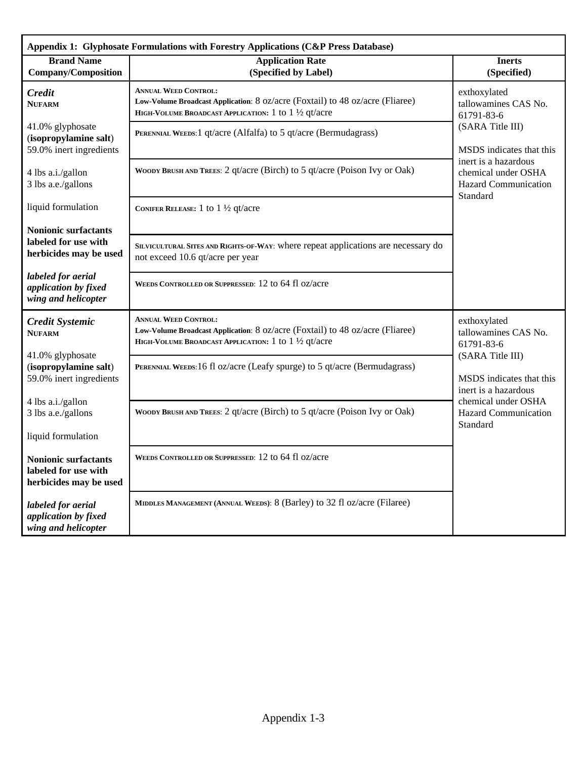| **Appendix 1: Glyphosate Formulations with Forestry Applications (C&P Press Database)** | | |
|---|---|---|
| **Brand Name Company/Composition** | **Application Rate (Specified by Label)** | **Inerts (Specified)** |
| ***Credit*** **NUFARM**<br><br>41.0% glyphosate (**isopropylamine salt**) 59.0% inert ingredients<br><br>4 lbs a.i./gallon 3 lbs a.e./gallons<br><br>liquid formulation<br><br>**Nonionic surfactants labeled for use with herbicides may be used**<br><br>***labeled for aerial application by fixed wing and helicopter*** | **ANNUAL WEED CONTROL:**<br>**Low-Volume Broadcast Application**: 8 oz/acre (Foxtail) to 48 oz/acre (Fliaree)<br>**HIGH-VOLUME BROADCAST APPLICATION:** 1 to 1 ½ qt/acre<br><br>**PERENNIAL WEEDS**:1 qt/acre (Alfalfa) to 5 qt/acre (Bermudagrass)<br><br>**WOODY BRUSH AND TREES**: 2 qt/acre (Birch) to 5 qt/acre (Poison Ivy or Oak)<br><br>**CONIFER RELEASE:** 1 to 1 ½ qt/acre<br><br>**SILVICULTURAL SITES AND RIGHTS-OF-WAY**: where repeat applications are necessary do not exceed 10.6 qt/acre per year<br><br>**WEEDS CONTROLLED OR SUPPRESSED**: 12 to 64 fl oz/acre | exthoxylated tallowamines CAS No. 61791-83-6 (SARA Title III)<br><br>MSDS indicates that this inert is a hazardous chemical under OSHA Hazard Communication Standard |
| ***Credit Systemic*** **NUFARM**<br><br>41.0% glyphosate (**isopropylamine salt**) 59.0% inert ingredients<br><br>4 lbs a.i./gallon 3 lbs a.e./gallons<br><br>liquid formulation<br><br>**Nonionic surfactants labeled for use with herbicides may be used**<br><br>***labeled for aerial application by fixed wing and helicopter*** | **ANNUAL WEED CONTROL:**<br>**Low-Volume Broadcast Application**: 8 oz/acre (Foxtail) to 48 oz/acre (Fliaree)<br>**HIGH-VOLUME BROADCAST APPLICATION:** 1 to 1 ½ qt/acre<br><br>**PERENNIAL WEEDS**:16 fl oz/acre (Leafy spurge) to 5 qt/acre (Bermudagrass)<br><br>**WOODY BRUSH AND TREES**: 2 qt/acre (Birch) to 5 qt/acre (Poison Ivy or Oak)<br><br>**WEEDS CONTROLLED OR SUPPRESSED**: 12 to 64 fl oz/acre<br><br>**MIDDLES MANAGEMENT (ANNUAL WEEDS)**: 8 (Barley) to 32 fl oz/acre (Filaree) | exthoxylated tallowamines CAS No. 61791-83-6 (SARA Title III)<br><br>MSDS indicates that this inert is a hazardous chemical under OSHA Hazard Communication Standard |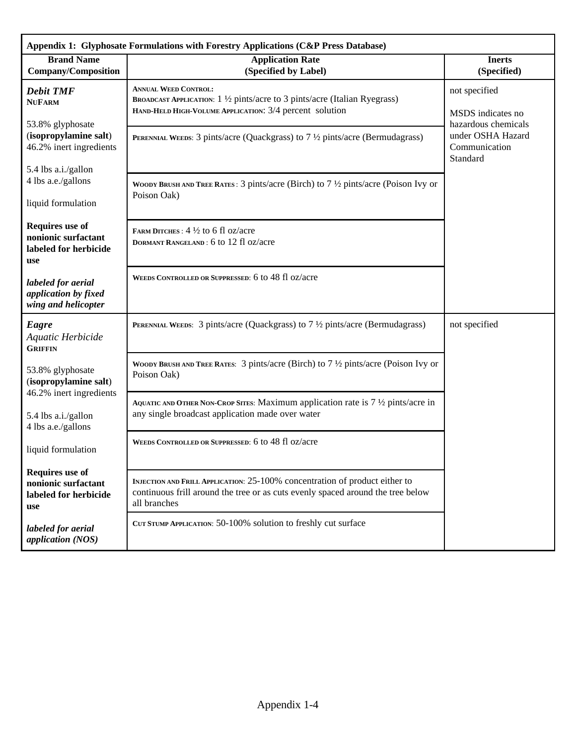**Appendix 1: Glyphosate Formulations with Forestry Applications (C&P Press Database)**

| Brand Name Company/Composition | Application Rate (Specified by Label) | Inerts (Specified) |
|---|---|---|
| ***Debit TMF*** **NUFARM**<br><br>53.8% glyphosate (**isopropylamine salt**)<br>46.2% inert ingredients<br><br>5.4 lbs a.i./gallon<br>4 lbs a.e./gallons<br><br>liquid formulation<br><br>**Requires use of nonionic surfactant labeled for herbicide use**<br><br>***labeled for aerial application by fixed wing and helicopter*** | **ANNUAL WEED CONTROL:**<br>**BROADCAST APPLICATION**: 1 ½ pints/acre to 3 pints/acre (Italian Ryegrass)<br>**HAND-HELD HIGH-VOLUME APPLICATION**: 3/4 percent solution | not specified<br><br>MSDS indicates no hazardous chemicals under OSHA Hazard Communication Standard |
| | **PERENNIAL WEEDS**: 3 pints/acre (Quackgrass) to 7 ½ pints/acre (Bermudagrass) | |
| | **WOODY BRUSH AND TREE RATES** : 3 pints/acre (Birch) to 7 ½ pints/acre (Poison Ivy or Poison Oak) | |
| | **FARM DITCHES** : 4 ½ to 6 fl oz/acre<br>**DORMANT RANGELAND** : 6 to 12 fl oz/acre | |
| | **WEEDS CONTROLLED OR SUPPRESSED**: 6 to 48 fl oz/acre | |
| ***Eagre*** *Aquatic Herbicide* **GRIFFIN**<br><br>53.8% glyphosate (**isopropylamine salt**)<br>46.2% inert ingredients<br><br>5.4 lbs a.i./gallon<br>4 lbs a.e./gallons<br><br>liquid formulation<br><br>**Requires use of nonionic surfactant labeled for herbicide use**<br><br>***labeled for aerial application (NOS)*** | **PERENNIAL WEEDS**: 3 pints/acre (Quackgrass) to 7 ½ pints/acre (Bermudagrass) | not specified |
| | **WOODY BRUSH AND TREE RATES**: 3 pints/acre (Birch) to 7 ½ pints/acre (Poison Ivy or Poison Oak) | |
| | **AQUATIC AND OTHER NON-CROP SITES**: Maximum application rate is 7 ½ pints/acre in any single broadcast application made over water | |
| | **WEEDS CONTROLLED OR SUPPRESSED**: 6 to 48 fl oz/acre | |
| | **INJECTION AND FRILL APPLICATION**: 25-100% concentration of product either to continuous frill around the tree or as cuts evenly spaced around the tree below all branches | |
| | **CUT STUMP APPLICATION**: 50-100% solution to freshly cut surface | |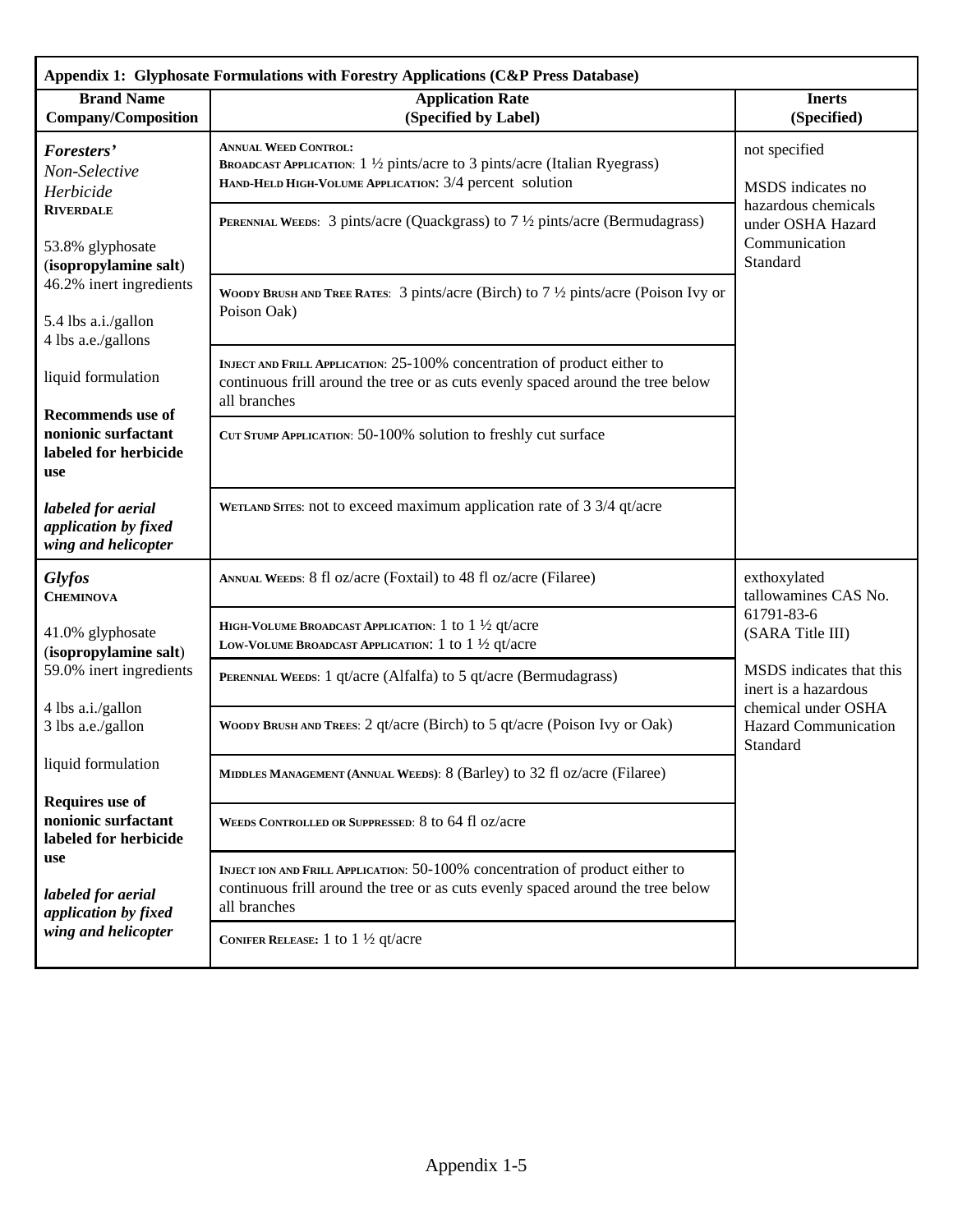**Appendix 1: Glyphosate Formulations with Forestry Applications (C&P Press Database)**

| Brand Name Company/Composition | Application Rate (Specified by Label) | Inerts (Specified) |
|---|---|---|
| ***Foresters'*** *Non-Selective Herbicide* **RIVERDALE**<br><br>53.8% glyphosate (**isopropylamine salt**)<br>46.2% inert ingredients<br><br>5.4 lbs a.i./gallon<br>4 lbs a.e./gallons<br><br>liquid formulation<br><br>**Recommends use of nonionic surfactant labeled for herbicide use**<br><br>***labeled for aerial application by fixed wing and helicopter*** | ANNUAL WEED CONTROL:<br>BROADCAST APPLICATION: 1 ½ pints/acre to 3 pints/acre (Italian Ryegrass)<br>HAND-HELD HIGH-VOLUME APPLICATION: 3/4 percent solution<br><br>PERENNIAL WEEDS: 3 pints/acre (Quackgrass) to 7 ½ pints/acre (Bermudagrass)<br><br>WOODY BRUSH AND TREE RATES: 3 pints/acre (Birch) to 7 ½ pints/acre (Poison Ivy or Poison Oak)<br><br>INJECT AND FRILL APPLICATION: 25-100% concentration of product either to continuous frill around the tree or as cuts evenly spaced around the tree below all branches<br><br>CUT STUMP APPLICATION: 50-100% solution to freshly cut surface<br><br>WETLAND SITES: not to exceed maximum application rate of 3 3/4 qt/acre | not specified<br><br>MSDS indicates no hazardous chemicals under OSHA Hazard Communication Standard |
| ***Glyfos*** **CHEMINOVA**<br><br>41.0% glyphosate (**isopropylamine salt**)<br>59.0% inert ingredients<br><br>4 lbs a.i./gallon<br>3 lbs a.e./gallon<br><br>liquid formulation<br><br>**Requires use of nonionic surfactant labeled for herbicide use**<br><br>***labeled for aerial application by fixed wing and helicopter*** | ANNUAL WEEDS: 8 fl oz/acre (Foxtail) to 48 fl oz/acre (Filaree)<br><br>HIGH-VOLUME BROADCAST APPLICATION: 1 to 1 ½ qt/acre<br>LOW-VOLUME BROADCAST APPLICATION: 1 to 1 ½ qt/acre<br><br>PERENNIAL WEEDS: 1 qt/acre (Alfalfa) to 5 qt/acre (Bermudagrass)<br><br>WOODY BRUSH AND TREES: 2 qt/acre (Birch) to 5 qt/acre (Poison Ivy or Oak)<br><br>MIDDLES MANAGEMENT (ANNUAL WEEDS): 8 (Barley) to 32 fl oz/acre (Filaree)<br><br>WEEDS CONTROLLED OR SUPPRESSED: 8 to 64 fl oz/acre<br><br>INJECT ION AND FRILL APPLICATION: 50-100% concentration of product either to continuous frill around the tree or as cuts evenly spaced around the tree below all branches<br><br>CONIFER RELEASE: 1 to 1 ½ qt/acre | exthoxylated tallowamines CAS No. 61791-83-6 (SARA Title III)<br><br>MSDS indicates that this inert is a hazardous chemical under OSHA Hazard Communication Standard |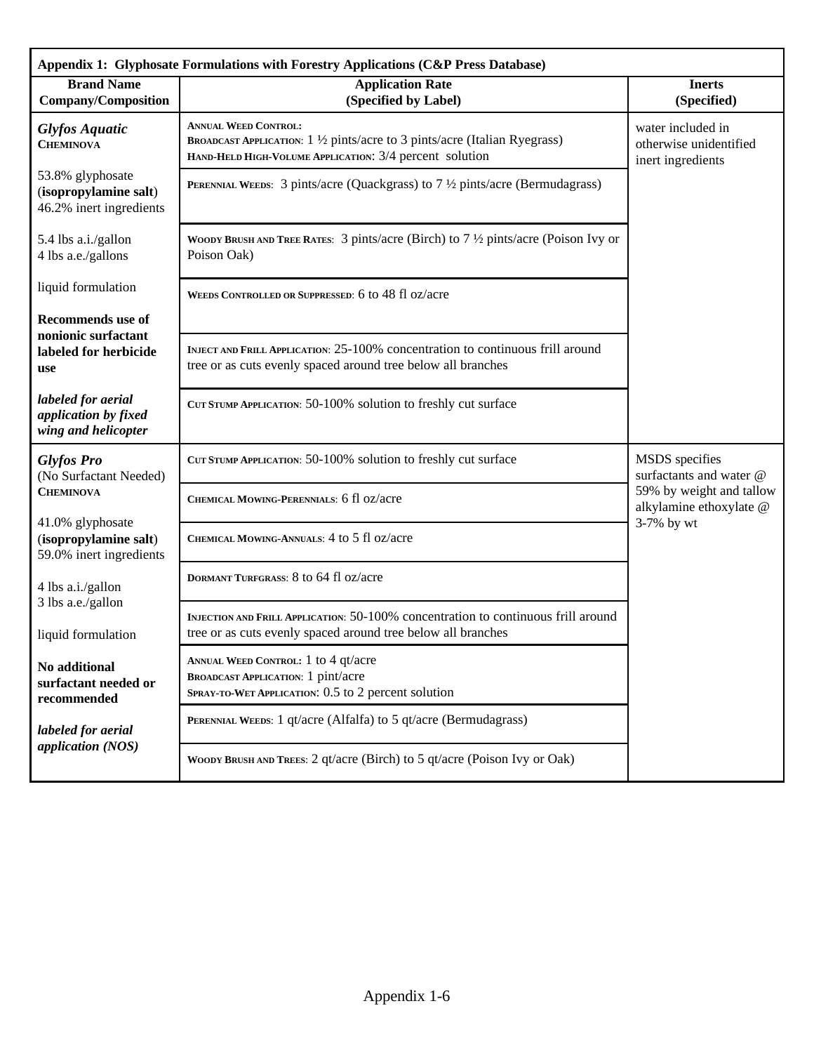**Appendix 1: Glyphosate Formulations with Forestry Applications (C&P Press Database)**

| Brand Name Company/Composition | Application Rate (Specified by Label) | Inerts (Specified) |
|---|---|---|
| ***Glyfos Aquatic*** **CHEMINOVA**<br><br>53.8% glyphosate (**isopropylamine salt**) 46.2% inert ingredients<br><br>5.4 lbs a.i./gallon 4 lbs a.e./gallons<br><br>liquid formulation<br><br>**Recommends use of nonionic surfactant labeled for herbicide use**<br><br>***labeled for aerial application by fixed wing and helicopter*** | **ANNUAL WEED CONTROL:** **BROADCAST APPLICATION**: 1 ½ pints/acre to 3 pints/acre (Italian Ryegrass) **HAND-HELD HIGH-VOLUME APPLICATION**: 3/4 percent solution | water included in otherwise unidentified inert ingredients |
| | **PERENNIAL WEEDS**: 3 pints/acre (Quackgrass) to 7 ½ pints/acre (Bermudagrass) | |
| | **WOODY BRUSH AND TREE RATES**: 3 pints/acre (Birch) to 7 ½ pints/acre (Poison Ivy or Poison Oak) | |
| | **WEEDS CONTROLLED OR SUPPRESSED**: 6 to 48 fl oz/acre | |
| | **INJECT AND FRILL APPLICATION**: 25-100% concentration to continuous frill around tree or as cuts evenly spaced around tree below all branches | |
| | **CUT STUMP APPLICATION**: 50-100% solution to freshly cut surface | |
| ***Glyfos Pro*** (No Surfactant Needed) **CHEMINOVA**<br><br>41.0% glyphosate (**isopropylamine salt**) 59.0% inert ingredients<br><br>4 lbs a.i./gallon 3 lbs a.e./gallon<br><br>liquid formulation<br><br>**No additional surfactant needed or recommended**<br><br>***labeled for aerial application (NOS)*** | **CUT STUMP APPLICATION**: 50-100% solution to freshly cut surface | MSDS specifies surfactants and water @ 59% by weight and tallow alkylamine ethoxylate @ 3-7% by wt |
| | **CHEMICAL MOWING-PERENNIALS**: 6 fl oz/acre | |
| | **CHEMICAL MOWING-ANNUALS**: 4 to 5 fl oz/acre | |
| | **DORMANT TURFGRASS**: 8 to 64 fl oz/acre | |
| | **INJECTION AND FRILL APPLICATION**: 50-100% concentration to continuous frill around tree or as cuts evenly spaced around tree below all branches | |
| | **ANNUAL WEED CONTROL:** 1 to 4 qt/acre **BROADCAST APPLICATION**: 1 pint/acre **SPRAY-TO-WET APPLICATION**: 0.5 to 2 percent solution | |
| | **PERENNIAL WEEDS**: 1 qt/acre (Alfalfa) to 5 qt/acre (Bermudagrass) | |
| | **WOODY BRUSH AND TREES**: 2 qt/acre (Birch) to 5 qt/acre (Poison Ivy or Oak) | |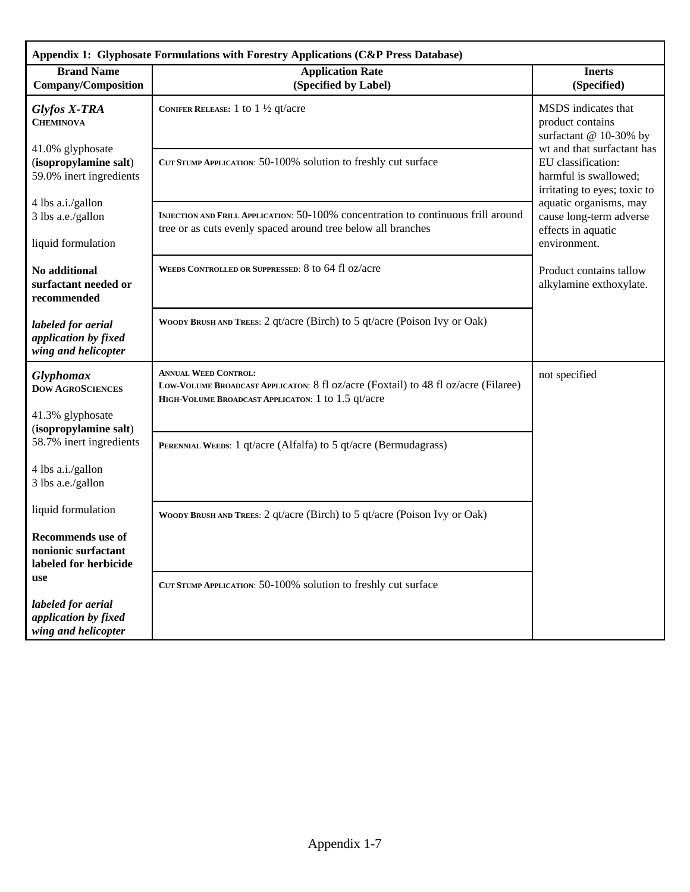**Appendix 1: Glyphosate Formulations with Forestry Applications (C&P Press Database)**

| Brand Name Company/Composition | Application Rate (Specified by Label) | Inerts (Specified) |
|---|---|---|
| ***Glyfos X-TRA*** **CHEMINOVA**<br><br>41.0% glyphosate (**isopropylamine salt**)<br>59.0% inert ingredients<br><br>4 lbs a.i./gallon<br>3 lbs a.e./gallon<br><br>liquid formulation<br><br>**No additional surfactant needed or recommended**<br><br>***labeled for aerial application by fixed wing and helicopter*** | CONIFER RELEASE: 1 to 1 ½ qt/acre<br><br>CUT STUMP APPLICATION: 50-100% solution to freshly cut surface<br><br>INJECTION AND FRILL APPLICATION: 50-100% concentration to continuous frill around tree or as cuts evenly spaced around tree below all branches<br><br>WEEDS CONTROLLED OR SUPPRESSED: 8 to 64 fl oz/acre<br><br>WOODY BRUSH AND TREES: 2 qt/acre (Birch) to 5 qt/acre (Poison Ivy or Oak) | MSDS indicates that product contains surfactant @ 10-30% by wt and that surfactant has EU classification: harmful is swallowed; irritating to eyes; toxic to aquatic organisms, may cause long-term adverse effects in aquatic environment.<br><br>Product contains tallow alkylamine exthoxylate. |
| ***Glyphomax*** **DOW AGROSCIENCES**<br><br>41.3% glyphosate (**isopropylamine salt**)<br>58.7% inert ingredients<br><br>4 lbs a.i./gallon<br>3 lbs a.e./gallon<br><br>liquid formulation<br><br>**Recommends use of nonionic surfactant labeled for herbicide use**<br><br>***labeled for aerial application by fixed wing and helicopter*** | ANNUAL WEED CONTROL:<br>LOW-VOLUME BROADCAST APPLICATON: 8 fl oz/acre (Foxtail) to 48 fl oz/acre (Filaree)<br>HIGH-VOLUME BROADCAST APPLICATON: 1 to 1.5 qt/acre<br><br>PERENNIAL WEEDS: 1 qt/acre (Alfalfa) to 5 qt/acre (Bermudagrass)<br><br>WOODY BRUSH AND TREES: 2 qt/acre (Birch) to 5 qt/acre (Poison Ivy or Oak)<br><br>CUT STUMP APPLICATION: 50-100% solution to freshly cut surface | not specified |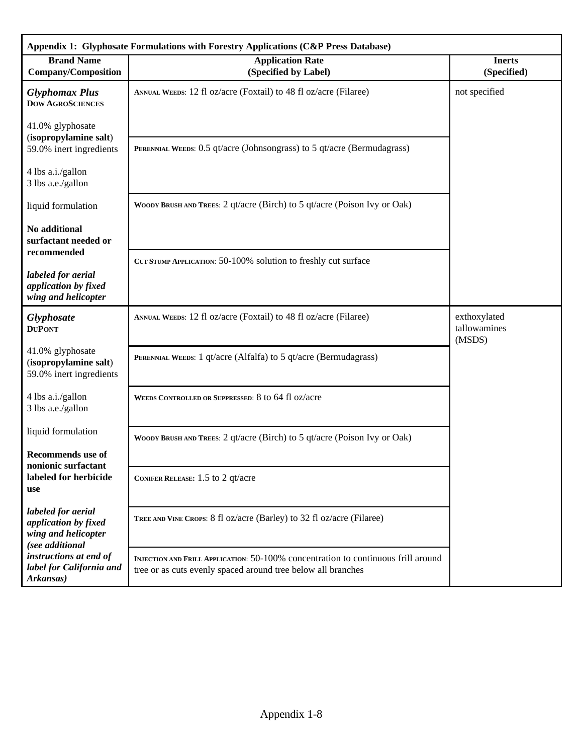| **Appendix 1: Glyphosate Formulations with Forestry Applications (C&P Press Database)** | | |
|---|---|---|
| **Brand Name Company/Composition** | **Application Rate (Specified by Label)** | **Inerts (Specified)** |
| ***Glyphomax Plus*** **DOW AGROSCIENCES**<br><br>41.0% glyphosate (**isopropylamine salt**)<br>59.0% inert ingredients<br><br>4 lbs a.i./gallon<br>3 lbs a.e./gallon<br><br>liquid formulation<br><br>**No additional surfactant needed or recommended**<br><br>***labeled for aerial application by fixed wing and helicopter*** | ANNUAL WEEDS: 12 fl oz/acre (Foxtail) to 48 fl oz/acre (Filaree)<br><br>PERENNIAL WEEDS: 0.5 qt/acre (Johnsongrass) to 5 qt/acre (Bermudagrass)<br><br>WOODY BRUSH AND TREES: 2 qt/acre (Birch) to 5 qt/acre (Poison Ivy or Oak)<br><br>CUT STUMP APPLICATION: 50-100% solution to freshly cut surface | not specified |
| ***Glyphosate*** **DUPONT**<br><br>41.0% glyphosate (**isopropylamine salt**)<br>59.0% inert ingredients<br><br>4 lbs a.i./gallon<br>3 lbs a.e./gallon<br><br>liquid formulation<br><br>**Recommends use of nonionic surfactant labeled for herbicide use**<br><br>***labeled for aerial application by fixed wing and helicopter (see additional instructions at end of label for California and Arkansas)*** | ANNUAL WEEDS: 12 fl oz/acre (Foxtail) to 48 fl oz/acre (Filaree)<br><br>PERENNIAL WEEDS: 1 qt/acre (Alfalfa) to 5 qt/acre (Bermudagrass)<br><br>WEEDS CONTROLLED OR SUPPRESSED: 8 to 64 fl oz/acre<br><br>WOODY BRUSH AND TREES: 2 qt/acre (Birch) to 5 qt/acre (Poison Ivy or Oak)<br><br>**CONIFER RELEASE:** 1.5 to 2 qt/acre<br><br>TREE AND VINE CROPS: 8 fl oz/acre (Barley) to 32 fl oz/acre (Filaree)<br><br>INJECTION AND FRILL APPLICATION: 50-100% concentration to continuous frill around tree or as cuts evenly spaced around tree below all branches | exthoxylated tallowamines (MSDS) |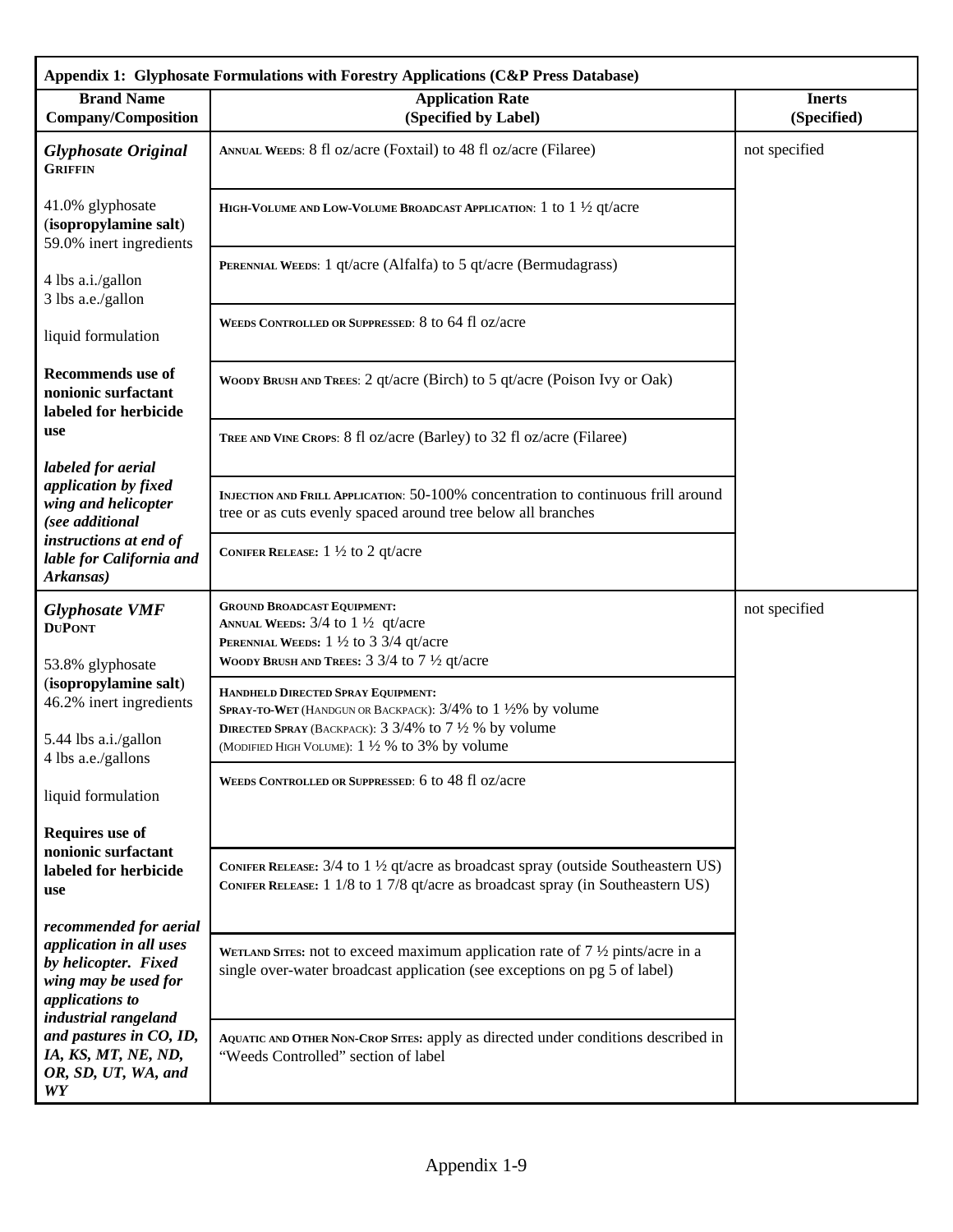| Appendix 1: Glyphosate Formulations with Forestry Applications (C&P Press Database) | | |
|---|---|---|
| **Brand Name Company/Composition** | **Application Rate (Specified by Label)** | **Inerts (Specified)** |
| ***Glyphosate Original*** **GRIFFIN**<br><br>41.0% glyphosate (**isopropylamine salt**)<br>59.0% inert ingredients<br><br>4 lbs a.i./gallon<br>3 lbs a.e./gallon<br><br>liquid formulation<br><br>**Recommends use of nonionic surfactant labeled for herbicide use**<br><br>***labeled for aerial application by fixed wing and helicopter (see additional instructions at end of lable for California and Arkansas)*** | ANNUAL WEEDS: 8 fl oz/acre (Foxtail) to 48 fl oz/acre (Filaree)<br><br>HIGH-VOLUME AND LOW-VOLUME BROADCAST APPLICATION: 1 to 1 ½ qt/acre<br><br>PERENNIAL WEEDS: 1 qt/acre (Alfalfa) to 5 qt/acre (Bermudagrass)<br><br>WEEDS CONTROLLED OR SUPPRESSED: 8 to 64 fl oz/acre<br><br>WOODY BRUSH AND TREES: 2 qt/acre (Birch) to 5 qt/acre (Poison Ivy or Oak)<br><br>TREE AND VINE CROPS: 8 fl oz/acre (Barley) to 32 fl oz/acre (Filaree)<br><br>INJECTION AND FRILL APPLICATION: 50-100% concentration to continuous frill around tree or as cuts evenly spaced around tree below all branches<br><br>CONIFER RELEASE: 1 ½ to 2 qt/acre | not specified |
| ***Glyphosate VMF*** **DUPONT**<br><br>53.8% glyphosate (**isopropylamine salt**)<br>46.2% inert ingredients<br><br>5.44 lbs a.i./gallon<br>4 lbs a.e./gallons<br><br>liquid formulation<br><br>**Requires use of nonionic surfactant labeled for herbicide use**<br><br>***recommended for aerial application in all uses by helicopter. Fixed wing may be used for applications to industrial rangeland and pastures in CO, ID, IA, KS, MT, NE, ND, OR, SD, UT, WA, and WY*** | **GROUND BROADCAST EQUIPMENT:**<br>**ANNUAL WEEDS:** 3/4 to 1 ½ qt/acre<br>**PERENNIAL WEEDS:** 1 ½ to 3 3/4 qt/acre<br>**WOODY BRUSH AND TREES:** 3 3/4 to 7 ½ qt/acre<br><br>**HANDHELD DIRECTED SPRAY EQUIPMENT:**<br>**SPRAY-TO-WET** (HANDGUN OR BACKPACK): 3/4% to 1 ½% by volume<br>**DIRECTED SPRAY** (BACKPACK): 3 3/4% to 7 ½ % by volume<br>(MODIFIED HIGH VOLUME): 1 ½ % to 3% by volume<br><br>WEEDS CONTROLLED OR SUPPRESSED: 6 to 48 fl oz/acre<br><br>**CONIFER RELEASE:** 3/4 to 1 ½ qt/acre as broadcast spray (outside Southeastern US)<br>**CONIFER RELEASE:** 1 1/8 to 1 7/8 qt/acre as broadcast spray (in Southeastern US)<br><br>**WETLAND SITES:** not to exceed maximum application rate of 7 ½ pints/acre in a single over-water broadcast application (see exceptions on pg 5 of label)<br><br>**AQUATIC AND OTHER NON-CROP SITES:** apply as directed under conditions described in "Weeds Controlled" section of label | not specified |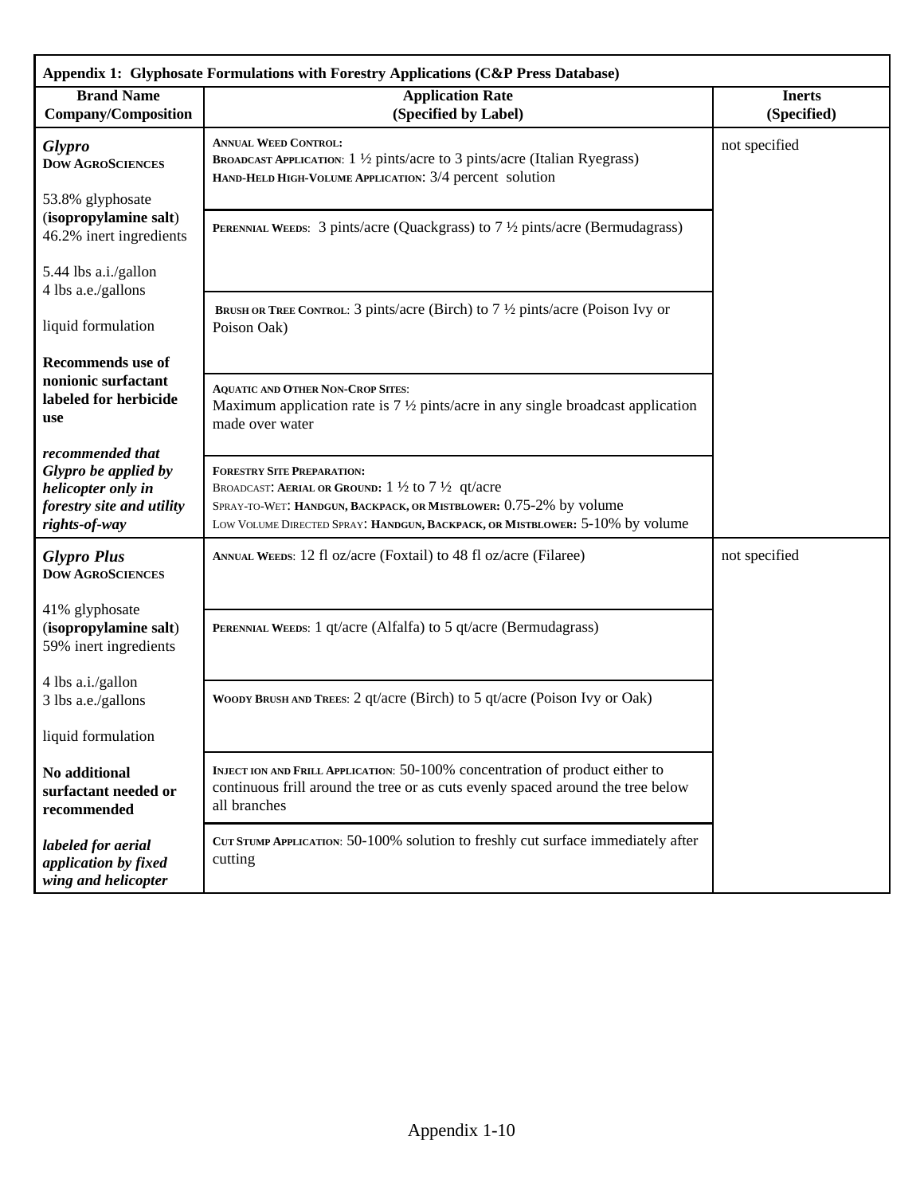| **Appendix 1: Glyphosate Formulations with Forestry Applications (C&P Press Database)** | | |
|---|---|---|
| **Brand Name Company/Composition** | **Application Rate (Specified by Label)** | **Inerts (Specified)** |
| ***Glypro*** **DOW AGROSCIENCES**<br><br>53.8% glyphosate (**isopropylamine salt**)<br>46.2% inert ingredients<br><br>5.44 lbs a.i./gallon<br>4 lbs a.e./gallons<br><br>liquid formulation<br><br>**Recommends use of nonionic surfactant labeled for herbicide use**<br><br>***recommended that Glypro be applied by helicopter only in forestry site and utility rights-of-way*** | **ANNUAL WEED CONTROL:**<br>**BROADCAST APPLICATION**: 1 ½ pints/acre to 3 pints/acre (Italian Ryegrass)<br>**HAND-HELD HIGH-VOLUME APPLICATION**: 3/4 percent solution<br><br>**PERENNIAL WEEDS**: 3 pints/acre (Quackgrass) to 7 ½ pints/acre (Bermudagrass)<br><br>**BRUSH OR TREE CONTROL**: 3 pints/acre (Birch) to 7 ½ pints/acre (Poison Ivy or Poison Oak)<br><br>**AQUATIC AND OTHER NON-CROP SITES**:<br>Maximum application rate is 7 ½ pints/acre in any single broadcast application made over water<br><br>**FORESTRY SITE PREPARATION:**<br>BROADCAST: **AERIAL OR GROUND:** 1 ½ to 7 ½ qt/acre<br>SPRAY-TO-WET: **HANDGUN, BACKPACK, OR MISTBLOWER:** 0.75-2% by volume<br>LOW VOLUME DIRECTED SPRAY: **HANDGUN, BACKPACK, OR MISTBLOWER:** 5-10% by volume | not specified |
| ***Glypro Plus*** **DOW AGROSCIENCES**<br><br>41% glyphosate (**isopropylamine salt**)<br>59% inert ingredients<br><br>4 lbs a.i./gallon<br>3 lbs a.e./gallons<br><br>liquid formulation<br><br>**No additional surfactant needed or recommended**<br><br>***labeled for aerial application by fixed wing and helicopter*** | **ANNUAL WEEDS**: 12 fl oz/acre (Foxtail) to 48 fl oz/acre (Filaree)<br><br>**PERENNIAL WEEDS**: 1 qt/acre (Alfalfa) to 5 qt/acre (Bermudagrass)<br><br>**WOODY BRUSH AND TREES**: 2 qt/acre (Birch) to 5 qt/acre (Poison Ivy or Oak)<br><br>**INJECT ION AND FRILL APPLICATION**: 50-100% concentration of product either to continuous frill around the tree or as cuts evenly spaced around the tree below all branches<br><br>**CUT STUMP APPLICATION**: 50-100% solution to freshly cut surface immediately after cutting | not specified |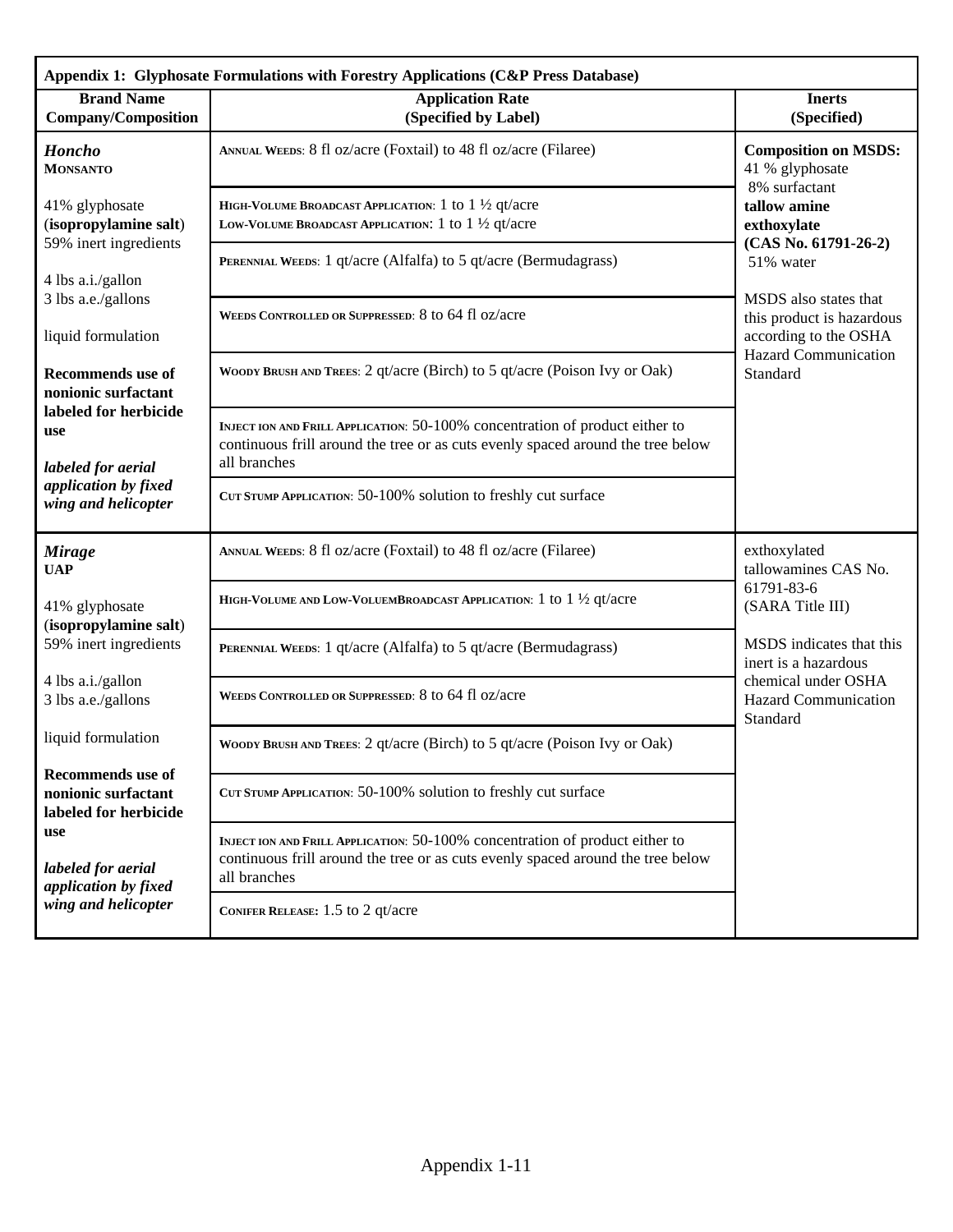| **Appendix 1: Glyphosate Formulations with Forestry Applications (C&P Press Database)** | | |
|---|---|---|
| **Brand Name Company/Composition** | **Application Rate (Specified by Label)** | **Inerts (Specified)** |
| ***Honcho*** **MONSANTO**<br><br>41% glyphosate (**isopropylamine salt**)<br>59% inert ingredients<br><br>4 lbs a.i./gallon<br>3 lbs a.e./gallons<br><br>liquid formulation<br><br>**Recommends use of nonionic surfactant labeled for herbicide use**<br><br>***labeled for aerial application by fixed wing and helicopter*** | ANNUAL WEEDS: 8 fl oz/acre (Foxtail) to 48 fl oz/acre (Filaree)<br><br>HIGH-VOLUME BROADCAST APPLICATION: 1 to 1 ½ qt/acre<br>LOW-VOLUME BROADCAST APPLICATION: 1 to 1 ½ qt/acre<br><br>PERENNIAL WEEDS: 1 qt/acre (Alfalfa) to 5 qt/acre (Bermudagrass)<br><br>WEEDS CONTROLLED OR SUPPRESSED: 8 to 64 fl oz/acre<br><br>WOODY BRUSH AND TREES: 2 qt/acre (Birch) to 5 qt/acre (Poison Ivy or Oak)<br><br>INJECT ION AND FRILL APPLICATION: 50-100% concentration of product either to continuous frill around the tree or as cuts evenly spaced around the tree below all branches<br><br>CUT STUMP APPLICATION: 50-100% solution to freshly cut surface | **Composition on MSDS:**<br>41 % glyphosate<br>8% surfactant **tallow amine exthoxylate (CAS No. 61791-26-2)**<br>51% water<br><br>MSDS also states that this product is hazardous according to the OSHA Hazard Communication Standard |
| ***Mirage*** **UAP**<br><br>41% glyphosate (**isopropylamine salt**)<br>59% inert ingredients<br><br>4 lbs a.i./gallon<br>3 lbs a.e./gallons<br><br>liquid formulation<br><br>**Recommends use of nonionic surfactant labeled for herbicide use**<br><br>***labeled for aerial application by fixed wing and helicopter*** | ANNUAL WEEDS: 8 fl oz/acre (Foxtail) to 48 fl oz/acre (Filaree)<br><br>HIGH-VOLUME AND LOW-VOLUEMBROADCAST APPLICATION: 1 to 1 ½ qt/acre<br><br>PERENNIAL WEEDS: 1 qt/acre (Alfalfa) to 5 qt/acre (Bermudagrass)<br><br>WEEDS CONTROLLED OR SUPPRESSED: 8 to 64 fl oz/acre<br><br>WOODY BRUSH AND TREES: 2 qt/acre (Birch) to 5 qt/acre (Poison Ivy or Oak)<br><br>CUT STUMP APPLICATION: 50-100% solution to freshly cut surface<br><br>INJECT ION AND FRILL APPLICATION: 50-100% concentration of product either to continuous frill around the tree or as cuts evenly spaced around the tree below all branches<br><br>CONIFER RELEASE: 1.5 to 2 qt/acre | exthoxylated tallowamines CAS No. 61791-83-6 (SARA Title III)<br><br>MSDS indicates that this inert is a hazardous chemical under OSHA Hazard Communication Standard |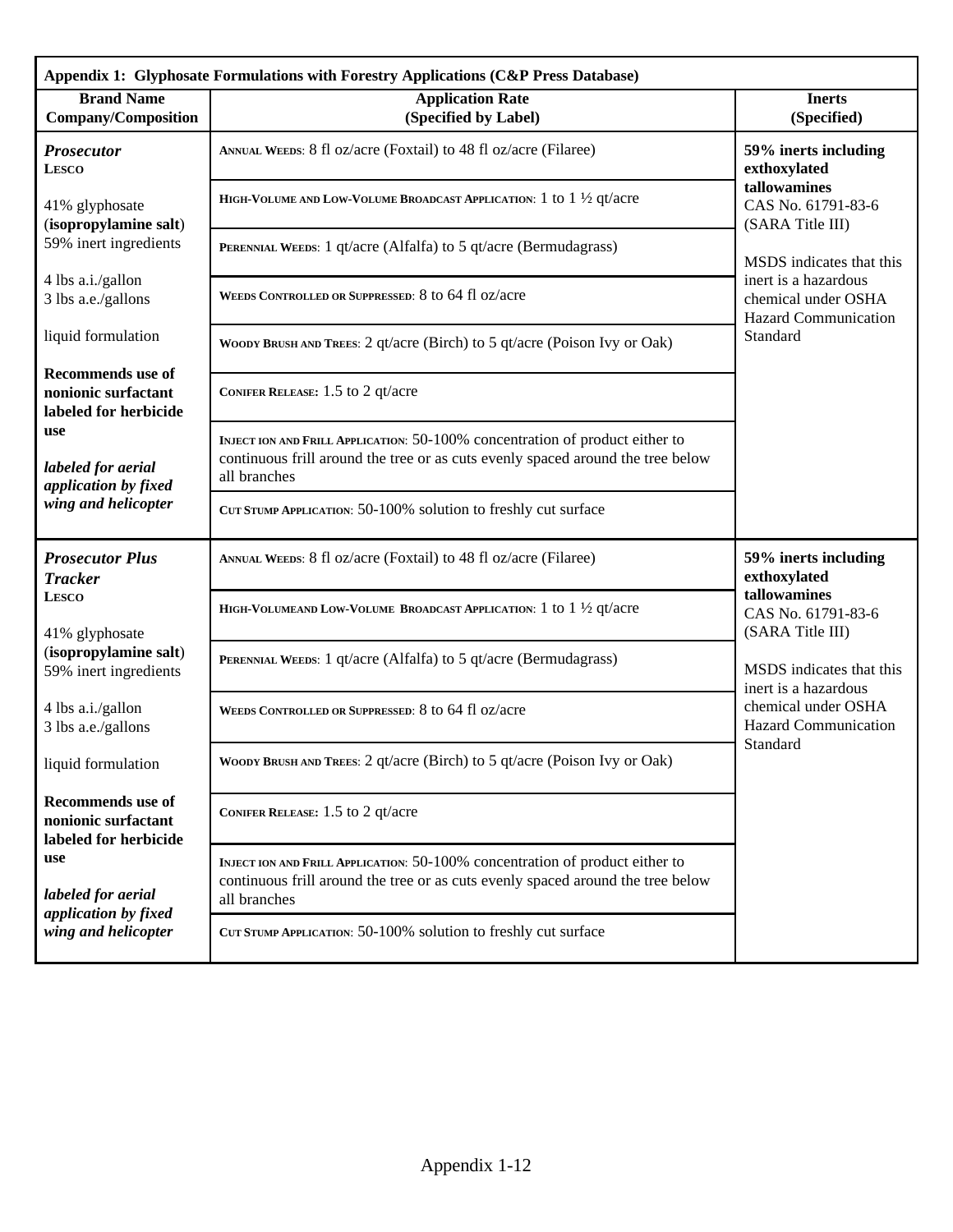| **Appendix 1: Glyphosate Formulations with Forestry Applications (C&P Press Database)** | | |
|---|---|---|
| **Brand Name Company/Composition** | **Application Rate (Specified by Label)** | **Inerts (Specified)** |
| ***Prosecutor*** **LESCO**<br><br>41% glyphosate (**isopropylamine salt**)<br>59% inert ingredients<br><br>4 lbs a.i./gallon<br>3 lbs a.e./gallons<br><br>liquid formulation<br><br>**Recommends use of nonionic surfactant labeled for herbicide use**<br><br>***labeled for aerial application by fixed wing and helicopter*** | ANNUAL WEEDS: 8 fl oz/acre (Foxtail) to 48 fl oz/acre (Filaree)<br><br>HIGH-VOLUME AND LOW-VOLUME BROADCAST APPLICATION: 1 to 1 ½ qt/acre<br><br>PERENNIAL WEEDS: 1 qt/acre (Alfalfa) to 5 qt/acre (Bermudagrass)<br><br>WEEDS CONTROLLED OR SUPPRESSED: 8 to 64 fl oz/acre<br><br>WOODY BRUSH AND TREES: 2 qt/acre (Birch) to 5 qt/acre (Poison Ivy or Oak)<br><br>CONIFER RELEASE: 1.5 to 2 qt/acre<br><br>INJECT ION AND FRILL APPLICATION: 50-100% concentration of product either to continuous frill around the tree or as cuts evenly spaced around the tree below all branches<br><br>CUT STUMP APPLICATION: 50-100% solution to freshly cut surface | **59% inerts including exthoxylated tallowamines**<br>CAS No. 61791-83-6 (SARA Title III)<br><br>MSDS indicates that this inert is a hazardous chemical under OSHA Hazard Communication Standard |
| ***Prosecutor Plus Tracker*** **LESCO**<br><br>41% glyphosate (**isopropylamine salt**)<br>59% inert ingredients<br><br>4 lbs a.i./gallon<br>3 lbs a.e./gallons<br><br>liquid formulation<br><br>**Recommends use of nonionic surfactant labeled for herbicide use**<br><br>***labeled for aerial application by fixed wing and helicopter*** | ANNUAL WEEDS: 8 fl oz/acre (Foxtail) to 48 fl oz/acre (Filaree)<br><br>HIGH-VOLUMEAND LOW-VOLUME BROADCAST APPLICATION: 1 to 1 ½ qt/acre<br><br>PERENNIAL WEEDS: 1 qt/acre (Alfalfa) to 5 qt/acre (Bermudagrass)<br><br>WEEDS CONTROLLED OR SUPPRESSED: 8 to 64 fl oz/acre<br><br>WOODY BRUSH AND TREES: 2 qt/acre (Birch) to 5 qt/acre (Poison Ivy or Oak)<br><br>CONIFER RELEASE: 1.5 to 2 qt/acre<br><br>INJECT ION AND FRILL APPLICATION: 50-100% concentration of product either to continuous frill around the tree or as cuts evenly spaced around the tree below all branches<br><br>CUT STUMP APPLICATION: 50-100% solution to freshly cut surface | **59% inerts including exthoxylated tallowamines**<br>CAS No. 61791-83-6 (SARA Title III)<br><br>MSDS indicates that this inert is a hazardous chemical under OSHA Hazard Communication Standard |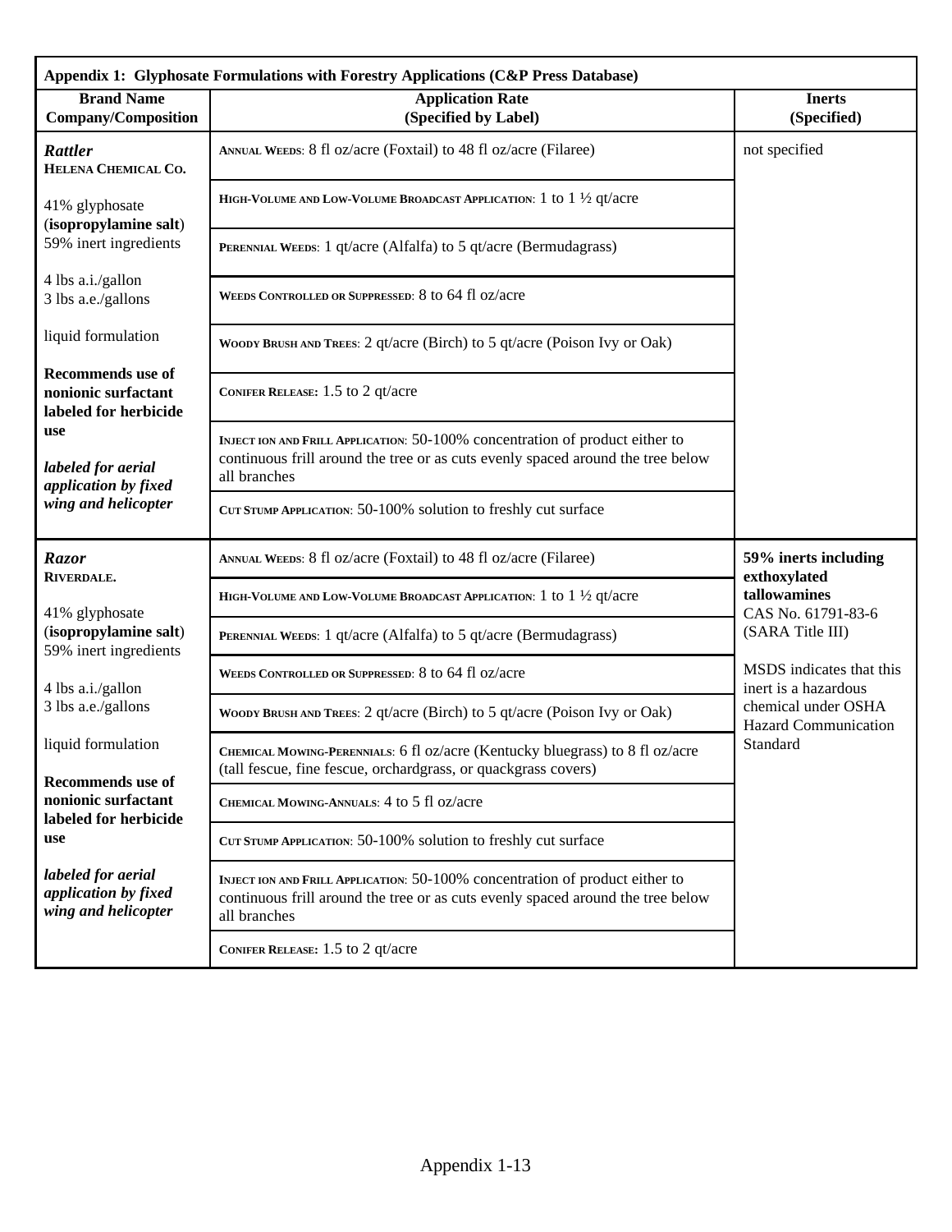**Appendix 1: Glyphosate Formulations with Forestry Applications (C&P Press Database)**

| Brand Name Company/Composition | Application Rate (Specified by Label) | Inerts (Specified) |
|---|---|---|
| ***Rattler*** **HELENA CHEMICAL CO.**<br><br>41% glyphosate (**isopropylamine salt**)<br>59% inert ingredients<br><br>4 lbs a.i./gallon<br>3 lbs a.e./gallons<br><br>liquid formulation<br><br>**Recommends use of nonionic surfactant labeled for herbicide use**<br><br>***labeled for aerial application by fixed wing and helicopter*** | ANNUAL WEEDS: 8 fl oz/acre (Foxtail) to 48 fl oz/acre (Filaree) | not specified |
| | HIGH-VOLUME AND LOW-VOLUME BROADCAST APPLICATION: 1 to 1 ½ qt/acre | |
| | PERENNIAL WEEDS: 1 qt/acre (Alfalfa) to 5 qt/acre (Bermudagrass) | |
| | WEEDS CONTROLLED OR SUPPRESSED: 8 to 64 fl oz/acre | |
| | WOODY BRUSH AND TREES: 2 qt/acre (Birch) to 5 qt/acre (Poison Ivy or Oak) | |
| | CONIFER RELEASE: 1.5 to 2 qt/acre | |
| | INJECT ION AND FRILL APPLICATION: 50-100% concentration of product either to continuous frill around the tree or as cuts evenly spaced around the tree below all branches | |
| | CUT STUMP APPLICATION: 50-100% solution to freshly cut surface | |
| ***Razor*** **RIVERDALE.**<br><br>41% glyphosate (**isopropylamine salt**)<br>59% inert ingredients<br><br>4 lbs a.i./gallon<br>3 lbs a.e./gallons<br><br>liquid formulation<br><br>**Recommends use of nonionic surfactant labeled for herbicide use**<br><br>***labeled for aerial application by fixed wing and helicopter*** | ANNUAL WEEDS: 8 fl oz/acre (Foxtail) to 48 fl oz/acre (Filaree) | **59% inerts including exthoxylated tallowamines** CAS No. 61791-83-6 (SARA Title III)<br><br>MSDS indicates that this inert is a hazardous chemical under OSHA Hazard Communication Standard |
| | HIGH-VOLUME AND LOW-VOLUME BROADCAST APPLICATION: 1 to 1 ½ qt/acre | |
| | PERENNIAL WEEDS: 1 qt/acre (Alfalfa) to 5 qt/acre (Bermudagrass) | |
| | WEEDS CONTROLLED OR SUPPRESSED: 8 to 64 fl oz/acre | |
| | WOODY BRUSH AND TREES: 2 qt/acre (Birch) to 5 qt/acre (Poison Ivy or Oak) | |
| | CHEMICAL MOWING-PERENNIALS: 6 fl oz/acre (Kentucky bluegrass) to 8 fl oz/acre (tall fescue, fine fescue, orchardgrass, or quackgrass covers) | |
| | CHEMICAL MOWING-ANNUALS: 4 to 5 fl oz/acre | |
| | CUT STUMP APPLICATION: 50-100% solution to freshly cut surface | |
| | INJECT ION AND FRILL APPLICATION: 50-100% concentration of product either to continuous frill around the tree or as cuts evenly spaced around the tree below all branches | |
| | CONIFER RELEASE: 1.5 to 2 qt/acre | |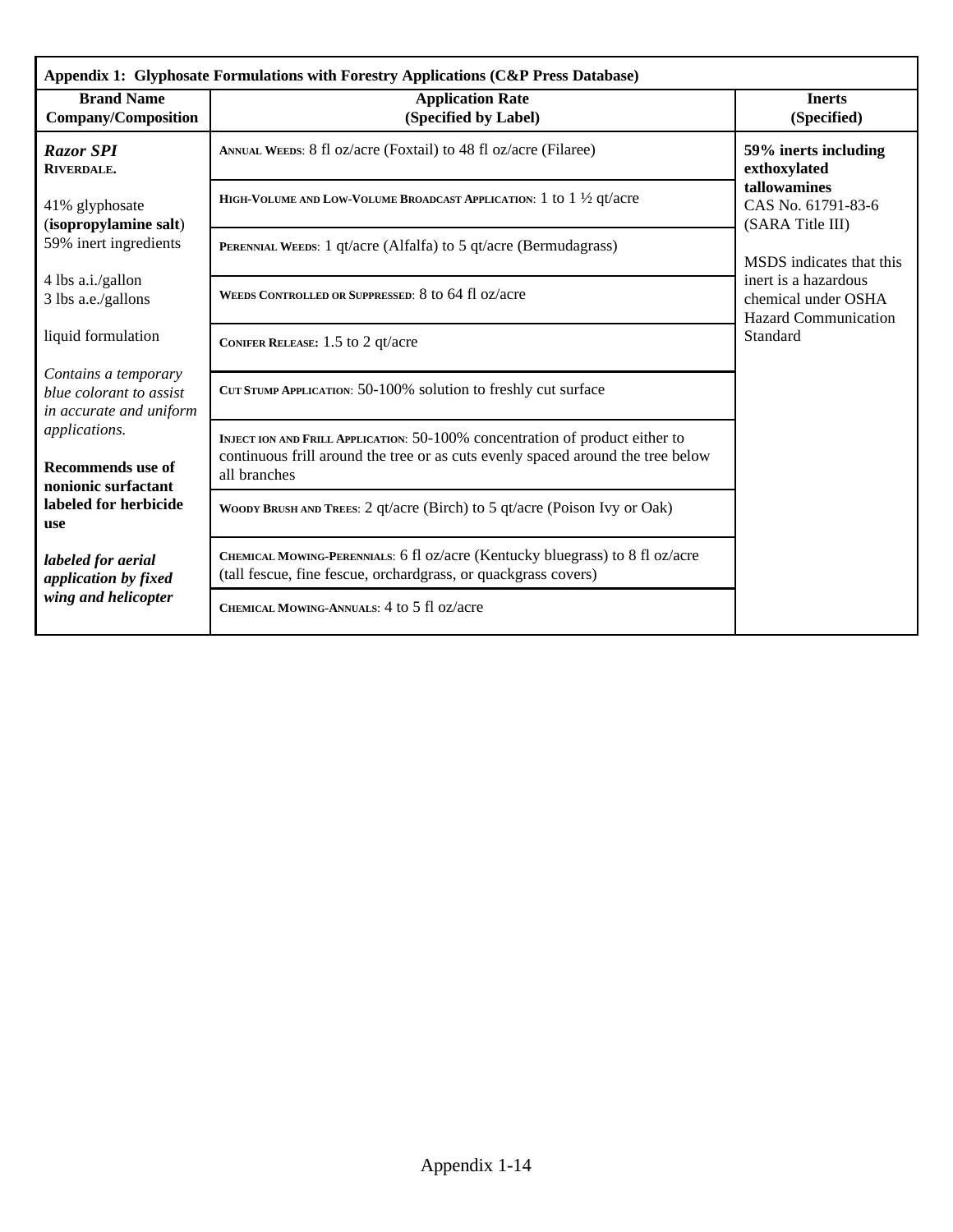| Appendix 1: Glyphosate Formulations with Forestry Applications (C&P Press Database) | | |
|---|---|---|
| **Brand Name Company/Composition** | **Application Rate (Specified by Label)** | **Inerts (Specified)** |
| ***Razor SPI*** **RIVERDALE.** <br><br> 41% glyphosate (**isopropylamine salt**) <br> 59% inert ingredients <br><br> 4 lbs a.i./gallon <br> 3 lbs a.e./gallons <br><br> liquid formulation <br><br> *Contains a temporary blue colorant to assist in accurate and uniform applications.* <br><br> **Recommends use of nonionic surfactant labeled for herbicide use** <br><br> ***labeled for aerial application by fixed wing and helicopter*** | ANNUAL WEEDS: 8 fl oz/acre (Foxtail) to 48 fl oz/acre (Filaree) <br><br> HIGH-VOLUME AND LOW-VOLUME BROADCAST APPLICATION: 1 to 1 ½ qt/acre <br><br> PERENNIAL WEEDS: 1 qt/acre (Alfalfa) to 5 qt/acre (Bermudagrass) <br><br> WEEDS CONTROLLED OR SUPPRESSED: 8 to 64 fl oz/acre <br><br> CONIFER RELEASE: 1.5 to 2 qt/acre <br><br> CUT STUMP APPLICATION: 50-100% solution to freshly cut surface <br><br> INJECT ION AND FRILL APPLICATION: 50-100% concentration of product either to continuous frill around the tree or as cuts evenly spaced around the tree below all branches <br><br> WOODY BRUSH AND TREES: 2 qt/acre (Birch) to 5 qt/acre (Poison Ivy or Oak) <br><br> CHEMICAL MOWING-PERENNIALS: 6 fl oz/acre (Kentucky bluegrass) to 8 fl oz/acre (tall fescue, fine fescue, orchardgrass, or quackgrass covers) <br><br> CHEMICAL MOWING-ANNUALS: 4 to 5 fl oz/acre | **59% inerts including exthoxylated tallowamines** <br> CAS No. 61791-83-6 (SARA Title III) <br><br> MSDS indicates that this inert is a hazardous chemical under OSHA Hazard Communication Standard |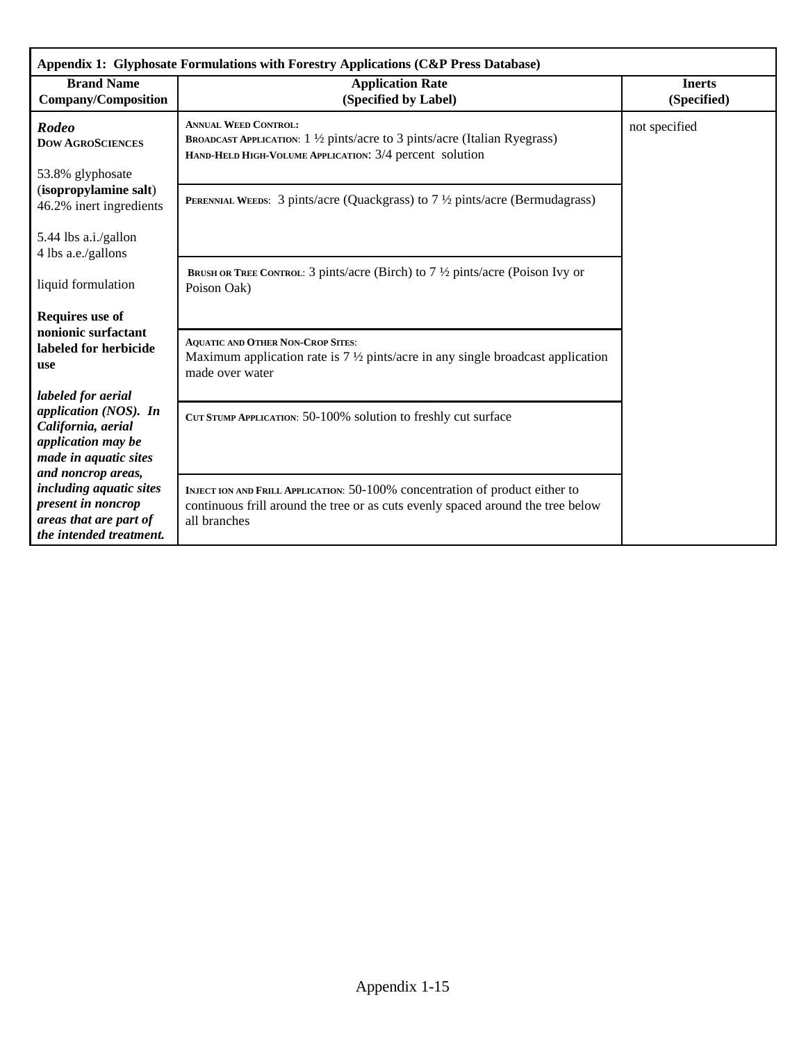**Appendix 1: Glyphosate Formulations with Forestry Applications (C&P Press Database)**

| Brand Name Company/Composition | Application Rate (Specified by Label) | Inerts (Specified) |
|---|---|---|
| ***Rodeo*** **DOW AGROSCIENCES**<br><br>53.8% glyphosate (**isopropylamine salt**)<br>46.2% inert ingredients<br><br>5.44 lbs a.i./gallon<br>4 lbs a.e./gallons<br><br>liquid formulation<br><br>**Requires use of nonionic surfactant labeled for herbicide use**<br><br>***labeled for aerial application (NOS). In California, aerial application may be made in aquatic sites and noncrop areas, including aquatic sites present in noncrop areas that are part of the intended treatment.*** | **ANNUAL WEED CONTROL:**<br>**BROADCAST APPLICATION**: 1 ½ pints/acre to 3 pints/acre (Italian Ryegrass)<br>**HAND-HELD HIGH-VOLUME APPLICATION**: 3/4 percent solution | not specified |
| | **PERENNIAL WEEDS**: 3 pints/acre (Quackgrass) to 7 ½ pints/acre (Bermudagrass) | |
| | **BRUSH OR TREE CONTROL**: 3 pints/acre (Birch) to 7 ½ pints/acre (Poison Ivy or Poison Oak) | |
| | **AQUATIC AND OTHER NON-CROP SITES**:<br>Maximum application rate is 7 ½ pints/acre in any single broadcast application made over water | |
| | **CUT STUMP APPLICATION**: 50-100% solution to freshly cut surface | |
| | **INJECT ION AND FRILL APPLICATION**: 50-100% concentration of product either to continuous frill around the tree or as cuts evenly spaced around the tree below all branches | |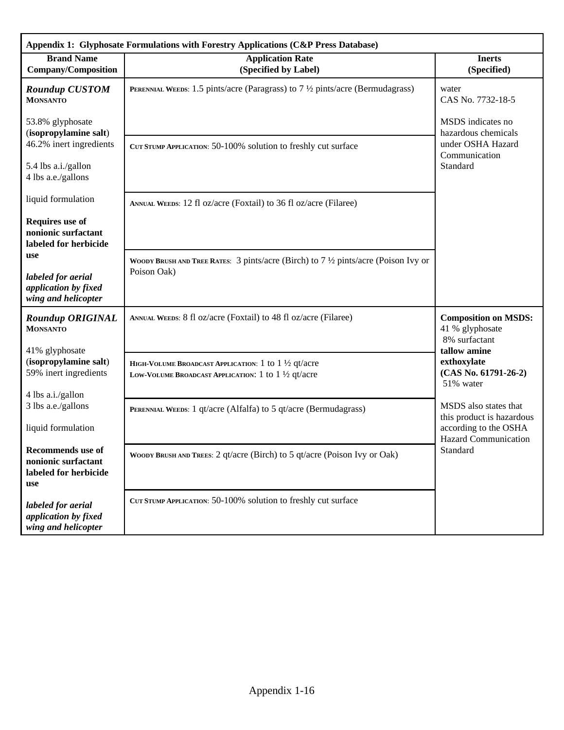**Appendix 1: Glyphosate Formulations with Forestry Applications (C&P Press Database)**

| Brand Name<br>Company/Composition | Application Rate<br>(Specified by Label) | Inerts<br>(Specified) |
|---|---|---|
| ***Roundup CUSTOM***<br>**MONSANTO**<br><br>53.8% glyphosate (**isopropylamine salt**)<br>46.2% inert ingredients<br><br>5.4 lbs a.i./gallon<br>4 lbs a.e./gallons<br><br>liquid formulation<br><br>**Requires use of nonionic surfactant labeled for herbicide use**<br><br>***labeled for aerial application by fixed wing and helicopter*** | PERENNIAL WEEDS: 1.5 pints/acre (Paragrass) to 7 ½ pints/acre (Bermudagrass)<br><br>CUT STUMP APPLICATION: 50-100% solution to freshly cut surface<br><br>ANNUAL WEEDS: 12 fl oz/acre (Foxtail) to 36 fl oz/acre (Filaree)<br><br>WOODY BRUSH AND TREE RATES: 3 pints/acre (Birch) to 7 ½ pints/acre (Poison Ivy or Poison Oak) | water<br>CAS No. 7732-18-5<br><br>MSDS indicates no hazardous chemicals under OSHA Hazard Communication Standard |
| ***Roundup ORIGINAL***<br>**MONSANTO**<br><br>41% glyphosate (**isopropylamine salt**)<br>59% inert ingredients<br><br>4 lbs a.i./gallon<br>3 lbs a.e./gallons<br><br>liquid formulation<br><br>**Recommends use of nonionic surfactant labeled for herbicide use**<br><br>***labeled for aerial application by fixed wing and helicopter*** | ANNUAL WEEDS: 8 fl oz/acre (Foxtail) to 48 fl oz/acre (Filaree)<br><br>HIGH-VOLUME BROADCAST APPLICATION: 1 to 1 ½ qt/acre<br>LOW-VOLUME BROADCAST APPLICATION: 1 to 1 ½ qt/acre<br><br>PERENNIAL WEEDS: 1 qt/acre (Alfalfa) to 5 qt/acre (Bermudagrass)<br><br>WOODY BRUSH AND TREES: 2 qt/acre (Birch) to 5 qt/acre (Poison Ivy or Oak)<br><br>CUT STUMP APPLICATION: 50-100% solution to freshly cut surface | **Composition on MSDS:**<br>41 % glyphosate<br>8% surfactant<br>**tallow amine exthoxylate (CAS No. 61791-26-2)**<br>51% water<br><br>MSDS also states that this product is hazardous according to the OSHA Hazard Communication Standard |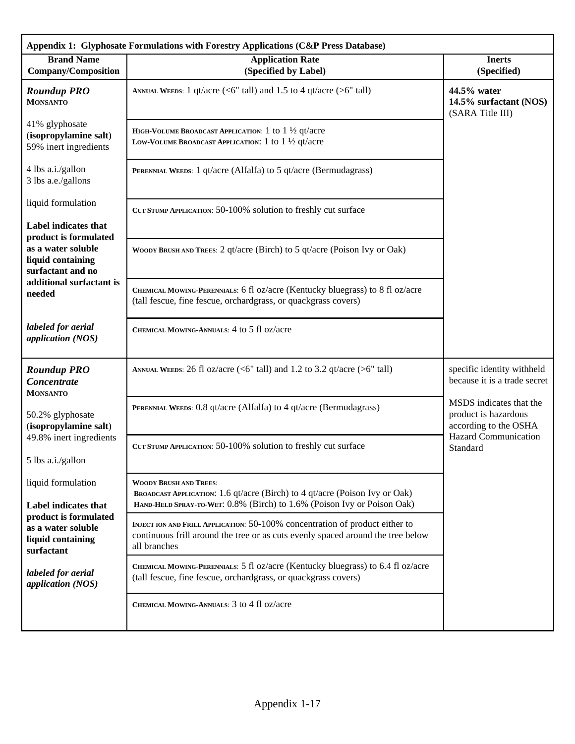**Appendix 1: Glyphosate Formulations with Forestry Applications (C&P Press Database)**

| Brand Name Company/Composition | Application Rate (Specified by Label) | Inerts (Specified) |
|---|---|---|
| ***Roundup PRO*** **MONSANTO**<br><br>41% glyphosate (**isopropylamine salt**)<br>59% inert ingredients<br><br>4 lbs a.i./gallon<br>3 lbs a.e./gallons<br><br>liquid formulation<br><br>**Label indicates that product is formulated as a water soluble liquid containing surfactant and no additional surfactant is needed**<br><br>***labeled for aerial application (NOS)*** | ANNUAL WEEDS: 1 qt/acre (<6" tall) and 1.5 to 4 qt/acre (>6" tall)<br><br>HIGH-VOLUME BROADCAST APPLICATION: 1 to 1 ½ qt/acre<br>LOW-VOLUME BROADCAST APPLICATION: 1 to 1 ½ qt/acre<br><br>PERENNIAL WEEDS: 1 qt/acre (Alfalfa) to 5 qt/acre (Bermudagrass)<br><br>CUT STUMP APPLICATION: 50-100% solution to freshly cut surface<br><br>WOODY BRUSH AND TREES: 2 qt/acre (Birch) to 5 qt/acre (Poison Ivy or Oak)<br><br>CHEMICAL MOWING-PERENNIALS: 6 fl oz/acre (Kentucky bluegrass) to 8 fl oz/acre (tall fescue, fine fescue, orchardgrass, or quackgrass covers)<br><br>CHEMICAL MOWING-ANNUALS: 4 to 5 fl oz/acre | **44.5% water**<br>**14.5% surfactant (NOS)**<br>(SARA Title III) |
| ***Roundup PRO Concentrate*** **MONSANTO**<br><br>50.2% glyphosate (**isopropylamine salt**)<br>49.8% inert ingredients<br><br>5 lbs a.i./gallon<br><br>liquid formulation<br><br>**Label indicates that product is formulated as a water soluble liquid containing surfactant**<br><br>***labeled for aerial application (NOS)*** | ANNUAL WEEDS: 26 fl oz/acre (<6" tall) and 1.2 to 3.2 qt/acre (>6" tall)<br><br>PERENNIAL WEEDS: 0.8 qt/acre (Alfalfa) to 4 qt/acre (Bermudagrass)<br><br>CUT STUMP APPLICATION: 50-100% solution to freshly cut surface<br><br>WOODY BRUSH AND TREES:<br>BROADCAST APPLICATION: 1.6 qt/acre (Birch) to 4 qt/acre (Poison Ivy or Oak)<br>HAND-HELD SPRAY-TO-WET: 0.8% (Birch) to 1.6% (Poison Ivy or Poison Oak)<br><br>INJECT ION AND FRILL APPLICATION: 50-100% concentration of product either to continuous frill around the tree or as cuts evenly spaced around the tree below all branches<br><br>CHEMICAL MOWING-PERENNIALS: 5 fl oz/acre (Kentucky bluegrass) to 6.4 fl oz/acre (tall fescue, fine fescue, orchardgrass, or quackgrass covers)<br><br>CHEMICAL MOWING-ANNUALS: 3 to 4 fl oz/acre | specific identity withheld because it is a trade secret<br><br>MSDS indicates that the product is hazardous according to the OSHA Hazard Communication Standard |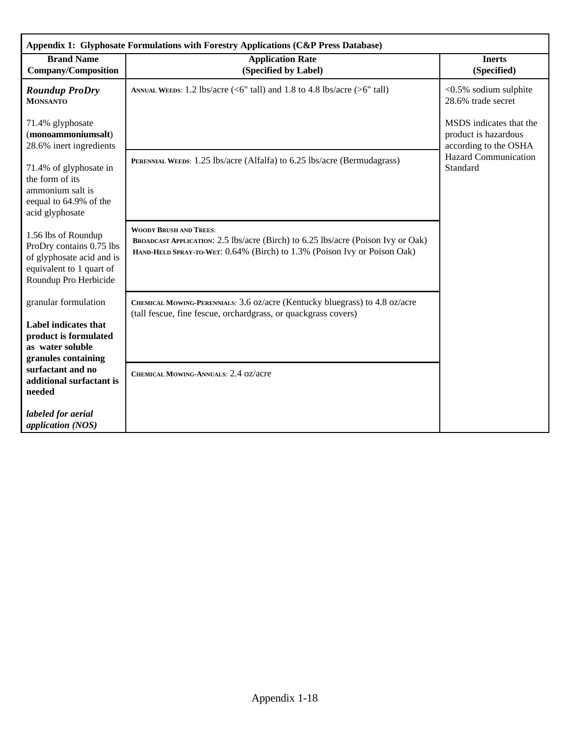**Appendix 1: Glyphosate Formulations with Forestry Applications (C&P Press Database)**

| Brand Name Company/Composition | Application Rate (Specified by Label) | Inerts (Specified) |
|---|---|---|
| ***Roundup ProDry*** **MONSANTO**<br><br>71.4% glyphosate (**monoammoniumsalt**) 28.6% inert ingredients<br><br>71.4% of glyphosate in the form of its ammonium salt is eequal to 64.9% of the acid glyphosate<br><br>1.56 lbs of Roundup ProDry contains 0.75 lbs of glyphosate acid and is equivalent to 1 quart of Roundup Pro Herbicide<br><br>granular formulation<br><br>**Label indicates that product is formulated as water soluble granules containing surfactant and no additional surfactant is needed**<br><br>***labeled for aerial application (NOS)*** | ANNUAL WEEDS: 1.2 lbs/acre (<6" tall) and 1.8 to 4.8 lbs/acre (>6" tall) | <0.5% sodium sulphite 28.6% trade secret<br><br>MSDS indicates that the product is hazardous according to the OSHA Hazard Communication Standard |
| | PERENNIAL WEEDS: 1.25 lbs/acre (Alfalfa) to 6.25 lbs/acre (Bermudagrass) | |
| | WOODY BRUSH AND TREES:<br>BROADCAST APPLICATION: 2.5 lbs/acre (Birch) to 6.25 lbs/acre (Poison Ivy or Oak)<br>HAND-HELD SPRAY-TO-WET: 0.64% (Birch) to 1.3% (Poison Ivy or Poison Oak) | |
| | CHEMICAL MOWING-PERENNIALS: 3.6 oz/acre (Kentucky bluegrass) to 4.8 oz/acre (tall fescue, fine fescue, orchardgrass, or quackgrass covers) | |
| | CHEMICAL MOWING-ANNUALS: 2.4 oz/acre | |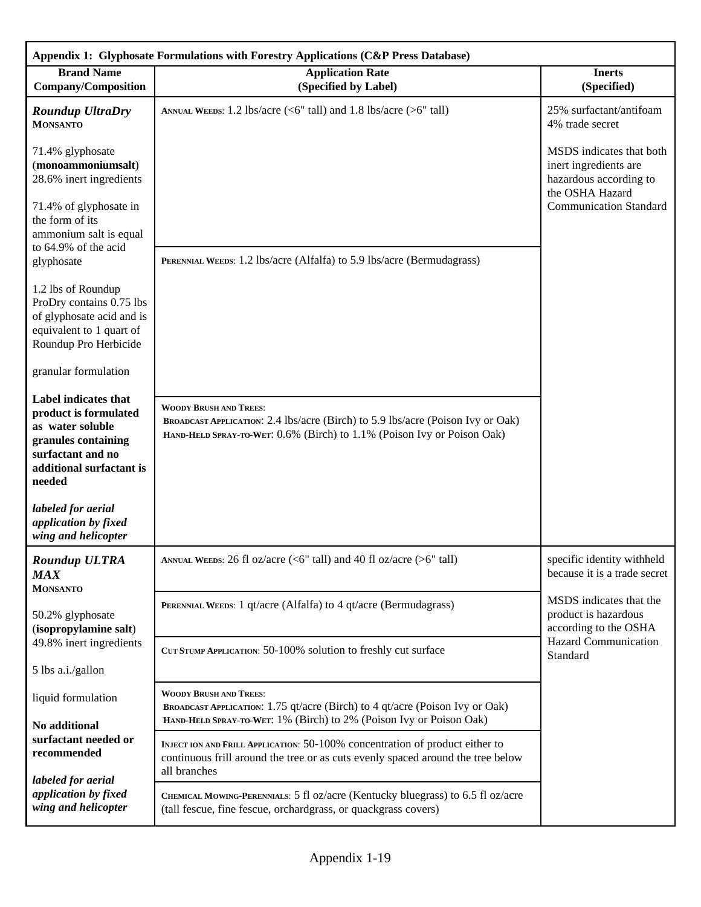| Appendix 1: Glyphosate Formulations with Forestry Applications (C&P Press Database) | | |
|---|---|---|
| **Brand Name Company/Composition** | **Application Rate (Specified by Label)** | **Inerts (Specified)** |
| ***Roundup UltraDry*** **MONSANTO**<br><br>71.4% glyphosate (**monoammoniumsalt**) 28.6% inert ingredients<br><br>71.4% of glyphosate in the form of its ammonium salt is equal to 64.9% of the acid glyphosate<br><br>1.2 lbs of Roundup ProDry contains 0.75 lbs of glyphosate acid and is equivalent to 1 quart of Roundup Pro Herbicide<br><br>granular formulation<br><br>**Label indicates that product is formulated as water soluble granules containing surfactant and no additional surfactant is needed**<br><br>***labeled for aerial application by fixed wing and helicopter*** | ANNUAL WEEDS: 1.2 lbs/acre (<6" tall) and 1.8 lbs/acre (>6" tall)<br><br>PERENNIAL WEEDS: 1.2 lbs/acre (Alfalfa) to 5.9 lbs/acre (Bermudagrass)<br><br>WOODY BRUSH AND TREES:<br>BROADCAST APPLICATION: 2.4 lbs/acre (Birch) to 5.9 lbs/acre (Poison Ivy or Oak)<br>HAND-HELD SPRAY-TO-WET: 0.6% (Birch) to 1.1% (Poison Ivy or Poison Oak) | 25% surfactant/antifoam<br>4% trade secret<br><br>MSDS indicates that both inert ingredients are hazardous according to the OSHA Hazard Communication Standard |
| ***Roundup ULTRA MAX*** **MONSANTO**<br><br>50.2% glyphosate (**isopropylamine salt**) 49.8% inert ingredients<br><br>5 lbs a.i./gallon<br><br>liquid formulation<br><br>**No additional surfactant needed or recommended**<br><br>***labeled for aerial application by fixed wing and helicopter*** | ANNUAL WEEDS: 26 fl oz/acre (<6" tall) and 40 fl oz/acre (>6" tall)<br><br>PERENNIAL WEEDS: 1 qt/acre (Alfalfa) to 4 qt/acre (Bermudagrass)<br><br>CUT STUMP APPLICATION: 50-100% solution to freshly cut surface<br><br>WOODY BRUSH AND TREES:<br>BROADCAST APPLICATION: 1.75 qt/acre (Birch) to 4 qt/acre (Poison Ivy or Oak)<br>HAND-HELD SPRAY-TO-WET: 1% (Birch) to 2% (Poison Ivy or Poison Oak)<br><br>INJECT ION AND FRILL APPLICATION: 50-100% concentration of product either to continuous frill around the tree or as cuts evenly spaced around the tree below all branches<br><br>CHEMICAL MOWING-PERENNIALS: 5 fl oz/acre (Kentucky bluegrass) to 6.5 fl oz/acre (tall fescue, fine fescue, orchardgrass, or quackgrass covers) | specific identity withheld because it is a trade secret<br><br>MSDS indicates that the product is hazardous according to the OSHA Hazard Communication Standard |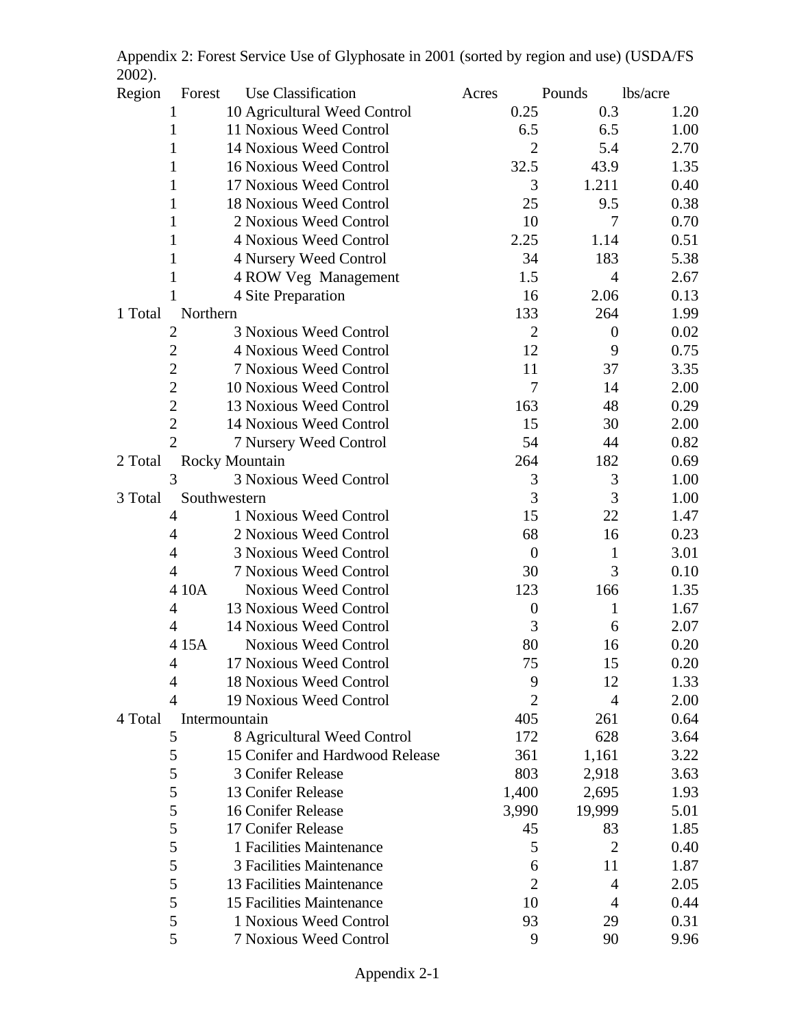Appendix 2: Forest Service Use of Glyphosate in 2001 (sorted by region and use) (USDA/FS 2002).

| Region | Forest | Use Classification | Acres | Pounds | lbs/acre |
|---|---|---|---|---|---|
| 1 | 10 | Agricultural Weed Control | 0.25 | 0.3 | 1.20 |
| 1 | 11 | Noxious Weed Control | 6.5 | 6.5 | 1.00 |
| 1 | 14 | Noxious Weed Control | 2 | 5.4 | 2.70 |
| 1 | 16 | Noxious Weed Control | 32.5 | 43.9 | 1.35 |
| 1 | 17 | Noxious Weed Control | 3 | 1.211 | 0.40 |
| 1 | 18 | Noxious Weed Control | 25 | 9.5 | 0.38 |
| 1 | 2 | Noxious Weed Control | 10 | 7 | 0.70 |
| 1 | 4 | Noxious Weed Control | 2.25 | 1.14 | 0.51 |
| 1 | 4 | Nursery Weed Control | 34 | 183 | 5.38 |
| 1 | 4 | ROW Veg Management | 1.5 | 4 | 2.67 |
| 1 | 4 | Site Preparation | 16 | 2.06 | 0.13 |
| 1 Total | Northern | | 133 | 264 | 1.99 |
| 2 | 3 | Noxious Weed Control | 2 | 0 | 0.02 |
| 2 | 4 | Noxious Weed Control | 12 | 9 | 0.75 |
| 2 | 7 | Noxious Weed Control | 11 | 37 | 3.35 |
| 2 | 10 | Noxious Weed Control | 7 | 14 | 2.00 |
| 2 | 13 | Noxious Weed Control | 163 | 48 | 0.29 |
| 2 | 14 | Noxious Weed Control | 15 | 30 | 2.00 |
| 2 | 7 | Nursery Weed Control | 54 | 44 | 0.82 |
| 2 Total | Rocky Mountain | | 264 | 182 | 0.69 |
| 3 | 3 | Noxious Weed Control | 3 | 3 | 1.00 |
| 3 Total | Southwestern | | 3 | 3 | 1.00 |
| 4 | 1 | Noxious Weed Control | 15 | 22 | 1.47 |
| 4 | 2 | Noxious Weed Control | 68 | 16 | 0.23 |
| 4 | 3 | Noxious Weed Control | 0 | 1 | 3.01 |
| 4 | 7 | Noxious Weed Control | 30 | 3 | 0.10 |
| 4 | 10A | Noxious Weed Control | 123 | 166 | 1.35 |
| 4 | 13 | Noxious Weed Control | 0 | 1 | 1.67 |
| 4 | 14 | Noxious Weed Control | 3 | 6 | 2.07 |
| 4 | 15A | Noxious Weed Control | 80 | 16 | 0.20 |
| 4 | 17 | Noxious Weed Control | 75 | 15 | 0.20 |
| 4 | 18 | Noxious Weed Control | 9 | 12 | 1.33 |
| 4 | 19 | Noxious Weed Control | 2 | 4 | 2.00 |
| 4 Total | Intermountain | | 405 | 261 | 0.64 |
| 5 | 8 | Agricultural Weed Control | 172 | 628 | 3.64 |
| 5 | 15 | Conifer and Hardwood Release | 361 | 1,161 | 3.22 |
| 5 | 3 | Conifer Release | 803 | 2,918 | 3.63 |
| 5 | 13 | Conifer Release | 1,400 | 2,695 | 1.93 |
| 5 | 16 | Conifer Release | 3,990 | 19,999 | 5.01 |
| 5 | 17 | Conifer Release | 45 | 83 | 1.85 |
| 5 | 1 | Facilities Maintenance | 5 | 2 | 0.40 |
| 5 | 3 | Facilities Maintenance | 6 | 11 | 1.87 |
| 5 | 13 | Facilities Maintenance | 2 | 4 | 2.05 |
| 5 | 15 | Facilities Maintenance | 10 | 4 | 0.44 |
| 5 | 1 | Noxious Weed Control | 93 | 29 | 0.31 |
| 5 | 7 | Noxious Weed Control | 9 | 90 | 9.96 |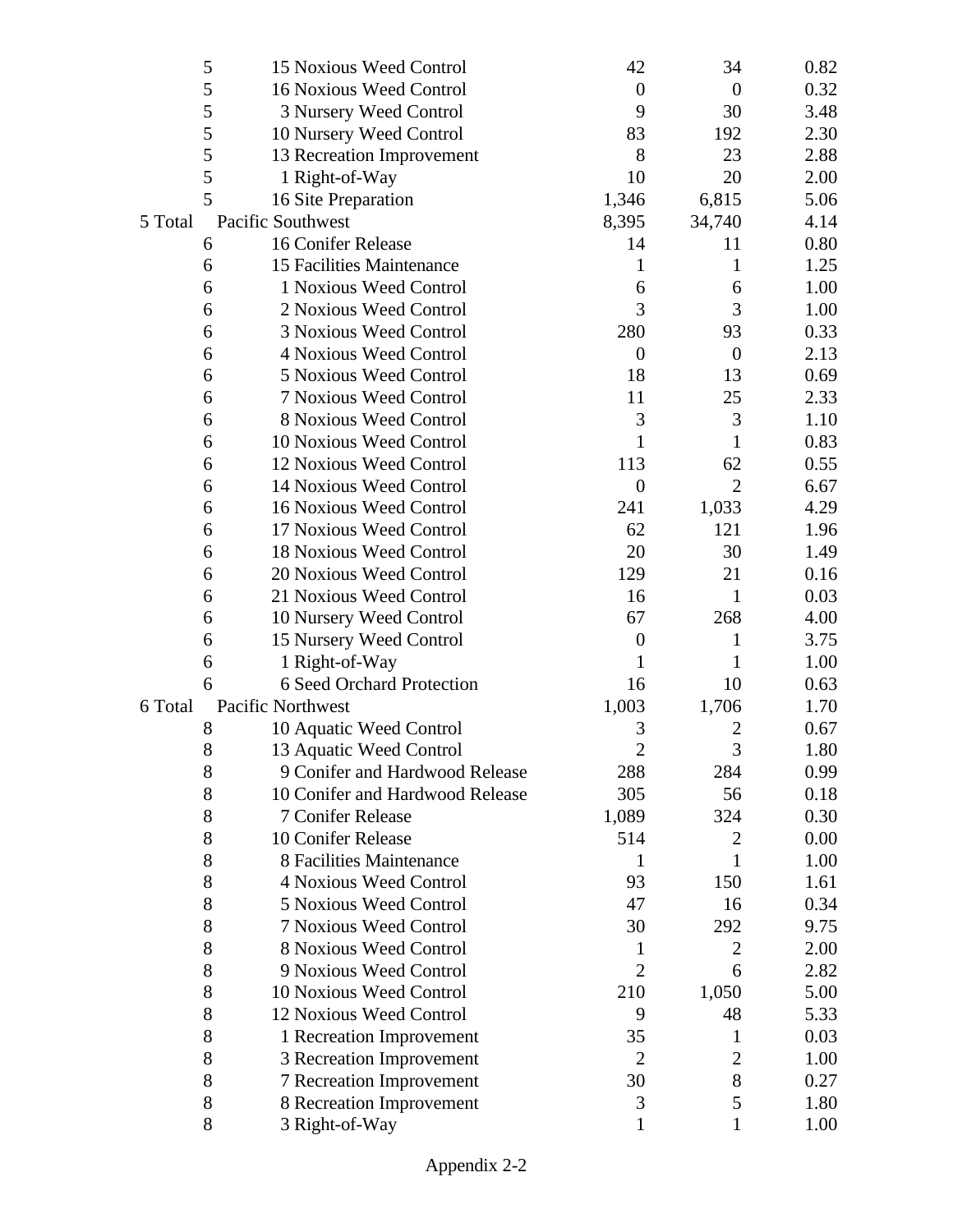| | | | | |
|---|---|---|---|---|
| 5 | 15 Noxious Weed Control | 42 | 34 | 0.82 |
| 5 | 16 Noxious Weed Control | 0 | 0 | 0.32 |
| 5 | 3 Nursery Weed Control | 9 | 30 | 3.48 |
| 5 | 10 Nursery Weed Control | 83 | 192 | 2.30 |
| 5 | 13 Recreation Improvement | 8 | 23 | 2.88 |
| 5 | 1 Right-of-Way | 10 | 20 | 2.00 |
| 5 | 16 Site Preparation | 1,346 | 6,815 | 5.06 |
| 5 Total | Pacific Southwest | 8,395 | 34,740 | 4.14 |
| 6 | 16 Conifer Release | 14 | 11 | 0.80 |
| 6 | 15 Facilities Maintenance | 1 | 1 | 1.25 |
| 6 | 1 Noxious Weed Control | 6 | 6 | 1.00 |
| 6 | 2 Noxious Weed Control | 3 | 3 | 1.00 |
| 6 | 3 Noxious Weed Control | 280 | 93 | 0.33 |
| 6 | 4 Noxious Weed Control | 0 | 0 | 2.13 |
| 6 | 5 Noxious Weed Control | 18 | 13 | 0.69 |
| 6 | 7 Noxious Weed Control | 11 | 25 | 2.33 |
| 6 | 8 Noxious Weed Control | 3 | 3 | 1.10 |
| 6 | 10 Noxious Weed Control | 1 | 1 | 0.83 |
| 6 | 12 Noxious Weed Control | 113 | 62 | 0.55 |
| 6 | 14 Noxious Weed Control | 0 | 2 | 6.67 |
| 6 | 16 Noxious Weed Control | 241 | 1,033 | 4.29 |
| 6 | 17 Noxious Weed Control | 62 | 121 | 1.96 |
| 6 | 18 Noxious Weed Control | 20 | 30 | 1.49 |
| 6 | 20 Noxious Weed Control | 129 | 21 | 0.16 |
| 6 | 21 Noxious Weed Control | 16 | 1 | 0.03 |
| 6 | 10 Nursery Weed Control | 67 | 268 | 4.00 |
| 6 | 15 Nursery Weed Control | 0 | 1 | 3.75 |
| 6 | 1 Right-of-Way | 1 | 1 | 1.00 |
| 6 | 6 Seed Orchard Protection | 16 | 10 | 0.63 |
| 6 Total | Pacific Northwest | 1,003 | 1,706 | 1.70 |
| 8 | 10 Aquatic Weed Control | 3 | 2 | 0.67 |
| 8 | 13 Aquatic Weed Control | 2 | 3 | 1.80 |
| 8 | 9 Conifer and Hardwood Release | 288 | 284 | 0.99 |
| 8 | 10 Conifer and Hardwood Release | 305 | 56 | 0.18 |
| 8 | 7 Conifer Release | 1,089 | 324 | 0.30 |
| 8 | 10 Conifer Release | 514 | 2 | 0.00 |
| 8 | 8 Facilities Maintenance | 1 | 1 | 1.00 |
| 8 | 4 Noxious Weed Control | 93 | 150 | 1.61 |
| 8 | 5 Noxious Weed Control | 47 | 16 | 0.34 |
| 8 | 7 Noxious Weed Control | 30 | 292 | 9.75 |
| 8 | 8 Noxious Weed Control | 1 | 2 | 2.00 |
| 8 | 9 Noxious Weed Control | 2 | 6 | 2.82 |
| 8 | 10 Noxious Weed Control | 210 | 1,050 | 5.00 |
| 8 | 12 Noxious Weed Control | 9 | 48 | 5.33 |
| 8 | 1 Recreation Improvement | 35 | 1 | 0.03 |
| 8 | 3 Recreation Improvement | 2 | 2 | 1.00 |
| 8 | 7 Recreation Improvement | 30 | 8 | 0.27 |
| 8 | 8 Recreation Improvement | 3 | 5 | 1.80 |
| 8 | 3 Right-of-Way | 1 | 1 | 1.00 |

Appendix 2-2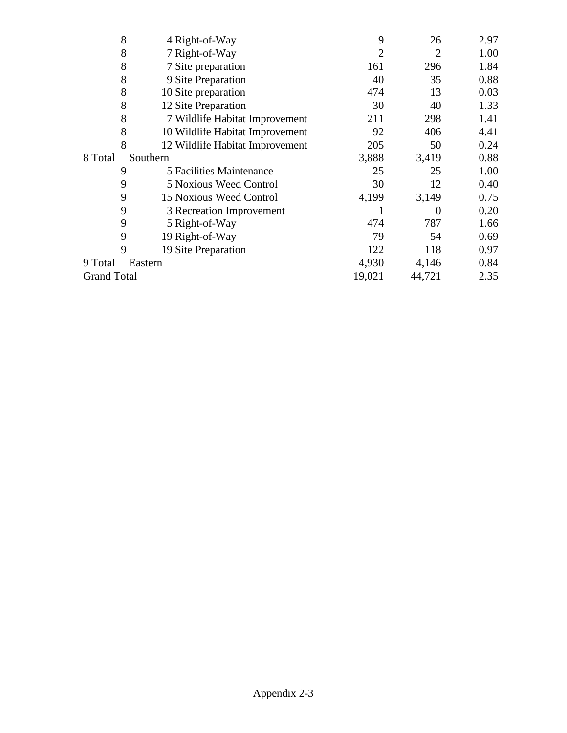| | | | | |
|---|---|---|---|---|
| 8 | 4 Right-of-Way | 9 | 26 | 2.97 |
| 8 | 7 Right-of-Way | 2 | 2 | 1.00 |
| 8 | 7 Site preparation | 161 | 296 | 1.84 |
| 8 | 9 Site Preparation | 40 | 35 | 0.88 |
| 8 | 10 Site preparation | 474 | 13 | 0.03 |
| 8 | 12 Site Preparation | 30 | 40 | 1.33 |
| 8 | 7 Wildlife Habitat Improvement | 211 | 298 | 1.41 |
| 8 | 10 Wildlife Habitat Improvement | 92 | 406 | 4.41 |
| 8 | 12 Wildlife Habitat Improvement | 205 | 50 | 0.24 |
| 8 Total | Southern | 3,888 | 3,419 | 0.88 |
| 9 | 5 Facilities Maintenance | 25 | 25 | 1.00 |
| 9 | 5 Noxious Weed Control | 30 | 12 | 0.40 |
| 9 | 15 Noxious Weed Control | 4,199 | 3,149 | 0.75 |
| 9 | 3 Recreation Improvement | 1 | 0 | 0.20 |
| 9 | 5 Right-of-Way | 474 | 787 | 1.66 |
| 9 | 19 Right-of-Way | 79 | 54 | 0.69 |
| 9 | 19 Site Preparation | 122 | 118 | 0.97 |
| 9 Total | Eastern | 4,930 | 4,146 | 0.84 |
| Grand Total | | 19,021 | 44,721 | 2.35 |

Appendix 2-3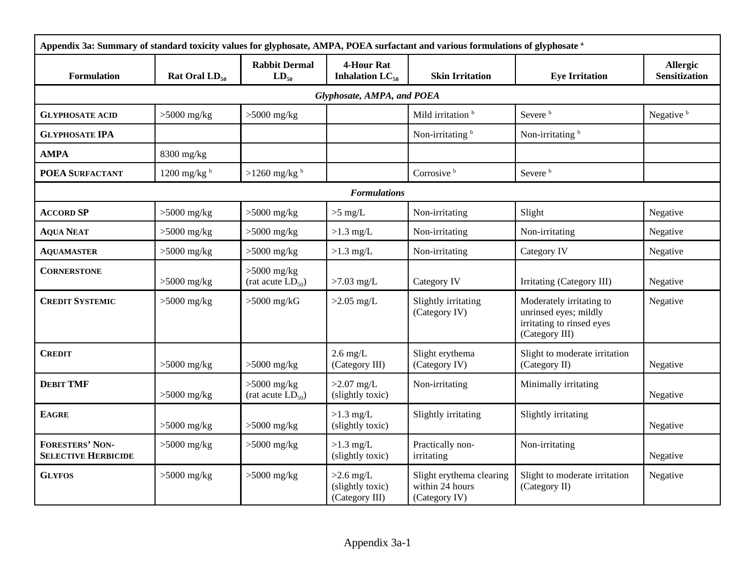| Appendix 3a: Summary of standard toxicity values for glyphosate, AMPA, POEA surfactant and various formulations of glyphosate [a] | | | | | | |
|---|---|---|---|---|---|---|
| **Formulation** | **Rat Oral $LD_{50}$** | **Rabbit Dermal $LD_{50}$** | **4-Hour Rat Inhalation $LC_{50}$** | **Skin Irritation** | **Eye Irritation** | **Allergic Sensitization** |
| ***Glyphosate, AMPA, and POEA*** | | | | | | |
| **GLYPHOSATE ACID** | >5000 mg/kg | >5000 mg/kg | | Mild irritation [b] | Severe [b] | Negative [b] |
| **GLYPHOSATE IPA** | | | | Non-irritating [b] | Non-irritating [b] | |
| **AMPA** | 8300 mg/kg | | | | | |
| **POEA SURFACTANT** | 1200 mg/kg [b] | >1260 mg/kg [b] | | Corrosive [b] | Severe [b] | |
| ***Formulations*** | | | | | | |
| **ACCORD SP** | >5000 mg/kg | >5000 mg/kg | >5 mg/L | Non-irritating | Slight | Negative |
| **AQUA NEAT** | >5000 mg/kg | >5000 mg/kg | >1.3 mg/L | Non-irritating | Non-irritating | Negative |
| **AQUAMASTER** | >5000 mg/kg | >5000 mg/kg | >1.3 mg/L | Non-irritating | Category IV | Negative |
| **CORNERSTONE** | >5000 mg/kg | >5000 mg/kg (rat acute $LD_{50}$) | >7.03 mg/L | Category IV | Irritating (Category III) | Negative |
| **CREDIT SYSTEMIC** | >5000 mg/kg | >5000 mg/kG | >2.05 mg/L | Slightly irritating (Category IV) | Moderately irritating to unrinsed eyes; mildly irritating to rinsed eyes (Category III) | Negative |
| **CREDIT** | >5000 mg/kg | >5000 mg/kg | 2.6 mg/L (Category III) | Slight erythema (Category IV) | Slight to moderate irritation (Category II) | Negative |
| **DEBIT TMF** | >5000 mg/kg | >5000 mg/kg (rat acute $LD_{50}$) | >2.07 mg/L (slightly toxic) | Non-irritating | Minimally irritating | Negative |
| **EAGRE** | >5000 mg/kg | >5000 mg/kg | >1.3 mg/L (slightly toxic) | Slightly irritating | Slightly irritating | Negative |
| **FORESTERS' NON-SELECTIVE HERBICIDE** | >5000 mg/kg | >5000 mg/kg | >1.3 mg/L (slightly toxic) | Practically non-irritating | Non-irritating | Negative |
| **GLYFOS** | >5000 mg/kg | >5000 mg/kg | >2.6 mg/L (slightly toxic) (Category III) | Slight erythema clearing within 24 hours (Category IV) | Slight to moderate irritation (Category II) | Negative |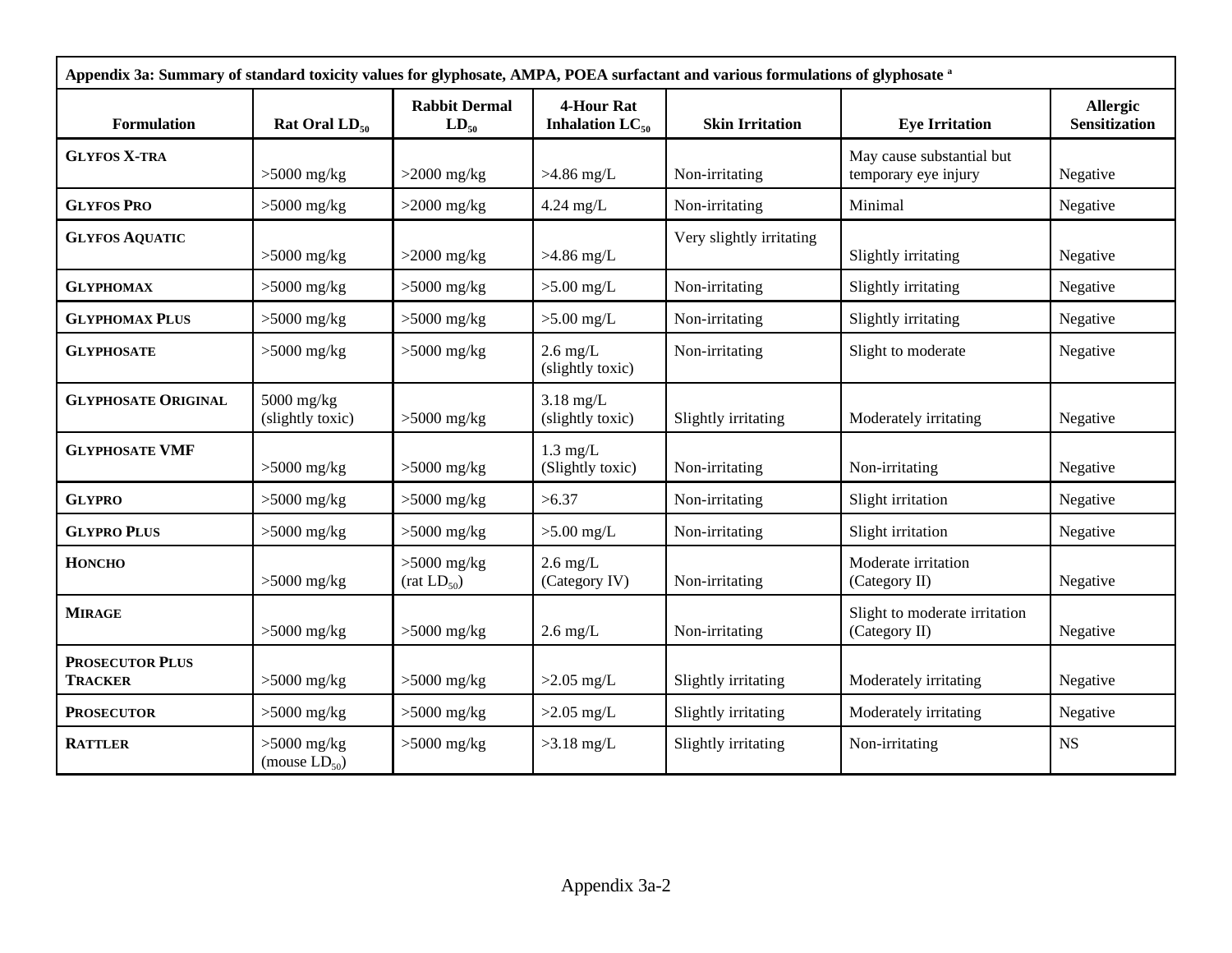| Appendix 3a: Summary of standard toxicity values for glyphosate, AMPA, POEA surfactant and various formulations of glyphosate [a] | | | | | | |
|---|---|---|---|---|---|---|
| **Formulation** | **Rat Oral $LD_{50}$** | **Rabbit Dermal $LD_{50}$** | **4-Hour Rat Inhalation $LC_{50}$** | **Skin Irritation** | **Eye Irritation** | **Allergic Sensitization** |
| **GLYFOS X-TRA** | >5000 mg/kg | >2000 mg/kg | >4.86 mg/L | Non-irritating | May cause substantial but temporary eye injury | Negative |
| **GLYFOS PRO** | >5000 mg/kg | >2000 mg/kg | 4.24 mg/L | Non-irritating | Minimal | Negative |
| **GLYFOS AQUATIC** | >5000 mg/kg | >2000 mg/kg | >4.86 mg/L | Very slightly irritating | Slightly irritating | Negative |
| **GLYPHOMAX** | >5000 mg/kg | >5000 mg/kg | >5.00 mg/L | Non-irritating | Slightly irritating | Negative |
| **GLYPHOMAX PLUS** | >5000 mg/kg | >5000 mg/kg | >5.00 mg/L | Non-irritating | Slightly irritating | Negative |
| **GLYPHOSATE** | >5000 mg/kg | >5000 mg/kg | 2.6 mg/L (slightly toxic) | Non-irritating | Slight to moderate | Negative |
| **GLYPHOSATE ORIGINAL** | 5000 mg/kg (slightly toxic) | >5000 mg/kg | 3.18 mg/L (slightly toxic) | Slightly irritating | Moderately irritating | Negative |
| **GLYPHOSATE VMF** | >5000 mg/kg | >5000 mg/kg | 1.3 mg/L (Slightly toxic) | Non-irritating | Non-irritating | Negative |
| **GLYPRO** | >5000 mg/kg | >5000 mg/kg | >6.37 | Non-irritating | Slight irritation | Negative |
| **GLYPRO PLUS** | >5000 mg/kg | >5000 mg/kg | >5.00 mg/L | Non-irritating | Slight irritation | Negative |
| **HONCHO** | >5000 mg/kg | >5000 mg/kg (rat $LD_{50}$) | 2.6 mg/L (Category IV) | Non-irritating | Moderate irritation (Category II) | Negative |
| **MIRAGE** | >5000 mg/kg | >5000 mg/kg | 2.6 mg/L | Non-irritating | Slight to moderate irritation (Category II) | Negative |
| **PROSECUTOR PLUS TRACKER** | >5000 mg/kg | >5000 mg/kg | >2.05 mg/L | Slightly irritating | Moderately irritating | Negative |
| **PROSECUTOR** | >5000 mg/kg | >5000 mg/kg | >2.05 mg/L | Slightly irritating | Moderately irritating | Negative |
| **RATTLER** | >5000 mg/kg (mouse $LD_{50}$) | >5000 mg/kg | >3.18 mg/L | Slightly irritating | Non-irritating | NS |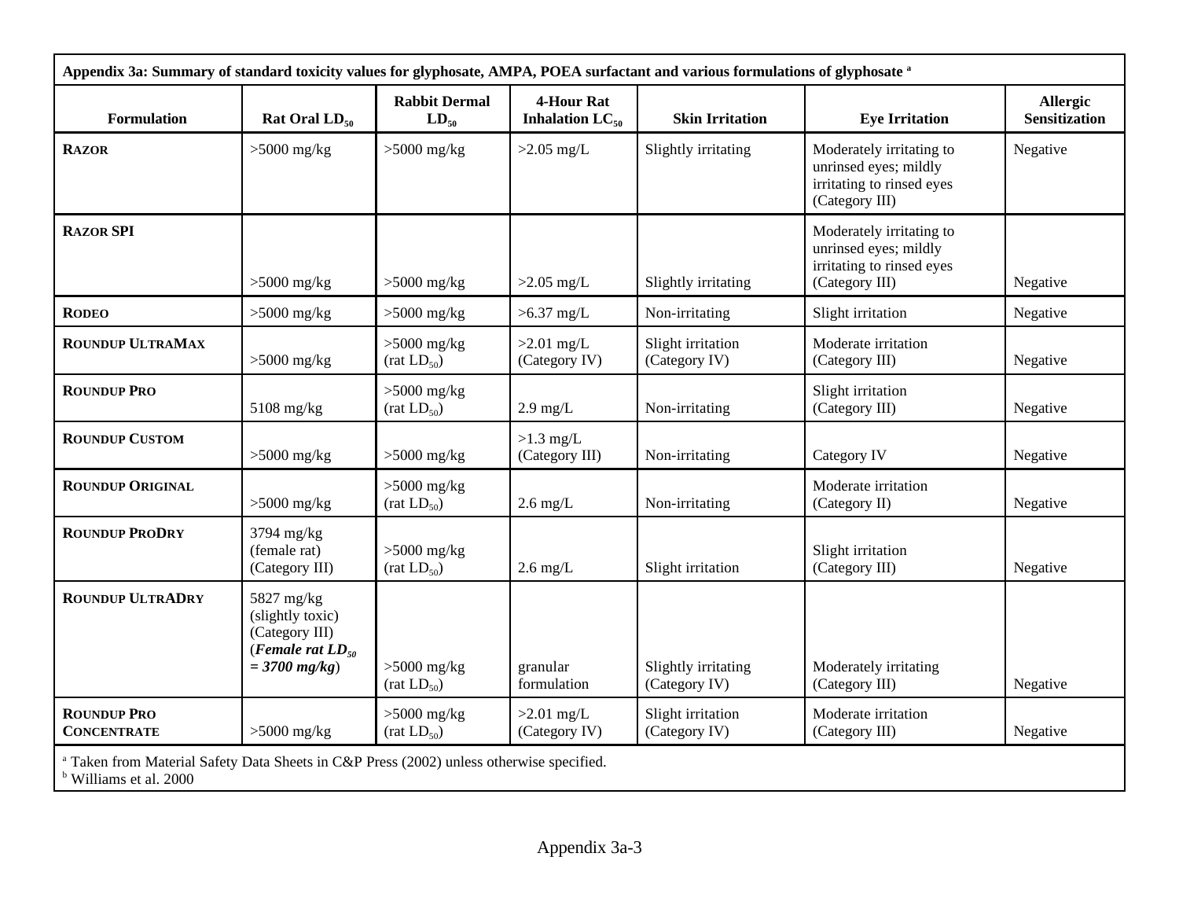| Appendix 3a: Summary of standard toxicity values for glyphosate, AMPA, POEA surfactant and various formulations of glyphosate [a] | | | | | | |
|---|---|---|---|---|---|---|
| **Formulation** | **Rat Oral $LD_{50}$** | **Rabbit Dermal $LD_{50}$** | **4-Hour Rat Inhalation $LC_{50}$** | **Skin Irritation** | **Eye Irritation** | **Allergic Sensitization** |
| **RAZOR** | >5000 mg/kg | >5000 mg/kg | >2.05 mg/L | Slightly irritating | Moderately irritating to unrinsed eyes; mildly irritating to rinsed eyes (Category III) | Negative |
| **RAZOR SPI** | >5000 mg/kg | >5000 mg/kg | >2.05 mg/L | Slightly irritating | Moderately irritating to unrinsed eyes; mildly irritating to rinsed eyes (Category III) | Negative |
| **RODEO** | >5000 mg/kg | >5000 mg/kg | >6.37 mg/L | Non-irritating | Slight irritation | Negative |
| **ROUNDUP ULTRAMAX** | >5000 mg/kg | >5000 mg/kg (rat $LD_{50}$) | >2.01 mg/L (Category IV) | Slight irritation (Category IV) | Moderate irritation (Category III) | Negative |
| **ROUNDUP PRO** | 5108 mg/kg | >5000 mg/kg (rat $LD_{50}$) | 2.9 mg/L | Non-irritating | Slight irritation (Category III) | Negative |
| **ROUNDUP CUSTOM** | >5000 mg/kg | >5000 mg/kg | >1.3 mg/L (Category III) | Non-irritating | Category IV | Negative |
| **ROUNDUP ORIGINAL** | >5000 mg/kg | >5000 mg/kg (rat $LD_{50}$) | 2.6 mg/L | Non-irritating | Moderate irritation (Category II) | Negative |
| **ROUNDUP PRODRY** | 3794 mg/kg (female rat) (Category III) | >5000 mg/kg (rat $LD_{50}$) | 2.6 mg/L | Slight irritation | Slight irritation (Category III) | Negative |
| **ROUNDUP ULTRADRY** | 5827 mg/kg (slightly toxic) (Category III) (***Female rat $LD_{50}$ = 3700 mg/kg***) | >5000 mg/kg (rat $LD_{50}$) | granular formulation | Slightly irritating (Category IV) | Moderately irritating (Category III) | Negative |
| **ROUNDUP PRO CONCENTRATE** | >5000 mg/kg | >5000 mg/kg (rat $LD_{50}$) | >2.01 mg/L (Category IV) | Slight irritation (Category IV) | Moderate irritation (Category III) | Negative |

[a] Taken from Material Safety Data Sheets in C&P Press (2002) unless otherwise specified.
[b] Williams et al. 2000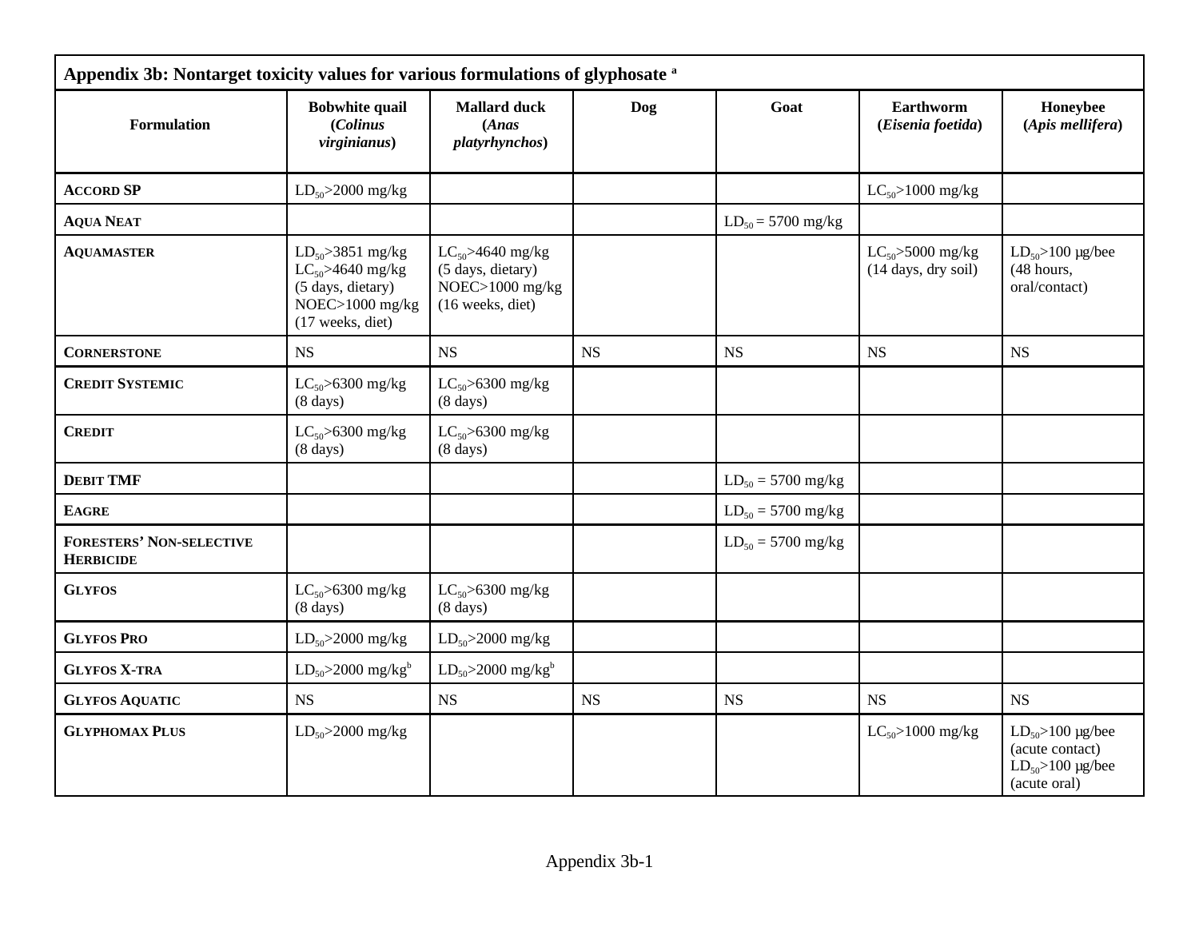**Appendix 3b: Nontarget toxicity values for various formulations of glyphosate [a]**

| Formulation | Bobwhite quail (*Colinus virginianus*) | Mallard duck (*Anas platyrhynchos*) | Dog | Goat | Earthworm (*Eisenia foetida*) | Honeybee (*Apis mellifera*) |
|---|---|---|---|---|---|---|
| ACCORD SP | $LD_{50}$>2000 mg/kg | | | | $LC_{50}$>1000 mg/kg | |
| AQUA NEAT | | | | $LD_{50}$ = 5700 mg/kg | | |
| AQUAMASTER | $LD_{50}$>3851 mg/kg $LC_{50}$>4640 mg/kg (5 days, dietary) NOEC>1000 mg/kg (17 weeks, diet) | $LC_{50}$>4640 mg/kg (5 days, dietary) NOEC>1000 mg/kg (16 weeks, diet) | | | $LC_{50}$>5000 mg/kg (14 days, dry soil) | $LD_{50}$>100 μg/bee (48 hours, oral/contact) |
| CORNERSTONE | NS | NS | NS | NS | NS | NS |
| CREDIT SYSTEMIC | $LC_{50}$>6300 mg/kg (8 days) | $LC_{50}$>6300 mg/kg (8 days) | | | | |
| CREDIT | $LC_{50}$>6300 mg/kg (8 days) | $LC_{50}$>6300 mg/kg (8 days) | | | | |
| DEBIT TMF | | | | $LD_{50}$ = 5700 mg/kg | | |
| EAGRE | | | | $LD_{50}$ = 5700 mg/kg | | |
| FORESTERS' NON-SELECTIVE HERBICIDE | | | | $LD_{50}$ = 5700 mg/kg | | |
| GLYFOS | $LC_{50}$>6300 mg/kg (8 days) | $LC_{50}$>6300 mg/kg (8 days) | | | | |
| GLYFOS PRO | $LD_{50}$>2000 mg/kg | $LD_{50}$>2000 mg/kg | | | | |
| GLYFOS X-TRA | $LD_{50}$>2000 mg/kg[b] | $LD_{50}$>2000 mg/kg[b] | | | | |
| GLYFOS AQUATIC | NS | NS | NS | NS | NS | NS |
| GLYPHOMAX PLUS | $LD_{50}$>2000 mg/kg | | | | $LC_{50}$>1000 mg/kg | $LD_{50}$>100 μg/bee (acute contact) $LD_{50}$>100 μg/bee (acute oral) |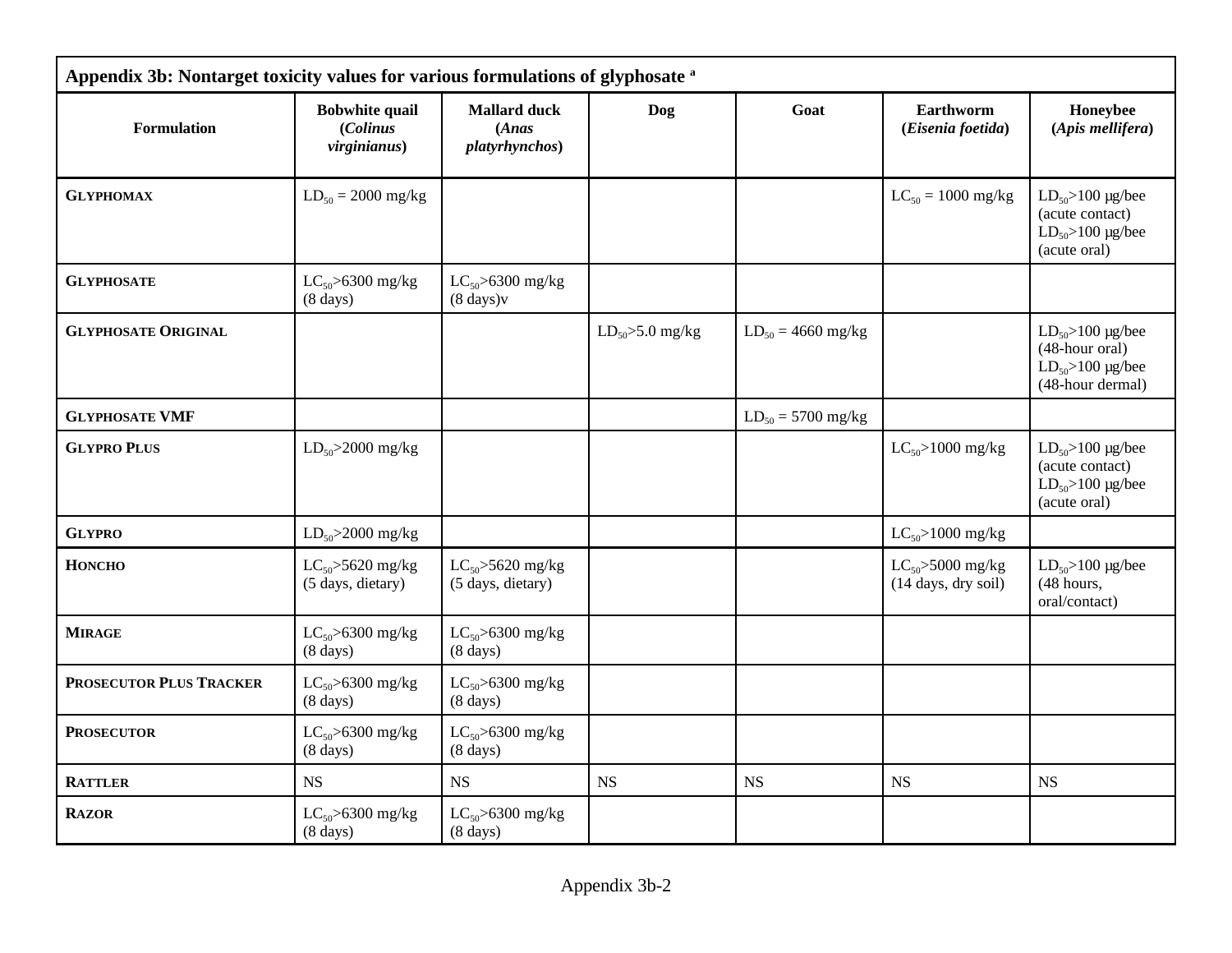**Appendix 3b: Nontarget toxicity values for various formulations of glyphosate [a]**

| Formulation | Bobwhite quail (*Colinus virginianus*) | Mallard duck (*Anas platyrhynchos*) | Dog | Goat | Earthworm (*Eisenia foetida*) | Honeybee (*Apis mellifera*) |
|---|---|---|---|---|---|---|
| **GLYPHOMAX** | $LD_{50}$ = 2000 mg/kg | | | | $LC_{50}$ = 1000 mg/kg | $LD_{50}$>100 µg/bee (acute contact) $LD_{50}$>100 µg/bee (acute oral) |
| **GLYPHOSATE** | $LC_{50}$>6300 mg/kg (8 days) | $LC_{50}$>6300 mg/kg (8 days)v | | | | |
| **GLYPHOSATE ORIGINAL** | | | $LD_{50}$>5.0 mg/kg | $LD_{50}$ = 4660 mg/kg | | $LD_{50}$>100 µg/bee (48-hour oral) $LD_{50}$>100 µg/bee (48-hour dermal) |
| **GLYPHOSATE VMF** | | | | $LD_{50}$ = 5700 mg/kg | | |
| **GLYPRO PLUS** | $LD_{50}$>2000 mg/kg | | | | $LC_{50}$>1000 mg/kg | $LD_{50}$>100 µg/bee (acute contact) $LD_{50}$>100 µg/bee (acute oral) |
| **GLYPRO** | $LD_{50}$>2000 mg/kg | | | | $LC_{50}$>1000 mg/kg | |
| **HONCHO** | $LC_{50}$>5620 mg/kg (5 days, dietary) | $LC_{50}$>5620 mg/kg (5 days, dietary) | | | $LC_{50}$>5000 mg/kg (14 days, dry soil) | $LD_{50}$>100 µg/bee (48 hours, oral/contact) |
| **MIRAGE** | $LC_{50}$>6300 mg/kg (8 days) | $LC_{50}$>6300 mg/kg (8 days) | | | | |
| **PROSECUTOR PLUS TRACKER** | $LC_{50}$>6300 mg/kg (8 days) | $LC_{50}$>6300 mg/kg (8 days) | | | | |
| **PROSECUTOR** | $LC_{50}$>6300 mg/kg (8 days) | $LC_{50}$>6300 mg/kg (8 days) | | | | |
| **RATTLER** | NS | NS | NS | NS | NS | NS |
| **RAZOR** | $LC_{50}$>6300 mg/kg (8 days) | $LC_{50}$>6300 mg/kg (8 days) | | | | |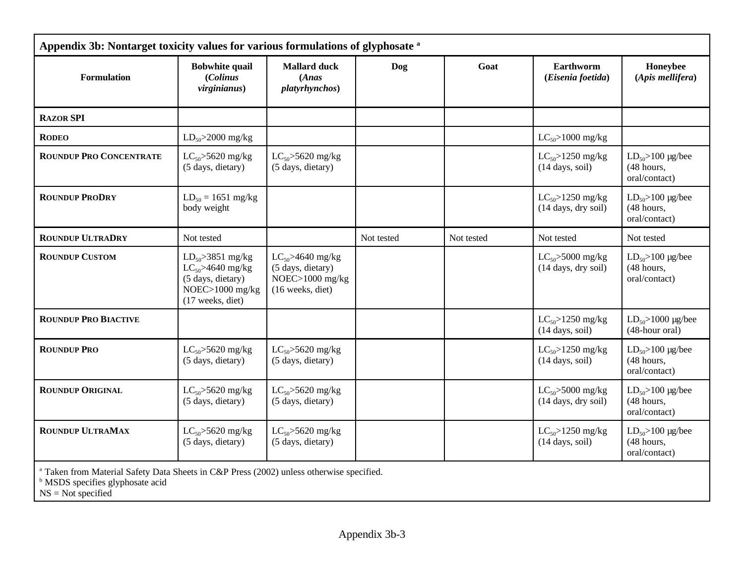**Appendix 3b: Nontarget toxicity values for various formulations of glyphosate [a]**

| Formulation | Bobwhite quail (*Colinus virginianus*) | Mallard duck (*Anas platyrhynchos*) | Dog | Goat | Earthworm (*Eisenia foetida*) | Honeybee (*Apis mellifera*) |
|---|---|---|---|---|---|---|
| **RAZOR SPI** | | | | | | |
| **RODEO** | $LD_{50}$>2000 mg/kg | | | | $LC_{50}$>1000 mg/kg | |
| **ROUNDUP PRO CONCENTRATE** | $LC_{50}$>5620 mg/kg (5 days, dietary) | $LC_{50}$>5620 mg/kg (5 days, dietary) | | | $LC_{50}$>1250 mg/kg (14 days, soil) | $LD_{50}$>100 µg/bee (48 hours, oral/contact) |
| **ROUNDUP PRODRY** | $LD_{50}$ = 1651 mg/kg body weight | | | | $LC_{50}$>1250 mg/kg (14 days, dry soil) | $LD_{50}$>100 µg/bee (48 hours, oral/contact) |
| **ROUNDUP ULTRADRY** | Not tested | | Not tested | Not tested | Not tested | Not tested |
| **ROUNDUP CUSTOM** | $LD_{50}$>3851 mg/kg $LC_{50}$>4640 mg/kg (5 days, dietary) NOEC>1000 mg/kg (17 weeks, diet) | $LC_{50}$>4640 mg/kg (5 days, dietary) NOEC>1000 mg/kg (16 weeks, diet) | | | $LC_{50}$>5000 mg/kg (14 days, dry soil) | $LD_{50}$>100 µg/bee (48 hours, oral/contact) |
| **ROUNDUP PRO BIACTIVE** | | | | | $LC_{50}$>1250 mg/kg (14 days, soil) | $LD_{50}$>1000 µg/bee (48-hour oral) |
| **ROUNDUP PRO** | $LC_{50}$>5620 mg/kg (5 days, dietary) | $LC_{50}$>5620 mg/kg (5 days, dietary) | | | $LC_{50}$>1250 mg/kg (14 days, soil) | $LD_{50}$>100 µg/bee (48 hours, oral/contact) |
| **ROUNDUP ORIGINAL** | $LC_{50}$>5620 mg/kg (5 days, dietary) | $LC_{50}$>5620 mg/kg (5 days, dietary) | | | $LC_{50}$>5000 mg/kg (14 days, dry soil) | $LD_{50}$>100 µg/bee (48 hours, oral/contact) |
| **ROUNDUP ULTRAMAX** | $LC_{50}$>5620 mg/kg (5 days, dietary) | $LC_{50}$>5620 mg/kg (5 days, dietary) | | | $LC_{50}$>1250 mg/kg (14 days, soil) | $LD_{50}$>100 µg/bee (48 hours, oral/contact) |

[a] Taken from Material Safety Data Sheets in C&P Press (2002) unless otherwise specified.
[b] MSDS specifies glyphosate acid
NS = Not specified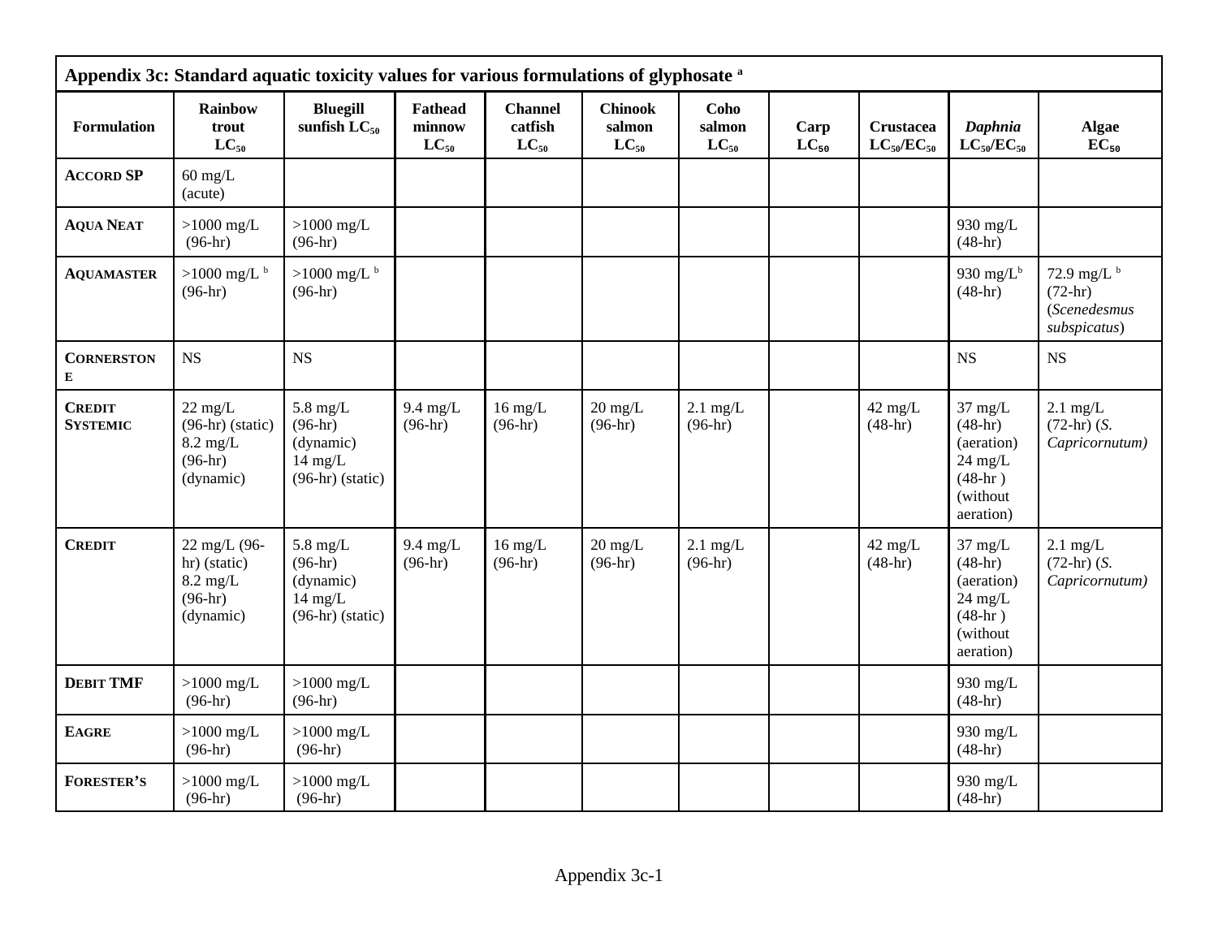| **Appendix 3c: Standard aquatic toxicity values for various formulations of glyphosate** [a] | | | | | | | | | | |
|---|---|---|---|---|---|---|---|---|---|---|
| **Formulation** | **Rainbow trout $LC_{50}$** | **Bluegill sunfish $LC_{50}$** | **Fathead minnow $LC_{50}$** | **Channel catfish $LC_{50}$** | **Chinook salmon $LC_{50}$** | **Coho salmon $LC_{50}$** | **Carp $LC_{50}$** | **Crustacea $LC_{50}/EC_{50}$** | ***Daphnia* $LC_{50}/EC_{50}$** | **Algae $EC_{50}$** |
| **ACCORD SP** | 60 mg/L (acute) | | | | | | | | | |
| **AQUA NEAT** | >1000 mg/L (96-hr) | >1000 mg/L (96-hr) | | | | | | | 930 mg/L (48-hr) | |
| **AQUAMASTER** | >1000 mg/L [b] (96-hr) | >1000 mg/L [b] (96-hr) | | | | | | | 930 mg/L[b] (48-hr) | 72.9 mg/L [b] (72-hr) (*Scenedesmus subspicatus*) |
| **CORNERSTONE** | NS | NS | | | | | | | NS | NS |
| **CREDIT SYSTEMIC** | 22 mg/L (96-hr) (static) 8.2 mg/L (96-hr) (dynamic) | 5.8 mg/L (96-hr) (dynamic) 14 mg/L (96-hr) (static) | 9.4 mg/L (96-hr) | 16 mg/L (96-hr) | 20 mg/L (96-hr) | 2.1 mg/L (96-hr) | | 42 mg/L (48-hr) | 37 mg/L (48-hr) (aeration) 24 mg/L (48-hr ) (without aeration) | 2.1 mg/L (72-hr) (*S. Capricornutum)* |
| **CREDIT** | 22 mg/L (96-hr) (static) 8.2 mg/L (96-hr) (dynamic) | 5.8 mg/L (96-hr) (dynamic) 14 mg/L (96-hr) (static) | 9.4 mg/L (96-hr) | 16 mg/L (96-hr) | 20 mg/L (96-hr) | 2.1 mg/L (96-hr) | | 42 mg/L (48-hr) | 37 mg/L (48-hr) (aeration) 24 mg/L (48-hr ) (without aeration) | 2.1 mg/L (72-hr) (*S. Capricornutum)* |
| **DEBIT TMF** | >1000 mg/L (96-hr) | >1000 mg/L (96-hr) | | | | | | | 930 mg/L (48-hr) | |
| **EAGRE** | >1000 mg/L (96-hr) | >1000 mg/L (96-hr) | | | | | | | 930 mg/L (48-hr) | |
| **FORESTER'S** | >1000 mg/L (96-hr) | >1000 mg/L (96-hr) | | | | | | | 930 mg/L (48-hr) | |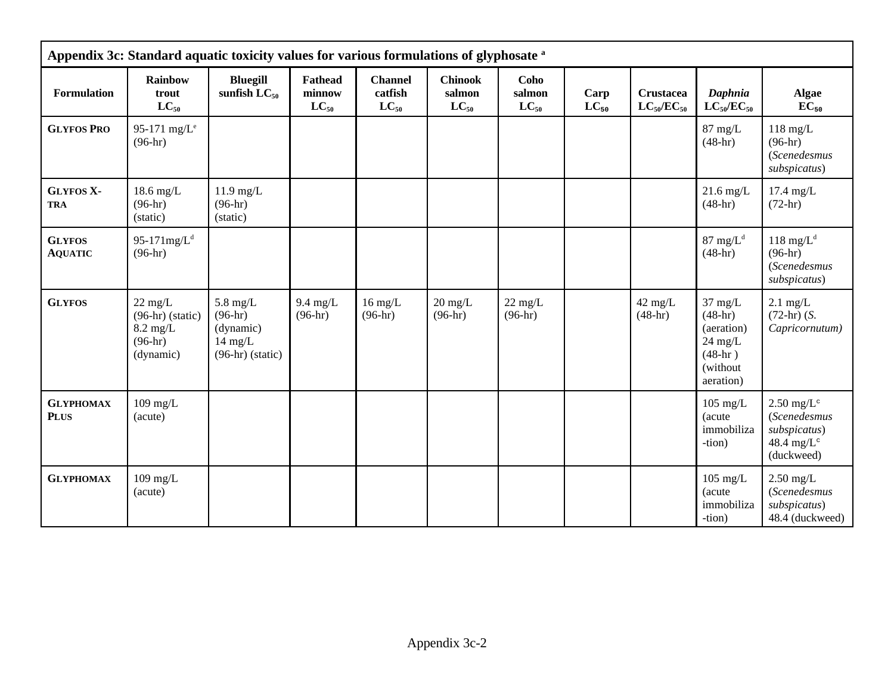| Appendix 3c: Standard aquatic toxicity values for various formulations of glyphosate [a] | | | | | | | | | | | |
|---|---|---|---|---|---|---|---|---|---|---|---|
| **Formulation** | **Rainbow trout $LC_{50}$** | **Bluegill sunfish $LC_{50}$** | **Fathead minnow $LC_{50}$** | **Channel catfish $LC_{50}$** | **Chinook salmon $LC_{50}$** | **Coho salmon $LC_{50}$** | **Carp $LC_{50}$** | **Crustacea $LC_{50}/EC_{50}$** | ***Daphnia* $LC_{50}/EC_{50}$** | **Algae $EC_{50}$** |
| **GLYFOS PRO** | 95-171 mg/L[e] (96-hr) | | | | | | | | 87 mg/L (48-hr) | 118 mg/L (96-hr) (*Scenedesmus subspicatus*) |
| **GLYFOS X-TRA** | 18.6 mg/L (96-hr) (static) | 11.9 mg/L (96-hr) (static) | | | | | | | 21.6 mg/L (48-hr) | 17.4 mg/L (72-hr) |
| **GLYFOS AQUATIC** | 95-171mg/L[d] (96-hr) | | | | | | | | 87 mg/L[d] (48-hr) | 118 mg/L[d] (96-hr) (*Scenedesmus subspicatus*) |
| **GLYFOS** | 22 mg/L (96-hr) (static) 8.2 mg/L (96-hr) (dynamic) | 5.8 mg/L (96-hr) (dynamic) 14 mg/L (96-hr) (static) | 9.4 mg/L (96-hr) | 16 mg/L (96-hr) | 20 mg/L (96-hr) | 22 mg/L (96-hr) | | 42 mg/L (48-hr) | 37 mg/L (48-hr) (aeration) 24 mg/L (48-hr ) (without aeration) | 2.1 mg/L (72-hr) (*S. Capricornutum)* |
| **GLYPHOMAX PLUS** | 109 mg/L (acute) | | | | | | | | 105 mg/L (acute immobiliza-tion) | 2.50 mg/L[c] (*Scenedesmus subspicatus*) 48.4 mg/L[c] (duckweed) |
| **GLYPHOMAX** | 109 mg/L (acute) | | | | | | | | 105 mg/L (acute immobiliza-tion) | 2.50 mg/L (*Scenedesmus subspicatus*) 48.4 (duckweed) |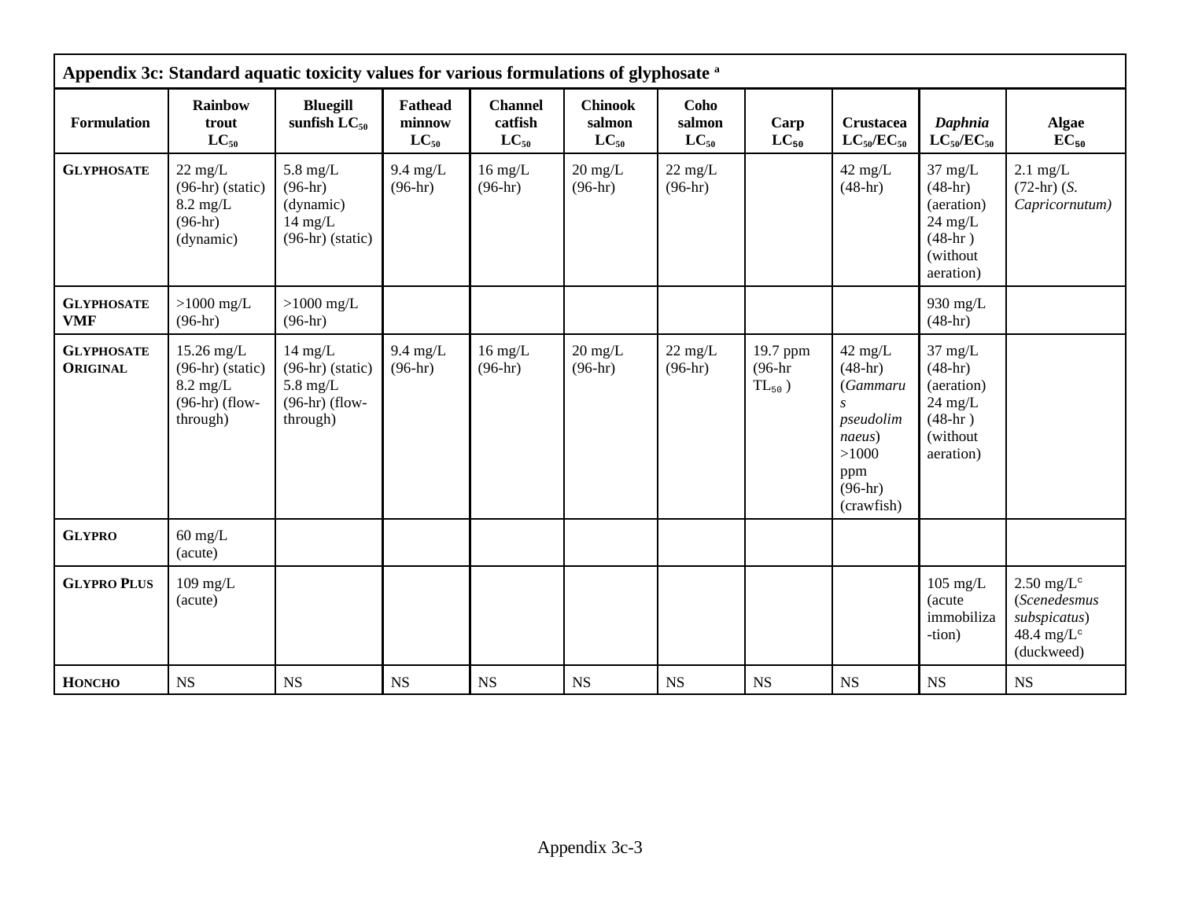## Appendix 3c: Standard aquatic toxicity values for various formulations of glyphosate [a]

| Formulation | Rainbow trout $LC_{50}$ | Bluegill sunfish $LC_{50}$ | Fathead minnow $LC_{50}$ | Channel catfish $LC_{50}$ | Chinook salmon $LC_{50}$ | Coho salmon $LC_{50}$ | Carp $LC_{50}$ | Crustacea $LC_{50}/EC_{50}$ | *Daphnia* $LC_{50}/EC_{50}$ | Algae $EC_{50}$ |
|---|---|---|---|---|---|---|---|---|---|---|
| **GLYPHOSATE** | 22 mg/L (96-hr) (static) 8.2 mg/L (96-hr) (dynamic) | 5.8 mg/L (96-hr) (dynamic) 14 mg/L (96-hr) (static) | 9.4 mg/L (96-hr) | 16 mg/L (96-hr) | 20 mg/L (96-hr) | 22 mg/L (96-hr) | | 42 mg/L (48-hr) | 37 mg/L (48-hr) (aeration) 24 mg/L (48-hr ) (without aeration) | 2.1 mg/L (72-hr) (*S. Capricornutum)* |
| **GLYPHOSATE VMF** | >1000 mg/L (96-hr) | >1000 mg/L (96-hr) | | | | | | | 930 mg/L (48-hr) | |
| **GLYPHOSATE ORIGINAL** | 15.26 mg/L (96-hr) (static) 8.2 mg/L (96-hr) (flow-through) | 14 mg/L (96-hr) (static) 5.8 mg/L (96-hr) (flow-through) | 9.4 mg/L (96-hr) | 16 mg/L (96-hr) | 20 mg/L (96-hr) | 22 mg/L (96-hr) | 19.7 ppm (96-hr $TL_{50}$ ) | 42 mg/L (48-hr) (*Gammarus pseudolimnaeus*) >1000 ppm (96-hr) (crawfish) | 37 mg/L (48-hr) (aeration) 24 mg/L (48-hr ) (without aeration) | |
| **GLYPRO** | 60 mg/L (acute) | | | | | | | | | |
| **GLYPRO PLUS** | 109 mg/L (acute) | | | | | | | | 105 mg/L (acute immobiliza-tion) | 2.50 mg/L[c] (*Scenedesmus subspicatus*) 48.4 mg/L[c] (duckweed) |
| **HONCHO** | NS | NS | NS | NS | NS | NS | NS | NS | NS | NS |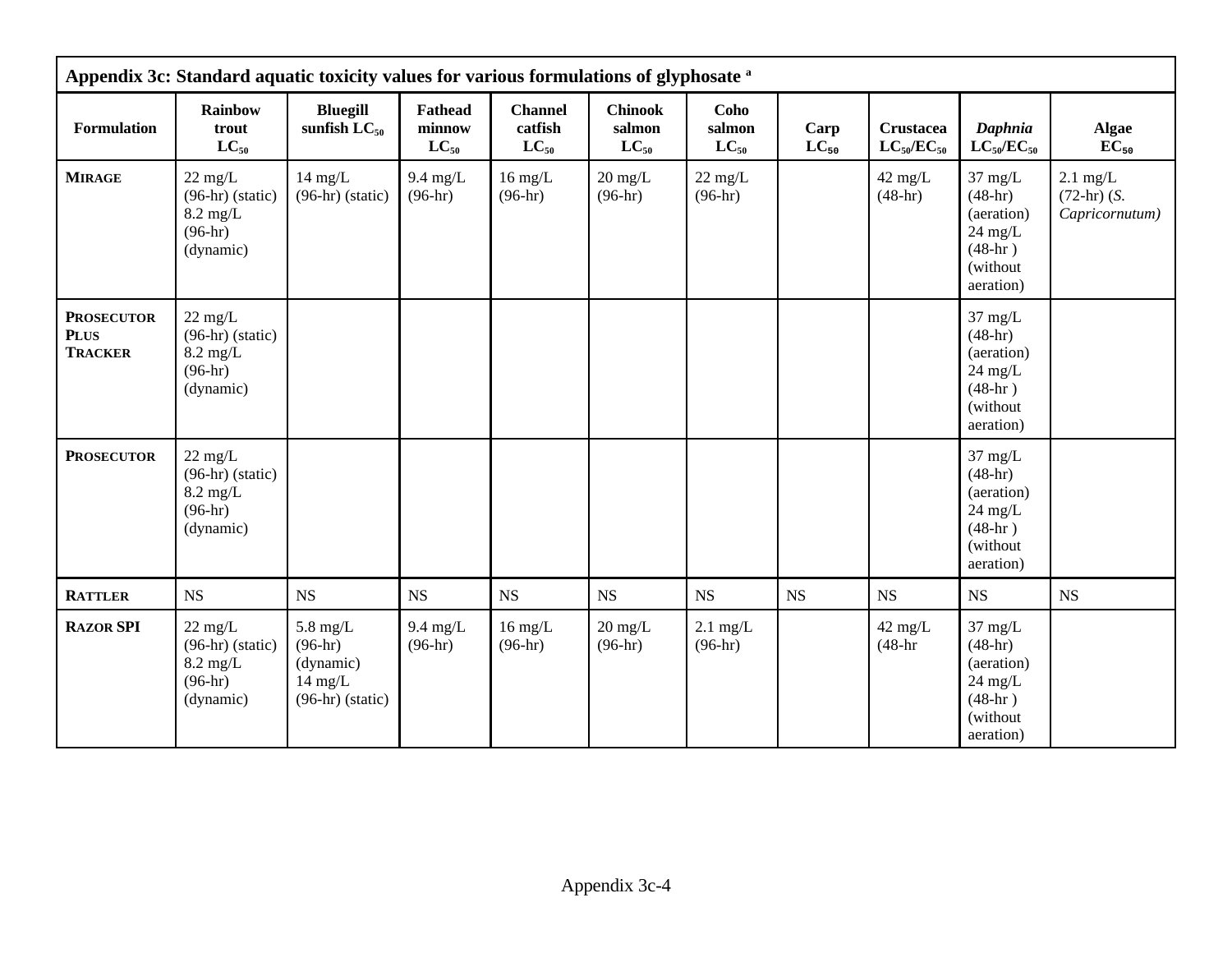**Appendix 3c: Standard aquatic toxicity values for various formulations of glyphosate [a]**

| Formulation | Rainbow trout $LC_{50}$ | Bluegill sunfish $LC_{50}$ | Fathead minnow $LC_{50}$ | Channel catfish $LC_{50}$ | Chinook salmon $LC_{50}$ | Coho salmon $LC_{50}$ | Carp $LC_{50}$ | Crustacea $LC_{50}/EC_{50}$ | *Daphnia* $LC_{50}/EC_{50}$ | Algae $EC_{50}$ |
|---|---|---|---|---|---|---|---|---|---|---|
| **MIRAGE** | 22 mg/L (96-hr) (static) 8.2 mg/L (96-hr) (dynamic) | 14 mg/L (96-hr) (static) | 9.4 mg/L (96-hr) | 16 mg/L (96-hr) | 20 mg/L (96-hr) | 22 mg/L (96-hr) | | 42 mg/L (48-hr) | 37 mg/L (48-hr) (aeration) 24 mg/L (48-hr ) (without aeration) | 2.1 mg/L (72-hr) (*S. Capricornutum)* |
| **PROSECUTOR PLUS TRACKER** | 22 mg/L (96-hr) (static) 8.2 mg/L (96-hr) (dynamic) | | | | | | | | 37 mg/L (48-hr) (aeration) 24 mg/L (48-hr ) (without aeration) | |
| **PROSECUTOR** | 22 mg/L (96-hr) (static) 8.2 mg/L (96-hr) (dynamic) | | | | | | | | 37 mg/L (48-hr) (aeration) 24 mg/L (48-hr ) (without aeration) | |
| **RATTLER** | NS | NS | NS | NS | NS | NS | NS | NS | NS | NS |
| **RAZOR SPI** | 22 mg/L (96-hr) (static) 8.2 mg/L (96-hr) (dynamic) | 5.8 mg/L (96-hr) (dynamic) 14 mg/L (96-hr) (static) | 9.4 mg/L (96-hr) | 16 mg/L (96-hr) | 20 mg/L (96-hr) | 2.1 mg/L (96-hr) | | 42 mg/L (48-hr | 37 mg/L (48-hr) (aeration) 24 mg/L (48-hr ) (without aeration) | |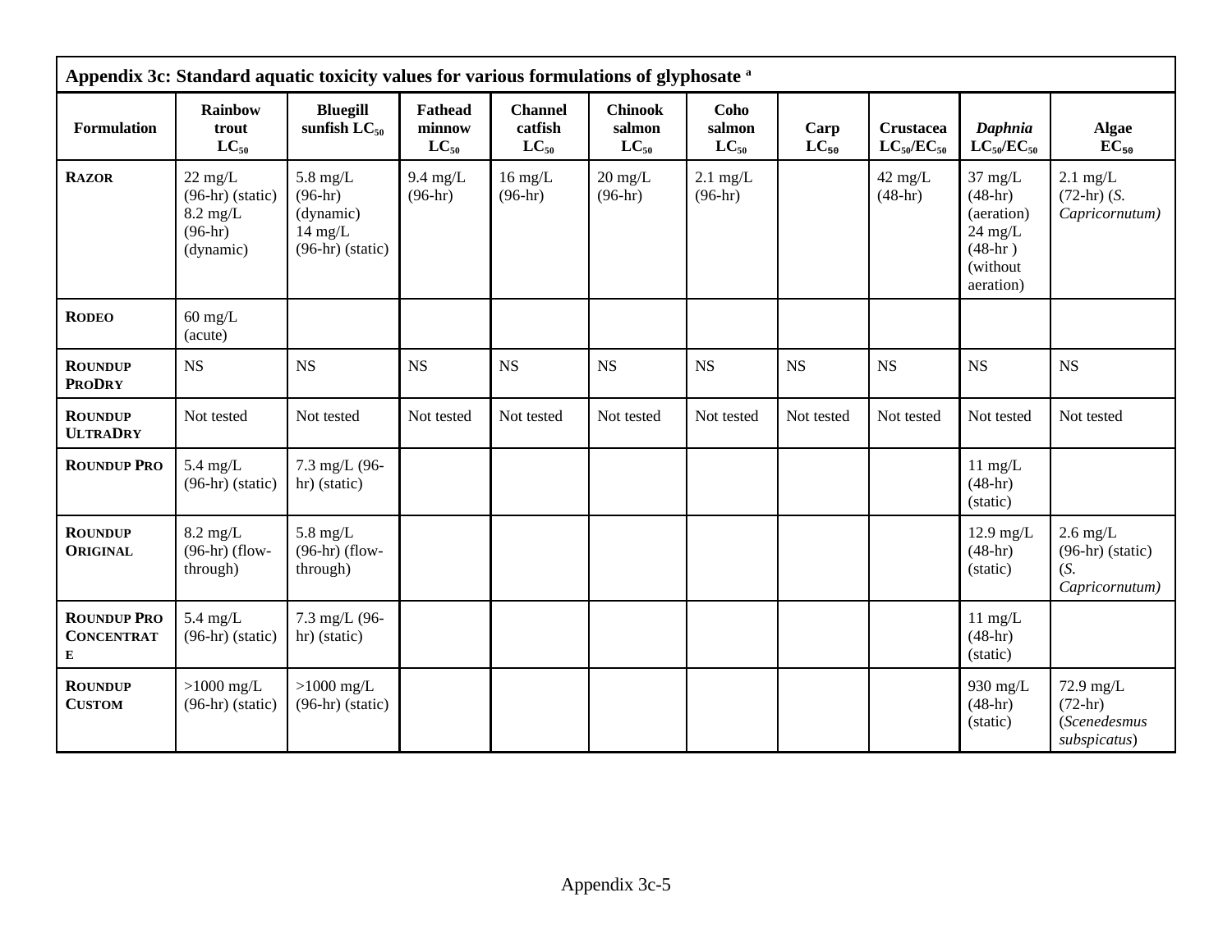**Appendix 3c: Standard aquatic toxicity values for various formulations of glyphosate [a]**

| Formulation | Rainbow trout $LC_{50}$ | Bluegill sunfish $LC_{50}$ | Fathead minnow $LC_{50}$ | Channel catfish $LC_{50}$ | Chinook salmon $LC_{50}$ | Coho salmon $LC_{50}$ | Carp $LC_{50}$ | Crustacea $LC_{50}/EC_{50}$ | *Daphnia* $LC_{50}/EC_{50}$ | Algae $EC_{50}$ |
|---|---|---|---|---|---|---|---|---|---|---|
| **RAZOR** | 22 mg/L (96-hr) (static) 8.2 mg/L (96-hr) (dynamic) | 5.8 mg/L (96-hr) (dynamic) 14 mg/L (96-hr) (static) | 9.4 mg/L (96-hr) | 16 mg/L (96-hr) | 20 mg/L (96-hr) | 2.1 mg/L (96-hr) | | 42 mg/L (48-hr) | 37 mg/L (48-hr) (aeration) 24 mg/L (48-hr ) (without aeration) | 2.1 mg/L (72-hr) (*S. Capricornutum)* |
| **RODEO** | 60 mg/L (acute) | | | | | | | | | |
| **ROUNDUP PRODRY** | NS | NS | NS | NS | NS | NS | NS | NS | NS | NS |
| **ROUNDUP ULTRADRY** | Not tested | Not tested | Not tested | Not tested | Not tested | Not tested | Not tested | Not tested | Not tested | Not tested |
| **ROUNDUP PRO** | 5.4 mg/L (96-hr) (static) | 7.3 mg/L (96-hr) (static) | | | | | | | 11 mg/L (48-hr) (static) | |
| **ROUNDUP ORIGINAL** | 8.2 mg/L (96-hr) (flow-through) | 5.8 mg/L (96-hr) (flow-through) | | | | | | | 12.9 mg/L (48-hr) (static) | 2.6 mg/L (96-hr) (static) (*S. Capricornutum)* |
| **ROUNDUP PRO CONCENTRATE** | 5.4 mg/L (96-hr) (static) | 7.3 mg/L (96-hr) (static) | | | | | | | 11 mg/L (48-hr) (static) | |
| **ROUNDUP CUSTOM** | >1000 mg/L (96-hr) (static) | >1000 mg/L (96-hr) (static) | | | | | | | 930 mg/L (48-hr) (static) | 72.9 mg/L (72-hr) (*Scenedesmus subspicatus*) |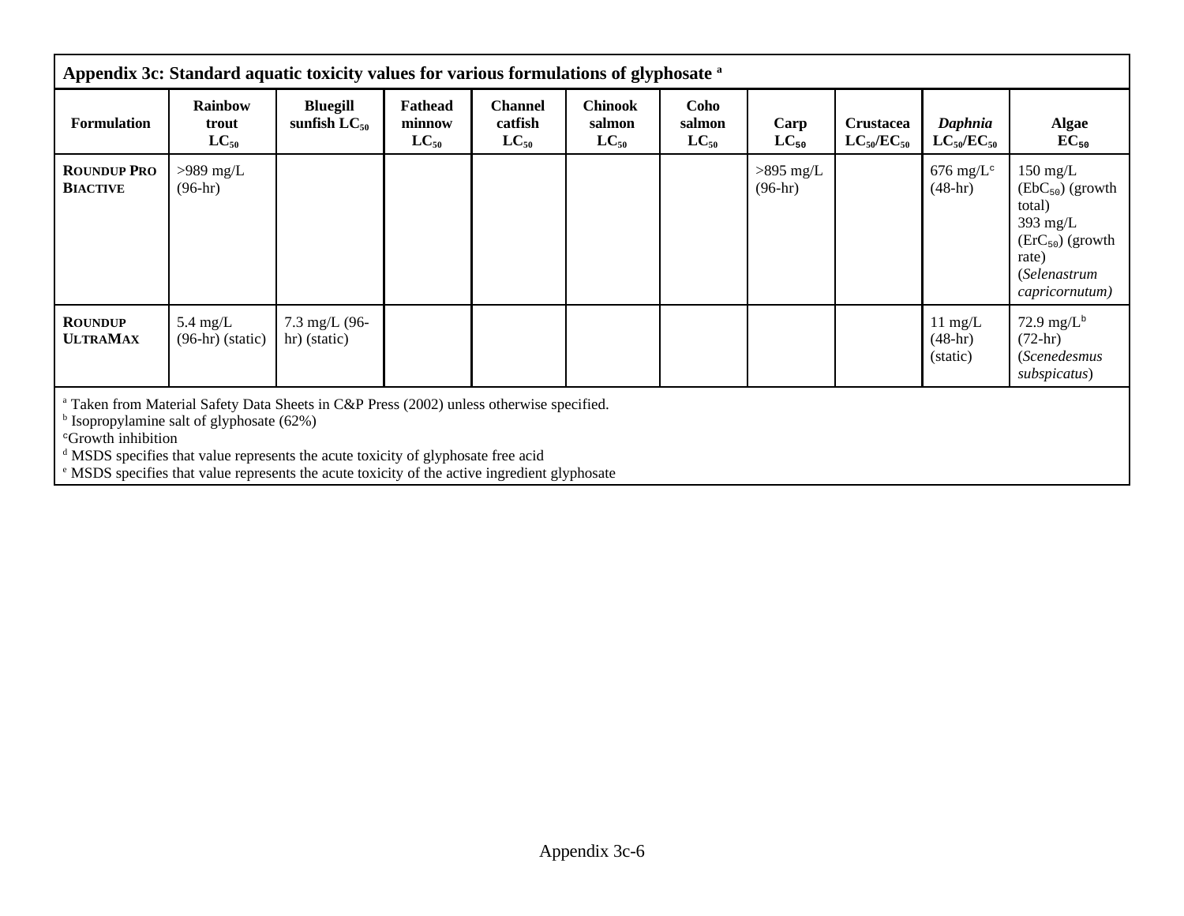**Appendix 3c: Standard aquatic toxicity values for various formulations of glyphosate [a]**

| Formulation | Rainbow trout $LC_{50}$ | Bluegill sunfish $LC_{50}$ | Fathead minnow $LC_{50}$ | Channel catfish $LC_{50}$ | Chinook salmon $LC_{50}$ | Coho salmon $LC_{50}$ | Carp $LC_{50}$ | Crustacea $LC_{50}/EC_{50}$ | *Daphnia* $LC_{50}/EC_{50}$ | Algae $EC_{50}$ |
|---|---|---|---|---|---|---|---|---|---|---|
| **ROUNDUP PRO BIACTIVE** | >989 mg/L (96-hr) | | | | | | >895 mg/L (96-hr) | | 676 mg/L[c] (48-hr) | 150 mg/L ($EbC_{50}$) (growth total) 393 mg/L ($ErC_{50}$) (growth rate) (*Selenastrum capricornutum)* |
| **ROUNDUP ULTRAMAX** | 5.4 mg/L (96-hr) (static) | 7.3 mg/L (96-hr) (static) | | | | | | | 11 mg/L (48-hr) (static) | 72.9 mg/L[b] (72-hr) (*Scenedesmus subspicatus*) |

[a] Taken from Material Safety Data Sheets in C&P Press (2002) unless otherwise specified.
[b] Isopropylamine salt of glyphosate (62%)
[c] Growth inhibition
[d] MSDS specifies that value represents the acute toxicity of glyphosate free acid
[e] MSDS specifies that value represents the acute toxicity of the active ingredient glyphosate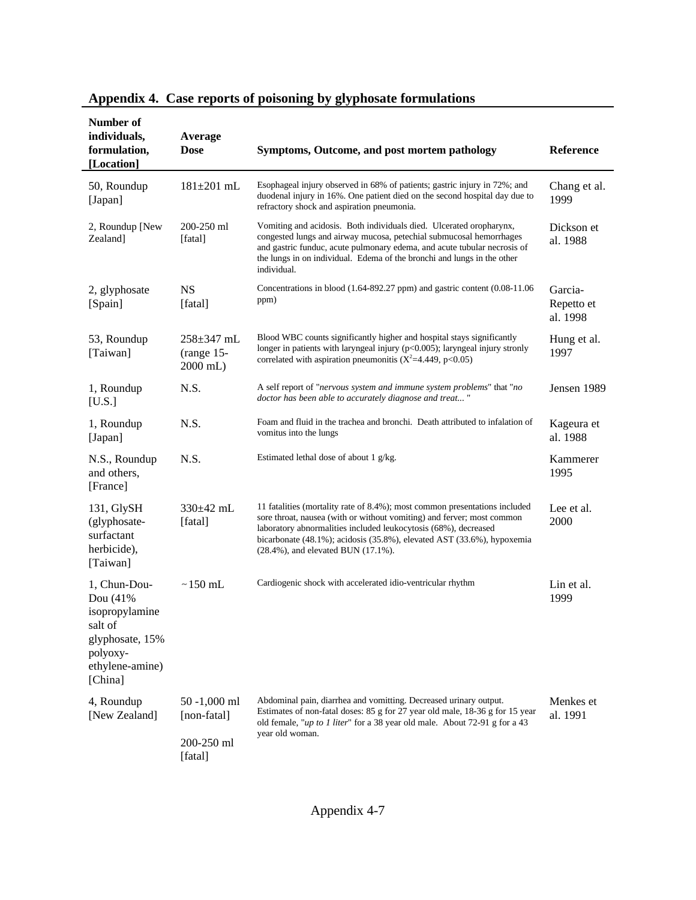## Appendix 4. Case reports of poisoning by glyphosate formulations

| Number of individuals, formulation, [Location] | Average Dose | Symptoms, Outcome, and post mortem pathology | Reference |
|---|---|---|---|
| 50, Roundup [Japan] | 181±201 mL | Esophageal injury observed in 68% of patients; gastric injury in 72%; and duodenal injury in 16%. One patient died on the second hospital day due to refractory shock and aspiration pneumonia. | Chang et al. 1999 |
| 2, Roundup [New Zealand] | 200-250 ml [fatal] | Vomiting and acidosis. Both individuals died. Ulcerated oropharynx, congested lungs and airway mucosa, petechial submucosal hemorrhages and gastric fundus, acute pulmonary edema, and acute tubular necrosis of the lungs in on individual. Edema of the bronchi and lungs in the other individual. | Dickson et al. 1988 |
| 2, glyphosate [Spain] | NS [fatal] | Concentrations in blood (1.64-892.27 ppm) and gastric content (0.08-11.06 ppm) | Garcia-Repetto et al. 1998 |
| 53, Roundup [Taiwan] | 258±347 mL (range 15-2000 mL) | Blood WBC counts significantly higher and hospital stays significantly longer in patients with laryngeal injury ($p<0.005$); laryngeal injury strongly correlated with aspiration pneumonitis ($X^2$=4.449, $p<0.05$) | Hung et al. 1997 |
| 1, Roundup [U.S.] | N.S. | A self report of "*nervous system and immune system problems*" that "*no doctor has been able to accurately diagnose and treat...* " | Jensen 1989 |
| 1, Roundup [Japan] | N.S. | Foam and fluid in the trachea and bronchi. Death attributed to infalation of vomitus into the lungs | Kageura et al. 1988 |
| N.S., Roundup and others, [France] | N.S. | Estimated lethal dose of about 1 g/kg. | Kammerer 1995 |
| 131, GlySH (glyphosate-surfactant herbicide), [Taiwan] | 330±42 mL [fatal] | 11 fatalities (mortality rate of 8.4%); most common presentations included sore throat, nausea (with or without vomiting) and ferver; most common laboratory abnormalities included leukocytosis (68%), decreased bicarbonate (48.1%); acidosis (35.8%), elevated AST (33.6%), hypoxemia (28.4%), and elevated BUN (17.1%). | Lee et al. 2000 |
| 1, Chun-Dou-Dou (41% isopropylamine salt of glyphosate, 15% polyoxy-ethylene-amine) [China] | ~150 mL | Cardiogenic shock with accelerated idio-ventricular rhythm | Lin et al. 1999 |
| 4, Roundup [New Zealand] | 50 -1,000 ml [non-fatal]<br>200-250 ml [fatal] | Abdominal pain, diarrhea and vomitting. Decreased urinary output. Estimates of non-fatal doses: 85 g for 27 year old male, 18-36 g for 15 year old female, "*up to 1 liter*" for a 38 year old male. About 72-91 g for a 43 year old woman. | Menkes et al. 1991 |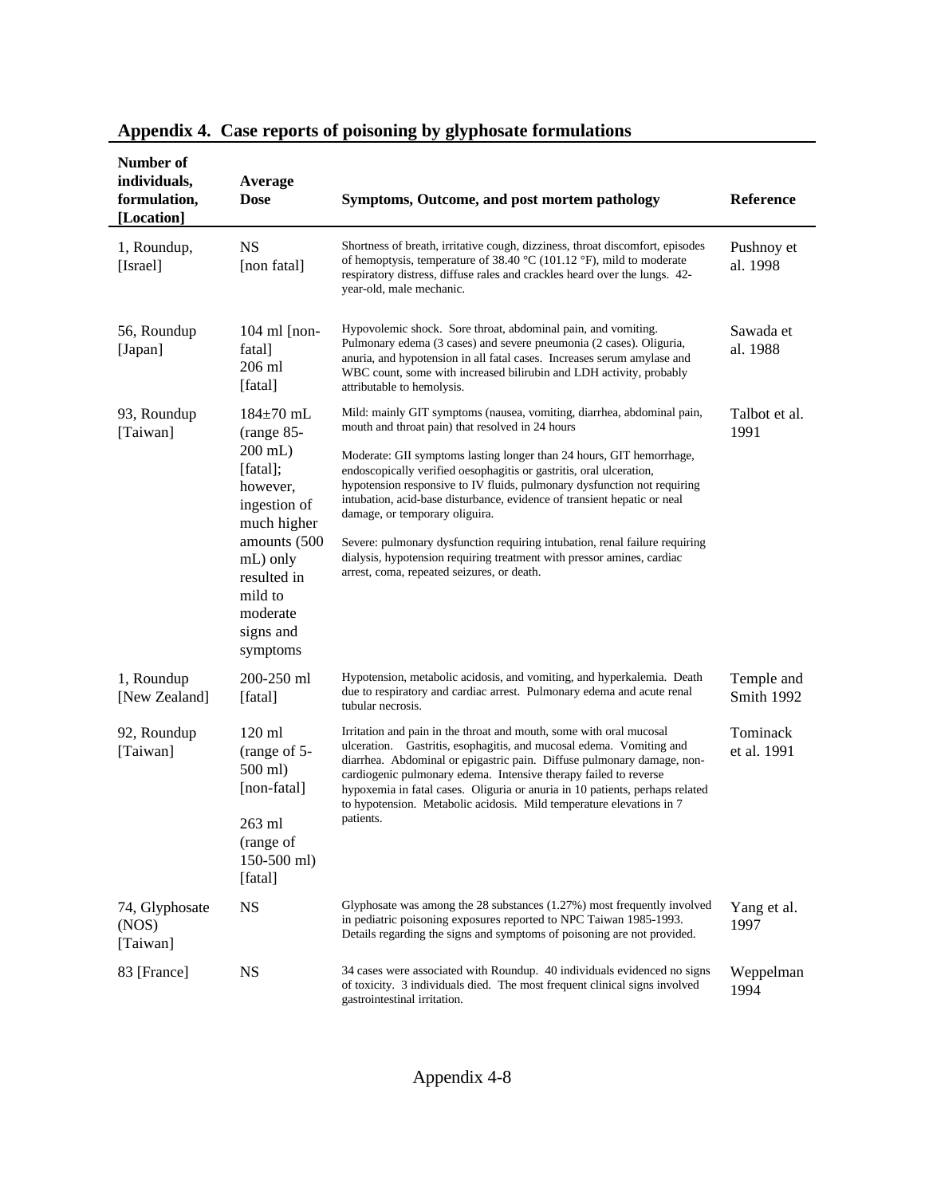## Appendix 4. Case reports of poisoning by glyphosate formulations

| Number of individuals, formulation, [Location] | Average Dose | Symptoms, Outcome, and post mortem pathology | Reference |
|---|---|---|---|
| 1, Roundup, [Israel] | NS [non fatal] | Shortness of breath, irritative cough, dizziness, throat discomfort, episodes of hemoptysis, temperature of 38.40 °C (101.12 °F), mild to moderate respiratory distress, diffuse rales and crackles heard over the lungs. 42-year-old, male mechanic. | Pushnoy et al. 1998 |
| 56, Roundup [Japan] | 104 ml [non-fatal] 206 ml [fatal] | Hypovolemic shock. Sore throat, abdominal pain, and vomiting. Pulmonary edema (3 cases) and severe pneumonia (2 cases). Oliguria, anuria, and hypotension in all fatal cases. Increases serum amylase and WBC count, some with increased bilirubin and LDH activity, probably attributable to hemolysis. | Sawada et al. 1988 |
| 93, Roundup [Taiwan] | 184±70 mL (range 85-200 mL) [fatal]; however, ingestion of much higher amounts (500 mL) only resulted in mild to moderate signs and symptoms | Mild: mainly GIT symptoms (nausea, vomiting, diarrhea, abdominal pain, mouth and throat pain) that resolved in 24 hours<br><br>Moderate: GII symptoms lasting longer than 24 hours, GIT hemorrhage, endoscopically verified oesophagitis or gastritis, oral ulceration, hypotension responsive to IV fluids, pulmonary dysfunction not requiring intubation, acid-base disturbance, evidence of transient hepatic or neal damage, or temporary oliguria.<br><br>Severe: pulmonary dysfunction requiring intubation, renal failure requiring dialysis, hypotension requiring treatment with pressor amines, cardiac arrest, coma, repeated seizures, or death. | Talbot et al. 1991 |
| 1, Roundup [New Zealand] | 200-250 ml [fatal] | Hypotension, metabolic acidosis, and vomiting, and hyperkalemia. Death due to respiratory and cardiac arrest. Pulmonary edema and acute renal tubular necrosis. | Temple and Smith 1992 |
| 92, Roundup [Taiwan] | 120 ml (range of 5-500 ml) [non-fatal]<br><br>263 ml (range of 150-500 ml) [fatal] | Irritation and pain in the throat and mouth, some with oral mucosal ulceration. Gastritis, esophagitis, and mucosal edema. Vomiting and diarrhea. Abdominal or epigastric pain. Diffuse pulmonary damage, non-cardiogenic pulmonary edema. Intensive therapy failed to reverse hypoxemia in fatal cases. Oliguria or anuria in 10 patients, perhaps related to hypotension. Metabolic acidosis. Mild temperature elevations in 7 patients. | Tominack et al. 1991 |
| 74, Glyphosate (NOS) [Taiwan] | NS | Glyphosate was among the 28 substances (1.27%) most frequently involved in pediatric poisoning exposures reported to NPC Taiwan 1985-1993. Details regarding the signs and symptoms of poisoning are not provided. | Yang et al. 1997 |
| 83 [France] | NS | 34 cases were associated with Roundup. 40 individuals evidenced no signs of toxicity. 3 individuals died. The most frequent clinical signs involved gastrointestinal irritation. | Weppelman 1994 |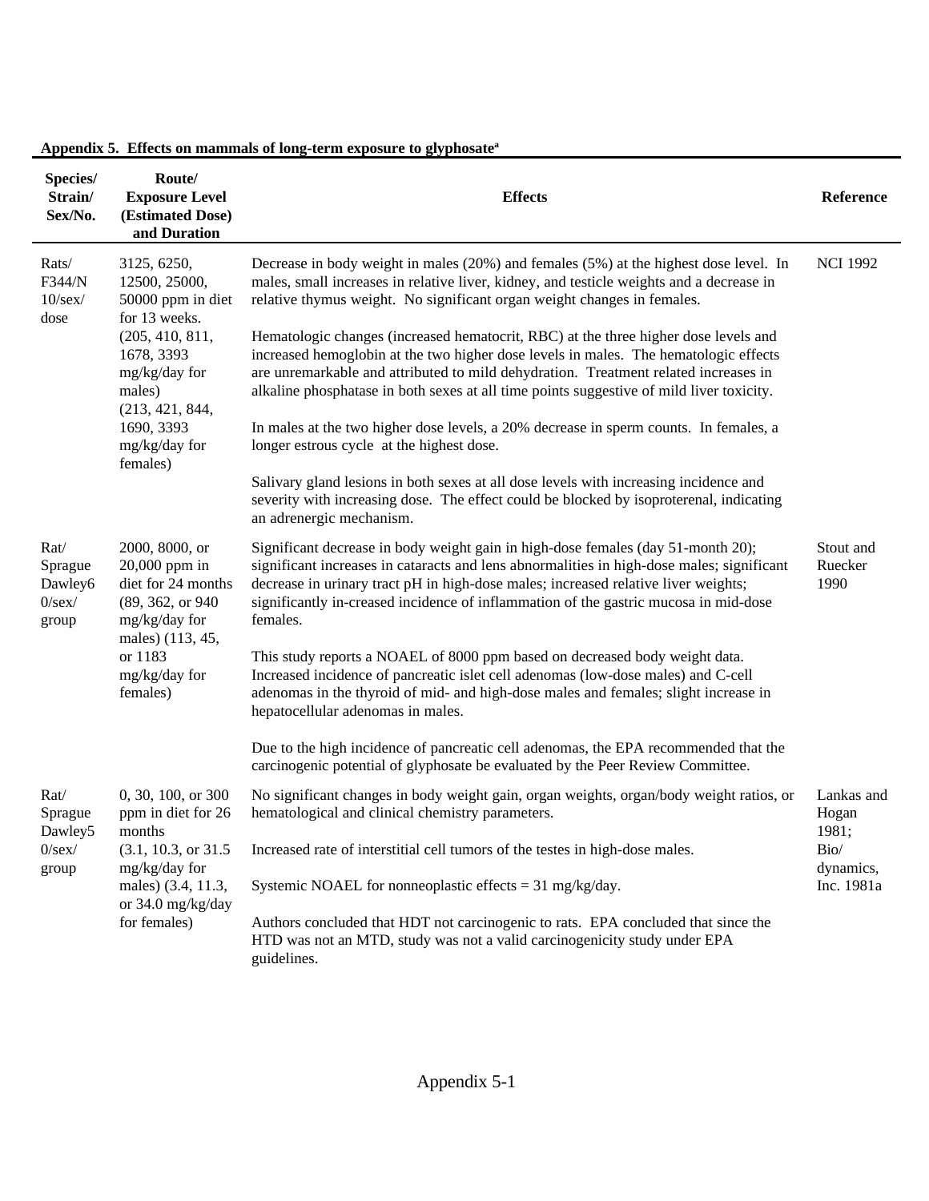**Appendix 5. Effects on mammals of long-term exposure to glyphosate[a]**

| Species/ Strain/ Sex/No. | Route/ Exposure Level (Estimated Dose) and Duration | Effects | Reference |
|---|---|---|---|
| Rats/ F344/N 10/sex/ dose | 3125, 6250, 12500, 25000, 50000 ppm in diet for 13 weeks. (205, 410, 811, 1678, 3393 mg/kg/day for males) (213, 421, 844, 1690, 3393 mg/kg/day for females) | Decrease in body weight in males (20%) and females (5%) at the highest dose level. In males, small increases in relative liver, kidney, and testicle weights and a decrease in relative thymus weight. No significant organ weight changes in females.<br><br>Hematologic changes (increased hematocrit, RBC) at the three higher dose levels and increased hemoglobin at the two higher dose levels in males. The hematologic effects are unremarkable and attributed to mild dehydration. Treatment related increases in alkaline phosphatase in both sexes at all time points suggestive of mild liver toxicity.<br><br>In males at the two higher dose levels, a 20% decrease in sperm counts. In females, a longer estrous cycle at the highest dose.<br><br>Salivary gland lesions in both sexes at all dose levels with increasing incidence and severity with increasing dose. The effect could be blocked by isoproterenal, indicating an adrenergic mechanism. | NCI 1992 |
| Rat/ Sprague Dawley6 0/sex/ group | 2000, 8000, or 20,000 ppm in diet for 24 months (89, 362, or 940 mg/kg/day for males) (113, 45, or 1183 mg/kg/day for females) | Significant decrease in body weight gain in high-dose females (day 51-month 20); significant increases in cataracts and lens abnormalities in high-dose males; significant decrease in urinary tract pH in high-dose males; increased relative liver weights; significantly in-creased incidence of inflammation of the gastric mucosa in mid-dose females.<br><br>This study reports a NOAEL of 8000 ppm based on decreased body weight data. Increased incidence of pancreatic islet cell adenomas (low-dose males) and C-cell adenomas in the thyroid of mid- and high-dose males and females; slight increase in hepatocellular adenomas in males.<br><br>Due to the high incidence of pancreatic cell adenomas, the EPA recommended that the carcinogenic potential of glyphosate be evaluated by the Peer Review Committee. | Stout and Ruecker 1990 |
| Rat/ Sprague Dawley5 0/sex/ group | 0, 30, 100, or 300 ppm in diet for 26 months (3.1, 10.3, or 31.5 mg/kg/day for males) (3.4, 11.3, or 34.0 mg/kg/day for females) | No significant changes in body weight gain, organ weights, organ/body weight ratios, or hematological and clinical chemistry parameters.<br><br>Increased rate of interstitial cell tumors of the testes in high-dose males.<br><br>Systemic NOAEL for nonneoplastic effects = 31 mg/kg/day.<br><br>Authors concluded that HDT not carcinogenic to rats. EPA concluded that since the HTD was not an MTD, study was not a valid carcinogenicity study under EPA guidelines. | Lankas and Hogan 1981; Bio/ dynamics, Inc. 1981a |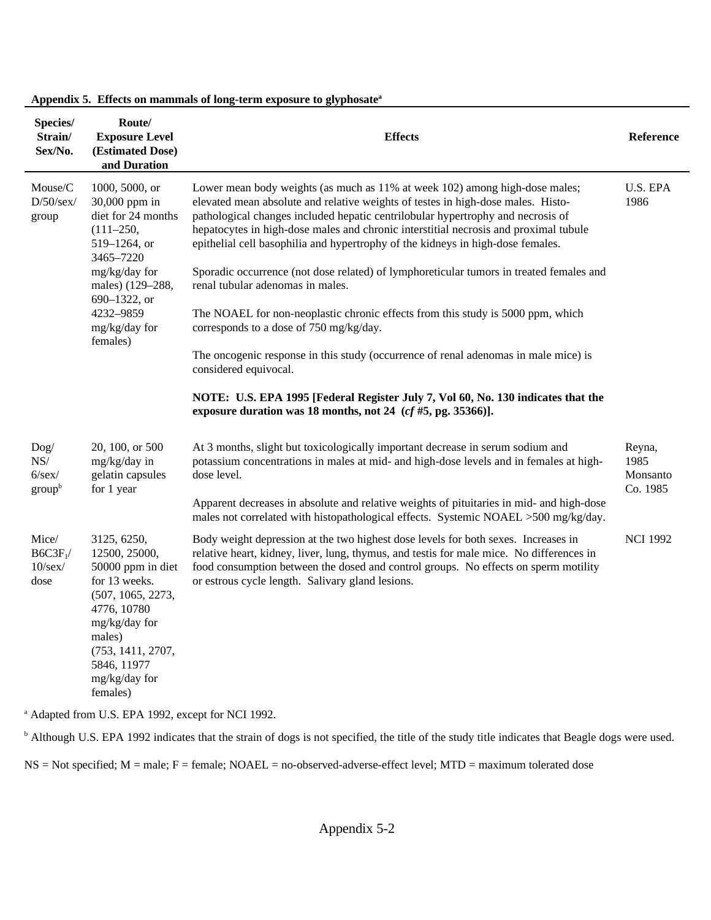**Appendix 5. Effects on mammals of long-term exposure to glyphosate[a]**

| Species/ Strain/ Sex/No. | Route/ Exposure Level (Estimated Dose) and Duration | Effects | Reference |
|---|---|---|---|
| Mouse/CD/50/sex/group | 1000, 5000, or 30,000 ppm in diet for 24 months (111–250, 519–1264, or 3465–7220 mg/kg/day for males) (129–288, 690–1322, or 4232–9859 mg/kg/day for females) | Lower mean body weights (as much as 11% at week 102) among high-dose males; elevated mean absolute and relative weights of testes in high-dose males. Histo-pathological changes included hepatic centrilobular hypertrophy and necrosis of hepatocytes in high-dose males and chronic interstitial necrosis and proximal tubule epithelial cell basophilia and hypertrophy of the kidneys in high-dose females.<br><br>Sporadic occurrence (not dose related) of lymphoreticular tumors in treated females and renal tubular adenomas in males.<br><br>The NOAEL for non-neoplastic chronic effects from this study is 5000 ppm, which corresponds to a dose of 750 mg/kg/day.<br><br>The oncogenic response in this study (occurrence of renal adenomas in male mice) is considered equivocal.<br><br>**NOTE: U.S. EPA 1995 [Federal Register July 7, Vol 60, No. 130 indicates that the exposure duration was 18 months, not 24 (*cf* #5, pg. 35366)].** | U.S. EPA 1986 |
| Dog/NS/6/sex/group[b] | 20, 100, or 500 mg/kg/day in gelatin capsules for 1 year | At 3 months, slight but toxicologically important decrease in serum sodium and potassium concentrations in males at mid- and high-dose levels and in females at high-dose level.<br><br>Apparent decreases in absolute and relative weights of pituitaries in mid- and high-dose males not correlated with histopathological effects. Systemic NOAEL >500 mg/kg/day. | Reyna, 1985 Monsanto Co. 1985 |
| Mice/B6C3F$_1$/10/sex/dose | 3125, 6250, 12500, 25000, 50000 ppm in diet for 13 weeks. (507, 1065, 2273, 4776, 10780 mg/kg/day for males) (753, 1411, 2707, 5846, 11977 mg/kg/day for females) | Body weight depression at the two highest dose levels for both sexes. Increases in relative heart, kidney, liver, lung, thymus, and testis for male mice. No differences in food consumption between the dosed and control groups. No effects on sperm motility or estrous cycle length. Salivary gland lesions. | NCI 1992 |

[a] Adapted from U.S. EPA 1992, except for NCI 1992.

[b] Although U.S. EPA 1992 indicates that the strain of dogs is not specified, the title of the study title indicates that Beagle dogs were used.

NS = Not specified; M = male; F = female; NOAEL = no-observed-adverse-effect level; MTD = maximum tolerated dose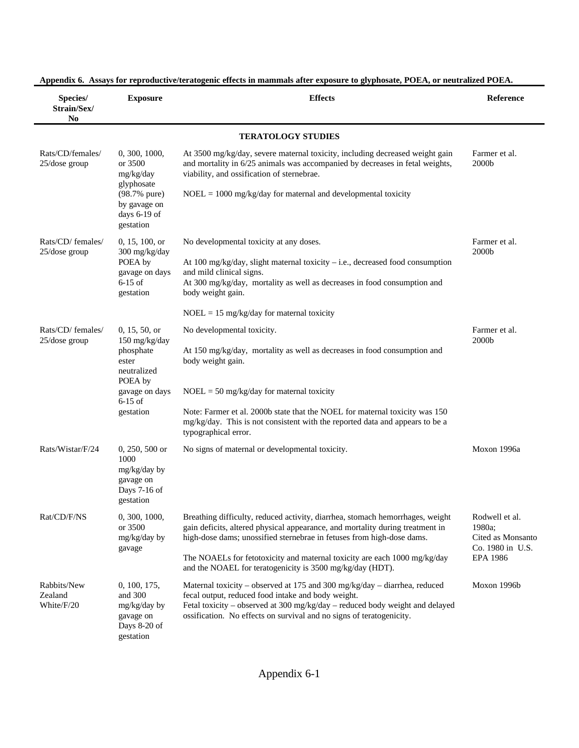**Appendix 6. Assays for reproductive/teratogenic effects in mammals after exposure to glyphosate, POEA, or neutralized POEA.**

| Species/ Strain/Sex/ No | Exposure | Effects | Reference |
|---|---|---|---|
| | | **TERATOLOGY STUDIES** | |
| Rats/CD/females/ 25/dose group | 0, 300, 1000, or 3500 mg/kg/day glyphosate (98.7% pure) by gavage on days 6-19 of gestation | At 3500 mg/kg/day, severe maternal toxicity, including decreased weight gain and mortality in 6/25 animals was accompanied by decreases in fetal weights, viability, and ossification of sternebrae.<br><br>NOEL = 1000 mg/kg/day for maternal and developmental toxicity | Farmer et al. 2000b |
| Rats/CD/ females/ 25/dose group | 0, 15, 100, or 300 mg/kg/day POEA by gavage on days 6-15 of gestation | No developmental toxicity at any doses.<br><br>At 100 mg/kg/day, slight maternal toxicity – i.e., decreased food consumption and mild clinical signs.<br>At 300 mg/kg/day, mortality as well as decreases in food consumption and body weight gain.<br><br>NOEL = 15 mg/kg/day for maternal toxicity | Farmer et al. 2000b |
| Rats/CD/ females/ 25/dose group | 0, 15, 50, or 150 mg/kg/day phosphate ester neutralized POEA by gavage on days 6-15 of gestation | No developmental toxicity.<br><br>At 150 mg/kg/day, mortality as well as decreases in food consumption and body weight gain.<br><br>NOEL = 50 mg/kg/day for maternal toxicity<br><br>Note: Farmer et al. 2000b state that the NOEL for maternal toxicity was 150 mg/kg/day. This is not consistent with the reported data and appears to be a typographical error. | Farmer et al. 2000b |
| Rats/Wistar/F/24 | 0, 250, 500 or 1000 mg/kg/day by gavage on Days 7-16 of gestation | No signs of maternal or developmental toxicity. | Moxon 1996a |
| Rat/CD/F/NS | 0, 300, 1000, or 3500 mg/kg/day by gavage | Breathing difficulty, reduced activity, diarrhea, stomach hemorrhages, weight gain deficits, altered physical appearance, and mortality during treatment in high-dose dams; unossified sternebrae in fetuses from high-dose dams.<br><br>The NOAELs for fetotoxicity and maternal toxicity are each 1000 mg/kg/day and the NOAEL for teratogenicity is 3500 mg/kg/day (HDT). | Rodwell et al. 1980a; Cited as Monsanto Co. 1980 in U.S. EPA 1986 |
| Rabbits/New Zealand White/F/20 | 0, 100, 175, and 300 mg/kg/day by gavage on Days 8-20 of gestation | Maternal toxicity – observed at 175 and 300 mg/kg/day – diarrhea, reduced fecal output, reduced food intake and body weight.<br>Fetal toxicity – observed at 300 mg/kg/day – reduced body weight and delayed ossification. No effects on survival and no signs of teratogenicity. | Moxon 1996b |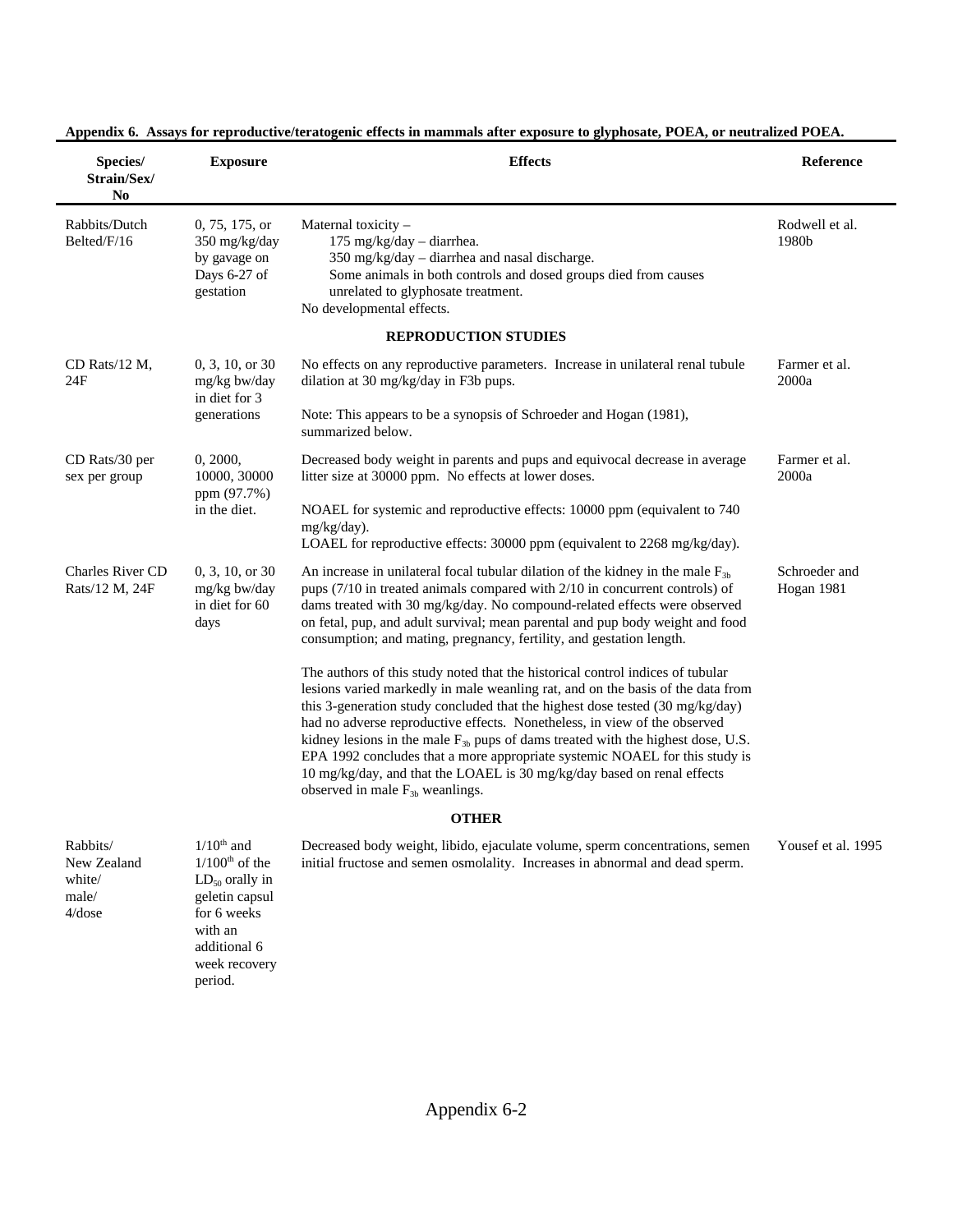**Appendix 6. Assays for reproductive/teratogenic effects in mammals after exposure to glyphosate, POEA, or neutralized POEA.**

| Species/ Strain/Sex/ No | Exposure | Effects | Reference |
|---|---|---|---|
| Rabbits/Dutch Belted/F/16 | 0, 75, 175, or 350 mg/kg/day by gavage on Days 6-27 of gestation | Maternal toxicity – <br>175 mg/kg/day – diarrhea. <br>350 mg/kg/day – diarrhea and nasal discharge. <br>Some animals in both controls and dosed groups died from causes unrelated to glyphosate treatment. <br>No developmental effects. | Rodwell et al. 1980b |
| | | **REPRODUCTION STUDIES** | |
| CD Rats/12 M, 24F | 0, 3, 10, or 30 mg/kg bw/day in diet for 3 generations | No effects on any reproductive parameters. Increase in unilateral renal tubule dilation at 30 mg/kg/day in F3b pups. <br><br>Note: This appears to be a synopsis of Schroeder and Hogan (1981), summarized below. | Farmer et al. 2000a |
| CD Rats/30 per sex per group | 0, 2000, 10000, 30000 ppm (97.7%) in the diet. | Decreased body weight in parents and pups and equivocal decrease in average litter size at 30000 ppm. No effects at lower doses. <br><br>NOAEL for systemic and reproductive effects: 10000 ppm (equivalent to 740 mg/kg/day). <br>LOAEL for reproductive effects: 30000 ppm (equivalent to 2268 mg/kg/day). | Farmer et al. 2000a |
| Charles River CD Rats/12 M, 24F | 0, 3, 10, or 30 mg/kg bw/day in diet for 60 days | An increase in unilateral focal tubular dilation of the kidney in the male $F_{3b}$ pups (7/10 in treated animals compared with 2/10 in concurrent controls) of dams treated with 30 mg/kg/day. No compound-related effects were observed on fetal, pup, and adult survival; mean parental and pup body weight and food consumption; and mating, pregnancy, fertility, and gestation length. <br><br>The authors of this study noted that the historical control indices of tubular lesions varied markedly in male weanling rat, and on the basis of the data from this 3-generation study concluded that the highest dose tested (30 mg/kg/day) had no adverse reproductive effects. Nonetheless, in view of the observed kidney lesions in the male $F_{3b}$ pups of dams treated with the highest dose, U.S. EPA 1992 concludes that a more appropriate systemic NOAEL for this study is 10 mg/kg/day, and that the LOAEL is 30 mg/kg/day based on renal effects observed in male $F_{3b}$ weanlings. | Schroeder and Hogan 1981 |
| | | **OTHER** | |
| Rabbits/ New Zealand white/ male/ 4/dose | $1/10^{th}$ and $1/100^{th}$ of the $LD_{50}$ orally in geletin capsul for 6 weeks with an additional 6 week recovery period. | Decreased body weight, libido, ejaculate volume, sperm concentrations, semen initial fructose and semen osmolality. Increases in abnormal and dead sperm. | Yousef et al. 1995 |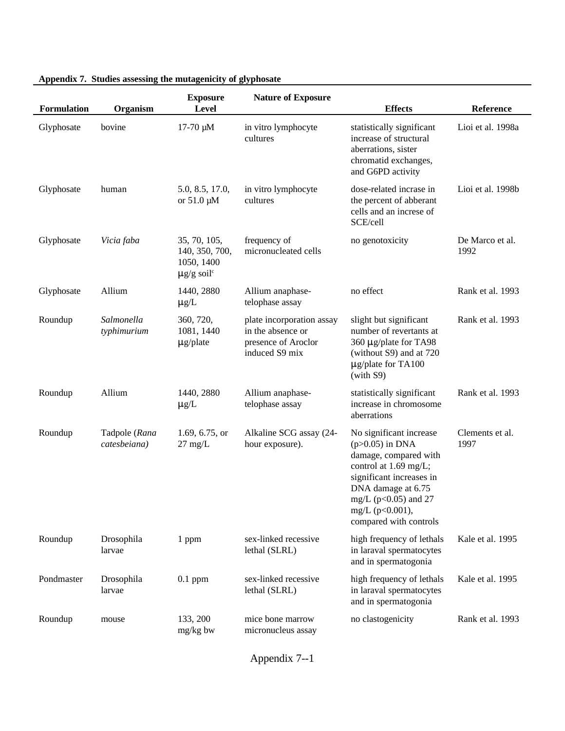**Appendix 7. Studies assessing the mutagenicity of glyphosate**

| Formulation | Organism | Exposure Level | Nature of Exposure | Effects | Reference |
|---|---|---|---|---|---|
| Glyphosate | bovine | 17-70 μM | in vitro lymphocyte cultures | statistically significant increase of structural aberrations, sister chromatid exchanges, and G6PD activity | Lioi et al. 1998a |
| Glyphosate | human | 5.0, 8.5, 17.0, or 51.0 μM | in vitro lymphocyte cultures | dose-related incrase in the percent of abberant cells and an increse of SCE/cell | Lioi et al. 1998b |
| Glyphosate | *Vicia faba* | 35, 70, 105, 140, 350, 700, 1050, 1400 μg/g soil[c] | frequency of micronucleated cells | no genotoxicity | De Marco et al. 1992 |
| Glyphosate | Allium | 1440, 2880 μg/L | Allium anaphase-telophase assay | no effect | Rank et al. 1993 |
| Roundup | *Salmonella typhimurium* | 360, 720, 1081, 1440 μg/plate | plate incorporation assay in the absence or presence of Aroclor induced S9 mix | slight but significant number of revertants at 360 μg/plate for TA98 (without S9) and at 720 μg/plate for TA100 (with S9) | Rank et al. 1993 |
| Roundup | Allium | 1440, 2880 μg/L | Allium anaphase-telophase assay | statistically significant increase in chromosome aberrations | Rank et al. 1993 |
| Roundup | Tadpole (*Rana catesbeiana)* | 1.69, 6.75, or 27 mg/L | Alkaline SCG assay (24-hour exposure). | No significant increase ($p>0.05$) in DNA damage, compared with control at 1.69 mg/L; significant increases in DNA damage at 6.75 mg/L ($p<0.05$) and 27 mg/L ($p<0.001$), compared with controls | Clements et al. 1997 |
| Roundup | Drosophila larvae | 1 ppm | sex-linked recessive lethal (SLRL) | high frequency of lethals in laraval spermatocytes and in spermatogonia | Kale et al. 1995 |
| Pondmaster | Drosophila larvae | 0.1 ppm | sex-linked recessive lethal (SLRL) | high frequency of lethals in laraval spermatocytes and in spermatogonia | Kale et al. 1995 |
| Roundup | mouse | 133, 200 mg/kg bw | mice bone marrow micronucleus assay | no clastogenicity | Rank et al. 1993 |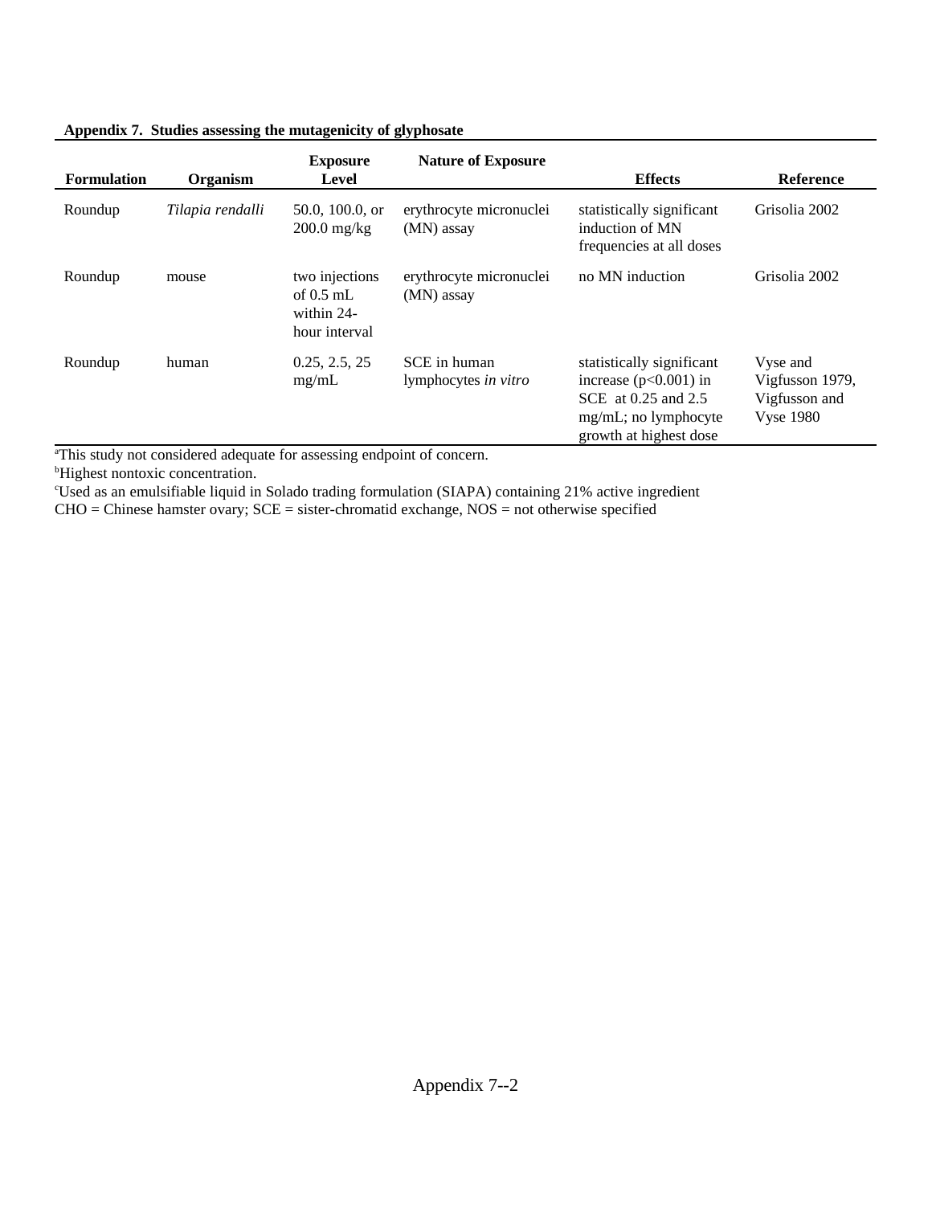**Appendix 7. Studies assessing the mutagenicity of glyphosate**

| Formulation | Organism | Exposure Level | Nature of Exposure | Effects | Reference |
|---|---|---|---|---|---|
| Roundup | *Tilapia rendalli* | 50.0, 100.0, or 200.0 mg/kg | erythrocyte micronuclei (MN) assay | statistically significant induction of MN frequencies at all doses | Grisolia 2002 |
| Roundup | mouse | two injections of 0.5 mL within 24-hour interval | erythrocyte micronuclei (MN) assay | no MN induction | Grisolia 2002 |
| Roundup | human | 0.25, 2.5, 25 mg/mL | SCE in human lymphocytes *in vitro* | statistically significant increase ($p<0.001$) in SCE at 0.25 and 2.5 mg/mL; no lymphocyte growth at highest dose | Vyse and Vigfusson 1979, Vigfusson and Vyse 1980 |

[a]This study not considered adequate for assessing endpoint of concern.
[b]Highest nontoxic concentration.
[c]Used as an emulsifiable liquid in Solado trading formulation (SIAPA) containing 21% active ingredient
CHO = Chinese hamster ovary; SCE = sister-chromatid exchange, NOS = not otherwise specified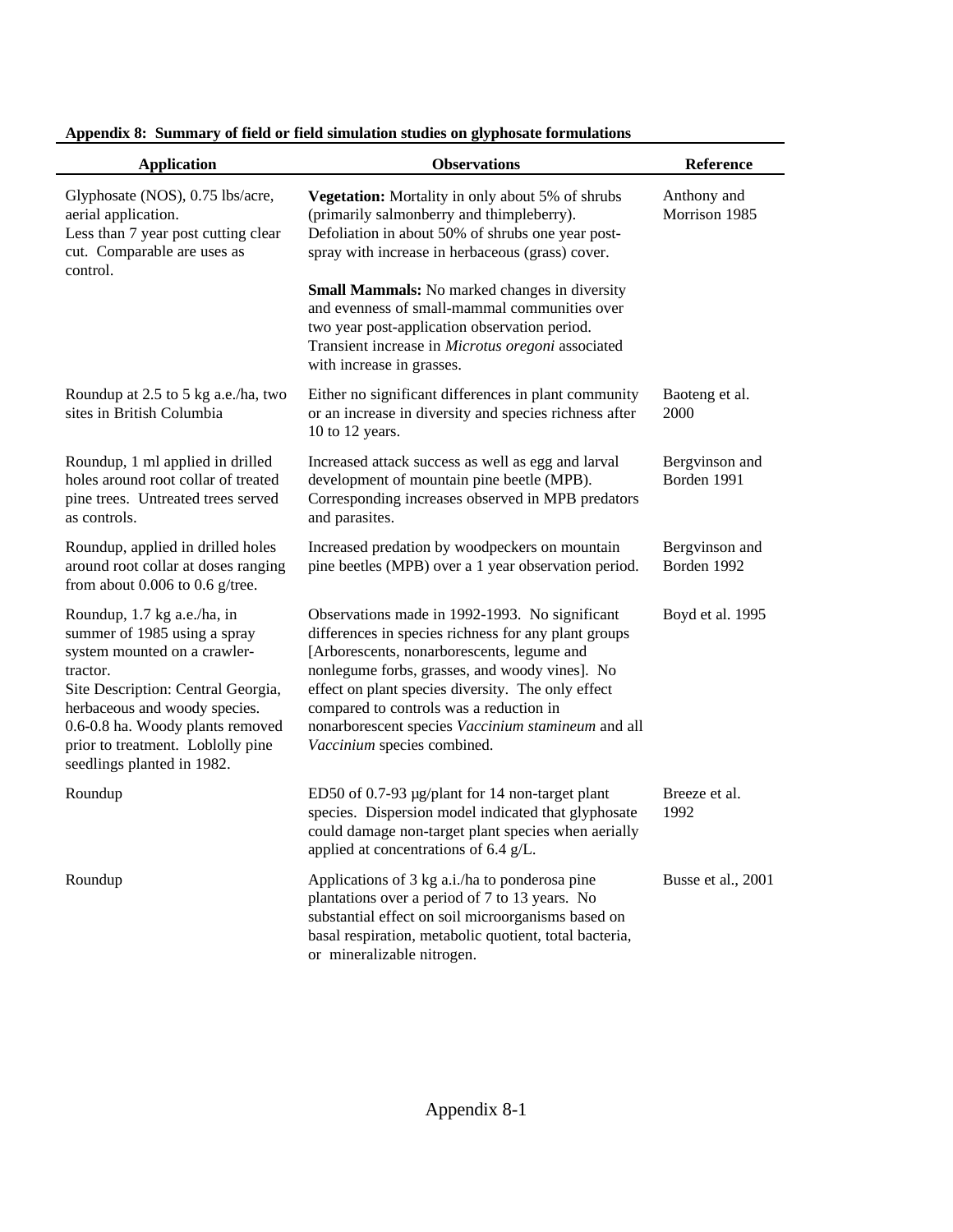**Appendix 8: Summary of field or field simulation studies on glyphosate formulations**

| Application | Observations | Reference |
|---|---|---|
| Glyphosate (NOS), 0.75 lbs/acre, aerial application. Less than 7 year post cutting clear cut. Comparable are uses as control. | **Vegetation:** Mortality in only about 5% of shrubs (primarily salmonberry and thimpleberry). Defoliation in about 50% of shrubs one year post-spray with increase in herbaceous (grass) cover.<br><br>**Small Mammals:** No marked changes in diversity and evenness of small-mammal communities over two year post-application observation period. Transient increase in *Microtus oregoni* associated with increase in grasses. | Anthony and Morrison 1985 |
| Roundup at 2.5 to 5 kg a.e./ha, two sites in British Columbia | Either no significant differences in plant community or an increase in diversity and species richness after 10 to 12 years. | Baoteng et al. 2000 |
| Roundup, 1 ml applied in drilled holes around root collar of treated pine trees. Untreated trees served as controls. | Increased attack success as well as egg and larval development of mountain pine beetle (MPB). Corresponding increases observed in MPB predators and parasites. | Bergvinson and Borden 1991 |
| Roundup, applied in drilled holes around root collar at doses ranging from about 0.006 to 0.6 g/tree. | Increased predation by woodpeckers on mountain pine beetles (MPB) over a 1 year observation period. | Bergvinson and Borden 1992 |
| Roundup, 1.7 kg a.e./ha, in summer of 1985 using a spray system mounted on a crawler-tractor.<br>Site Description: Central Georgia, herbaceous and woody species. 0.6-0.8 ha. Woody plants removed prior to treatment. Loblolly pine seedlings planted in 1982. | Observations made in 1992-1993. No significant differences in species richness for any plant groups [Arborescents, nonarborescents, legume and nonlegume forbs, grasses, and woody vines]. No effect on plant species diversity. The only effect compared to controls was a reduction in nonarborescent species *Vaccinium stamineum* and all *Vaccinium* species combined. | Boyd et al. 1995 |
| Roundup | ED50 of 0.7-93 µg/plant for 14 non-target plant species. Dispersion model indicated that glyphosate could damage non-target plant species when aerially applied at concentrations of 6.4 g/L. | Breeze et al. 1992 |
| Roundup | Applications of 3 kg a.i./ha to ponderosa pine plantations over a period of 7 to 13 years. No substantial effect on soil microorganisms based on basal respiration, metabolic quotient, total bacteria, or mineralizable nitrogen. | Busse et al., 2001 |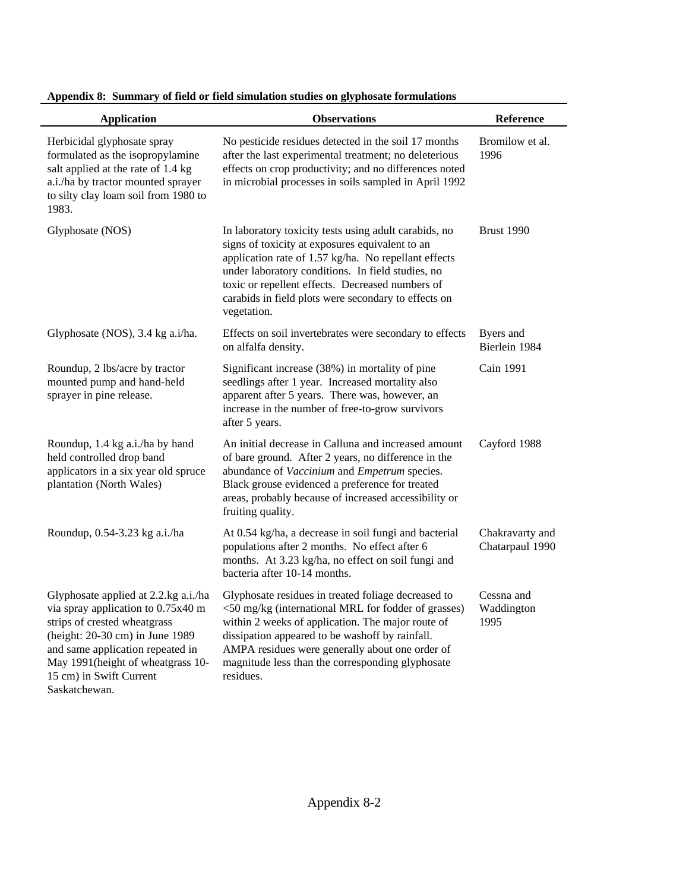**Appendix 8: Summary of field or field simulation studies on glyphosate formulations**

| Application | Observations | Reference |
|---|---|---|
| Herbicidal glyphosate spray formulated as the isopropylamine salt applied at the rate of 1.4 kg a.i./ha by tractor mounted sprayer to silty clay loam soil from 1980 to 1983. | No pesticide residues detected in the soil 17 months after the last experimental treatment; no deleterious effects on crop productivity; and no differences noted in microbial processes in soils sampled in April 1992 | Bromilow et al. 1996 |
| Glyphosate (NOS) | In laboratory toxicity tests using adult carabids, no signs of toxicity at exposures equivalent to an application rate of 1.57 kg/ha. No repellant effects under laboratory conditions. In field studies, no toxic or repellent effects. Decreased numbers of carabids in field plots were secondary to effects on vegetation. | Brust 1990 |
| Glyphosate (NOS), 3.4 kg a.i/ha. | Effects on soil invertebrates were secondary to effects on alfalfa density. | Byers and Bierlein 1984 |
| Roundup, 2 lbs/acre by tractor mounted pump and hand-held sprayer in pine release. | Significant increase (38%) in mortality of pine seedlings after 1 year. Increased mortality also apparent after 5 years. There was, however, an increase in the number of free-to-grow survivors after 5 years. | Cain 1991 |
| Roundup, 1.4 kg a.i./ha by hand held controlled drop band applicators in a six year old spruce plantation (North Wales) | An initial decrease in Calluna and increased amount of bare ground. After 2 years, no difference in the abundance of *Vaccinium* and *Empetrum* species. Black grouse evidenced a preference for treated areas, probably because of increased accessibility or fruiting quality. | Cayford 1988 |
| Roundup, 0.54-3.23 kg a.i./ha | At 0.54 kg/ha, a decrease in soil fungi and bacterial populations after 2 months. No effect after 6 months. At 3.23 kg/ha, no effect on soil fungi and bacteria after 10-14 months. | Chakravarty and Chatarpaul 1990 |
| Glyphosate applied at 2.2.kg a.i./ha via spray application to 0.75x40 m strips of crested wheatgrass (height: 20-30 cm) in June 1989 and same application repeated in May 1991(height of wheatgrass 10-15 cm) in Swift Current Saskatchewan. | Glyphosate residues in treated foliage decreased to <50 mg/kg (international MRL for fodder of grasses) within 2 weeks of application. The major route of dissipation appeared to be washoff by rainfall. AMPA residues were generally about one order of magnitude less than the corresponding glyphosate residues. | Cessna and Waddington 1995 |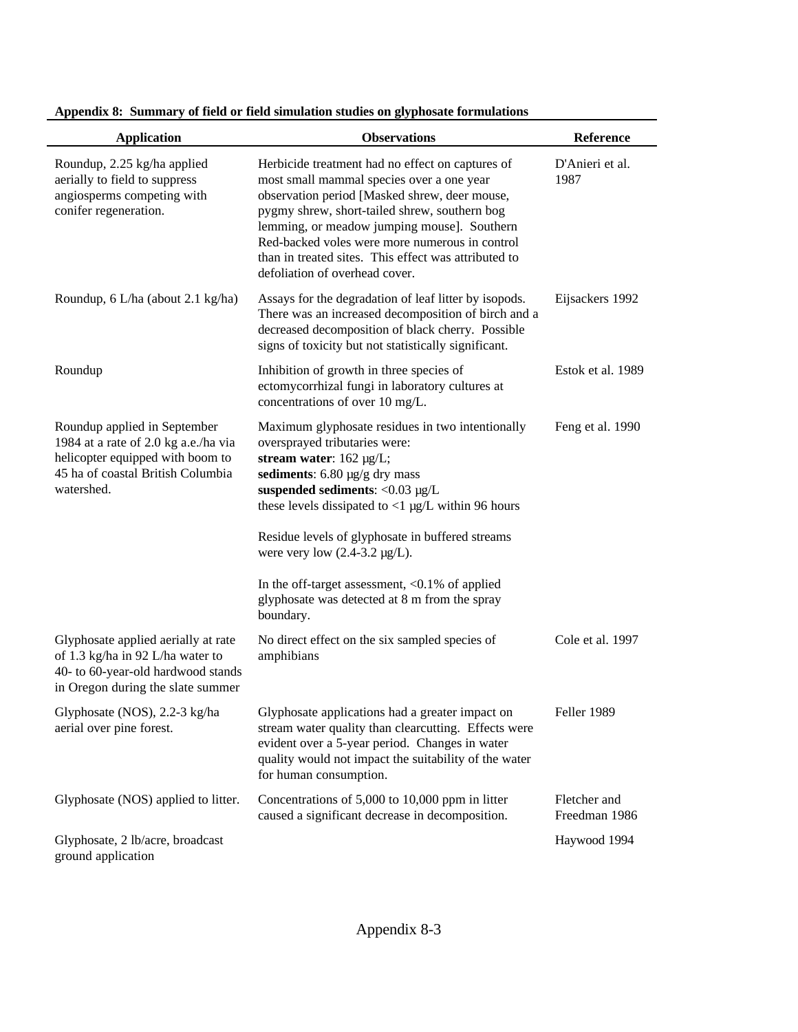**Appendix 8: Summary of field or field simulation studies on glyphosate formulations**

| Application | Observations | Reference |
|---|---|---|
| Roundup, 2.25 kg/ha applied aerially to field to suppress angiosperms competing with conifer regeneration. | Herbicide treatment had no effect on captures of most small mammal species over a one year observation period [Masked shrew, deer mouse, pygmy shrew, short-tailed shrew, southern bog lemming, or meadow jumping mouse]. Southern Red-backed voles were more numerous in control than in treated sites. This effect was attributed to defoliation of overhead cover. | D'Anieri et al. 1987 |
| Roundup, 6 L/ha (about 2.1 kg/ha) | Assays for the degradation of leaf litter by isopods. There was an increased decomposition of birch and a decreased decomposition of black cherry. Possible signs of toxicity but not statistically significant. | Eijsackers 1992 |
| Roundup | Inhibition of growth in three species of ectomycorrhizal fungi in laboratory cultures at concentrations of over 10 mg/L. | Estok et al. 1989 |
| Roundup applied in September 1984 at a rate of 2.0 kg a.e./ha via helicopter equipped with boom to 45 ha of coastal British Columbia watershed. | Maximum glyphosate residues in two intentionally oversprayed tributaries were:<br>**stream water**: 162 µg/L;<br>**sediments**: 6.80 µg/g dry mass<br>**suspended sediments**: <0.03 µg/L<br>these levels dissipated to <1 µg/L within 96 hours<br><br>Residue levels of glyphosate in buffered streams were very low (2.4-3.2 µg/L).<br><br>In the off-target assessment, <0.1% of applied glyphosate was detected at 8 m from the spray boundary. | Feng et al. 1990 |
| Glyphosate applied aerially at rate of 1.3 kg/ha in 92 L/ha water to 40- to 60-year-old hardwood stands in Oregon during the slate summer | No direct effect on the six sampled species of amphibians | Cole et al. 1997 |
| Glyphosate (NOS), 2.2-3 kg/ha aerial over pine forest. | Glyphosate applications had a greater impact on stream water quality than clearcutting. Effects were evident over a 5-year period. Changes in water quality would not impact the suitability of the water for human consumption. | Feller 1989 |
| Glyphosate (NOS) applied to litter. | Concentrations of 5,000 to 10,000 ppm in litter caused a significant decrease in decomposition. | Fletcher and Freedman 1986 |
| Glyphosate, 2 lb/acre, broadcast ground application | | Haywood 1994 |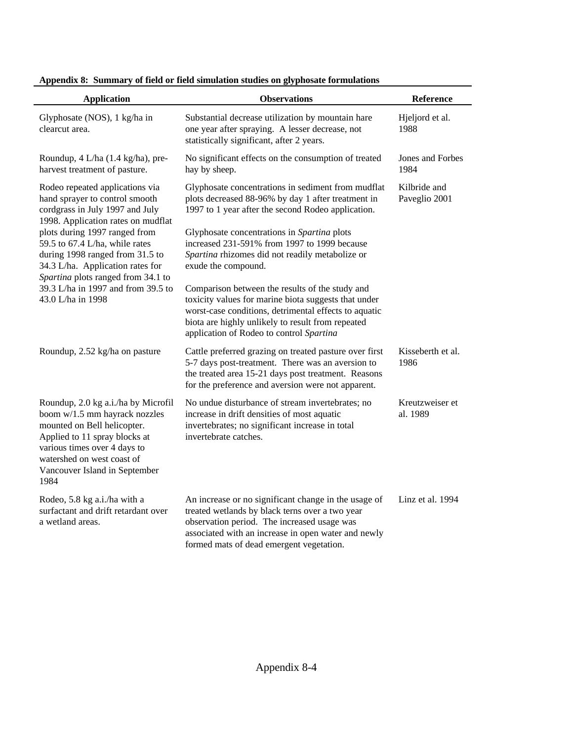**Appendix 8: Summary of field or field simulation studies on glyphosate formulations**

| Application | Observations | Reference |
|---|---|---|
| Glyphosate (NOS), 1 kg/ha in clearcut area. | Substantial decrease utilization by mountain hare one year after spraying. A lesser decrease, not statistically significant, after 2 years. | Hjeljord et al. 1988 |
| Roundup, 4 L/ha (1.4 kg/ha), pre-harvest treatment of pasture. | No significant effects on the consumption of treated hay by sheep. | Jones and Forbes 1984 |
| Rodeo repeated applications via hand sprayer to control smooth cordgrass in July 1997 and July 1998. Application rates on mudflat plots during 1997 ranged from 59.5 to 67.4 L/ha, while rates during 1998 ranged from 31.5 to 34.3 L/ha. Application rates for *Spartina* plots ranged from 34.1 to 39.3 L/ha in 1997 and from 39.5 to 43.0 L/ha in 1998 | Glyphosate concentrations in sediment from mudflat plots decreased 88-96% by day 1 after treatment in 1997 to 1 year after the second Rodeo application.<br><br>Glyphosate concentrations in *Spartina* plots increased 231-591% from 1997 to 1999 because *Spartina* rhizomes did not readily metabolize or exude the compound.<br><br>Comparison between the results of the study and toxicity values for marine biota suggests that under worst-case conditions, detrimental effects to aquatic biota are highly unlikely to result from repeated application of Rodeo to control *Spartina* | Kilbride and Paveglio 2001 |
| Roundup, 2.52 kg/ha on pasture | Cattle preferred grazing on treated pasture over first 5-7 days post-treatment. There was an aversion to the treated area 15-21 days post treatment. Reasons for the preference and aversion were not apparent. | Kisseberth et al. 1986 |
| Roundup, 2.0 kg a.i./ha by Microfil boom w/1.5 mm hayrack nozzles mounted on Bell helicopter. Applied to 11 spray blocks at various times over 4 days to watershed on west coast of Vancouver Island in September 1984 | No undue disturbance of stream invertebrates; no increase in drift densities of most aquatic invertebrates; no significant increase in total invertebrate catches. | Kreutzweiser et al. 1989 |
| Rodeo, 5.8 kg a.i./ha with a surfactant and drift retardant over a wetland areas. | An increase or no significant change in the usage of treated wetlands by black terns over a two year observation period. The increased usage was associated with an increase in open water and newly formed mats of dead emergent vegetation. | Linz et al. 1994 |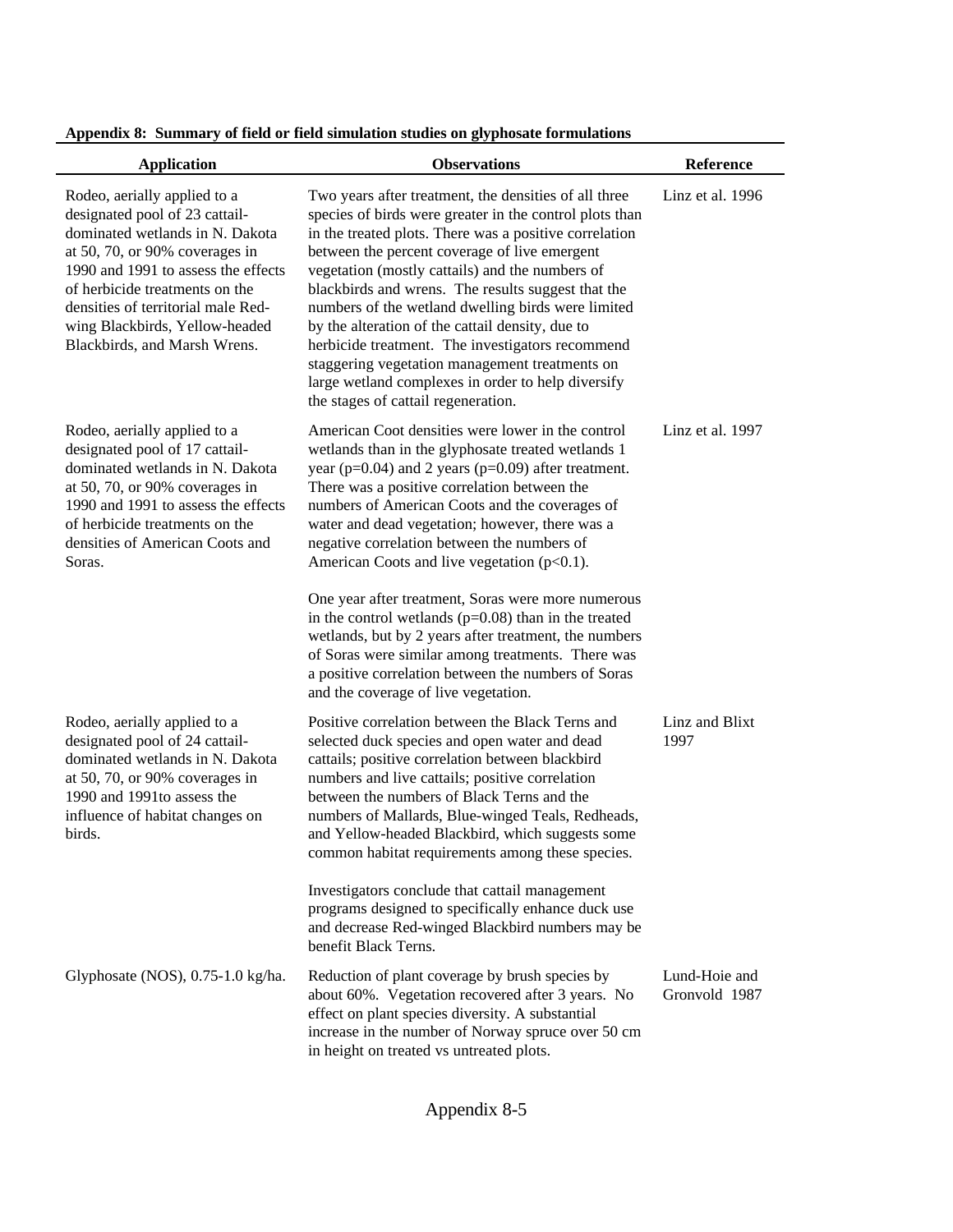**Appendix 8: Summary of field or field simulation studies on glyphosate formulations**

| Application | Observations | Reference |
|---|---|---|
| Rodeo, aerially applied to a designated pool of 23 cattail-dominated wetlands in N. Dakota at 50, 70, or 90% coverages in 1990 and 1991 to assess the effects of herbicide treatments on the densities of territorial male Red-wing Blackbirds, Yellow-headed Blackbirds, and Marsh Wrens. | Two years after treatment, the densities of all three species of birds were greater in the control plots than in the treated plots. There was a positive correlation between the percent coverage of live emergent vegetation (mostly cattails) and the numbers of blackbirds and wrens. The results suggest that the numbers of the wetland dwelling birds were limited by the alteration of the cattail density, due to herbicide treatment. The investigators recommend staggering vegetation management treatments on large wetland complexes in order to help diversify the stages of cattail regeneration. | Linz et al. 1996 |
| Rodeo, aerially applied to a designated pool of 17 cattail-dominated wetlands in N. Dakota at 50, 70, or 90% coverages in 1990 and 1991 to assess the effects of herbicide treatments on the densities of American Coots and Soras. | American Coot densities were lower in the control wetlands than in the glyphosate treated wetlands 1 year ($p=0.04$) and 2 years ($p=0.09$) after treatment. There was a positive correlation between the numbers of American Coots and the coverages of water and dead vegetation; however, there was a negative correlation between the numbers of American Coots and live vegetation ($p<0.1$).<br><br>One year after treatment, Soras were more numerous in the control wetlands ($p=0.08$) than in the treated wetlands, but by 2 years after treatment, the numbers of Soras were similar among treatments. There was a positive correlation between the numbers of Soras and the coverage of live vegetation. | Linz et al. 1997 |
| Rodeo, aerially applied to a designated pool of 24 cattail-dominated wetlands in N. Dakota at 50, 70, or 90% coverages in 1990 and 1991to assess the influence of habitat changes on birds. | Positive correlation between the Black Terns and selected duck species and open water and dead cattails; positive correlation between blackbird numbers and live cattails; positive correlation between the numbers of Black Terns and the numbers of Mallards, Blue-winged Teals, Redheads, and Yellow-headed Blackbird, which suggests some common habitat requirements among these species.<br><br>Investigators conclude that cattail management programs designed to specifically enhance duck use and decrease Red-winged Blackbird numbers may be benefit Black Terns. | Linz and Blixt 1997 |
| Glyphosate (NOS), 0.75-1.0 kg/ha. | Reduction of plant coverage by brush species by about 60%. Vegetation recovered after 3 years. No effect on plant species diversity. A substantial increase in the number of Norway spruce over 50 cm in height on treated vs untreated plots. | Lund-Hoie and Gronvold 1987 |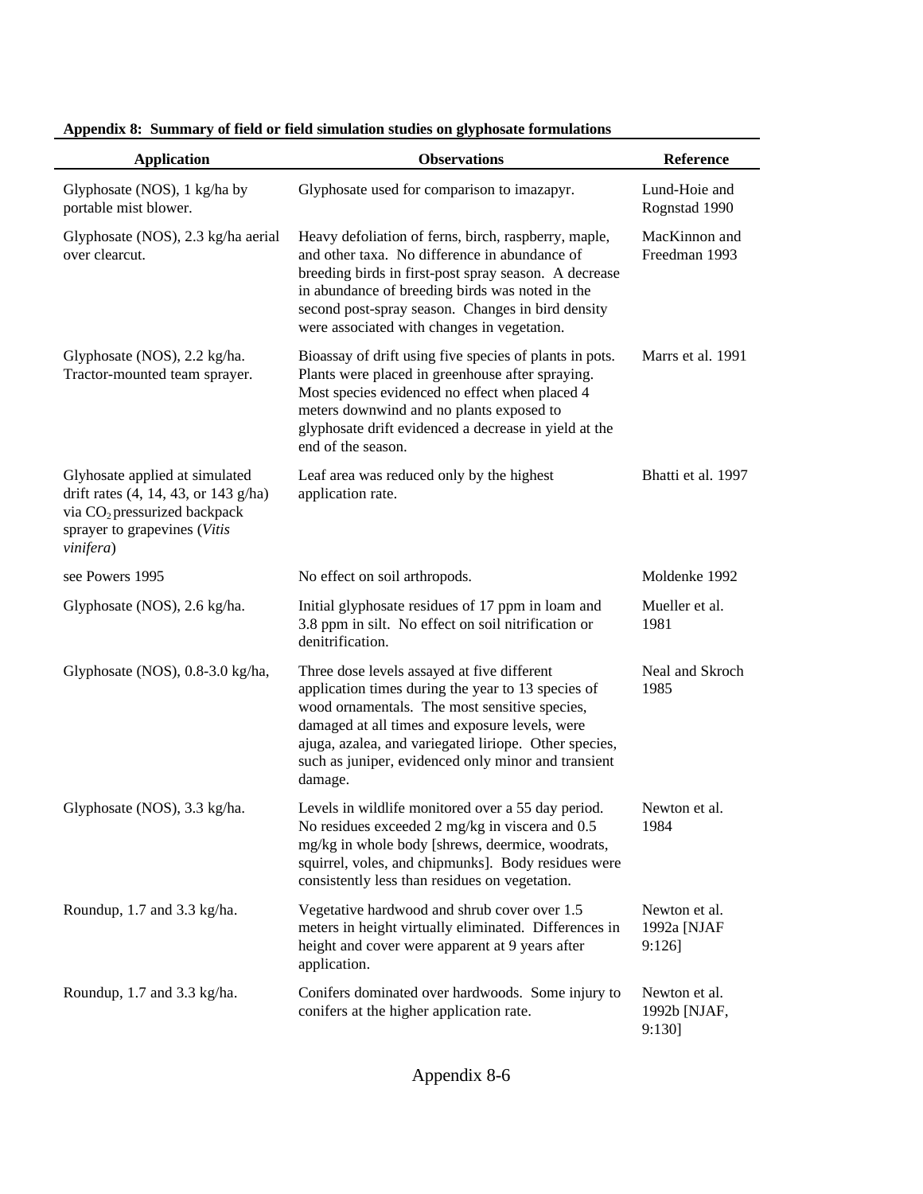**Appendix 8: Summary of field or field simulation studies on glyphosate formulations**

| Application | Observations | Reference |
|---|---|---|
| Glyphosate (NOS), 1 kg/ha by portable mist blower. | Glyphosate used for comparison to imazapyr. | Lund-Hoie and Rognstad 1990 |
| Glyphosate (NOS), 2.3 kg/ha aerial over clearcut. | Heavy defoliation of ferns, birch, raspberry, maple, and other taxa. No difference in abundance of breeding birds in first-post spray season. A decrease in abundance of breeding birds was noted in the second post-spray season. Changes in bird density were associated with changes in vegetation. | MacKinnon and Freedman 1993 |
| Glyphosate (NOS), 2.2 kg/ha. Tractor-mounted team sprayer. | Bioassay of drift using five species of plants in pots. Plants were placed in greenhouse after spraying. Most species evidenced no effect when placed 4 meters downwind and no plants exposed to glyphosate drift evidenced a decrease in yield at the end of the season. | Marrs et al. 1991 |
| Glyhosate applied at simulated drift rates (4, 14, 43, or 143 g/ha) via $CO_2$ pressurized backpack sprayer to grapevines (*Vitis vinifera*) | Leaf area was reduced only by the highest application rate. | Bhatti et al. 1997 |
| see Powers 1995 | No effect on soil arthropods. | Moldenke 1992 |
| Glyphosate (NOS), 2.6 kg/ha. | Initial glyphosate residues of 17 ppm in loam and 3.8 ppm in silt. No effect on soil nitrification or denitrification. | Mueller et al. 1981 |
| Glyphosate (NOS), 0.8-3.0 kg/ha, | Three dose levels assayed at five different application times during the year to 13 species of wood ornamentals. The most sensitive species, damaged at all times and exposure levels, were ajuga, azalea, and variegated liriope. Other species, such as juniper, evidenced only minor and transient damage. | Neal and Skroch 1985 |
| Glyphosate (NOS), 3.3 kg/ha. | Levels in wildlife monitored over a 55 day period. No residues exceeded 2 mg/kg in viscera and 0.5 mg/kg in whole body [shrews, deermice, woodrats, squirrel, voles, and chipmunks]. Body residues were consistently less than residues on vegetation. | Newton et al. 1984 |
| Roundup, 1.7 and 3.3 kg/ha. | Vegetative hardwood and shrub cover over 1.5 meters in height virtually eliminated. Differences in height and cover were apparent at 9 years after application. | Newton et al. 1992a [NJAF 9:126] |
| Roundup, 1.7 and 3.3 kg/ha. | Conifers dominated over hardwoods. Some injury to conifers at the higher application rate. | Newton et al. 1992b [NJAF, 9:130] |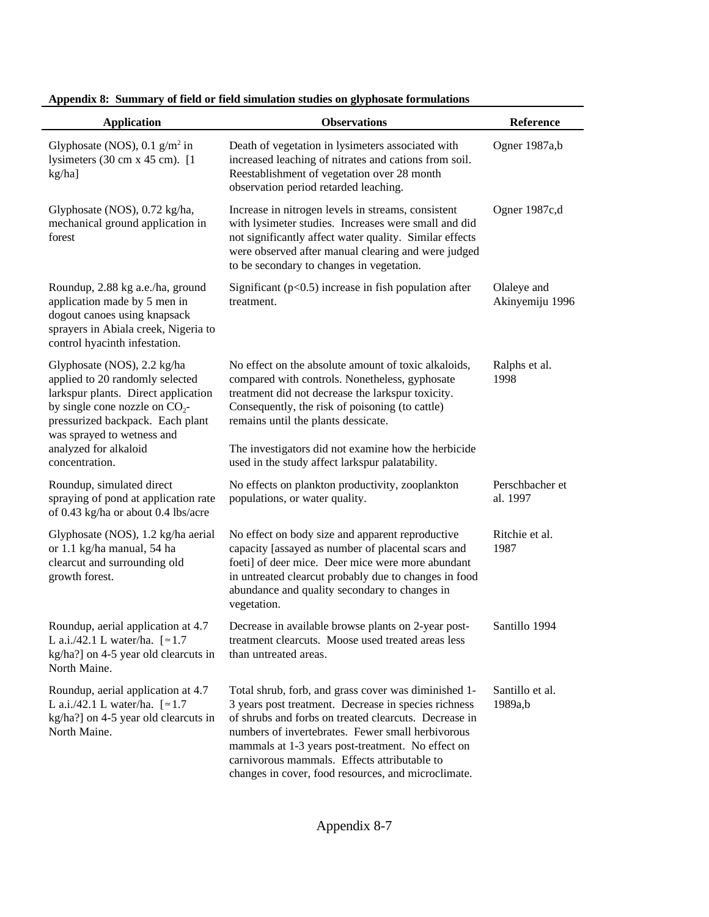**Appendix 8: Summary of field or field simulation studies on glyphosate formulations**

| Application | Observations | Reference |
|---|---|---|
| Glyphosate (NOS), 0.1 g/m$^2$ in lysimeters (30 cm x 45 cm). [1 kg/ha] | Death of vegetation in lysimeters associated with increased leaching of nitrates and cations from soil. Reestablishment of vegetation over 28 month observation period retarded leaching. | Ogner 1987a,b |
| Glyphosate (NOS), 0.72 kg/ha, mechanical ground application in forest | Increase in nitrogen levels in streams, consistent with lysimeter studies. Increases were small and did not significantly affect water quality. Similar effects were observed after manual clearing and were judged to be secondary to changes in vegetation. | Ogner 1987c,d |
| Roundup, 2.88 kg a.e./ha, ground application made by 5 men in dogout canoes using knapsack sprayers in Abiala creek, Nigeria to control hyacinth infestation. | Significant ($p<0.5$) increase in fish population after treatment. | Olaleye and Akinyemiju 1996 |
| Glyphosate (NOS), 2.2 kg/ha applied to 20 randomly selected larkspur plants. Direct application by single cone nozzle on $CO_2$-pressurized backpack. Each plant was sprayed to wetness and analyzed for alkaloid concentration. | No effect on the absolute amount of toxic alkaloids, compared with controls. Nonetheless, gyphosate treatment did not decrease the larkspur toxicity. Consequently, the risk of poisoning (to cattle) remains until the plants dessicate.<br><br>The investigators did not examine how the herbicide used in the study affect larkspur palatability. | Ralphs et al. 1998 |
| Roundup, simulated direct spraying of pond at application rate of 0.43 kg/ha or about 0.4 lbs/acre | No effects on plankton productivity, zooplankton populations, or water quality. | Perschbacher et al. 1997 |
| Glyphosate (NOS), 1.2 kg/ha aerial or 1.1 kg/ha manual, 54 ha clearcut and surrounding old growth forest. | No effect on body size and apparent reproductive capacity [assayed as number of placental scars and foeti] of deer mice. Deer mice were more abundant in untreated clearcut probably due to changes in food abundance and quality secondary to changes in vegetation. | Ritchie et al. 1987 |
| Roundup, aerial application at 4.7 L a.i./42.1 L water/ha. [≃1.7 kg/ha?] on 4-5 year old clearcuts in North Maine. | Decrease in available browse plants on 2-year post-treatment clearcuts. Moose used treated areas less than untreated areas. | Santillo 1994 |
| Roundup, aerial application at 4.7 L a.i./42.1 L water/ha. [≃1.7 kg/ha?] on 4-5 year old clearcuts in North Maine. | Total shrub, forb, and grass cover was diminished 1-3 years post treatment. Decrease in species richness of shrubs and forbs on treated clearcuts. Decrease in numbers of invertebrates. Fewer small herbivorous mammals at 1-3 years post-treatment. No effect on carnivorous mammals. Effects attributable to changes in cover, food resources, and microclimate. | Santillo et al. 1989a,b |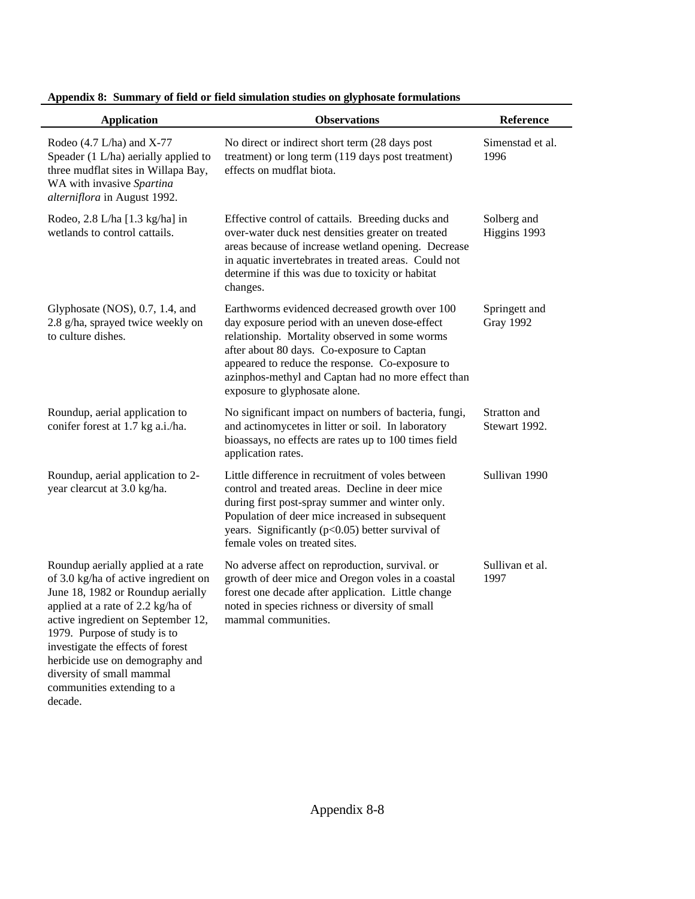**Appendix 8: Summary of field or field simulation studies on glyphosate formulations**

| Application | Observations | Reference |
|---|---|---|
| Rodeo (4.7 L/ha) and X-77 Speader (1 L/ha) aerially applied to three mudflat sites in Willapa Bay, WA with invasive *Spartina alterniflora* in August 1992. | No direct or indirect short term (28 days post treatment) or long term (119 days post treatment) effects on mudflat biota. | Simenstad et al. 1996 |
| Rodeo, 2.8 L/ha [1.3 kg/ha] in wetlands to control cattails. | Effective control of cattails. Breeding ducks and over-water duck nest densities greater on treated areas because of increase wetland opening. Decrease in aquatic invertebrates in treated areas. Could not determine if this was due to toxicity or habitat changes. | Solberg and Higgins 1993 |
| Glyphosate (NOS), 0.7, 1.4, and 2.8 g/ha, sprayed twice weekly on to culture dishes. | Earthworms evidenced decreased growth over 100 day exposure period with an uneven dose-effect relationship. Mortality observed in some worms after about 80 days. Co-exposure to Captan appeared to reduce the response. Co-exposure to azinphos-methyl and Captan had no more effect than exposure to glyphosate alone. | Springett and Gray 1992 |
| Roundup, aerial application to conifer forest at 1.7 kg a.i./ha. | No significant impact on numbers of bacteria, fungi, and actinomycetes in litter or soil. In laboratory bioassays, no effects are rates up to 100 times field application rates. | Stratton and Stewart 1992. |
| Roundup, aerial application to 2-year clearcut at 3.0 kg/ha. | Little difference in recruitment of voles between control and treated areas. Decline in deer mice during first post-spray summer and winter only. Population of deer mice increased in subsequent years. Significantly ($p<0.05$) better survival of female voles on treated sites. | Sullivan 1990 |
| Roundup aerially applied at a rate of 3.0 kg/ha of active ingredient on June 18, 1982 or Roundup aerially applied at a rate of 2.2 kg/ha of active ingredient on September 12, 1979. Purpose of study is to investigate the effects of forest herbicide use on demography and diversity of small mammal communities extending to a decade. | No adverse affect on reproduction, survival. or growth of deer mice and Oregon voles in a coastal forest one decade after application. Little change noted in species richness or diversity of small mammal communities. | Sullivan et al. 1997 |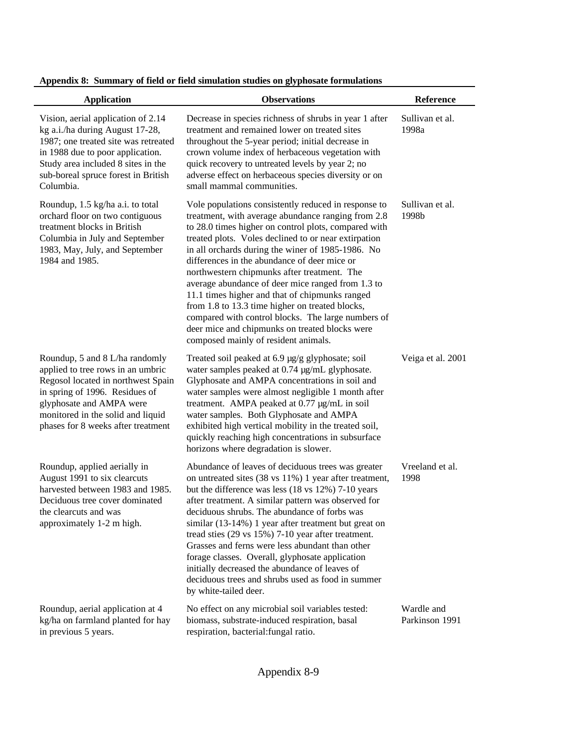**Appendix 8: Summary of field or field simulation studies on glyphosate formulations**

| Application | Observations | Reference |
|---|---|---|
| Vision, aerial application of 2.14 kg a.i./ha during August 17-28, 1987; one treated site was retreated in 1988 due to poor application. Study area included 8 sites in the sub-boreal spruce forest in British Columbia. | Decrease in species richness of shrubs in year 1 after treatment and remained lower on treated sites throughout the 5-year period; initial decrease in crown volume index of herbaceous vegetation with quick recovery to untreated levels by year 2; no adverse effect on herbaceous species diversity or on small mammal communities. | Sullivan et al. 1998a |
| Roundup, 1.5 kg/ha a.i. to total orchard floor on two contiguous treatment blocks in British Columbia in July and September 1983, May, July, and September 1984 and 1985. | Vole populations consistently reduced in response to treatment, with average abundance ranging from 2.8 to 28.0 times higher on control plots, compared with treated plots. Voles declined to or near extirpation in all orchards during the winer of 1985-1986. No differences in the abundance of deer mice or northwestern chipmunks after treatment. The average abundance of deer mice ranged from 1.3 to 11.1 times higher and that of chipmunks ranged from 1.8 to 13.3 time higher on treated blocks, compared with control blocks. The large numbers of deer mice and chipmunks on treated blocks were composed mainly of resident animals. | Sullivan et al. 1998b |
| Roundup, 5 and 8 L/ha randomly applied to tree rows in an umbric Regosol located in northwest Spain in spring of 1996. Residues of glyphosate and AMPA were monitored in the solid and liquid phases for 8 weeks after treatment | Treated soil peaked at 6.9 µg/g glyphosate; soil water samples peaked at 0.74 µg/mL glyphosate. Glyphosate and AMPA concentrations in soil and water samples were almost negligible 1 month after treatment. AMPA peaked at 0.77 µg/mL in soil water samples. Both Glyphosate and AMPA exhibited high vertical mobility in the treated soil, quickly reaching high concentrations in subsurface horizons where degradation is slower. | Veiga et al. 2001 |
| Roundup, applied aerially in August 1991 to six clearcuts harvested between 1983 and 1985. Deciduous tree cover dominated the clearcuts and was approximately 1-2 m high. | Abundance of leaves of deciduous trees was greater on untreated sites (38 vs 11%) 1 year after treatment, but the difference was less (18 vs 12%) 7-10 years after treatment. A similar pattern was observed for deciduous shrubs. The abundance of forbs was similar (13-14%) 1 year after treatment but great on tread sties (29 vs 15%) 7-10 year after treatment. Grasses and ferns were less abundant than other forage classes. Overall, glyphosate application initially decreased the abundance of leaves of deciduous trees and shrubs used as food in summer by white-tailed deer. | Vreeland et al. 1998 |
| Roundup, aerial application at 4 kg/ha on farmland planted for hay in previous 5 years. | No effect on any microbial soil variables tested: biomass, substrate-induced respiration, basal respiration, bacterial:fungal ratio. | Wardle and Parkinson 1991 |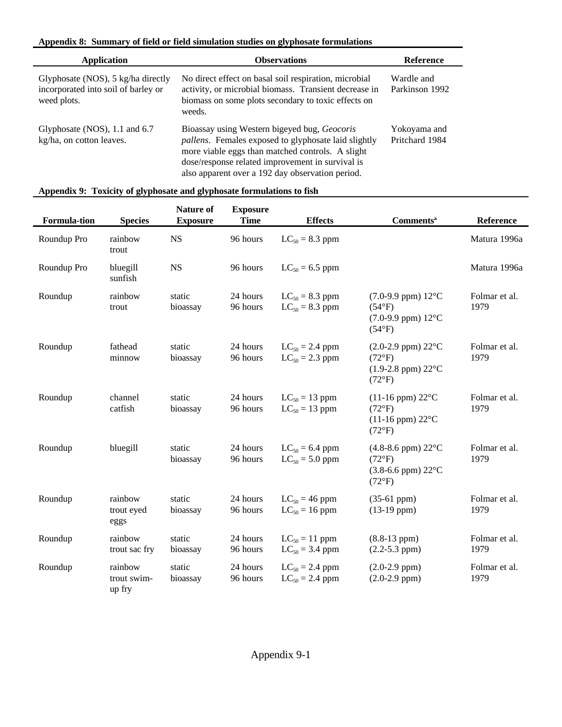**Appendix 8: Summary of field or field simulation studies on glyphosate formulations**

| Application | Observations | Reference |
|---|---|---|
| Glyphosate (NOS), 5 kg/ha directly incorporated into soil of barley or weed plots. | No direct effect on basal soil respiration, microbial activity, or microbial biomass. Transient decrease in biomass on some plots secondary to toxic effects on weeds. | Wardle and Parkinson 1992 |
| Glyphosate (NOS), 1.1 and 6.7 kg/ha, on cotton leaves. | Bioassay using Western bigeyed bug, *Geocoris pallens*. Females exposed to glyphosate laid slightly more viable eggs than matched controls. A slight dose/response related improvement in survival is also apparent over a 192 day observation period. | Yokoyama and Pritchard 1984 |

**Appendix 9: Toxicity of glyphosate and glyphosate formulations to fish**

| Formula-tion | Species | Nature of Exposure | Exposure Time | Effects | Comments[a] | Reference |
|---|---|---|---|---|---|---|
| Roundup Pro | rainbow trout | NS | 96 hours | $LC_{50}$ = 8.3 ppm | | Matura 1996a |
| Roundup Pro | bluegill sunfish | NS | 96 hours | $LC_{50}$ = 6.5 ppm | | Matura 1996a |
| Roundup | rainbow trout | static bioassay | 24 hours<br>96 hours | $LC_{50}$ = 8.3 ppm<br>$LC_{50}$ = 8.3 ppm | (7.0-9.9 ppm) 12°C (54°F)<br>(7.0-9.9 ppm) 12°C (54°F) | Folmar et al. 1979 |
| Roundup | fathead minnow | static bioassay | 24 hours<br>96 hours | $LC_{50}$ = 2.4 ppm<br>$LC_{50}$ = 2.3 ppm | (2.0-2.9 ppm) 22°C (72°F)<br>(1.9-2.8 ppm) 22°C (72°F) | Folmar et al. 1979 |
| Roundup | channel catfish | static bioassay | 24 hours<br>96 hours | $LC_{50}$ = 13 ppm<br>$LC_{50}$ = 13 ppm | (11-16 ppm) 22°C (72°F)<br>(11-16 ppm) 22°C (72°F) | Folmar et al. 1979 |
| Roundup | bluegill | static bioassay | 24 hours<br>96 hours | $LC_{50}$ = 6.4 ppm<br>$LC_{50}$ = 5.0 ppm | (4.8-8.6 ppm) 22°C (72°F)<br>(3.8-6.6 ppm) 22°C (72°F) | Folmar et al. 1979 |
| Roundup | rainbow trout eyed eggs | static bioassay | 24 hours<br>96 hours | $LC_{50}$ = 46 ppm<br>$LC_{50}$ = 16 ppm | (35-61 ppm)<br>(13-19 ppm) | Folmar et al. 1979 |
| Roundup | rainbow trout sac fry | static bioassay | 24 hours<br>96 hours | $LC_{50}$ = 11 ppm<br>$LC_{50}$ = 3.4 ppm | (8.8-13 ppm)<br>(2.2-5.3 ppm) | Folmar et al. 1979 |
| Roundup | rainbow trout swim-up fry | static bioassay | 24 hours<br>96 hours | $LC_{50}$ = 2.4 ppm<br>$LC_{50}$ = 2.4 ppm | (2.0-2.9 ppm)<br>(2.0-2.9 ppm) | Folmar et al. 1979 |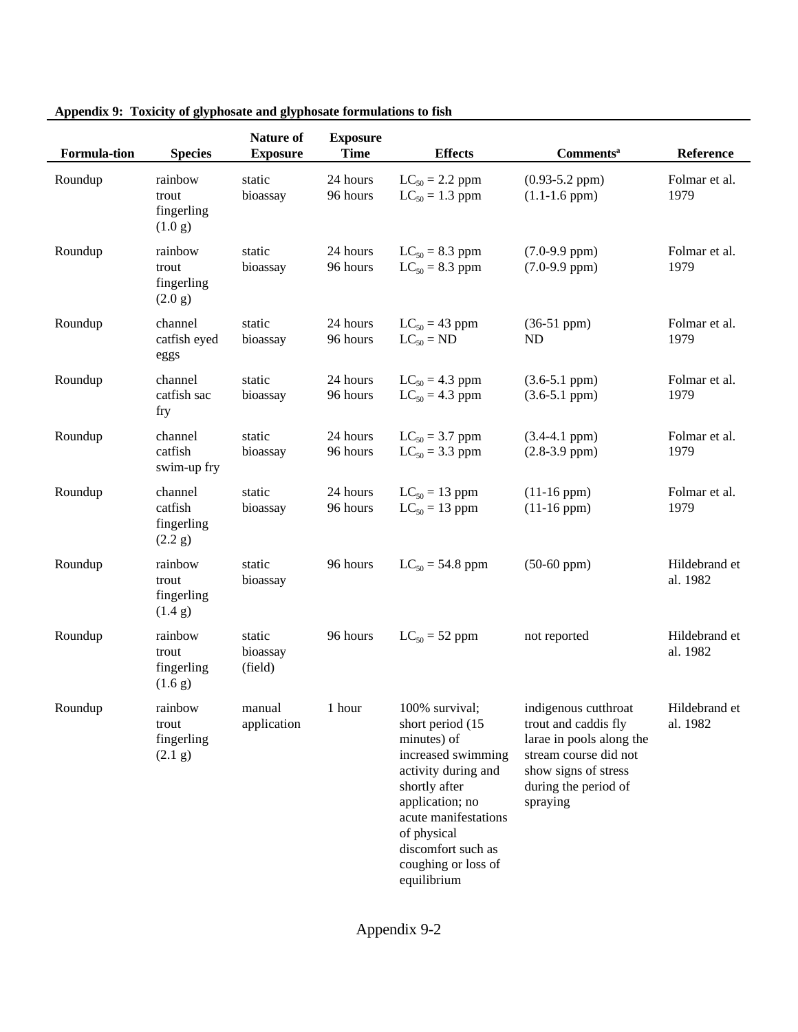**Appendix 9: Toxicity of glyphosate and glyphosate formulations to fish**

| Formula-tion | Species | Nature of Exposure | Exposure Time | Effects | Comments[a] | Reference |
|---|---|---|---|---|---|---|
| Roundup | rainbow trout fingerling (1.0 g) | static bioassay | 24 hours<br>96 hours | $LC_{50}$ = 2.2 ppm<br>$LC_{50}$ = 1.3 ppm | (0.93-5.2 ppm)<br>(1.1-1.6 ppm) | Folmar et al. 1979 |
| Roundup | rainbow trout fingerling (2.0 g) | static bioassay | 24 hours<br>96 hours | $LC_{50}$ = 8.3 ppm<br>$LC_{50}$ = 8.3 ppm | (7.0-9.9 ppm)<br>(7.0-9.9 ppm) | Folmar et al. 1979 |
| Roundup | channel catfish eyed eggs | static bioassay | 24 hours<br>96 hours | $LC_{50}$ = 43 ppm<br>$LC_{50}$ = ND | (36-51 ppm)<br>ND | Folmar et al. 1979 |
| Roundup | channel catfish sac fry | static bioassay | 24 hours<br>96 hours | $LC_{50}$ = 4.3 ppm<br>$LC_{50}$ = 4.3 ppm | (3.6-5.1 ppm)<br>(3.6-5.1 ppm) | Folmar et al. 1979 |
| Roundup | channel catfish swim-up fry | static bioassay | 24 hours<br>96 hours | $LC_{50}$ = 3.7 ppm<br>$LC_{50}$ = 3.3 ppm | (3.4-4.1 ppm)<br>(2.8-3.9 ppm) | Folmar et al. 1979 |
| Roundup | channel catfish fingerling (2.2 g) | static bioassay | 24 hours<br>96 hours | $LC_{50}$ = 13 ppm<br>$LC_{50}$ = 13 ppm | (11-16 ppm)<br>(11-16 ppm) | Folmar et al. 1979 |
| Roundup | rainbow trout fingerling (1.4 g) | static bioassay | 96 hours | $LC_{50}$ = 54.8 ppm | (50-60 ppm) | Hildebrand et al. 1982 |
| Roundup | rainbow trout fingerling (1.6 g) | static bioassay (field) | 96 hours | $LC_{50}$ = 52 ppm | not reported | Hildebrand et al. 1982 |
| Roundup | rainbow trout fingerling (2.1 g) | manual application | 1 hour | 100% survival; short period (15 minutes) of increased swimming activity during and shortly after application; no acute manifestations of physical discomfort such as coughing or loss of equilibrium | indigenous cutthroat trout and caddis fly larae in pools along the stream course did not show signs of stress during the period of spraying | Hildebrand et al. 1982 |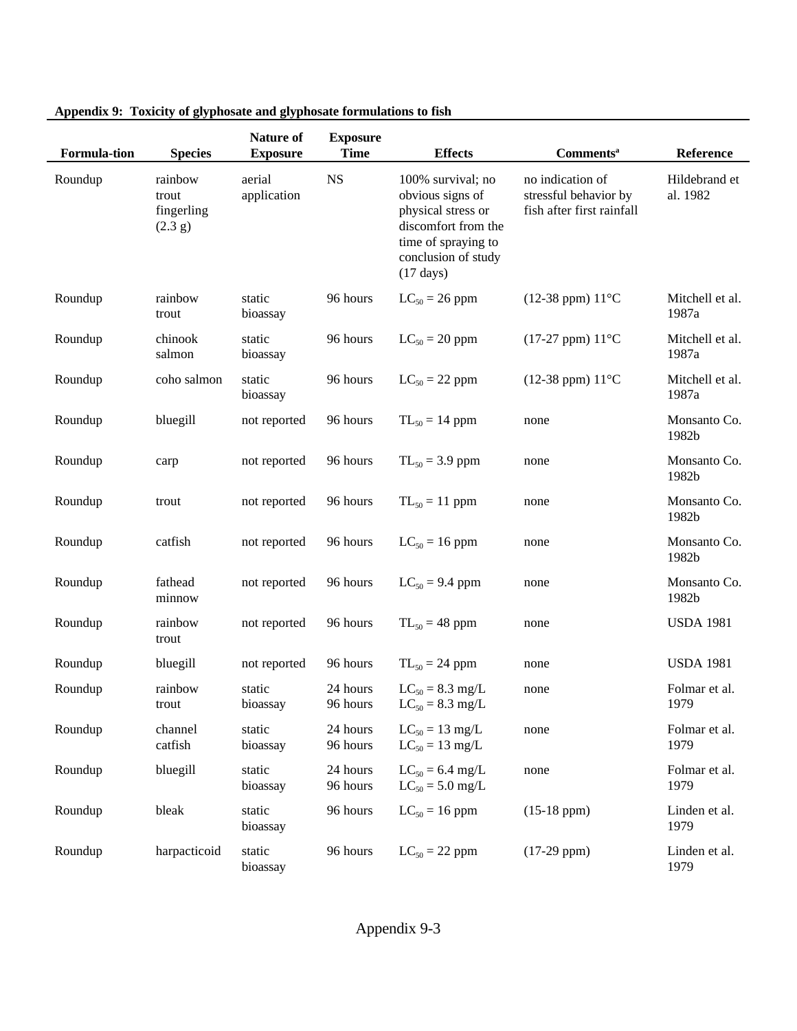**Appendix 9: Toxicity of glyphosate and glyphosate formulations to fish**

| Formula-tion | Species | Nature of Exposure | Exposure Time | Effects | Comments[a] | Reference |
|---|---|---|---|---|---|---|
| Roundup | rainbow trout fingerling (2.3 g) | aerial application | NS | 100% survival; no obvious signs of physical stress or discomfort from the time of spraying to conclusion of study (17 days) | no indication of stressful behavior by fish after first rainfall | Hildebrand et al. 1982 |
| Roundup | rainbow trout | static bioassay | 96 hours | $LC_{50}$ = 26 ppm | (12-38 ppm) 11°C | Mitchell et al. 1987a |
| Roundup | chinook salmon | static bioassay | 96 hours | $LC_{50}$ = 20 ppm | (17-27 ppm) 11°C | Mitchell et al. 1987a |
| Roundup | coho salmon | static bioassay | 96 hours | $LC_{50}$ = 22 ppm | (12-38 ppm) 11°C | Mitchell et al. 1987a |
| Roundup | bluegill | not reported | 96 hours | $TL_{50}$ = 14 ppm | none | Monsanto Co. 1982b |
| Roundup | carp | not reported | 96 hours | $TL_{50}$ = 3.9 ppm | none | Monsanto Co. 1982b |
| Roundup | trout | not reported | 96 hours | $TL_{50}$ = 11 ppm | none | Monsanto Co. 1982b |
| Roundup | catfish | not reported | 96 hours | $LC_{50}$ = 16 ppm | none | Monsanto Co. 1982b |
| Roundup | fathead minnow | not reported | 96 hours | $LC_{50}$ = 9.4 ppm | none | Monsanto Co. 1982b |
| Roundup | rainbow trout | not reported | 96 hours | $TL_{50}$ = 48 ppm | none | USDA 1981 |
| Roundup | bluegill | not reported | 96 hours | $TL_{50}$ = 24 ppm | none | USDA 1981 |
| Roundup | rainbow trout | static bioassay | 24 hours<br>96 hours | $LC_{50}$ = 8.3 mg/L<br>$LC_{50}$ = 8.3 mg/L | none | Folmar et al. 1979 |
| Roundup | channel catfish | static bioassay | 24 hours<br>96 hours | $LC_{50}$ = 13 mg/L<br>$LC_{50}$ = 13 mg/L | none | Folmar et al. 1979 |
| Roundup | bluegill | static bioassay | 24 hours<br>96 hours | $LC_{50}$ = 6.4 mg/L<br>$LC_{50}$ = 5.0 mg/L | none | Folmar et al. 1979 |
| Roundup | bleak | static bioassay | 96 hours | $LC_{50}$ = 16 ppm | (15-18 ppm) | Linden et al. 1979 |
| Roundup | harpacticoid | static bioassay | 96 hours | $LC_{50}$ = 22 ppm | (17-29 ppm) | Linden et al. 1979 |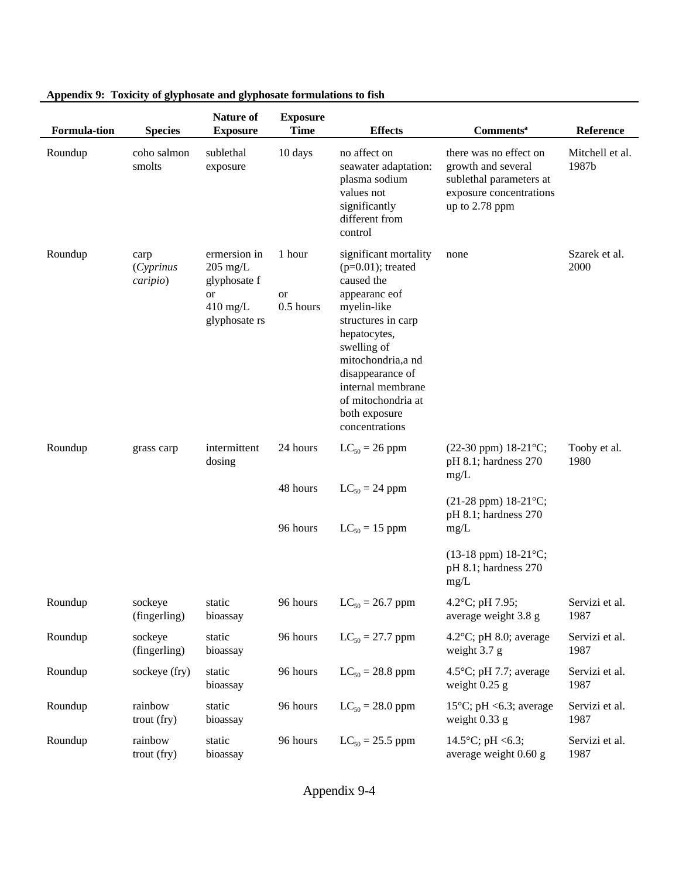**Appendix 9: Toxicity of glyphosate and glyphosate formulations to fish**

| Formula-tion | Species | Nature of Exposure | Exposure Time | Effects | Comments[a] | Reference |
|---|---|---|---|---|---|---|
| Roundup | coho salmon smolts | sublethal exposure | 10 days | no affect on seawater adaptation: plasma sodium values not significantly different from control | there was no effect on growth and several sublethal parameters at exposure concentrations up to 2.78 ppm | Mitchell et al. 1987b |
| Roundup | carp (*Cyprinus caripio*) | ermersion in 205 mg/L glyphosate f or 410 mg/L glyphosate rs | 1 hour or 0.5 hours | significant mortality (p=0.01); treated caused the appearanc eof myelin-like structures in carp hepatocytes, swelling of mitochondria,a nd disappearance of internal membrane of mitochondria at both exposure concentrations | none | Szarek et al. 2000 |
| Roundup | grass carp | intermittent dosing | 24 hours | $LC_{50}$ = 26 ppm | (22-30 ppm) 18-21°C; pH 8.1; hardness 270 mg/L | Tooby et al. 1980 |
| | | | 48 hours | $LC_{50}$ = 24 ppm | (21-28 ppm) 18-21°C; pH 8.1; hardness 270 mg/L | |
| | | | 96 hours | $LC_{50}$ = 15 ppm | (13-18 ppm) 18-21°C; pH 8.1; hardness 270 mg/L | |
| Roundup | sockeye (fingerling) | static bioassay | 96 hours | $LC_{50}$ = 26.7 ppm | 4.2°C; pH 7.95; average weight 3.8 g | Servizi et al. 1987 |
| Roundup | sockeye (fingerling) | static bioassay | 96 hours | $LC_{50}$ = 27.7 ppm | 4.2°C; pH 8.0; average weight 3.7 g | Servizi et al. 1987 |
| Roundup | sockeye (fry) | static bioassay | 96 hours | $LC_{50}$ = 28.8 ppm | 4.5°C; pH 7.7; average weight 0.25 g | Servizi et al. 1987 |
| Roundup | rainbow trout (fry) | static bioassay | 96 hours | $LC_{50}$ = 28.0 ppm | 15°C; pH <6.3; average weight 0.33 g | Servizi et al. 1987 |
| Roundup | rainbow trout (fry) | static bioassay | 96 hours | $LC_{50}$ = 25.5 ppm | 14.5°C; pH <6.3; average weight 0.60 g | Servizi et al. 1987 |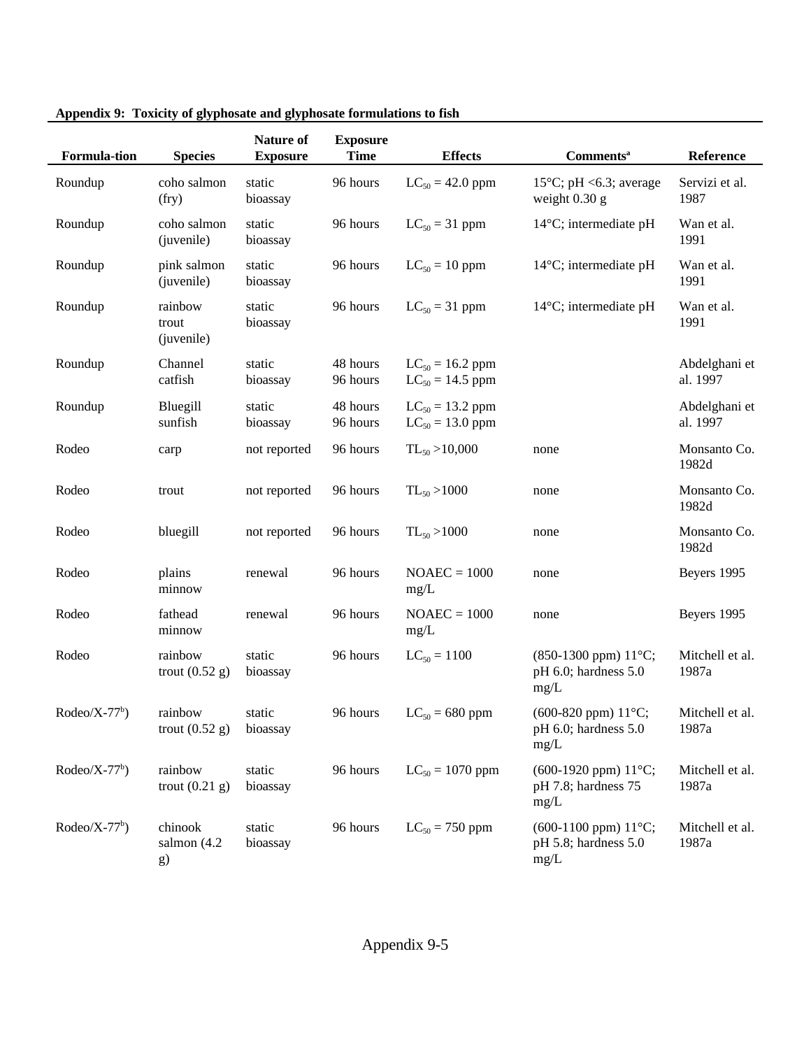**Appendix 9: Toxicity of glyphosate and glyphosate formulations to fish**

| Formula-tion | Species | Nature of Exposure | Exposure Time | Effects | Comments[a] | Reference |
|---|---|---|---|---|---|---|
| Roundup | coho salmon (fry) | static bioassay | 96 hours | $LC_{50}$ = 42.0 ppm | 15°C; pH <6.3; average weight 0.30 g | Servizi et al. 1987 |
| Roundup | coho salmon (juvenile) | static bioassay | 96 hours | $LC_{50}$ = 31 ppm | 14°C; intermediate pH | Wan et al. 1991 |
| Roundup | pink salmon (juvenile) | static bioassay | 96 hours | $LC_{50}$ = 10 ppm | 14°C; intermediate pH | Wan et al. 1991 |
| Roundup | rainbow trout (juvenile) | static bioassay | 96 hours | $LC_{50}$ = 31 ppm | 14°C; intermediate pH | Wan et al. 1991 |
| Roundup | Channel catfish | static bioassay | 48 hours<br>96 hours | $LC_{50}$ = 16.2 ppm<br>$LC_{50}$ = 14.5 ppm | | Abdelghani et al. 1997 |
| Roundup | Bluegill sunfish | static bioassay | 48 hours<br>96 hours | $LC_{50}$ = 13.2 ppm<br>$LC_{50}$ = 13.0 ppm | | Abdelghani et al. 1997 |
| Rodeo | carp | not reported | 96 hours | $TL_{50}$ >10,000 | none | Monsanto Co. 1982d |
| Rodeo | trout | not reported | 96 hours | $TL_{50}$ >1000 | none | Monsanto Co. 1982d |
| Rodeo | bluegill | not reported | 96 hours | $TL_{50}$ >1000 | none | Monsanto Co. 1982d |
| Rodeo | plains minnow | renewal | 96 hours | NOAEC = 1000 mg/L | none | Beyers 1995 |
| Rodeo | fathead minnow | renewal | 96 hours | NOAEC = 1000 mg/L | none | Beyers 1995 |
| Rodeo | rainbow trout (0.52 g) | static bioassay | 96 hours | $LC_{50}$ = 1100 | (850-1300 ppm) 11°C; pH 6.0; hardness 5.0 mg/L | Mitchell et al. 1987a |
| Rodeo/X-77[b]) | rainbow trout (0.52 g) | static bioassay | 96 hours | $LC_{50}$ = 680 ppm | (600-820 ppm) 11°C; pH 6.0; hardness 5.0 mg/L | Mitchell et al. 1987a |
| Rodeo/X-77[b]) | rainbow trout (0.21 g) | static bioassay | 96 hours | $LC_{50}$ = 1070 ppm | (600-1920 ppm) 11°C; pH 7.8; hardness 75 mg/L | Mitchell et al. 1987a |
| Rodeo/X-77[b]) | chinook salmon (4.2 g) | static bioassay | 96 hours | $LC_{50}$ = 750 ppm | (600-1100 ppm) 11°C; pH 5.8; hardness 5.0 mg/L | Mitchell et al. 1987a |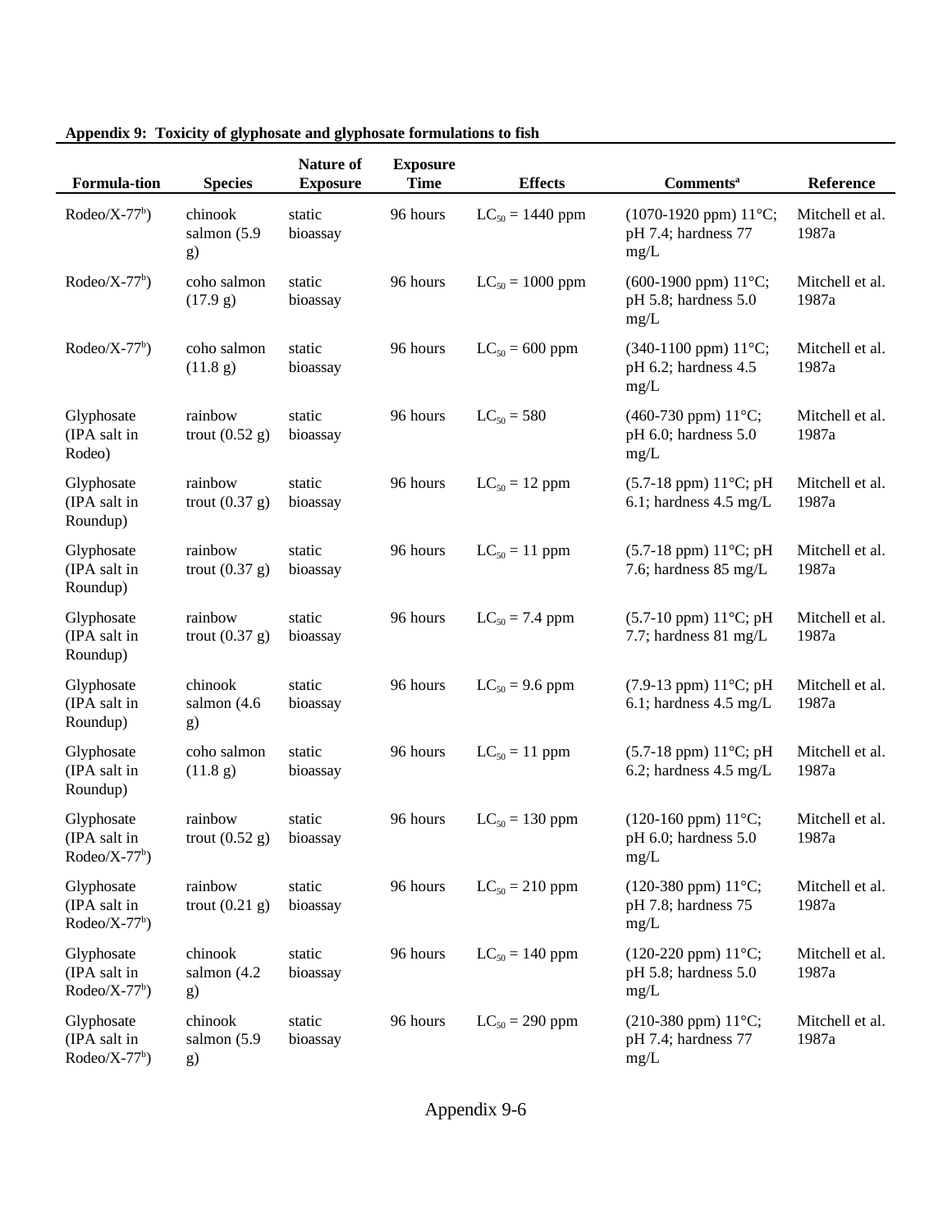**Appendix 9: Toxicity of glyphosate and glyphosate formulations to fish**

| Formula-tion | Species | Nature of Exposure | Exposure Time | Effects | Comments[a] | Reference |
|---|---|---|---|---|---|---|
| Rodeo/X-77[b]) | chinook salmon (5.9 g) | static bioassay | 96 hours | $LC_{50}$ = 1440 ppm | (1070-1920 ppm) 11°C; pH 7.4; hardness 77 mg/L | Mitchell et al. 1987a |
| Rodeo/X-77[b]) | coho salmon (17.9 g) | static bioassay | 96 hours | $LC_{50}$ = 1000 ppm | (600-1900 ppm) 11°C; pH 5.8; hardness 5.0 mg/L | Mitchell et al. 1987a |
| Rodeo/X-77[b]) | coho salmon (11.8 g) | static bioassay | 96 hours | $LC_{50}$ = 600 ppm | (340-1100 ppm) 11°C; pH 6.2; hardness 4.5 mg/L | Mitchell et al. 1987a |
| Glyphosate (IPA salt in Rodeo) | rainbow trout (0.52 g) | static bioassay | 96 hours | $LC_{50}$ = 580 | (460-730 ppm) 11°C; pH 6.0; hardness 5.0 mg/L | Mitchell et al. 1987a |
| Glyphosate (IPA salt in Roundup) | rainbow trout (0.37 g) | static bioassay | 96 hours | $LC_{50}$ = 12 ppm | (5.7-18 ppm) 11°C; pH 6.1; hardness 4.5 mg/L | Mitchell et al. 1987a |
| Glyphosate (IPA salt in Roundup) | rainbow trout (0.37 g) | static bioassay | 96 hours | $LC_{50}$ = 11 ppm | (5.7-18 ppm) 11°C; pH 7.6; hardness 85 mg/L | Mitchell et al. 1987a |
| Glyphosate (IPA salt in Roundup) | rainbow trout (0.37 g) | static bioassay | 96 hours | $LC_{50}$ = 7.4 ppm | (5.7-10 ppm) 11°C; pH 7.7; hardness 81 mg/L | Mitchell et al. 1987a |
| Glyphosate (IPA salt in Roundup) | chinook salmon (4.6 g) | static bioassay | 96 hours | $LC_{50}$ = 9.6 ppm | (7.9-13 ppm) 11°C; pH 6.1; hardness 4.5 mg/L | Mitchell et al. 1987a |
| Glyphosate (IPA salt in Roundup) | coho salmon (11.8 g) | static bioassay | 96 hours | $LC_{50}$ = 11 ppm | (5.7-18 ppm) 11°C; pH 6.2; hardness 4.5 mg/L | Mitchell et al. 1987a |
| Glyphosate (IPA salt in Rodeo/X-77[b]) | rainbow trout (0.52 g) | static bioassay | 96 hours | $LC_{50}$ = 130 ppm | (120-160 ppm) 11°C; pH 6.0; hardness 5.0 mg/L | Mitchell et al. 1987a |
| Glyphosate (IPA salt in Rodeo/X-77[b]) | rainbow trout (0.21 g) | static bioassay | 96 hours | $LC_{50}$ = 210 ppm | (120-380 ppm) 11°C; pH 7.8; hardness 75 mg/L | Mitchell et al. 1987a |
| Glyphosate (IPA salt in Rodeo/X-77[b]) | chinook salmon (4.2 g) | static bioassay | 96 hours | $LC_{50}$ = 140 ppm | (120-220 ppm) 11°C; pH 5.8; hardness 5.0 mg/L | Mitchell et al. 1987a |
| Glyphosate (IPA salt in Rodeo/X-77[b]) | chinook salmon (5.9 g) | static bioassay | 96 hours | $LC_{50}$ = 290 ppm | (210-380 ppm) 11°C; pH 7.4; hardness 77 mg/L | Mitchell et al. 1987a |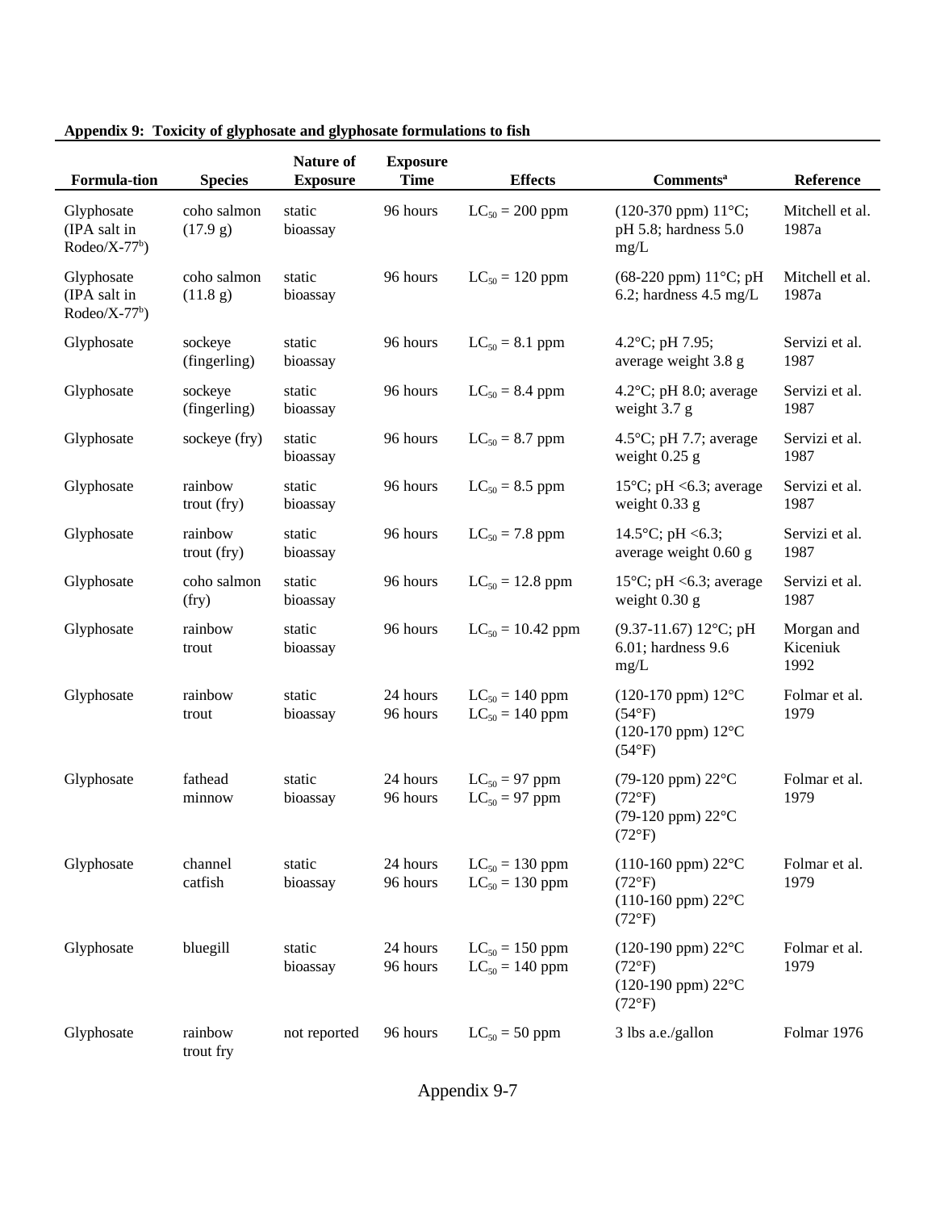**Appendix 9: Toxicity of glyphosate and glyphosate formulations to fish**

| Formula-tion | Species | Nature of Exposure | Exposure Time | Effects | Comments[a] | Reference |
|---|---|---|---|---|---|---|
| Glyphosate (IPA salt in Rodeo/X-77[b]) | coho salmon (17.9 g) | static bioassay | 96 hours | $LC_{50}$ = 200 ppm | (120-370 ppm) 11°C; pH 5.8; hardness 5.0 mg/L | Mitchell et al. 1987a |
| Glyphosate (IPA salt in Rodeo/X-77[b]) | coho salmon (11.8 g) | static bioassay | 96 hours | $LC_{50}$ = 120 ppm | (68-220 ppm) 11°C; pH 6.2; hardness 4.5 mg/L | Mitchell et al. 1987a |
| Glyphosate | sockeye (fingerling) | static bioassay | 96 hours | $LC_{50}$ = 8.1 ppm | 4.2°C; pH 7.95; average weight 3.8 g | Servizi et al. 1987 |
| Glyphosate | sockeye (fingerling) | static bioassay | 96 hours | $LC_{50}$ = 8.4 ppm | 4.2°C; pH 8.0; average weight 3.7 g | Servizi et al. 1987 |
| Glyphosate | sockeye (fry) | static bioassay | 96 hours | $LC_{50}$ = 8.7 ppm | 4.5°C; pH 7.7; average weight 0.25 g | Servizi et al. 1987 |
| Glyphosate | rainbow trout (fry) | static bioassay | 96 hours | $LC_{50}$ = 8.5 ppm | 15°C; pH <6.3; average weight 0.33 g | Servizi et al. 1987 |
| Glyphosate | rainbow trout (fry) | static bioassay | 96 hours | $LC_{50}$ = 7.8 ppm | 14.5°C; pH <6.3; average weight 0.60 g | Servizi et al. 1987 |
| Glyphosate | coho salmon (fry) | static bioassay | 96 hours | $LC_{50}$ = 12.8 ppm | 15°C; pH <6.3; average weight 0.30 g | Servizi et al. 1987 |
| Glyphosate | rainbow trout | static bioassay | 96 hours | $LC_{50}$ = 10.42 ppm | (9.37-11.67) 12°C; pH 6.01; hardness 9.6 mg/L | Morgan and Kiceniuk 1992 |
| Glyphosate | rainbow trout | static bioassay | 24 hours<br>96 hours | $LC_{50}$ = 140 ppm<br>$LC_{50}$ = 140 ppm | (120-170 ppm) 12°C (54°F)<br>(120-170 ppm) 12°C (54°F) | Folmar et al. 1979 |
| Glyphosate | fathead minnow | static bioassay | 24 hours<br>96 hours | $LC_{50}$ = 97 ppm<br>$LC_{50}$ = 97 ppm | (79-120 ppm) 22°C (72°F)<br>(79-120 ppm) 22°C (72°F) | Folmar et al. 1979 |
| Glyphosate | channel catfish | static bioassay | 24 hours<br>96 hours | $LC_{50}$ = 130 ppm<br>$LC_{50}$ = 130 ppm | (110-160 ppm) 22°C (72°F)<br>(110-160 ppm) 22°C (72°F) | Folmar et al. 1979 |
| Glyphosate | bluegill | static bioassay | 24 hours<br>96 hours | $LC_{50}$ = 150 ppm<br>$LC_{50}$ = 140 ppm | (120-190 ppm) 22°C (72°F)<br>(120-190 ppm) 22°C (72°F) | Folmar et al. 1979 |
| Glyphosate | rainbow trout fry | not reported | 96 hours | $LC_{50}$ = 50 ppm | 3 lbs a.e./gallon | Folmar 1976 |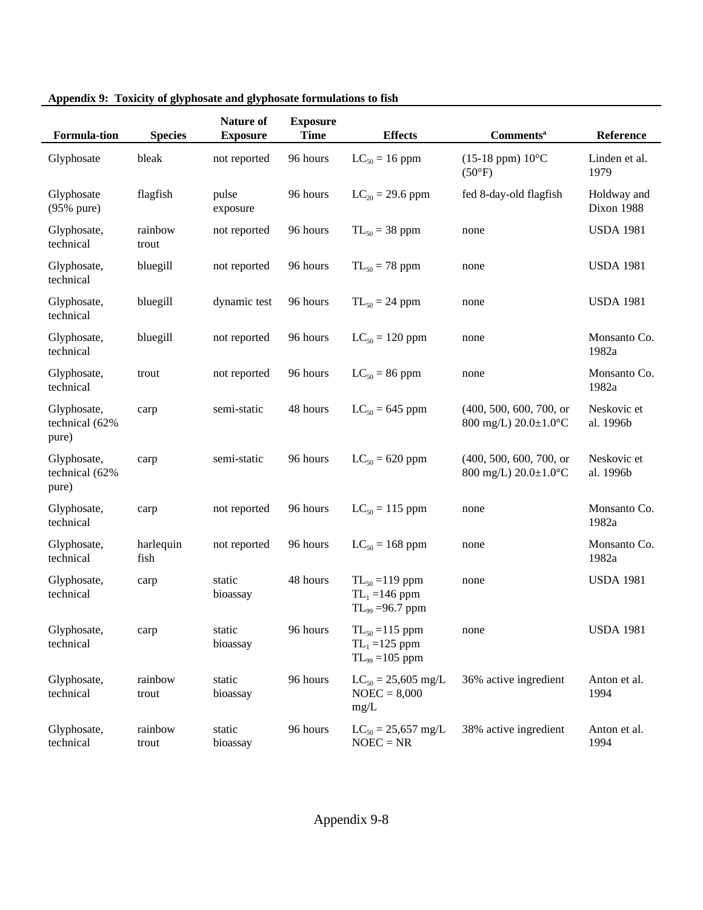**Appendix 9: Toxicity of glyphosate and glyphosate formulations to fish**

| Formula-tion | Species | Nature of Exposure | Exposure Time | Effects | Comments[a] | Reference |
|---|---|---|---|---|---|---|
| Glyphosate | bleak | not reported | 96 hours | $LC_{50}$ = 16 ppm | (15-18 ppm) 10°C (50°F) | Linden et al. 1979 |
| Glyphosate (95% pure) | flagfish | pulse exposure | 96 hours | $LC_{20}$ = 29.6 ppm | fed 8-day-old flagfish | Holdway and Dixon 1988 |
| Glyphosate, technical | rainbow trout | not reported | 96 hours | $TL_{50}$ = 38 ppm | none | USDA 1981 |
| Glyphosate, technical | bluegill | not reported | 96 hours | $TL_{50}$ = 78 ppm | none | USDA 1981 |
| Glyphosate, technical | bluegill | dynamic test | 96 hours | $TL_{50}$ = 24 ppm | none | USDA 1981 |
| Glyphosate, technical | bluegill | not reported | 96 hours | $LC_{50}$ = 120 ppm | none | Monsanto Co. 1982a |
| Glyphosate, technical | trout | not reported | 96 hours | $LC_{50}$ = 86 ppm | none | Monsanto Co. 1982a |
| Glyphosate, technical (62% pure) | carp | semi-static | 48 hours | $LC_{50}$ = 645 ppm | (400, 500, 600, 700, or 800 mg/L) 20.0±1.0°C | Neskovic et al. 1996b |
| Glyphosate, technical (62% pure) | carp | semi-static | 96 hours | $LC_{50}$ = 620 ppm | (400, 500, 600, 700, or 800 mg/L) 20.0±1.0°C | Neskovic et al. 1996b |
| Glyphosate, technical | carp | not reported | 96 hours | $LC_{50}$ = 115 ppm | none | Monsanto Co. 1982a |
| Glyphosate, technical | harlequin fish | not reported | 96 hours | $LC_{50}$ = 168 ppm | none | Monsanto Co. 1982a |
| Glyphosate, technical | carp | static bioassay | 48 hours | $TL_{50}$ =119 ppm<br>$TL_{1}$ =146 ppm<br>$TL_{99}$ =96.7 ppm | none | USDA 1981 |
| Glyphosate, technical | carp | static bioassay | 96 hours | $TL_{50}$ =115 ppm<br>$TL_{1}$ =125 ppm<br>$TL_{99}$ =105 ppm | none | USDA 1981 |
| Glyphosate, technical | rainbow trout | static bioassay | 96 hours | $LC_{50}$ = 25,605 mg/L<br>NOEC = 8,000 mg/L | 36% active ingredient | Anton et al. 1994 |
| Glyphosate, technical | rainbow trout | static bioassay | 96 hours | $LC_{50}$ = 25,657 mg/L<br>NOEC = NR | 38% active ingredient | Anton et al. 1994 |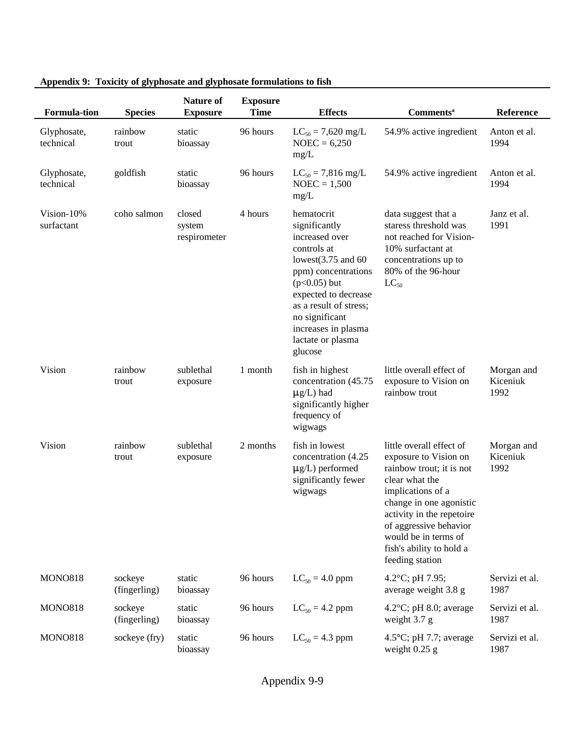**Appendix 9: Toxicity of glyphosate and glyphosate formulations to fish**

| Formula-tion | Species | Nature of Exposure | Exposure Time | Effects | Comments[a] | Reference |
|---|---|---|---|---|---|---|
| Glyphosate, technical | rainbow trout | static bioassay | 96 hours | $LC_{50}$ = 7,620 mg/L NOEC = 6,250 mg/L | 54.9% active ingredient | Anton et al. 1994 |
| Glyphosate, technical | goldfish | static bioassay | 96 hours | $LC_{50}$ = 7,816 mg/L NOEC = 1,500 mg/L | 54.9% active ingredient | Anton et al. 1994 |
| Vision-10% surfactant | coho salmon | closed system respirometer | 4 hours | hematocrit significantly increased over controls at lowest(3.75 and 60 ppm) concentrations ($p<0.05$) but expected to decrease as a result of stress; no significant increases in plasma lactate or plasma glucose | data suggest that a staress threshold was not reached for Vision-10% surfactant at concentrations up to 80% of the 96-hour $LC_{50}$ | Janz et al. 1991 |
| Vision | rainbow trout | sublethal exposure | 1 month | fish in highest concentration (45.75 µg/L) had significantly higher frequency of wigwags | little overall effect of exposure to Vision on rainbow trout | Morgan and Kiceniuk 1992 |
| Vision | rainbow trout | sublethal exposure | 2 months | fish in lowest concentration (4.25 µg/L) performed significantly fewer wigwags | little overall effect of exposure to Vision on rainbow trout; it is not clear what the implications of a change in one agonistic activity in the repetoire of aggressive behavior would be in terms of fish's ability to hold a feeding station | Morgan and Kiceniuk 1992 |
| MONO818 | sockeye (fingerling) | static bioassay | 96 hours | $LC_{50}$ = 4.0 ppm | 4.2°C; pH 7.95; average weight 3.8 g | Servizi et al. 1987 |
| MONO818 | sockeye (fingerling) | static bioassay | 96 hours | $LC_{50}$ = 4.2 ppm | 4.2°C; pH 8.0; average weight 3.7 g | Servizi et al. 1987 |
| MONO818 | sockeye (fry) | static bioassay | 96 hours | $LC_{50}$ = 4.3 ppm | 4.5°C; pH 7.7; average weight 0.25 g | Servizi et al. 1987 |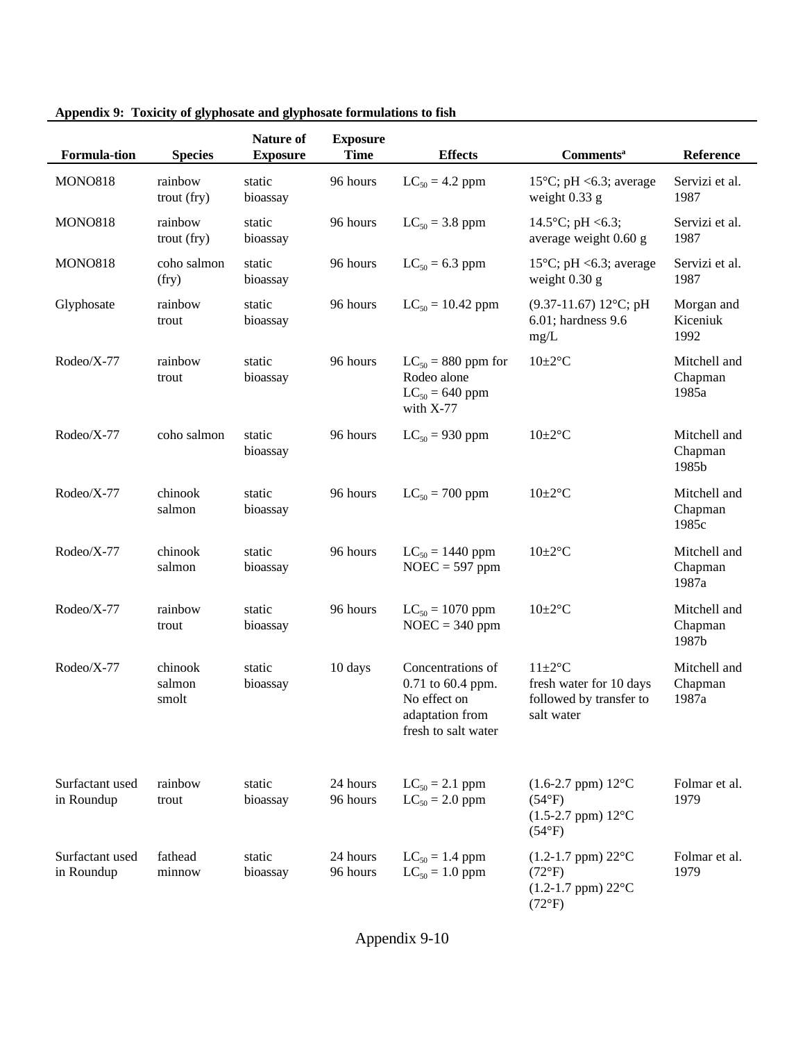**Appendix 9: Toxicity of glyphosate and glyphosate formulations to fish**

| Formula-tion | Species | Nature of Exposure | Exposure Time | Effects | Comments[a] | Reference |
|---|---|---|---|---|---|---|
| MONO818 | rainbow trout (fry) | static bioassay | 96 hours | $LC_{50}$ = 4.2 ppm | 15°C; pH <6.3; average weight 0.33 g | Servizi et al. 1987 |
| MONO818 | rainbow trout (fry) | static bioassay | 96 hours | $LC_{50}$ = 3.8 ppm | 14.5°C; pH <6.3; average weight 0.60 g | Servizi et al. 1987 |
| MONO818 | coho salmon (fry) | static bioassay | 96 hours | $LC_{50}$ = 6.3 ppm | 15°C; pH <6.3; average weight 0.30 g | Servizi et al. 1987 |
| Glyphosate | rainbow trout | static bioassay | 96 hours | $LC_{50}$ = 10.42 ppm | (9.37-11.67) 12°C; pH 6.01; hardness 9.6 mg/L | Morgan and Kiceniuk 1992 |
| Rodeo/X-77 | rainbow trout | static bioassay | 96 hours | $LC_{50}$ = 880 ppm for Rodeo alone<br>$LC_{50}$ = 640 ppm with X-77 | 10±2°C | Mitchell and Chapman 1985a |
| Rodeo/X-77 | coho salmon | static bioassay | 96 hours | $LC_{50}$ = 930 ppm | 10±2°C | Mitchell and Chapman 1985b |
| Rodeo/X-77 | chinook salmon | static bioassay | 96 hours | $LC_{50}$ = 700 ppm | 10±2°C | Mitchell and Chapman 1985c |
| Rodeo/X-77 | chinook salmon | static bioassay | 96 hours | $LC_{50}$ = 1440 ppm<br>NOEC = 597 ppm | 10±2°C | Mitchell and Chapman 1987a |
| Rodeo/X-77 | rainbow trout | static bioassay | 96 hours | $LC_{50}$ = 1070 ppm<br>NOEC = 340 ppm | 10±2°C | Mitchell and Chapman 1987b |
| Rodeo/X-77 | chinook salmon smolt | static bioassay | 10 days | Concentrations of 0.71 to 60.4 ppm. No effect on adaptation from fresh to salt water | 11±2°C fresh water for 10 days followed by transfer to salt water | Mitchell and Chapman 1987a |
| Surfactant used in Roundup | rainbow trout | static bioassay | 24 hours<br>96 hours | $LC_{50}$ = 2.1 ppm<br>$LC_{50}$ = 2.0 ppm | (1.6-2.7 ppm) 12°C (54°F)<br>(1.5-2.7 ppm) 12°C (54°F) | Folmar et al. 1979 |
| Surfactant used in Roundup | fathead minnow | static bioassay | 24 hours<br>96 hours | $LC_{50}$ = 1.4 ppm<br>$LC_{50}$ = 1.0 ppm | (1.2-1.7 ppm) 22°C (72°F)<br>(1.2-1.7 ppm) 22°C (72°F) | Folmar et al. 1979 |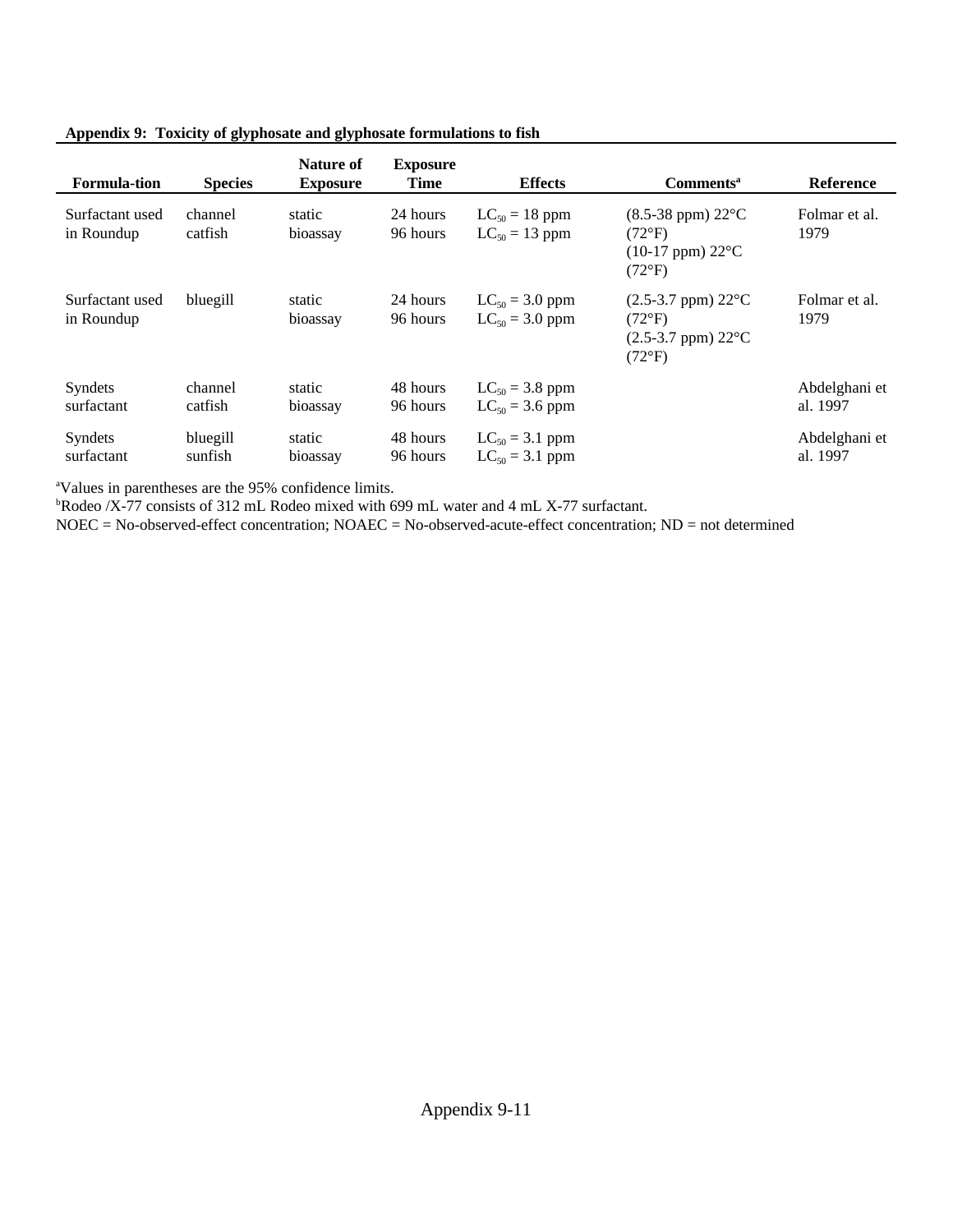**Appendix 9: Toxicity of glyphosate and glyphosate formulations to fish**

| Formula-tion | Species | Nature of Exposure | Exposure Time | Effects | Comments[a] | Reference |
|---|---|---|---|---|---|---|
| Surfactant used in Roundup | channel catfish | static bioassay | 24 hours<br>96 hours | $LC_{50}$ = 18 ppm<br>$LC_{50}$ = 13 ppm | (8.5-38 ppm) 22°C (72°F)<br>(10-17 ppm) 22°C (72°F) | Folmar et al. 1979 |
| Surfactant used in Roundup | bluegill | static bioassay | 24 hours<br>96 hours | $LC_{50}$ = 3.0 ppm<br>$LC_{50}$ = 3.0 ppm | (2.5-3.7 ppm) 22°C (72°F)<br>(2.5-3.7 ppm) 22°C (72°F) | Folmar et al. 1979 |
| Syndets surfactant | channel catfish | static bioassay | 48 hours<br>96 hours | $LC_{50}$ = 3.8 ppm<br>$LC_{50}$ = 3.6 ppm | | Abdelghani et al. 1997 |
| Syndets surfactant | bluegill sunfish | static bioassay | 48 hours<br>96 hours | $LC_{50}$ = 3.1 ppm<br>$LC_{50}$ = 3.1 ppm | | Abdelghani et al. 1997 |

[a]Values in parentheses are the 95% confidence limits.
[b]Rodeo /X-77 consists of 312 mL Rodeo mixed with 699 mL water and 4 mL X-77 surfactant.
NOEC = No-observed-effect concentration; NOAEC = No-observed-acute-effect concentration; ND = not determined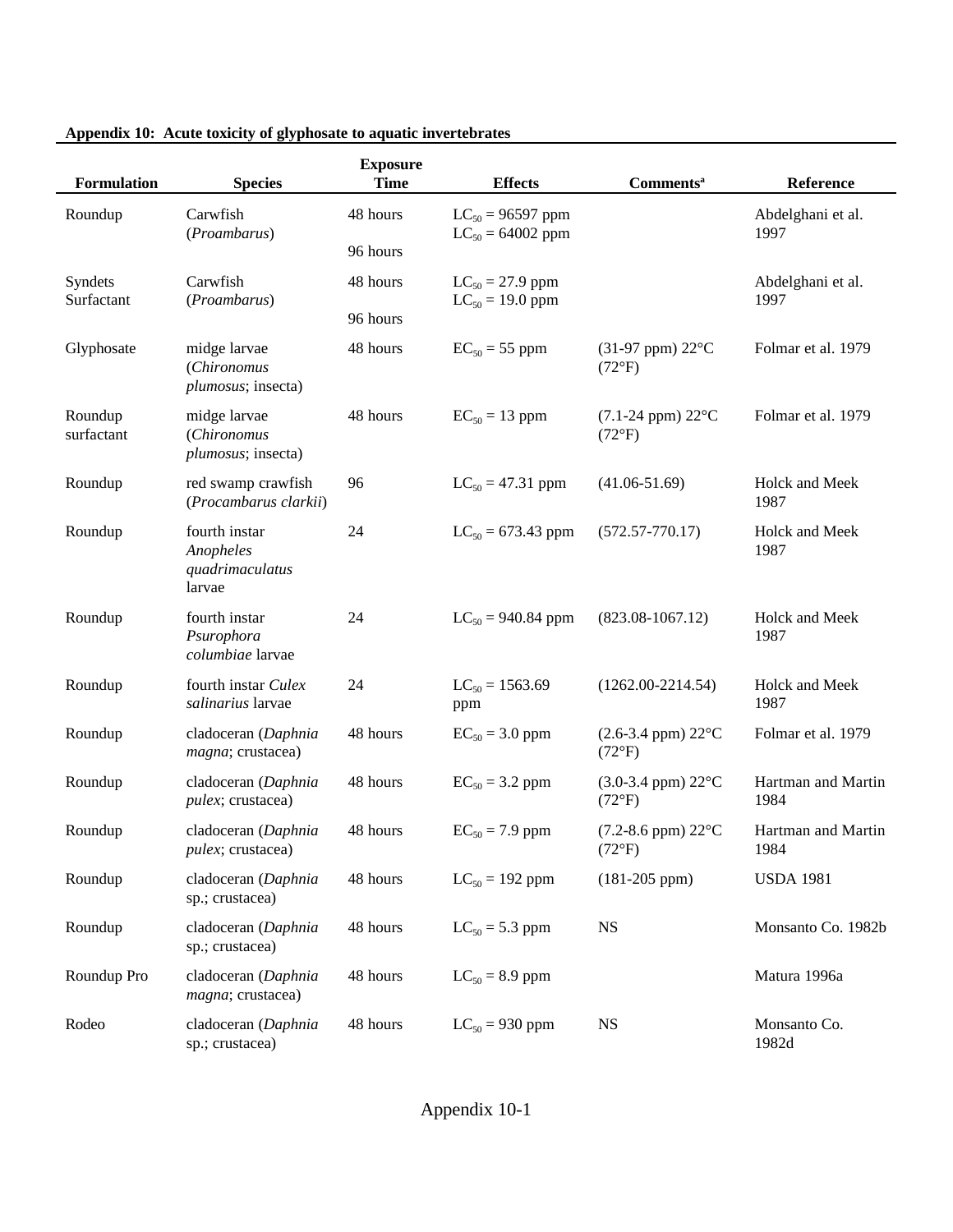**Appendix 10: Acute toxicity of glyphosate to aquatic invertebrates**

| Formulation | Species | Exposure Time | Effects | Comments[a] | Reference |
|---|---|---|---|---|---|
| Roundup | Carwfish (*Proambarus*) | 48 hours<br>96 hours | $LC_{50}$ = 96597 ppm<br>$LC_{50}$ = 64002 ppm | | Abdelghani et al. 1997 |
| Syndets Surfactant | Carwfish (*Proambarus*) | 48 hours<br>96 hours | $LC_{50}$ = 27.9 ppm<br>$LC_{50}$ = 19.0 ppm | | Abdelghani et al. 1997 |
| Glyphosate | midge larvae (*Chironomus plumosus*; insecta) | 48 hours | $EC_{50}$ = 55 ppm | (31-97 ppm) 22°C (72°F) | Folmar et al. 1979 |
| Roundup surfactant | midge larvae (*Chironomus plumosus*; insecta) | 48 hours | $EC_{50}$ = 13 ppm | (7.1-24 ppm) 22°C (72°F) | Folmar et al. 1979 |
| Roundup | red swamp crawfish (*Procambarus clarkii*) | 96 | $LC_{50}$ = 47.31 ppm | (41.06-51.69) | Holck and Meek 1987 |
| Roundup | fourth instar *Anopheles quadrimaculatus* larvae | 24 | $LC_{50}$ = 673.43 ppm | (572.57-770.17) | Holck and Meek 1987 |
| Roundup | fourth instar *Psurophora columbiae* larvae | 24 | $LC_{50}$ = 940.84 ppm | (823.08-1067.12) | Holck and Meek 1987 |
| Roundup | fourth instar *Culex salinarius* larvae | 24 | $LC_{50}$ = 1563.69 ppm | (1262.00-2214.54) | Holck and Meek 1987 |
| Roundup | cladoceran (*Daphnia magna*; crustacea) | 48 hours | $EC_{50}$ = 3.0 ppm | (2.6-3.4 ppm) 22°C (72°F) | Folmar et al. 1979 |
| Roundup | cladoceran (*Daphnia pulex*; crustacea) | 48 hours | $EC_{50}$ = 3.2 ppm | (3.0-3.4 ppm) 22°C (72°F) | Hartman and Martin 1984 |
| Roundup | cladoceran (*Daphnia pulex*; crustacea) | 48 hours | $EC_{50}$ = 7.9 ppm | (7.2-8.6 ppm) 22°C (72°F) | Hartman and Martin 1984 |
| Roundup | cladoceran (*Daphnia* sp.; crustacea) | 48 hours | $LC_{50}$ = 192 ppm | (181-205 ppm) | USDA 1981 |
| Roundup | cladoceran (*Daphnia* sp.; crustacea) | 48 hours | $LC_{50}$ = 5.3 ppm | NS | Monsanto Co. 1982b |
| Roundup Pro | cladoceran (*Daphnia magna*; crustacea) | 48 hours | $LC_{50}$ = 8.9 ppm | | Matura 1996a |
| Rodeo | cladoceran (*Daphnia* sp.; crustacea) | 48 hours | $LC_{50}$ = 930 ppm | NS | Monsanto Co. 1982d |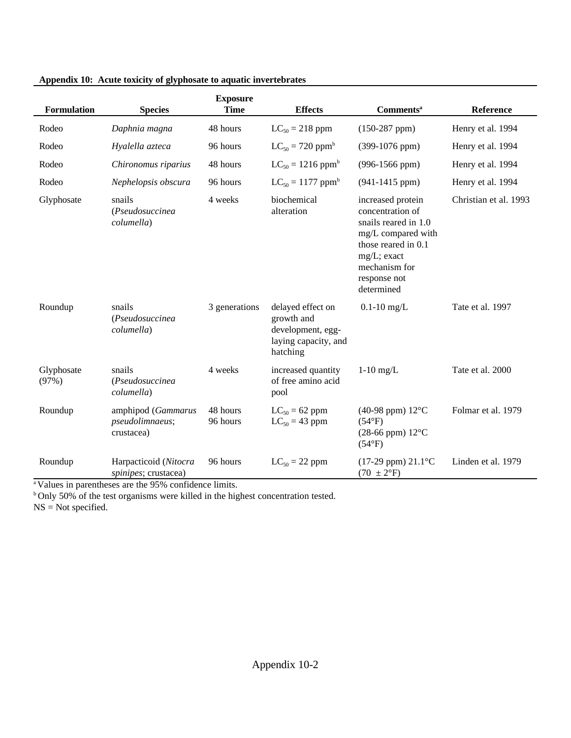**Appendix 10: Acute toxicity of glyphosate to aquatic invertebrates**

| Formulation | Species | Exposure Time | Effects | Comments[a] | Reference |
|---|---|---|---|---|---|
| Rodeo | *Daphnia magna* | 48 hours | $LC_{50}$ = 218 ppm | (150-287 ppm) | Henry et al. 1994 |
| Rodeo | *Hyalella azteca* | 96 hours | $LC_{50}$ = 720 ppm[b] | (399-1076 ppm) | Henry et al. 1994 |
| Rodeo | *Chironomus riparius* | 48 hours | $LC_{50}$ = 1216 ppm[b] | (996-1566 ppm) | Henry et al. 1994 |
| Rodeo | *Nephelopsis obscura* | 96 hours | $LC_{50}$ = 1177 ppm[b] | (941-1415 ppm) | Henry et al. 1994 |
| Glyphosate | snails (*Pseudosuccinea columella*) | 4 weeks | biochemical alteration | increased protein concentration of snails reared in 1.0 mg/L compared with those reared in 0.1 mg/L; exact mechanism for response not determined | Christian et al. 1993 |
| Roundup | snails (*Pseudosuccinea columella*) | 3 generations | delayed effect on growth and development, egg-laying capacity, and hatching | 0.1-10 mg/L | Tate et al. 1997 |
| Glyphosate (97%) | snails (*Pseudosuccinea columella*) | 4 weeks | increased quantity of free amino acid pool | 1-10 mg/L | Tate et al. 2000 |
| Roundup | amphipod (*Gammarus pseudolimnaeus*; crustacea) | 48 hours<br>96 hours | $LC_{50}$ = 62 ppm<br>$LC_{50}$ = 43 ppm | (40-98 ppm) 12°C (54°F)<br>(28-66 ppm) 12°C (54°F) | Folmar et al. 1979 |
| Roundup | Harpacticoid (*Nitocra spinipes*; crustacea) | 96 hours | $LC_{50}$ = 22 ppm | (17-29 ppm) 21.1°C (70 ± 2°F) | Linden et al. 1979 |

[a] Values in parentheses are the 95% confidence limits.
[b] Only 50% of the test organisms were killed in the highest concentration tested.
NS = Not specified.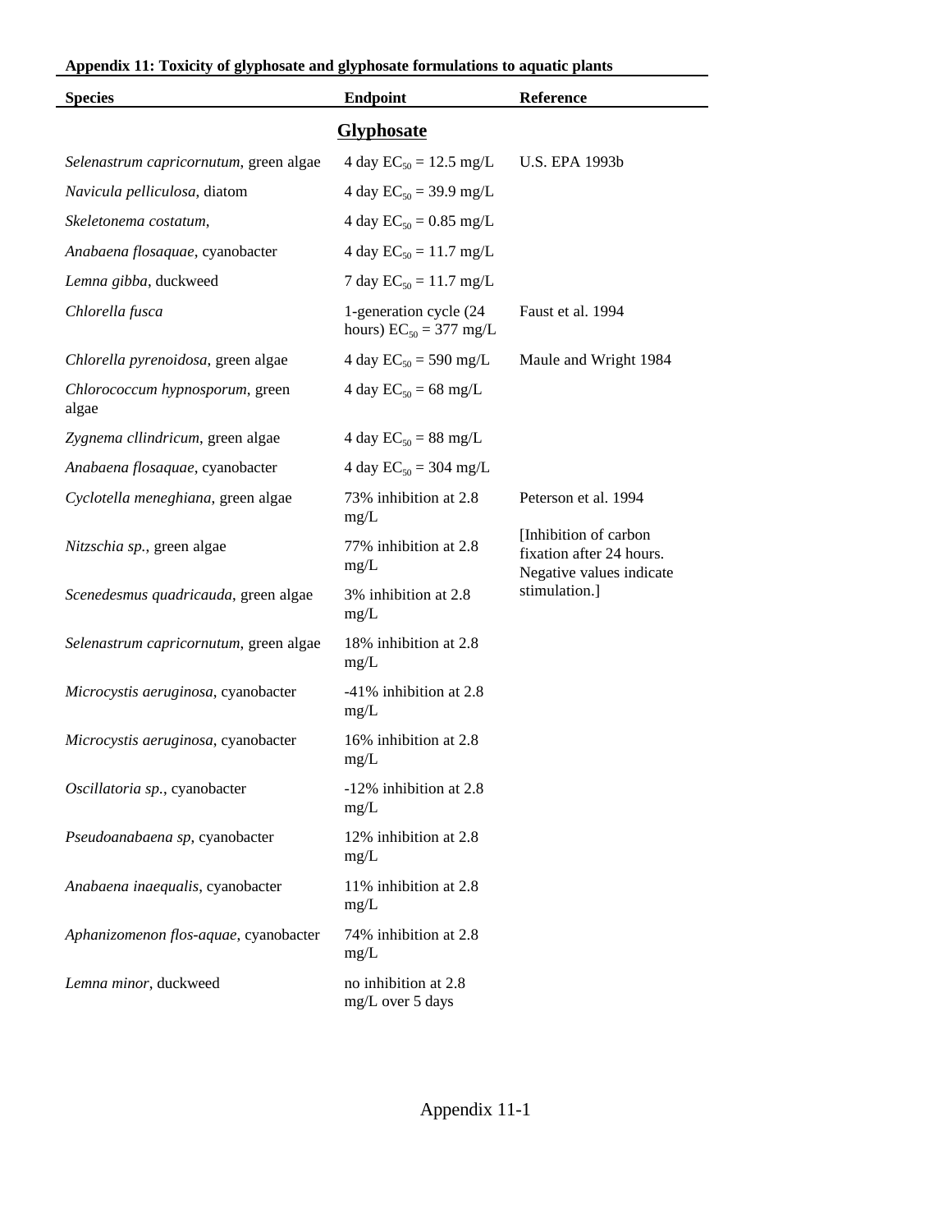**Appendix 11: Toxicity of glyphosate and glyphosate formulations to aquatic plants**

| Species | Endpoint | Reference |
|---|---|---|
| | **Glyphosate** | |
| *Selenastrum capricornutum*, green algae | 4 day $EC_{50}$ = 12.5 mg/L | U.S. EPA 1993b |
| *Navicula pelliculosa*, diatom | 4 day $EC_{50}$ = 39.9 mg/L | |
| *Skeletonema costatum*, | 4 day $EC_{50}$ = 0.85 mg/L | |
| *Anabaena flosaquae*, cyanobacter | 4 day $EC_{50}$ = 11.7 mg/L | |
| *Lemna gibba*, duckweed | 7 day $EC_{50}$ = 11.7 mg/L | |
| *Chlorella fusca* | 1-generation cycle (24 hours) $EC_{50}$ = 377 mg/L | Faust et al. 1994 |
| *Chlorella pyrenoidosa*, green algae | 4 day $EC_{50}$ = 590 mg/L | Maule and Wright 1984 |
| *Chlorococcum hypnosporum*, green algae | 4 day $EC_{50}$ = 68 mg/L | |
| *Zygnema cllindricum*, green algae | 4 day $EC_{50}$ = 88 mg/L | |
| *Anabaena flosaquae*, cyanobacter | 4 day $EC_{50}$ = 304 mg/L | |
| *Cyclotella meneghiana*, green algae | 73% inhibition at 2.8 mg/L | Peterson et al. 1994 |
| *Nitzschia sp.*, green algae | 77% inhibition at 2.8 mg/L | [Inhibition of carbon fixation after 24 hours. Negative values indicate stimulation.] |
| *Scenedesmus quadricauda*, green algae | 3% inhibition at 2.8 mg/L | |
| *Selenastrum capricornutum*, green algae | 18% inhibition at 2.8 mg/L | |
| *Microcystis aeruginosa*, cyanobacter | -41% inhibition at 2.8 mg/L | |
| *Microcystis aeruginosa*, cyanobacter | 16% inhibition at 2.8 mg/L | |
| *Oscillatoria sp.*, cyanobacter | -12% inhibition at 2.8 mg/L | |
| *Pseudoanabaena sp*, cyanobacter | 12% inhibition at 2.8 mg/L | |
| *Anabaena inaequalis*, cyanobacter | 11% inhibition at 2.8 mg/L | |
| *Aphanizomenon flos-aquae*, cyanobacter | 74% inhibition at 2.8 mg/L | |
| *Lemna minor*, duckweed | no inhibition at 2.8 mg/L over 5 days | |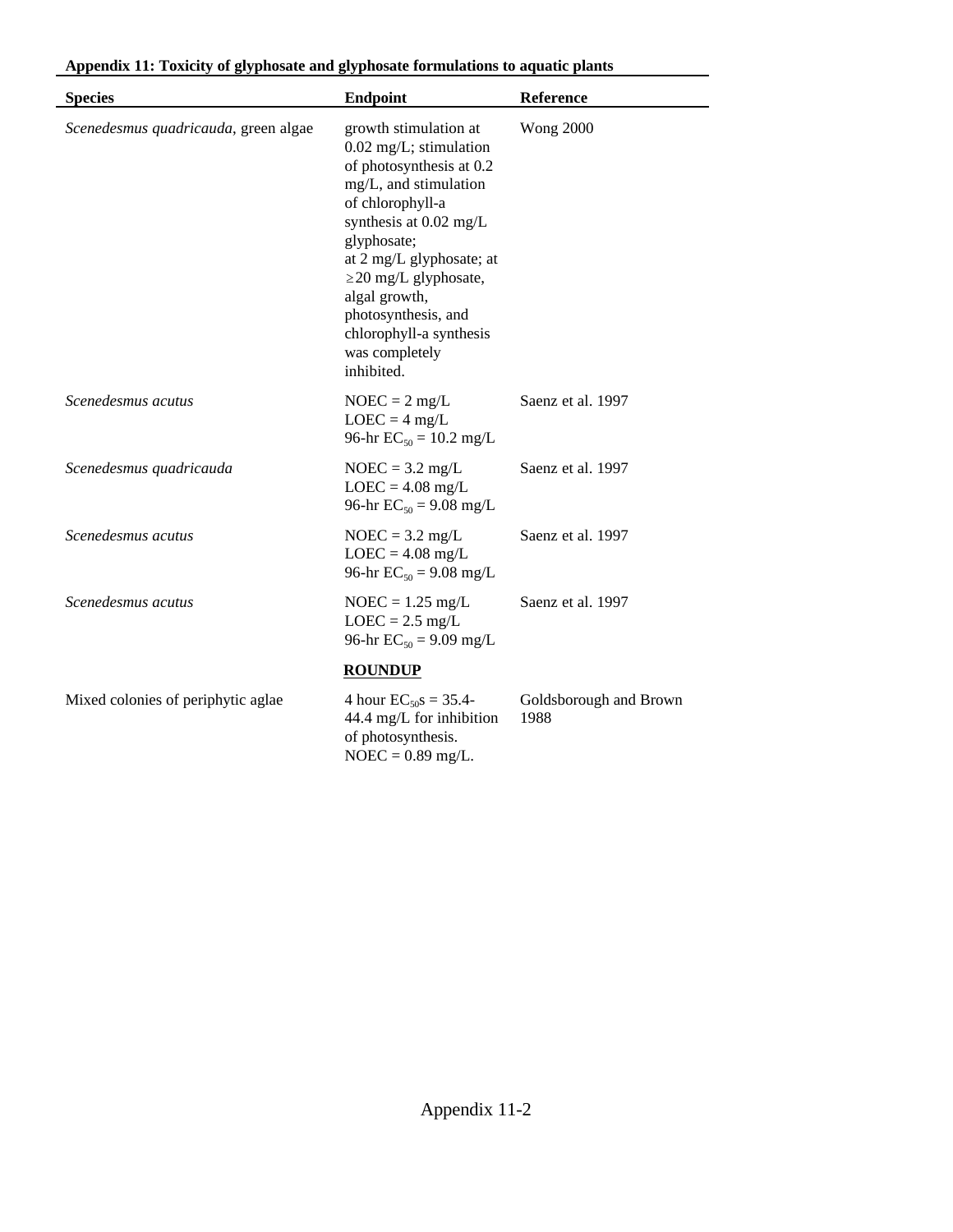**Appendix 11: Toxicity of glyphosate and glyphosate formulations to aquatic plants**

| Species | Endpoint | Reference |
|---|---|---|
| *Scenedesmus quadricauda*, green algae | growth stimulation at 0.02 mg/L; stimulation of photosynthesis at 0.2 mg/L, and stimulation of chlorophyll-a synthesis at 0.02 mg/L glyphosate;<br>at 2 mg/L glyphosate; at ≥20 mg/L glyphosate, algal growth, photosynthesis, and chlorophyll-a synthesis was completely inhibited. | Wong 2000 |
| *Scenedesmus acutus* | NOEC = 2 mg/L<br>LOEC = 4 mg/L<br>96-hr $EC_{50}$ = 10.2 mg/L | Saenz et al. 1997 |
| *Scenedesmus quadricauda* | NOEC = 3.2 mg/L<br>LOEC = 4.08 mg/L<br>96-hr $EC_{50}$ = 9.08 mg/L | Saenz et al. 1997 |
| *Scenedesmus acutus* | NOEC = 3.2 mg/L<br>LOEC = 4.08 mg/L<br>96-hr $EC_{50}$ = 9.08 mg/L | Saenz et al. 1997 |
| *Scenedesmus acutus* | NOEC = 1.25 mg/L<br>LOEC = 2.5 mg/L<br>96-hr $EC_{50}$ = 9.09 mg/L | Saenz et al. 1997 |
| | **ROUNDUP** | |
| Mixed colonies of periphytic aglae | 4 hour $EC_{50}$s = 35.4-44.4 mg/L for inhibition of photosynthesis.<br>NOEC = 0.89 mg/L. | Goldsborough and Brown 1988 |